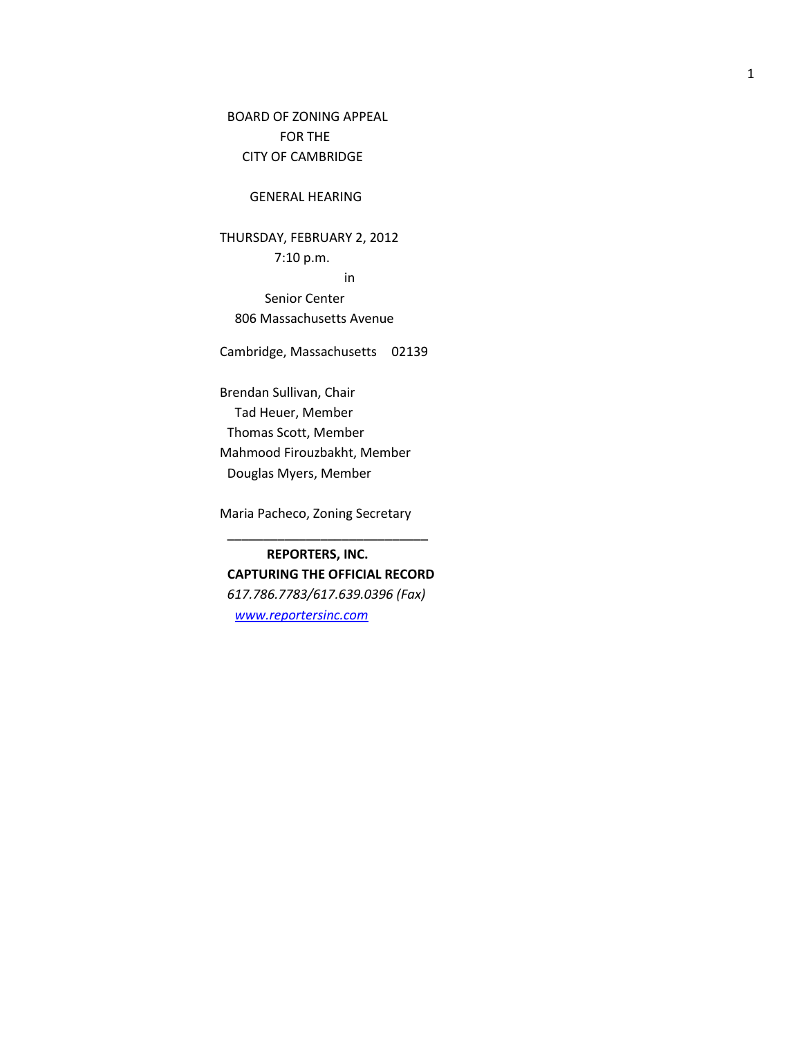BOARD OF ZONING APPEAL
FOR THE
CITY OF CAMBRIDGE

GENERAL HEARING

THURSDAY, FEBRUARY 2, 2012
7:10 p.m.
in
Senior Center
806 Massachusetts Avenue

Cambridge, Massachusetts 02139

Brendan Sullivan, Chair
Tad Heuer, Member
Thomas Scott, Member
Mahmood Firouzbakht, Member
Douglas Myers, Member

Maria Pacheco, Zoning Secretary

---

**REPORTERS, INC.**
**CAPTURING THE OFFICIAL RECORD**
*617.786.7783/617.639.0396 (Fax)*
*www.reportersinc.com*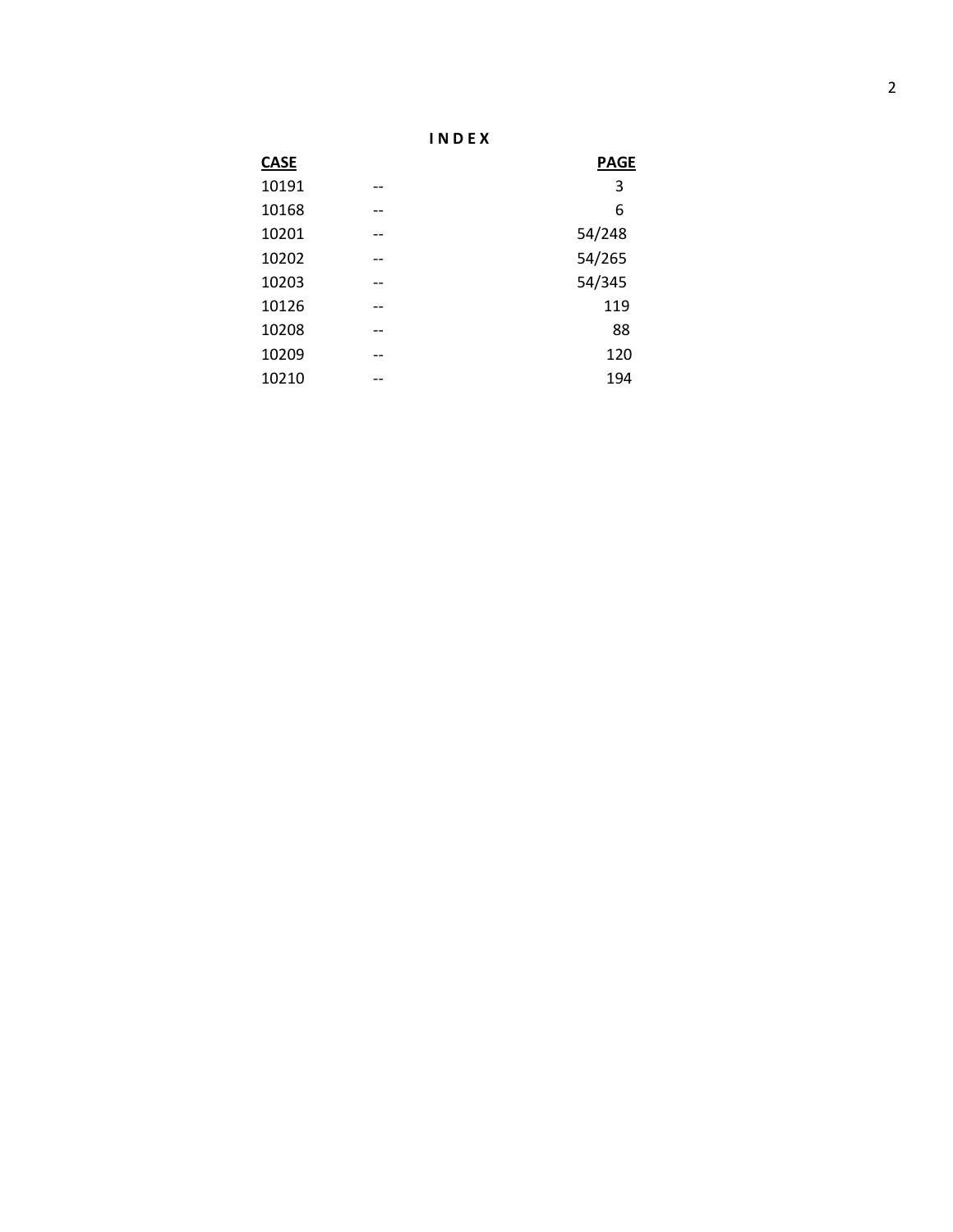# I N D E X

| CASE | | PAGE |
|---|---|---|
| 10191 | -- | 3 |
| 10168 | -- | 6 |
| 10201 | -- | 54/248 |
| 10202 | -- | 54/265 |
| 10203 | -- | 54/345 |
| 10126 | -- | 119 |
| 10208 | -- | 88 |
| 10209 | -- | 120 |
| 10210 | -- | 194 |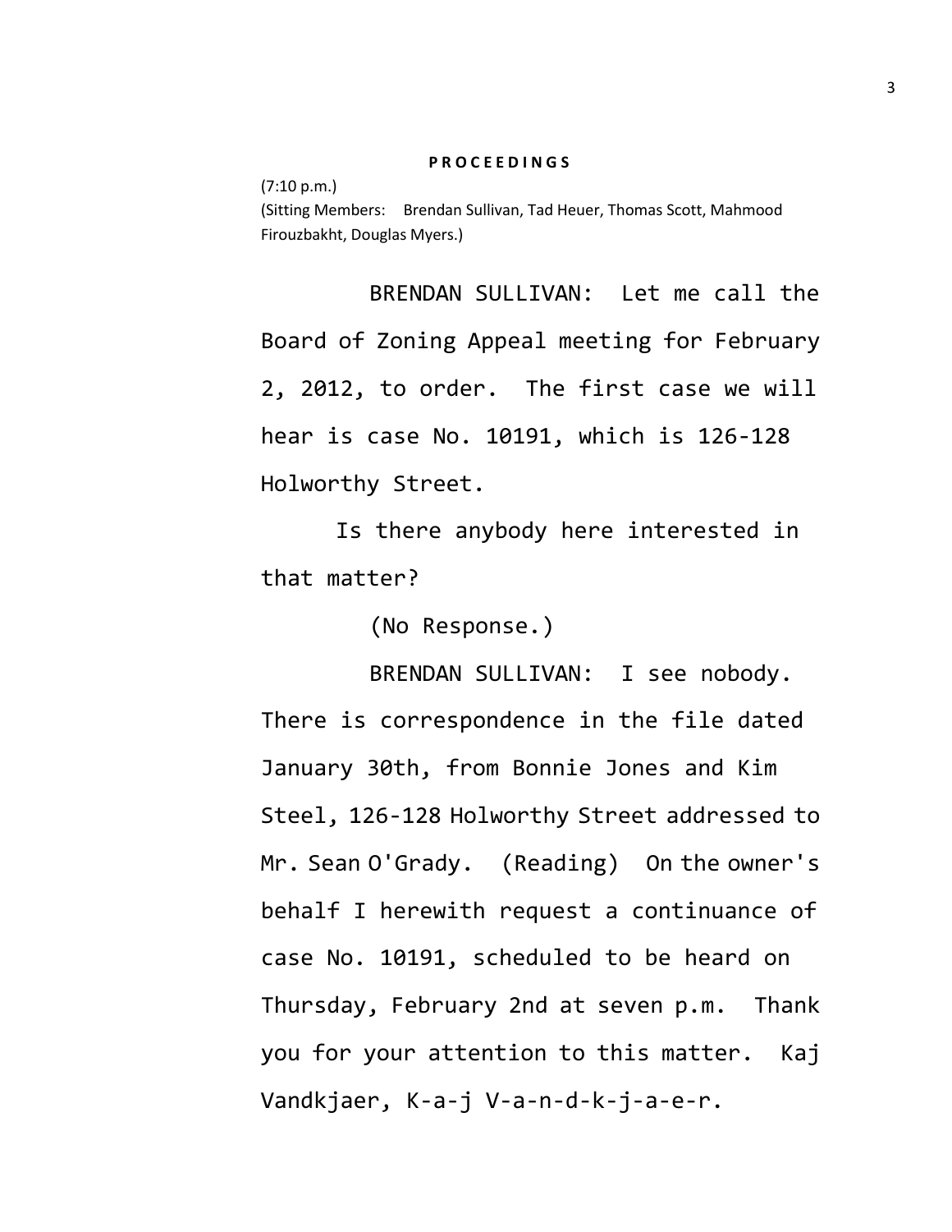**P R O C E E D I N G S**

(7:10 p.m.)

(Sitting Members: Brendan Sullivan, Tad Heuer, Thomas Scott, Mahmood Firouzbakht, Douglas Myers.)

BRENDAN SULLIVAN: Let me call the Board of Zoning Appeal meeting for February 2, 2012, to order. The first case we will hear is case No. 10191, which is 126-128 Holworthy Street.

Is there anybody here interested in that matter?

(No Response.)

BRENDAN SULLIVAN: I see nobody. There is correspondence in the file dated January 30th, from Bonnie Jones and Kim Steel, 126-128 Holworthy Street addressed to Mr. Sean O'Grady. (Reading) On the owner's behalf I herewith request a continuance of case No. 10191, scheduled to be heard on Thursday, February 2nd at seven p.m. Thank you for your attention to this matter. Kaj Vandkjaer, K-a-j V-a-n-d-k-j-a-e-r.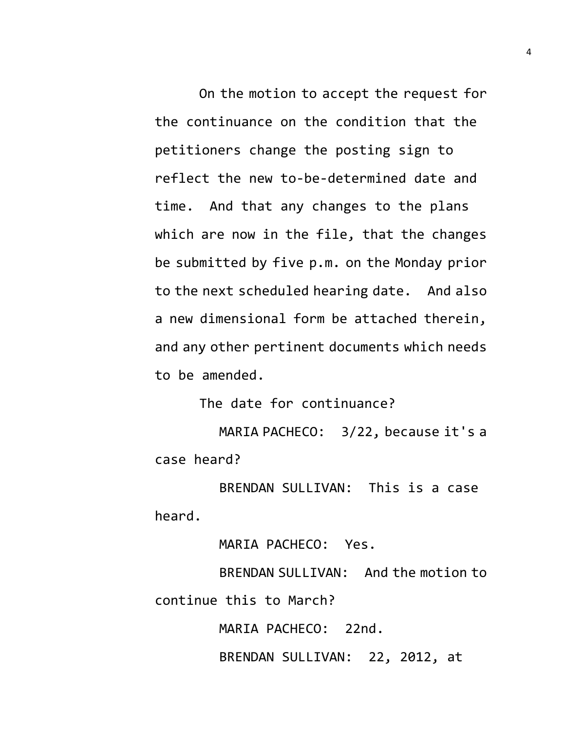On the motion to accept the request for the continuance on the condition that the petitioners change the posting sign to reflect the new to-be-determined date and time. And that any changes to the plans which are now in the file, that the changes be submitted by five p.m. on the Monday prior to the next scheduled hearing date. And also a new dimensional form be attached therein, and any other pertinent documents which needs to be amended.

The date for continuance?

MARIA PACHECO: 3/22, because it's a case heard?

BRENDAN SULLIVAN: This is a case heard.

MARIA PACHECO: Yes.

BRENDAN SULLIVAN: And the motion to continue this to March?

MARIA PACHECO: 22nd.

BRENDAN SULLIVAN: 22, 2012, at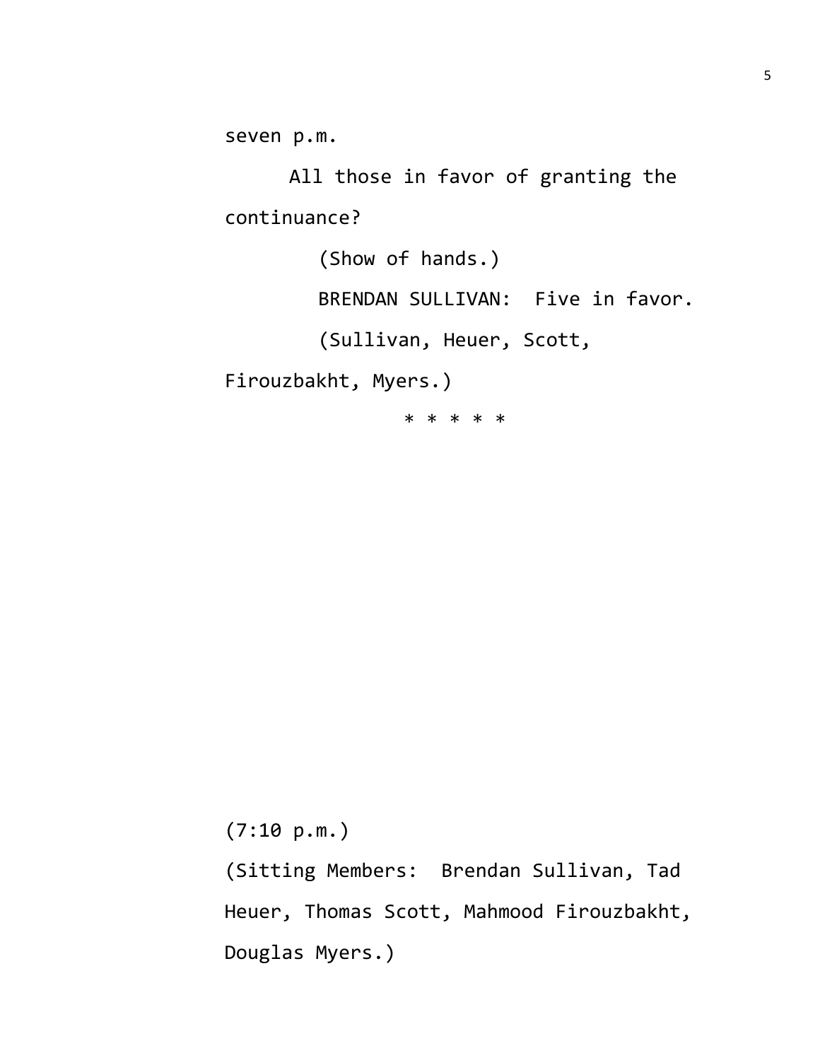seven p.m.

All those in favor of granting the continuance?

(Show of hands.)

BRENDAN SULLIVAN: Five in favor.

(Sullivan, Heuer, Scott, Firouzbakht, Myers.)

* * * * *

(7:10 p.m.)

(Sitting Members: Brendan Sullivan, Tad Heuer, Thomas Scott, Mahmood Firouzbakht, Douglas Myers.)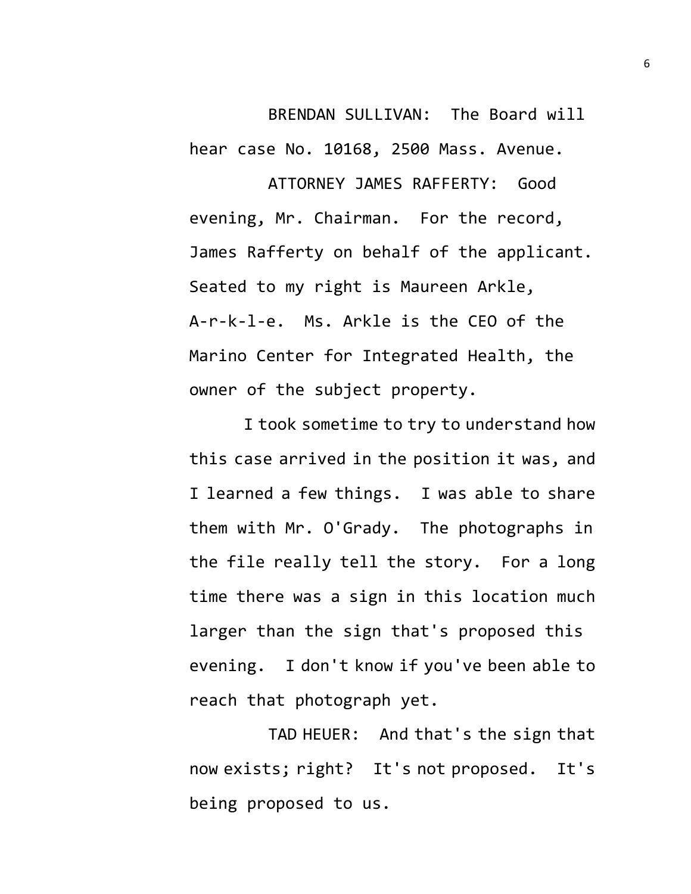BRENDAN SULLIVAN: The Board will hear case No. 10168, 2500 Mass. Avenue.

ATTORNEY JAMES RAFFERTY: Good evening, Mr. Chairman. For the record, James Rafferty on behalf of the applicant. Seated to my right is Maureen Arkle, A-r-k-l-e. Ms. Arkle is the CEO of the Marino Center for Integrated Health, the owner of the subject property.

I took sometime to try to understand how this case arrived in the position it was, and I learned a few things. I was able to share them with Mr. O'Grady. The photographs in the file really tell the story. For a long time there was a sign in this location much larger than the sign that's proposed this evening. I don't know if you've been able to reach that photograph yet.

TAD HEUER: And that's the sign that now exists; right? It's not proposed. It's being proposed to us.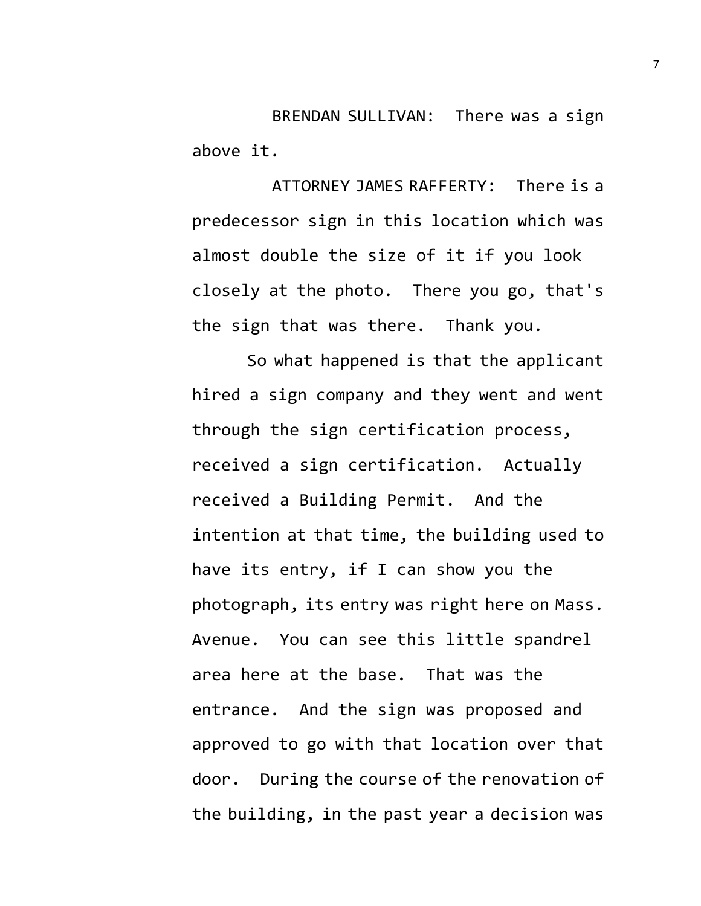BRENDAN SULLIVAN: There was a sign above it.

ATTORNEY JAMES RAFFERTY: There is a predecessor sign in this location which was almost double the size of it if you look closely at the photo. There you go, that's the sign that was there. Thank you.

So what happened is that the applicant hired a sign company and they went and went through the sign certification process, received a sign certification. Actually received a Building Permit. And the intention at that time, the building used to have its entry, if I can show you the photograph, its entry was right here on Mass. Avenue. You can see this little spandrel area here at the base. That was the entrance. And the sign was proposed and approved to go with that location over that door. During the course of the renovation of the building, in the past year a decision was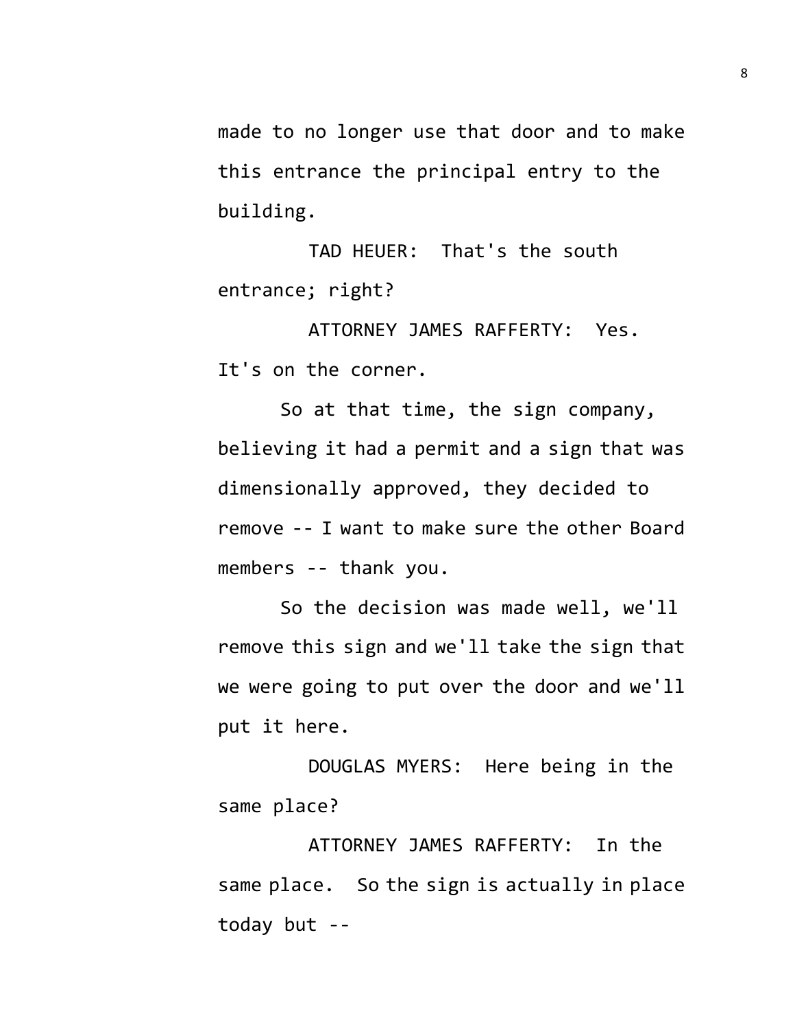made to no longer use that door and to make this entrance the principal entry to the building.

TAD HEUER: That's the south entrance; right?

ATTORNEY JAMES RAFFERTY: Yes. It's on the corner.

So at that time, the sign company, believing it had a permit and a sign that was dimensionally approved, they decided to remove -- I want to make sure the other Board members -- thank you.

So the decision was made well, we'll remove this sign and we'll take the sign that we were going to put over the door and we'll put it here.

DOUGLAS MYERS: Here being in the same place?

ATTORNEY JAMES RAFFERTY: In the same place. So the sign is actually in place today but --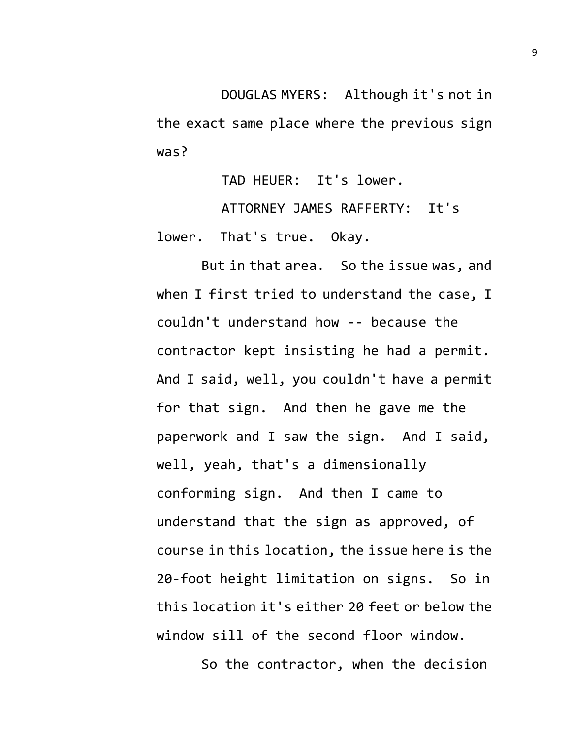DOUGLAS MYERS: Although it's not in the exact same place where the previous sign was?

TAD HEUER: It's lower.

ATTORNEY JAMES RAFFERTY: It's lower. That's true. Okay.

But in that area. So the issue was, and when I first tried to understand the case, I couldn't understand how -- because the contractor kept insisting he had a permit. And I said, well, you couldn't have a permit for that sign. And then he gave me the paperwork and I saw the sign. And I said, well, yeah, that's a dimensionally conforming sign. And then I came to understand that the sign as approved, of course in this location, the issue here is the 20-foot height limitation on signs. So in this location it's either 20 feet or below the window sill of the second floor window.

So the contractor, when the decision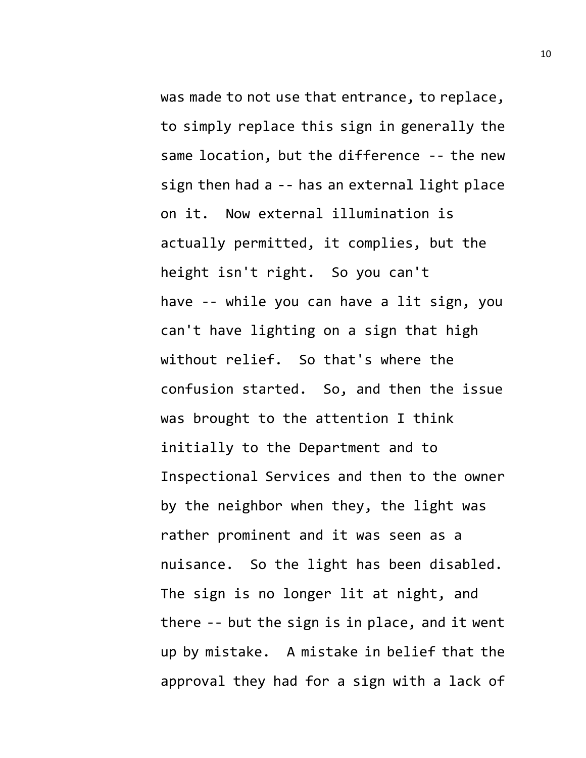was made to not use that entrance, to replace, to simply replace this sign in generally the same location, but the difference -- the new sign then had a -- has an external light place on it. Now external illumination is actually permitted, it complies, but the height isn't right. So you can't have -- while you can have a lit sign, you can't have lighting on a sign that high without relief. So that's where the confusion started. So, and then the issue was brought to the attention I think initially to the Department and to Inspectional Services and then to the owner by the neighbor when they, the light was rather prominent and it was seen as a nuisance. So the light has been disabled. The sign is no longer lit at night, and there -- but the sign is in place, and it went up by mistake. A mistake in belief that the approval they had for a sign with a lack of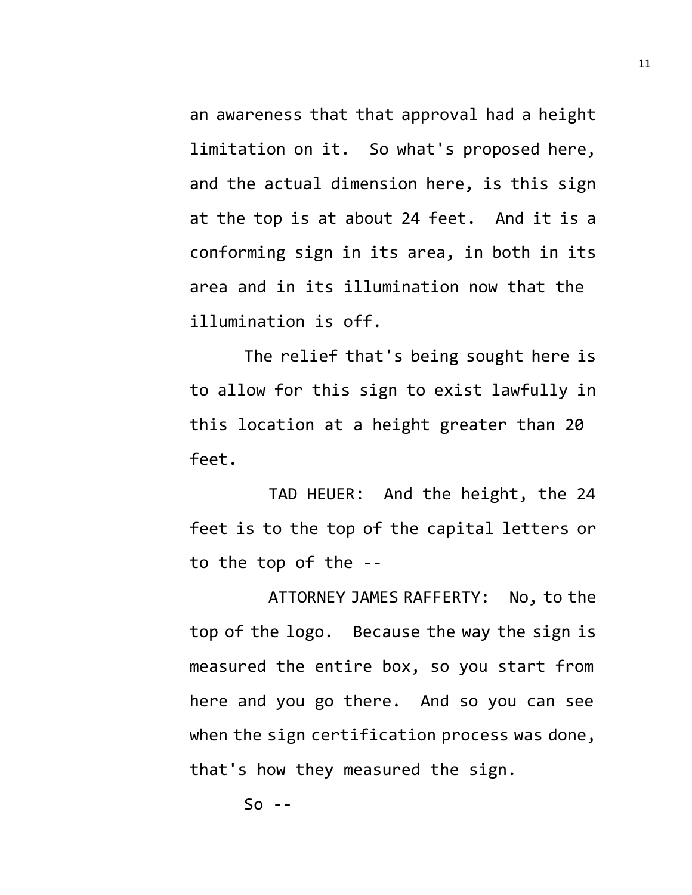an awareness that that approval had a height limitation on it. So what's proposed here, and the actual dimension here, is this sign at the top is at about 24 feet. And it is a conforming sign in its area, in both in its area and in its illumination now that the illumination is off.

The relief that's being sought here is to allow for this sign to exist lawfully in this location at a height greater than 20 feet.

TAD HEUER: And the height, the 24 feet is to the top of the capital letters or to the top of the --

ATTORNEY JAMES RAFFERTY: No, to the top of the logo. Because the way the sign is measured the entire box, so you start from here and you go there. And so you can see when the sign certification process was done, that's how they measured the sign.

So --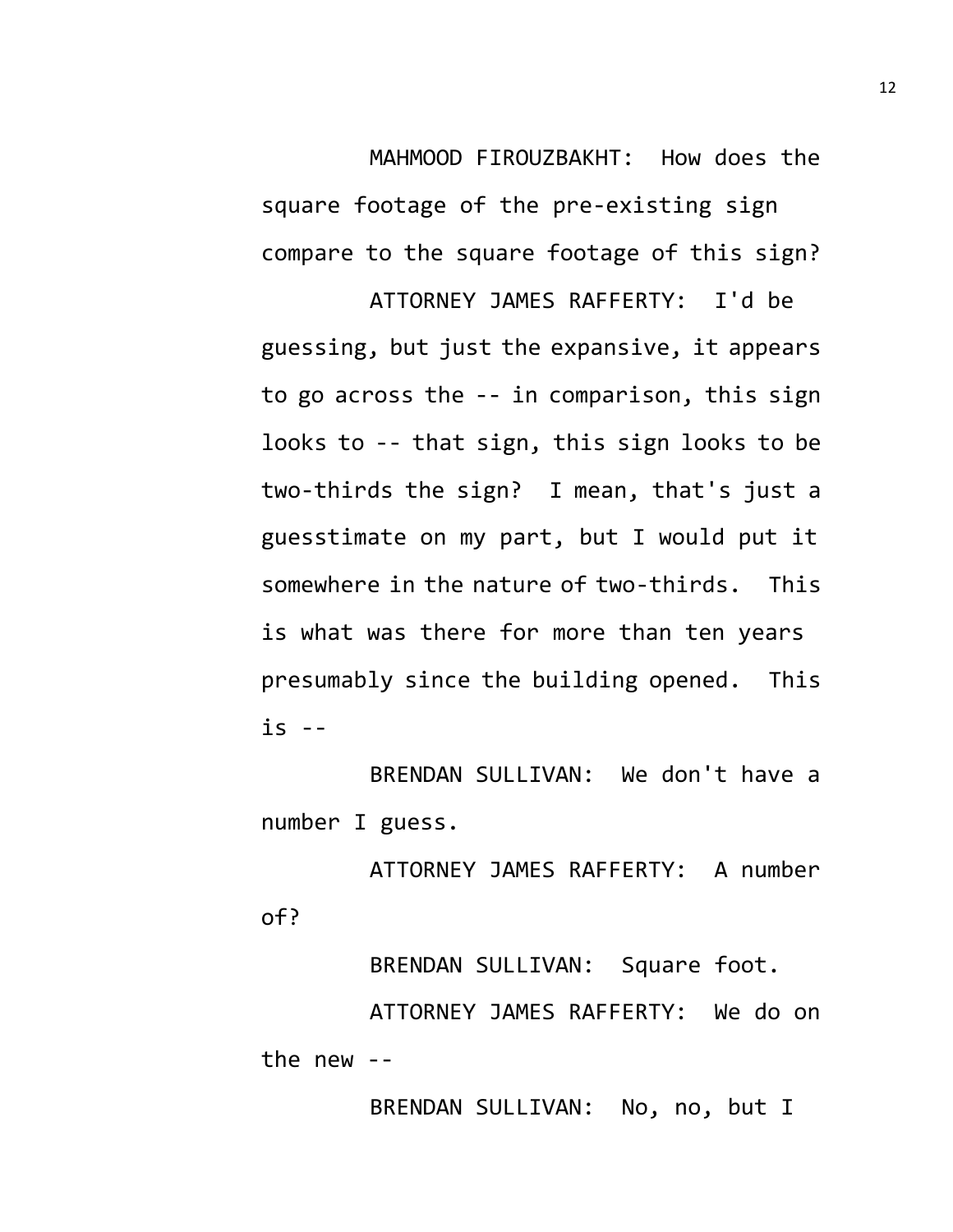MAHMOOD FIROUZBAKHT: How does the square footage of the pre-existing sign compare to the square footage of this sign?

ATTORNEY JAMES RAFFERTY: I'd be guessing, but just the expansive, it appears to go across the -- in comparison, this sign looks to -- that sign, this sign looks to be two-thirds the sign? I mean, that's just a guesstimate on my part, but I would put it somewhere in the nature of two-thirds. This is what was there for more than ten years presumably since the building opened. This is --

BRENDAN SULLIVAN: We don't have a number I guess.

ATTORNEY JAMES RAFFERTY: A number of?

BRENDAN SULLIVAN: Square foot.

ATTORNEY JAMES RAFFERTY: We do on the new --

BRENDAN SULLIVAN: No, no, but I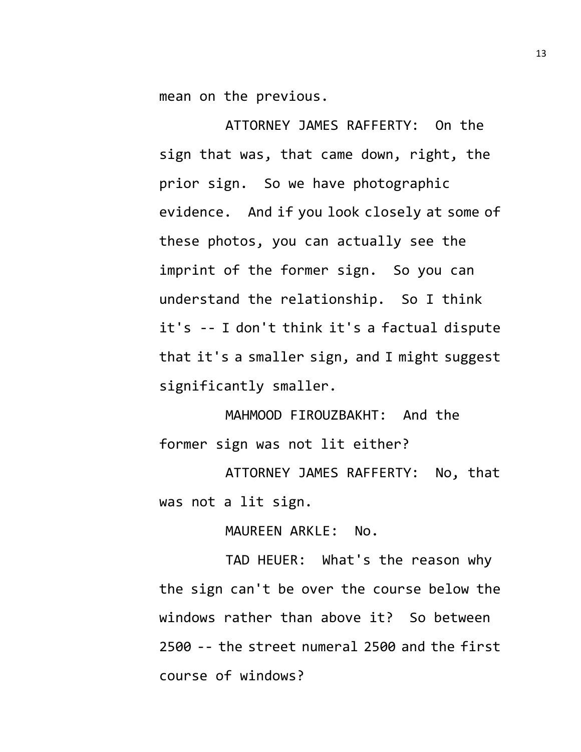mean on the previous.

ATTORNEY JAMES RAFFERTY: On the sign that was, that came down, right, the prior sign. So we have photographic evidence. And if you look closely at some of these photos, you can actually see the imprint of the former sign. So you can understand the relationship. So I think it's -- I don't think it's a factual dispute that it's a smaller sign, and I might suggest significantly smaller.

MAHMOOD FIROUZBAKHT: And the former sign was not lit either?

ATTORNEY JAMES RAFFERTY: No, that was not a lit sign.

MAUREEN ARKLE: No.

TAD HEUER: What's the reason why the sign can't be over the course below the windows rather than above it? So between 2500 -- the street numeral 2500 and the first course of windows?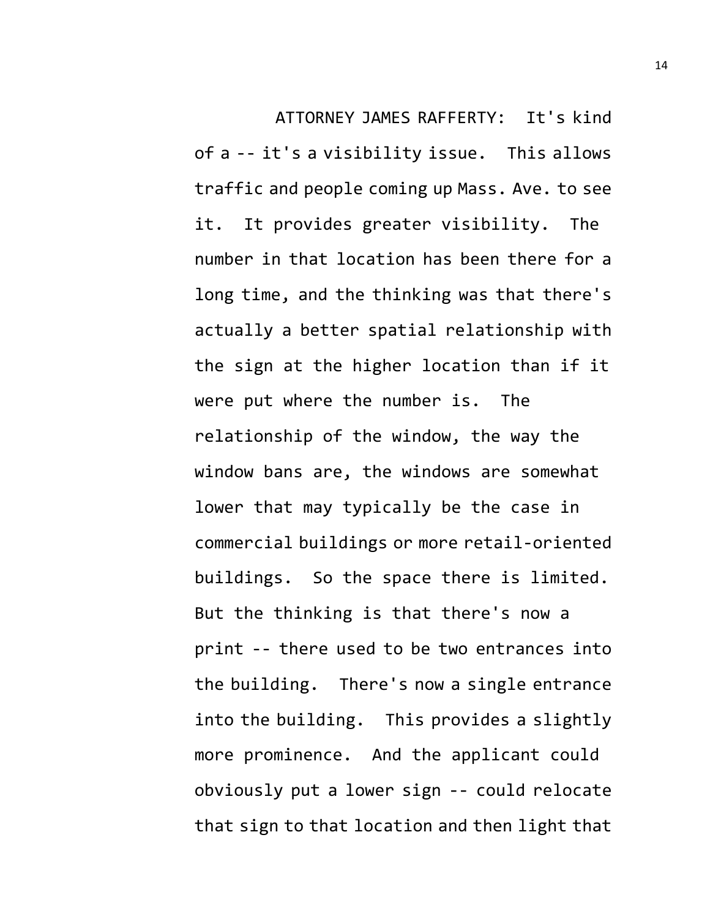ATTORNEY JAMES RAFFERTY: It's kind of a -- it's a visibility issue. This allows traffic and people coming up Mass. Ave. to see it. It provides greater visibility. The number in that location has been there for a long time, and the thinking was that there's actually a better spatial relationship with the sign at the higher location than if it were put where the number is. The relationship of the window, the way the window bans are, the windows are somewhat lower that may typically be the case in commercial buildings or more retail-oriented buildings. So the space there is limited. But the thinking is that there's now a print -- there used to be two entrances into the building. There's now a single entrance into the building. This provides a slightly more prominence. And the applicant could obviously put a lower sign -- could relocate that sign to that location and then light that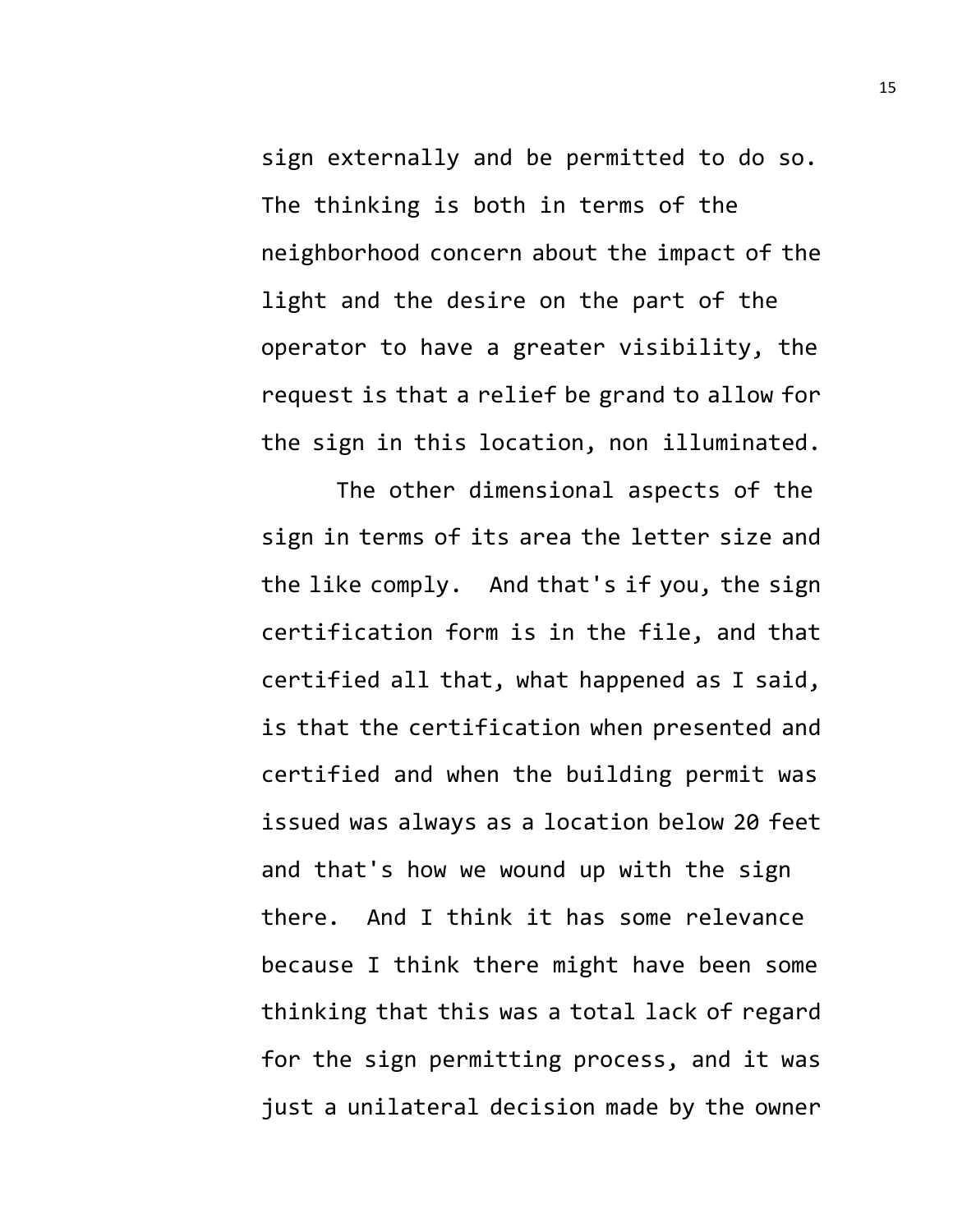sign externally and be permitted to do so. The thinking is both in terms of the neighborhood concern about the impact of the light and the desire on the part of the operator to have a greater visibility, the request is that a relief be grand to allow for the sign in this location, non illuminated.

The other dimensional aspects of the sign in terms of its area the letter size and the like comply. And that's if you, the sign certification form is in the file, and that certified all that, what happened as I said, is that the certification when presented and certified and when the building permit was issued was always as a location below 20 feet and that's how we wound up with the sign there. And I think it has some relevance because I think there might have been some thinking that this was a total lack of regard for the sign permitting process, and it was just a unilateral decision made by the owner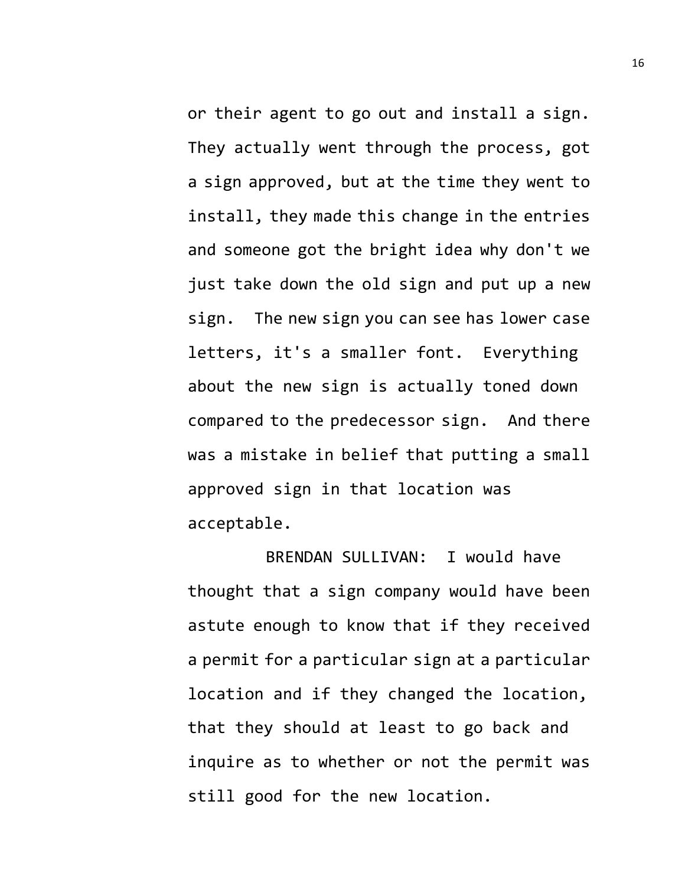or their agent to go out and install a sign. They actually went through the process, got a sign approved, but at the time they went to install, they made this change in the entries and someone got the bright idea why don't we just take down the old sign and put up a new sign. The new sign you can see has lower case letters, it's a smaller font. Everything about the new sign is actually toned down compared to the predecessor sign. And there was a mistake in belief that putting a small approved sign in that location was acceptable.

BRENDAN SULLIVAN: I would have thought that a sign company would have been astute enough to know that if they received a permit for a particular sign at a particular location and if they changed the location, that they should at least to go back and inquire as to whether or not the permit was still good for the new location.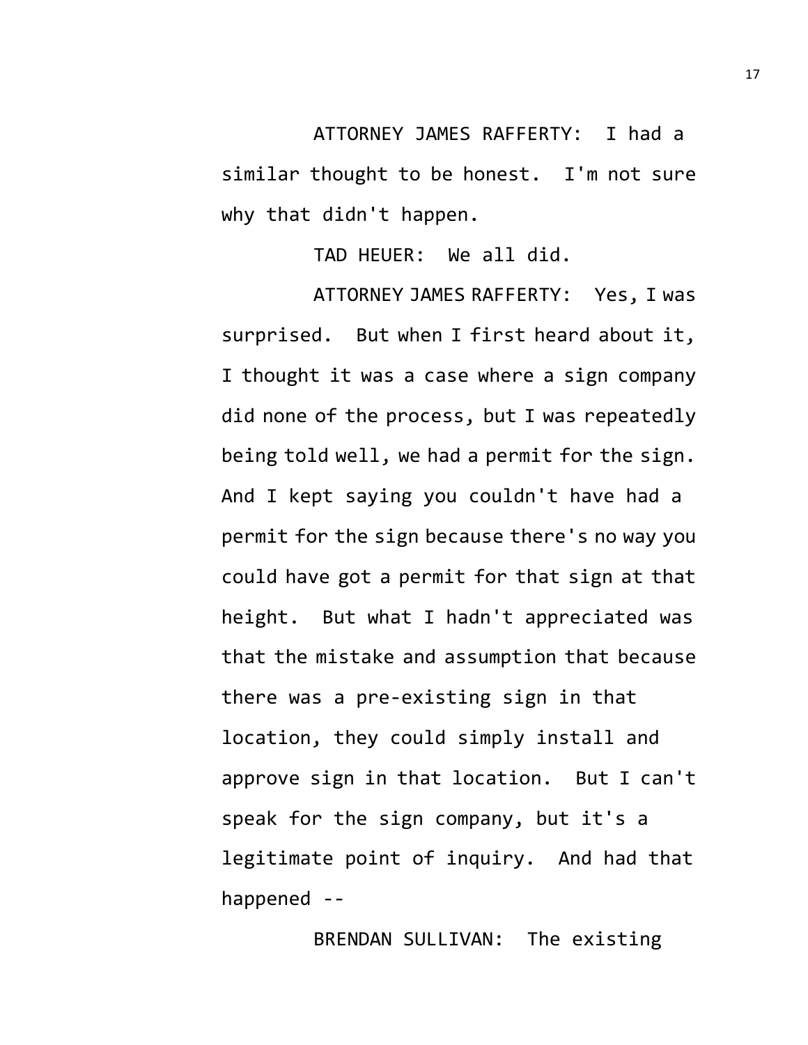ATTORNEY JAMES RAFFERTY: I had a similar thought to be honest. I'm not sure why that didn't happen.

TAD HEUER: We all did.

ATTORNEY JAMES RAFFERTY: Yes, I was surprised. But when I first heard about it, I thought it was a case where a sign company did none of the process, but I was repeatedly being told well, we had a permit for the sign. And I kept saying you couldn't have had a permit for the sign because there's no way you could have got a permit for that sign at that height. But what I hadn't appreciated was that the mistake and assumption that because there was a pre-existing sign in that location, they could simply install and approve sign in that location. But I can't speak for the sign company, but it's a legitimate point of inquiry. And had that happened --

BRENDAN SULLIVAN: The existing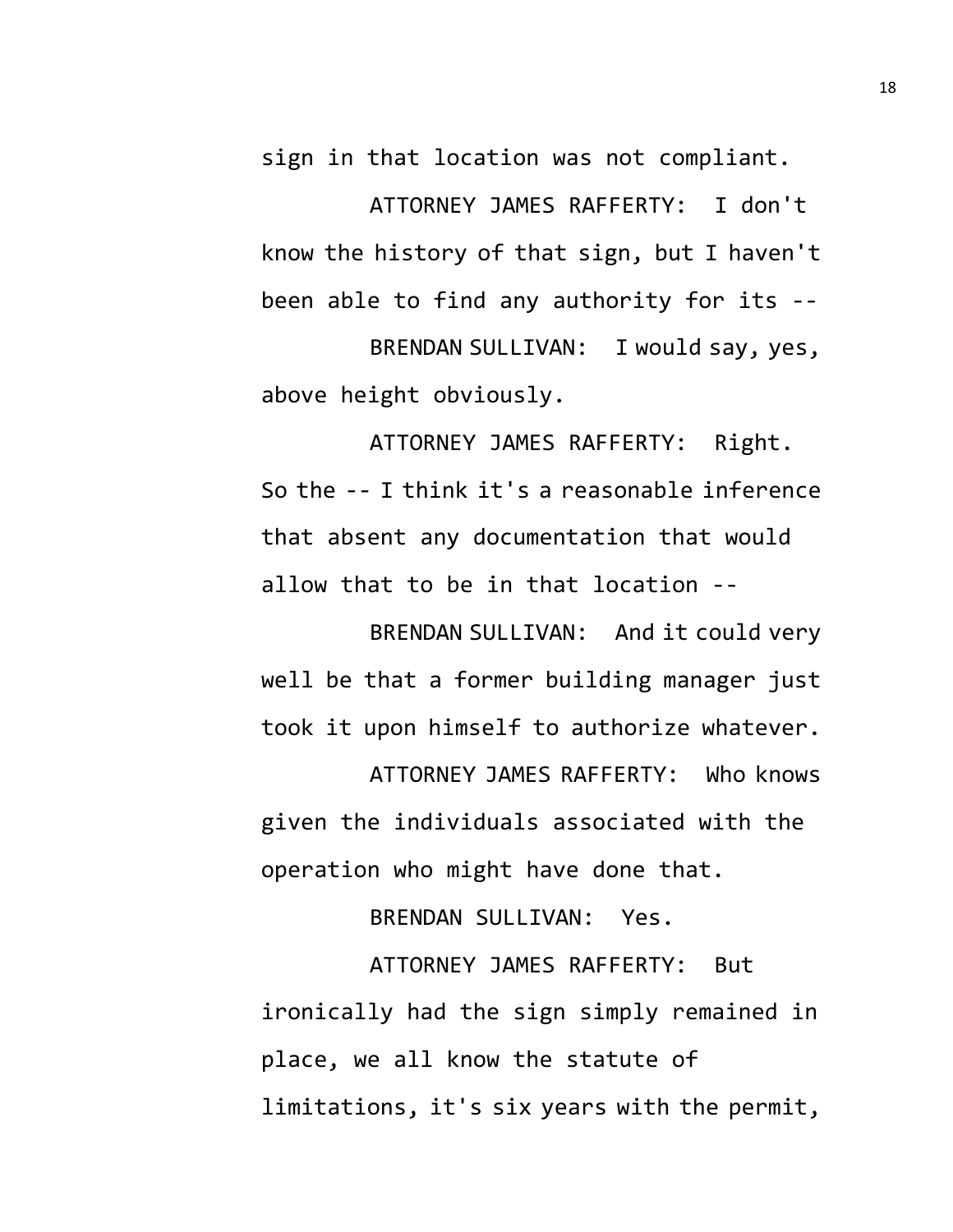sign in that location was not compliant.

ATTORNEY JAMES RAFFERTY: I don't know the history of that sign, but I haven't been able to find any authority for its --

BRENDAN SULLIVAN: I would say, yes, above height obviously.

ATTORNEY JAMES RAFFERTY: Right. So the -- I think it's a reasonable inference that absent any documentation that would allow that to be in that location --

BRENDAN SULLIVAN: And it could very well be that a former building manager just took it upon himself to authorize whatever.

ATTORNEY JAMES RAFFERTY: Who knows given the individuals associated with the operation who might have done that.

BRENDAN SULLIVAN: Yes.

ATTORNEY JAMES RAFFERTY: But ironically had the sign simply remained in place, we all know the statute of limitations, it's six years with the permit,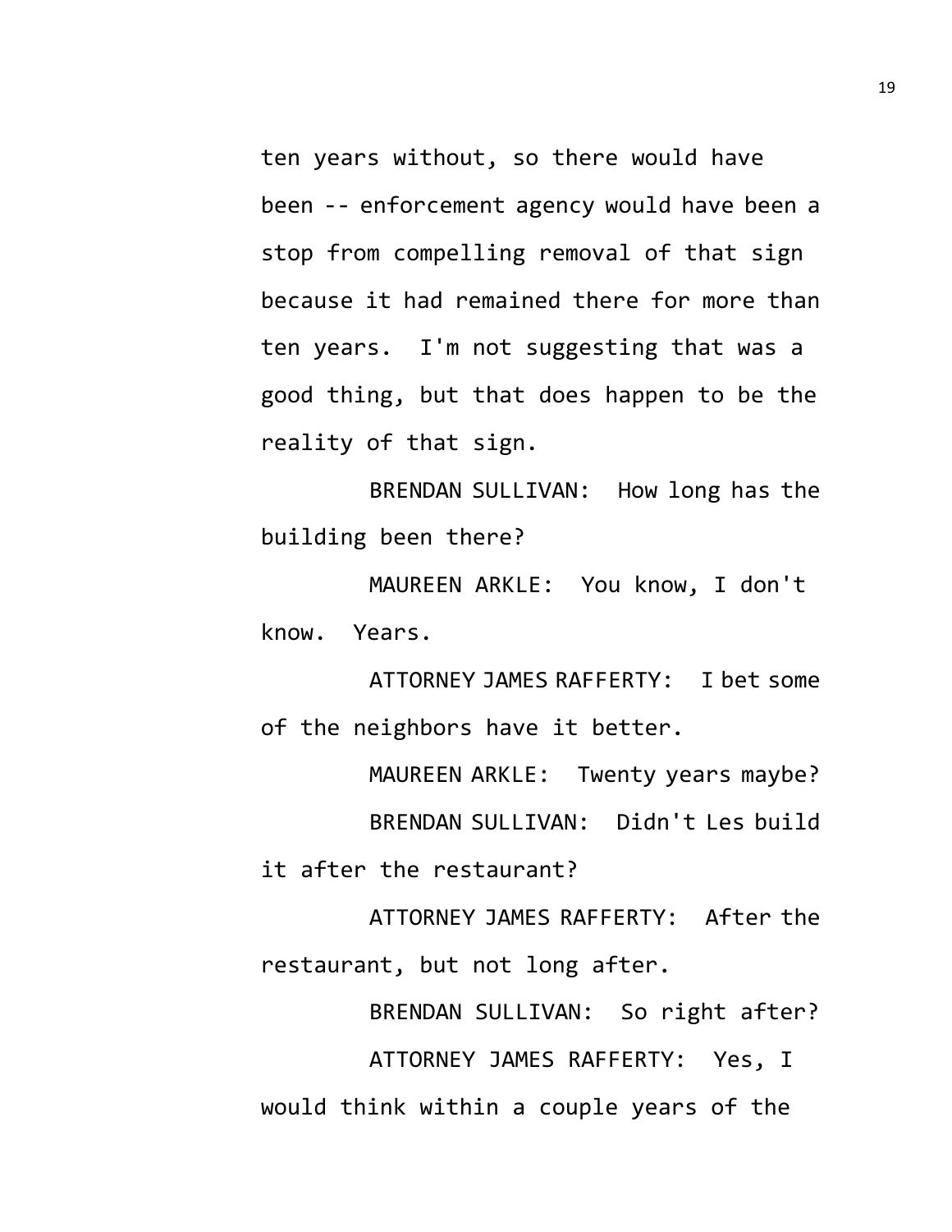ten years without, so there would have been -- enforcement agency would have been a stop from compelling removal of that sign because it had remained there for more than ten years. I'm not suggesting that was a good thing, but that does happen to be the reality of that sign.

BRENDAN SULLIVAN: How long has the building been there?

MAUREEN ARKLE: You know, I don't know. Years.

ATTORNEY JAMES RAFFERTY: I bet some of the neighbors have it better.

MAUREEN ARKLE: Twenty years maybe?

BRENDAN SULLIVAN: Didn't Les build it after the restaurant?

ATTORNEY JAMES RAFFERTY: After the restaurant, but not long after.

BRENDAN SULLIVAN: So right after?

ATTORNEY JAMES RAFFERTY: Yes, I would think within a couple years of the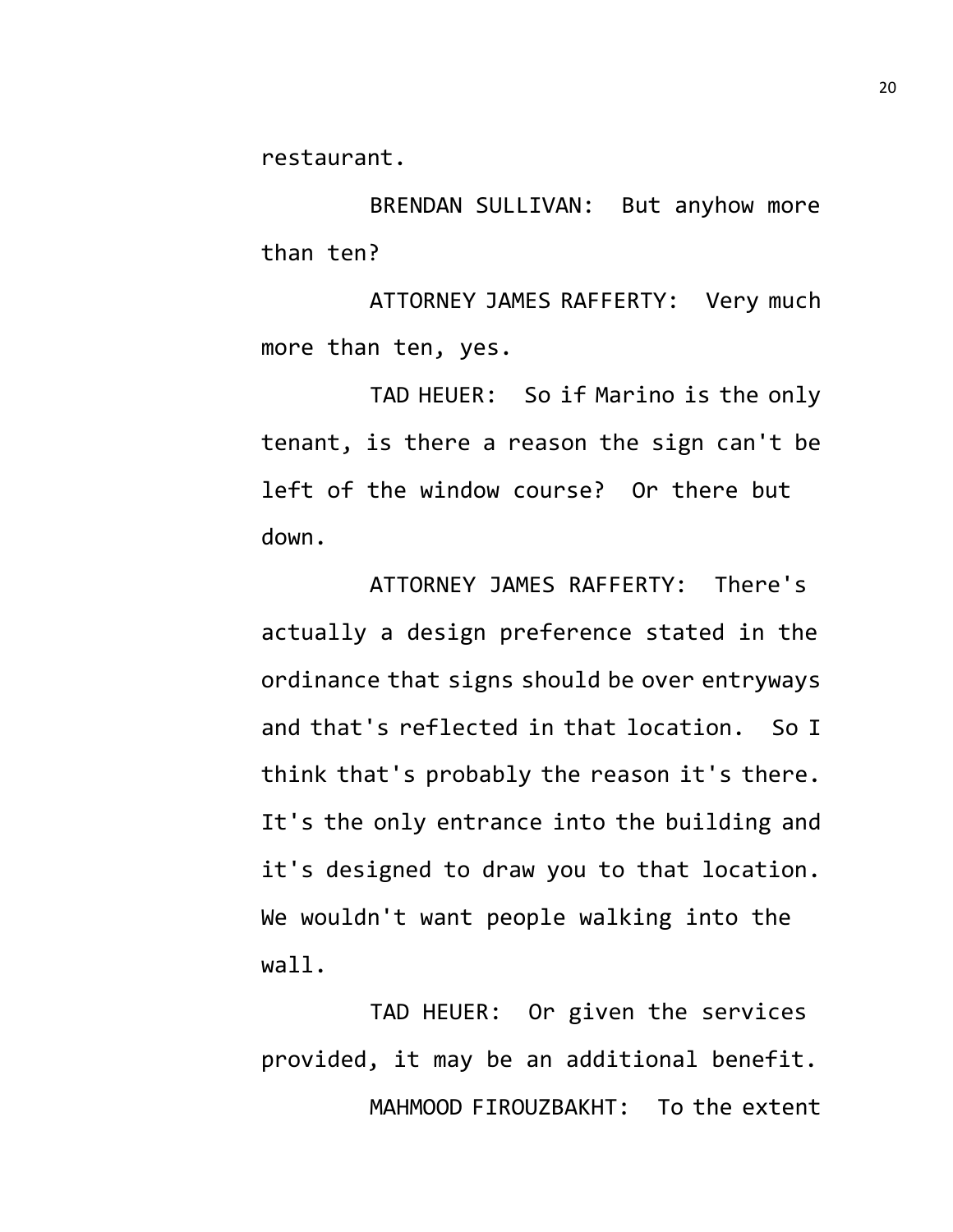restaurant.

BRENDAN SULLIVAN: But anyhow more than ten?

ATTORNEY JAMES RAFFERTY: Very much more than ten, yes.

TAD HEUER: So if Marino is the only tenant, is there a reason the sign can't be left of the window course? Or there but down.

ATTORNEY JAMES RAFFERTY: There's actually a design preference stated in the ordinance that signs should be over entryways and that's reflected in that location. So I think that's probably the reason it's there. It's the only entrance into the building and it's designed to draw you to that location. We wouldn't want people walking into the wall.

TAD HEUER: Or given the services provided, it may be an additional benefit.

MAHMOOD FIROUZBAKHT: To the extent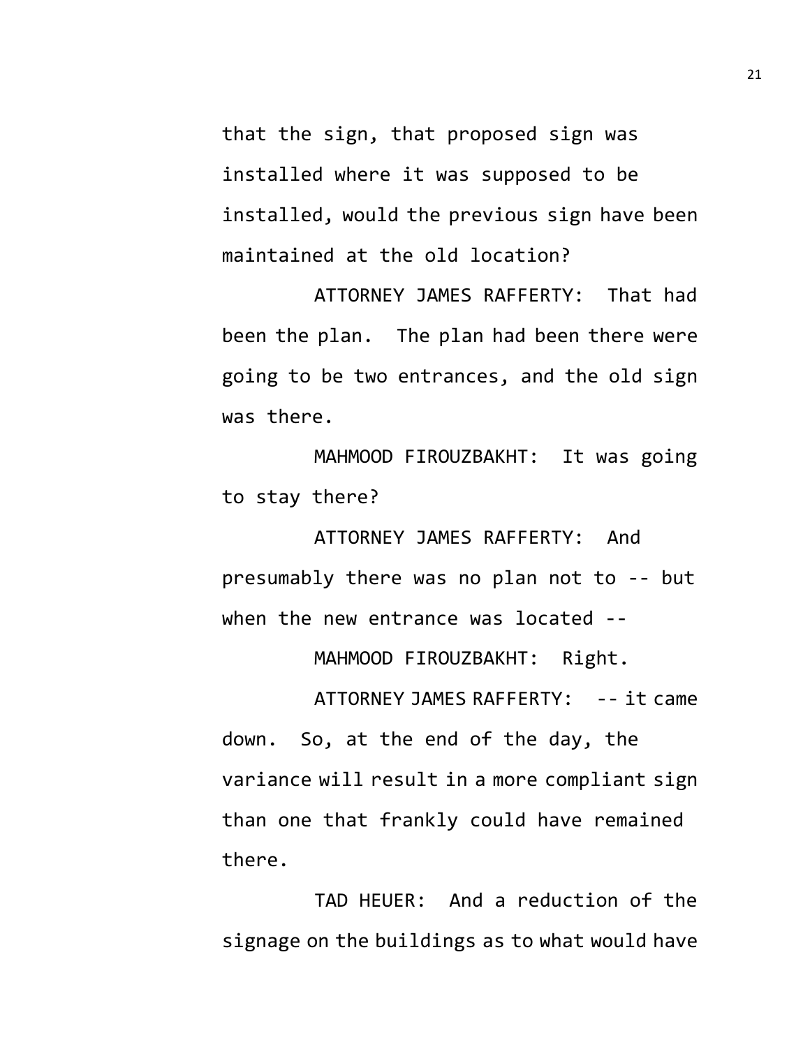that the sign, that proposed sign was installed where it was supposed to be installed, would the previous sign have been maintained at the old location?

ATTORNEY JAMES RAFFERTY: That had been the plan. The plan had been there were going to be two entrances, and the old sign was there.

MAHMOOD FIROUZBAKHT: It was going to stay there?

ATTORNEY JAMES RAFFERTY: And presumably there was no plan not to -- but when the new entrance was located --

MAHMOOD FIROUZBAKHT: Right.

ATTORNEY JAMES RAFFERTY: -- it came down. So, at the end of the day, the variance will result in a more compliant sign than one that frankly could have remained there.

TAD HEUER: And a reduction of the signage on the buildings as to what would have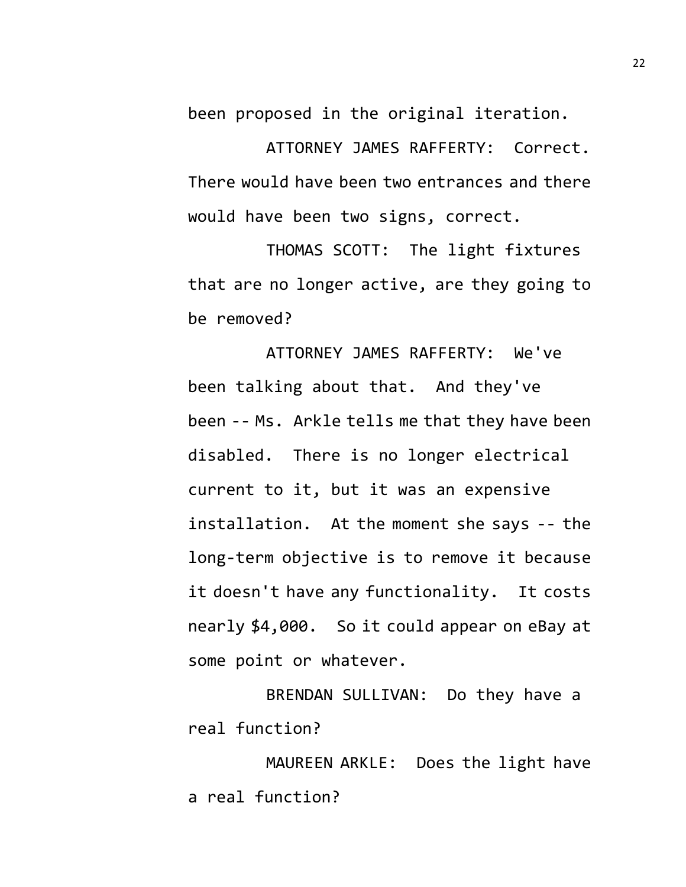been proposed in the original iteration.

ATTORNEY JAMES RAFFERTY: Correct. There would have been two entrances and there would have been two signs, correct.

THOMAS SCOTT: The light fixtures that are no longer active, are they going to be removed?

ATTORNEY JAMES RAFFERTY: We've been talking about that. And they've been -- Ms. Arkle tells me that they have been disabled. There is no longer electrical current to it, but it was an expensive installation. At the moment she says -- the long-term objective is to remove it because it doesn't have any functionality. It costs nearly $4,000. So it could appear on eBay at some point or whatever.

BRENDAN SULLIVAN: Do they have a real function?

MAUREEN ARKLE: Does the light have a real function?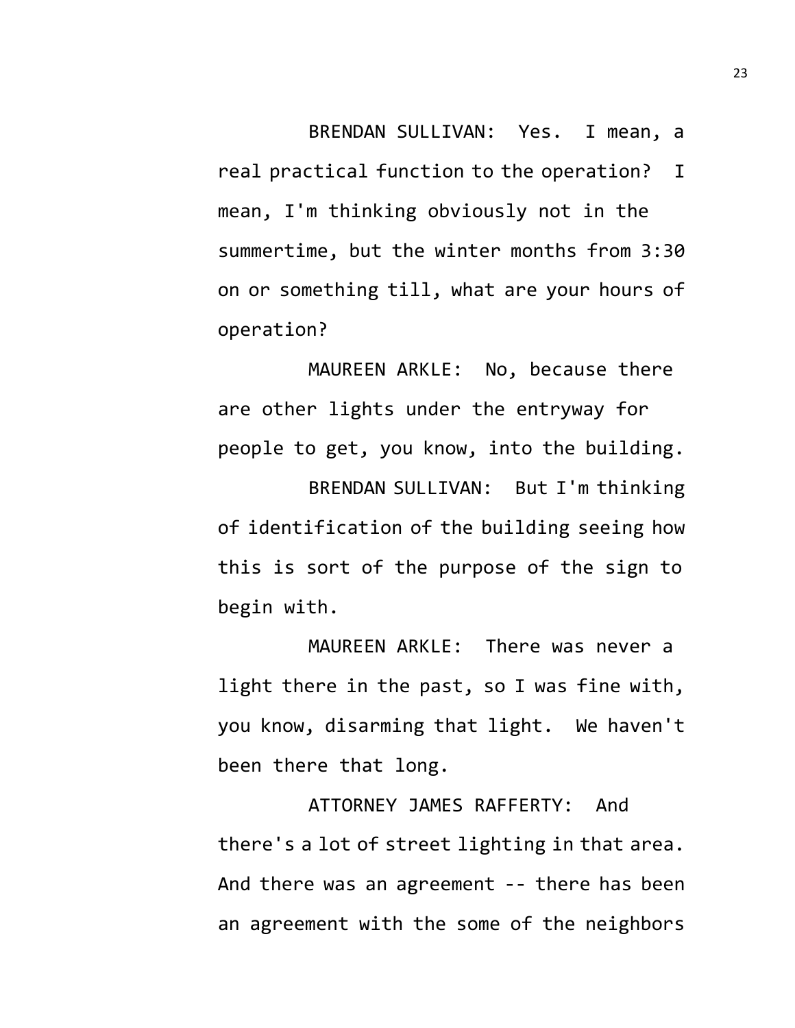BRENDAN SULLIVAN: Yes. I mean, a real practical function to the operation? I mean, I'm thinking obviously not in the summertime, but the winter months from 3:30 on or something till, what are your hours of operation?

MAUREEN ARKLE: No, because there are other lights under the entryway for people to get, you know, into the building.

BRENDAN SULLIVAN: But I'm thinking of identification of the building seeing how this is sort of the purpose of the sign to begin with.

MAUREEN ARKLE: There was never a light there in the past, so I was fine with, you know, disarming that light. We haven't been there that long.

ATTORNEY JAMES RAFFERTY: And there's a lot of street lighting in that area. And there was an agreement -- there has been an agreement with the some of the neighbors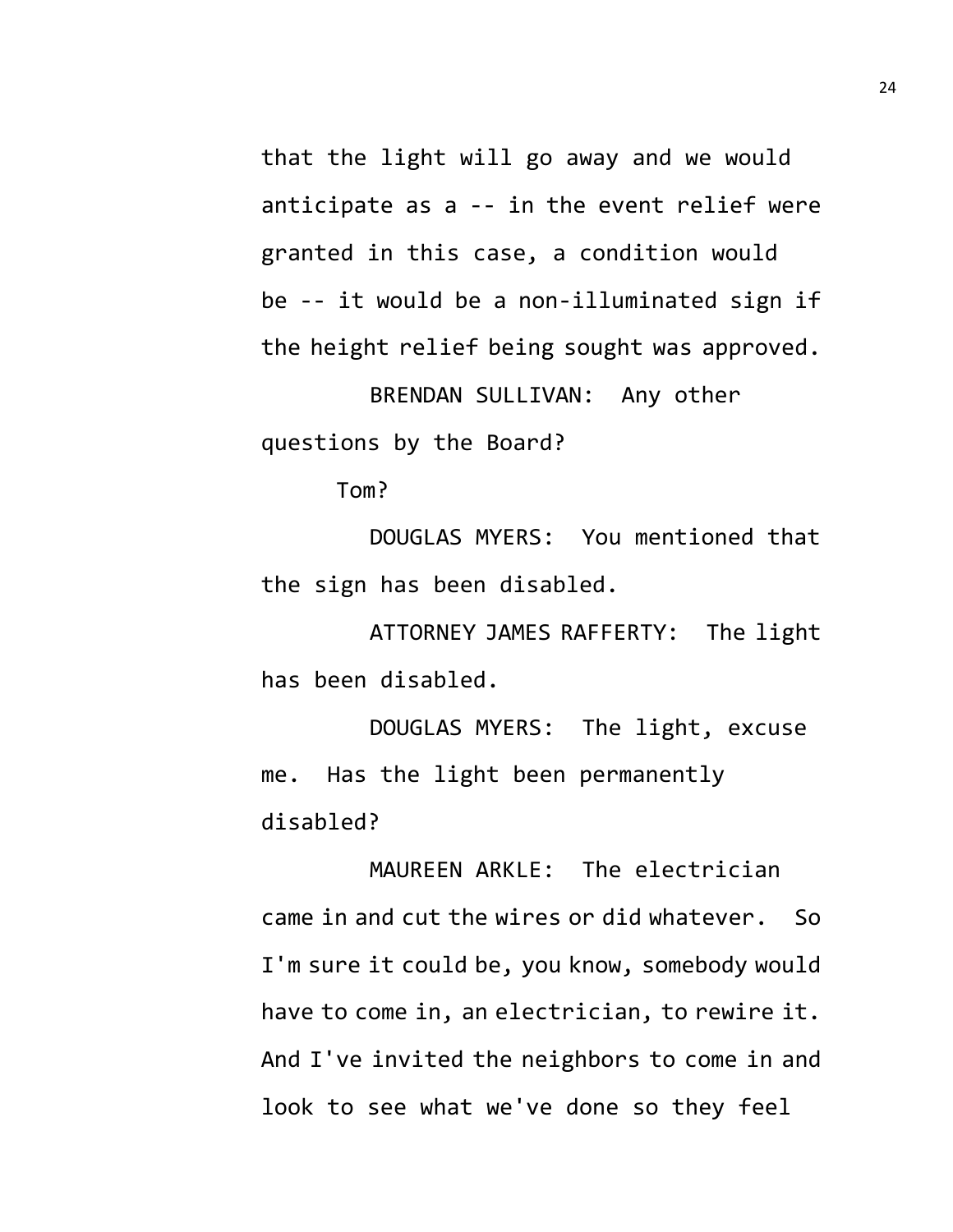that the light will go away and we would anticipate as a -- in the event relief were granted in this case, a condition would be -- it would be a non-illuminated sign if the height relief being sought was approved.

BRENDAN SULLIVAN: Any other questions by the Board?

Tom?

DOUGLAS MYERS: You mentioned that the sign has been disabled.

ATTORNEY JAMES RAFFERTY: The light has been disabled.

DOUGLAS MYERS: The light, excuse me. Has the light been permanently disabled?

MAUREEN ARKLE: The electrician came in and cut the wires or did whatever. So I'm sure it could be, you know, somebody would have to come in, an electrician, to rewire it. And I've invited the neighbors to come in and look to see what we've done so they feel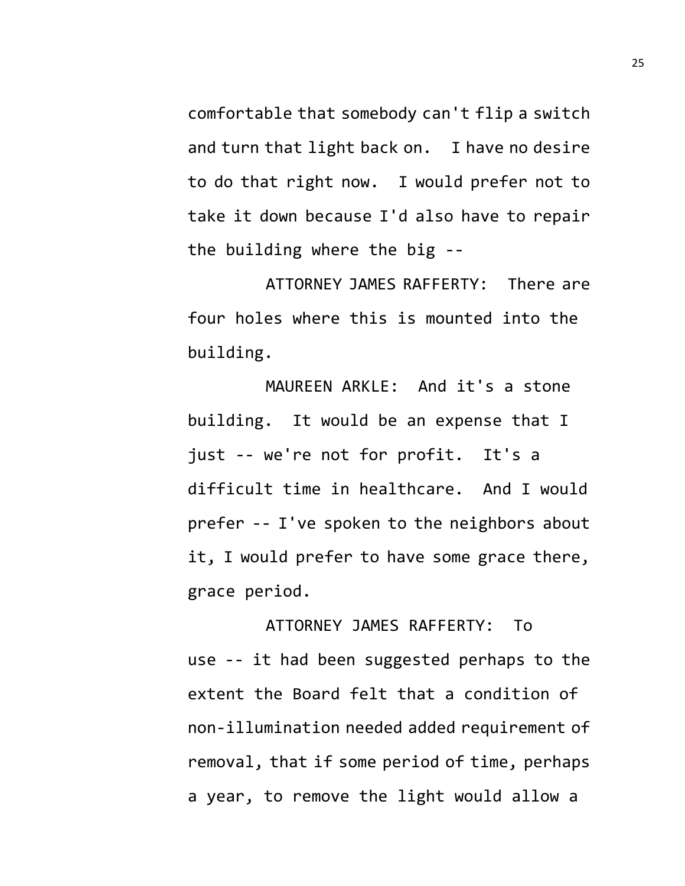comfortable that somebody can't flip a switch and turn that light back on. I have no desire to do that right now. I would prefer not to take it down because I'd also have to repair the building where the big --

ATTORNEY JAMES RAFFERTY: There are four holes where this is mounted into the building.

MAUREEN ARKLE: And it's a stone building. It would be an expense that I just -- we're not for profit. It's a difficult time in healthcare. And I would prefer -- I've spoken to the neighbors about it, I would prefer to have some grace there, grace period.

ATTORNEY JAMES RAFFERTY: To use -- it had been suggested perhaps to the extent the Board felt that a condition of non-illumination needed added requirement of removal, that if some period of time, perhaps a year, to remove the light would allow a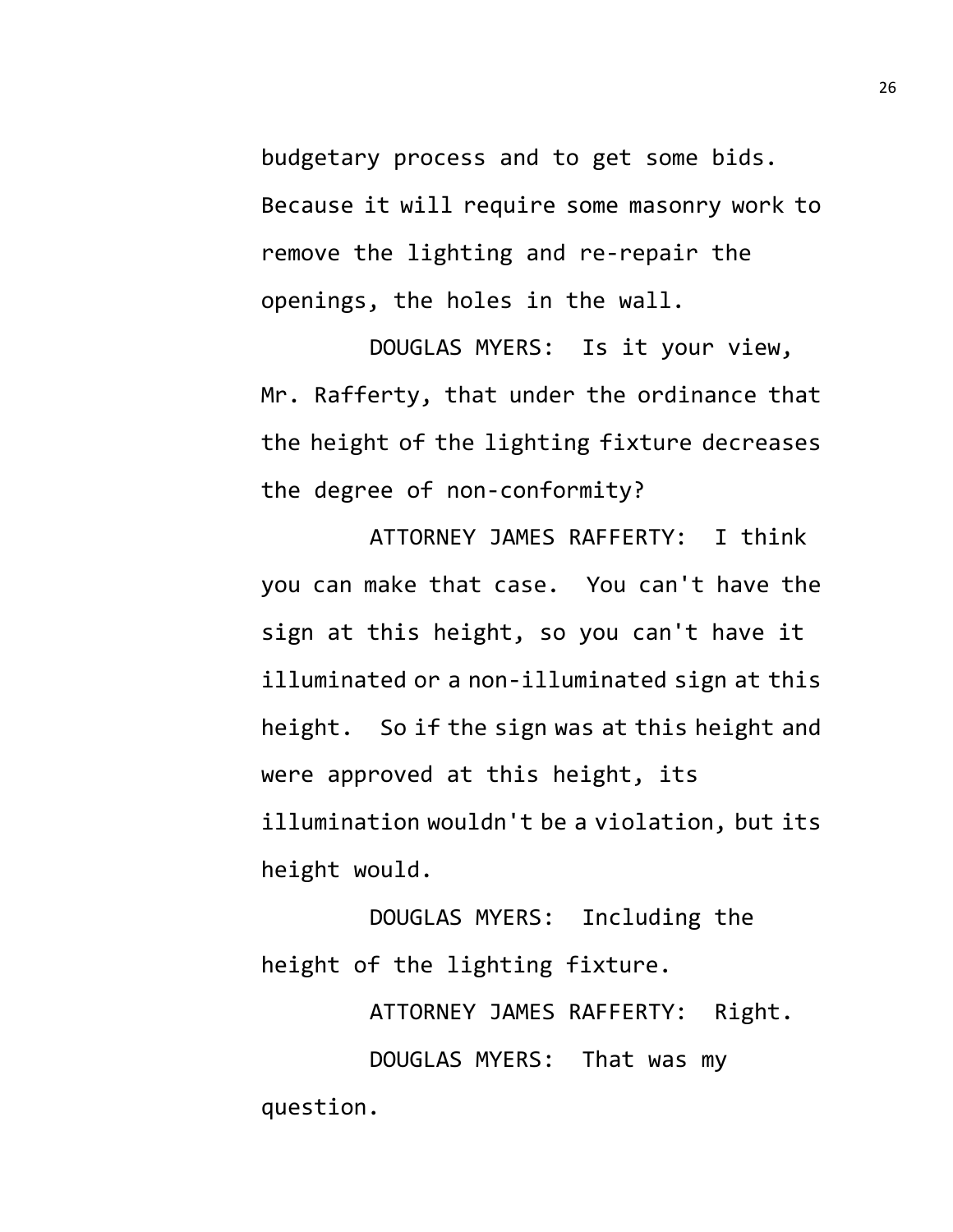budgetary process and to get some bids. Because it will require some masonry work to remove the lighting and re-repair the openings, the holes in the wall.

DOUGLAS MYERS: Is it your view, Mr. Rafferty, that under the ordinance that the height of the lighting fixture decreases the degree of non-conformity?

ATTORNEY JAMES RAFFERTY: I think you can make that case. You can't have the sign at this height, so you can't have it illuminated or a non-illuminated sign at this height. So if the sign was at this height and were approved at this height, its illumination wouldn't be a violation, but its height would.

DOUGLAS MYERS: Including the height of the lighting fixture.

ATTORNEY JAMES RAFFERTY: Right.

DOUGLAS MYERS: That was my question.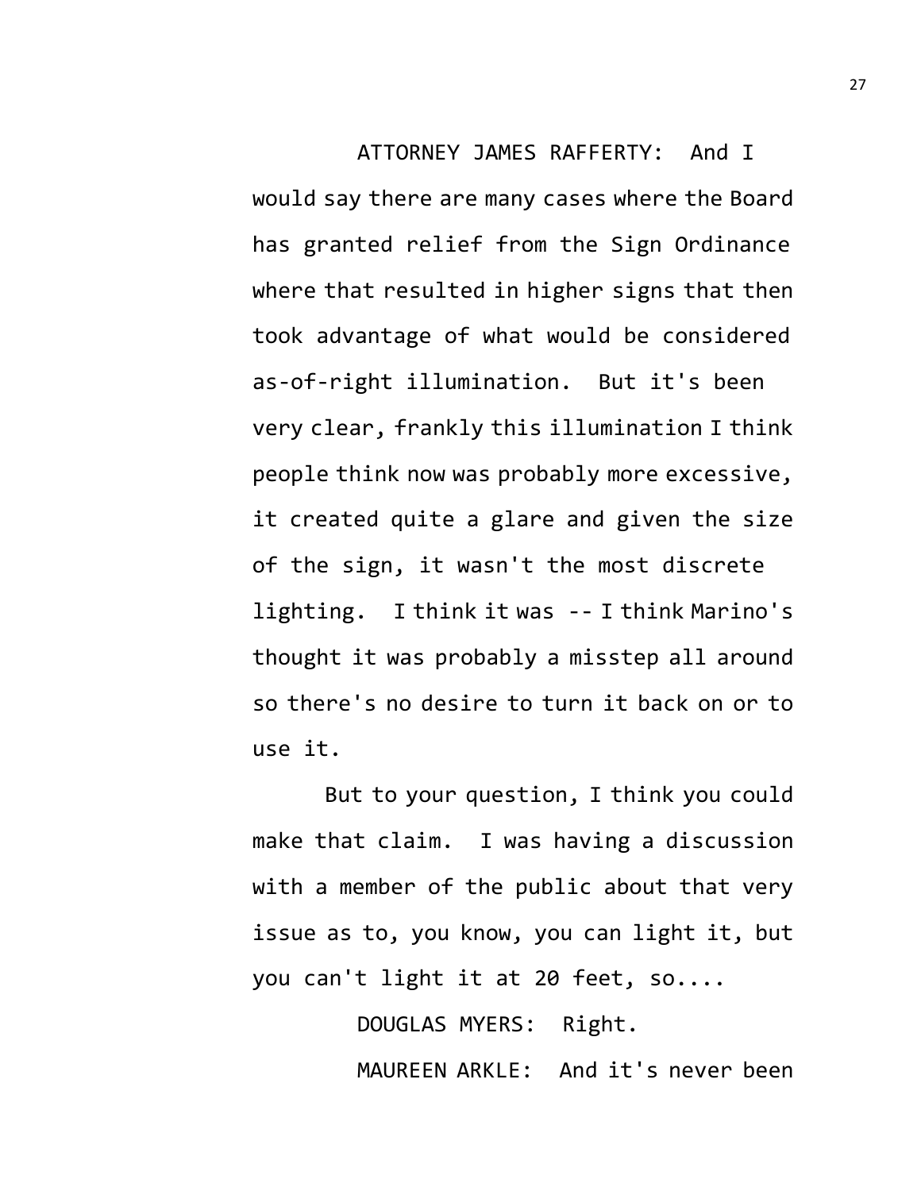ATTORNEY JAMES RAFFERTY: And I would say there are many cases where the Board has granted relief from the Sign Ordinance where that resulted in higher signs that then took advantage of what would be considered as-of-right illumination. But it's been very clear, frankly this illumination I think people think now was probably more excessive, it created quite a glare and given the size of the sign, it wasn't the most discrete lighting. I think it was -- I think Marino's thought it was probably a misstep all around so there's no desire to turn it back on or to use it.

But to your question, I think you could make that claim. I was having a discussion with a member of the public about that very issue as to, you know, you can light it, but you can't light it at 20 feet, so....

DOUGLAS MYERS: Right.

MAUREEN ARKLE: And it's never been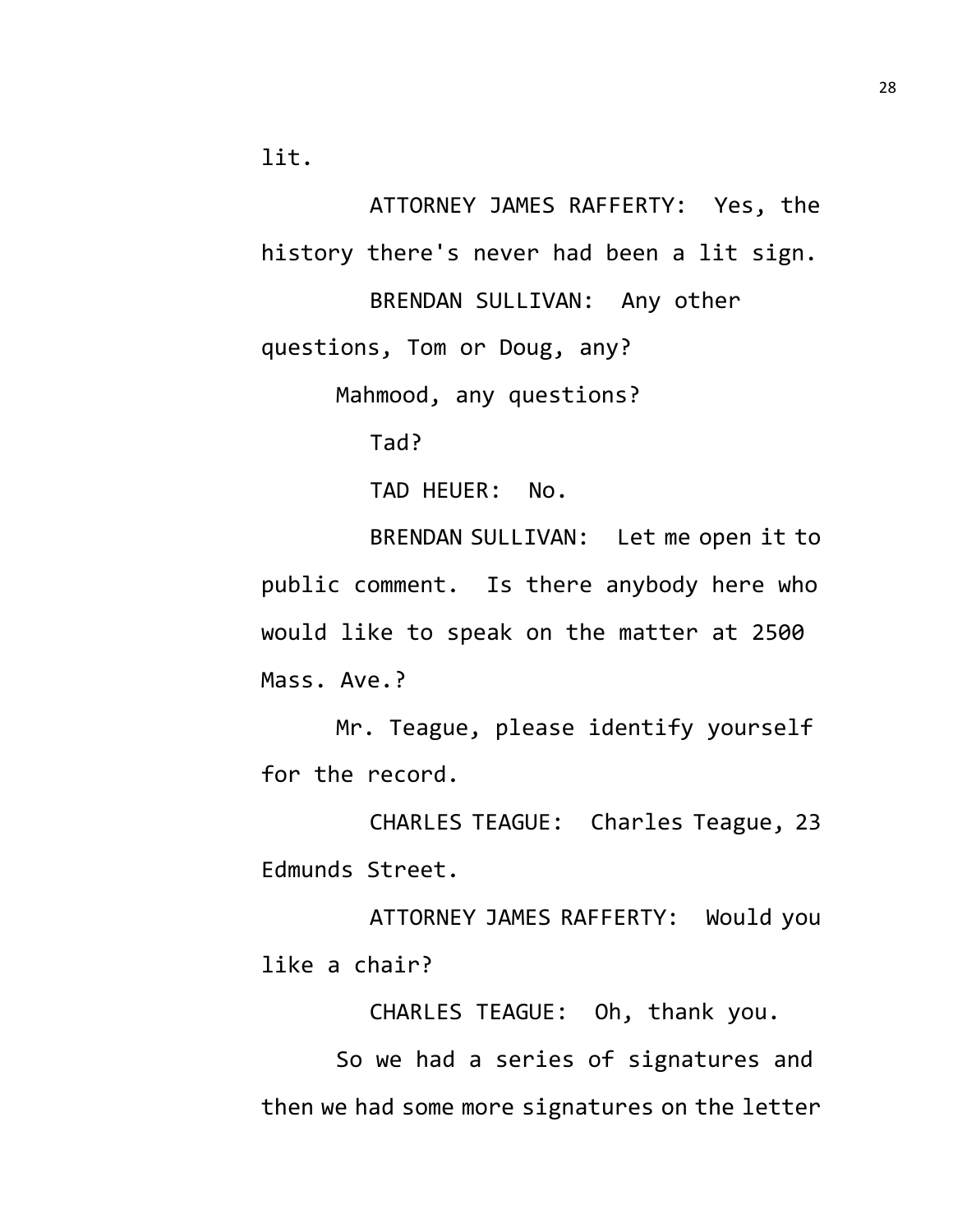lit.

ATTORNEY JAMES RAFFERTY: Yes, the history there's never had been a lit sign.

BRENDAN SULLIVAN: Any other questions, Tom or Doug, any?

Mahmood, any questions?

Tad?

TAD HEUER: No.

BRENDAN SULLIVAN: Let me open it to public comment. Is there anybody here who would like to speak on the matter at 2500 Mass. Ave.?

Mr. Teague, please identify yourself for the record.

CHARLES TEAGUE: Charles Teague, 23 Edmunds Street.

ATTORNEY JAMES RAFFERTY: Would you like a chair?

CHARLES TEAGUE: Oh, thank you.

So we had a series of signatures and then we had some more signatures on the letter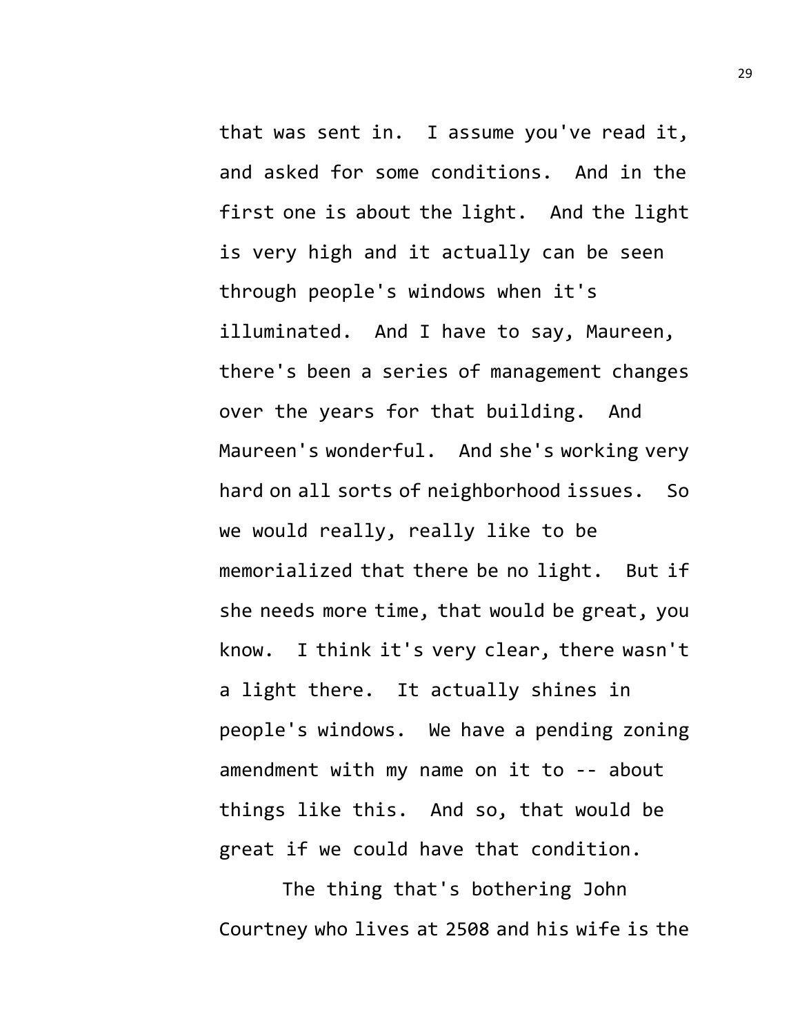that was sent in. I assume you've read it, and asked for some conditions. And in the first one is about the light. And the light is very high and it actually can be seen through people's windows when it's illuminated. And I have to say, Maureen, there's been a series of management changes over the years for that building. And Maureen's wonderful. And she's working very hard on all sorts of neighborhood issues. So we would really, really like to be memorialized that there be no light. But if she needs more time, that would be great, you know. I think it's very clear, there wasn't a light there. It actually shines in people's windows. We have a pending zoning amendment with my name on it to -- about things like this. And so, that would be great if we could have that condition.

The thing that's bothering John Courtney who lives at 2508 and his wife is the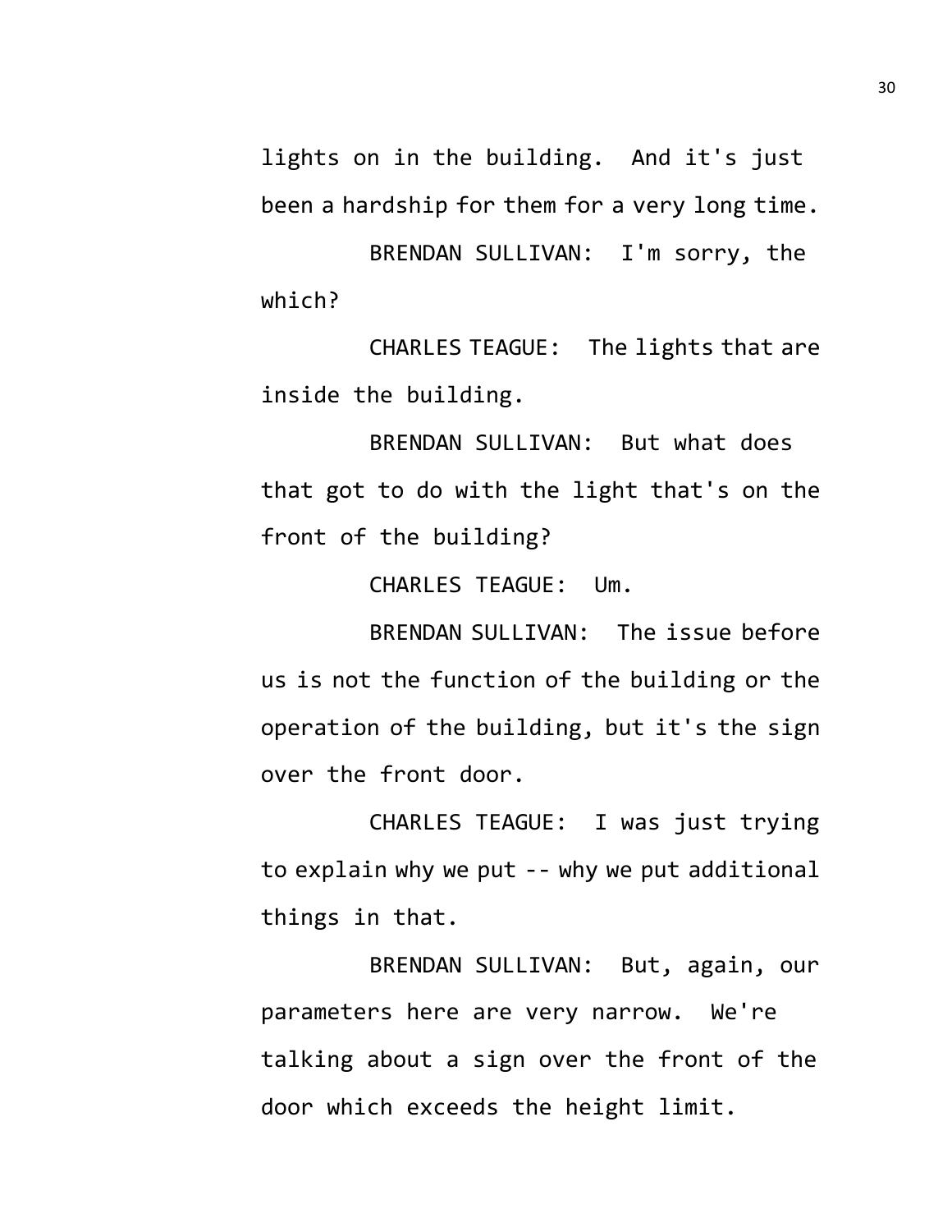lights on in the building. And it's just been a hardship for them for a very long time.

BRENDAN SULLIVAN: I'm sorry, the which?

CHARLES TEAGUE: The lights that are inside the building.

BRENDAN SULLIVAN: But what does that got to do with the light that's on the front of the building?

CHARLES TEAGUE: Um.

BRENDAN SULLIVAN: The issue before us is not the function of the building or the operation of the building, but it's the sign over the front door.

CHARLES TEAGUE: I was just trying to explain why we put -- why we put additional things in that.

BRENDAN SULLIVAN: But, again, our parameters here are very narrow. We're talking about a sign over the front of the door which exceeds the height limit.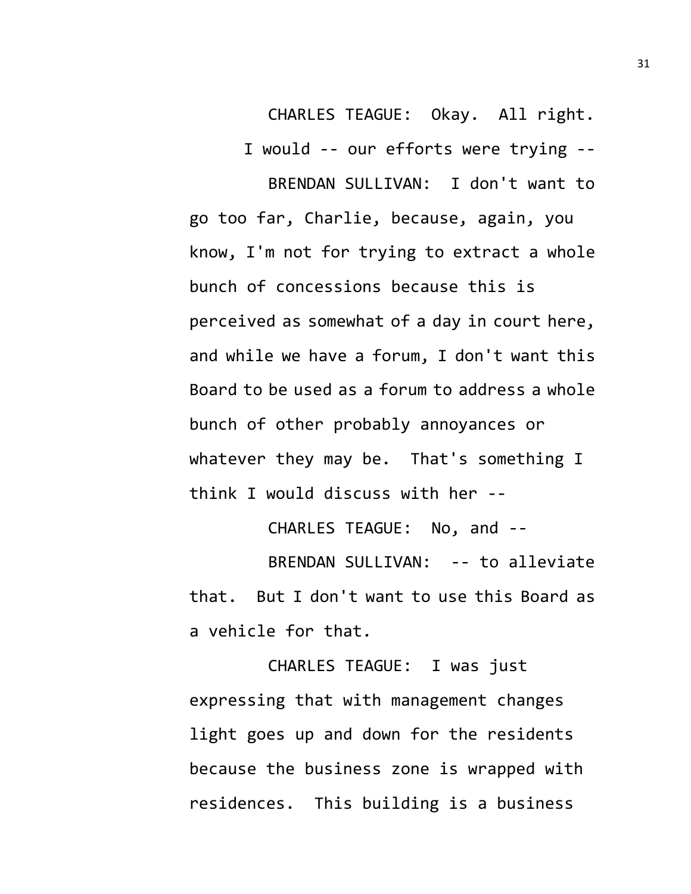CHARLES TEAGUE: Okay. All right.

I would -- our efforts were trying --

BRENDAN SULLIVAN: I don't want to go too far, Charlie, because, again, you know, I'm not for trying to extract a whole bunch of concessions because this is perceived as somewhat of a day in court here, and while we have a forum, I don't want this Board to be used as a forum to address a whole bunch of other probably annoyances or whatever they may be. That's something I think I would discuss with her --

CHARLES TEAGUE: No, and --

BRENDAN SULLIVAN: -- to alleviate that. But I don't want to use this Board as a vehicle for that.

CHARLES TEAGUE: I was just expressing that with management changes light goes up and down for the residents because the business zone is wrapped with residences. This building is a business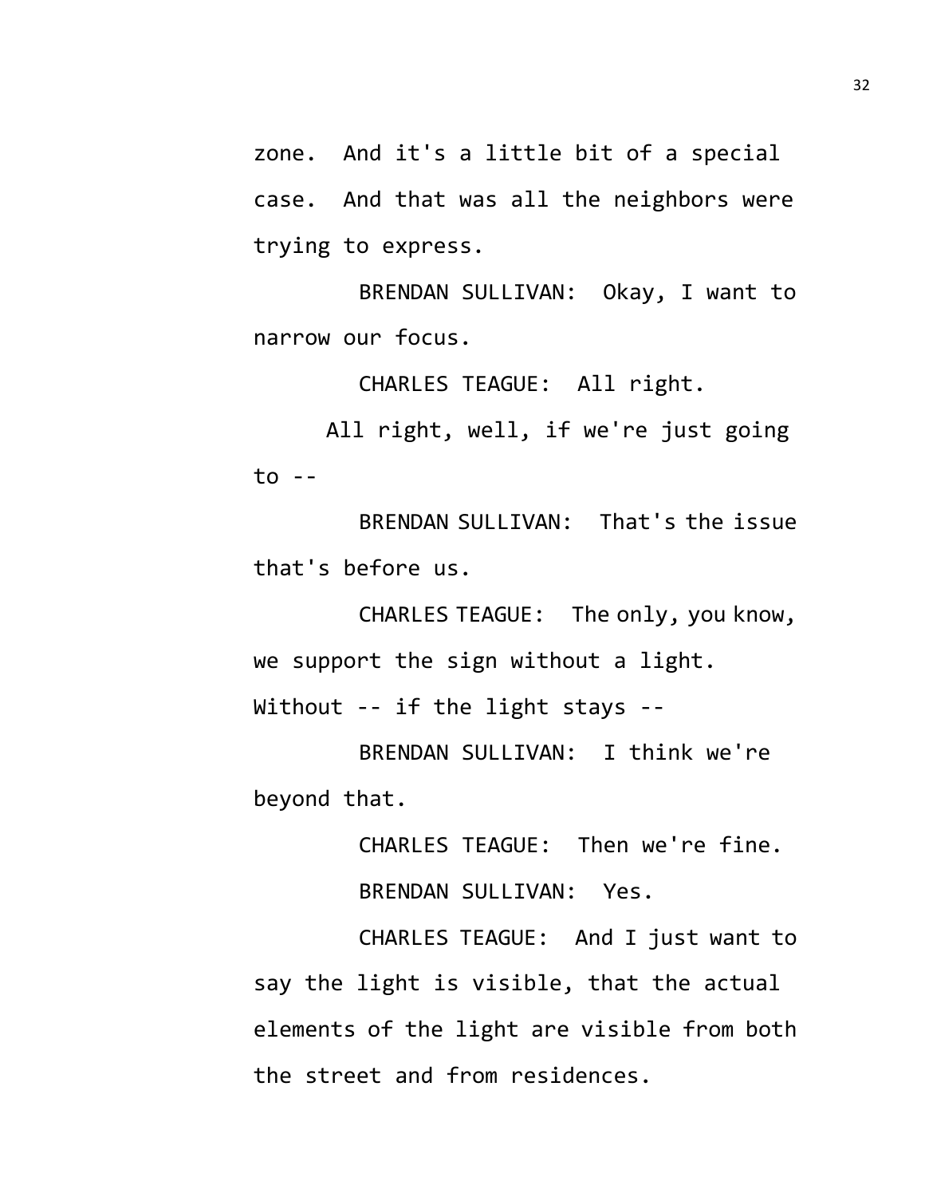zone. And it's a little bit of a special case. And that was all the neighbors were trying to express.

BRENDAN SULLIVAN: Okay, I want to narrow our focus.

CHARLES TEAGUE: All right.

All right, well, if we're just going to --

BRENDAN SULLIVAN: That's the issue that's before us.

CHARLES TEAGUE: The only, you know, we support the sign without a light. Without -- if the light stays --

BRENDAN SULLIVAN: I think we're beyond that.

CHARLES TEAGUE: Then we're fine.

BRENDAN SULLIVAN: Yes.

CHARLES TEAGUE: And I just want to say the light is visible, that the actual elements of the light are visible from both the street and from residences.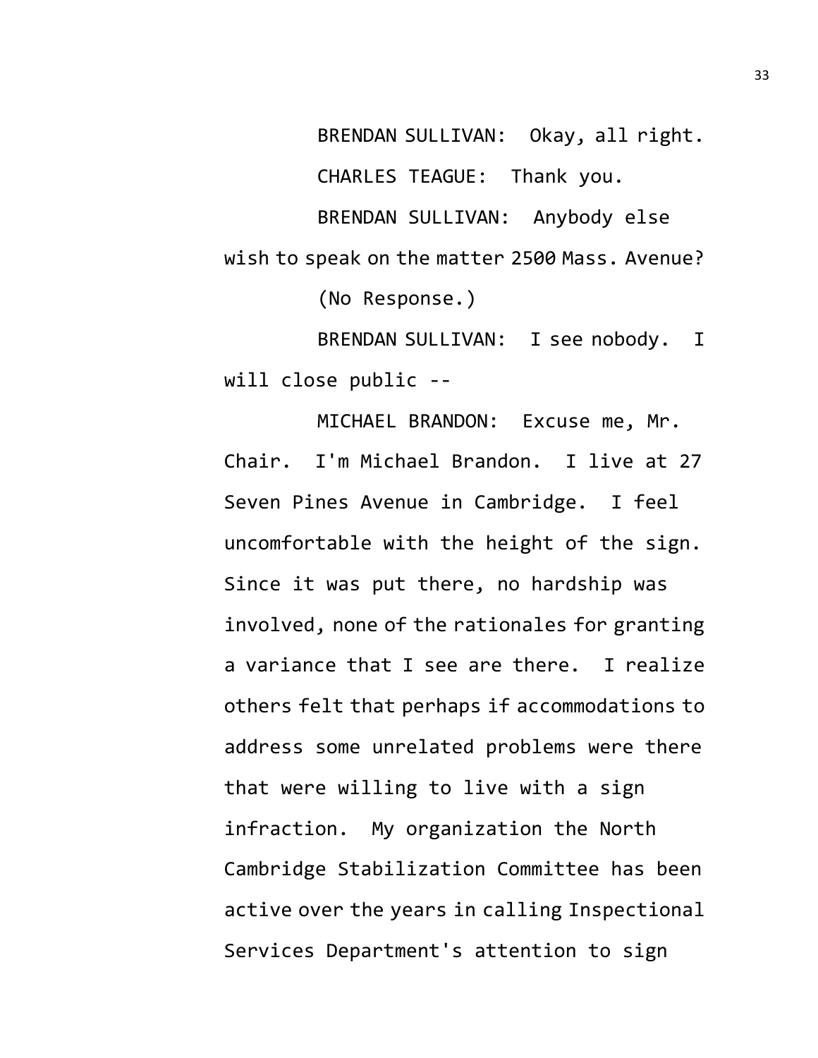BRENDAN SULLIVAN: Okay, all right.

CHARLES TEAGUE: Thank you.

BRENDAN SULLIVAN: Anybody else wish to speak on the matter 2500 Mass. Avenue?

(No Response.)

BRENDAN SULLIVAN: I see nobody. I will close public --

MICHAEL BRANDON: Excuse me, Mr. Chair. I'm Michael Brandon. I live at 27 Seven Pines Avenue in Cambridge. I feel uncomfortable with the height of the sign. Since it was put there, no hardship was involved, none of the rationales for granting a variance that I see are there. I realize others felt that perhaps if accommodations to address some unrelated problems were there that were willing to live with a sign infraction. My organization the North Cambridge Stabilization Committee has been active over the years in calling Inspectional Services Department's attention to sign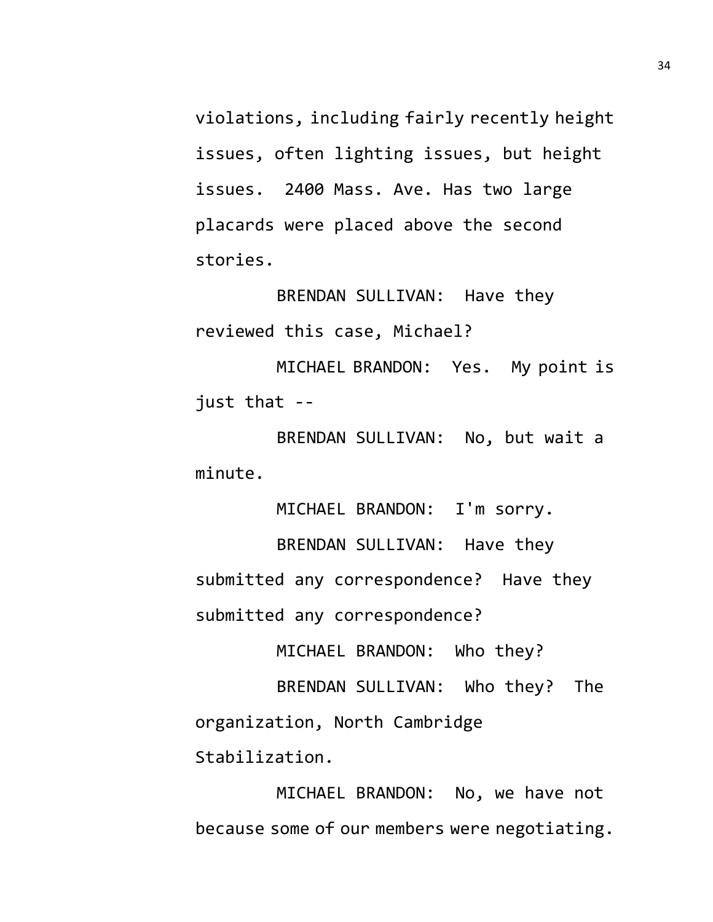violations, including fairly recently height issues, often lighting issues, but height issues. 2400 Mass. Ave. Has two large placards were placed above the second stories.

BRENDAN SULLIVAN: Have they reviewed this case, Michael?

MICHAEL BRANDON: Yes. My point is just that --

BRENDAN SULLIVAN: No, but wait a minute.

MICHAEL BRANDON: I'm sorry.

BRENDAN SULLIVAN: Have they submitted any correspondence? Have they submitted any correspondence?

MICHAEL BRANDON: Who they?

BRENDAN SULLIVAN: Who they? The organization, North Cambridge Stabilization.

MICHAEL BRANDON: No, we have not because some of our members were negotiating.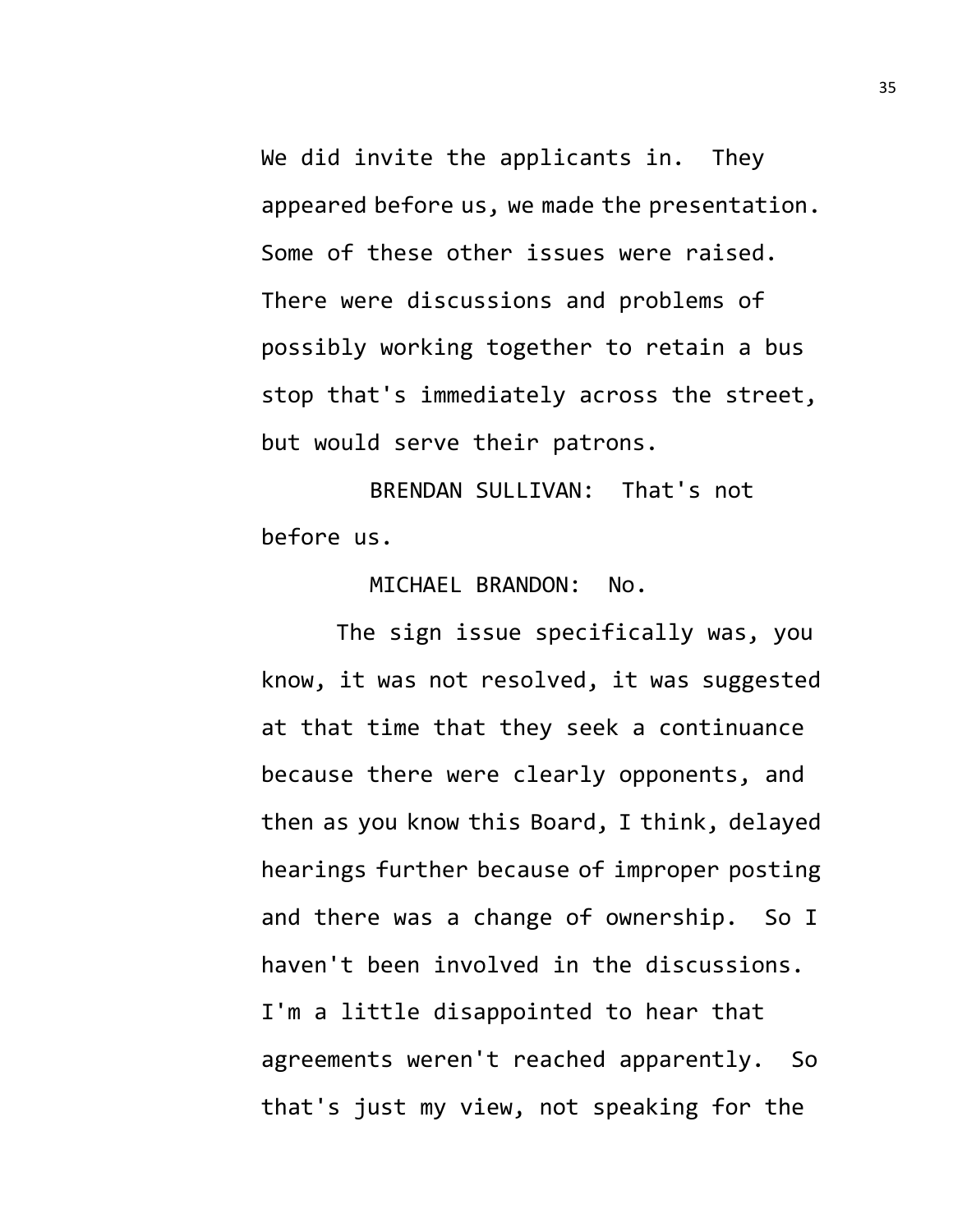We did invite the applicants in. They appeared before us, we made the presentation. Some of these other issues were raised. There were discussions and problems of possibly working together to retain a bus stop that's immediately across the street, but would serve their patrons.

BRENDAN SULLIVAN: That's not before us.

MICHAEL BRANDON: No.

The sign issue specifically was, you know, it was not resolved, it was suggested at that time that they seek a continuance because there were clearly opponents, and then as you know this Board, I think, delayed hearings further because of improper posting and there was a change of ownership. So I haven't been involved in the discussions. I'm a little disappointed to hear that agreements weren't reached apparently. So that's just my view, not speaking for the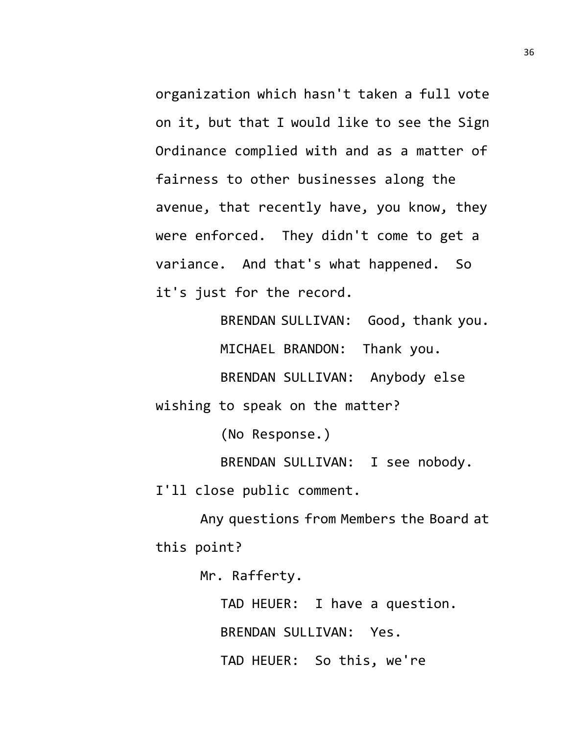organization which hasn't taken a full vote on it, but that I would like to see the Sign Ordinance complied with and as a matter of fairness to other businesses along the avenue, that recently have, you know, they were enforced. They didn't come to get a variance. And that's what happened. So it's just for the record.

BRENDAN SULLIVAN: Good, thank you.

MICHAEL BRANDON: Thank you.

BRENDAN SULLIVAN: Anybody else wishing to speak on the matter?

(No Response.)

BRENDAN SULLIVAN: I see nobody. I'll close public comment.

Any questions from Members the Board at this point?

Mr. Rafferty.

TAD HEUER: I have a question.

BRENDAN SULLIVAN: Yes.

TAD HEUER: So this, we're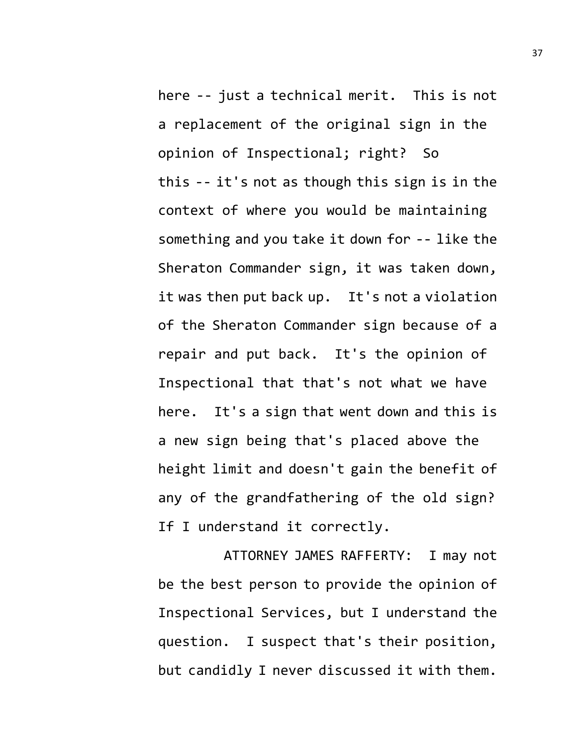here -- just a technical merit. This is not a replacement of the original sign in the opinion of Inspectional; right? So this -- it's not as though this sign is in the context of where you would be maintaining something and you take it down for -- like the Sheraton Commander sign, it was taken down, it was then put back up. It's not a violation of the Sheraton Commander sign because of a repair and put back. It's the opinion of Inspectional that that's not what we have here. It's a sign that went down and this is a new sign being that's placed above the height limit and doesn't gain the benefit of any of the grandfathering of the old sign? If I understand it correctly.

ATTORNEY JAMES RAFFERTY: I may not be the best person to provide the opinion of Inspectional Services, but I understand the question. I suspect that's their position, but candidly I never discussed it with them.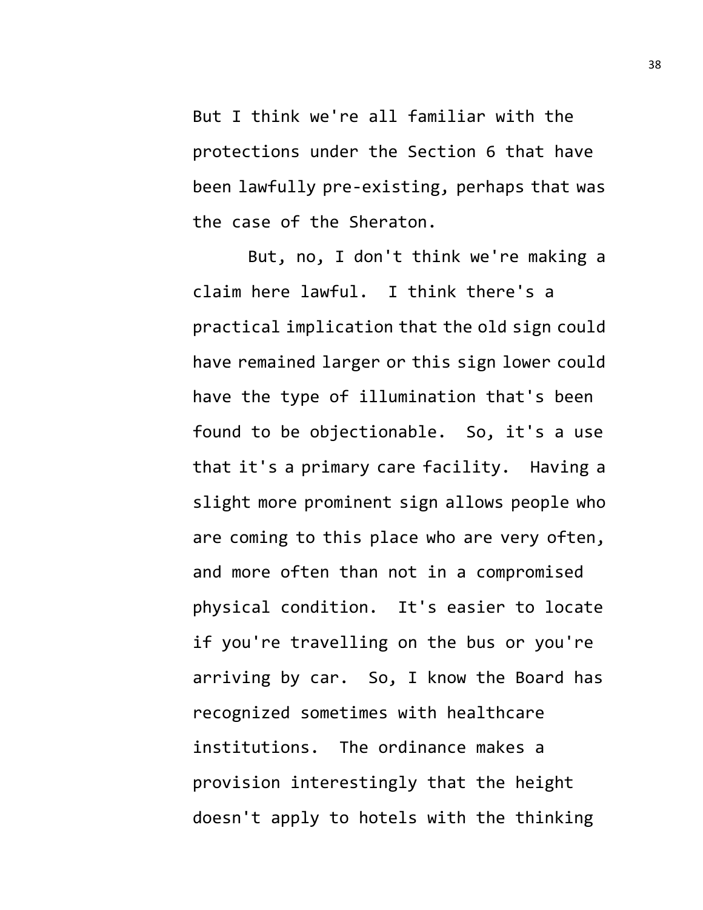But I think we're all familiar with the protections under the Section 6 that have been lawfully pre-existing, perhaps that was the case of the Sheraton.

But, no, I don't think we're making a claim here lawful. I think there's a practical implication that the old sign could have remained larger or this sign lower could have the type of illumination that's been found to be objectionable. So, it's a use that it's a primary care facility. Having a slight more prominent sign allows people who are coming to this place who are very often, and more often than not in a compromised physical condition. It's easier to locate if you're travelling on the bus or you're arriving by car. So, I know the Board has recognized sometimes with healthcare institutions. The ordinance makes a provision interestingly that the height doesn't apply to hotels with the thinking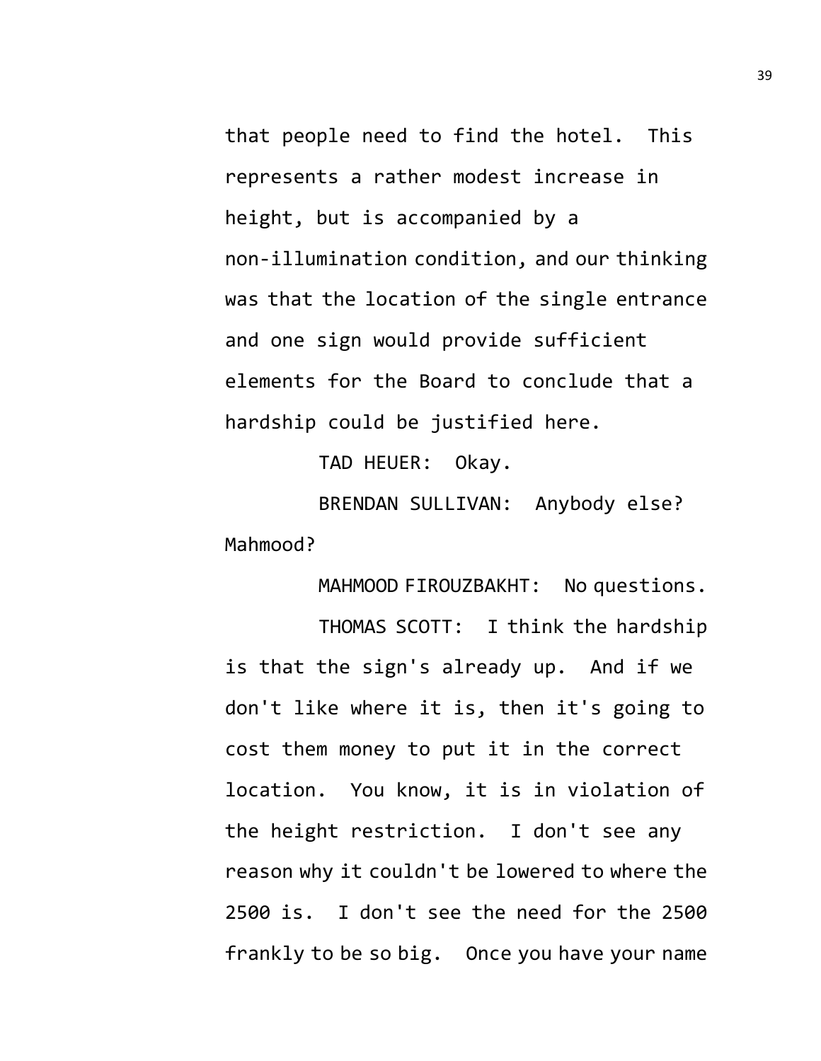that people need to find the hotel. This represents a rather modest increase in height, but is accompanied by a non-illumination condition, and our thinking was that the location of the single entrance and one sign would provide sufficient elements for the Board to conclude that a hardship could be justified here.

TAD HEUER: Okay.

BRENDAN SULLIVAN: Anybody else? Mahmood?

MAHMOOD FIROUZBAKHT: No questions.

THOMAS SCOTT: I think the hardship is that the sign's already up. And if we don't like where it is, then it's going to cost them money to put it in the correct location. You know, it is in violation of the height restriction. I don't see any reason why it couldn't be lowered to where the 2500 is. I don't see the need for the 2500 frankly to be so big. Once you have your name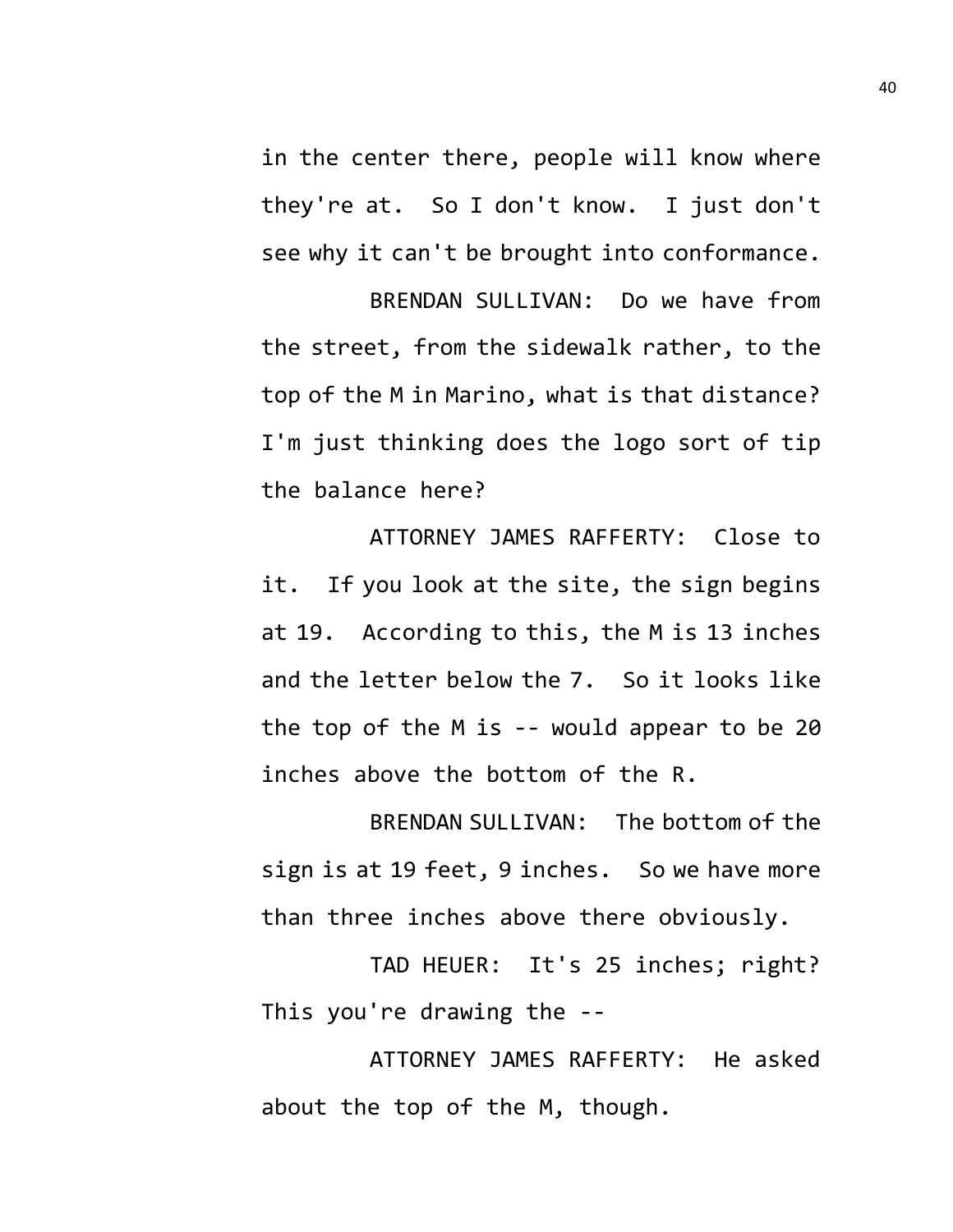in the center there, people will know where they're at. So I don't know. I just don't see why it can't be brought into conformance.

BRENDAN SULLIVAN: Do we have from the street, from the sidewalk rather, to the top of the M in Marino, what is that distance? I'm just thinking does the logo sort of tip the balance here?

ATTORNEY JAMES RAFFERTY: Close to it. If you look at the site, the sign begins at 19. According to this, the M is 13 inches and the letter below the 7. So it looks like the top of the M is -- would appear to be 20 inches above the bottom of the R.

BRENDAN SULLIVAN: The bottom of the sign is at 19 feet, 9 inches. So we have more than three inches above there obviously.

TAD HEUER: It's 25 inches; right? This you're drawing the --

ATTORNEY JAMES RAFFERTY: He asked about the top of the M, though.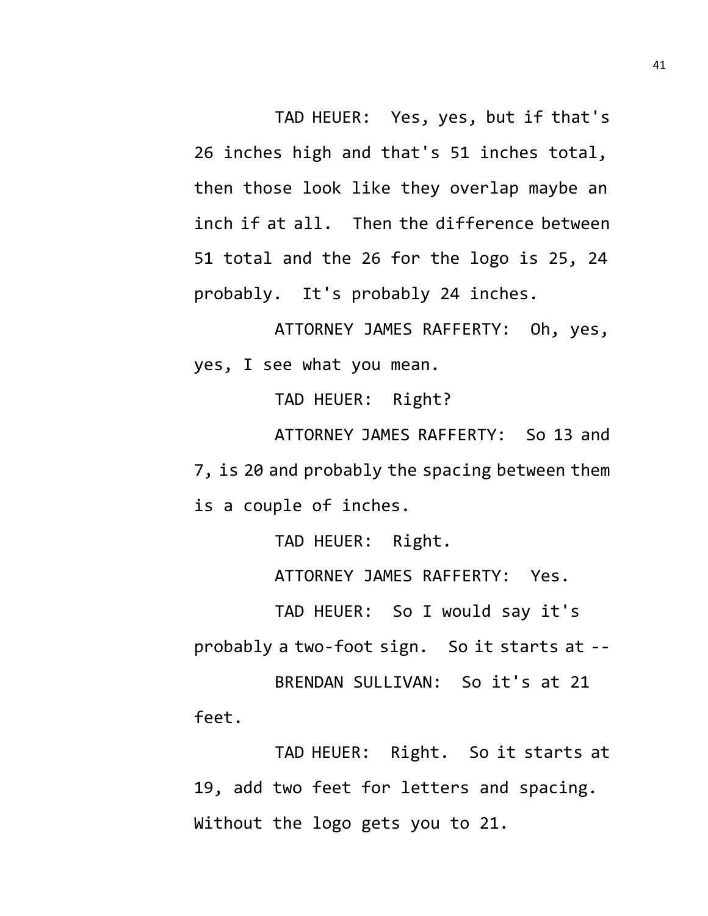TAD HEUER: Yes, yes, but if that's 26 inches high and that's 51 inches total, then those look like they overlap maybe an inch if at all. Then the difference between 51 total and the 26 for the logo is 25, 24 probably. It's probably 24 inches.

ATTORNEY JAMES RAFFERTY: Oh, yes, yes, I see what you mean.

TAD HEUER: Right?

ATTORNEY JAMES RAFFERTY: So 13 and 7, is 20 and probably the spacing between them is a couple of inches.

TAD HEUER: Right.

ATTORNEY JAMES RAFFERTY: Yes.

TAD HEUER: So I would say it's probably a two-foot sign. So it starts at --

BRENDAN SULLIVAN: So it's at 21 feet.

TAD HEUER: Right. So it starts at 19, add two feet for letters and spacing. Without the logo gets you to 21.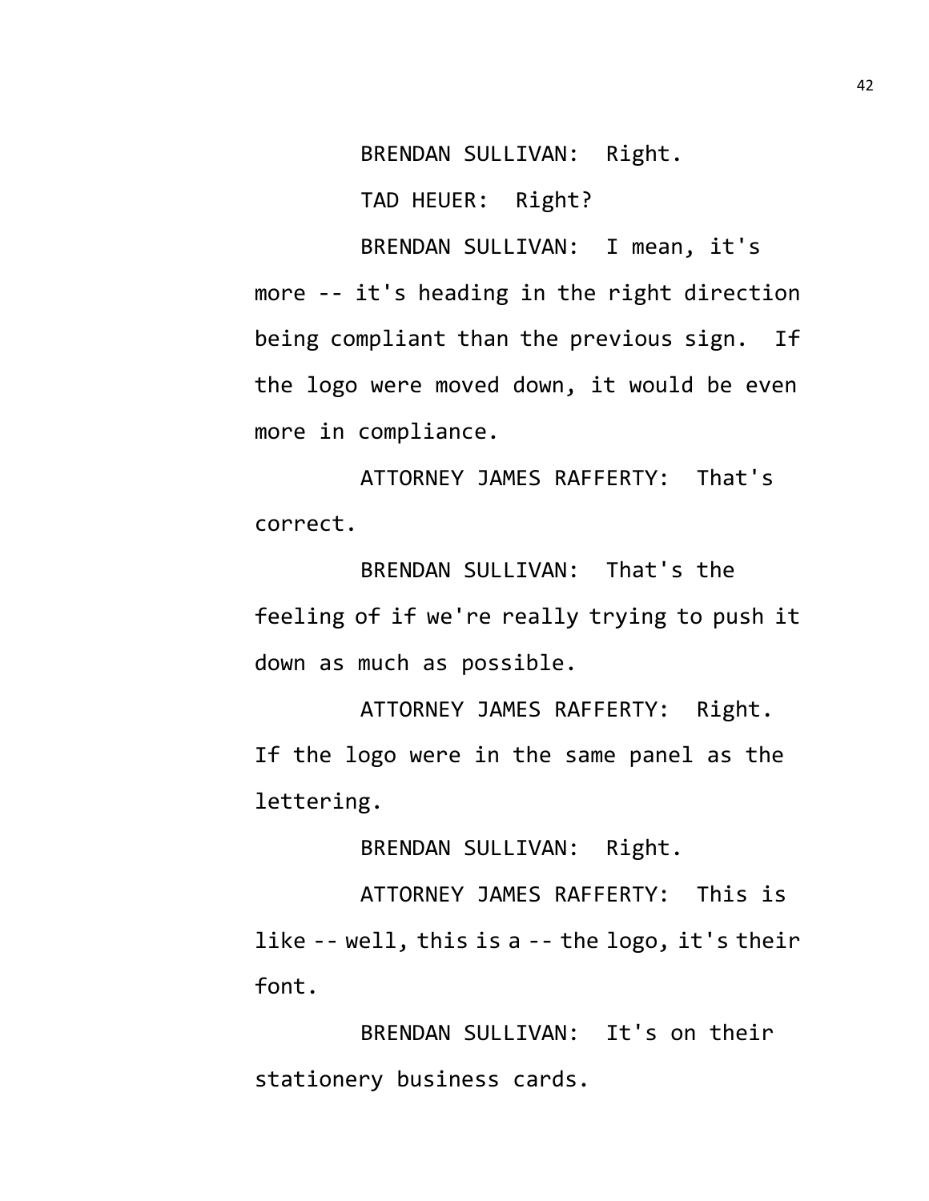BRENDAN SULLIVAN: Right.

TAD HEUER: Right?

BRENDAN SULLIVAN: I mean, it's more -- it's heading in the right direction being compliant than the previous sign. If the logo were moved down, it would be even more in compliance.

ATTORNEY JAMES RAFFERTY: That's correct.

BRENDAN SULLIVAN: That's the feeling of if we're really trying to push it down as much as possible.

ATTORNEY JAMES RAFFERTY: Right. If the logo were in the same panel as the lettering.

BRENDAN SULLIVAN: Right.

ATTORNEY JAMES RAFFERTY: This is like -- well, this is a -- the logo, it's their font.

BRENDAN SULLIVAN: It's on their stationery business cards.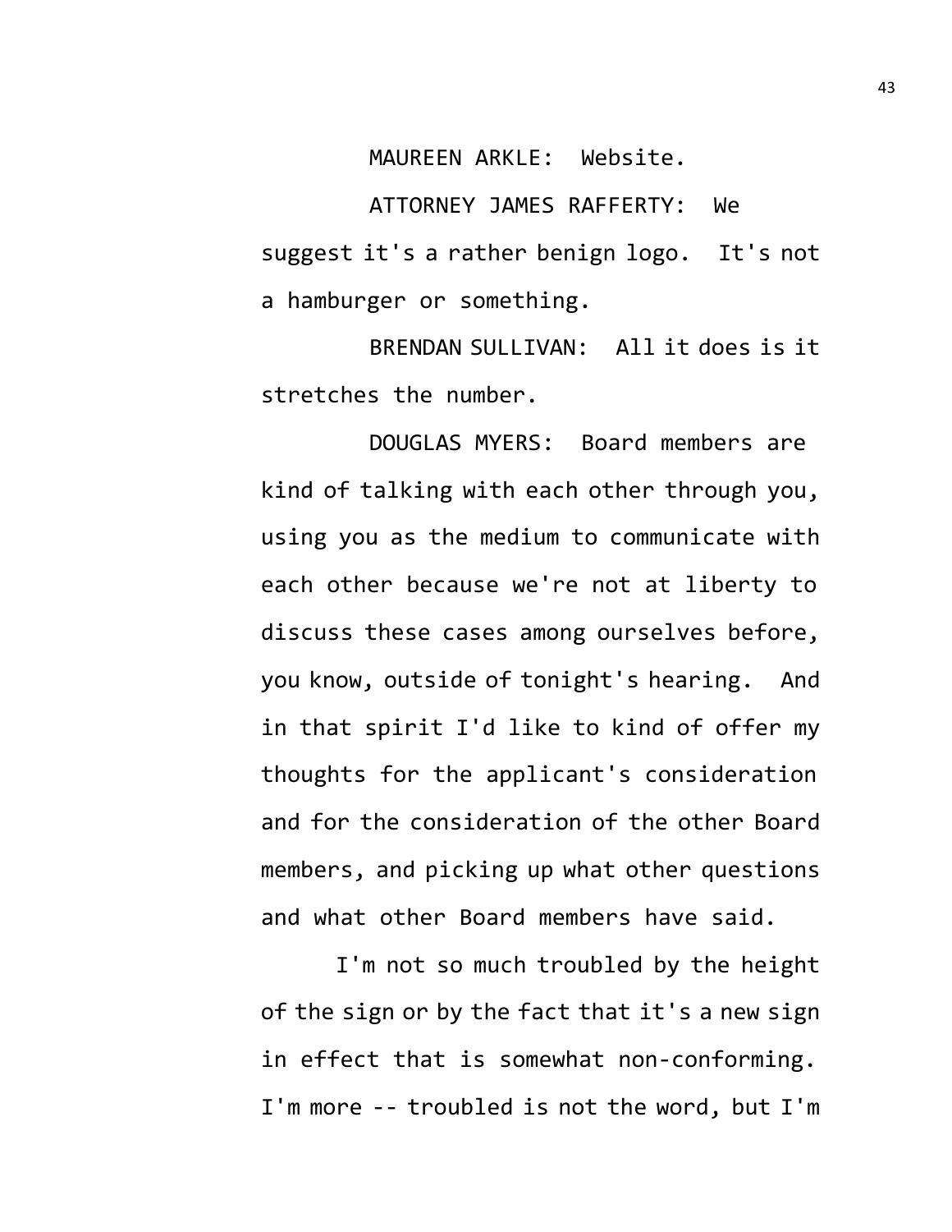MAUREEN ARKLE: Website.

ATTORNEY JAMES RAFFERTY: We suggest it's a rather benign logo. It's not a hamburger or something.

BRENDAN SULLIVAN: All it does is it stretches the number.

DOUGLAS MYERS: Board members are kind of talking with each other through you, using you as the medium to communicate with each other because we're not at liberty to discuss these cases among ourselves before, you know, outside of tonight's hearing. And in that spirit I'd like to kind of offer my thoughts for the applicant's consideration and for the consideration of the other Board members, and picking up what other questions and what other Board members have said.

I'm not so much troubled by the height of the sign or by the fact that it's a new sign in effect that is somewhat non-conforming. I'm more -- troubled is not the word, but I'm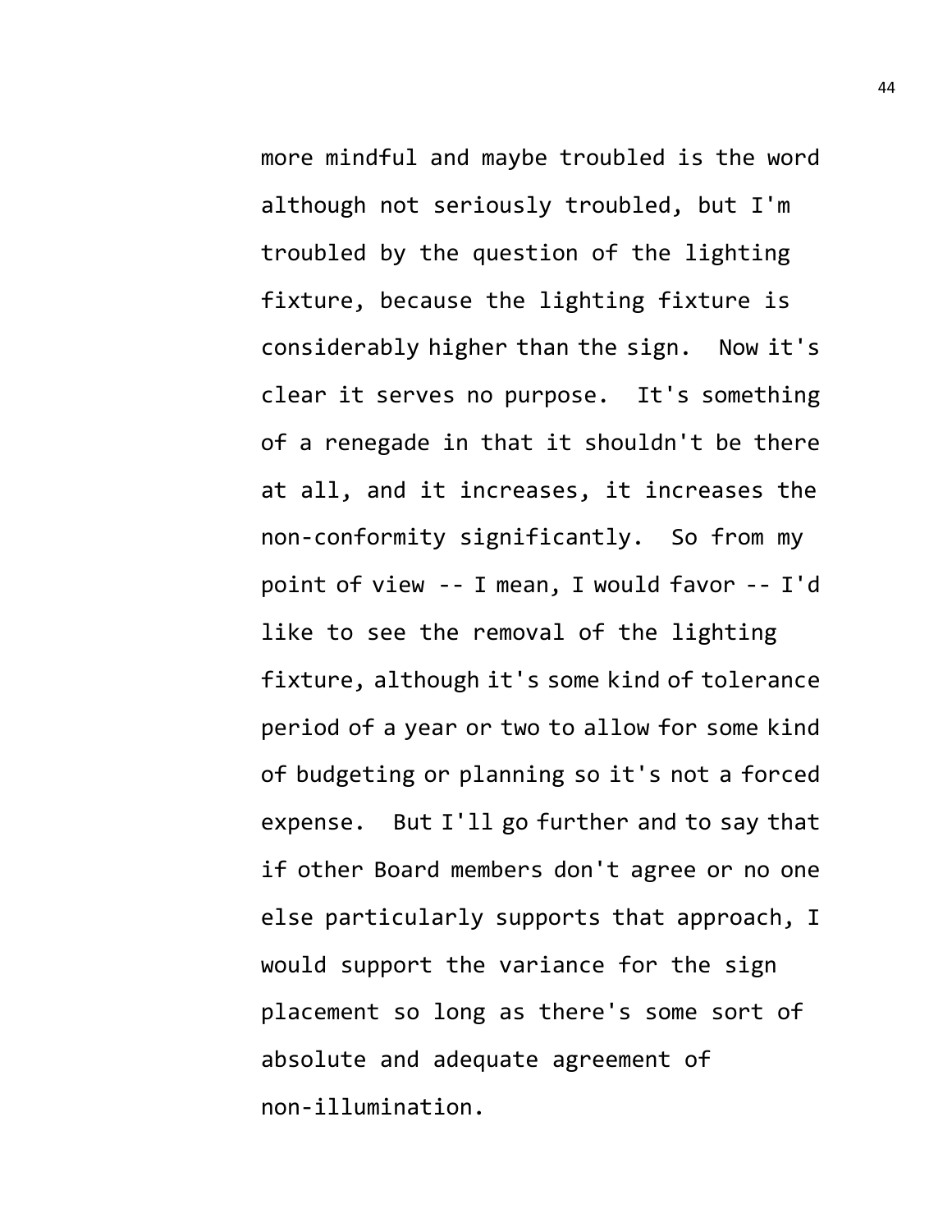more mindful and maybe troubled is the word although not seriously troubled, but I'm troubled by the question of the lighting fixture, because the lighting fixture is considerably higher than the sign. Now it's clear it serves no purpose. It's something of a renegade in that it shouldn't be there at all, and it increases, it increases the non-conformity significantly. So from my point of view -- I mean, I would favor -- I'd like to see the removal of the lighting fixture, although it's some kind of tolerance period of a year or two to allow for some kind of budgeting or planning so it's not a forced expense. But I'll go further and to say that if other Board members don't agree or no one else particularly supports that approach, I would support the variance for the sign placement so long as there's some sort of absolute and adequate agreement of non-illumination.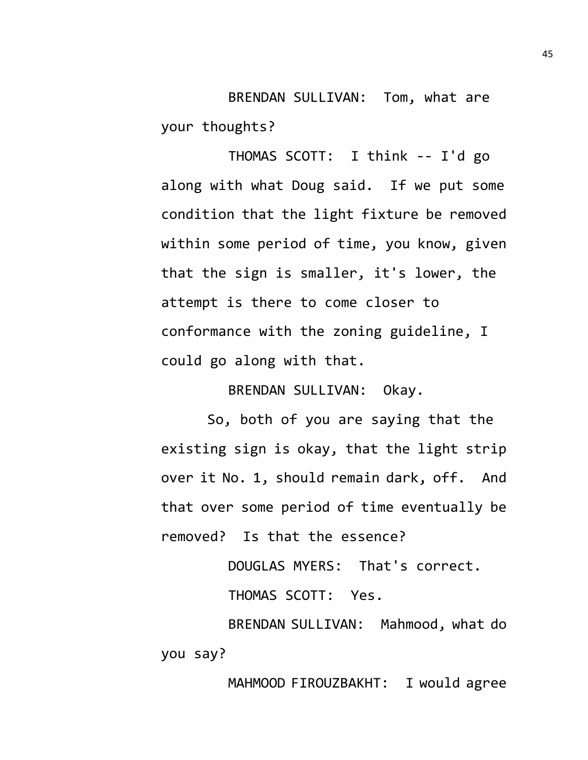BRENDAN SULLIVAN: Tom, what are your thoughts?

THOMAS SCOTT: I think -- I'd go along with what Doug said. If we put some condition that the light fixture be removed within some period of time, you know, given that the sign is smaller, it's lower, the attempt is there to come closer to conformance with the zoning guideline, I could go along with that.

BRENDAN SULLIVAN: Okay.

So, both of you are saying that the existing sign is okay, that the light strip over it No. 1, should remain dark, off. And that over some period of time eventually be removed? Is that the essence?

DOUGLAS MYERS: That's correct.

THOMAS SCOTT: Yes.

BRENDAN SULLIVAN: Mahmood, what do you say?

MAHMOOD FIROUZBAKHT: I would agree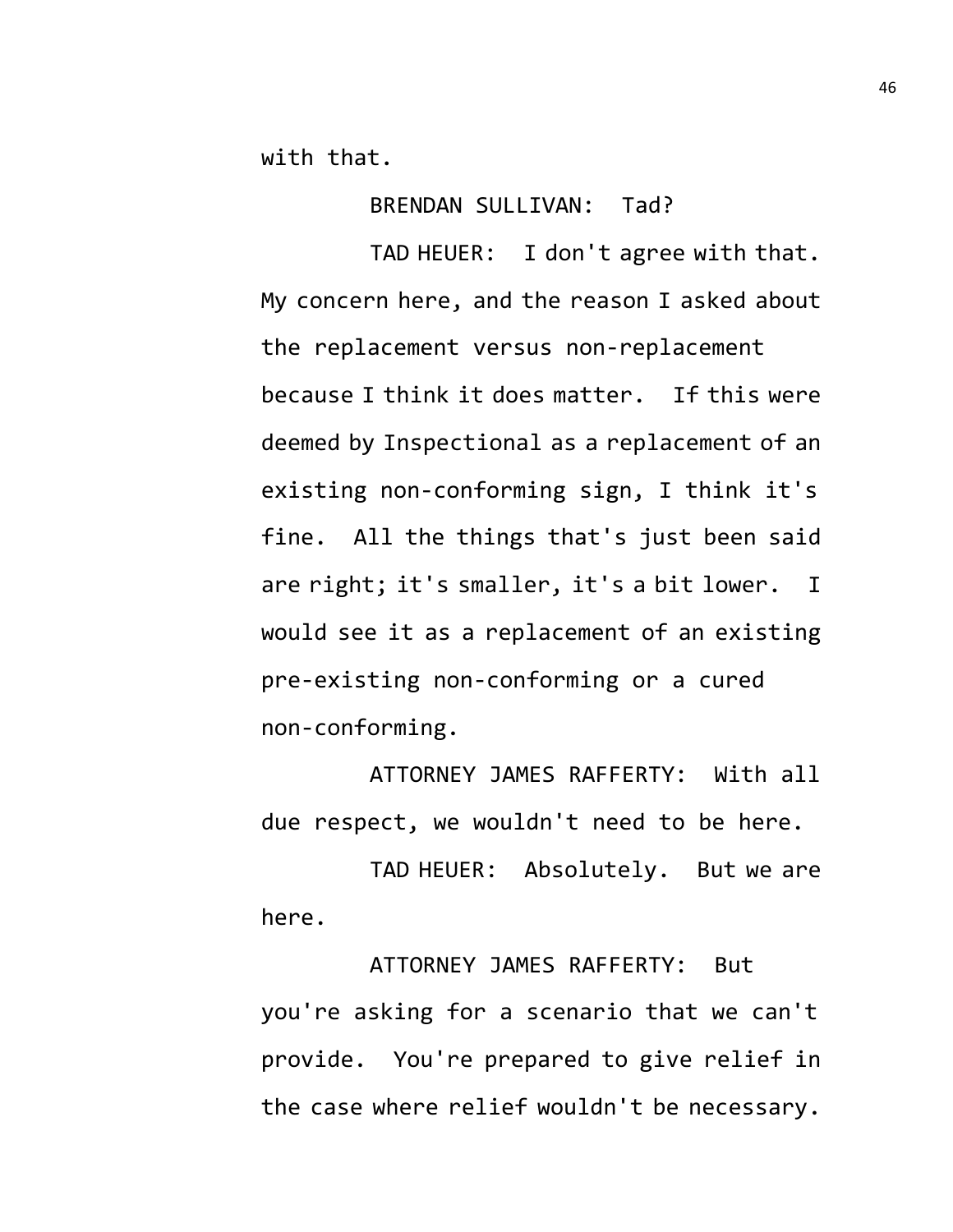with that.

BRENDAN SULLIVAN: Tad?

TAD HEUER: I don't agree with that. My concern here, and the reason I asked about the replacement versus non-replacement because I think it does matter. If this were deemed by Inspectional as a replacement of an existing non-conforming sign, I think it's fine. All the things that's just been said are right; it's smaller, it's a bit lower. I would see it as a replacement of an existing pre-existing non-conforming or a cured non-conforming.

ATTORNEY JAMES RAFFERTY: With all due respect, we wouldn't need to be here.

TAD HEUER: Absolutely. But we are here.

ATTORNEY JAMES RAFFERTY: But you're asking for a scenario that we can't provide. You're prepared to give relief in the case where relief wouldn't be necessary.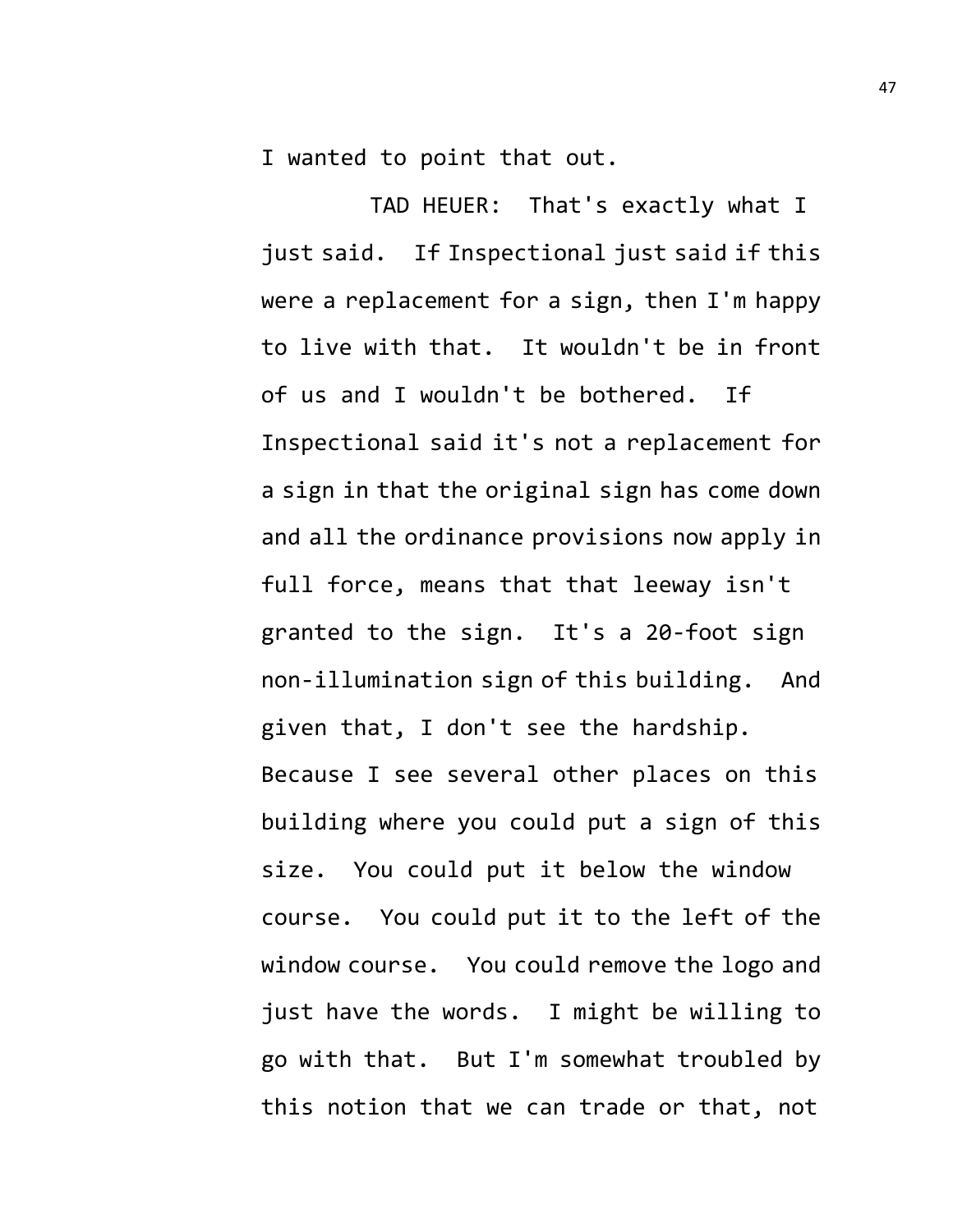I wanted to point that out.

TAD HEUER: That's exactly what I just said. If Inspectional just said if this were a replacement for a sign, then I'm happy to live with that. It wouldn't be in front of us and I wouldn't be bothered. If Inspectional said it's not a replacement for a sign in that the original sign has come down and all the ordinance provisions now apply in full force, means that that leeway isn't granted to the sign. It's a 20-foot sign non-illumination sign of this building. And given that, I don't see the hardship. Because I see several other places on this building where you could put a sign of this size. You could put it below the window course. You could put it to the left of the window course. You could remove the logo and just have the words. I might be willing to go with that. But I'm somewhat troubled by this notion that we can trade or that, not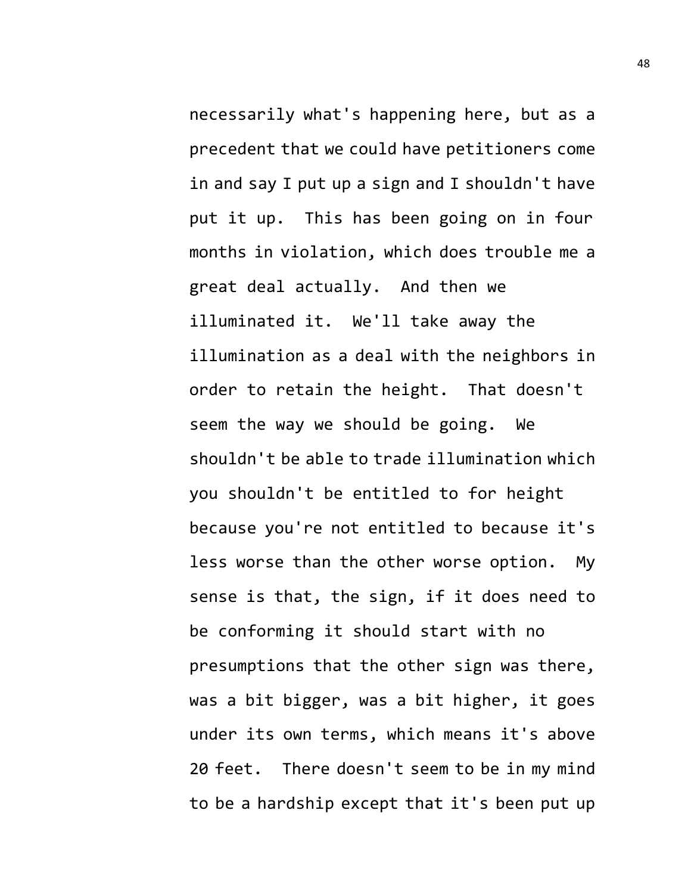necessarily what's happening here, but as a precedent that we could have petitioners come in and say I put up a sign and I shouldn't have put it up. This has been going on in four months in violation, which does trouble me a great deal actually. And then we illuminated it. We'll take away the illumination as a deal with the neighbors in order to retain the height. That doesn't seem the way we should be going. We shouldn't be able to trade illumination which you shouldn't be entitled to for height because you're not entitled to because it's less worse than the other worse option. My sense is that, the sign, if it does need to be conforming it should start with no presumptions that the other sign was there, was a bit bigger, was a bit higher, it goes under its own terms, which means it's above 20 feet. There doesn't seem to be in my mind to be a hardship except that it's been put up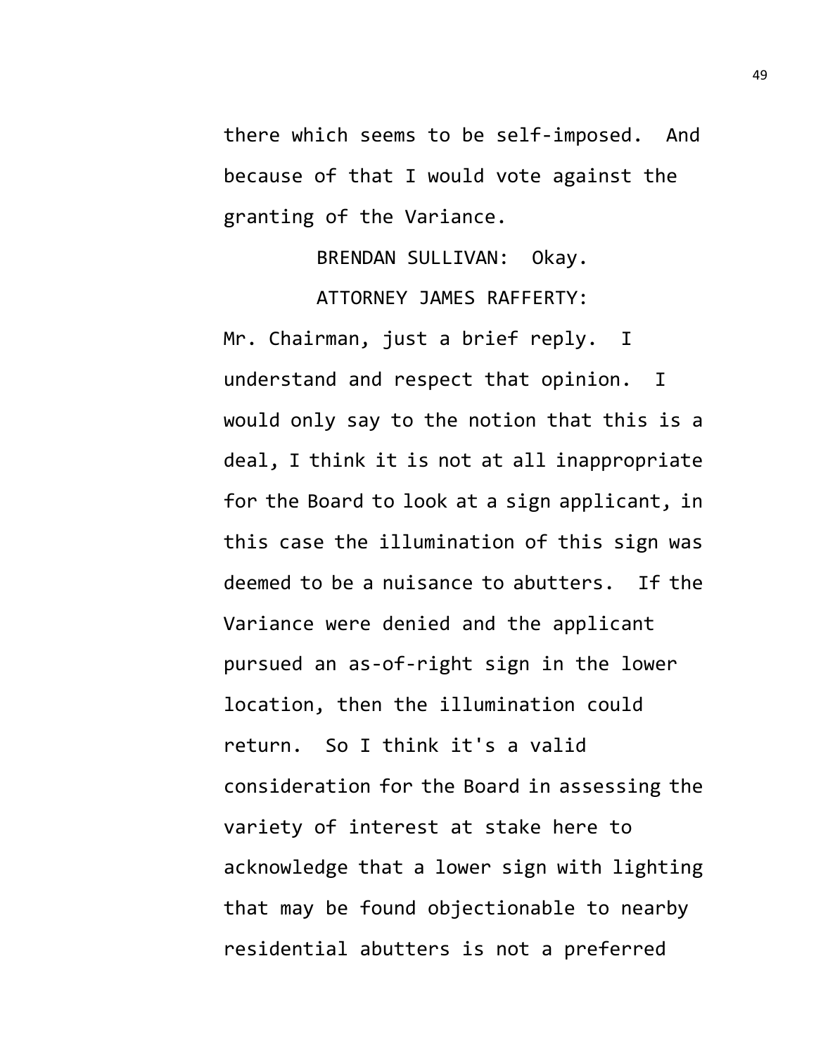there which seems to be self-imposed. And because of that I would vote against the granting of the Variance.

BRENDAN SULLIVAN: Okay.

ATTORNEY JAMES RAFFERTY: Mr. Chairman, just a brief reply. I understand and respect that opinion. I would only say to the notion that this is a deal, I think it is not at all inappropriate for the Board to look at a sign applicant, in this case the illumination of this sign was deemed to be a nuisance to abutters. If the Variance were denied and the applicant pursued an as-of-right sign in the lower location, then the illumination could return. So I think it's a valid consideration for the Board in assessing the variety of interest at stake here to acknowledge that a lower sign with lighting that may be found objectionable to nearby residential abutters is not a preferred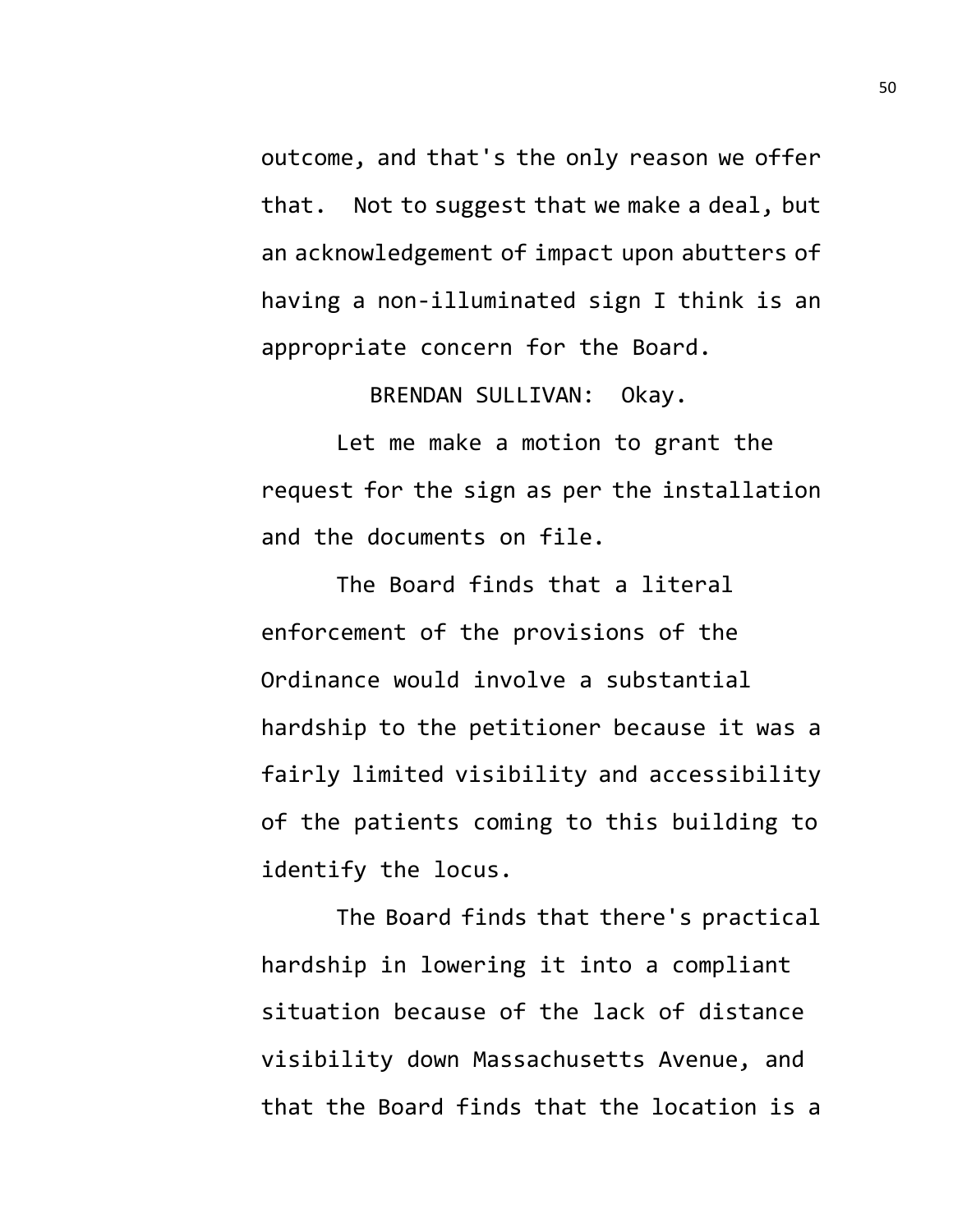outcome, and that's the only reason we offer that. Not to suggest that we make a deal, but an acknowledgement of impact upon abutters of having a non-illuminated sign I think is an appropriate concern for the Board.

BRENDAN SULLIVAN: Okay.

Let me make a motion to grant the request for the sign as per the installation and the documents on file.

The Board finds that a literal enforcement of the provisions of the Ordinance would involve a substantial hardship to the petitioner because it was a fairly limited visibility and accessibility of the patients coming to this building to identify the locus.

The Board finds that there's practical hardship in lowering it into a compliant situation because of the lack of distance visibility down Massachusetts Avenue, and that the Board finds that the location is a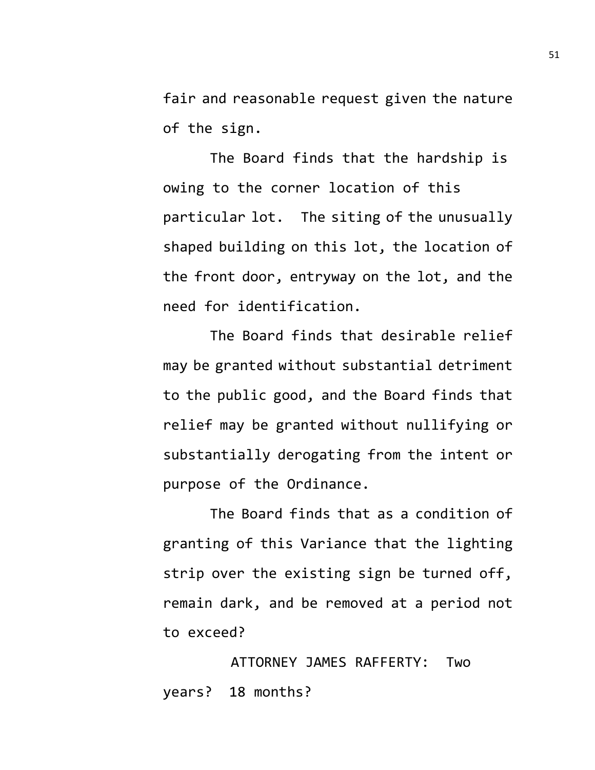fair and reasonable request given the nature of the sign.

The Board finds that the hardship is owing to the corner location of this particular lot. The siting of the unusually shaped building on this lot, the location of the front door, entryway on the lot, and the need for identification.

The Board finds that desirable relief may be granted without substantial detriment to the public good, and the Board finds that relief may be granted without nullifying or substantially derogating from the intent or purpose of the Ordinance.

The Board finds that as a condition of granting of this Variance that the lighting strip over the existing sign be turned off, remain dark, and be removed at a period not to exceed?

ATTORNEY JAMES RAFFERTY: Two years? 18 months?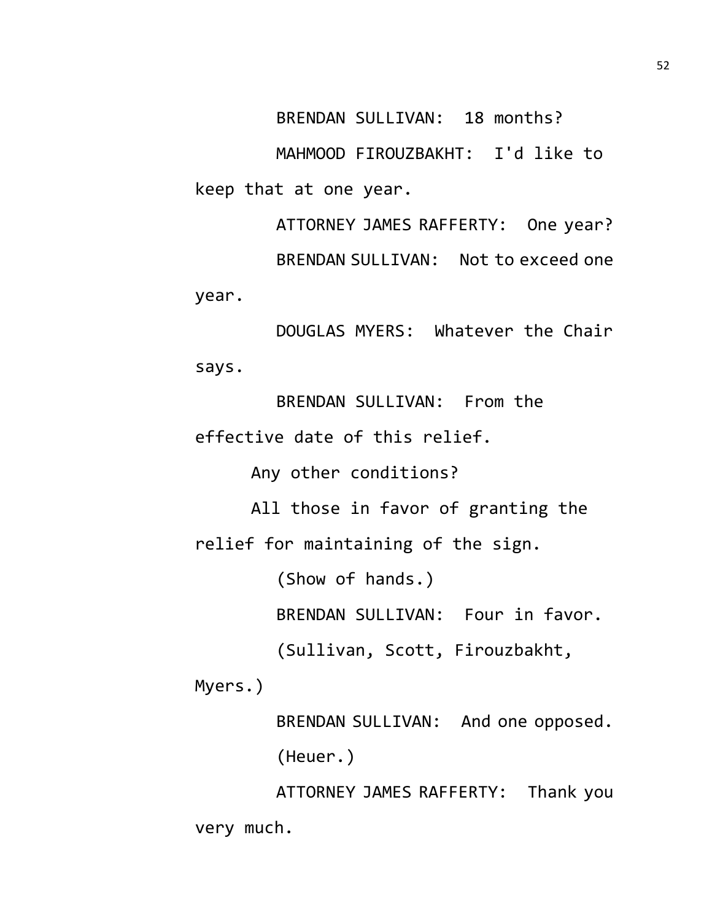BRENDAN SULLIVAN: 18 months?

MAHMOOD FIROUZBAKHT: I'd like to keep that at one year.

ATTORNEY JAMES RAFFERTY: One year?

BRENDAN SULLIVAN: Not to exceed one year.

DOUGLAS MYERS: Whatever the Chair says.

BRENDAN SULLIVAN: From the effective date of this relief.

Any other conditions?

All those in favor of granting the relief for maintaining of the sign.

(Show of hands.)

BRENDAN SULLIVAN: Four in favor.

(Sullivan, Scott, Firouzbakht, Myers.)

BRENDAN SULLIVAN: And one opposed.

(Heuer.)

ATTORNEY JAMES RAFFERTY: Thank you very much.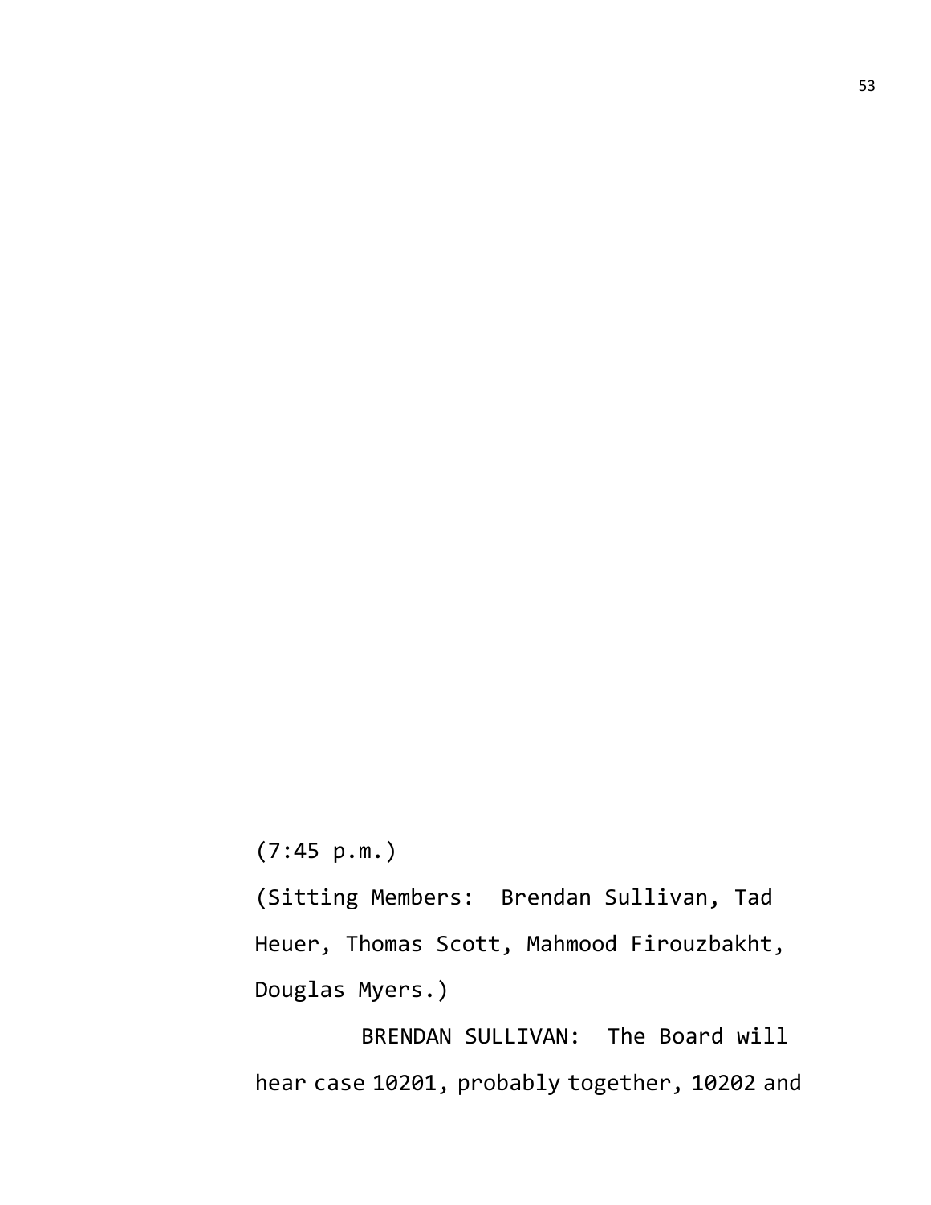(7:45 p.m.)

(Sitting Members: Brendan Sullivan, Tad Heuer, Thomas Scott, Mahmood Firouzbakht, Douglas Myers.)

BRENDAN SULLIVAN: The Board will hear case 10201, probably together, 10202 and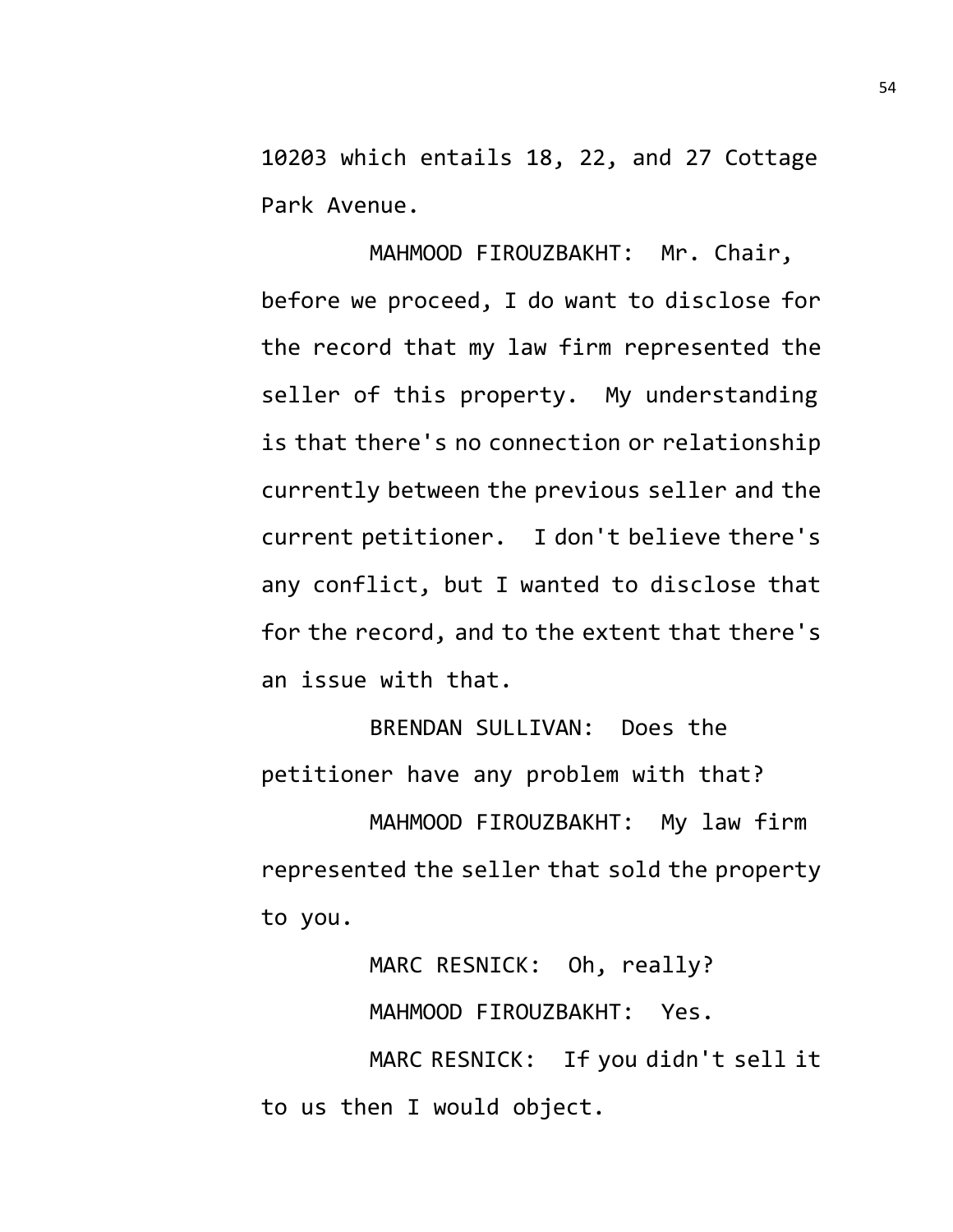10203 which entails 18, 22, and 27 Cottage Park Avenue.

MAHMOOD FIROUZBAKHT: Mr. Chair, before we proceed, I do want to disclose for the record that my law firm represented the seller of this property. My understanding is that there's no connection or relationship currently between the previous seller and the current petitioner. I don't believe there's any conflict, but I wanted to disclose that for the record, and to the extent that there's an issue with that.

BRENDAN SULLIVAN: Does the petitioner have any problem with that?

MAHMOOD FIROUZBAKHT: My law firm represented the seller that sold the property to you.

MARC RESNICK: Oh, really?

MAHMOOD FIROUZBAKHT: Yes.

MARC RESNICK: If you didn't sell it to us then I would object.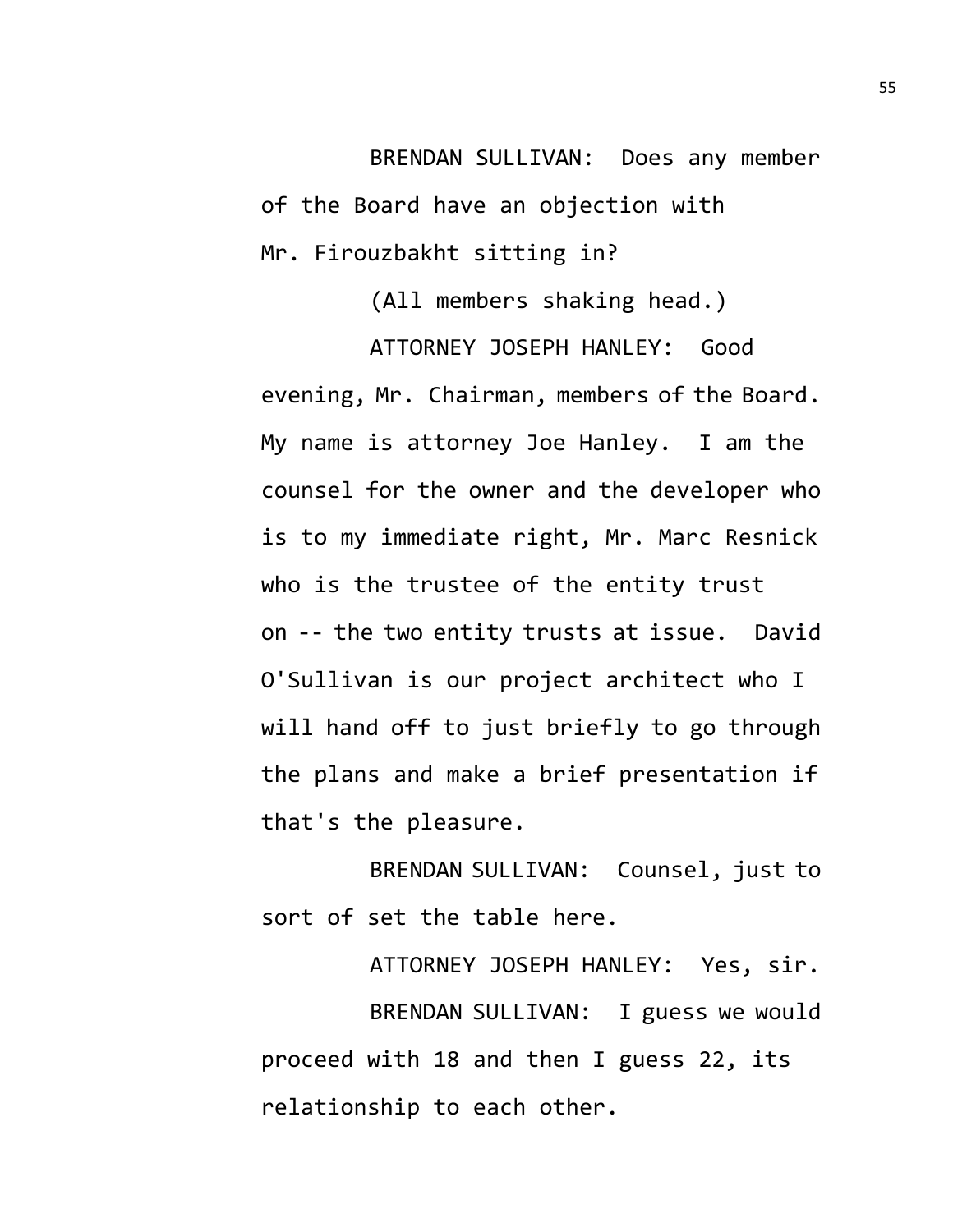BRENDAN SULLIVAN: Does any member of the Board have an objection with Mr. Firouzbakht sitting in?

(All members shaking head.)

ATTORNEY JOSEPH HANLEY: Good evening, Mr. Chairman, members of the Board. My name is attorney Joe Hanley. I am the counsel for the owner and the developer who is to my immediate right, Mr. Marc Resnick who is the trustee of the entity trust on -- the two entity trusts at issue. David O'Sullivan is our project architect who I will hand off to just briefly to go through the plans and make a brief presentation if that's the pleasure.

BRENDAN SULLIVAN: Counsel, just to sort of set the table here.

ATTORNEY JOSEPH HANLEY: Yes, sir.

BRENDAN SULLIVAN: I guess we would proceed with 18 and then I guess 22, its relationship to each other.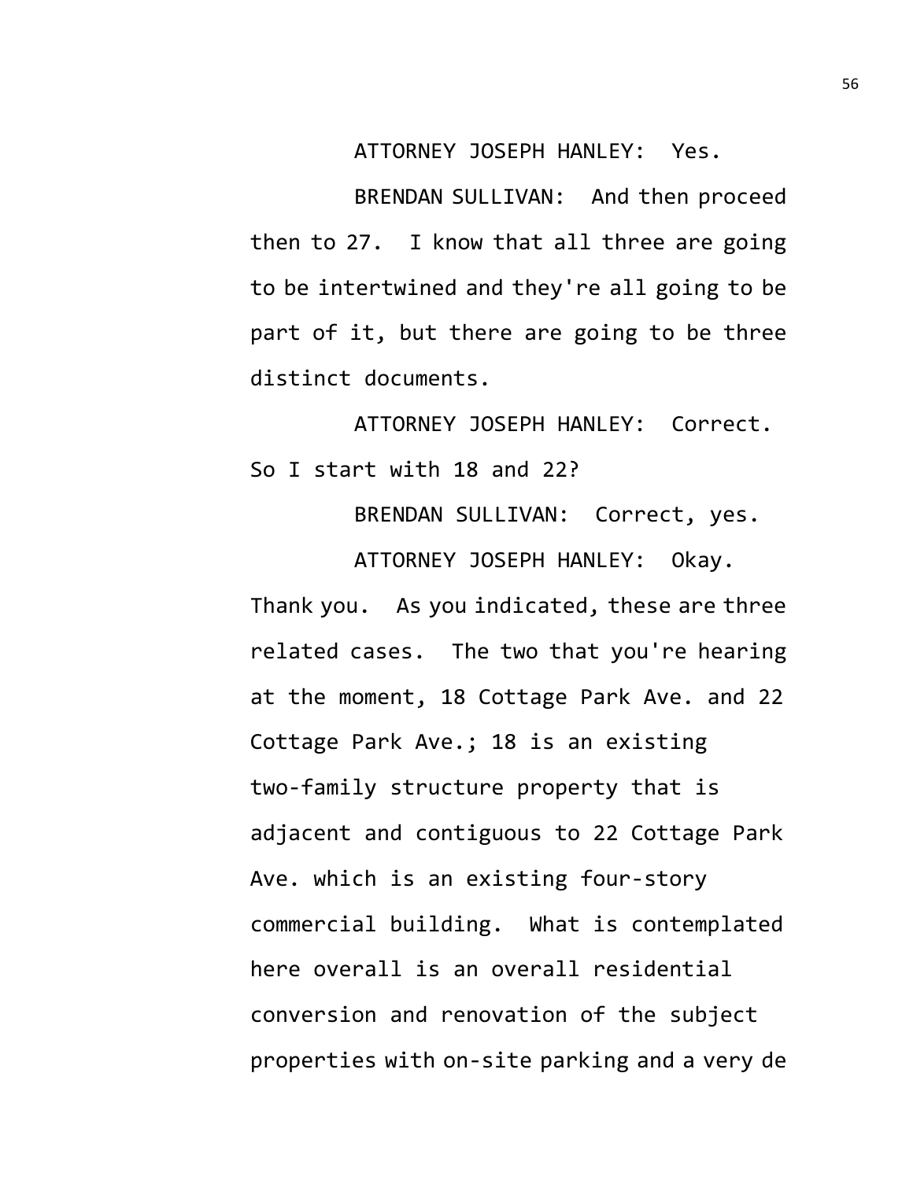ATTORNEY JOSEPH HANLEY: Yes.

BRENDAN SULLIVAN: And then proceed then to 27. I know that all three are going to be intertwined and they're all going to be part of it, but there are going to be three distinct documents.

ATTORNEY JOSEPH HANLEY: Correct. So I start with 18 and 22?

BRENDAN SULLIVAN: Correct, yes.

ATTORNEY JOSEPH HANLEY: Okay. Thank you. As you indicated, these are three related cases. The two that you're hearing at the moment, 18 Cottage Park Ave. and 22 Cottage Park Ave.; 18 is an existing two-family structure property that is adjacent and contiguous to 22 Cottage Park Ave. which is an existing four-story commercial building. What is contemplated here overall is an overall residential conversion and renovation of the subject properties with on-site parking and a very de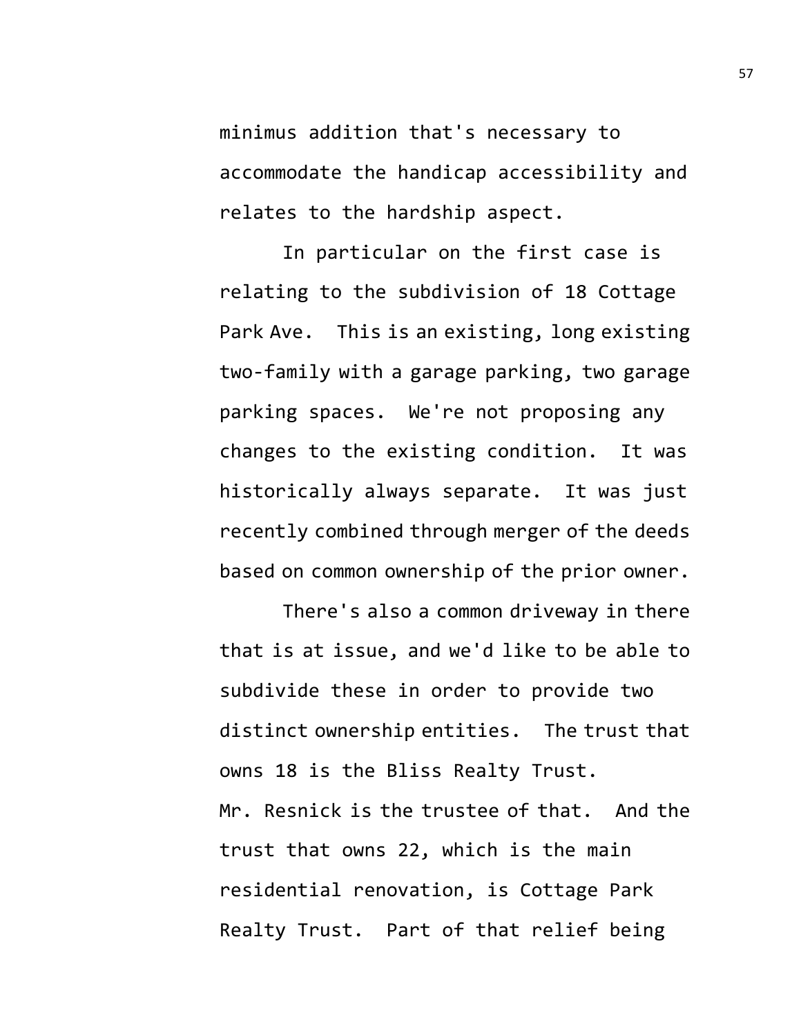minimus addition that's necessary to accommodate the handicap accessibility and relates to the hardship aspect.

In particular on the first case is relating to the subdivision of 18 Cottage Park Ave. This is an existing, long existing two-family with a garage parking, two garage parking spaces. We're not proposing any changes to the existing condition. It was historically always separate. It was just recently combined through merger of the deeds based on common ownership of the prior owner.

There's also a common driveway in there that is at issue, and we'd like to be able to subdivide these in order to provide two distinct ownership entities. The trust that owns 18 is the Bliss Realty Trust. Mr. Resnick is the trustee of that. And the trust that owns 22, which is the main residential renovation, is Cottage Park Realty Trust. Part of that relief being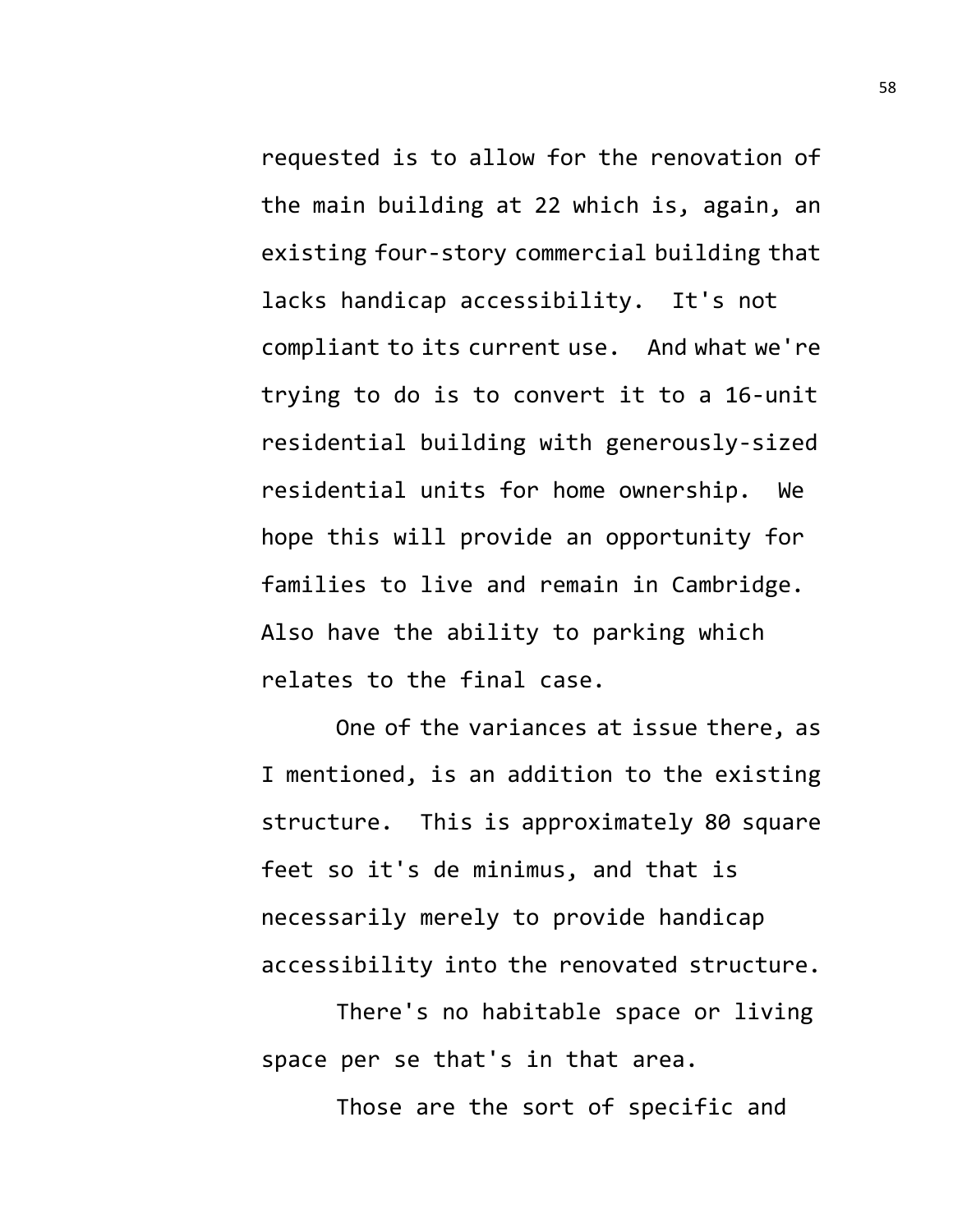requested is to allow for the renovation of the main building at 22 which is, again, an existing four-story commercial building that lacks handicap accessibility. It's not compliant to its current use. And what we're trying to do is to convert it to a 16-unit residential building with generously-sized residential units for home ownership. We hope this will provide an opportunity for families to live and remain in Cambridge. Also have the ability to parking which relates to the final case.

One of the variances at issue there, as I mentioned, is an addition to the existing structure. This is approximately 80 square feet so it's de minimus, and that is necessarily merely to provide handicap accessibility into the renovated structure.

There's no habitable space or living space per se that's in that area.

Those are the sort of specific and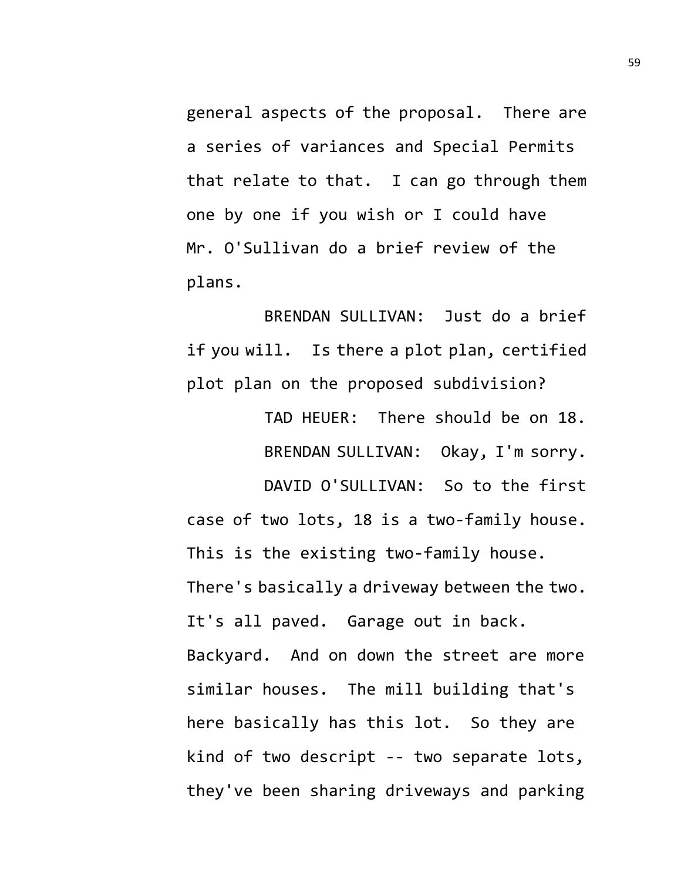general aspects of the proposal. There are a series of variances and Special Permits that relate to that. I can go through them one by one if you wish or I could have Mr. O'Sullivan do a brief review of the plans.

BRENDAN SULLIVAN: Just do a brief if you will. Is there a plot plan, certified plot plan on the proposed subdivision?

TAD HEUER: There should be on 18.

BRENDAN SULLIVAN: Okay, I'm sorry.

DAVID O'SULLIVAN: So to the first case of two lots, 18 is a two-family house. This is the existing two-family house. There's basically a driveway between the two. It's all paved. Garage out in back. Backyard. And on down the street are more similar houses. The mill building that's here basically has this lot. So they are kind of two descript -- two separate lots, they've been sharing driveways and parking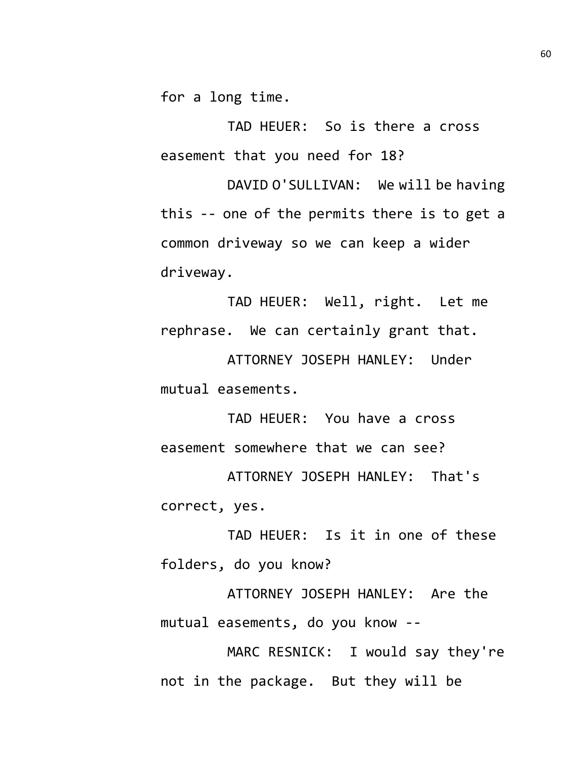for a long time.

TAD HEUER: So is there a cross easement that you need for 18?

DAVID O'SULLIVAN: We will be having this -- one of the permits there is to get a common driveway so we can keep a wider driveway.

TAD HEUER: Well, right. Let me rephrase. We can certainly grant that.

ATTORNEY JOSEPH HANLEY: Under mutual easements.

TAD HEUER: You have a cross easement somewhere that we can see?

ATTORNEY JOSEPH HANLEY: That's correct, yes.

TAD HEUER: Is it in one of these folders, do you know?

ATTORNEY JOSEPH HANLEY: Are the mutual easements, do you know --

MARC RESNICK: I would say they're not in the package. But they will be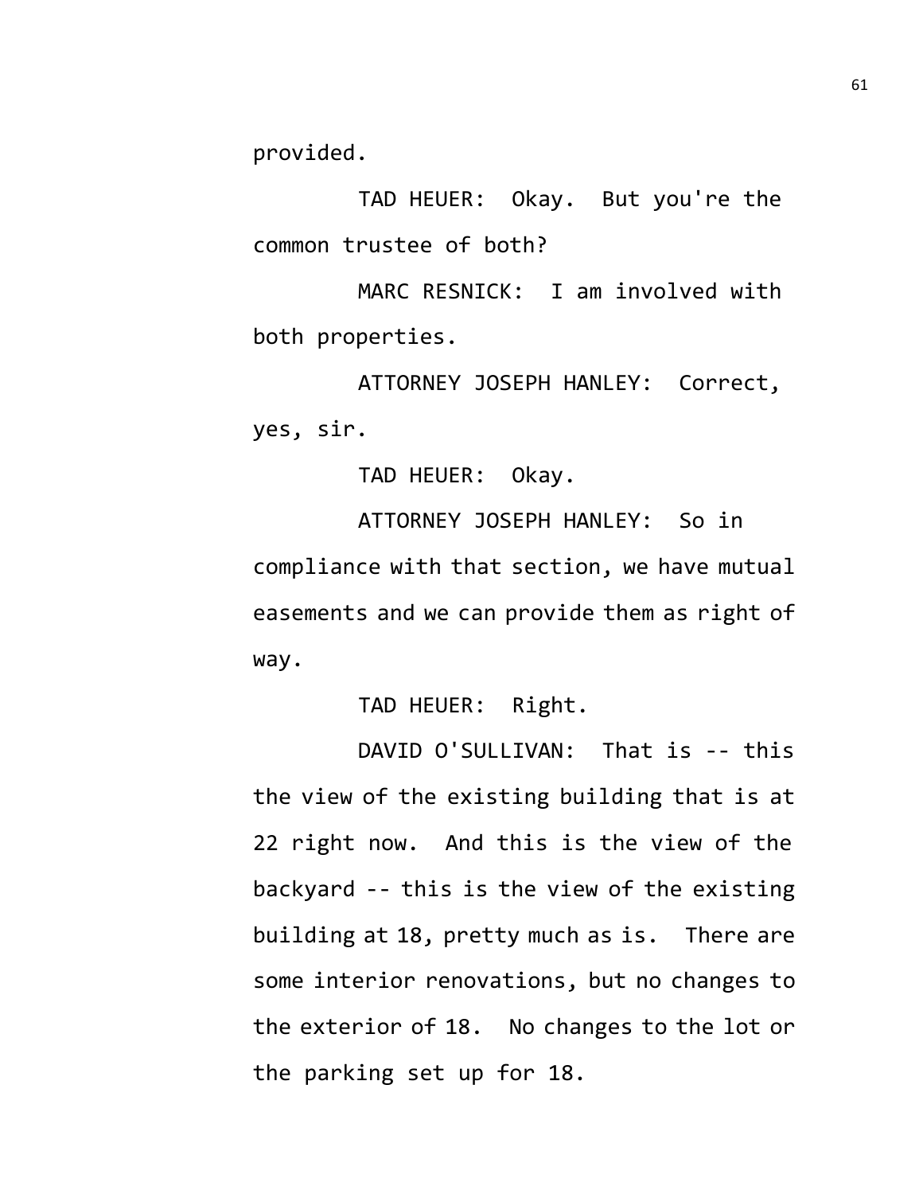provided.

TAD HEUER: Okay. But you're the common trustee of both?

MARC RESNICK: I am involved with both properties.

ATTORNEY JOSEPH HANLEY: Correct, yes, sir.

TAD HEUER: Okay.

ATTORNEY JOSEPH HANLEY: So in compliance with that section, we have mutual easements and we can provide them as right of way.

TAD HEUER: Right.

DAVID O'SULLIVAN: That is -- this the view of the existing building that is at 22 right now. And this is the view of the backyard -- this is the view of the existing building at 18, pretty much as is. There are some interior renovations, but no changes to the exterior of 18. No changes to the lot or the parking set up for 18.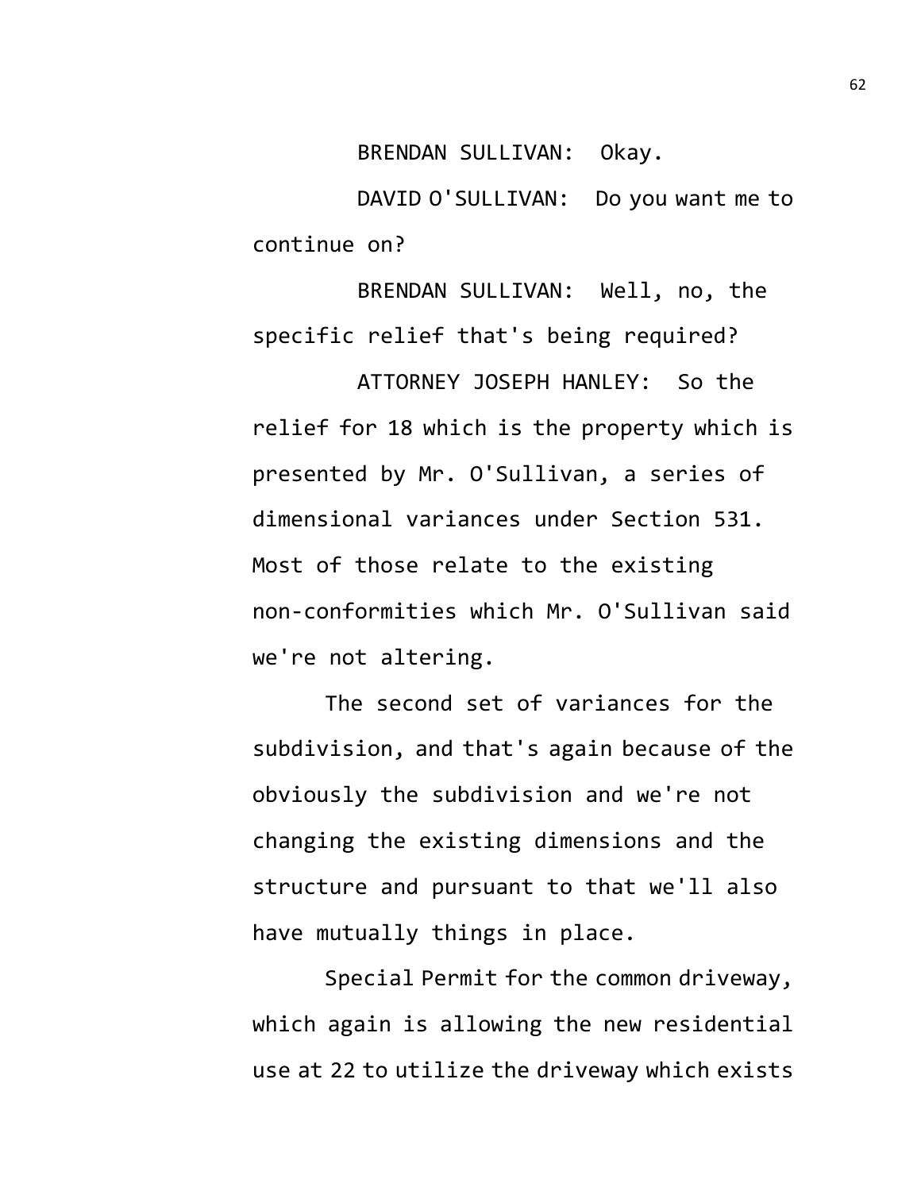BRENDAN SULLIVAN: Okay.

DAVID O'SULLIVAN: Do you want me to continue on?

BRENDAN SULLIVAN: Well, no, the specific relief that's being required?

ATTORNEY JOSEPH HANLEY: So the relief for 18 which is the property which is presented by Mr. O'Sullivan, a series of dimensional variances under Section 531. Most of those relate to the existing non-conformities which Mr. O'Sullivan said we're not altering.

The second set of variances for the subdivision, and that's again because of the obviously the subdivision and we're not changing the existing dimensions and the structure and pursuant to that we'll also have mutually things in place.

Special Permit for the common driveway, which again is allowing the new residential use at 22 to utilize the driveway which exists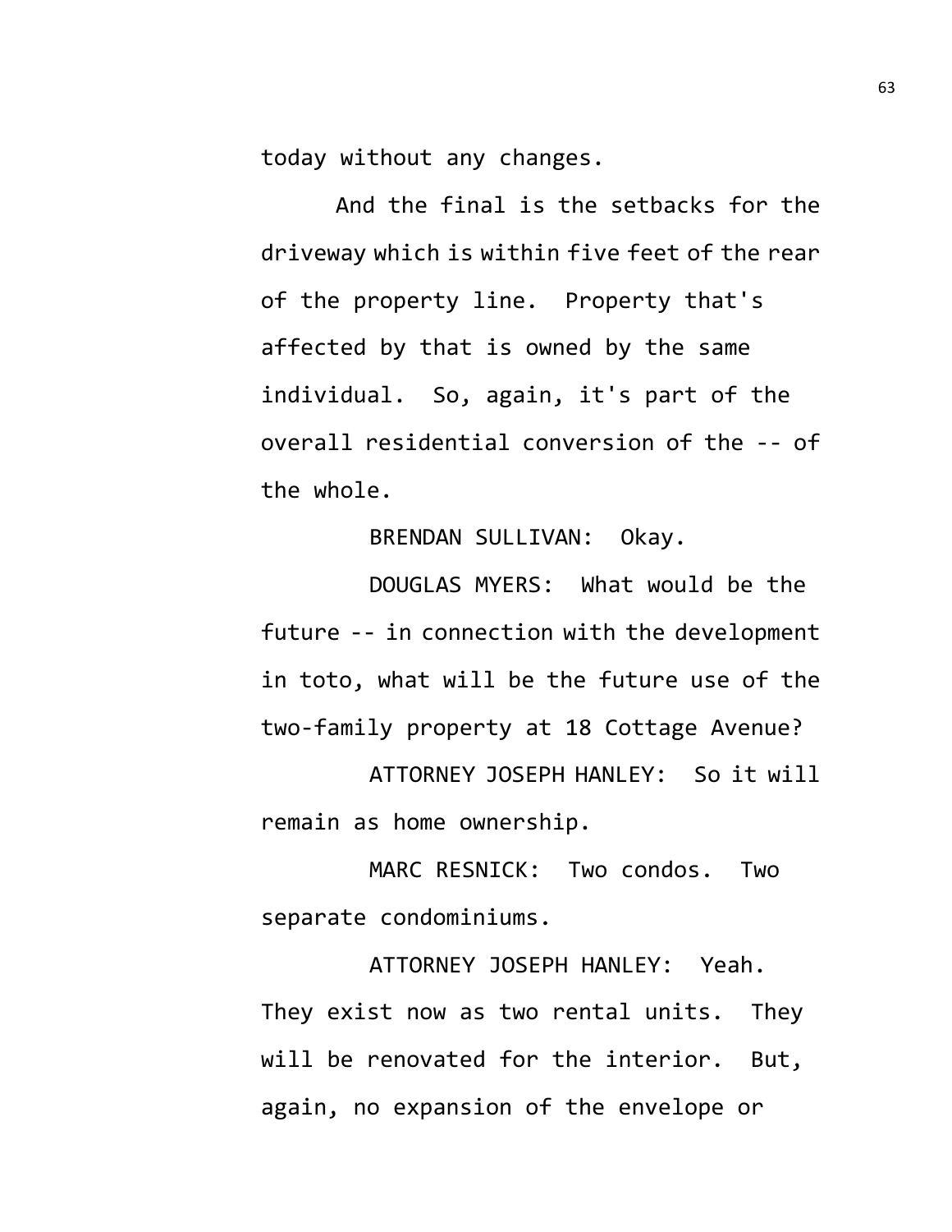today without any changes.

And the final is the setbacks for the driveway which is within five feet of the rear of the property line. Property that's affected by that is owned by the same individual. So, again, it's part of the overall residential conversion of the -- of the whole.

BRENDAN SULLIVAN: Okay.

DOUGLAS MYERS: What would be the future -- in connection with the development in toto, what will be the future use of the two-family property at 18 Cottage Avenue?

ATTORNEY JOSEPH HANLEY: So it will remain as home ownership.

MARC RESNICK: Two condos. Two separate condominiums.

ATTORNEY JOSEPH HANLEY: Yeah. They exist now as two rental units. They will be renovated for the interior. But, again, no expansion of the envelope or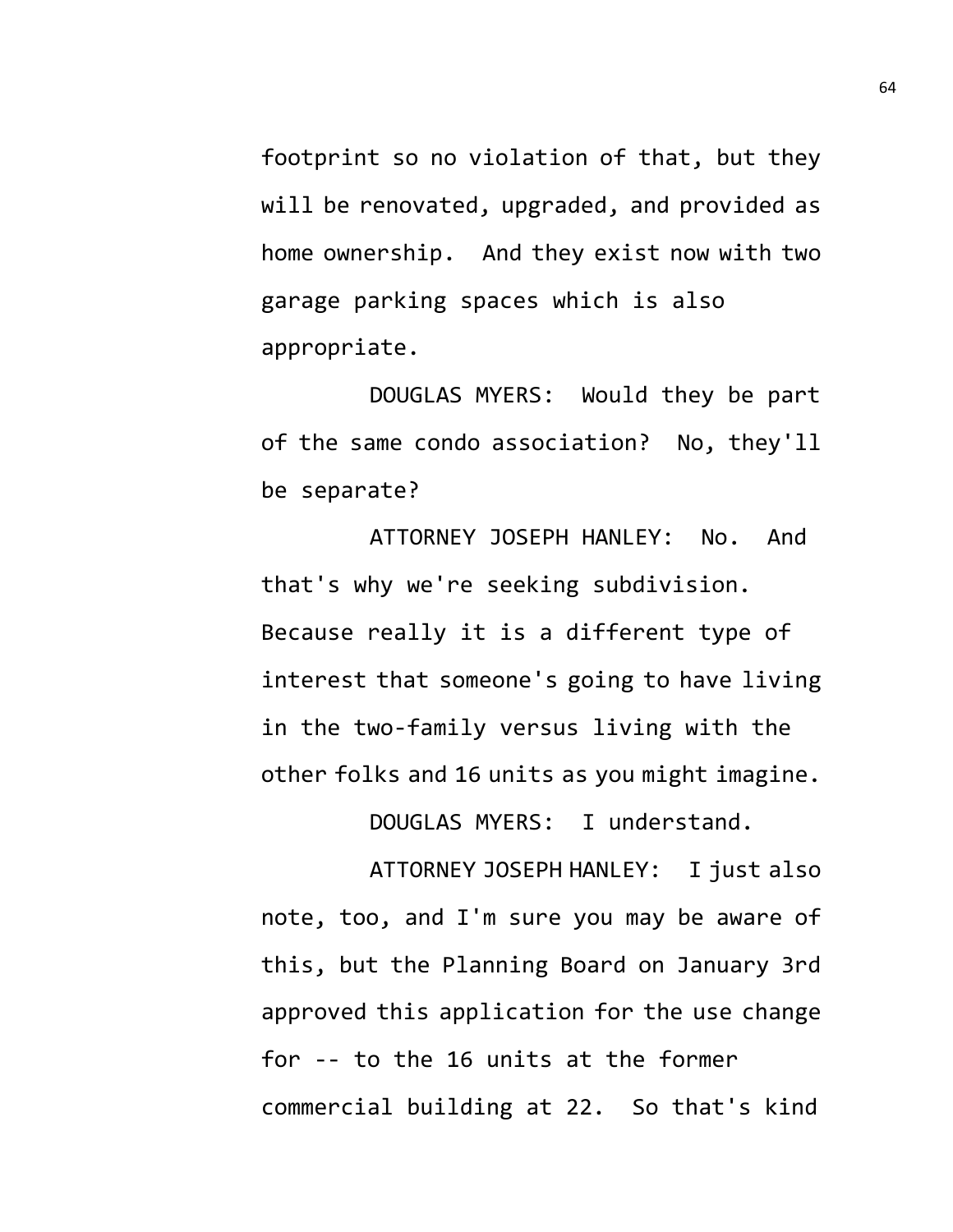footprint so no violation of that, but they will be renovated, upgraded, and provided as home ownership. And they exist now with two garage parking spaces which is also appropriate.

DOUGLAS MYERS: Would they be part of the same condo association? No, they'll be separate?

ATTORNEY JOSEPH HANLEY: No. And that's why we're seeking subdivision. Because really it is a different type of interest that someone's going to have living in the two-family versus living with the other folks and 16 units as you might imagine.

DOUGLAS MYERS: I understand.

ATTORNEY JOSEPH HANLEY: I just also note, too, and I'm sure you may be aware of this, but the Planning Board on January 3rd approved this application for the use change for -- to the 16 units at the former commercial building at 22. So that's kind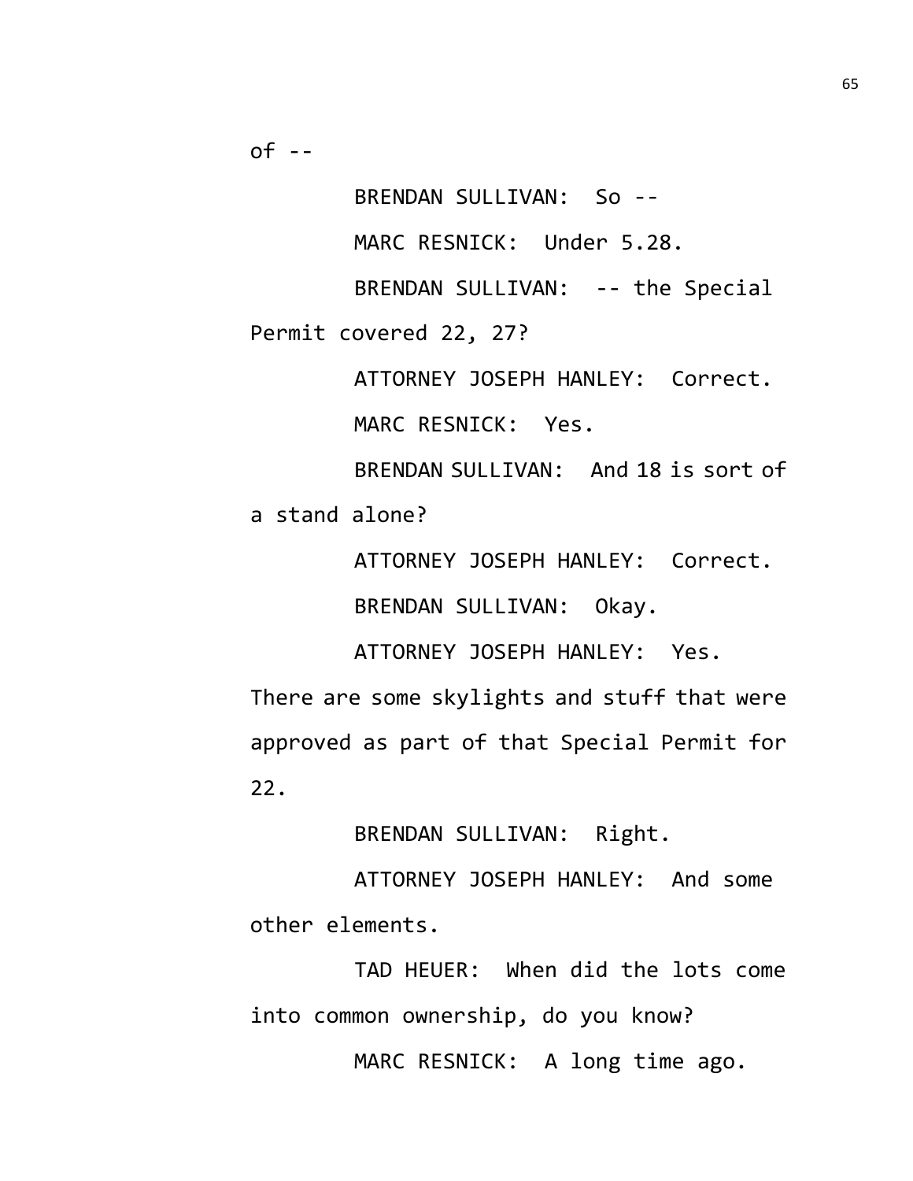of --

BRENDAN SULLIVAN: So --

MARC RESNICK: Under 5.28.

BRENDAN SULLIVAN: -- the Special Permit covered 22, 27?

ATTORNEY JOSEPH HANLEY: Correct.

MARC RESNICK: Yes.

BRENDAN SULLIVAN: And 18 is sort of a stand alone?

ATTORNEY JOSEPH HANLEY: Correct.

BRENDAN SULLIVAN: Okay.

ATTORNEY JOSEPH HANLEY: Yes. There are some skylights and stuff that were approved as part of that Special Permit for 22.

BRENDAN SULLIVAN: Right.

ATTORNEY JOSEPH HANLEY: And some other elements.

TAD HEUER: When did the lots come into common ownership, do you know?

MARC RESNICK: A long time ago.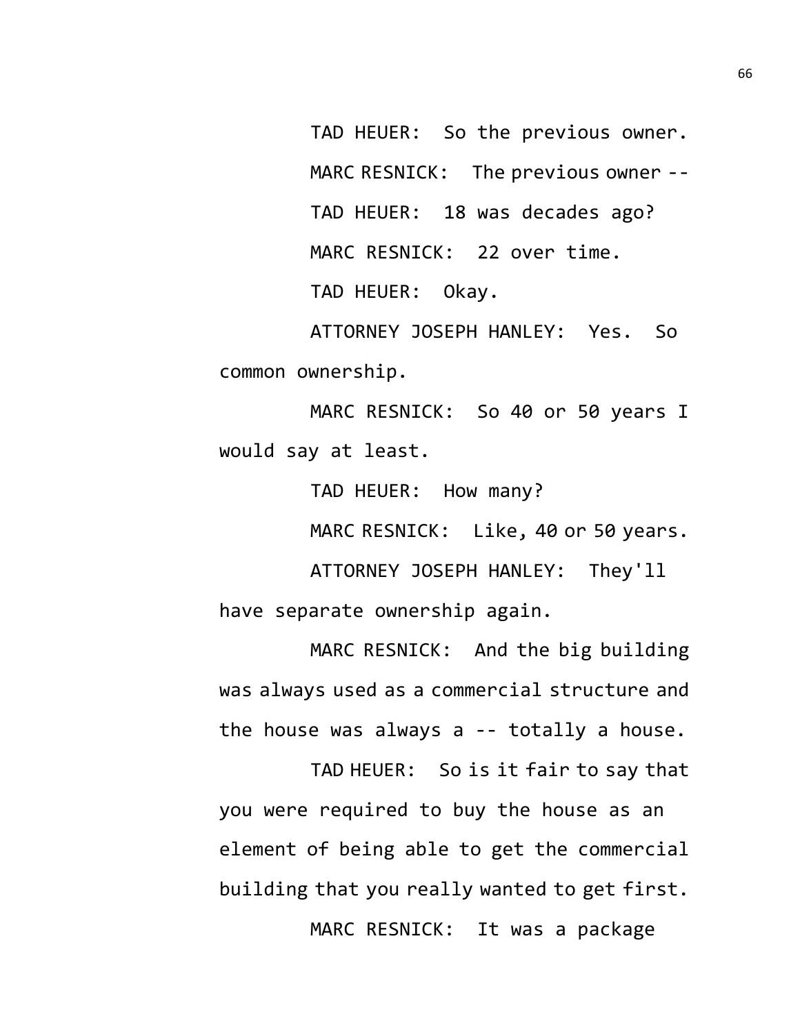TAD HEUER: So the previous owner.

MARC RESNICK: The previous owner --

TAD HEUER: 18 was decades ago?

MARC RESNICK: 22 over time.

TAD HEUER: Okay.

ATTORNEY JOSEPH HANLEY: Yes. So common ownership.

MARC RESNICK: So 40 or 50 years I would say at least.

TAD HEUER: How many?

MARC RESNICK: Like, 40 or 50 years.

ATTORNEY JOSEPH HANLEY: They'll have separate ownership again.

MARC RESNICK: And the big building was always used as a commercial structure and the house was always a -- totally a house.

TAD HEUER: So is it fair to say that you were required to buy the house as an element of being able to get the commercial building that you really wanted to get first.

MARC RESNICK: It was a package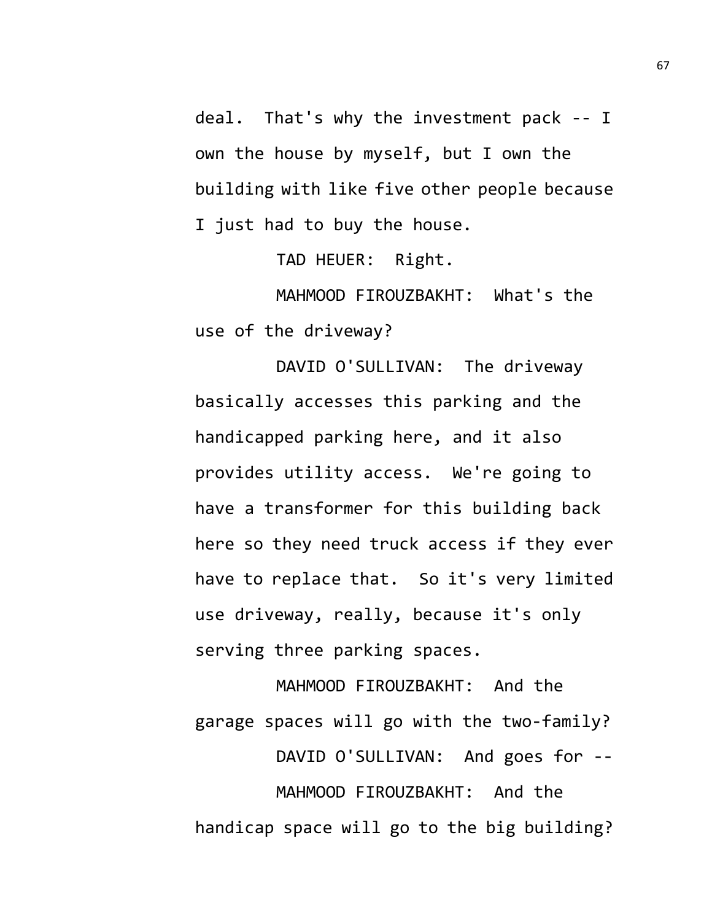deal. That's why the investment pack -- I own the house by myself, but I own the building with like five other people because I just had to buy the house.

TAD HEUER: Right.

MAHMOOD FIROUZBAKHT: What's the use of the driveway?

DAVID O'SULLIVAN: The driveway basically accesses this parking and the handicapped parking here, and it also provides utility access. We're going to have a transformer for this building back here so they need truck access if they ever have to replace that. So it's very limited use driveway, really, because it's only serving three parking spaces.

MAHMOOD FIROUZBAKHT: And the garage spaces will go with the two-family?

DAVID O'SULLIVAN: And goes for --

MAHMOOD FIROUZBAKHT: And the handicap space will go to the big building?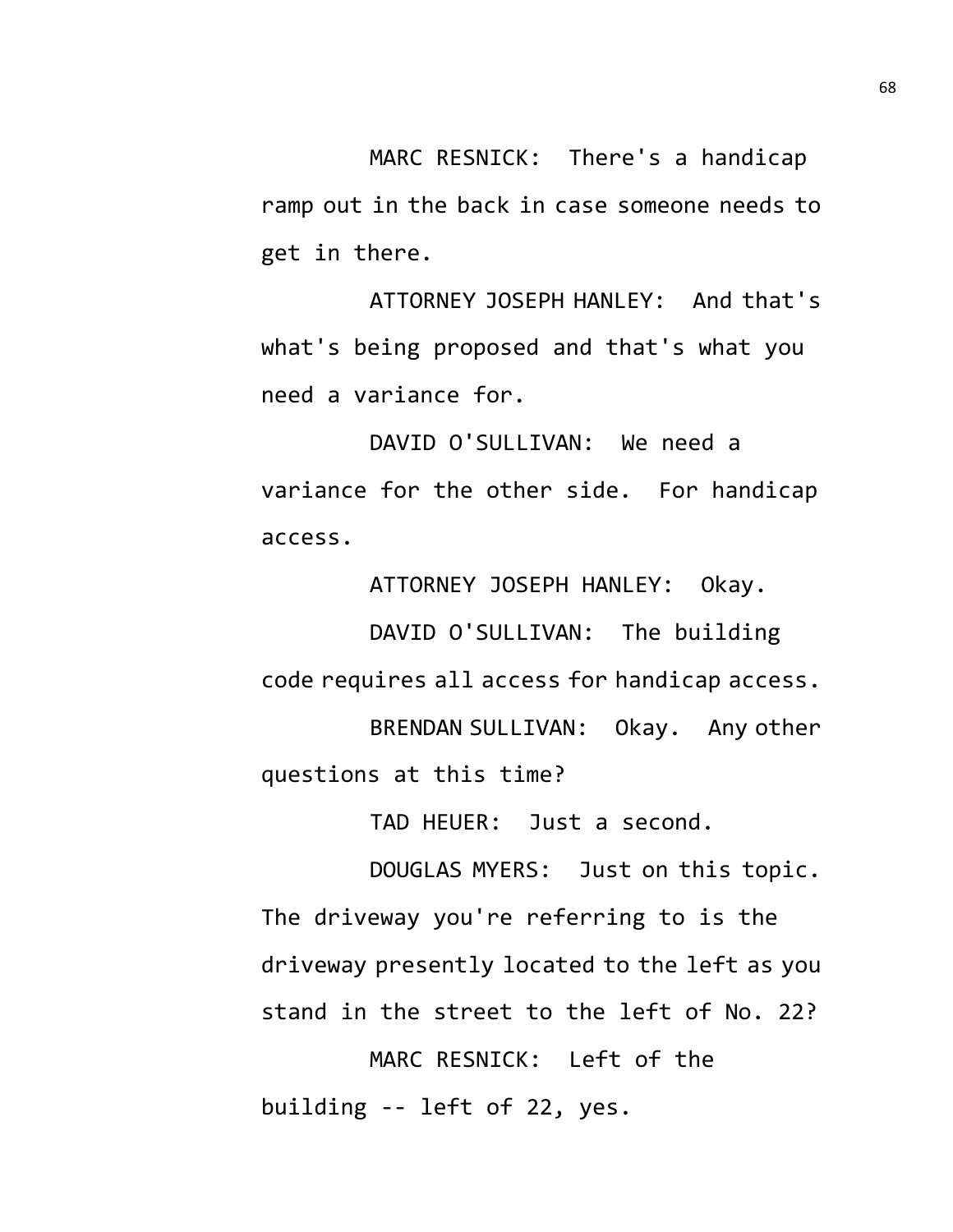MARC RESNICK: There's a handicap ramp out in the back in case someone needs to get in there.

ATTORNEY JOSEPH HANLEY: And that's what's being proposed and that's what you need a variance for.

DAVID O'SULLIVAN: We need a variance for the other side. For handicap access.

ATTORNEY JOSEPH HANLEY: Okay.

DAVID O'SULLIVAN: The building code requires all access for handicap access.

BRENDAN SULLIVAN: Okay. Any other questions at this time?

TAD HEUER: Just a second.

DOUGLAS MYERS: Just on this topic. The driveway you're referring to is the driveway presently located to the left as you stand in the street to the left of No. 22?

MARC RESNICK: Left of the building -- left of 22, yes.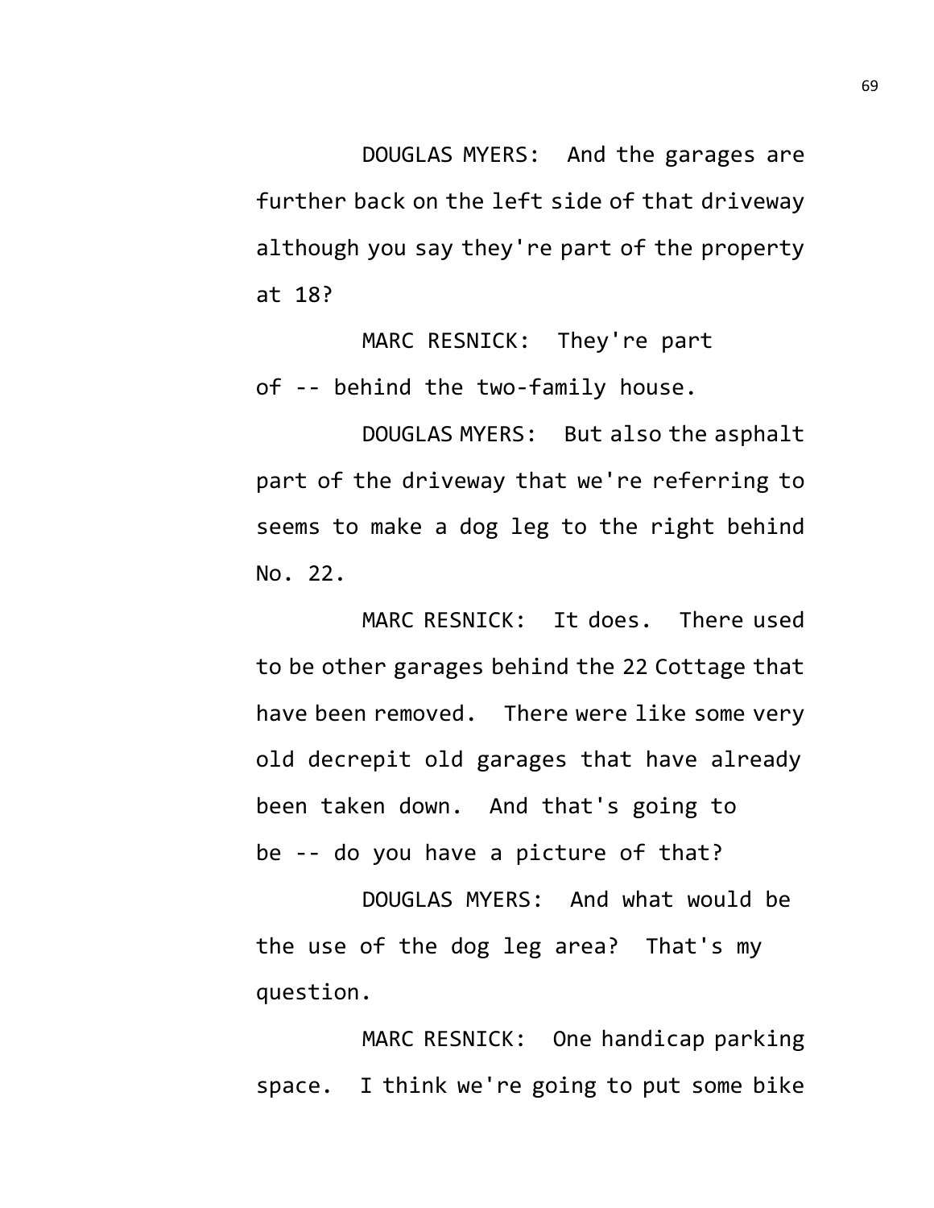DOUGLAS MYERS: And the garages are further back on the left side of that driveway although you say they're part of the property at 18?

MARC RESNICK: They're part of -- behind the two-family house.

DOUGLAS MYERS: But also the asphalt part of the driveway that we're referring to seems to make a dog leg to the right behind No. 22.

MARC RESNICK: It does. There used to be other garages behind the 22 Cottage that have been removed. There were like some very old decrepit old garages that have already been taken down. And that's going to be -- do you have a picture of that?

DOUGLAS MYERS: And what would be the use of the dog leg area? That's my question.

MARC RESNICK: One handicap parking space. I think we're going to put some bike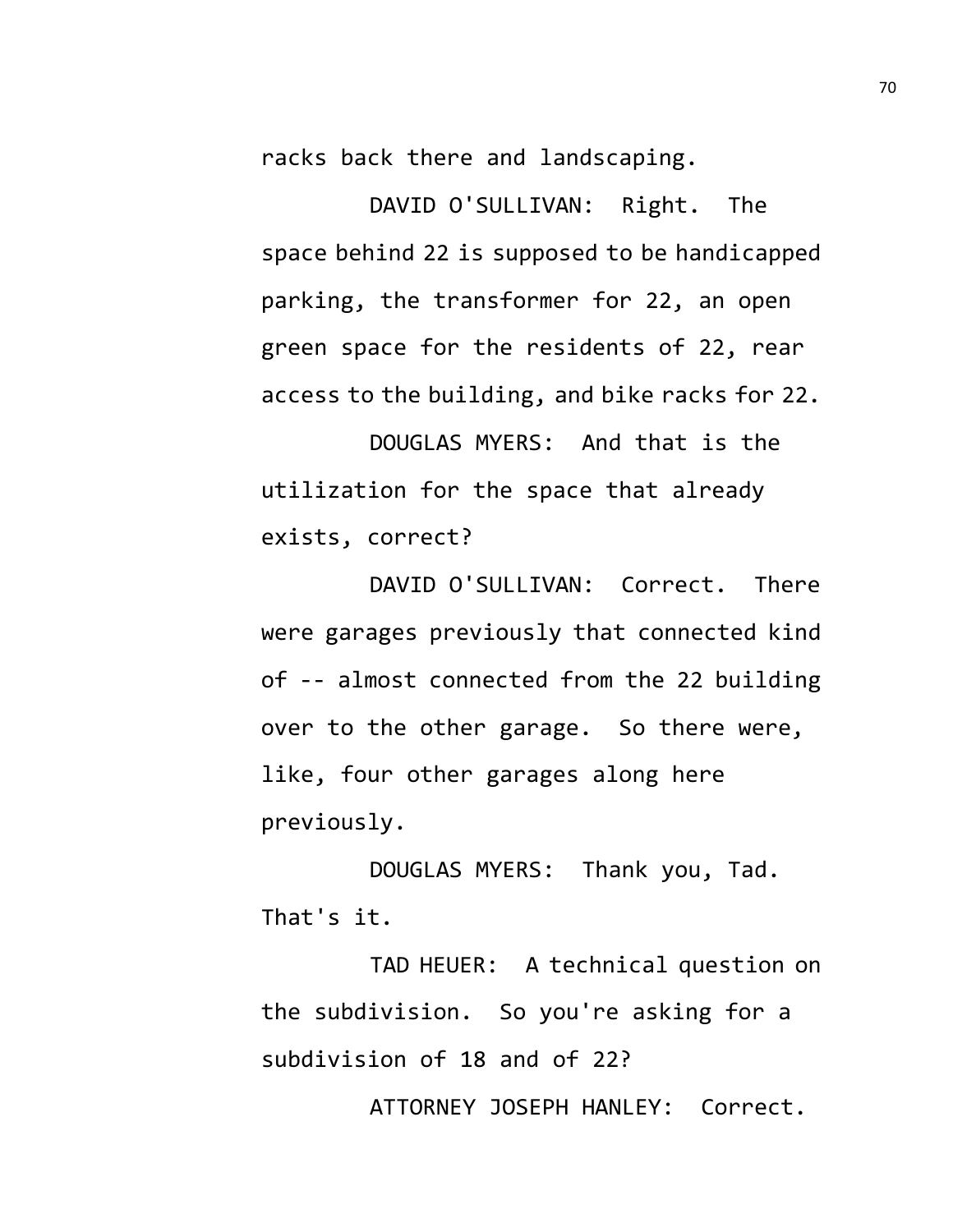racks back there and landscaping.

DAVID O'SULLIVAN: Right. The space behind 22 is supposed to be handicapped parking, the transformer for 22, an open green space for the residents of 22, rear access to the building, and bike racks for 22.

DOUGLAS MYERS: And that is the utilization for the space that already exists, correct?

DAVID O'SULLIVAN: Correct. There were garages previously that connected kind of -- almost connected from the 22 building over to the other garage. So there were, like, four other garages along here previously.

DOUGLAS MYERS: Thank you, Tad. That's it.

TAD HEUER: A technical question on the subdivision. So you're asking for a subdivision of 18 and of 22?

ATTORNEY JOSEPH HANLEY: Correct.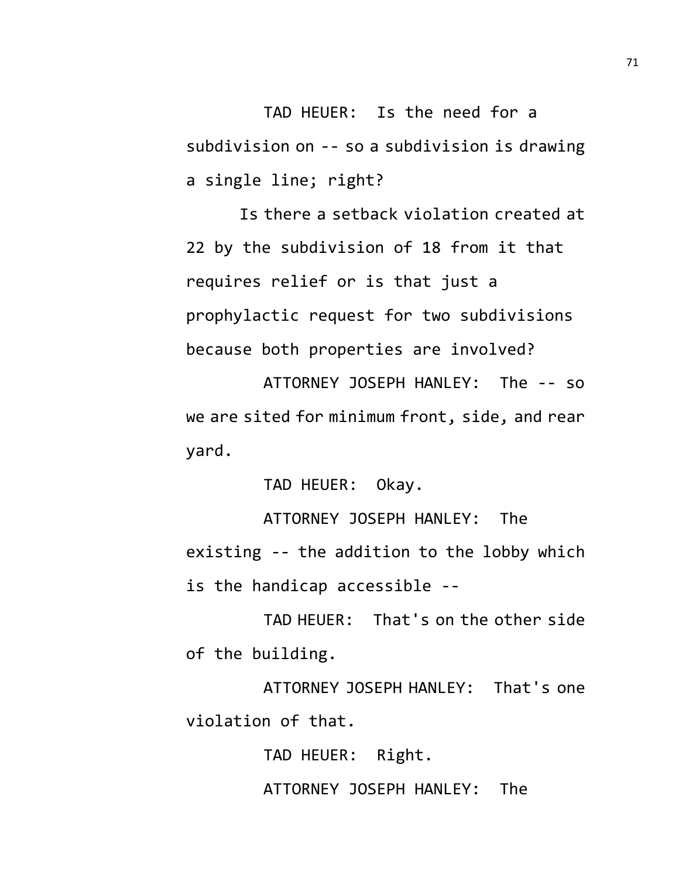TAD HEUER: Is the need for a subdivision on -- so a subdivision is drawing a single line; right?

Is there a setback violation created at 22 by the subdivision of 18 from it that requires relief or is that just a prophylactic request for two subdivisions because both properties are involved?

ATTORNEY JOSEPH HANLEY: The -- so we are sited for minimum front, side, and rear yard.

TAD HEUER: Okay.

ATTORNEY JOSEPH HANLEY: The existing -- the addition to the lobby which is the handicap accessible --

TAD HEUER: That's on the other side of the building.

ATTORNEY JOSEPH HANLEY: That's one violation of that.

TAD HEUER: Right.

ATTORNEY JOSEPH HANLEY: The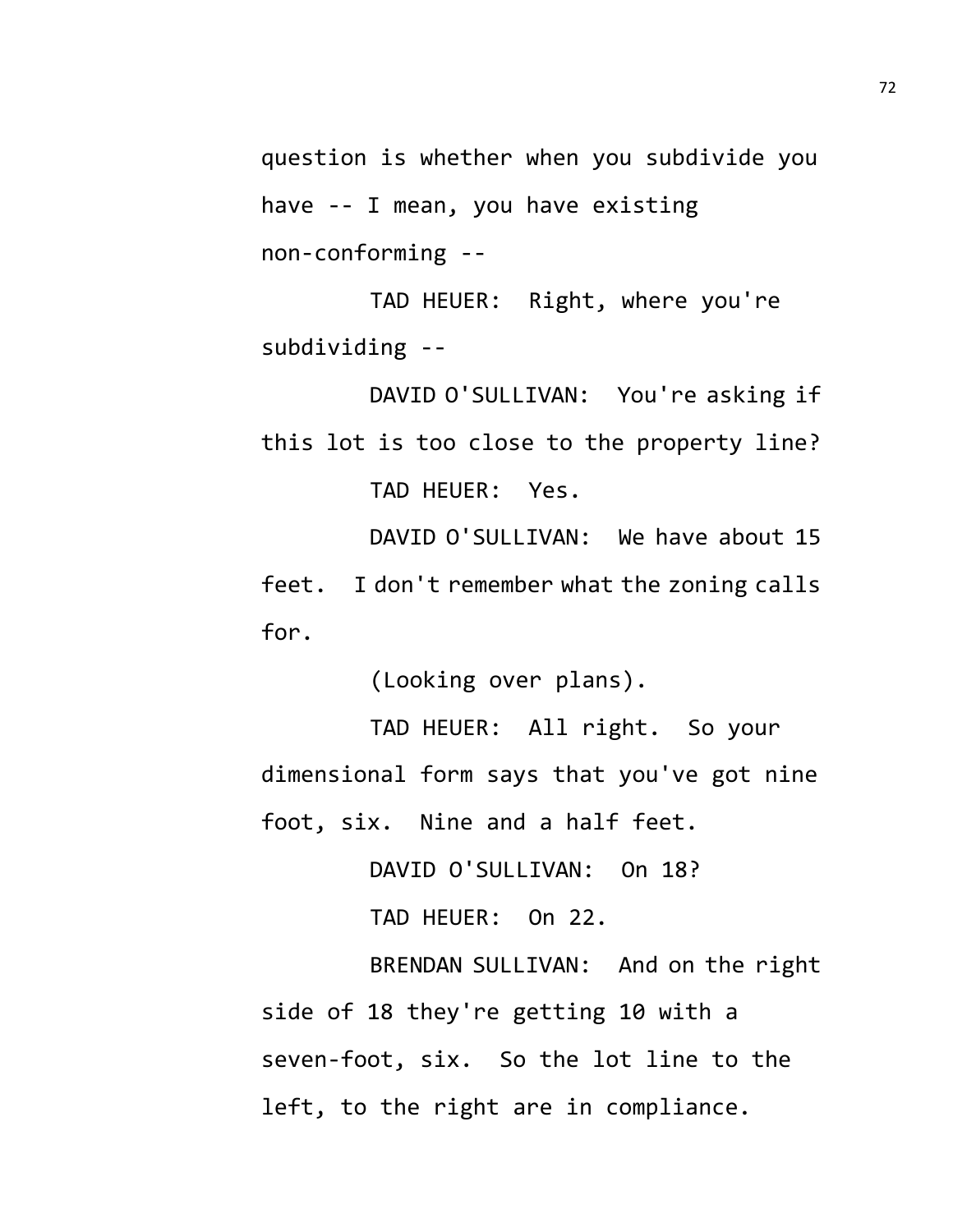question is whether when you subdivide you have -- I mean, you have existing non-conforming --

TAD HEUER: Right, where you're subdividing --

DAVID O'SULLIVAN: You're asking if this lot is too close to the property line?

TAD HEUER: Yes.

DAVID O'SULLIVAN: We have about 15 feet. I don't remember what the zoning calls for.

(Looking over plans).

TAD HEUER: All right. So your dimensional form says that you've got nine foot, six. Nine and a half feet.

DAVID O'SULLIVAN: On 18?

TAD HEUER: On 22.

BRENDAN SULLIVAN: And on the right side of 18 they're getting 10 with a seven-foot, six. So the lot line to the left, to the right are in compliance.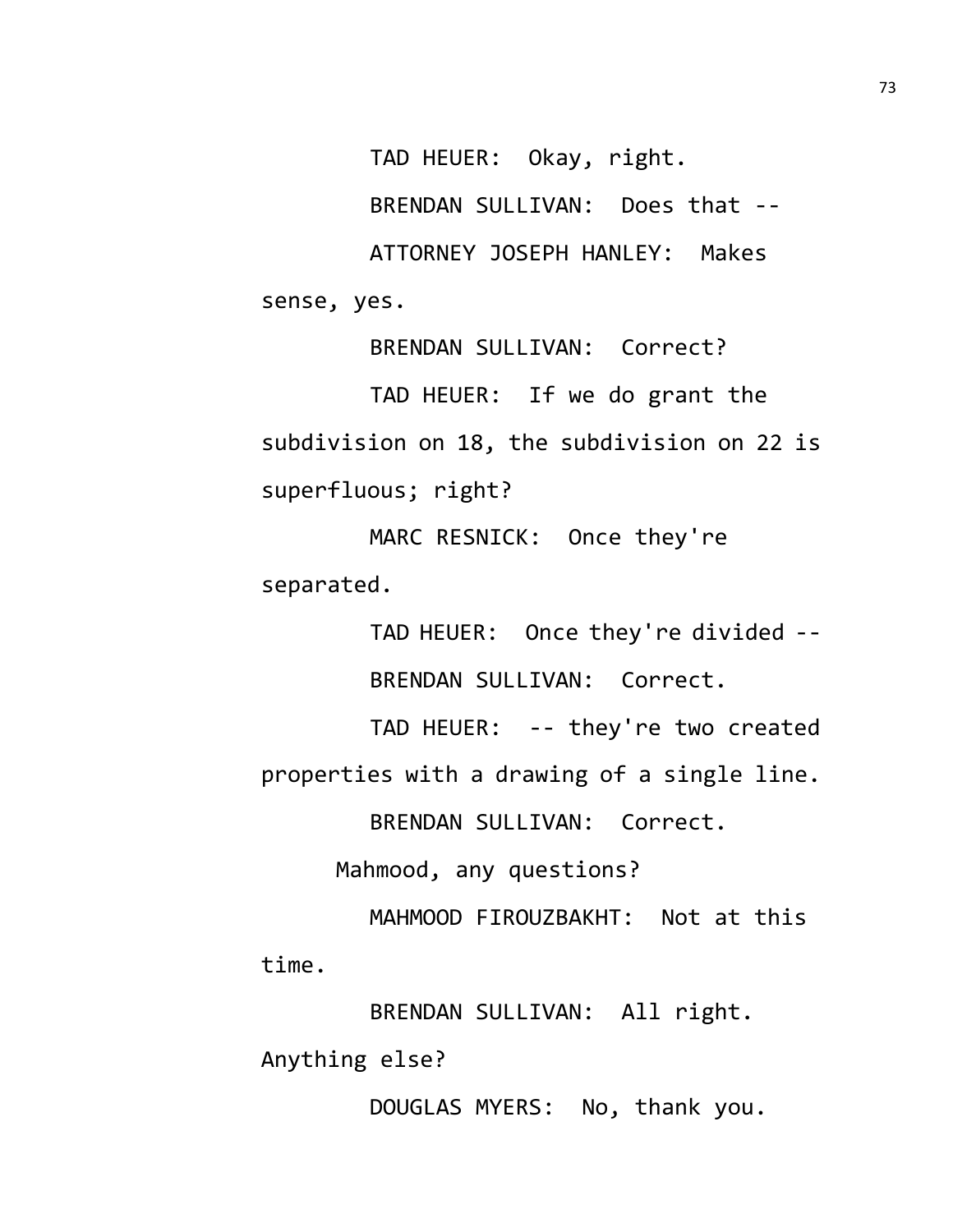TAD HEUER: Okay, right.

BRENDAN SULLIVAN: Does that --

ATTORNEY JOSEPH HANLEY: Makes sense, yes.

BRENDAN SULLIVAN: Correct?

TAD HEUER: If we do grant the subdivision on 18, the subdivision on 22 is superfluous; right?

MARC RESNICK: Once they're separated.

TAD HEUER: Once they're divided --

BRENDAN SULLIVAN: Correct.

TAD HEUER: -- they're two created properties with a drawing of a single line.

BRENDAN SULLIVAN: Correct.

Mahmood, any questions?

MAHMOOD FIROUZBAKHT: Not at this time.

BRENDAN SULLIVAN: All right. Anything else?

DOUGLAS MYERS: No, thank you.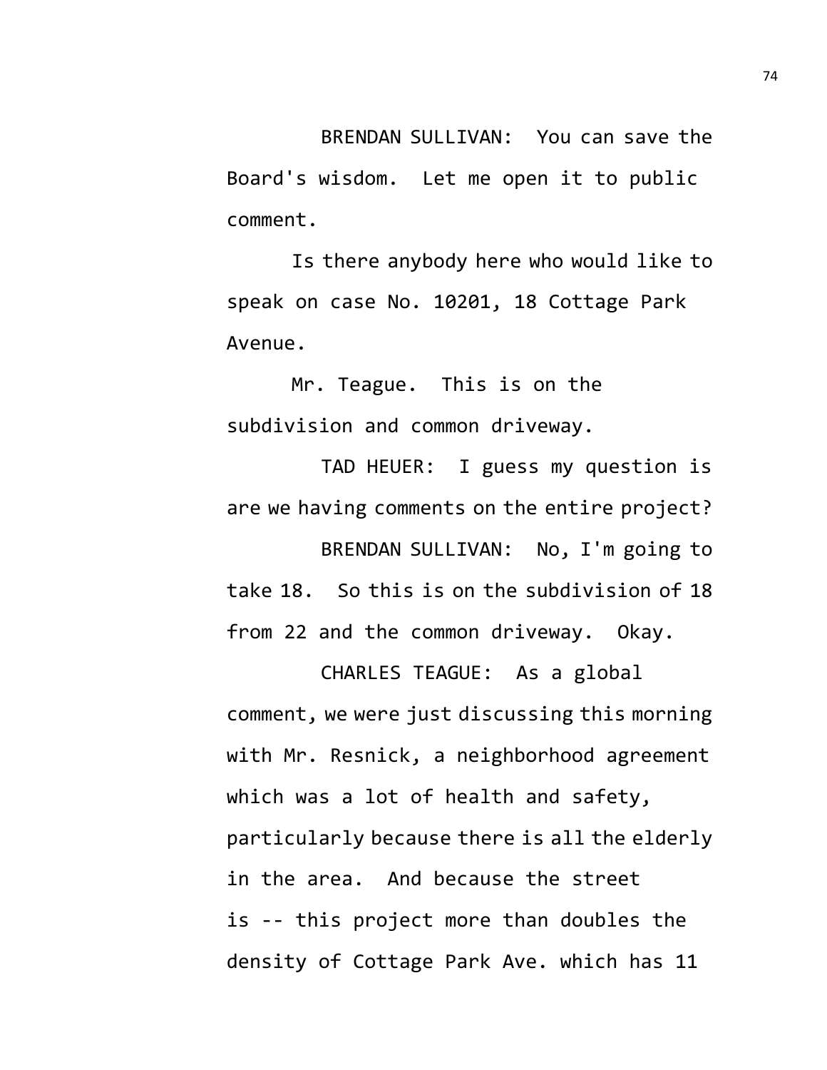BRENDAN SULLIVAN: You can save the Board's wisdom. Let me open it to public comment.

Is there anybody here who would like to speak on case No. 10201, 18 Cottage Park Avenue.

Mr. Teague. This is on the subdivision and common driveway.

TAD HEUER: I guess my question is are we having comments on the entire project?

BRENDAN SULLIVAN: No, I'm going to take 18. So this is on the subdivision of 18 from 22 and the common driveway. Okay.

CHARLES TEAGUE: As a global comment, we were just discussing this morning with Mr. Resnick, a neighborhood agreement which was a lot of health and safety, particularly because there is all the elderly in the area. And because the street is -- this project more than doubles the density of Cottage Park Ave. which has 11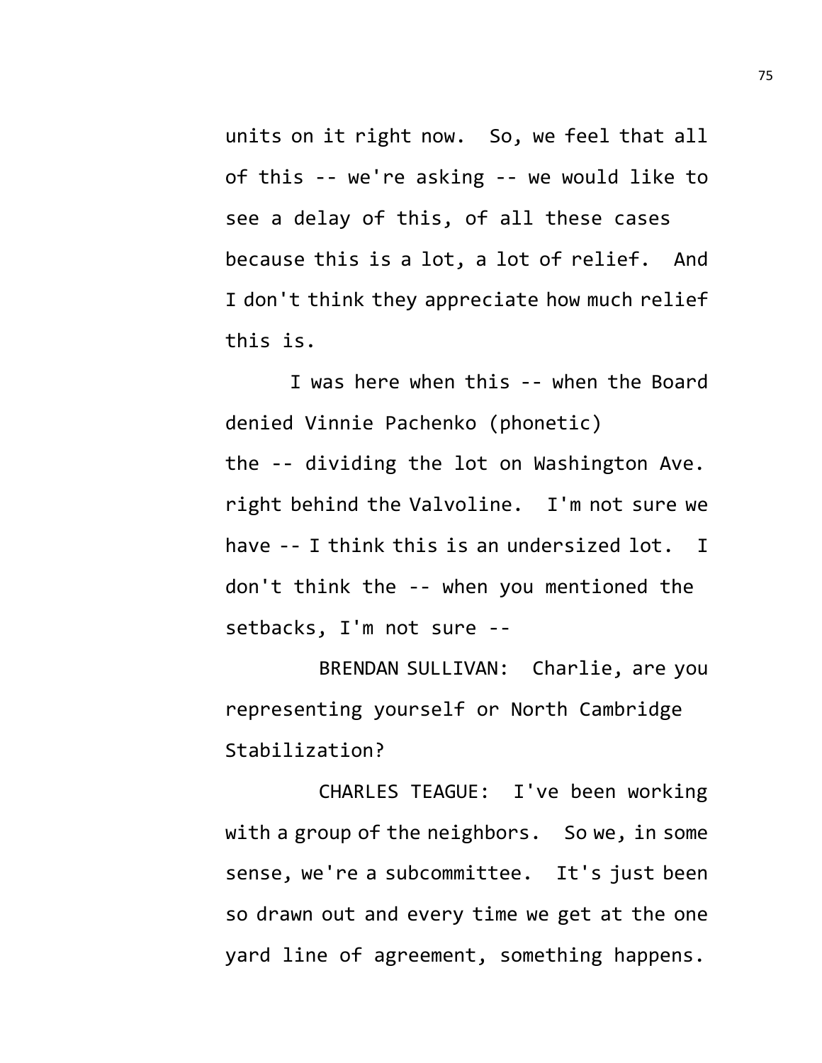units on it right now. So, we feel that all of this -- we're asking -- we would like to see a delay of this, of all these cases because this is a lot, a lot of relief. And I don't think they appreciate how much relief this is.

I was here when this -- when the Board denied Vinnie Pachenko (phonetic) the -- dividing the lot on Washington Ave. right behind the Valvoline. I'm not sure we have -- I think this is an undersized lot. I don't think the -- when you mentioned the setbacks, I'm not sure --

BRENDAN SULLIVAN: Charlie, are you representing yourself or North Cambridge Stabilization?

CHARLES TEAGUE: I've been working with a group of the neighbors. So we, in some sense, we're a subcommittee. It's just been so drawn out and every time we get at the one yard line of agreement, something happens.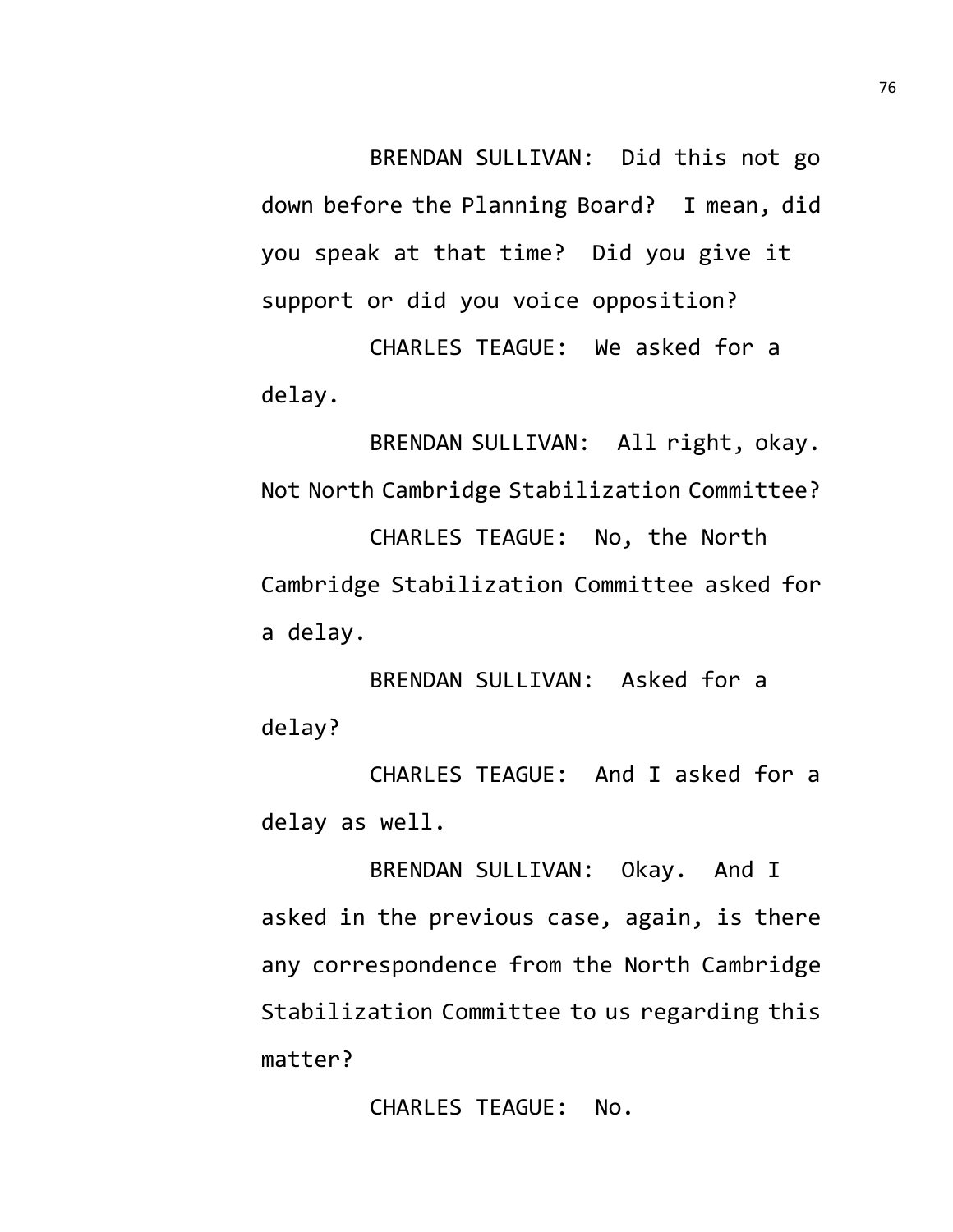BRENDAN SULLIVAN: Did this not go down before the Planning Board? I mean, did you speak at that time? Did you give it support or did you voice opposition?

CHARLES TEAGUE: We asked for a delay.

BRENDAN SULLIVAN: All right, okay. Not North Cambridge Stabilization Committee?

CHARLES TEAGUE: No, the North Cambridge Stabilization Committee asked for a delay.

BRENDAN SULLIVAN: Asked for a delay?

CHARLES TEAGUE: And I asked for a delay as well.

BRENDAN SULLIVAN: Okay. And I asked in the previous case, again, is there any correspondence from the North Cambridge Stabilization Committee to us regarding this matter?

CHARLES TEAGUE: No.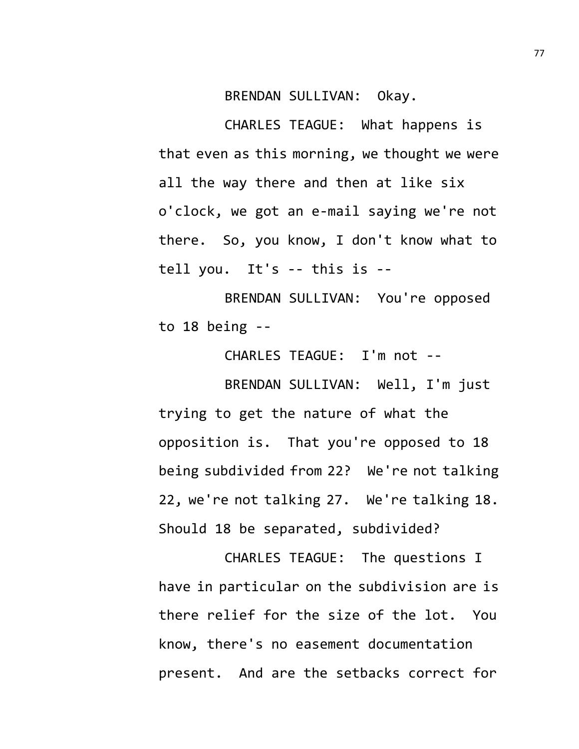BRENDAN SULLIVAN: Okay.

CHARLES TEAGUE: What happens is that even as this morning, we thought we were all the way there and then at like six o'clock, we got an e-mail saying we're not there. So, you know, I don't know what to tell you. It's -- this is --

BRENDAN SULLIVAN: You're opposed to 18 being --

CHARLES TEAGUE: I'm not --

BRENDAN SULLIVAN: Well, I'm just trying to get the nature of what the opposition is. That you're opposed to 18 being subdivided from 22? We're not talking 22, we're not talking 27. We're talking 18. Should 18 be separated, subdivided?

CHARLES TEAGUE: The questions I have in particular on the subdivision are is there relief for the size of the lot. You know, there's no easement documentation present. And are the setbacks correct for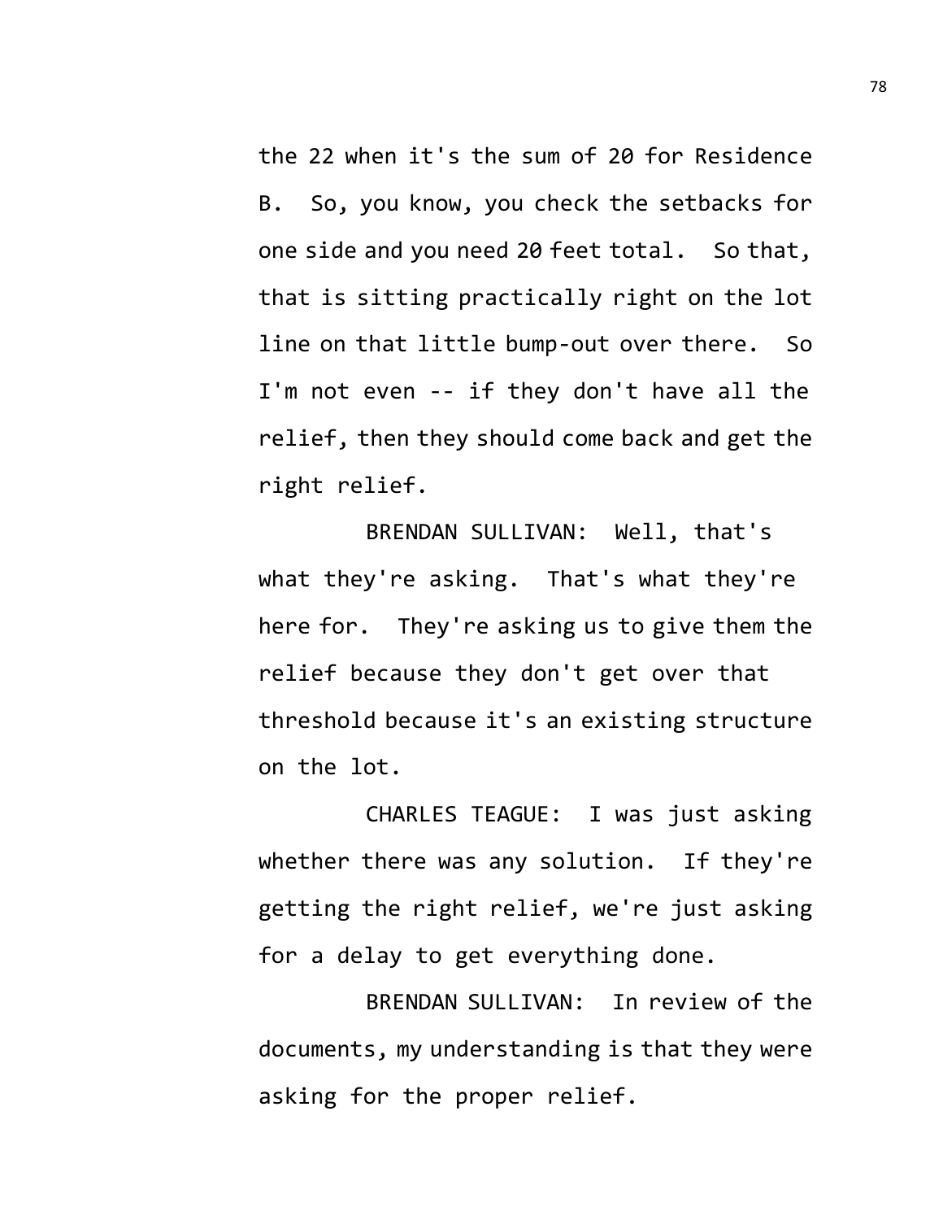the 22 when it's the sum of 20 for Residence B. So, you know, you check the setbacks for one side and you need 20 feet total. So that, that is sitting practically right on the lot line on that little bump-out over there. So I'm not even -- if they don't have all the relief, then they should come back and get the right relief.

BRENDAN SULLIVAN: Well, that's what they're asking. That's what they're here for. They're asking us to give them the relief because they don't get over that threshold because it's an existing structure on the lot.

CHARLES TEAGUE: I was just asking whether there was any solution. If they're getting the right relief, we're just asking for a delay to get everything done.

BRENDAN SULLIVAN: In review of the documents, my understanding is that they were asking for the proper relief.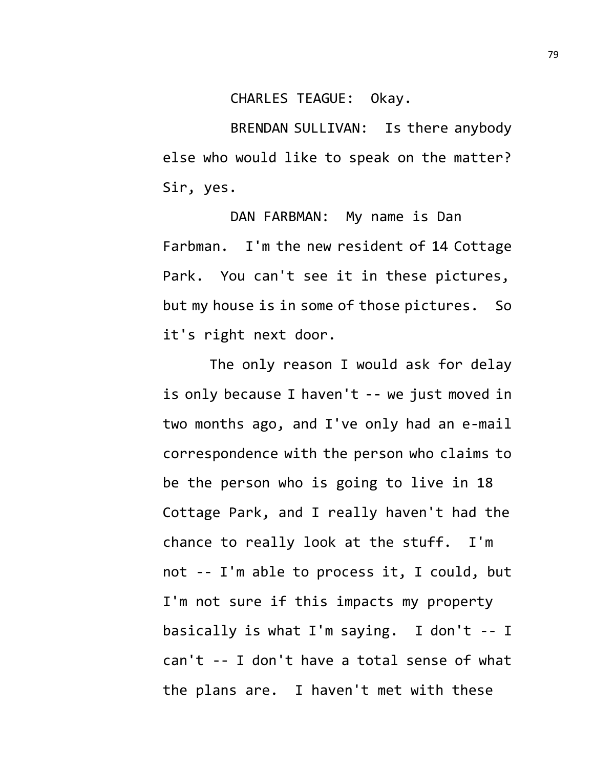CHARLES TEAGUE: Okay.

BRENDAN SULLIVAN: Is there anybody else who would like to speak on the matter? Sir, yes.

DAN FARBMAN: My name is Dan Farbman. I'm the new resident of 14 Cottage Park. You can't see it in these pictures, but my house is in some of those pictures. So it's right next door.

The only reason I would ask for delay is only because I haven't -- we just moved in two months ago, and I've only had an e-mail correspondence with the person who claims to be the person who is going to live in 18 Cottage Park, and I really haven't had the chance to really look at the stuff. I'm not -- I'm able to process it, I could, but I'm not sure if this impacts my property basically is what I'm saying. I don't -- I can't -- I don't have a total sense of what the plans are. I haven't met with these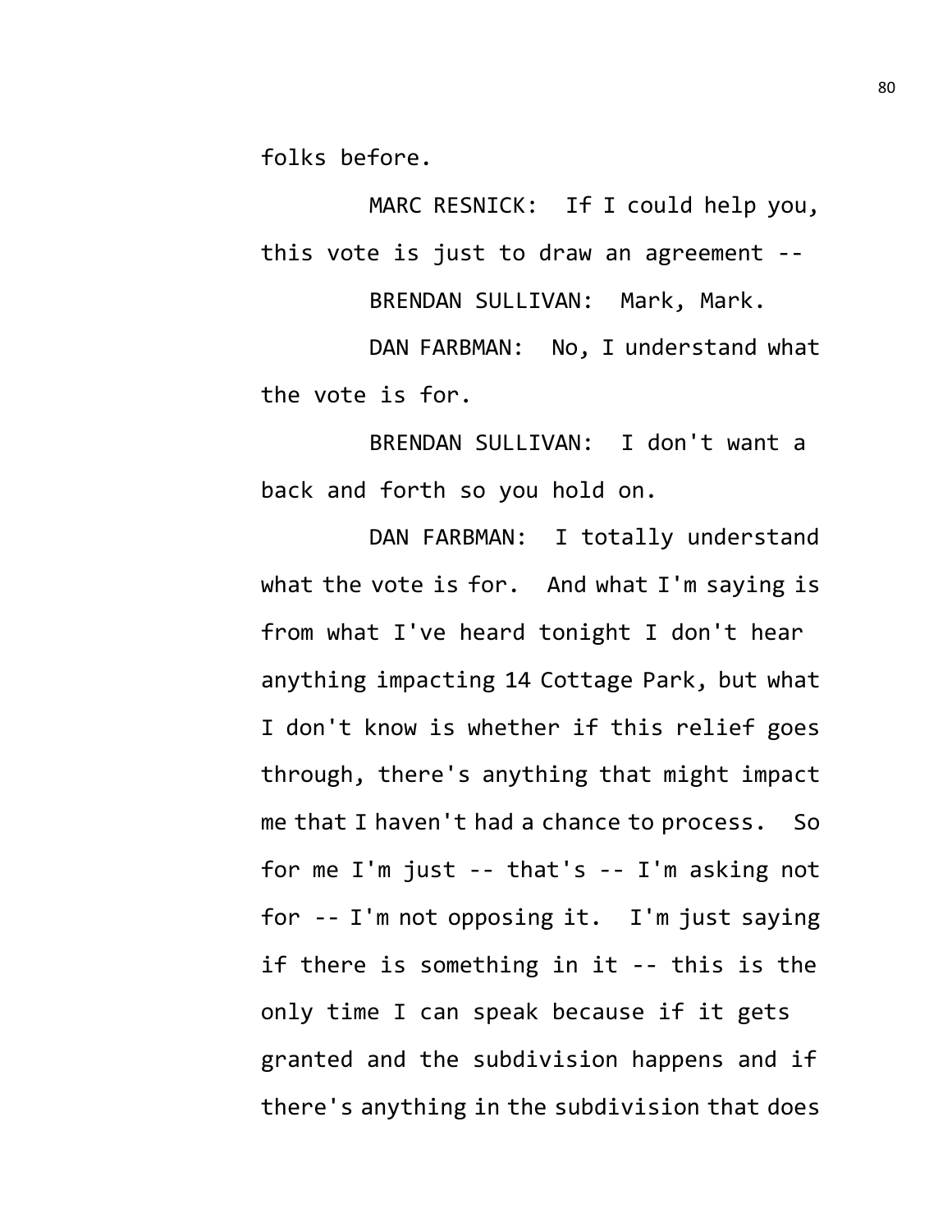folks before.

MARC RESNICK: If I could help you, this vote is just to draw an agreement --

BRENDAN SULLIVAN: Mark, Mark.

DAN FARBMAN: No, I understand what the vote is for.

BRENDAN SULLIVAN: I don't want a back and forth so you hold on.

DAN FARBMAN: I totally understand what the vote is for. And what I'm saying is from what I've heard tonight I don't hear anything impacting 14 Cottage Park, but what I don't know is whether if this relief goes through, there's anything that might impact me that I haven't had a chance to process. So for me I'm just -- that's -- I'm asking not for -- I'm not opposing it. I'm just saying if there is something in it -- this is the only time I can speak because if it gets granted and the subdivision happens and if there's anything in the subdivision that does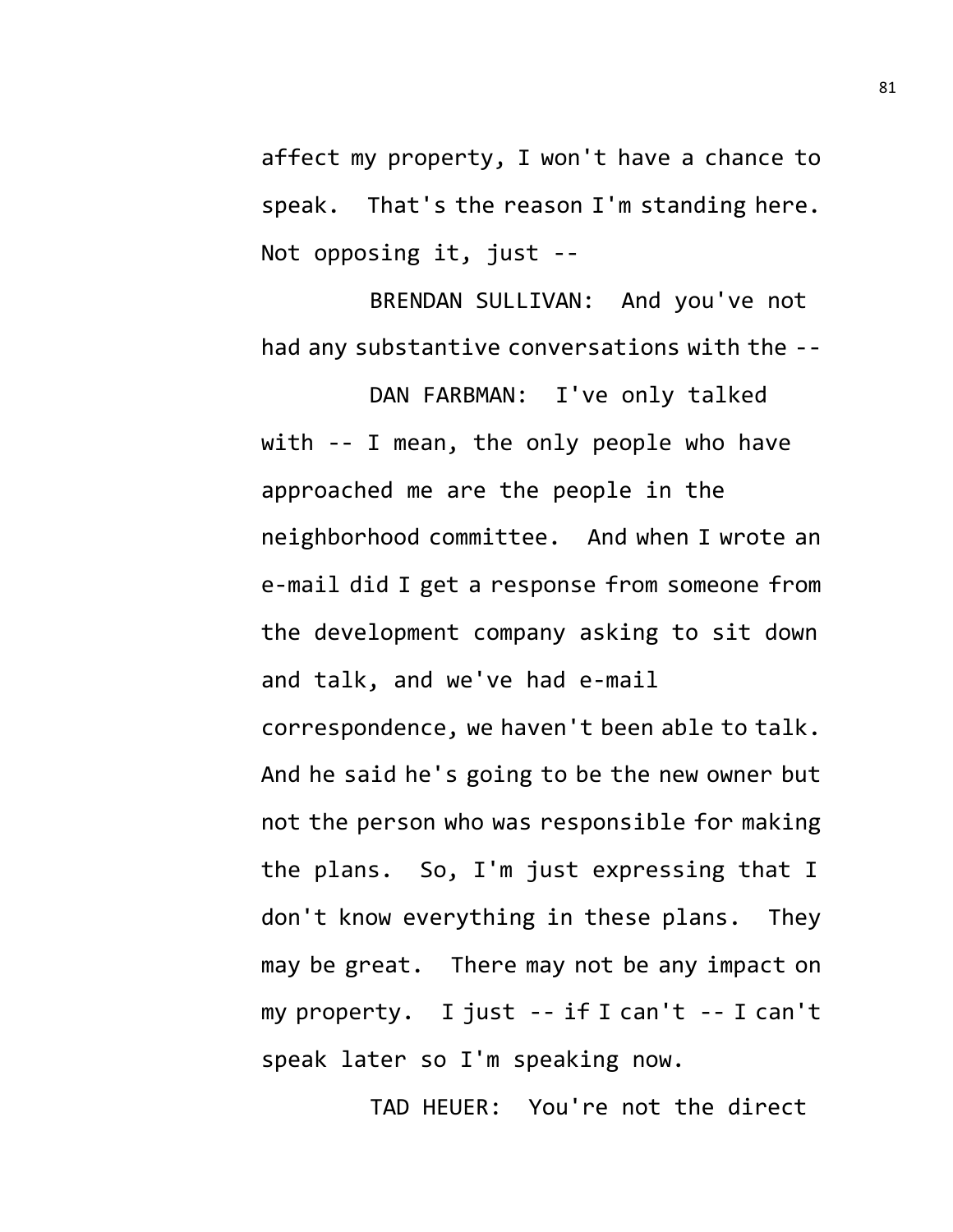affect my property, I won't have a chance to speak. That's the reason I'm standing here. Not opposing it, just --

BRENDAN SULLIVAN: And you've not had any substantive conversations with the --

DAN FARBMAN: I've only talked with -- I mean, the only people who have approached me are the people in the neighborhood committee. And when I wrote an e-mail did I get a response from someone from the development company asking to sit down and talk, and we've had e-mail correspondence, we haven't been able to talk. And he said he's going to be the new owner but not the person who was responsible for making the plans. So, I'm just expressing that I don't know everything in these plans. They may be great. There may not be any impact on my property. I just -- if I can't -- I can't speak later so I'm speaking now.

TAD HEUER: You're not the direct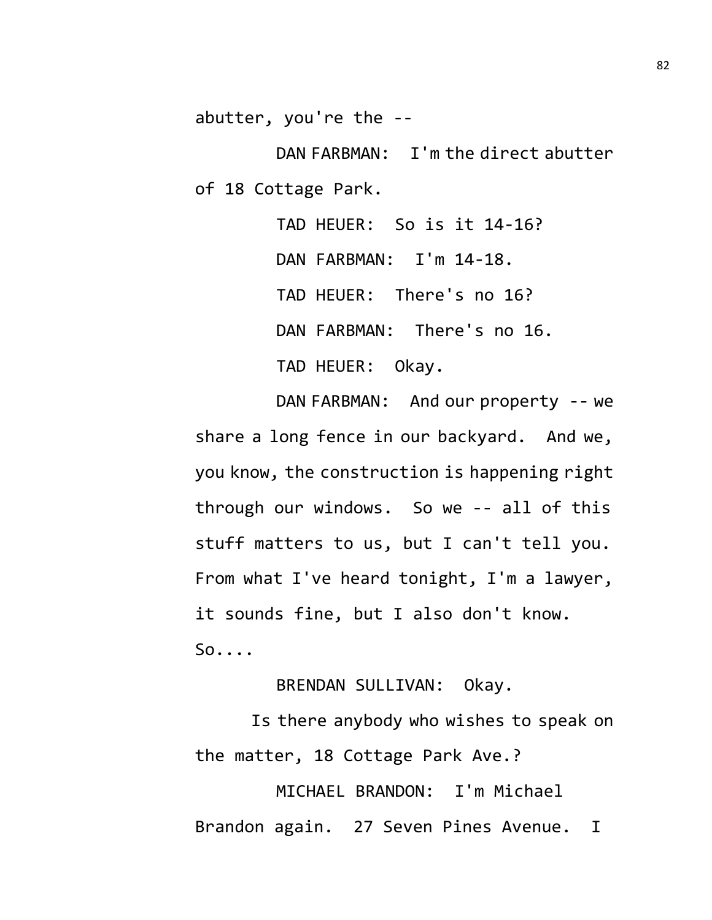abutter, you're the --

DAN FARBMAN: I'm the direct abutter of 18 Cottage Park.

TAD HEUER: So is it 14-16?

DAN FARBMAN: I'm 14-18.

TAD HEUER: There's no 16?

DAN FARBMAN: There's no 16.

TAD HEUER: Okay.

DAN FARBMAN: And our property -- we share a long fence in our backyard. And we, you know, the construction is happening right through our windows. So we -- all of this stuff matters to us, but I can't tell you. From what I've heard tonight, I'm a lawyer, it sounds fine, but I also don't know. So....

BRENDAN SULLIVAN: Okay.

Is there anybody who wishes to speak on the matter, 18 Cottage Park Ave.?

MICHAEL BRANDON: I'm Michael Brandon again. 27 Seven Pines Avenue. I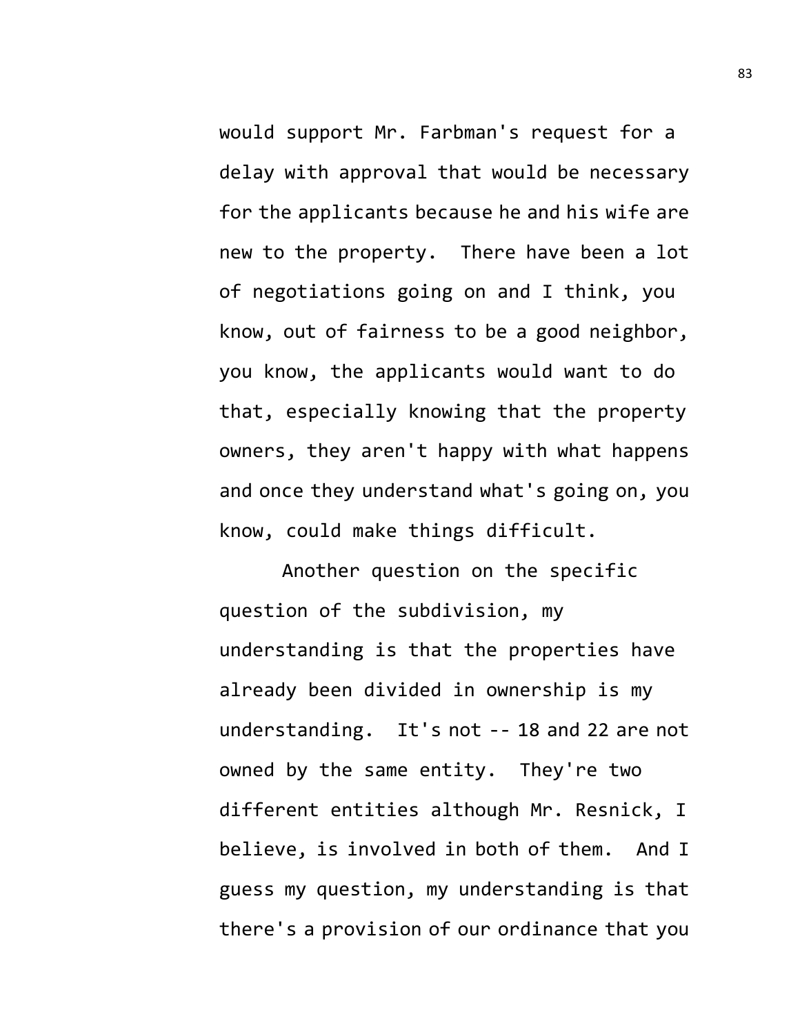would support Mr. Farbman's request for a delay with approval that would be necessary for the applicants because he and his wife are new to the property. There have been a lot of negotiations going on and I think, you know, out of fairness to be a good neighbor, you know, the applicants would want to do that, especially knowing that the property owners, they aren't happy with what happens and once they understand what's going on, you know, could make things difficult.

Another question on the specific question of the subdivision, my understanding is that the properties have already been divided in ownership is my understanding. It's not -- 18 and 22 are not owned by the same entity. They're two different entities although Mr. Resnick, I believe, is involved in both of them. And I guess my question, my understanding is that there's a provision of our ordinance that you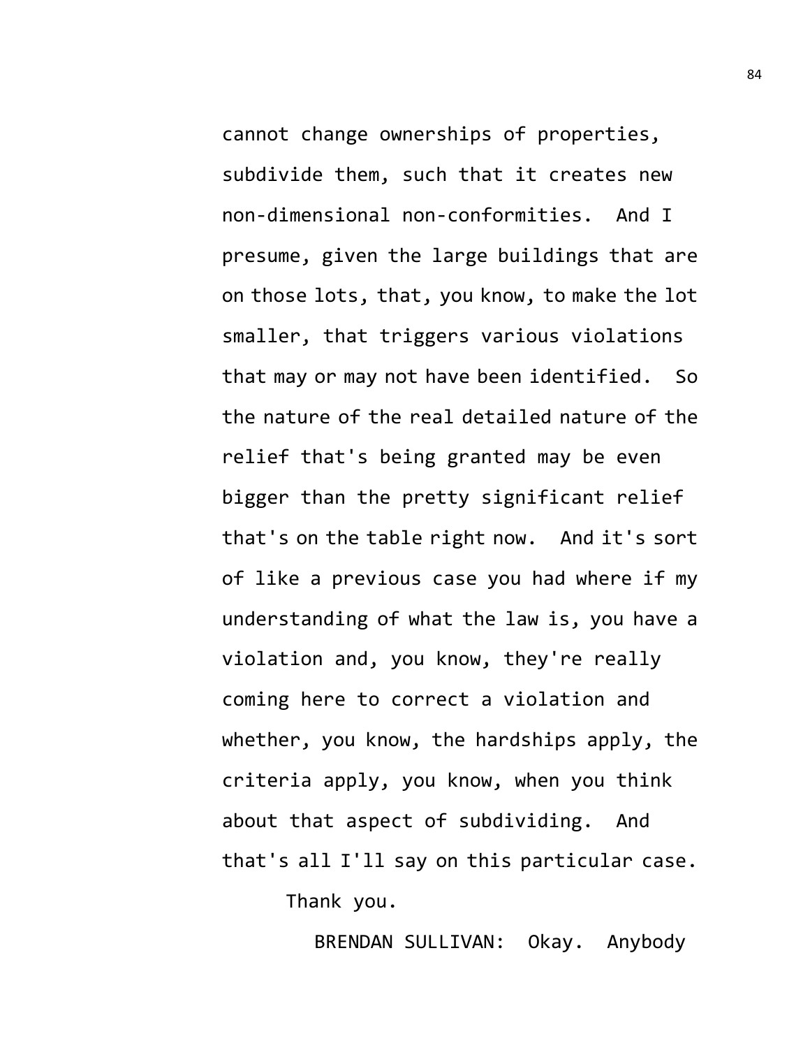cannot change ownerships of properties, subdivide them, such that it creates new non-dimensional non-conformities. And I presume, given the large buildings that are on those lots, that, you know, to make the lot smaller, that triggers various violations that may or may not have been identified. So the nature of the real detailed nature of the relief that's being granted may be even bigger than the pretty significant relief that's on the table right now. And it's sort of like a previous case you had where if my understanding of what the law is, you have a violation and, you know, they're really coming here to correct a violation and whether, you know, the hardships apply, the criteria apply, you know, when you think about that aspect of subdividing. And that's all I'll say on this particular case.

Thank you.

BRENDAN SULLIVAN: Okay. Anybody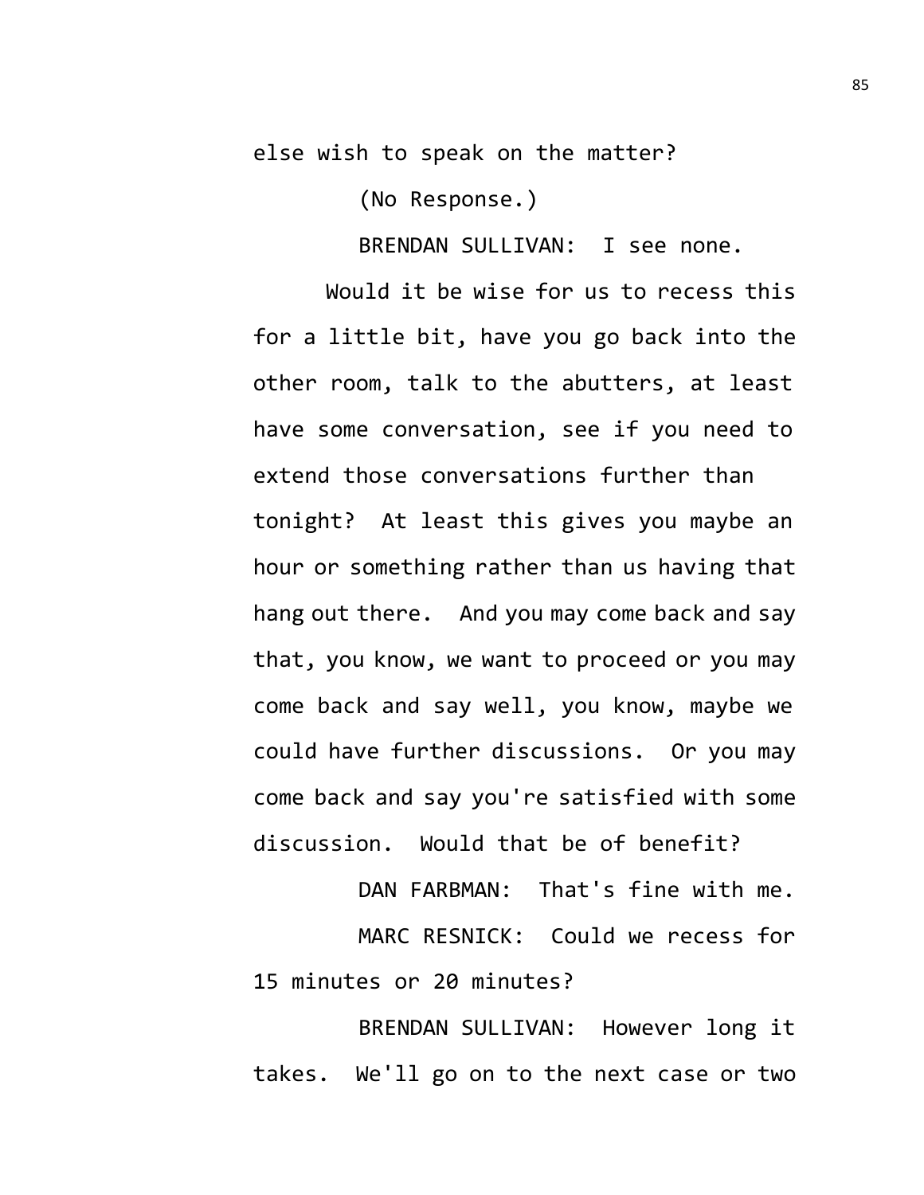else wish to speak on the matter?

(No Response.)

BRENDAN SULLIVAN: I see none.

Would it be wise for us to recess this for a little bit, have you go back into the other room, talk to the abutters, at least have some conversation, see if you need to extend those conversations further than tonight? At least this gives you maybe an hour or something rather than us having that hang out there. And you may come back and say that, you know, we want to proceed or you may come back and say well, you know, maybe we could have further discussions. Or you may come back and say you're satisfied with some discussion. Would that be of benefit?

DAN FARBMAN: That's fine with me.

MARC RESNICK: Could we recess for 15 minutes or 20 minutes?

BRENDAN SULLIVAN: However long it takes. We'll go on to the next case or two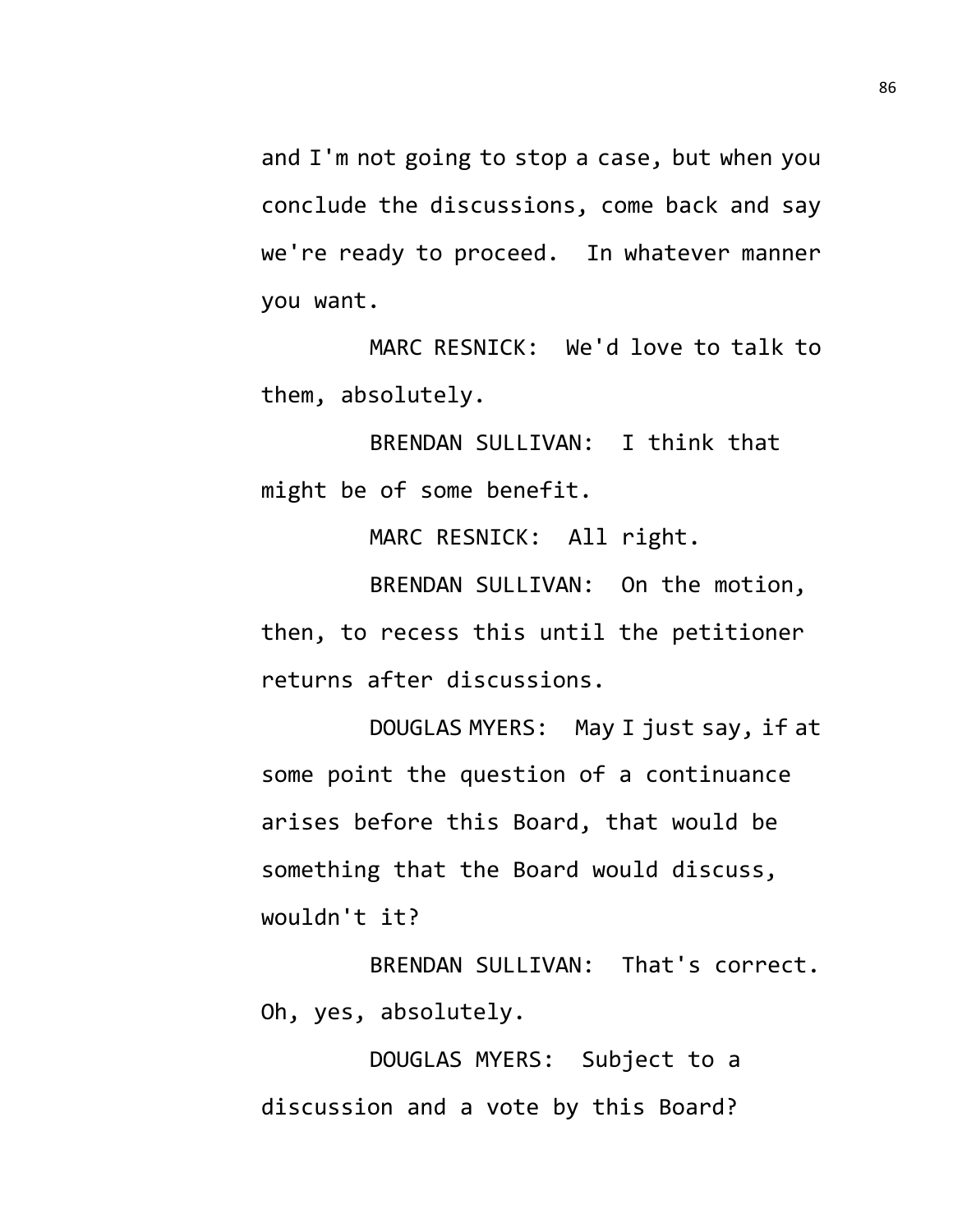and I'm not going to stop a case, but when you conclude the discussions, come back and say we're ready to proceed. In whatever manner you want.

MARC RESNICK: We'd love to talk to them, absolutely.

BRENDAN SULLIVAN: I think that might be of some benefit.

MARC RESNICK: All right.

BRENDAN SULLIVAN: On the motion, then, to recess this until the petitioner returns after discussions.

DOUGLAS MYERS: May I just say, if at some point the question of a continuance arises before this Board, that would be something that the Board would discuss, wouldn't it?

BRENDAN SULLIVAN: That's correct. Oh, yes, absolutely.

DOUGLAS MYERS: Subject to a discussion and a vote by this Board?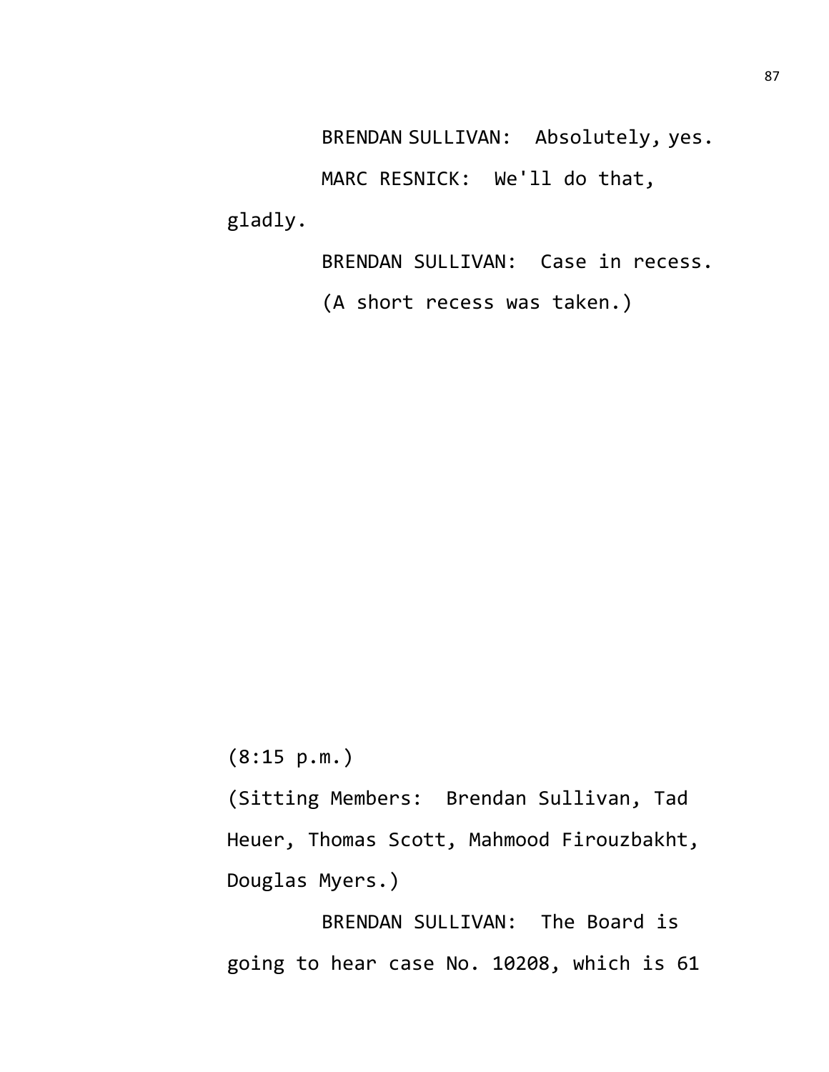BRENDAN SULLIVAN: Absolutely, yes.

MARC RESNICK: We'll do that, gladly.

BRENDAN SULLIVAN: Case in recess.

(A short recess was taken.)

(8:15 p.m.)

(Sitting Members: Brendan Sullivan, Tad Heuer, Thomas Scott, Mahmood Firouzbakht, Douglas Myers.)

BRENDAN SULLIVAN: The Board is going to hear case No. 10208, which is 61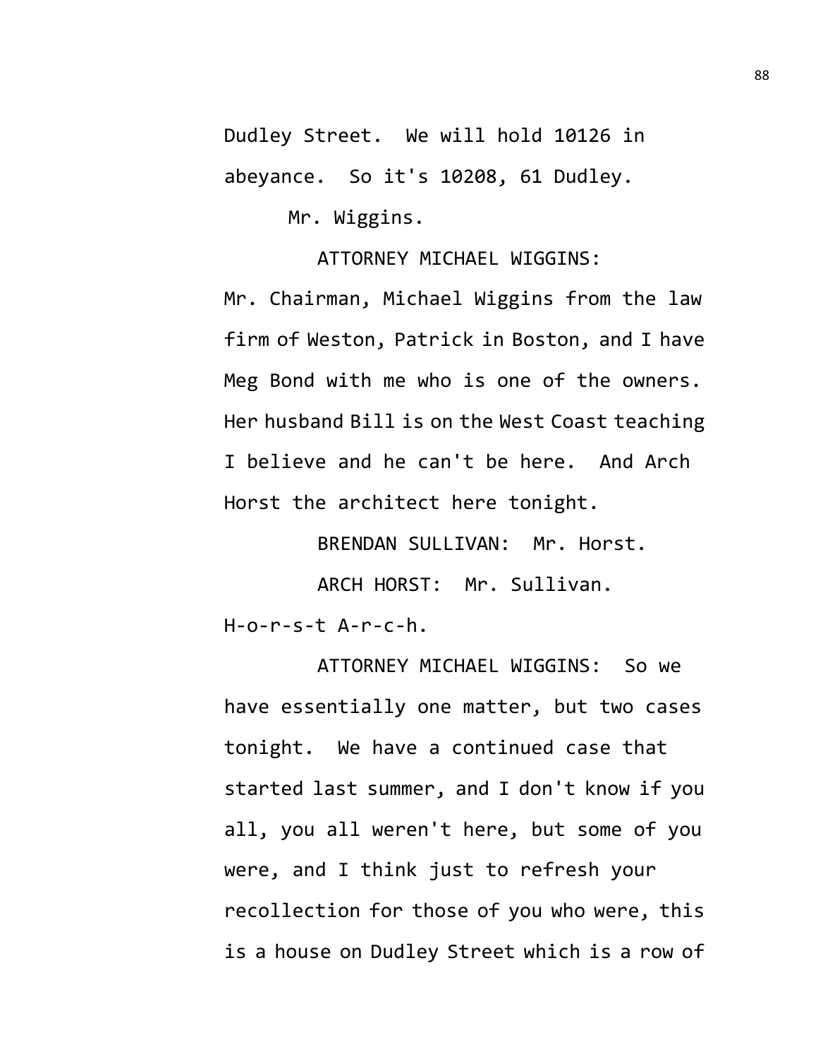Dudley Street. We will hold 10126 in abeyance. So it's 10208, 61 Dudley.

Mr. Wiggins.

ATTORNEY MICHAEL WIGGINS: Mr. Chairman, Michael Wiggins from the law firm of Weston, Patrick in Boston, and I have Meg Bond with me who is one of the owners. Her husband Bill is on the West Coast teaching I believe and he can't be here. And Arch Horst the architect here tonight.

BRENDAN SULLIVAN: Mr. Horst.

ARCH HORST: Mr. Sullivan. H-o-r-s-t A-r-c-h.

ATTORNEY MICHAEL WIGGINS: So we have essentially one matter, but two cases tonight. We have a continued case that started last summer, and I don't know if you all, you all weren't here, but some of you were, and I think just to refresh your recollection for those of you who were, this is a house on Dudley Street which is a row of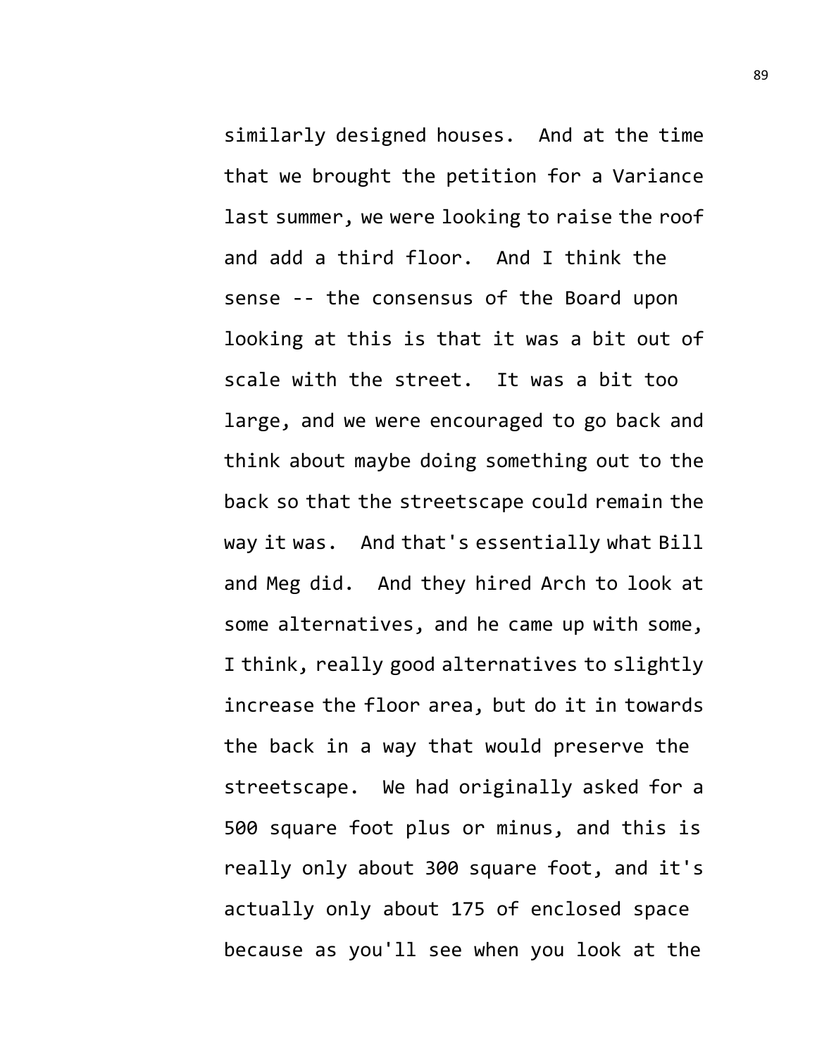similarly designed houses. And at the time that we brought the petition for a Variance last summer, we were looking to raise the roof and add a third floor. And I think the sense -- the consensus of the Board upon looking at this is that it was a bit out of scale with the street. It was a bit too large, and we were encouraged to go back and think about maybe doing something out to the back so that the streetscape could remain the way it was. And that's essentially what Bill and Meg did. And they hired Arch to look at some alternatives, and he came up with some, I think, really good alternatives to slightly increase the floor area, but do it in towards the back in a way that would preserve the streetscape. We had originally asked for a 500 square foot plus or minus, and this is really only about 300 square foot, and it's actually only about 175 of enclosed space because as you'll see when you look at the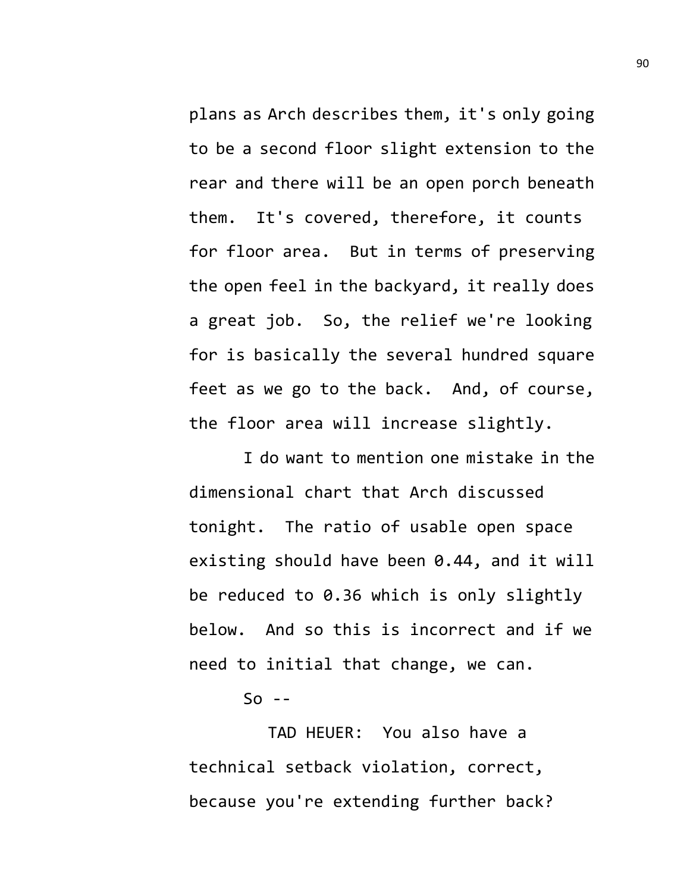plans as Arch describes them, it's only going to be a second floor slight extension to the rear and there will be an open porch beneath them. It's covered, therefore, it counts for floor area. But in terms of preserving the open feel in the backyard, it really does a great job. So, the relief we're looking for is basically the several hundred square feet as we go to the back. And, of course, the floor area will increase slightly.

I do want to mention one mistake in the dimensional chart that Arch discussed tonight. The ratio of usable open space existing should have been 0.44, and it will be reduced to 0.36 which is only slightly below. And so this is incorrect and if we need to initial that change, we can.

So --

TAD HEUER: You also have a technical setback violation, correct, because you're extending further back?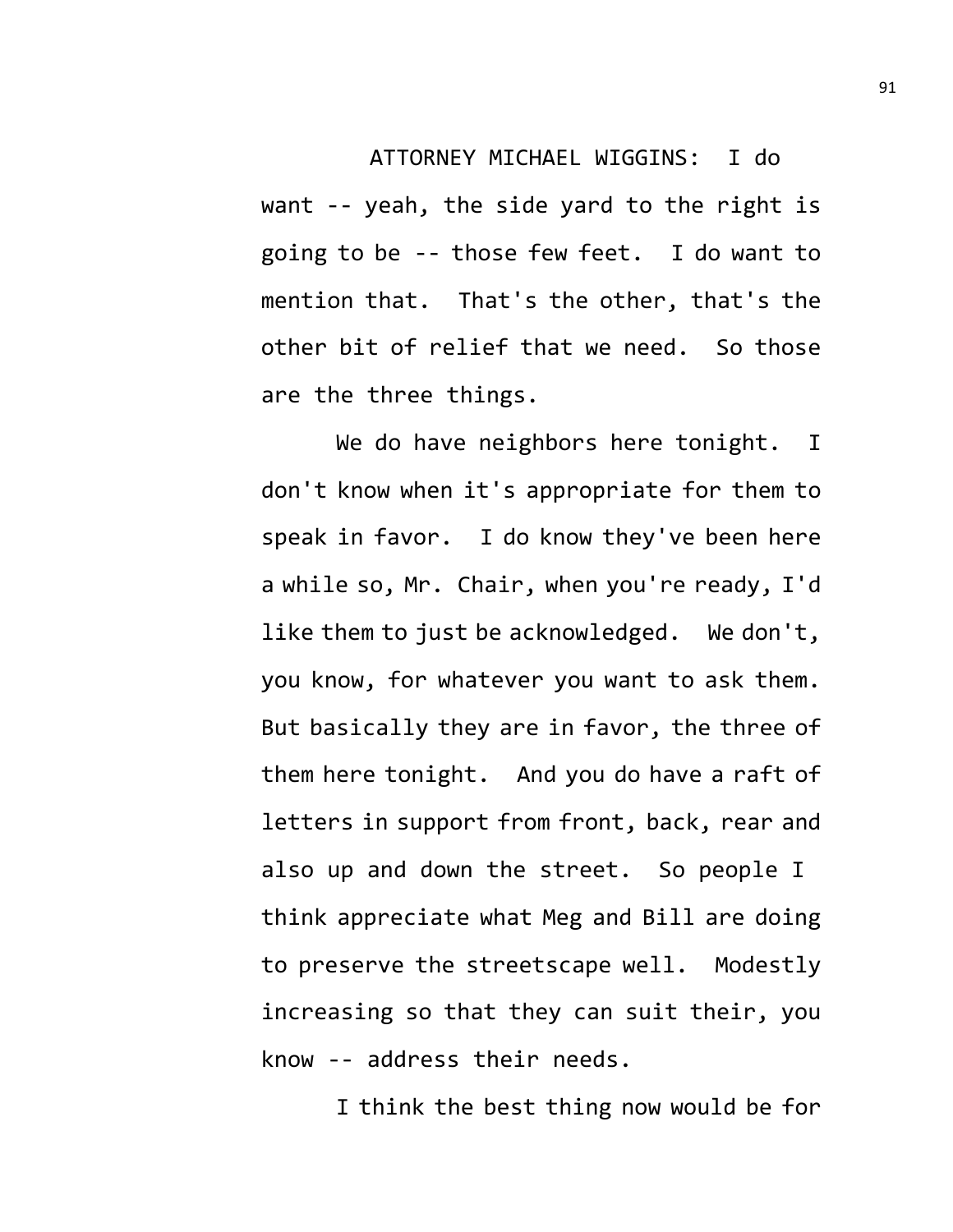ATTORNEY MICHAEL WIGGINS: I do want -- yeah, the side yard to the right is going to be -- those few feet. I do want to mention that. That's the other, that's the other bit of relief that we need. So those are the three things.

We do have neighbors here tonight. I don't know when it's appropriate for them to speak in favor. I do know they've been here a while so, Mr. Chair, when you're ready, I'd like them to just be acknowledged. We don't, you know, for whatever you want to ask them. But basically they are in favor, the three of them here tonight. And you do have a raft of letters in support from front, back, rear and also up and down the street. So people I think appreciate what Meg and Bill are doing to preserve the streetscape well. Modestly increasing so that they can suit their, you know -- address their needs.

I think the best thing now would be for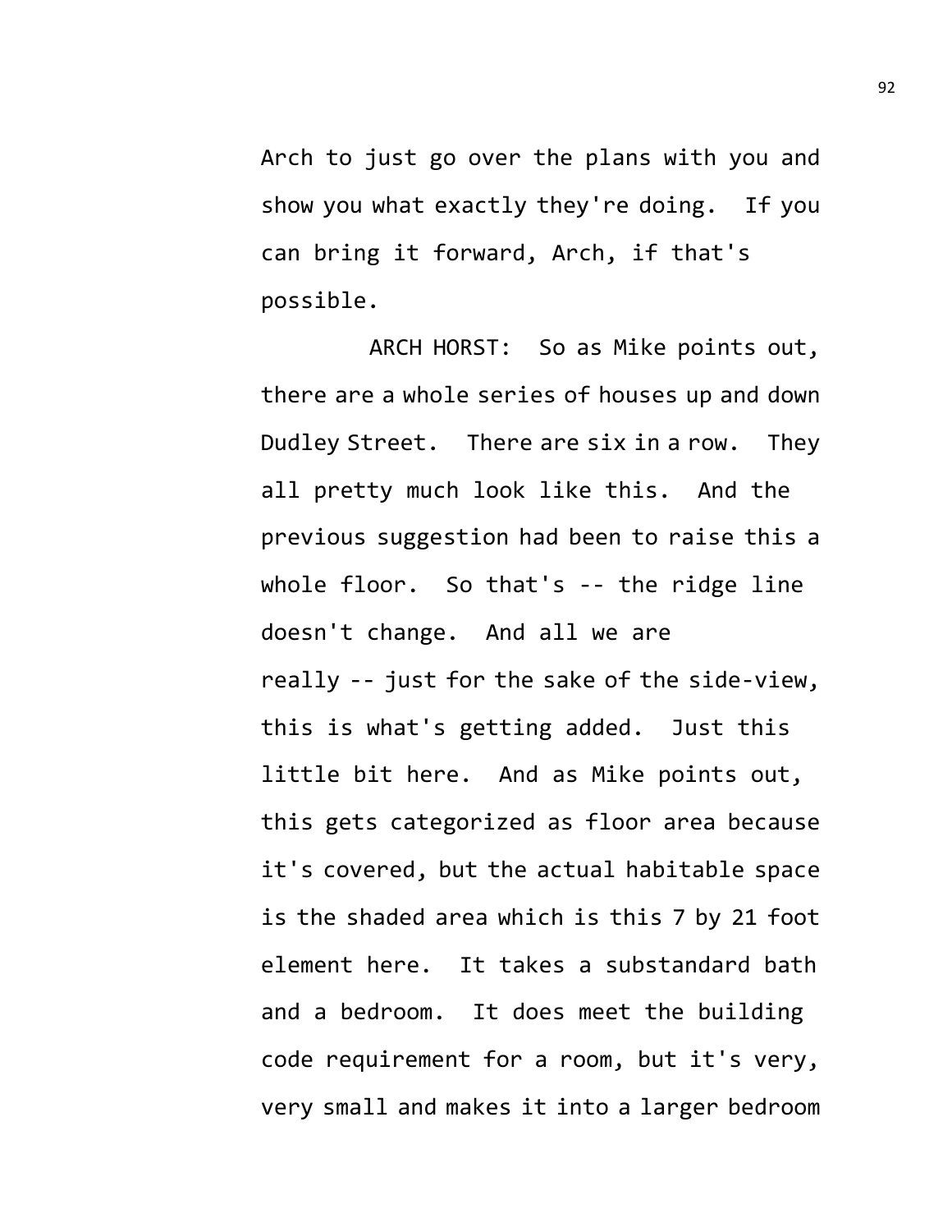Arch to just go over the plans with you and show you what exactly they're doing. If you can bring it forward, Arch, if that's possible.

ARCH HORST: So as Mike points out, there are a whole series of houses up and down Dudley Street. There are six in a row. They all pretty much look like this. And the previous suggestion had been to raise this a whole floor. So that's -- the ridge line doesn't change. And all we are really -- just for the sake of the side-view, this is what's getting added. Just this little bit here. And as Mike points out, this gets categorized as floor area because it's covered, but the actual habitable space is the shaded area which is this 7 by 21 foot element here. It takes a substandard bath and a bedroom. It does meet the building code requirement for a room, but it's very, very small and makes it into a larger bedroom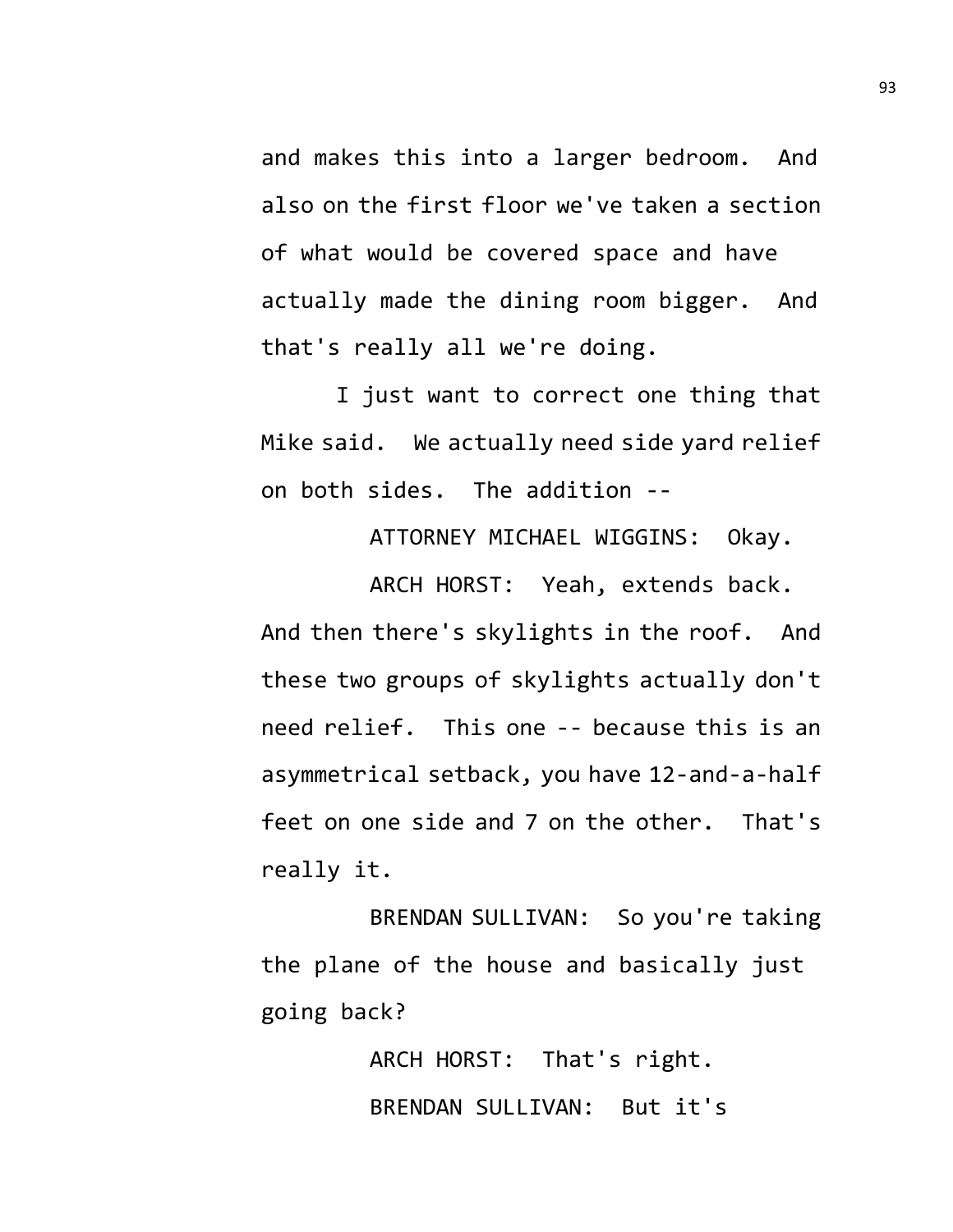and makes this into a larger bedroom. And also on the first floor we've taken a section of what would be covered space and have actually made the dining room bigger. And that's really all we're doing.

I just want to correct one thing that Mike said. We actually need side yard relief on both sides. The addition --

ATTORNEY MICHAEL WIGGINS: Okay.

ARCH HORST: Yeah, extends back. And then there's skylights in the roof. And these two groups of skylights actually don't need relief. This one -- because this is an asymmetrical setback, you have 12-and-a-half feet on one side and 7 on the other. That's really it.

BRENDAN SULLIVAN: So you're taking the plane of the house and basically just going back?

ARCH HORST: That's right.

BRENDAN SULLIVAN: But it's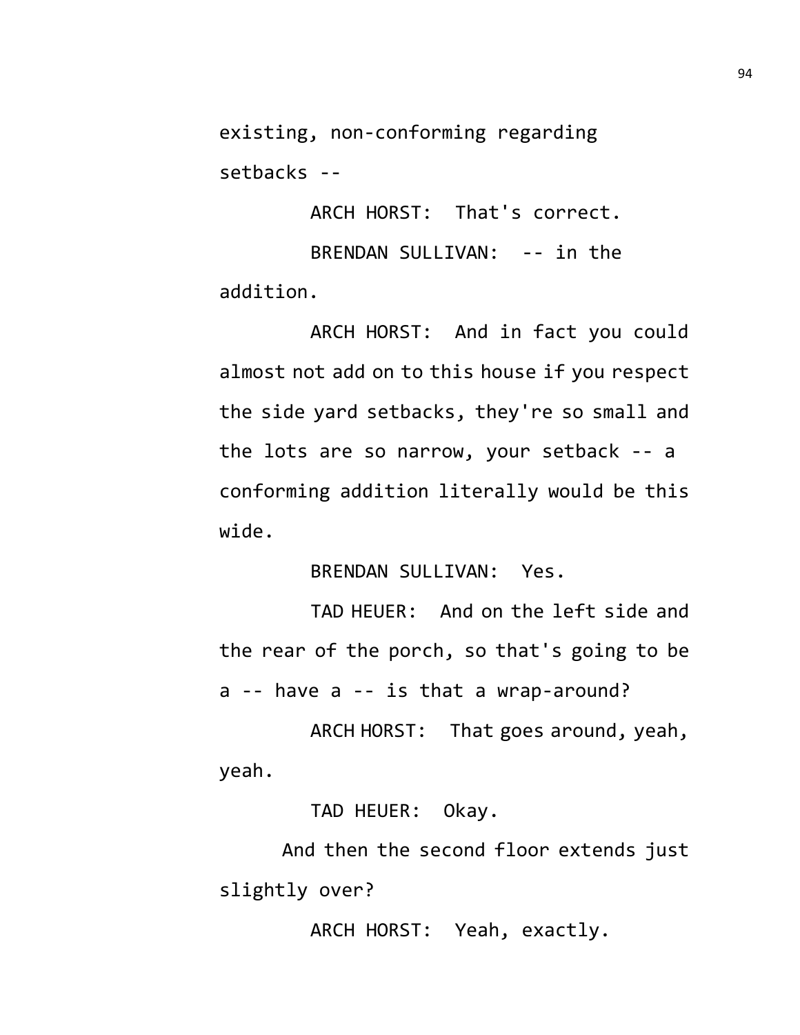existing, non-conforming regarding setbacks --

ARCH HORST: That's correct.

BRENDAN SULLIVAN: -- in the addition.

ARCH HORST: And in fact you could almost not add on to this house if you respect the side yard setbacks, they're so small and the lots are so narrow, your setback -- a conforming addition literally would be this wide.

BRENDAN SULLIVAN: Yes.

TAD HEUER: And on the left side and the rear of the porch, so that's going to be a -- have a -- is that a wrap-around?

ARCH HORST: That goes around, yeah, yeah.

TAD HEUER: Okay.

And then the second floor extends just slightly over?

ARCH HORST: Yeah, exactly.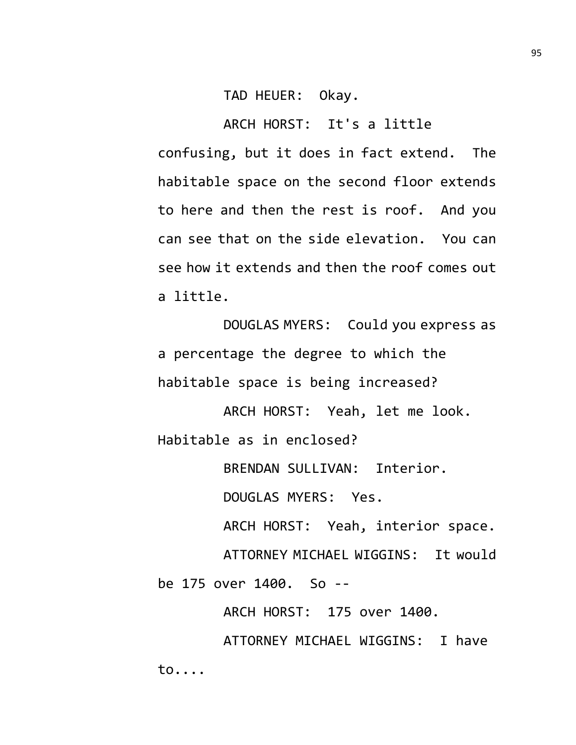TAD HEUER: Okay.

ARCH HORST: It's a little confusing, but it does in fact extend. The habitable space on the second floor extends to here and then the rest is roof. And you can see that on the side elevation. You can see how it extends and then the roof comes out a little.

DOUGLAS MYERS: Could you express as a percentage the degree to which the habitable space is being increased?

ARCH HORST: Yeah, let me look. Habitable as in enclosed?

BRENDAN SULLIVAN: Interior.

DOUGLAS MYERS: Yes.

ARCH HORST: Yeah, interior space.

ATTORNEY MICHAEL WIGGINS: It would be 175 over 1400. So --

ARCH HORST: 175 over 1400.

ATTORNEY MICHAEL WIGGINS: I have to....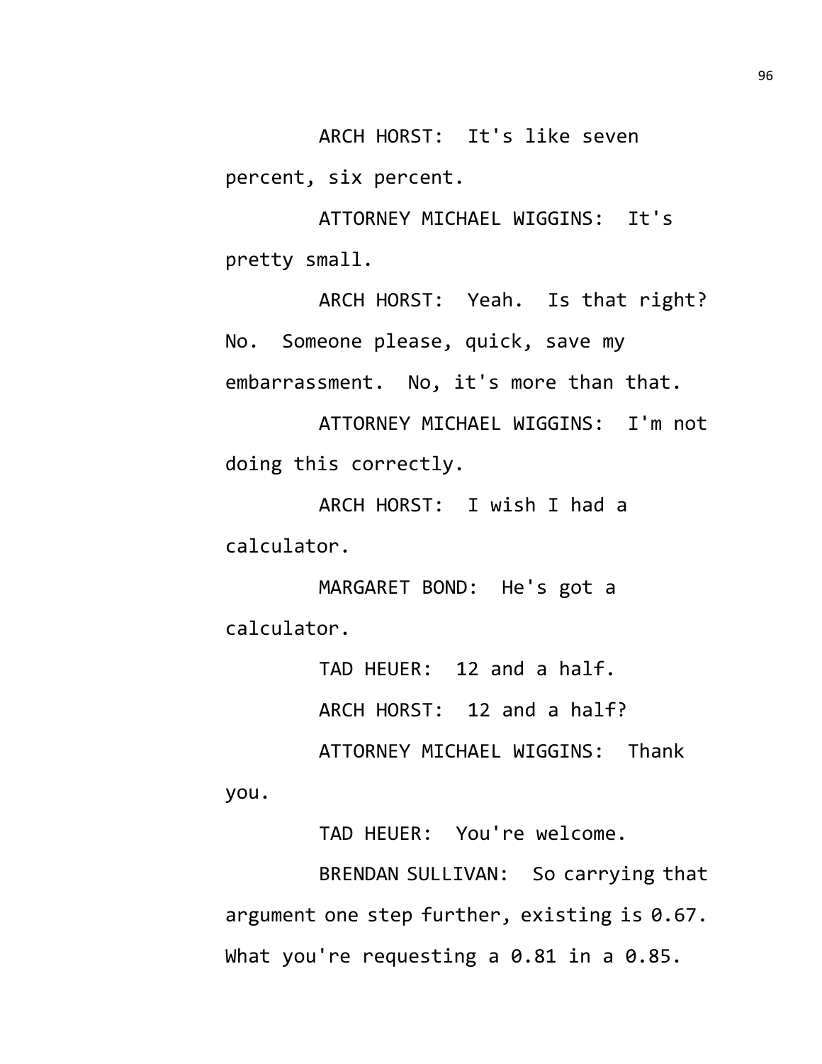ARCH HORST: It's like seven percent, six percent.

ATTORNEY MICHAEL WIGGINS: It's pretty small.

ARCH HORST: Yeah. Is that right? No. Someone please, quick, save my embarrassment. No, it's more than that.

ATTORNEY MICHAEL WIGGINS: I'm not doing this correctly.

ARCH HORST: I wish I had a calculator.

MARGARET BOND: He's got a calculator.

TAD HEUER: 12 and a half.

ARCH HORST: 12 and a half?

ATTORNEY MICHAEL WIGGINS: Thank you.

TAD HEUER: You're welcome.

BRENDAN SULLIVAN: So carrying that argument one step further, existing is 0.67. What you're requesting a 0.81 in a 0.85.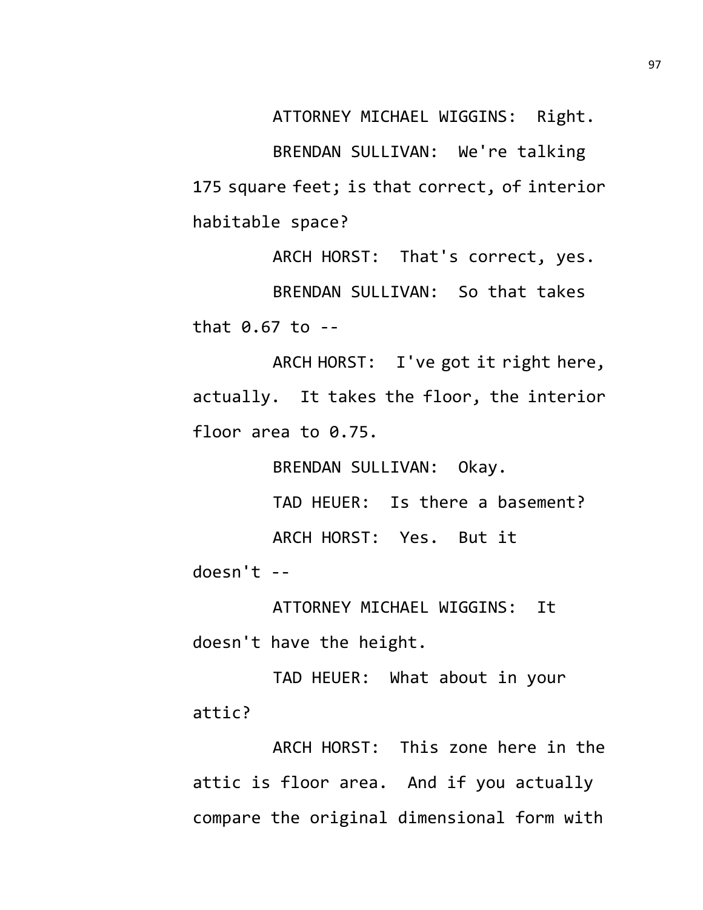ATTORNEY MICHAEL WIGGINS: Right.

BRENDAN SULLIVAN: We're talking 175 square feet; is that correct, of interior habitable space?

ARCH HORST: That's correct, yes.

BRENDAN SULLIVAN: So that takes that 0.67 to --

ARCH HORST: I've got it right here, actually. It takes the floor, the interior floor area to 0.75.

BRENDAN SULLIVAN: Okay.

TAD HEUER: Is there a basement?

ARCH HORST: Yes. But it doesn't --

ATTORNEY MICHAEL WIGGINS: It doesn't have the height.

TAD HEUER: What about in your attic?

ARCH HORST: This zone here in the attic is floor area. And if you actually compare the original dimensional form with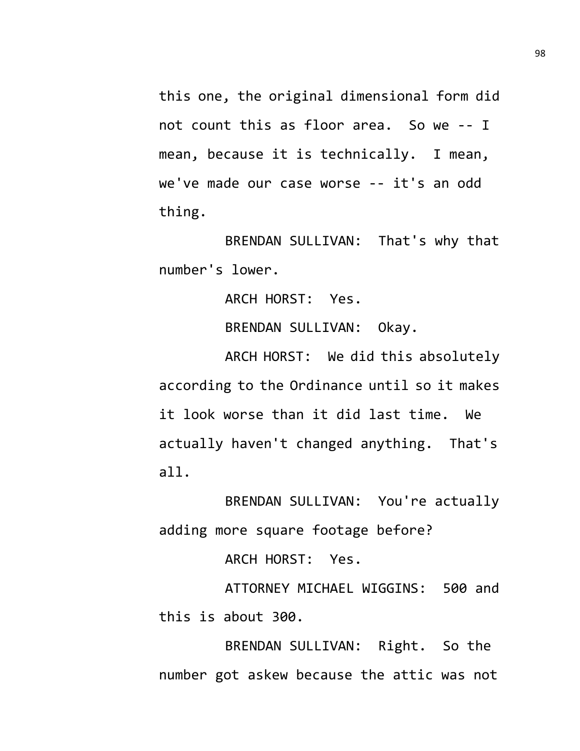this one, the original dimensional form did not count this as floor area. So we -- I mean, because it is technically. I mean, we've made our case worse -- it's an odd thing.

BRENDAN SULLIVAN: That's why that number's lower.

ARCH HORST: Yes.

BRENDAN SULLIVAN: Okay.

ARCH HORST: We did this absolutely according to the Ordinance until so it makes it look worse than it did last time. We actually haven't changed anything. That's all.

BRENDAN SULLIVAN: You're actually adding more square footage before?

ARCH HORST: Yes.

ATTORNEY MICHAEL WIGGINS: 500 and this is about 300.

BRENDAN SULLIVAN: Right. So the number got askew because the attic was not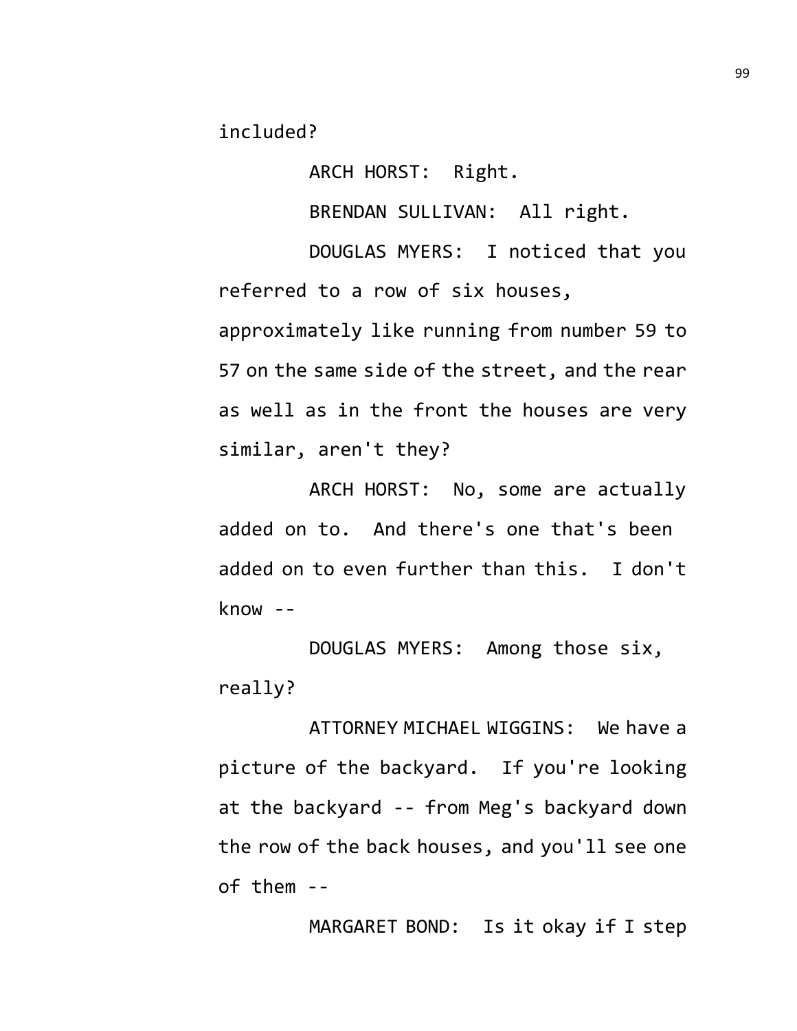included?

ARCH HORST: Right.

BRENDAN SULLIVAN: All right.

DOUGLAS MYERS: I noticed that you referred to a row of six houses, approximately like running from number 59 to 57 on the same side of the street, and the rear as well as in the front the houses are very similar, aren't they?

ARCH HORST: No, some are actually added on to. And there's one that's been added on to even further than this. I don't know --

DOUGLAS MYERS: Among those six, really?

ATTORNEY MICHAEL WIGGINS: We have a picture of the backyard. If you're looking at the backyard -- from Meg's backyard down the row of the back houses, and you'll see one of them --

MARGARET BOND: Is it okay if I step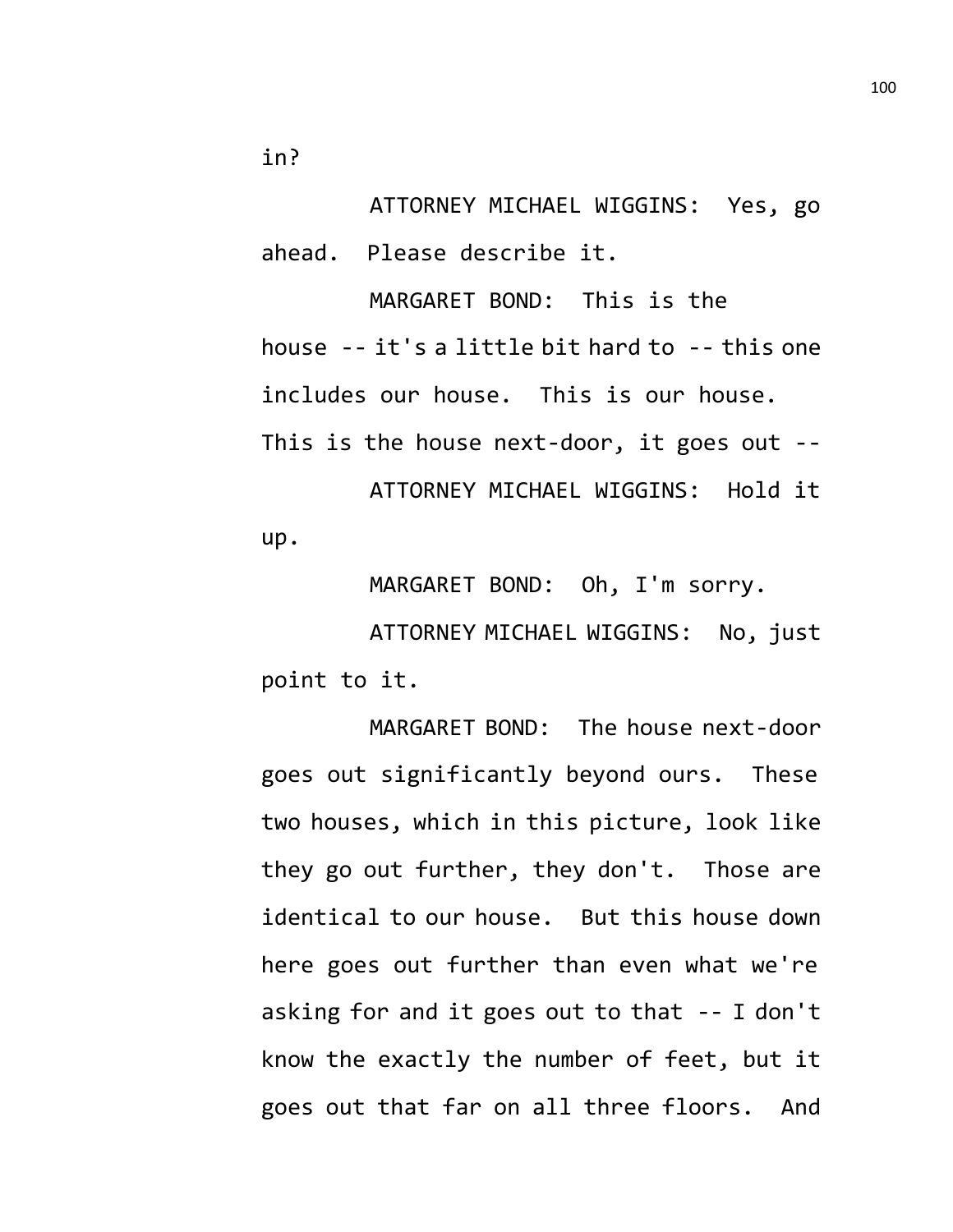in?

ATTORNEY MICHAEL WIGGINS: Yes, go ahead. Please describe it.

MARGARET BOND: This is the house -- it's a little bit hard to -- this one includes our house. This is our house. This is the house next-door, it goes out --

ATTORNEY MICHAEL WIGGINS: Hold it up.

MARGARET BOND: Oh, I'm sorry.

ATTORNEY MICHAEL WIGGINS: No, just point to it.

MARGARET BOND: The house next-door goes out significantly beyond ours. These two houses, which in this picture, look like they go out further, they don't. Those are identical to our house. But this house down here goes out further than even what we're asking for and it goes out to that -- I don't know the exactly the number of feet, but it goes out that far on all three floors. And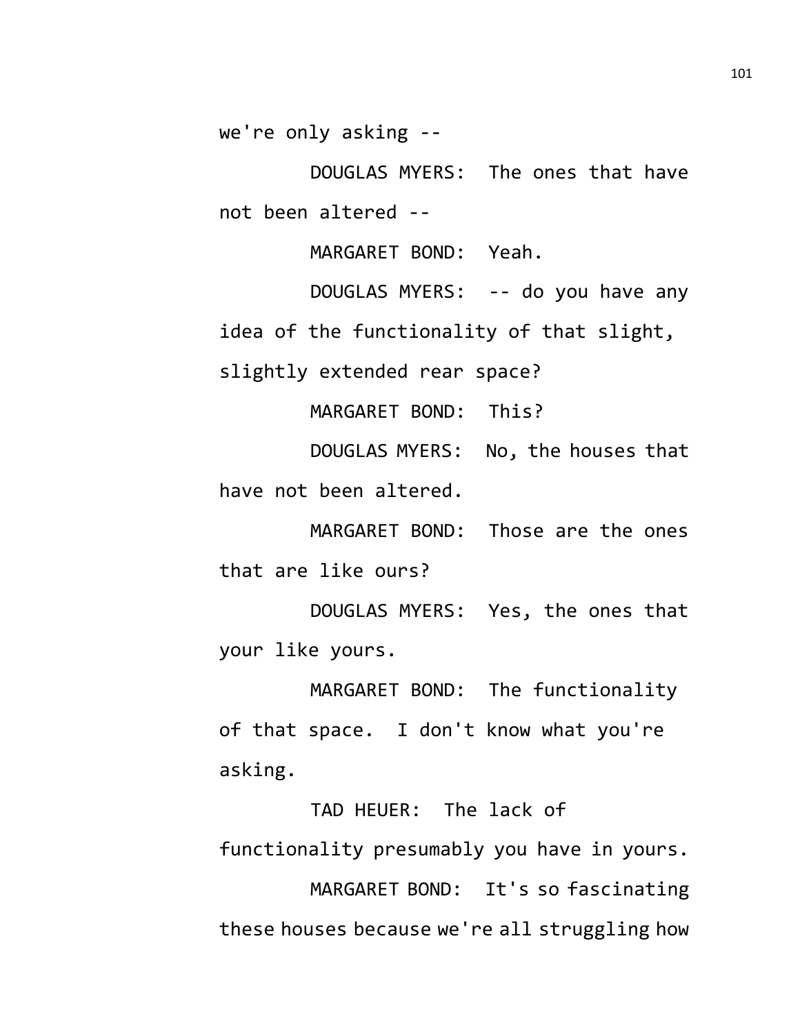we're only asking --

DOUGLAS MYERS: The ones that have not been altered --

MARGARET BOND: Yeah.

DOUGLAS MYERS: -- do you have any idea of the functionality of that slight, slightly extended rear space?

MARGARET BOND: This?

DOUGLAS MYERS: No, the houses that have not been altered.

MARGARET BOND: Those are the ones that are like ours?

DOUGLAS MYERS: Yes, the ones that your like yours.

MARGARET BOND: The functionality of that space. I don't know what you're asking.

TAD HEUER: The lack of functionality presumably you have in yours.

MARGARET BOND: It's so fascinating these houses because we're all struggling how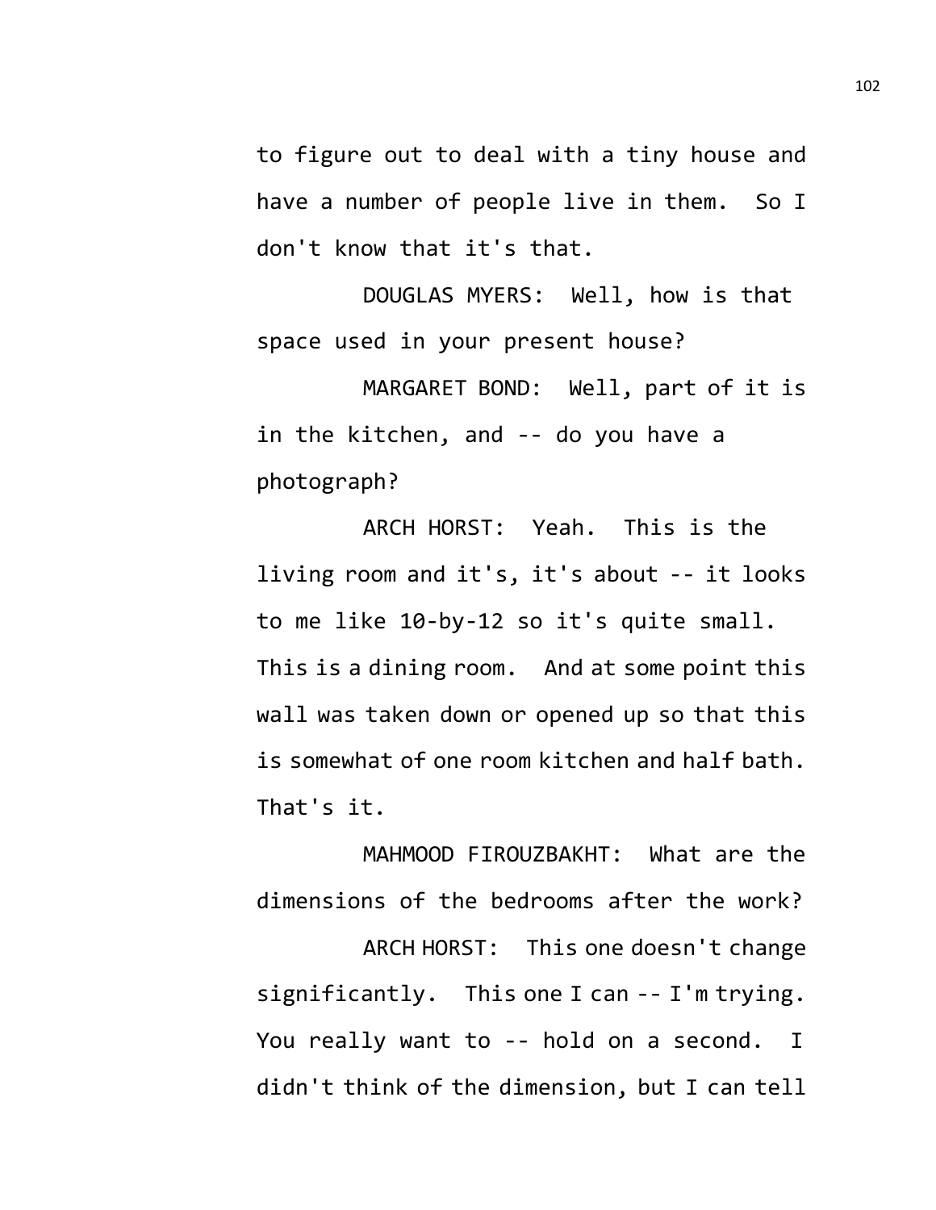to figure out to deal with a tiny house and have a number of people live in them. So I don't know that it's that.

DOUGLAS MYERS: Well, how is that space used in your present house?

MARGARET BOND: Well, part of it is in the kitchen, and -- do you have a photograph?

ARCH HORST: Yeah. This is the living room and it's, it's about -- it looks to me like 10-by-12 so it's quite small. This is a dining room. And at some point this wall was taken down or opened up so that this is somewhat of one room kitchen and half bath. That's it.

MAHMOOD FIROUZBAKHT: What are the dimensions of the bedrooms after the work?

ARCH HORST: This one doesn't change significantly. This one I can -- I'm trying. You really want to -- hold on a second. I didn't think of the dimension, but I can tell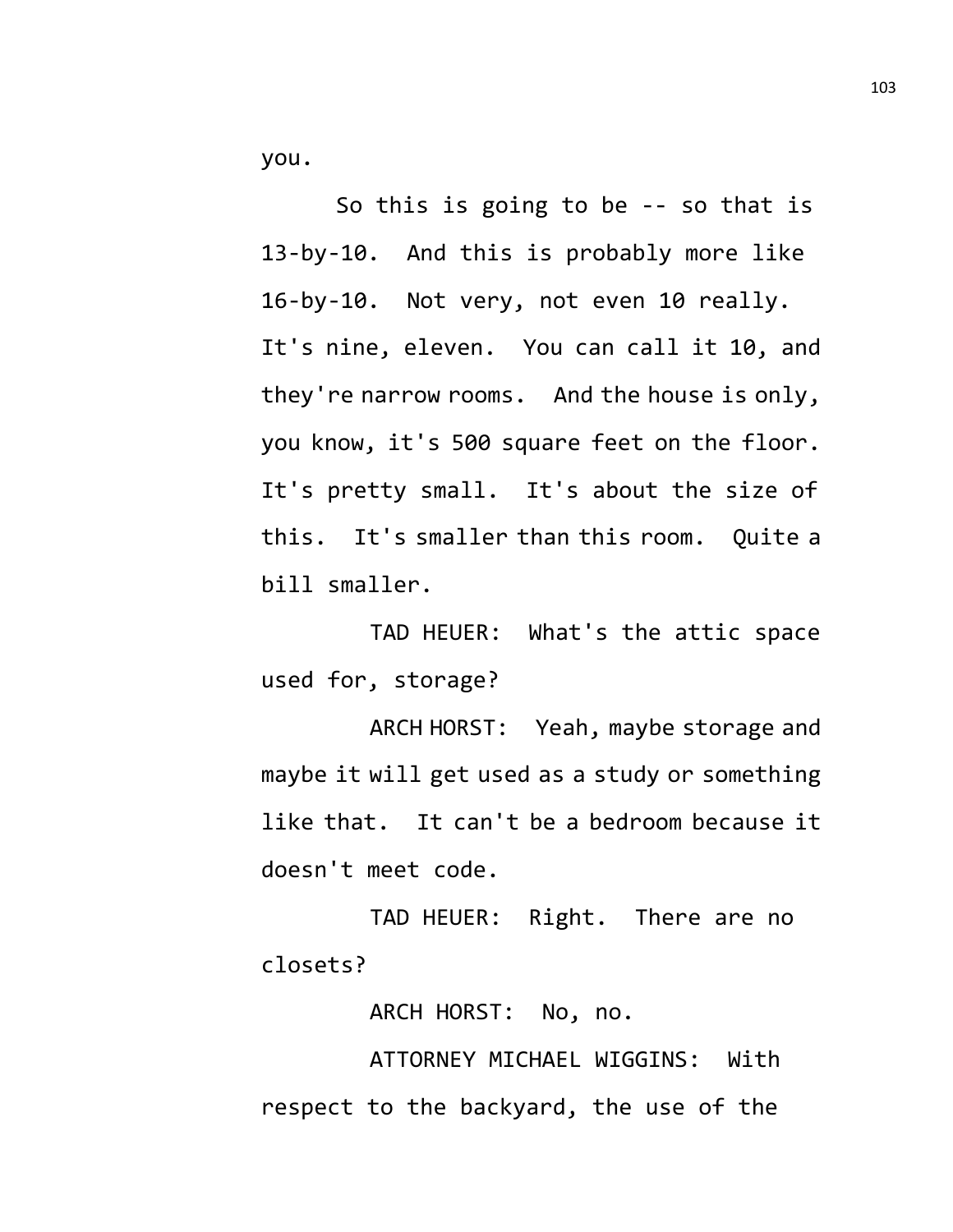you.

So this is going to be -- so that is 13-by-10. And this is probably more like 16-by-10. Not very, not even 10 really. It's nine, eleven. You can call it 10, and they're narrow rooms. And the house is only, you know, it's 500 square feet on the floor. It's pretty small. It's about the size of this. It's smaller than this room. Quite a bill smaller.

TAD HEUER: What's the attic space used for, storage?

ARCH HORST: Yeah, maybe storage and maybe it will get used as a study or something like that. It can't be a bedroom because it doesn't meet code.

TAD HEUER: Right. There are no closets?

ARCH HORST: No, no.

ATTORNEY MICHAEL WIGGINS: With respect to the backyard, the use of the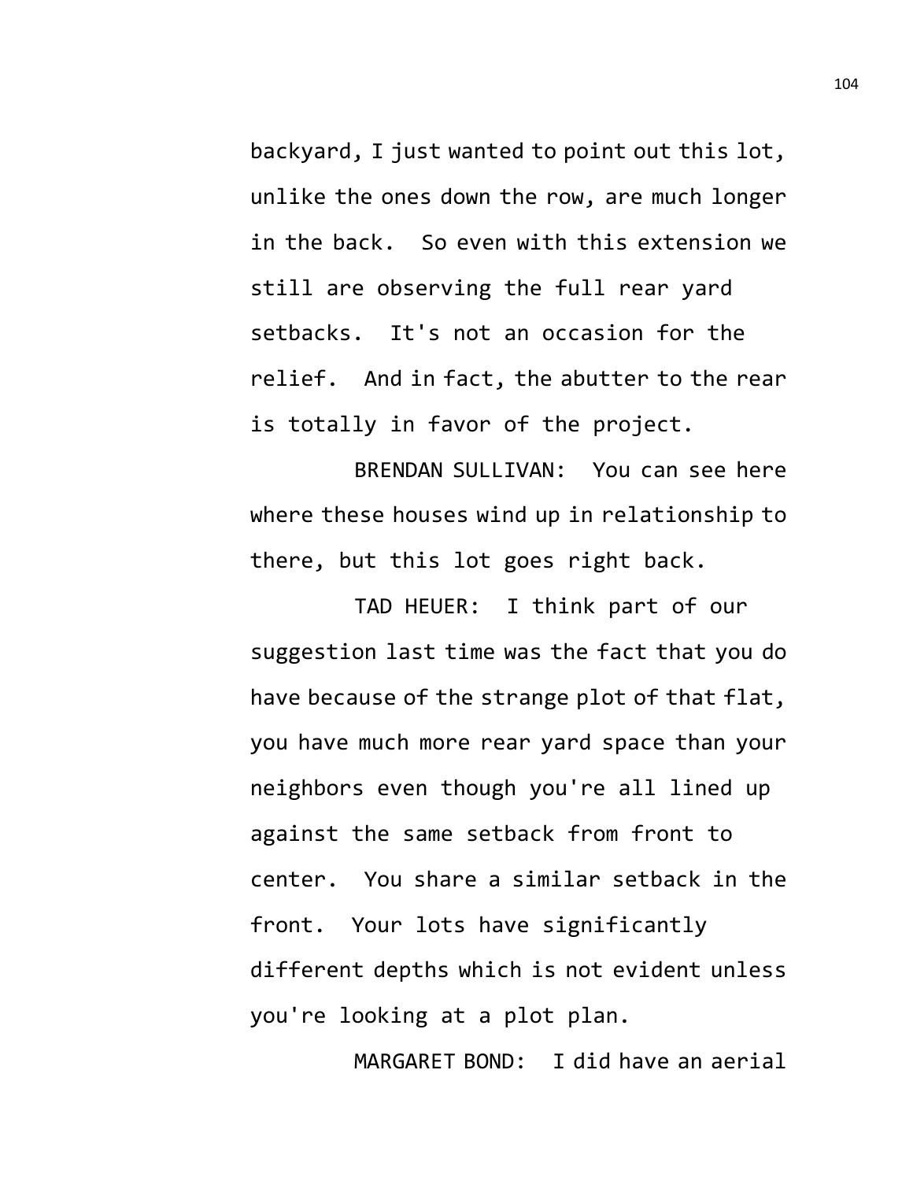backyard, I just wanted to point out this lot, unlike the ones down the row, are much longer in the back. So even with this extension we still are observing the full rear yard setbacks. It's not an occasion for the relief. And in fact, the abutter to the rear is totally in favor of the project.

BRENDAN SULLIVAN: You can see here where these houses wind up in relationship to there, but this lot goes right back.

TAD HEUER: I think part of our suggestion last time was the fact that you do have because of the strange plot of that flat, you have much more rear yard space than your neighbors even though you're all lined up against the same setback from front to center. You share a similar setback in the front. Your lots have significantly different depths which is not evident unless you're looking at a plot plan.

MARGARET BOND: I did have an aerial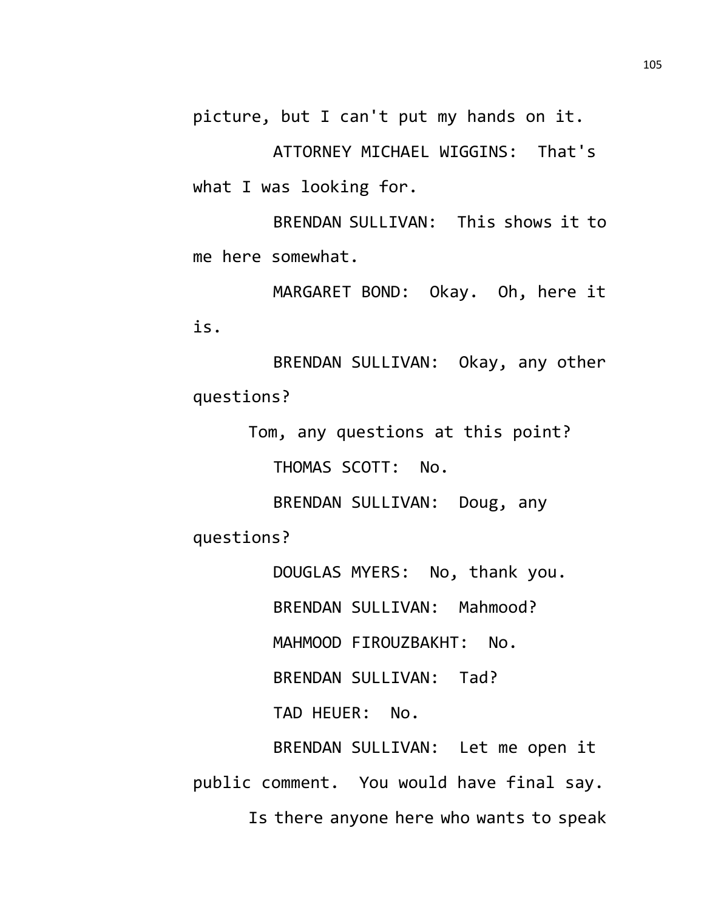picture, but I can't put my hands on it.

ATTORNEY MICHAEL WIGGINS: That's what I was looking for.

BRENDAN SULLIVAN: This shows it to me here somewhat.

MARGARET BOND: Okay. Oh, here it is.

BRENDAN SULLIVAN: Okay, any other questions?

Tom, any questions at this point?

THOMAS SCOTT: No.

BRENDAN SULLIVAN: Doug, any questions?

DOUGLAS MYERS: No, thank you.

BRENDAN SULLIVAN: Mahmood?

MAHMOOD FIROUZBAKHT: No.

BRENDAN SULLIVAN: Tad?

TAD HEUER: No.

BRENDAN SULLIVAN: Let me open it public comment. You would have final say.

Is there anyone here who wants to speak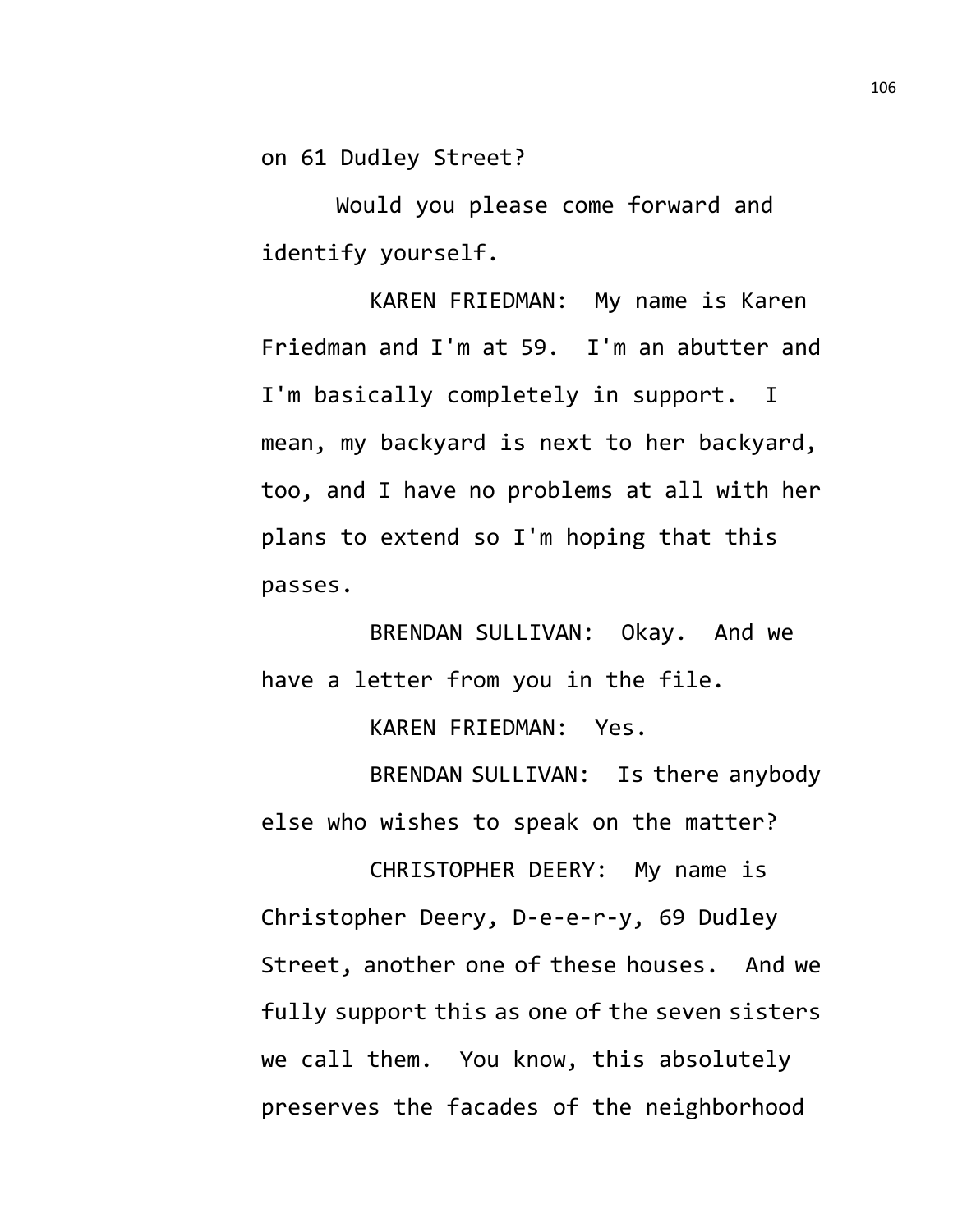on 61 Dudley Street?

Would you please come forward and identify yourself.

KAREN FRIEDMAN: My name is Karen Friedman and I'm at 59. I'm an abutter and I'm basically completely in support. I mean, my backyard is next to her backyard, too, and I have no problems at all with her plans to extend so I'm hoping that this passes.

BRENDAN SULLIVAN: Okay. And we have a letter from you in the file.

KAREN FRIEDMAN: Yes.

BRENDAN SULLIVAN: Is there anybody else who wishes to speak on the matter?

CHRISTOPHER DEERY: My name is Christopher Deery, D-e-e-r-y, 69 Dudley Street, another one of these houses. And we fully support this as one of the seven sisters we call them. You know, this absolutely preserves the facades of the neighborhood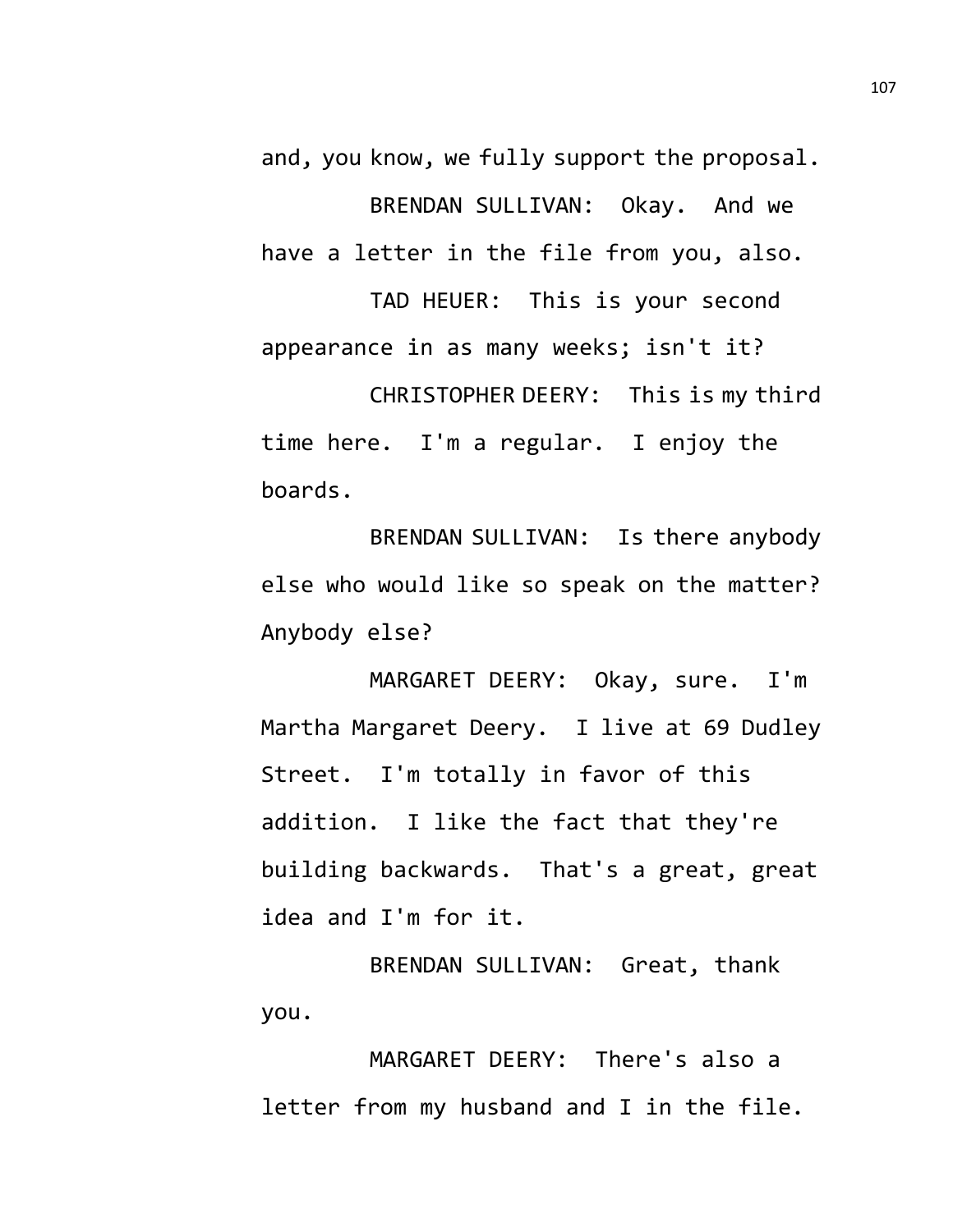and, you know, we fully support the proposal.

BRENDAN SULLIVAN: Okay. And we have a letter in the file from you, also.

TAD HEUER: This is your second appearance in as many weeks; isn't it?

CHRISTOPHER DEERY: This is my third time here. I'm a regular. I enjoy the boards.

BRENDAN SULLIVAN: Is there anybody else who would like so speak on the matter? Anybody else?

MARGARET DEERY: Okay, sure. I'm Martha Margaret Deery. I live at 69 Dudley Street. I'm totally in favor of this addition. I like the fact that they're building backwards. That's a great, great idea and I'm for it.

BRENDAN SULLIVAN: Great, thank you.

MARGARET DEERY: There's also a letter from my husband and I in the file.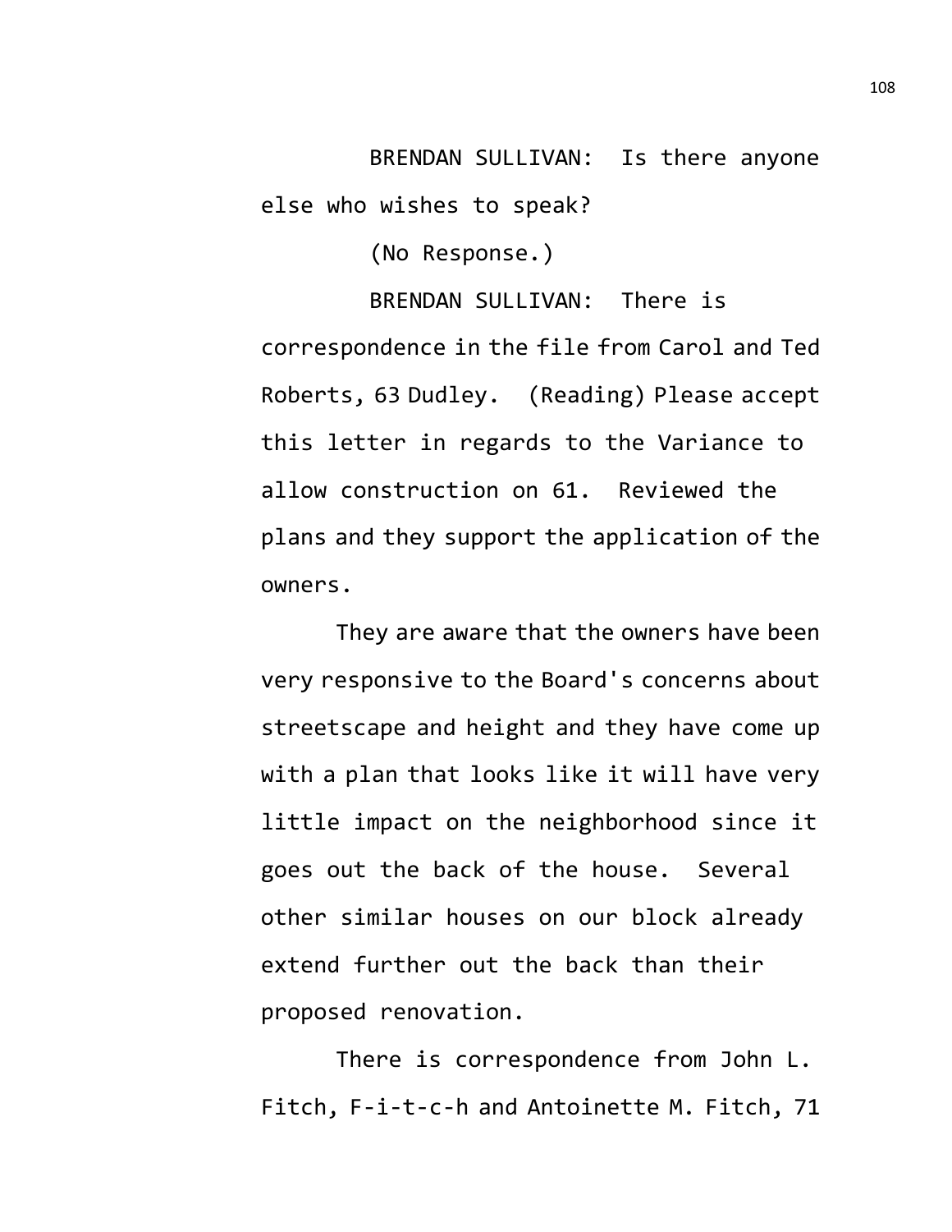BRENDAN SULLIVAN: Is there anyone else who wishes to speak?

(No Response.)

BRENDAN SULLIVAN: There is correspondence in the file from Carol and Ted Roberts, 63 Dudley. (Reading) Please accept this letter in regards to the Variance to allow construction on 61. Reviewed the plans and they support the application of the owners.

They are aware that the owners have been very responsive to the Board's concerns about streetscape and height and they have come up with a plan that looks like it will have very little impact on the neighborhood since it goes out the back of the house. Several other similar houses on our block already extend further out the back than their proposed renovation.

There is correspondence from John L. Fitch, F-i-t-c-h and Antoinette M. Fitch, 71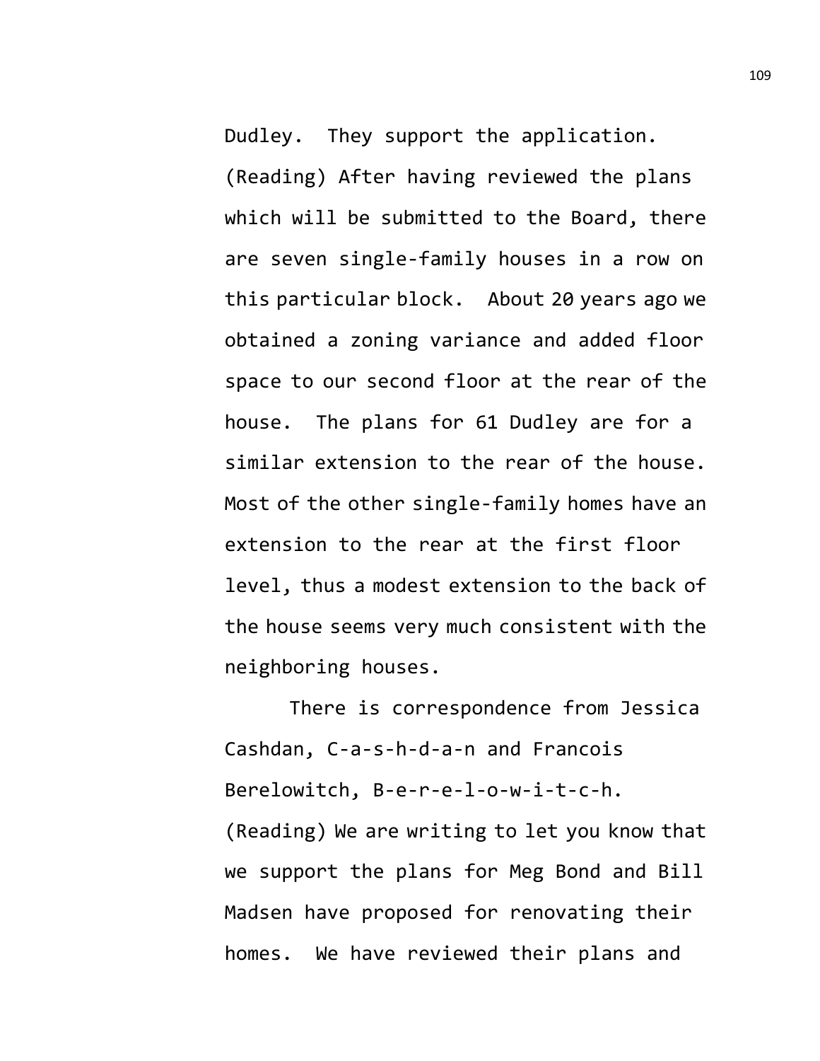Dudley. They support the application. (Reading) After having reviewed the plans which will be submitted to the Board, there are seven single-family houses in a row on this particular block. About 20 years ago we obtained a zoning variance and added floor space to our second floor at the rear of the house. The plans for 61 Dudley are for a similar extension to the rear of the house. Most of the other single-family homes have an extension to the rear at the first floor level, thus a modest extension to the back of the house seems very much consistent with the neighboring houses.

There is correspondence from Jessica Cashdan, C-a-s-h-d-a-n and Francois Berelowitch, B-e-r-e-l-o-w-i-t-c-h. (Reading) We are writing to let you know that we support the plans for Meg Bond and Bill Madsen have proposed for renovating their homes. We have reviewed their plans and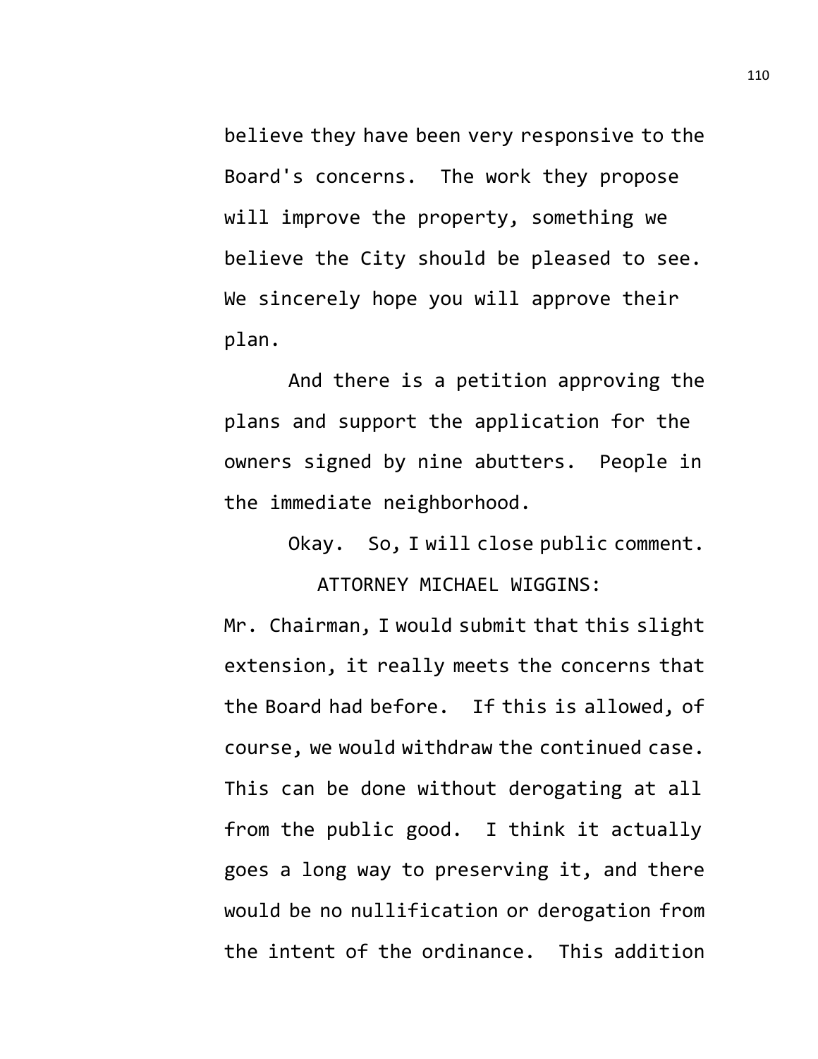believe they have been very responsive to the Board's concerns. The work they propose will improve the property, something we believe the City should be pleased to see. We sincerely hope you will approve their plan.

And there is a petition approving the plans and support the application for the owners signed by nine abutters. People in the immediate neighborhood.

Okay. So, I will close public comment.

ATTORNEY MICHAEL WIGGINS:

Mr. Chairman, I would submit that this slight extension, it really meets the concerns that the Board had before. If this is allowed, of course, we would withdraw the continued case. This can be done without derogating at all from the public good. I think it actually goes a long way to preserving it, and there would be no nullification or derogation from the intent of the ordinance. This addition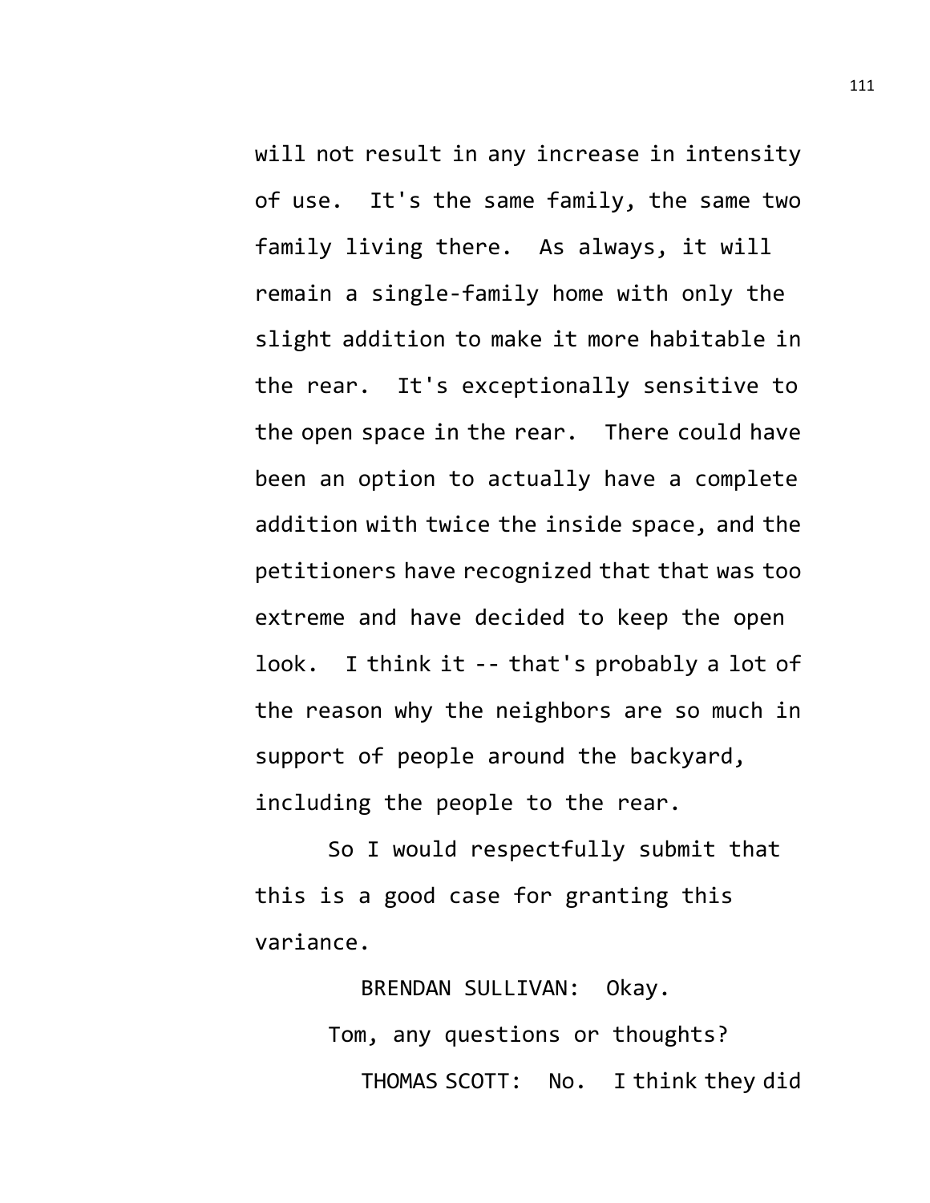will not result in any increase in intensity of use. It's the same family, the same two family living there. As always, it will remain a single-family home with only the slight addition to make it more habitable in the rear. It's exceptionally sensitive to the open space in the rear. There could have been an option to actually have a complete addition with twice the inside space, and the petitioners have recognized that that was too extreme and have decided to keep the open look. I think it -- that's probably a lot of the reason why the neighbors are so much in support of people around the backyard, including the people to the rear.

So I would respectfully submit that this is a good case for granting this variance.

BRENDAN SULLIVAN: Okay.

Tom, any questions or thoughts?

THOMAS SCOTT: No. I think they did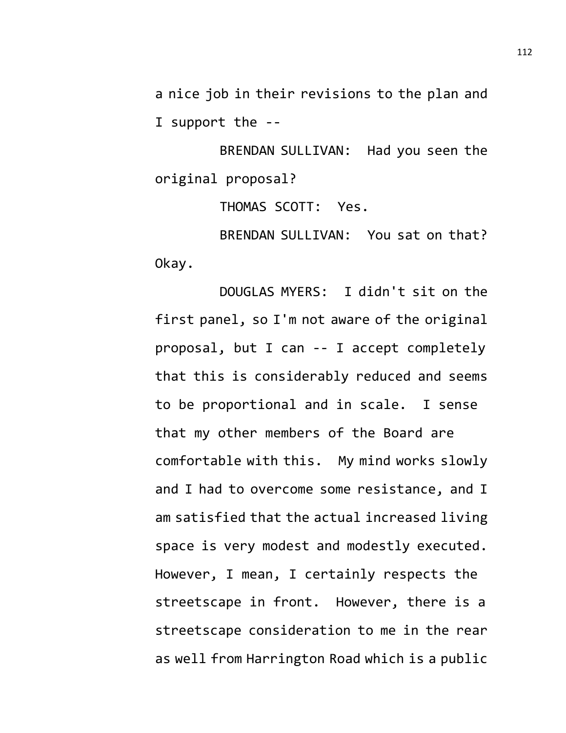a nice job in their revisions to the plan and I support the --

BRENDAN SULLIVAN: Had you seen the original proposal?

THOMAS SCOTT: Yes.

BRENDAN SULLIVAN: You sat on that? Okay.

DOUGLAS MYERS: I didn't sit on the first panel, so I'm not aware of the original proposal, but I can -- I accept completely that this is considerably reduced and seems to be proportional and in scale. I sense that my other members of the Board are comfortable with this. My mind works slowly and I had to overcome some resistance, and I am satisfied that the actual increased living space is very modest and modestly executed. However, I mean, I certainly respects the streetscape in front. However, there is a streetscape consideration to me in the rear as well from Harrington Road which is a public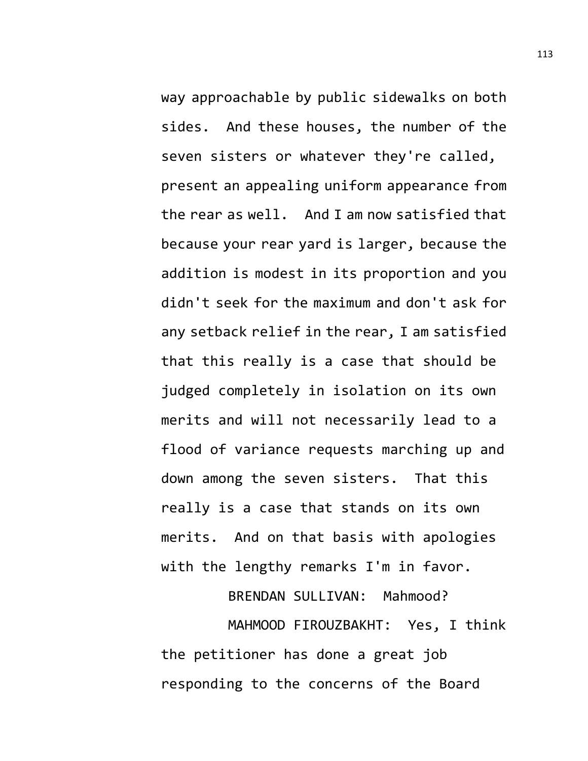way approachable by public sidewalks on both sides. And these houses, the number of the seven sisters or whatever they're called, present an appealing uniform appearance from the rear as well. And I am now satisfied that because your rear yard is larger, because the addition is modest in its proportion and you didn't seek for the maximum and don't ask for any setback relief in the rear, I am satisfied that this really is a case that should be judged completely in isolation on its own merits and will not necessarily lead to a flood of variance requests marching up and down among the seven sisters. That this really is a case that stands on its own merits. And on that basis with apologies with the lengthy remarks I'm in favor.

BRENDAN SULLIVAN: Mahmood?

MAHMOOD FIROUZBAKHT: Yes, I think the petitioner has done a great job responding to the concerns of the Board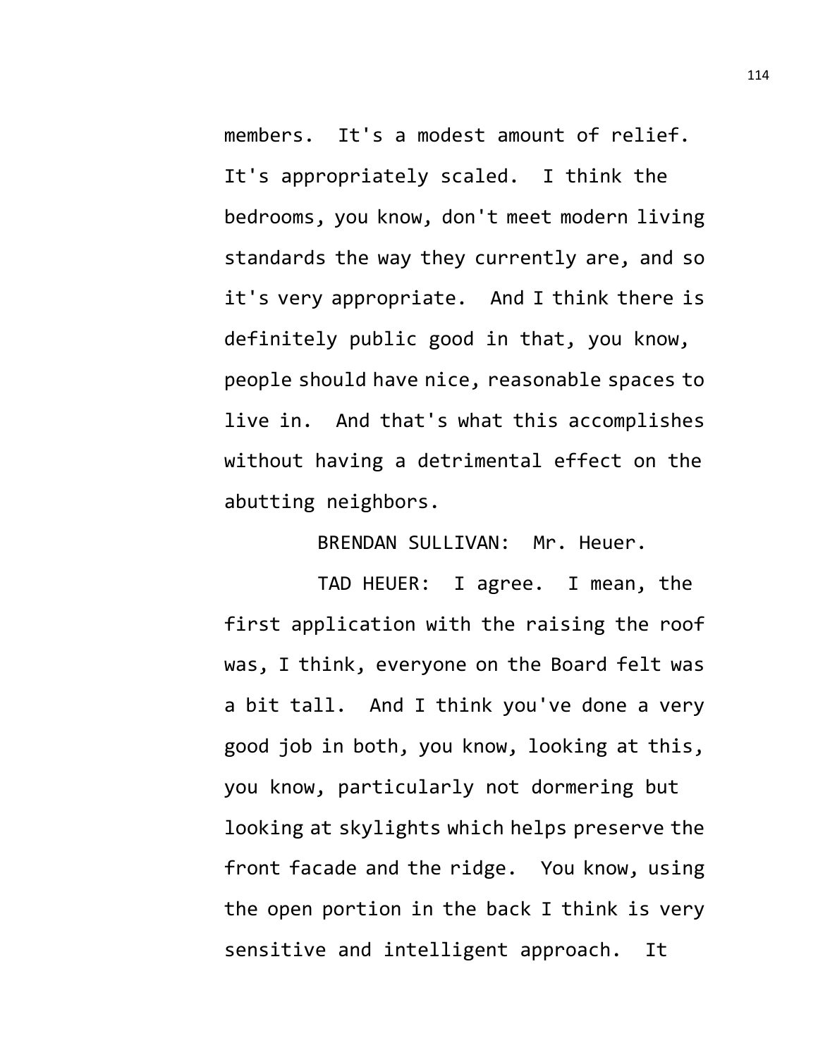members. It's a modest amount of relief. It's appropriately scaled. I think the bedrooms, you know, don't meet modern living standards the way they currently are, and so it's very appropriate. And I think there is definitely public good in that, you know, people should have nice, reasonable spaces to live in. And that's what this accomplishes without having a detrimental effect on the abutting neighbors.

BRENDAN SULLIVAN: Mr. Heuer.

TAD HEUER: I agree. I mean, the first application with the raising the roof was, I think, everyone on the Board felt was a bit tall. And I think you've done a very good job in both, you know, looking at this, you know, particularly not dormering but looking at skylights which helps preserve the front facade and the ridge. You know, using the open portion in the back I think is very sensitive and intelligent approach. It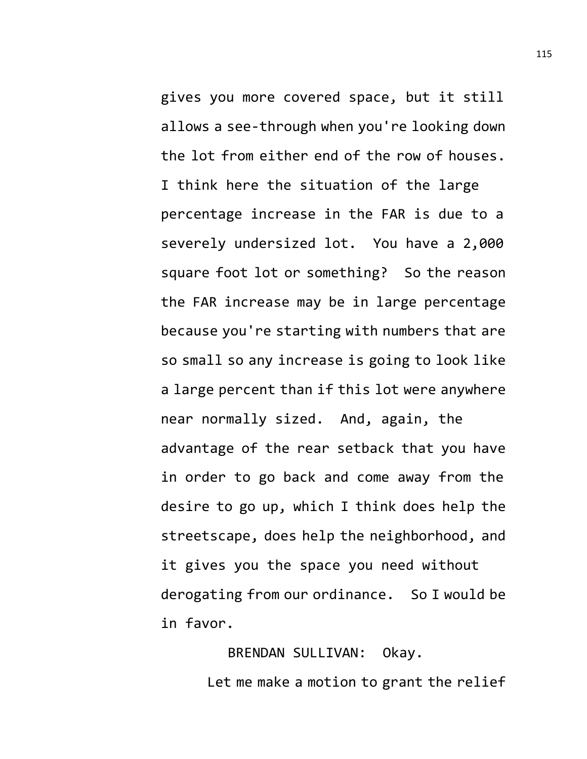gives you more covered space, but it still allows a see-through when you're looking down the lot from either end of the row of houses. I think here the situation of the large percentage increase in the FAR is due to a severely undersized lot. You have a 2,000 square foot lot or something? So the reason the FAR increase may be in large percentage because you're starting with numbers that are so small so any increase is going to look like a large percent than if this lot were anywhere near normally sized. And, again, the advantage of the rear setback that you have in order to go back and come away from the desire to go up, which I think does help the streetscape, does help the neighborhood, and it gives you the space you need without derogating from our ordinance. So I would be in favor.

BRENDAN SULLIVAN: Okay.

Let me make a motion to grant the relief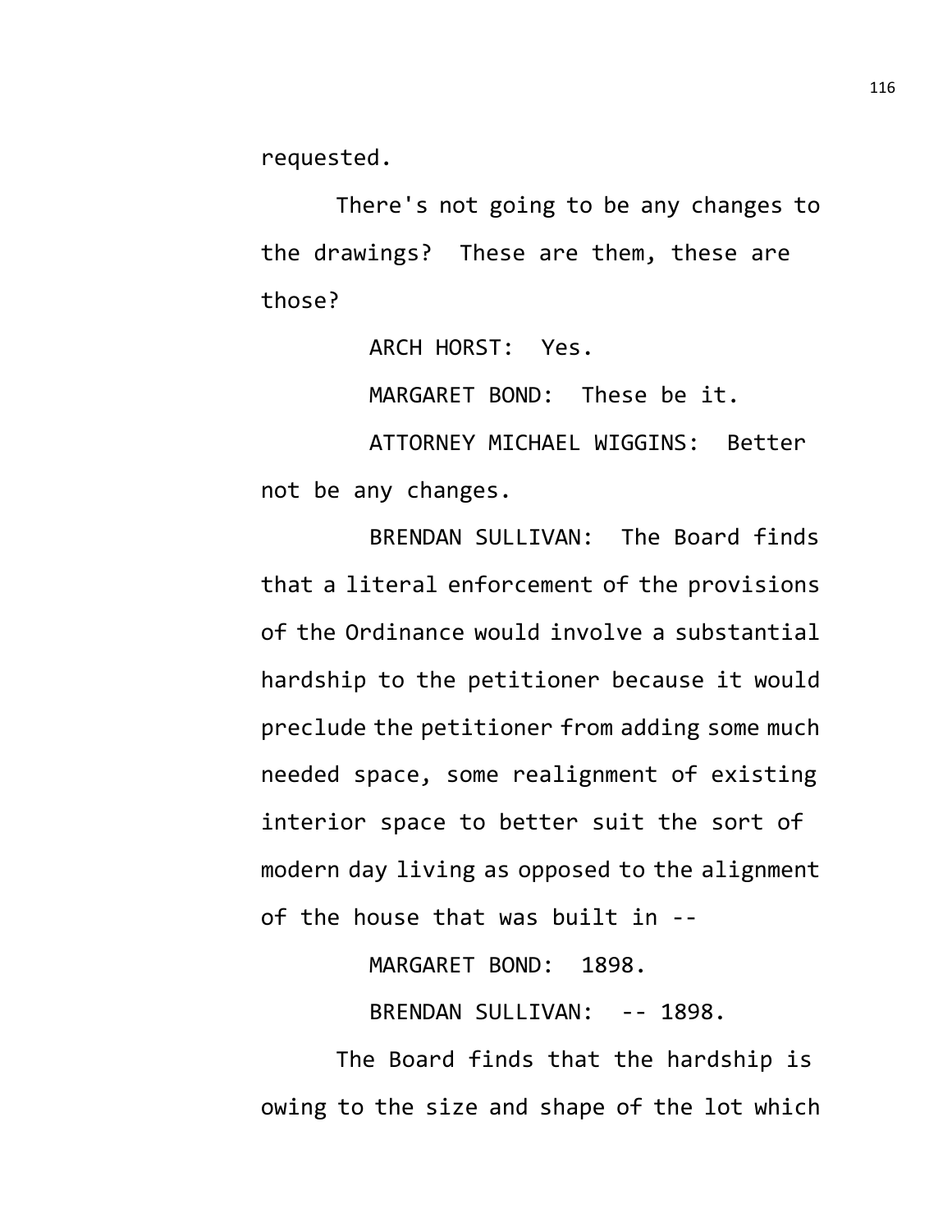requested.

There's not going to be any changes to the drawings? These are them, these are those?

ARCH HORST: Yes.

MARGARET BOND: These be it.

ATTORNEY MICHAEL WIGGINS: Better not be any changes.

BRENDAN SULLIVAN: The Board finds that a literal enforcement of the provisions of the Ordinance would involve a substantial hardship to the petitioner because it would preclude the petitioner from adding some much needed space, some realignment of existing interior space to better suit the sort of modern day living as opposed to the alignment of the house that was built in --

MARGARET BOND: 1898.

BRENDAN SULLIVAN: -- 1898.

The Board finds that the hardship is owing to the size and shape of the lot which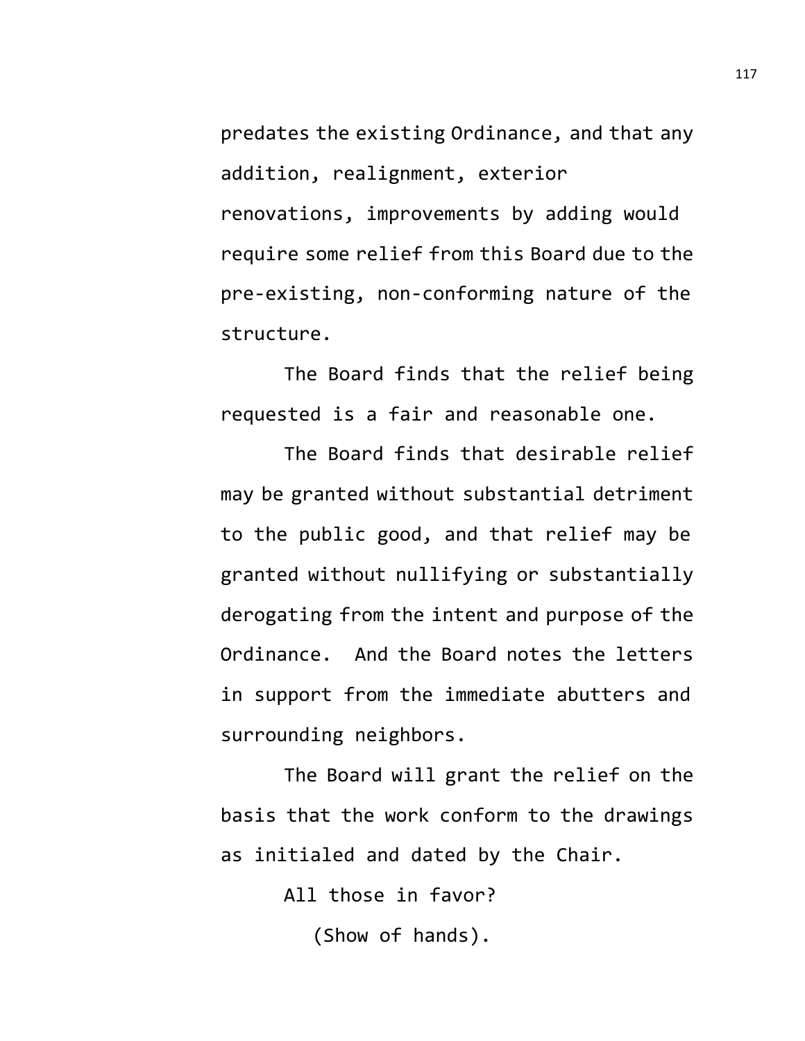predates the existing Ordinance, and that any addition, realignment, exterior renovations, improvements by adding would require some relief from this Board due to the pre-existing, non-conforming nature of the structure.

The Board finds that the relief being requested is a fair and reasonable one.

The Board finds that desirable relief may be granted without substantial detriment to the public good, and that relief may be granted without nullifying or substantially derogating from the intent and purpose of the Ordinance. And the Board notes the letters in support from the immediate abutters and surrounding neighbors.

The Board will grant the relief on the basis that the work conform to the drawings as initialed and dated by the Chair.

All those in favor?

(Show of hands).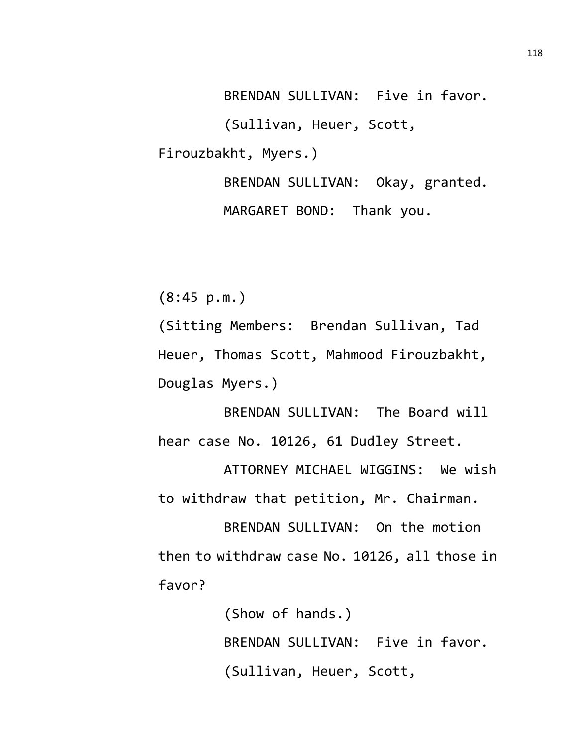BRENDAN SULLIVAN: Five in favor.

(Sullivan, Heuer, Scott, Firouzbakht, Myers.)

BRENDAN SULLIVAN: Okay, granted.

MARGARET BOND: Thank you.

(8:45 p.m.)

(Sitting Members: Brendan Sullivan, Tad Heuer, Thomas Scott, Mahmood Firouzbakht, Douglas Myers.)

BRENDAN SULLIVAN: The Board will hear case No. 10126, 61 Dudley Street.

ATTORNEY MICHAEL WIGGINS: We wish to withdraw that petition, Mr. Chairman.

BRENDAN SULLIVAN: On the motion then to withdraw case No. 10126, all those in favor?

(Show of hands.)

BRENDAN SULLIVAN: Five in favor.

(Sullivan, Heuer, Scott,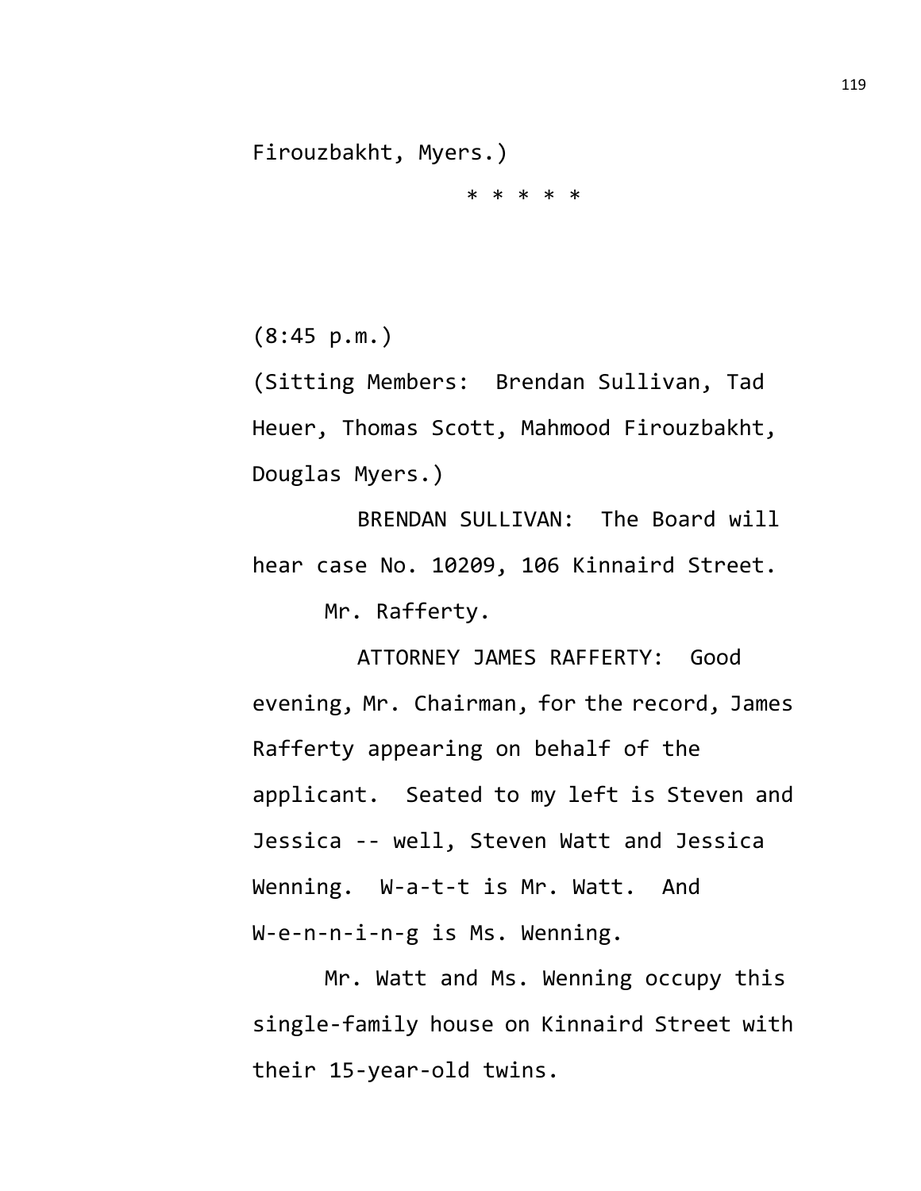Firouzbakht, Myers.)

\* \* \* \* \*

(8:45 p.m.)

(Sitting Members: Brendan Sullivan, Tad Heuer, Thomas Scott, Mahmood Firouzbakht, Douglas Myers.)

BRENDAN SULLIVAN: The Board will hear case No. 10209, 106 Kinnaird Street.

Mr. Rafferty.

ATTORNEY JAMES RAFFERTY: Good evening, Mr. Chairman, for the record, James Rafferty appearing on behalf of the applicant. Seated to my left is Steven and Jessica -- well, Steven Watt and Jessica Wenning. W-a-t-t is Mr. Watt. And W-e-n-n-i-n-g is Ms. Wenning.

Mr. Watt and Ms. Wenning occupy this single-family house on Kinnaird Street with their 15-year-old twins.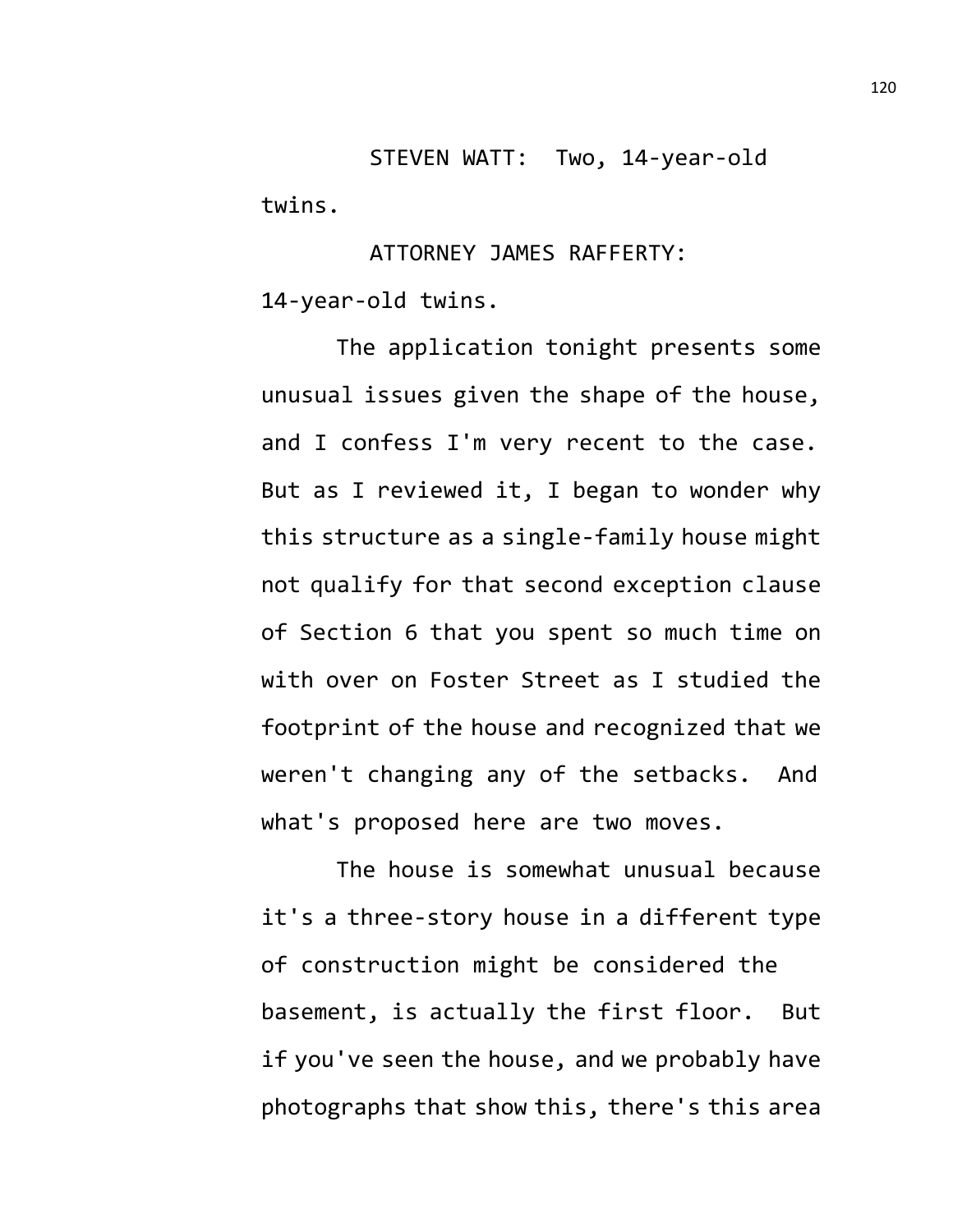STEVEN WATT: Two, 14-year-old twins.

ATTORNEY JAMES RAFFERTY: 14-year-old twins.

The application tonight presents some unusual issues given the shape of the house, and I confess I'm very recent to the case. But as I reviewed it, I began to wonder why this structure as a single-family house might not qualify for that second exception clause of Section 6 that you spent so much time on with over on Foster Street as I studied the footprint of the house and recognized that we weren't changing any of the setbacks. And what's proposed here are two moves.

The house is somewhat unusual because it's a three-story house in a different type of construction might be considered the basement, is actually the first floor. But if you've seen the house, and we probably have photographs that show this, there's this area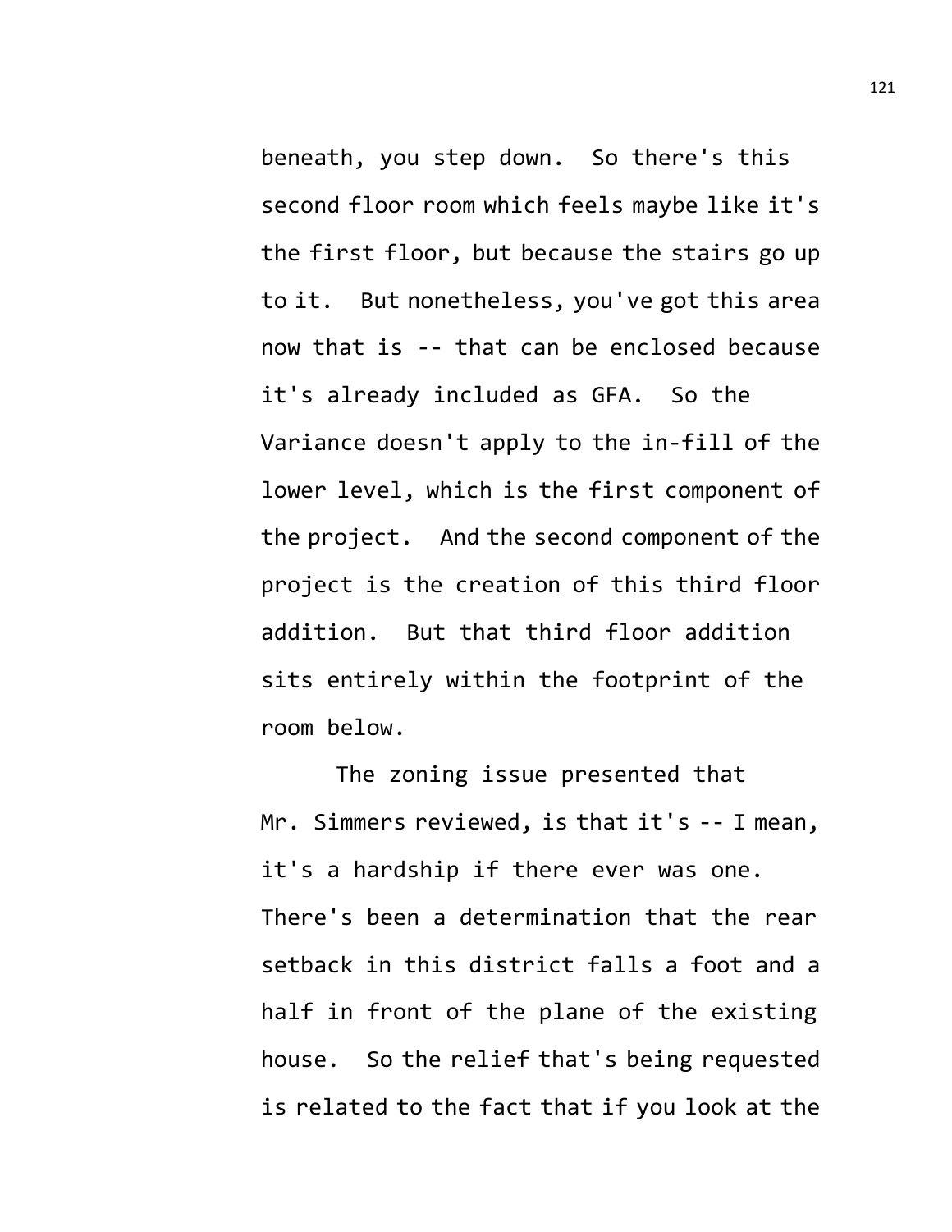beneath, you step down. So there's this second floor room which feels maybe like it's the first floor, but because the stairs go up to it. But nonetheless, you've got this area now that is -- that can be enclosed because it's already included as GFA. So the Variance doesn't apply to the in-fill of the lower level, which is the first component of the project. And the second component of the project is the creation of this third floor addition. But that third floor addition sits entirely within the footprint of the room below.

The zoning issue presented that Mr. Simmers reviewed, is that it's -- I mean, it's a hardship if there ever was one. There's been a determination that the rear setback in this district falls a foot and a half in front of the plane of the existing house. So the relief that's being requested is related to the fact that if you look at the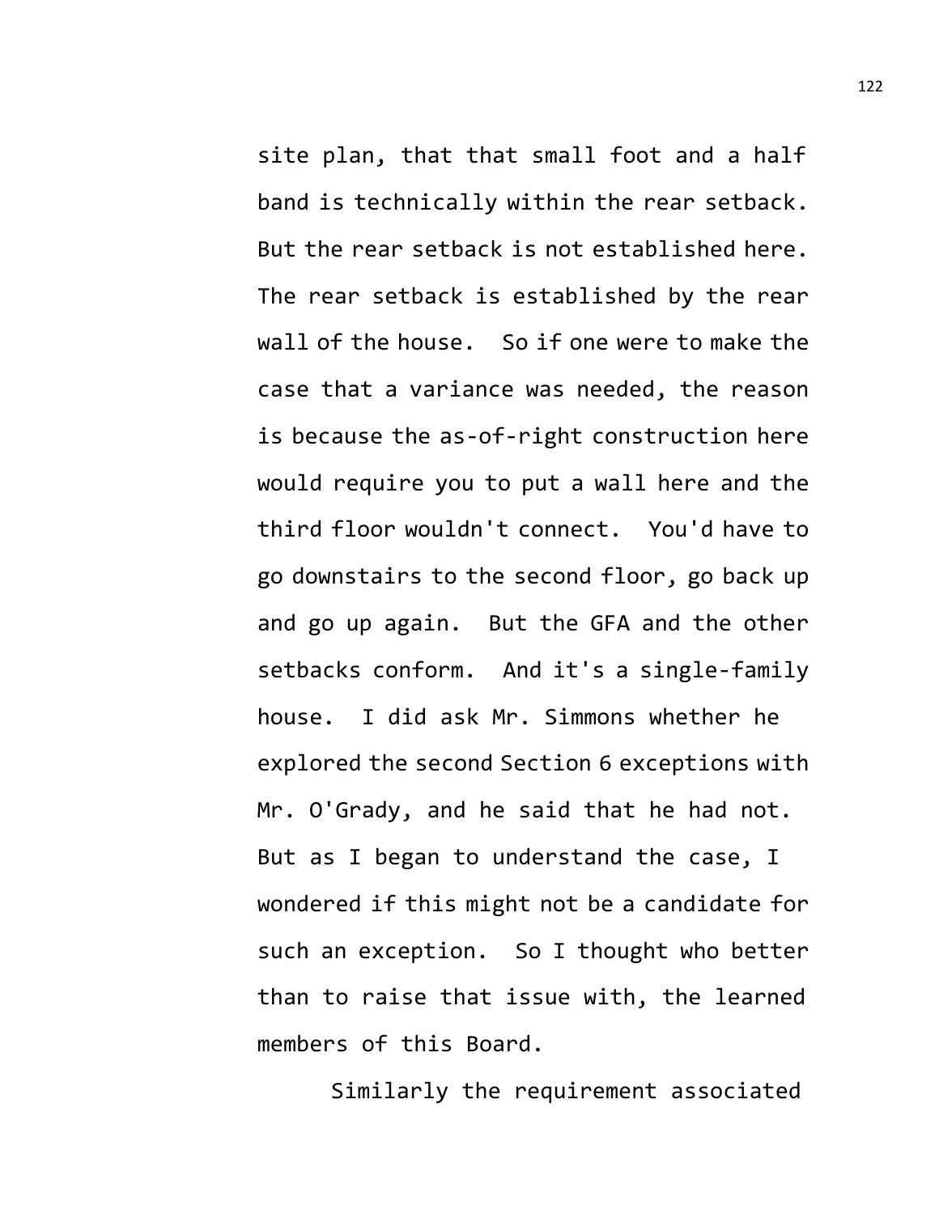site plan, that that small foot and a half band is technically within the rear setback. But the rear setback is not established here. The rear setback is established by the rear wall of the house. So if one were to make the case that a variance was needed, the reason is because the as-of-right construction here would require you to put a wall here and the third floor wouldn't connect. You'd have to go downstairs to the second floor, go back up and go up again. But the GFA and the other setbacks conform. And it's a single-family house. I did ask Mr. Simmons whether he explored the second Section 6 exceptions with Mr. O'Grady, and he said that he had not. But as I began to understand the case, I wondered if this might not be a candidate for such an exception. So I thought who better than to raise that issue with, the learned members of this Board.

Similarly the requirement associated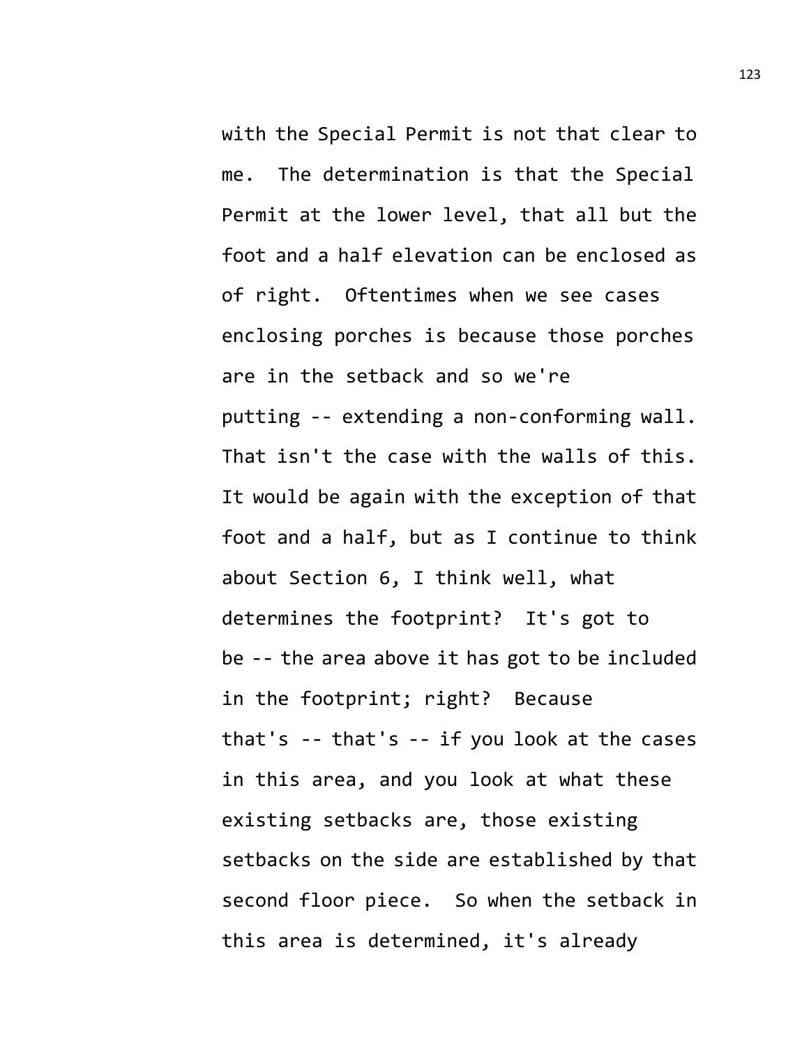with the Special Permit is not that clear to me. The determination is that the Special Permit at the lower level, that all but the foot and a half elevation can be enclosed as of right. Oftentimes when we see cases enclosing porches is because those porches are in the setback and so we're putting -- extending a non-conforming wall. That isn't the case with the walls of this. It would be again with the exception of that foot and a half, but as I continue to think about Section 6, I think well, what determines the footprint? It's got to be -- the area above it has got to be included in the footprint; right? Because that's -- that's -- if you look at the cases in this area, and you look at what these existing setbacks are, those existing setbacks on the side are established by that second floor piece. So when the setback in this area is determined, it's already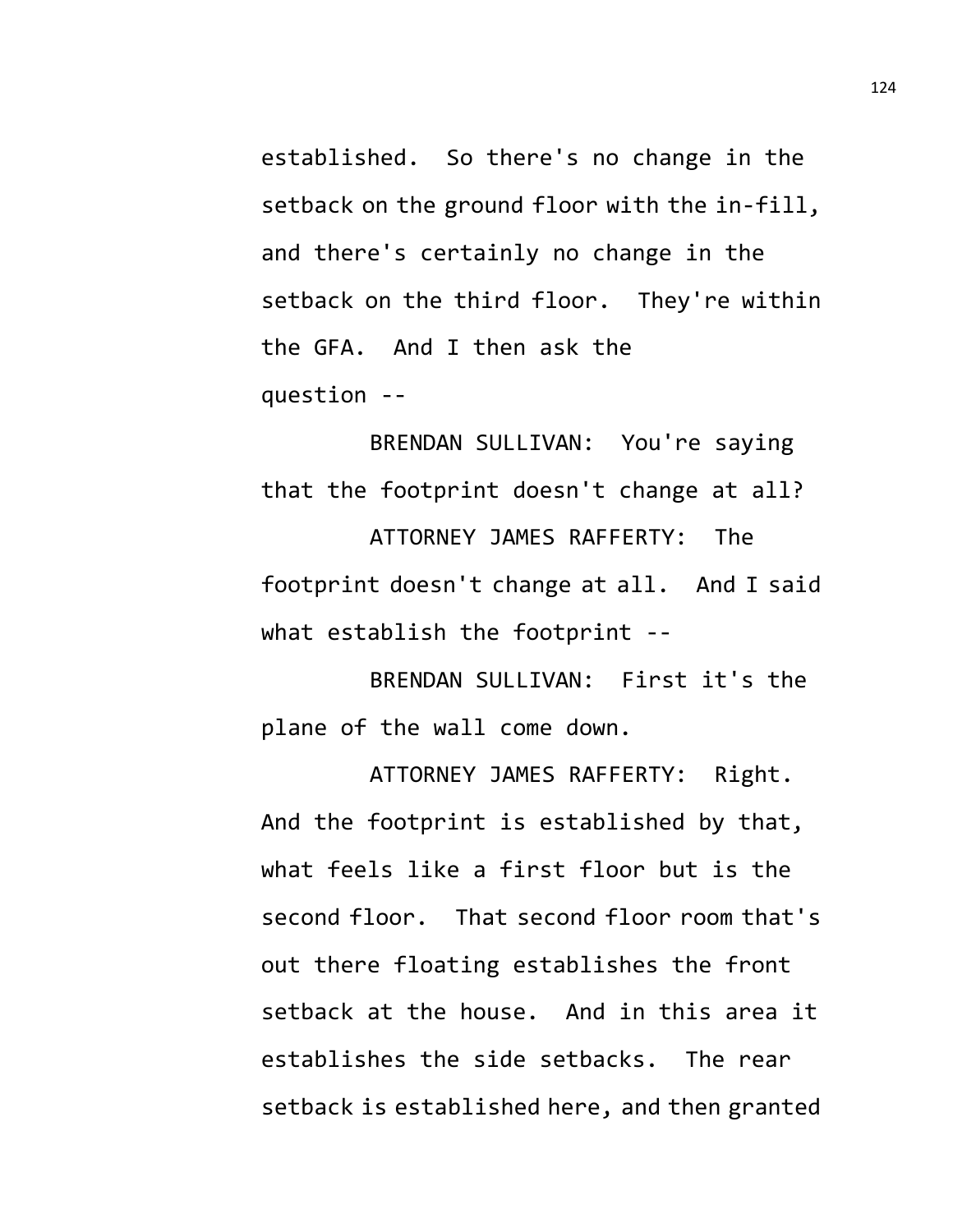established. So there's no change in the setback on the ground floor with the in-fill, and there's certainly no change in the setback on the third floor. They're within the GFA. And I then ask the question --

BRENDAN SULLIVAN: You're saying that the footprint doesn't change at all?

ATTORNEY JAMES RAFFERTY: The footprint doesn't change at all. And I said what establish the footprint --

BRENDAN SULLIVAN: First it's the plane of the wall come down.

ATTORNEY JAMES RAFFERTY: Right. And the footprint is established by that, what feels like a first floor but is the second floor. That second floor room that's out there floating establishes the front setback at the house. And in this area it establishes the side setbacks. The rear setback is established here, and then granted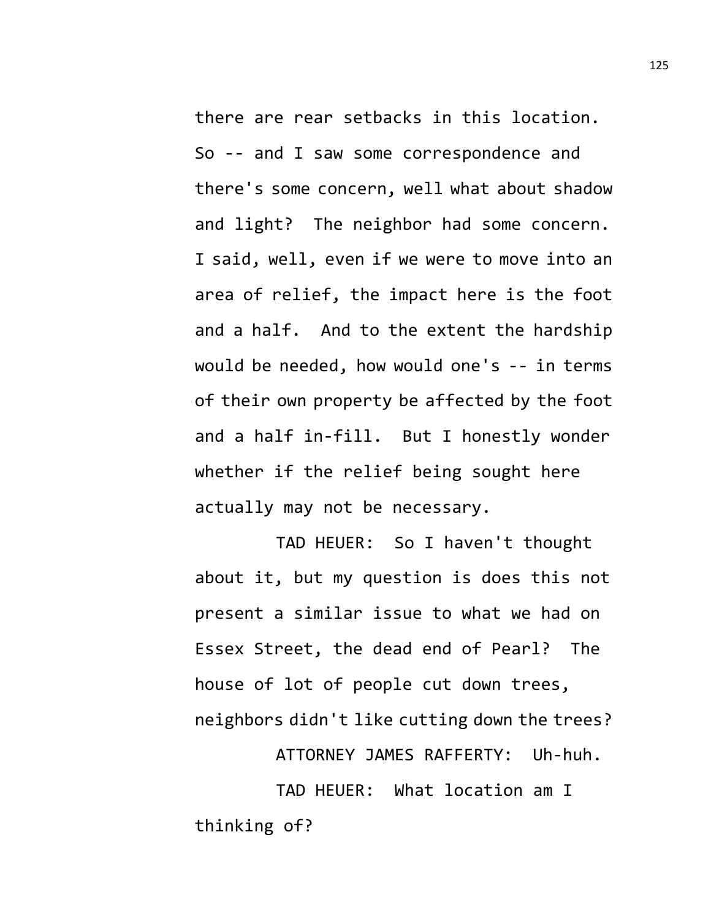there are rear setbacks in this location. So -- and I saw some correspondence and there's some concern, well what about shadow and light? The neighbor had some concern. I said, well, even if we were to move into an area of relief, the impact here is the foot and a half. And to the extent the hardship would be needed, how would one's -- in terms of their own property be affected by the foot and a half in-fill. But I honestly wonder whether if the relief being sought here actually may not be necessary.

TAD HEUER: So I haven't thought about it, but my question is does this not present a similar issue to what we had on Essex Street, the dead end of Pearl? The house of lot of people cut down trees, neighbors didn't like cutting down the trees?

ATTORNEY JAMES RAFFERTY: Uh-huh.

TAD HEUER: What location am I thinking of?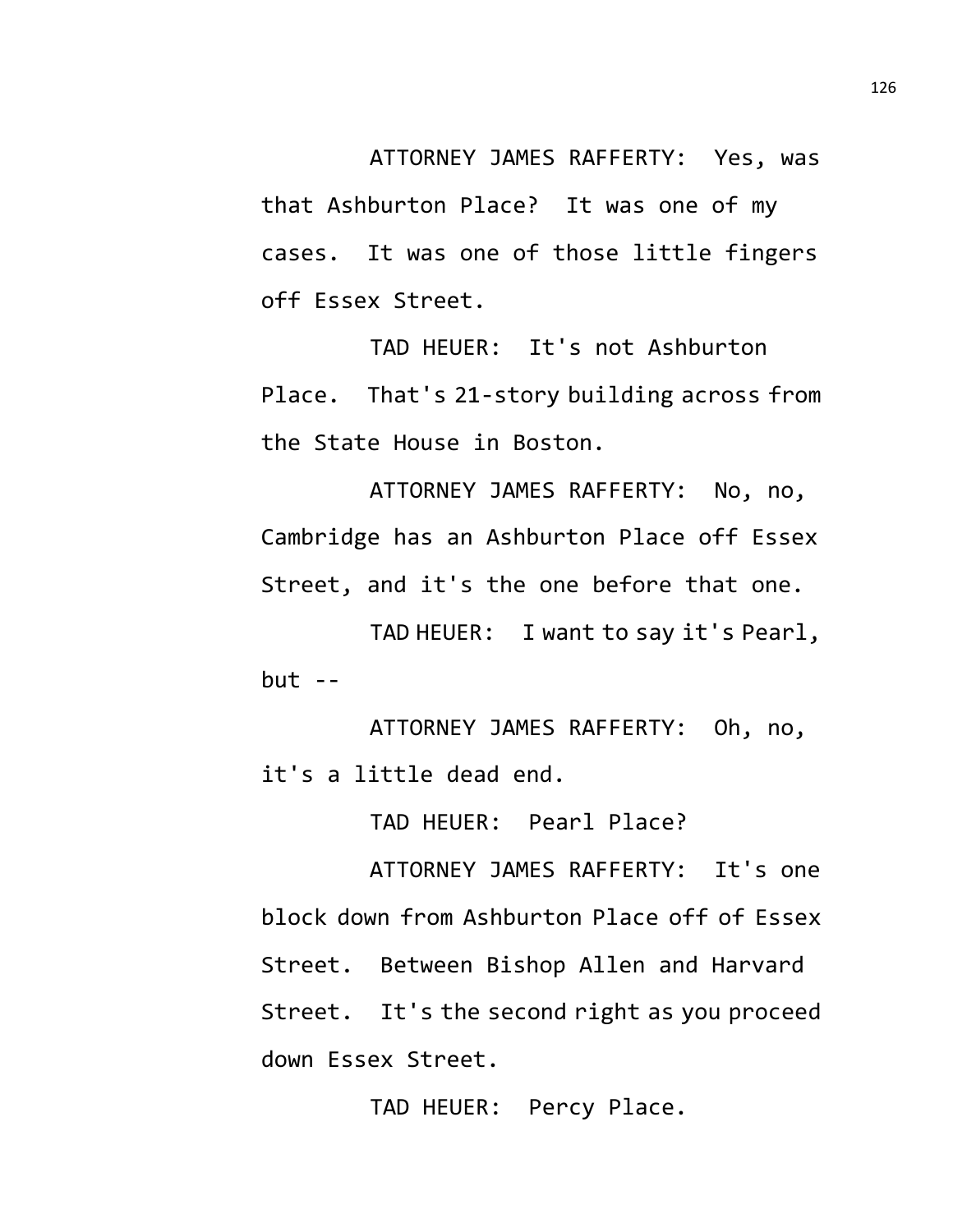ATTORNEY JAMES RAFFERTY: Yes, was that Ashburton Place? It was one of my cases. It was one of those little fingers off Essex Street.

TAD HEUER: It's not Ashburton Place. That's 21-story building across from the State House in Boston.

ATTORNEY JAMES RAFFERTY: No, no, Cambridge has an Ashburton Place off Essex Street, and it's the one before that one.

TAD HEUER: I want to say it's Pearl, but --

ATTORNEY JAMES RAFFERTY: Oh, no, it's a little dead end.

TAD HEUER: Pearl Place?

ATTORNEY JAMES RAFFERTY: It's one block down from Ashburton Place off of Essex Street. Between Bishop Allen and Harvard Street. It's the second right as you proceed down Essex Street.

TAD HEUER: Percy Place.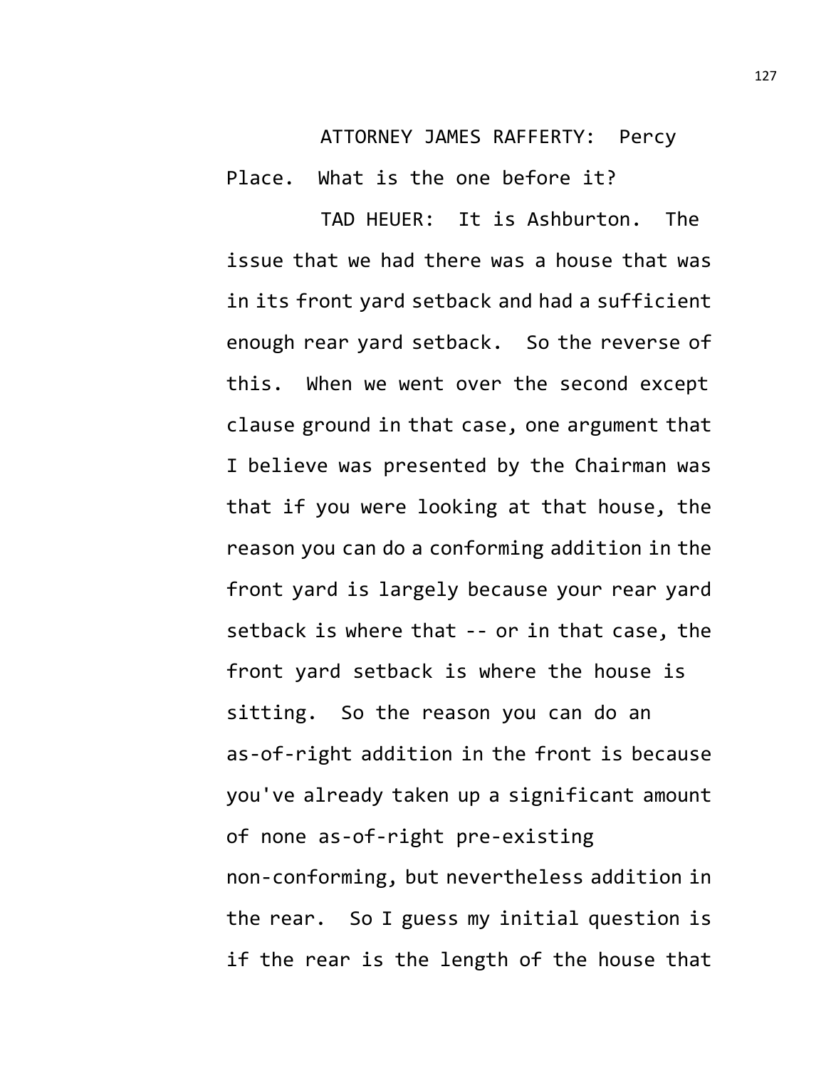ATTORNEY JAMES RAFFERTY: Percy Place. What is the one before it?

TAD HEUER: It is Ashburton. The issue that we had there was a house that was in its front yard setback and had a sufficient enough rear yard setback. So the reverse of this. When we went over the second except clause ground in that case, one argument that I believe was presented by the Chairman was that if you were looking at that house, the reason you can do a conforming addition in the front yard is largely because your rear yard setback is where that -- or in that case, the front yard setback is where the house is sitting. So the reason you can do an as-of-right addition in the front is because you've already taken up a significant amount of none as-of-right pre-existing non-conforming, but nevertheless addition in the rear. So I guess my initial question is if the rear is the length of the house that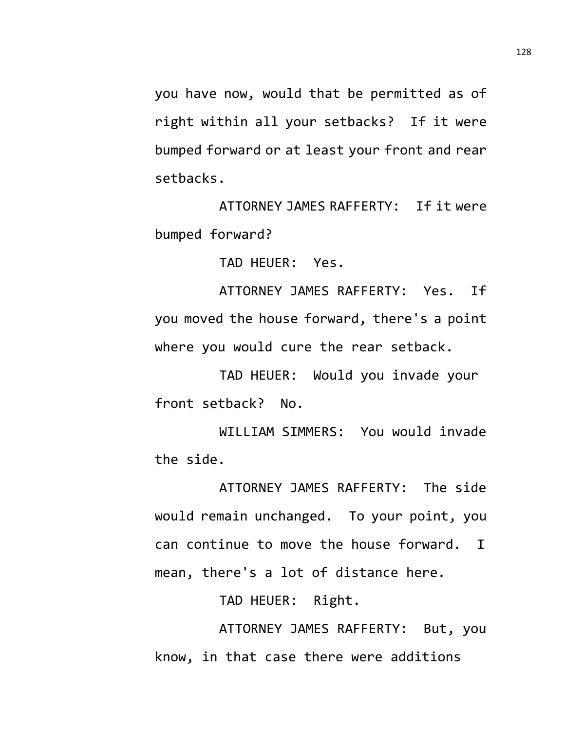you have now, would that be permitted as of right within all your setbacks? If it were bumped forward or at least your front and rear setbacks.

ATTORNEY JAMES RAFFERTY: If it were bumped forward?

TAD HEUER: Yes.

ATTORNEY JAMES RAFFERTY: Yes. If you moved the house forward, there's a point where you would cure the rear setback.

TAD HEUER: Would you invade your front setback? No.

WILLIAM SIMMERS: You would invade the side.

ATTORNEY JAMES RAFFERTY: The side would remain unchanged. To your point, you can continue to move the house forward. I mean, there's a lot of distance here.

TAD HEUER: Right.

ATTORNEY JAMES RAFFERTY: But, you know, in that case there were additions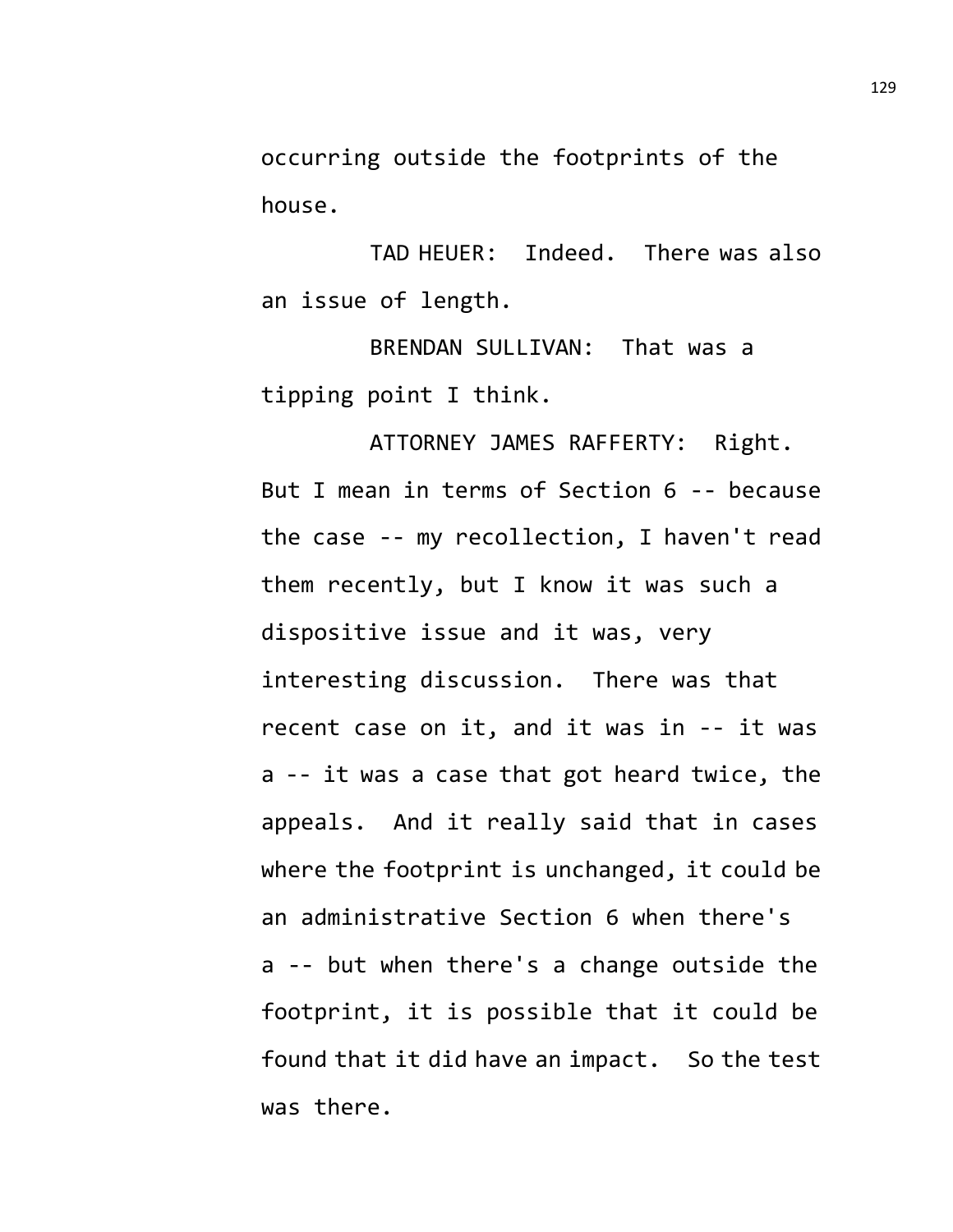occurring outside the footprints of the house.

TAD HEUER: Indeed. There was also an issue of length.

BRENDAN SULLIVAN: That was a tipping point I think.

ATTORNEY JAMES RAFFERTY: Right. But I mean in terms of Section 6 -- because the case -- my recollection, I haven't read them recently, but I know it was such a dispositive issue and it was, very interesting discussion. There was that recent case on it, and it was in -- it was a -- it was a case that got heard twice, the appeals. And it really said that in cases where the footprint is unchanged, it could be an administrative Section 6 when there's a -- but when there's a change outside the footprint, it is possible that it could be found that it did have an impact. So the test was there.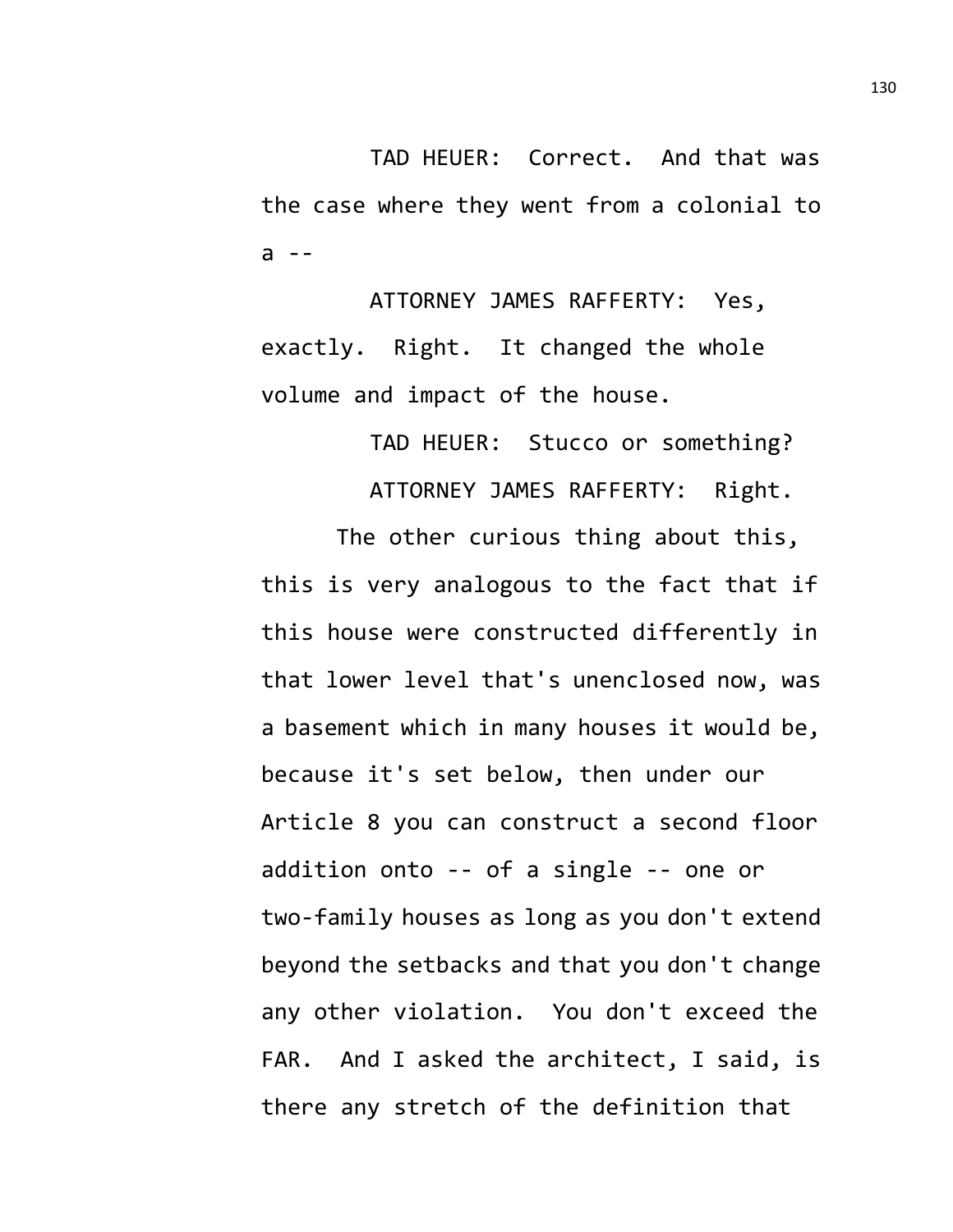TAD HEUER: Correct. And that was the case where they went from a colonial to a --

ATTORNEY JAMES RAFFERTY: Yes, exactly. Right. It changed the whole volume and impact of the house.

TAD HEUER: Stucco or something?

ATTORNEY JAMES RAFFERTY: Right.

The other curious thing about this, this is very analogous to the fact that if this house were constructed differently in that lower level that's unenclosed now, was a basement which in many houses it would be, because it's set below, then under our Article 8 you can construct a second floor addition onto -- of a single -- one or two-family houses as long as you don't extend beyond the setbacks and that you don't change any other violation. You don't exceed the FAR. And I asked the architect, I said, is there any stretch of the definition that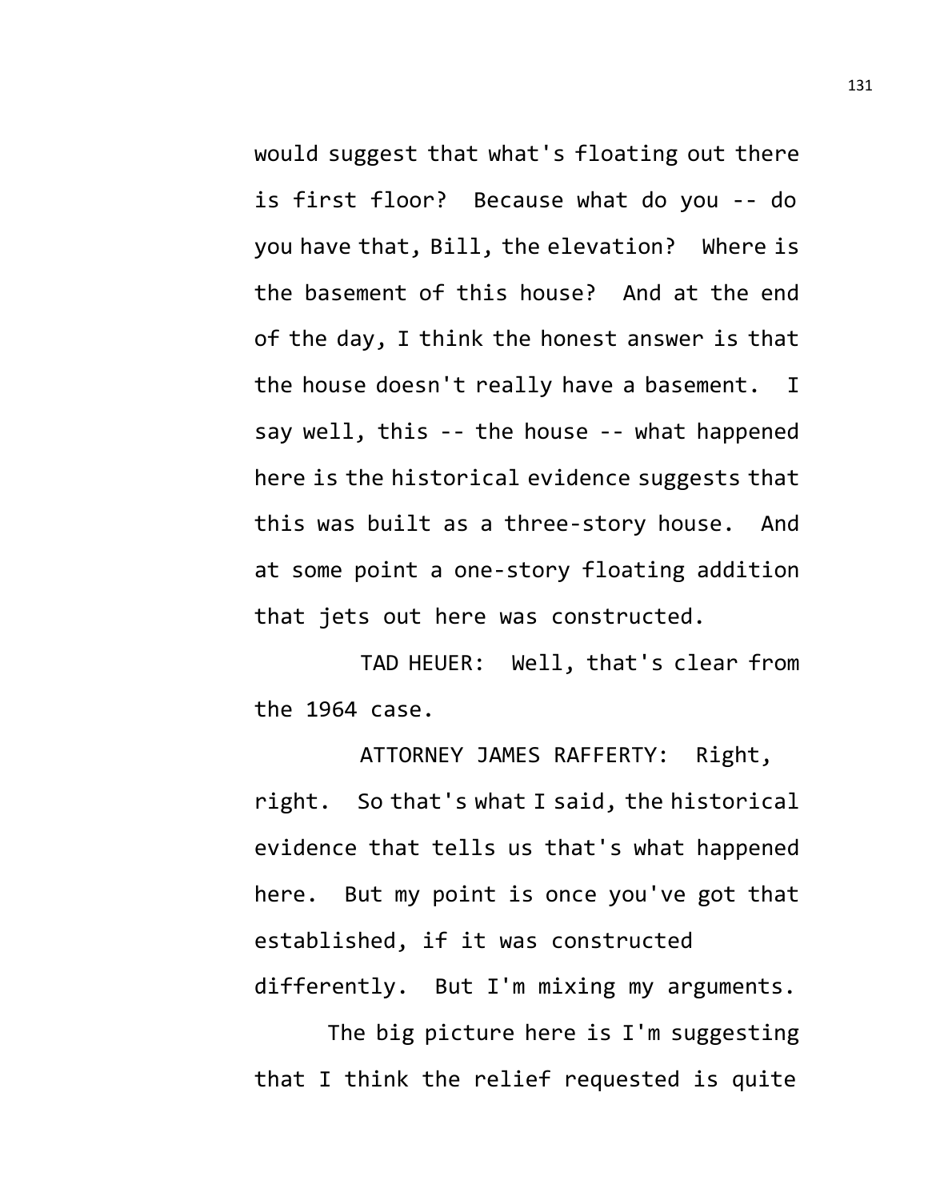would suggest that what's floating out there is first floor? Because what do you -- do you have that, Bill, the elevation? Where is the basement of this house? And at the end of the day, I think the honest answer is that the house doesn't really have a basement. I say well, this -- the house -- what happened here is the historical evidence suggests that this was built as a three-story house. And at some point a one-story floating addition that jets out here was constructed.

TAD HEUER: Well, that's clear from the 1964 case.

ATTORNEY JAMES RAFFERTY: Right, right. So that's what I said, the historical evidence that tells us that's what happened here. But my point is once you've got that established, if it was constructed differently. But I'm mixing my arguments.

The big picture here is I'm suggesting that I think the relief requested is quite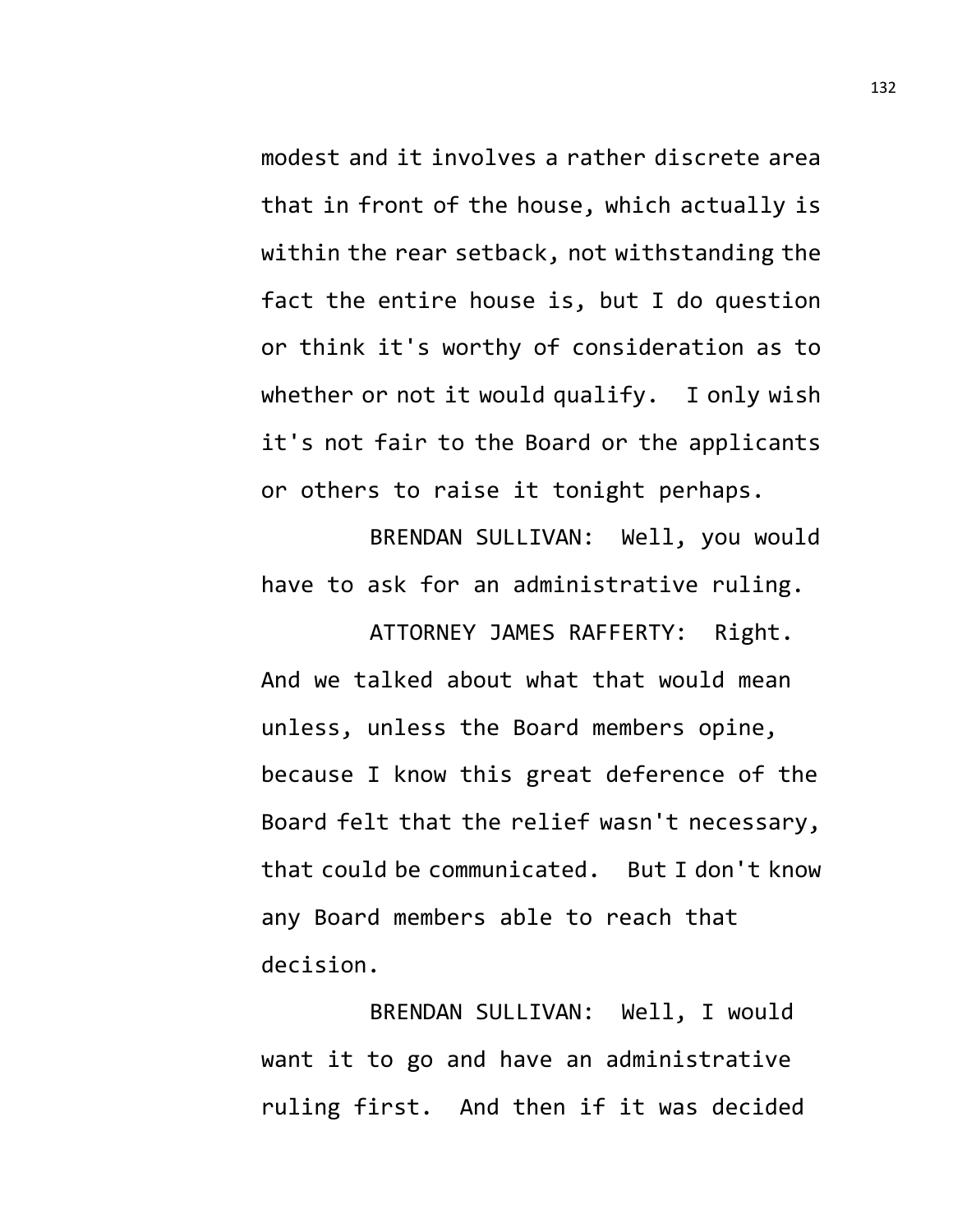modest and it involves a rather discrete area that in front of the house, which actually is within the rear setback, not withstanding the fact the entire house is, but I do question or think it's worthy of consideration as to whether or not it would qualify. I only wish it's not fair to the Board or the applicants or others to raise it tonight perhaps.

BRENDAN SULLIVAN: Well, you would have to ask for an administrative ruling.

ATTORNEY JAMES RAFFERTY: Right. And we talked about what that would mean unless, unless the Board members opine, because I know this great deference of the Board felt that the relief wasn't necessary, that could be communicated. But I don't know any Board members able to reach that decision.

BRENDAN SULLIVAN: Well, I would want it to go and have an administrative ruling first. And then if it was decided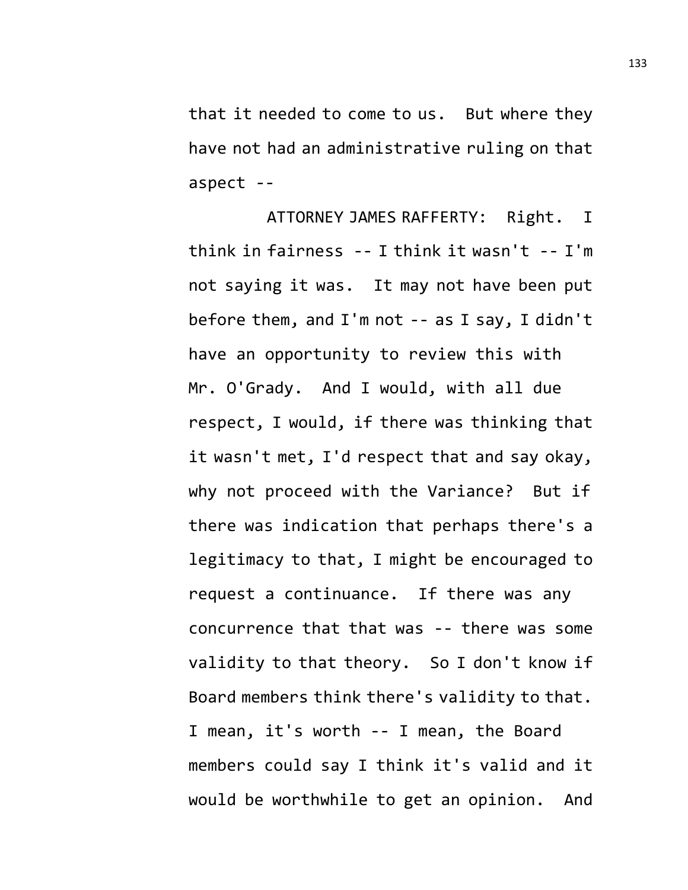that it needed to come to us. But where they have not had an administrative ruling on that aspect --

ATTORNEY JAMES RAFFERTY: Right. I think in fairness -- I think it wasn't -- I'm not saying it was. It may not have been put before them, and I'm not -- as I say, I didn't have an opportunity to review this with Mr. O'Grady. And I would, with all due respect, I would, if there was thinking that it wasn't met, I'd respect that and say okay, why not proceed with the Variance? But if there was indication that perhaps there's a legitimacy to that, I might be encouraged to request a continuance. If there was any concurrence that that was -- there was some validity to that theory. So I don't know if Board members think there's validity to that. I mean, it's worth -- I mean, the Board members could say I think it's valid and it would be worthwhile to get an opinion. And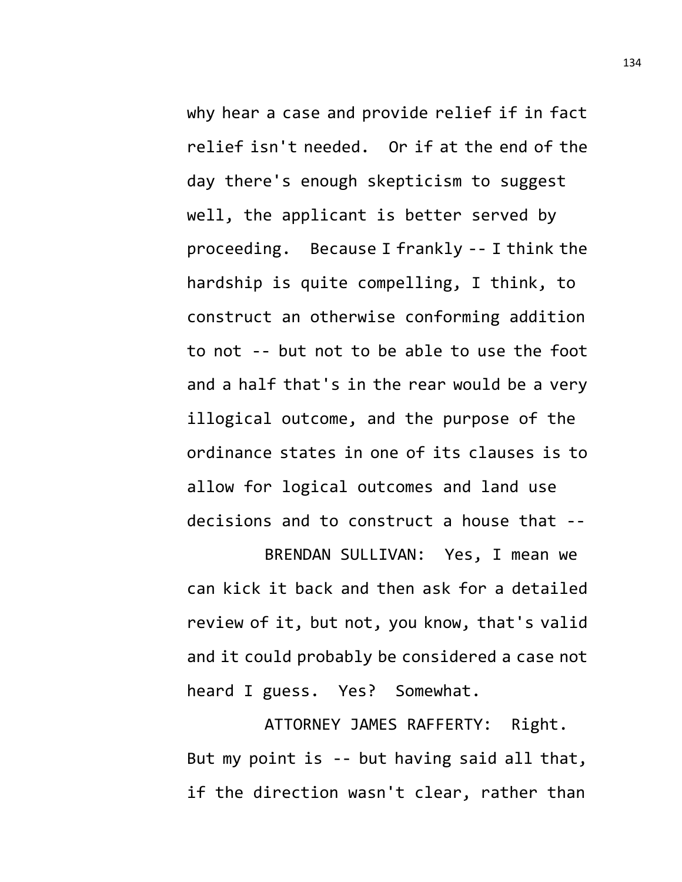why hear a case and provide relief if in fact relief isn't needed. Or if at the end of the day there's enough skepticism to suggest well, the applicant is better served by proceeding. Because I frankly -- I think the hardship is quite compelling, I think, to construct an otherwise conforming addition to not -- but not to be able to use the foot and a half that's in the rear would be a very illogical outcome, and the purpose of the ordinance states in one of its clauses is to allow for logical outcomes and land use decisions and to construct a house that --

BRENDAN SULLIVAN: Yes, I mean we can kick it back and then ask for a detailed review of it, but not, you know, that's valid and it could probably be considered a case not heard I guess. Yes? Somewhat.

ATTORNEY JAMES RAFFERTY: Right. But my point is -- but having said all that, if the direction wasn't clear, rather than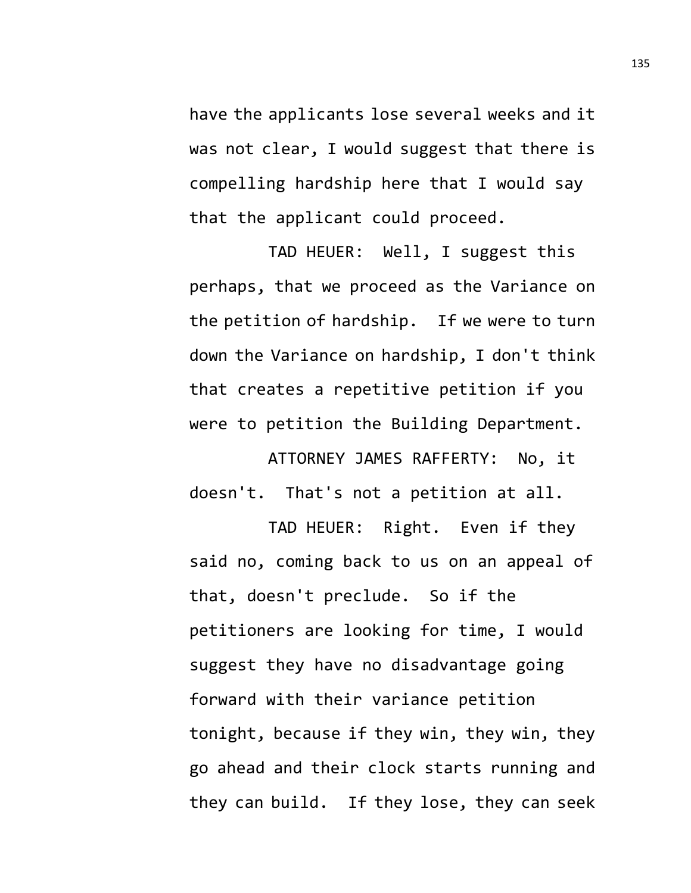have the applicants lose several weeks and it was not clear, I would suggest that there is compelling hardship here that I would say that the applicant could proceed.

TAD HEUER: Well, I suggest this perhaps, that we proceed as the Variance on the petition of hardship. If we were to turn down the Variance on hardship, I don't think that creates a repetitive petition if you were to petition the Building Department.

ATTORNEY JAMES RAFFERTY: No, it doesn't. That's not a petition at all.

TAD HEUER: Right. Even if they said no, coming back to us on an appeal of that, doesn't preclude. So if the petitioners are looking for time, I would suggest they have no disadvantage going forward with their variance petition tonight, because if they win, they win, they go ahead and their clock starts running and they can build. If they lose, they can seek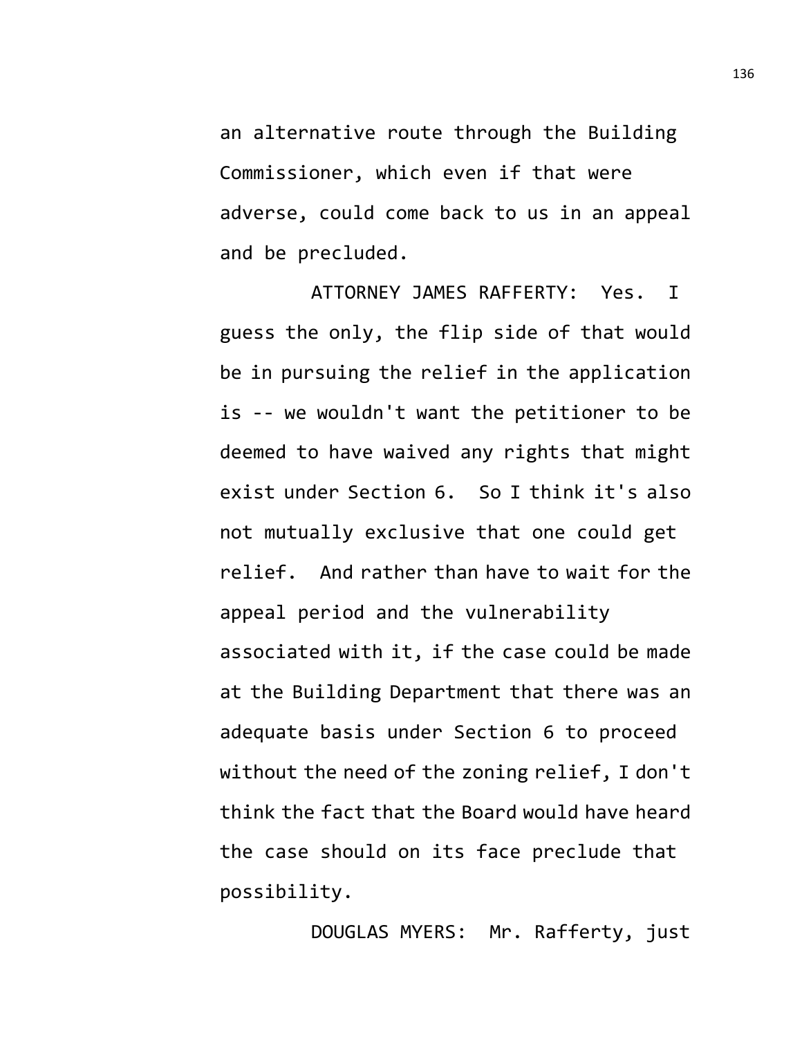an alternative route through the Building Commissioner, which even if that were adverse, could come back to us in an appeal and be precluded.

ATTORNEY JAMES RAFFERTY: Yes. I guess the only, the flip side of that would be in pursuing the relief in the application is -- we wouldn't want the petitioner to be deemed to have waived any rights that might exist under Section 6. So I think it's also not mutually exclusive that one could get relief. And rather than have to wait for the appeal period and the vulnerability associated with it, if the case could be made at the Building Department that there was an adequate basis under Section 6 to proceed without the need of the zoning relief, I don't think the fact that the Board would have heard the case should on its face preclude that possibility.

DOUGLAS MYERS: Mr. Rafferty, just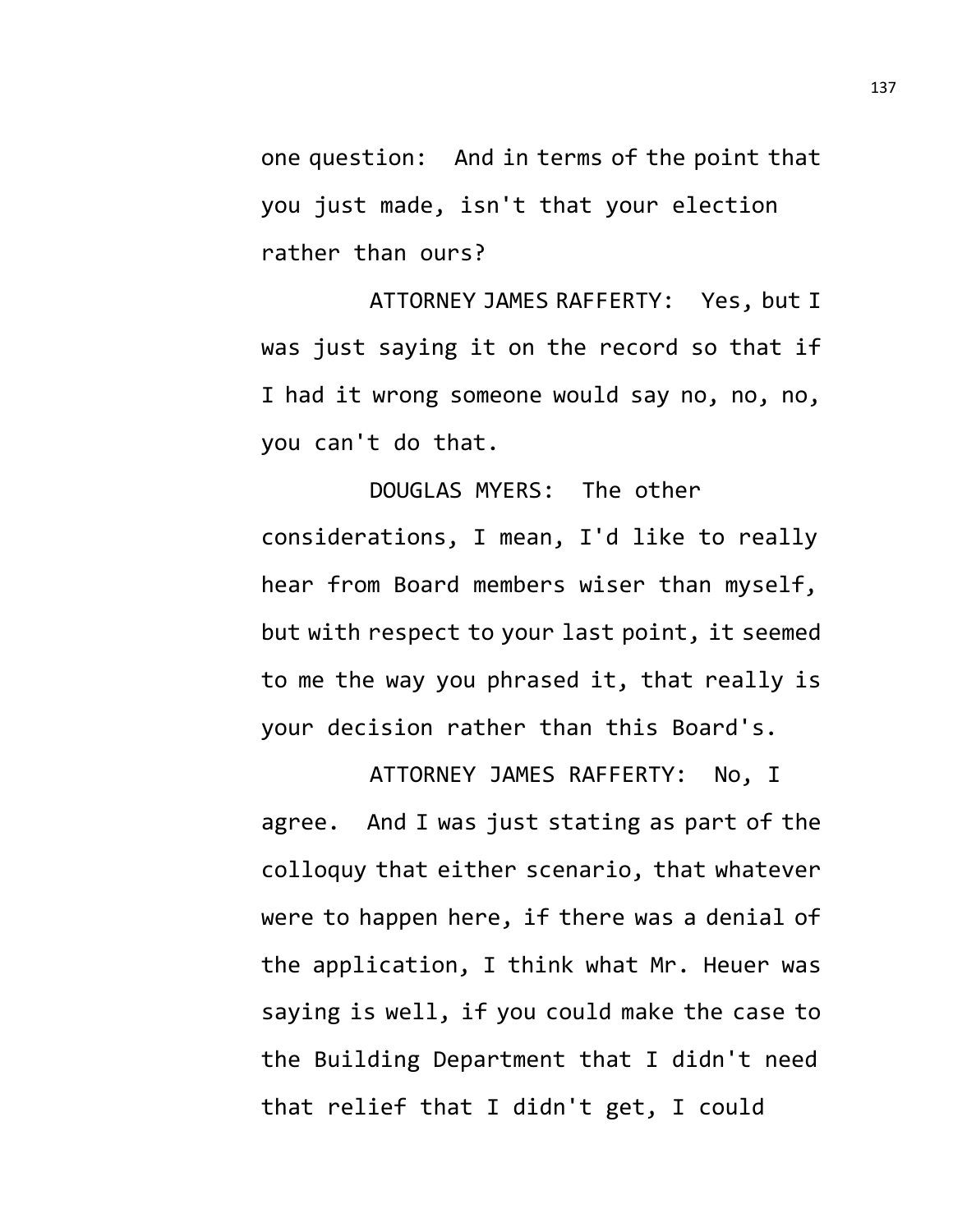one question: And in terms of the point that you just made, isn't that your election rather than ours?

ATTORNEY JAMES RAFFERTY: Yes, but I was just saying it on the record so that if I had it wrong someone would say no, no, no, you can't do that.

DOUGLAS MYERS: The other considerations, I mean, I'd like to really hear from Board members wiser than myself, but with respect to your last point, it seemed to me the way you phrased it, that really is your decision rather than this Board's.

ATTORNEY JAMES RAFFERTY: No, I agree. And I was just stating as part of the colloquy that either scenario, that whatever were to happen here, if there was a denial of the application, I think what Mr. Heuer was saying is well, if you could make the case to the Building Department that I didn't need that relief that I didn't get, I could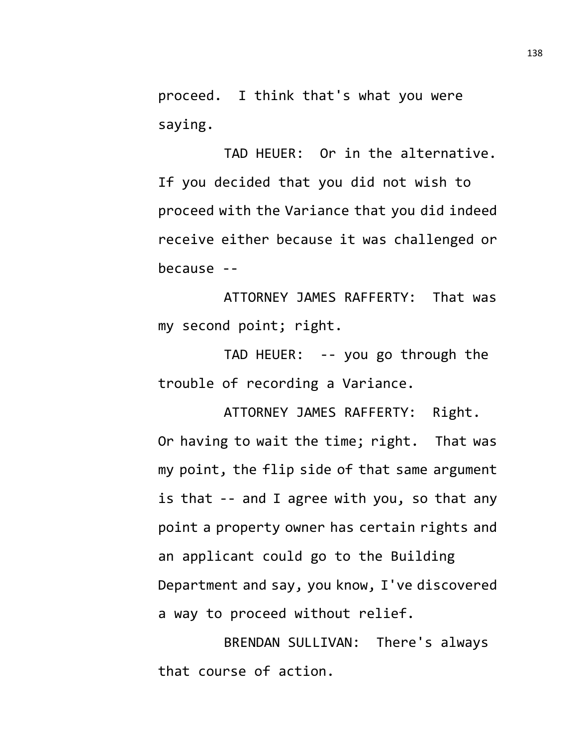proceed. I think that's what you were saying.

TAD HEUER: Or in the alternative. If you decided that you did not wish to proceed with the Variance that you did indeed receive either because it was challenged or because --

ATTORNEY JAMES RAFFERTY: That was my second point; right.

TAD HEUER: -- you go through the trouble of recording a Variance.

ATTORNEY JAMES RAFFERTY: Right. Or having to wait the time; right. That was my point, the flip side of that same argument is that -- and I agree with you, so that any point a property owner has certain rights and an applicant could go to the Building Department and say, you know, I've discovered a way to proceed without relief.

BRENDAN SULLIVAN: There's always that course of action.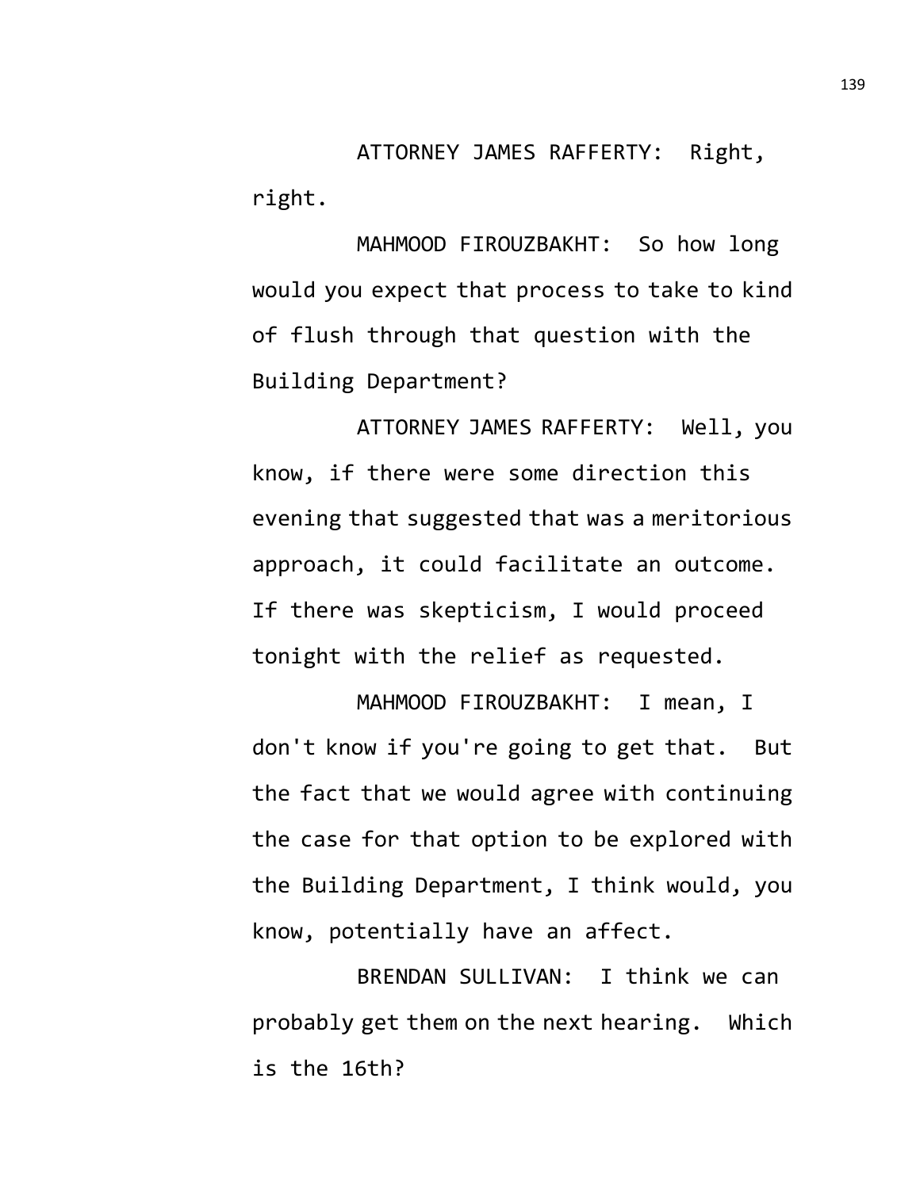ATTORNEY JAMES RAFFERTY: Right, right.

MAHMOOD FIROUZBAKHT: So how long would you expect that process to take to kind of flush through that question with the Building Department?

ATTORNEY JAMES RAFFERTY: Well, you know, if there were some direction this evening that suggested that was a meritorious approach, it could facilitate an outcome. If there was skepticism, I would proceed tonight with the relief as requested.

MAHMOOD FIROUZBAKHT: I mean, I don't know if you're going to get that. But the fact that we would agree with continuing the case for that option to be explored with the Building Department, I think would, you know, potentially have an affect.

BRENDAN SULLIVAN: I think we can probably get them on the next hearing. Which is the 16th?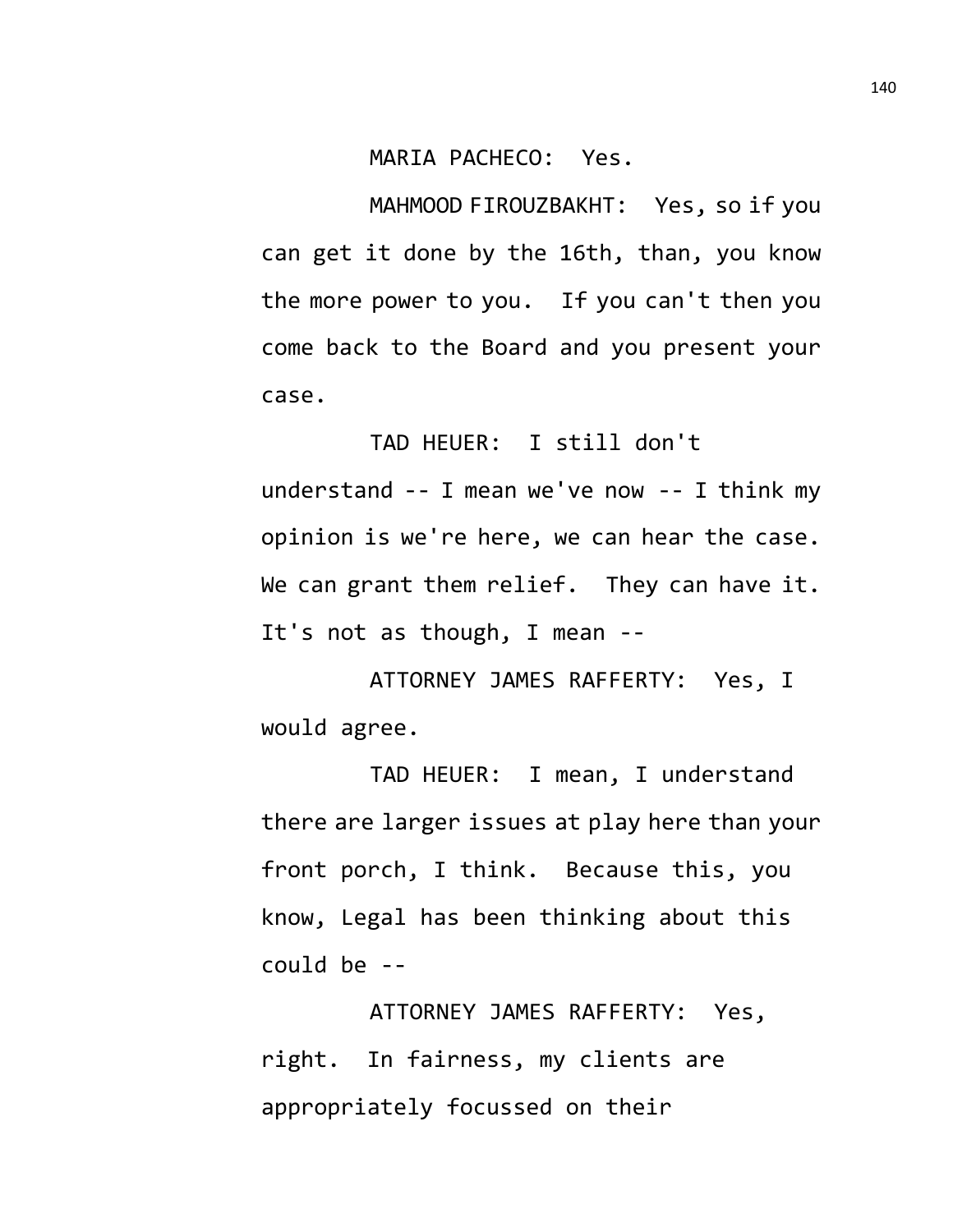MARIA PACHECO: Yes.

MAHMOOD FIROUZBAKHT: Yes, so if you can get it done by the 16th, than, you know the more power to you. If you can't then you come back to the Board and you present your case.

TAD HEUER: I still don't understand -- I mean we've now -- I think my opinion is we're here, we can hear the case. We can grant them relief. They can have it. It's not as though, I mean --

ATTORNEY JAMES RAFFERTY: Yes, I would agree.

TAD HEUER: I mean, I understand there are larger issues at play here than your front porch, I think. Because this, you know, Legal has been thinking about this could be --

ATTORNEY JAMES RAFFERTY: Yes, right. In fairness, my clients are appropriately focussed on their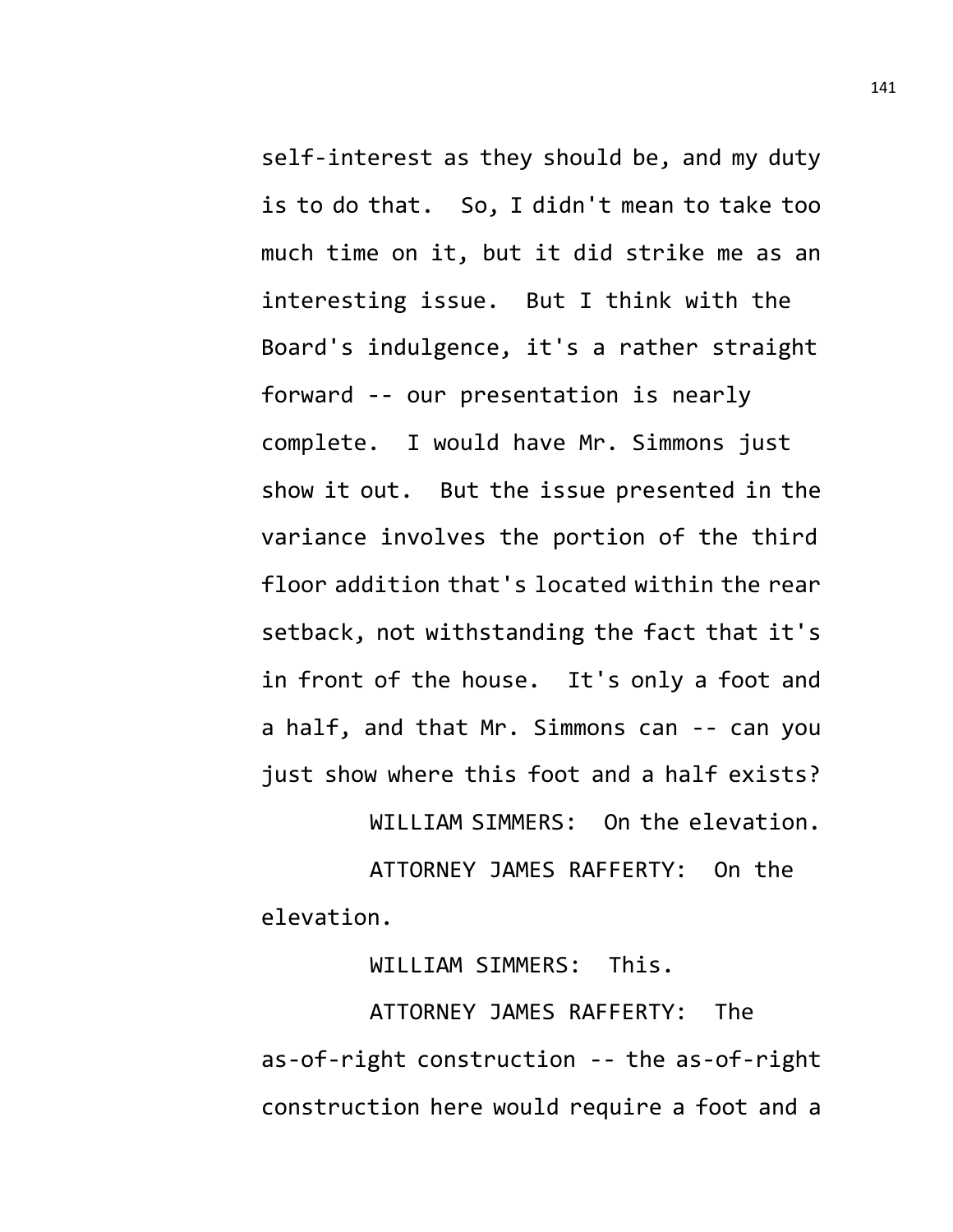self-interest as they should be, and my duty is to do that. So, I didn't mean to take too much time on it, but it did strike me as an interesting issue. But I think with the Board's indulgence, it's a rather straight forward -- our presentation is nearly complete. I would have Mr. Simmons just show it out. But the issue presented in the variance involves the portion of the third floor addition that's located within the rear setback, not withstanding the fact that it's in front of the house. It's only a foot and a half, and that Mr. Simmons can -- can you just show where this foot and a half exists?

WILLIAM SIMMERS: On the elevation.

ATTORNEY JAMES RAFFERTY: On the elevation.

WILLIAM SIMMERS: This.

ATTORNEY JAMES RAFFERTY: The as-of-right construction -- the as-of-right construction here would require a foot and a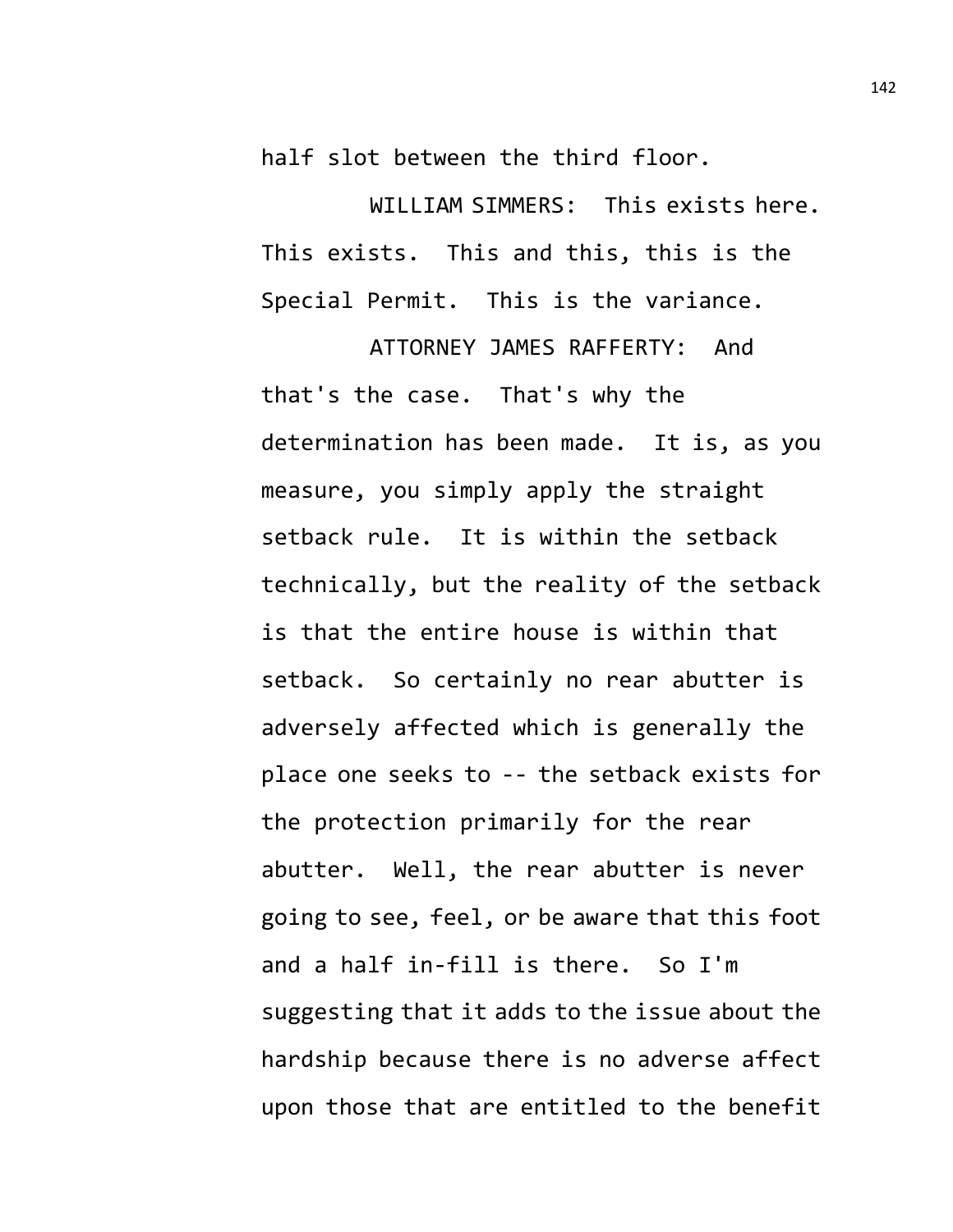half slot between the third floor.

WILLIAM SIMMERS: This exists here. This exists. This and this, this is the Special Permit. This is the variance.

ATTORNEY JAMES RAFFERTY: And that's the case. That's why the determination has been made. It is, as you measure, you simply apply the straight setback rule. It is within the setback technically, but the reality of the setback is that the entire house is within that setback. So certainly no rear abutter is adversely affected which is generally the place one seeks to -- the setback exists for the protection primarily for the rear abutter. Well, the rear abutter is never going to see, feel, or be aware that this foot and a half in-fill is there. So I'm suggesting that it adds to the issue about the hardship because there is no adverse affect upon those that are entitled to the benefit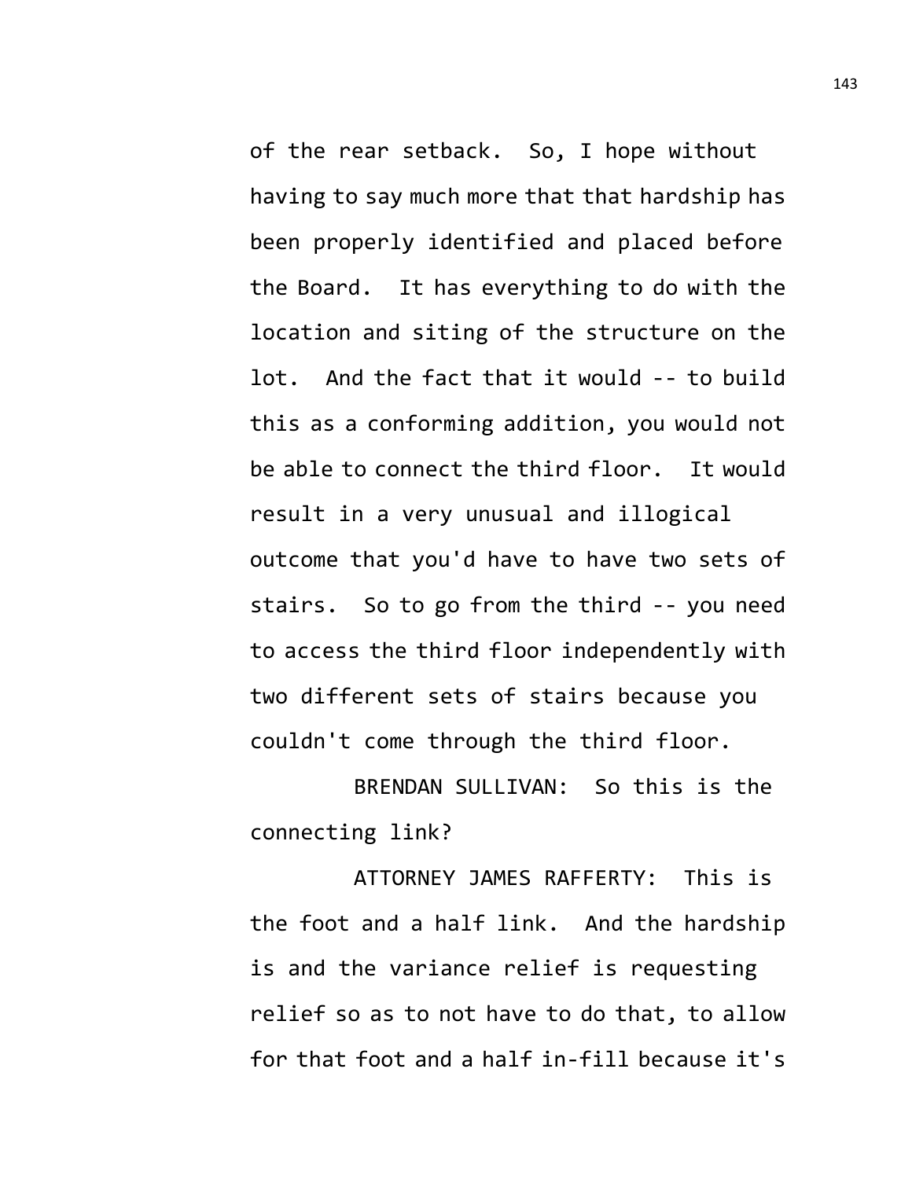of the rear setback. So, I hope without having to say much more that that hardship has been properly identified and placed before the Board. It has everything to do with the location and siting of the structure on the lot. And the fact that it would -- to build this as a conforming addition, you would not be able to connect the third floor. It would result in a very unusual and illogical outcome that you'd have to have two sets of stairs. So to go from the third -- you need to access the third floor independently with two different sets of stairs because you couldn't come through the third floor.

BRENDAN SULLIVAN: So this is the connecting link?

ATTORNEY JAMES RAFFERTY: This is the foot and a half link. And the hardship is and the variance relief is requesting relief so as to not have to do that, to allow for that foot and a half in-fill because it's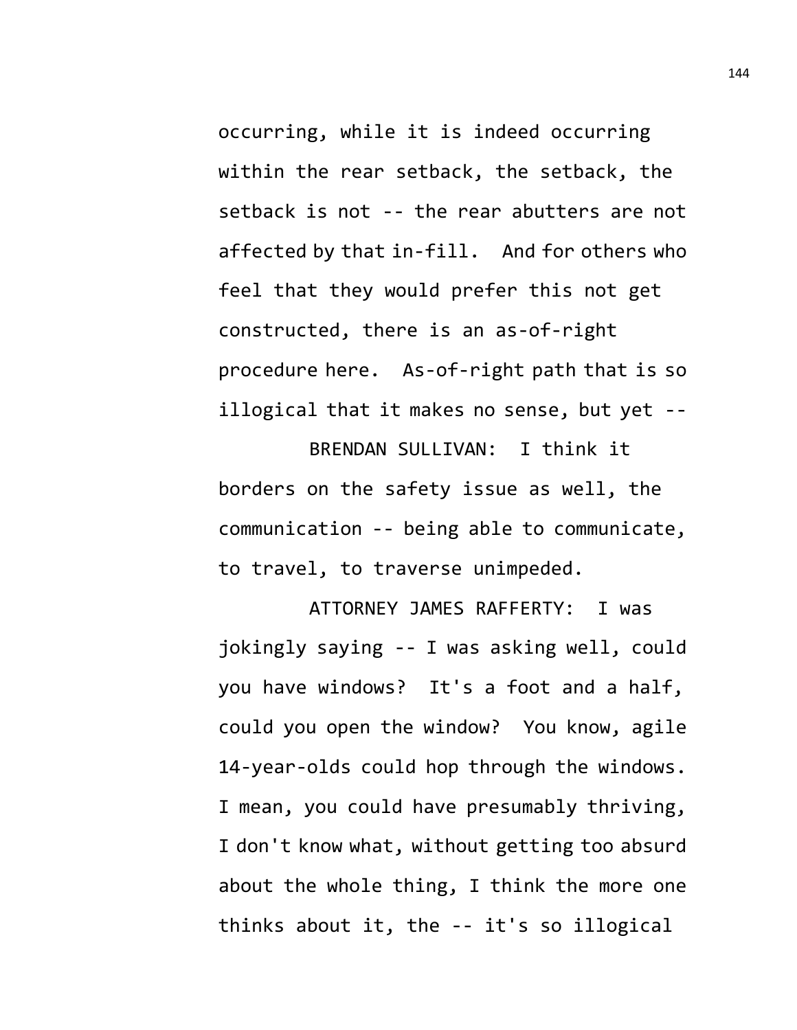occurring, while it is indeed occurring within the rear setback, the setback, the setback is not -- the rear abutters are not affected by that in-fill. And for others who feel that they would prefer this not get constructed, there is an as-of-right procedure here. As-of-right path that is so illogical that it makes no sense, but yet --

BRENDAN SULLIVAN: I think it borders on the safety issue as well, the communication -- being able to communicate, to travel, to traverse unimpeded.

ATTORNEY JAMES RAFFERTY: I was jokingly saying -- I was asking well, could you have windows? It's a foot and a half, could you open the window? You know, agile 14-year-olds could hop through the windows. I mean, you could have presumably thriving, I don't know what, without getting too absurd about the whole thing, I think the more one thinks about it, the -- it's so illogical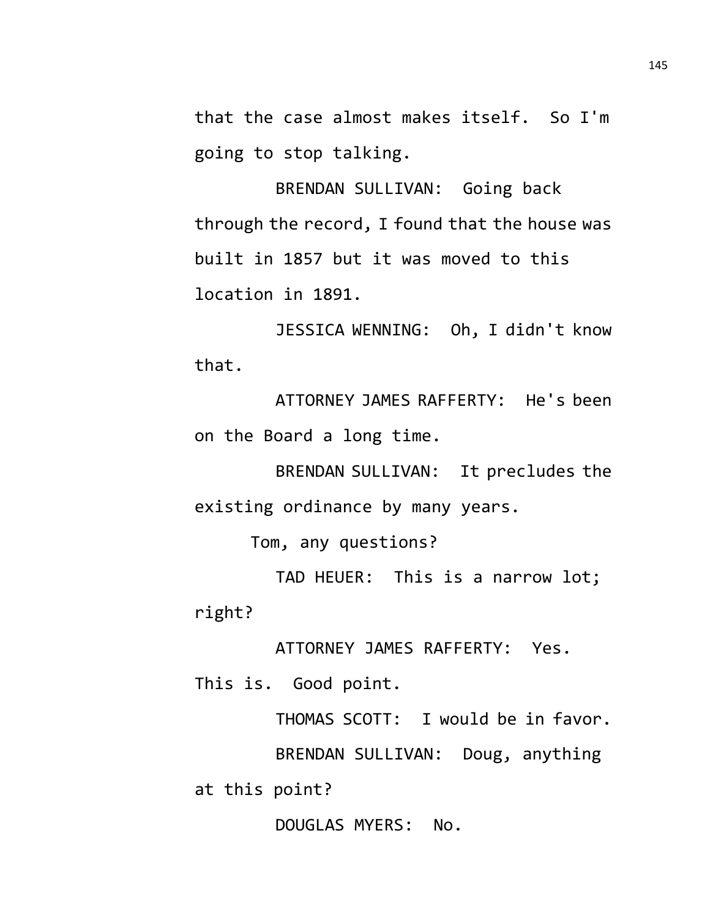that the case almost makes itself. So I'm going to stop talking.

BRENDAN SULLIVAN: Going back through the record, I found that the house was built in 1857 but it was moved to this location in 1891.

JESSICA WENNING: Oh, I didn't know that.

ATTORNEY JAMES RAFFERTY: He's been on the Board a long time.

BRENDAN SULLIVAN: It precludes the existing ordinance by many years.

Tom, any questions?

TAD HEUER: This is a narrow lot; right?

ATTORNEY JAMES RAFFERTY: Yes. This is. Good point.

THOMAS SCOTT: I would be in favor.

BRENDAN SULLIVAN: Doug, anything at this point?

DOUGLAS MYERS: No.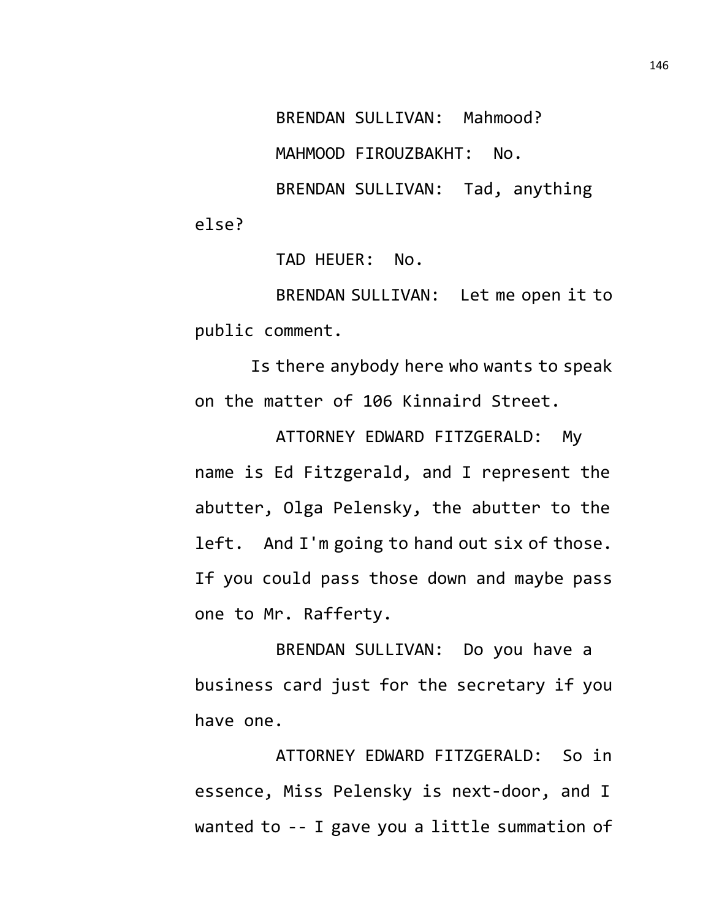BRENDAN SULLIVAN: Mahmood?

MAHMOOD FIROUZBAKHT: No.

BRENDAN SULLIVAN: Tad, anything else?

TAD HEUER: No.

BRENDAN SULLIVAN: Let me open it to public comment.

Is there anybody here who wants to speak on the matter of 106 Kinnaird Street.

ATTORNEY EDWARD FITZGERALD: My name is Ed Fitzgerald, and I represent the abutter, Olga Pelensky, the abutter to the left. And I'm going to hand out six of those. If you could pass those down and maybe pass one to Mr. Rafferty.

BRENDAN SULLIVAN: Do you have a business card just for the secretary if you have one.

ATTORNEY EDWARD FITZGERALD: So in essence, Miss Pelensky is next-door, and I wanted to -- I gave you a little summation of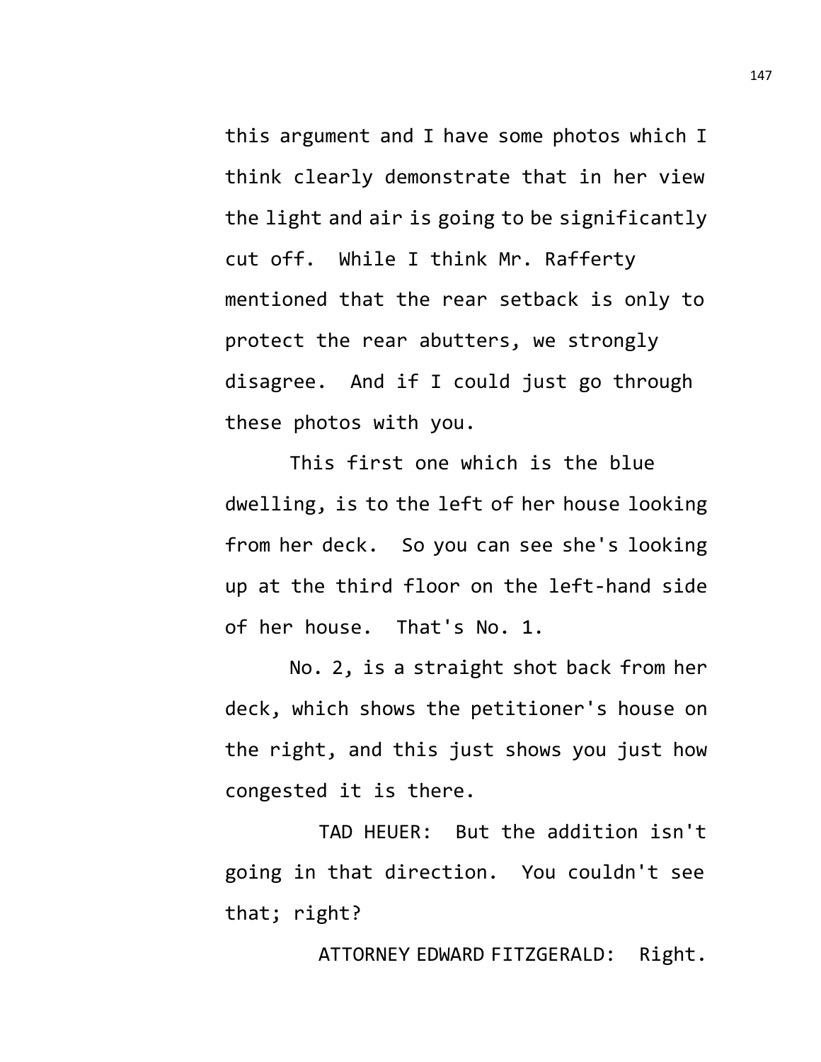this argument and I have some photos which I think clearly demonstrate that in her view the light and air is going to be significantly cut off. While I think Mr. Rafferty mentioned that the rear setback is only to protect the rear abutters, we strongly disagree. And if I could just go through these photos with you.

This first one which is the blue dwelling, is to the left of her house looking from her deck. So you can see she's looking up at the third floor on the left-hand side of her house. That's No. 1.

No. 2, is a straight shot back from her deck, which shows the petitioner's house on the right, and this just shows you just how congested it is there.

TAD HEUER: But the addition isn't going in that direction. You couldn't see that; right?

ATTORNEY EDWARD FITZGERALD: Right.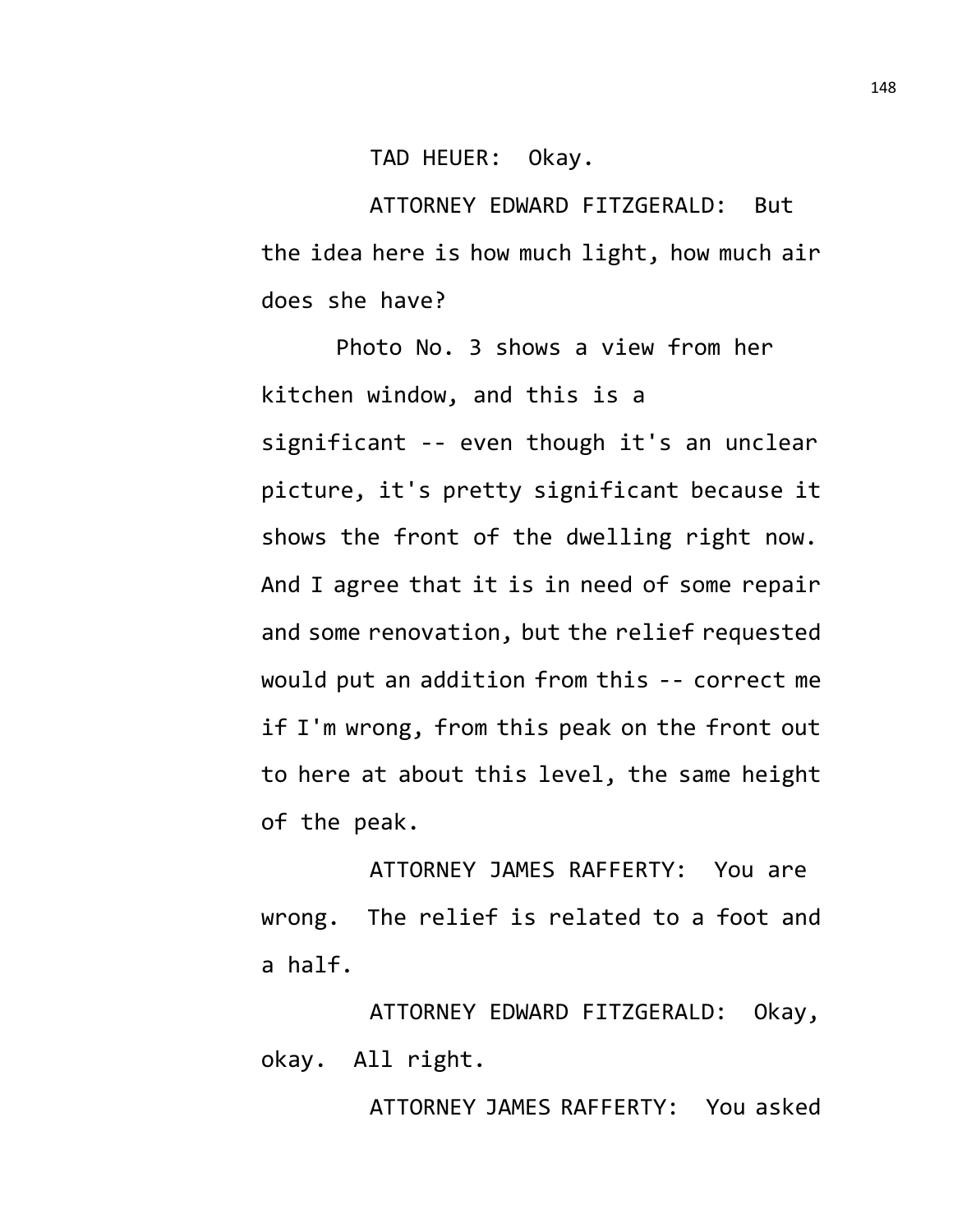TAD HEUER: Okay.

ATTORNEY EDWARD FITZGERALD: But the idea here is how much light, how much air does she have?

Photo No. 3 shows a view from her kitchen window, and this is a significant -- even though it's an unclear picture, it's pretty significant because it shows the front of the dwelling right now. And I agree that it is in need of some repair and some renovation, but the relief requested would put an addition from this -- correct me if I'm wrong, from this peak on the front out to here at about this level, the same height of the peak.

ATTORNEY JAMES RAFFERTY: You are wrong. The relief is related to a foot and a half.

ATTORNEY EDWARD FITZGERALD: Okay, okay. All right.

ATTORNEY JAMES RAFFERTY: You asked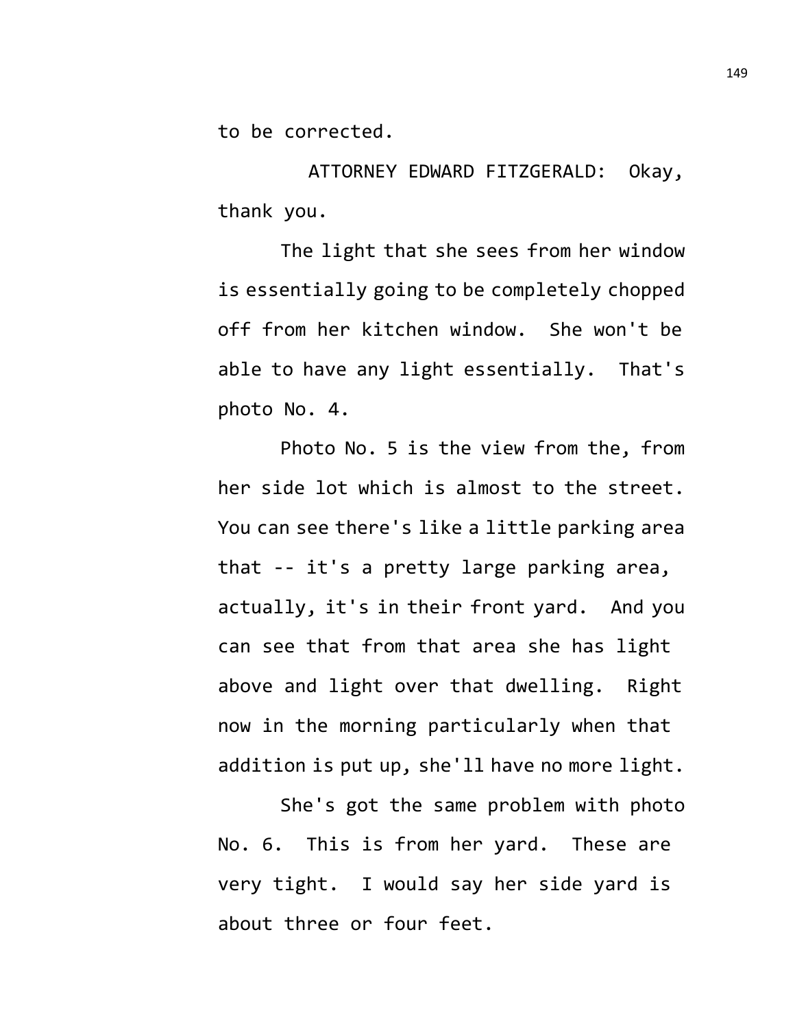to be corrected.

ATTORNEY EDWARD FITZGERALD: Okay, thank you.

The light that she sees from her window is essentially going to be completely chopped off from her kitchen window. She won't be able to have any light essentially. That's photo No. 4.

Photo No. 5 is the view from the, from her side lot which is almost to the street. You can see there's like a little parking area that -- it's a pretty large parking area, actually, it's in their front yard. And you can see that from that area she has light above and light over that dwelling. Right now in the morning particularly when that addition is put up, she'll have no more light.

She's got the same problem with photo No. 6. This is from her yard. These are very tight. I would say her side yard is about three or four feet.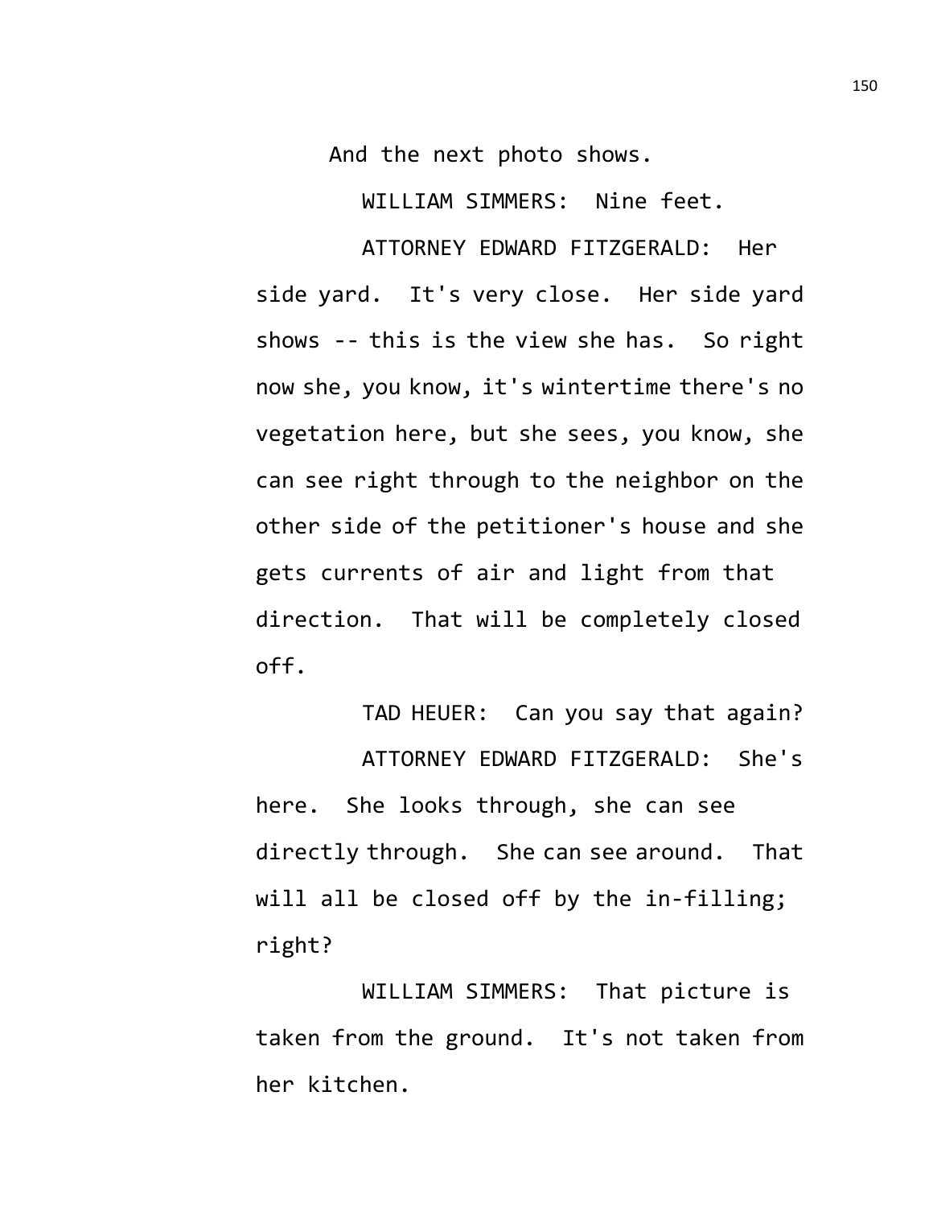And the next photo shows.

WILLIAM SIMMERS: Nine feet.

ATTORNEY EDWARD FITZGERALD: Her side yard. It's very close. Her side yard shows -- this is the view she has. So right now she, you know, it's wintertime there's no vegetation here, but she sees, you know, she can see right through to the neighbor on the other side of the petitioner's house and she gets currents of air and light from that direction. That will be completely closed off.

TAD HEUER: Can you say that again?

ATTORNEY EDWARD FITZGERALD: She's here. She looks through, she can see directly through. She can see around. That will all be closed off by the in-filling; right?

WILLIAM SIMMERS: That picture is taken from the ground. It's not taken from her kitchen.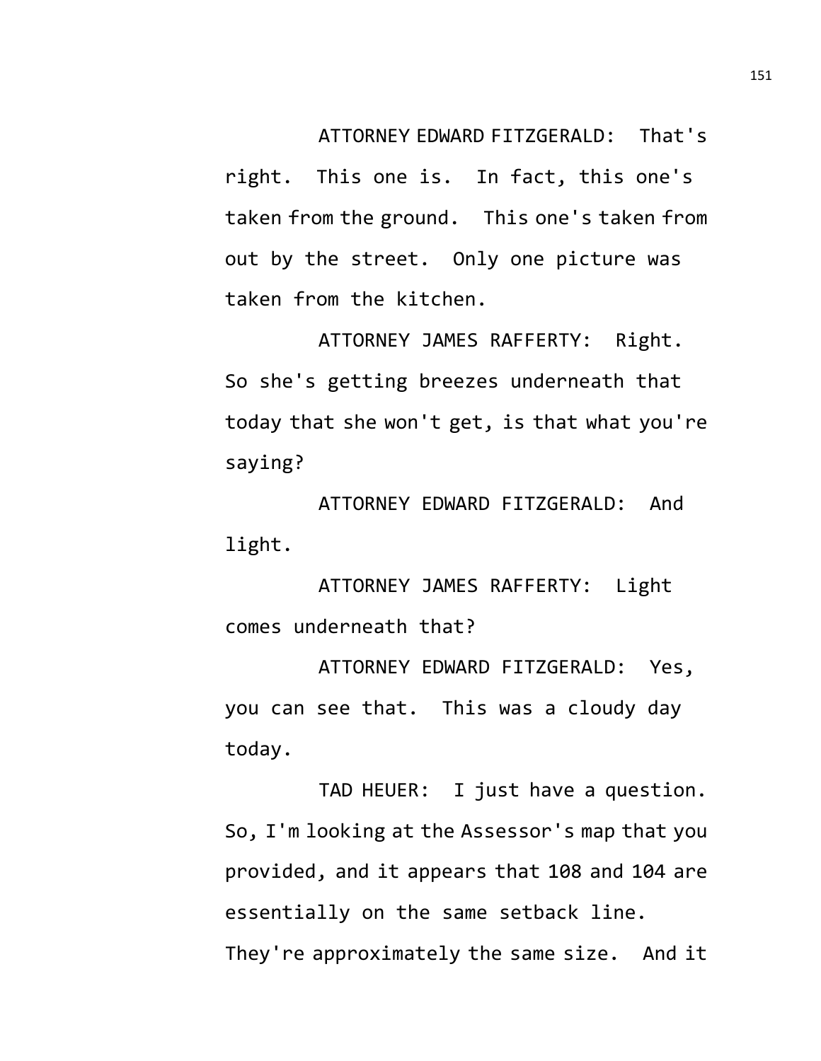ATTORNEY EDWARD FITZGERALD: That's right. This one is. In fact, this one's taken from the ground. This one's taken from out by the street. Only one picture was taken from the kitchen.

ATTORNEY JAMES RAFFERTY: Right. So she's getting breezes underneath that today that she won't get, is that what you're saying?

ATTORNEY EDWARD FITZGERALD: And light.

ATTORNEY JAMES RAFFERTY: Light comes underneath that?

ATTORNEY EDWARD FITZGERALD: Yes, you can see that. This was a cloudy day today.

TAD HEUER: I just have a question. So, I'm looking at the Assessor's map that you provided, and it appears that 108 and 104 are essentially on the same setback line. They're approximately the same size. And it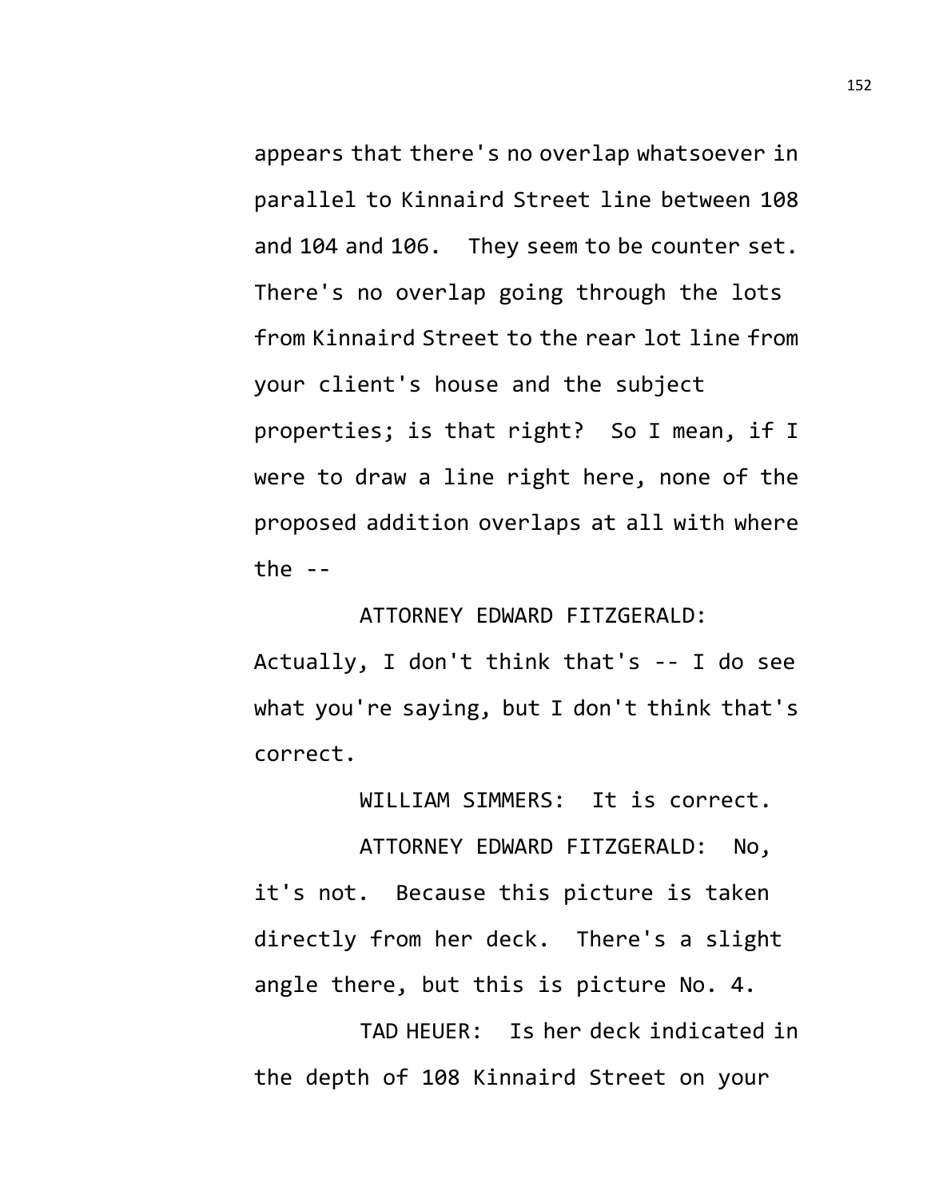appears that there's no overlap whatsoever in parallel to Kinnaird Street line between 108 and 104 and 106. They seem to be counter set. There's no overlap going through the lots from Kinnaird Street to the rear lot line from your client's house and the subject properties; is that right? So I mean, if I were to draw a line right here, none of the proposed addition overlaps at all with where the --

ATTORNEY EDWARD FITZGERALD: Actually, I don't think that's -- I do see what you're saying, but I don't think that's correct.

WILLIAM SIMMERS: It is correct.

ATTORNEY EDWARD FITZGERALD: No, it's not. Because this picture is taken directly from her deck. There's a slight angle there, but this is picture No. 4.

TAD HEUER: Is her deck indicated in the depth of 108 Kinnaird Street on your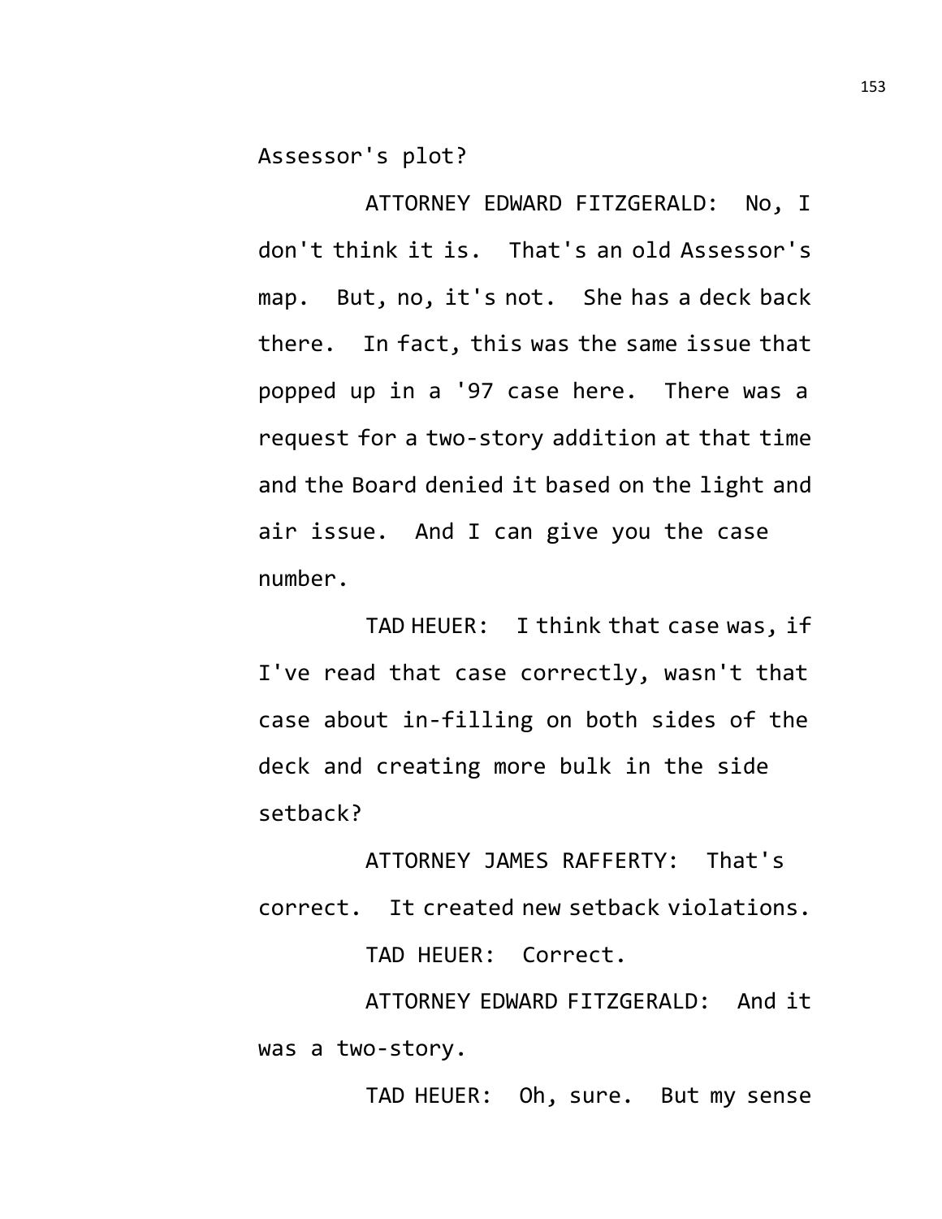Assessor's plot?

ATTORNEY EDWARD FITZGERALD: No, I don't think it is. That's an old Assessor's map. But, no, it's not. She has a deck back there. In fact, this was the same issue that popped up in a '97 case here. There was a request for a two-story addition at that time and the Board denied it based on the light and air issue. And I can give you the case number.

TAD HEUER: I think that case was, if I've read that case correctly, wasn't that case about in-filling on both sides of the deck and creating more bulk in the side setback?

ATTORNEY JAMES RAFFERTY: That's correct. It created new setback violations.

TAD HEUER: Correct.

ATTORNEY EDWARD FITZGERALD: And it was a two-story.

TAD HEUER: Oh, sure. But my sense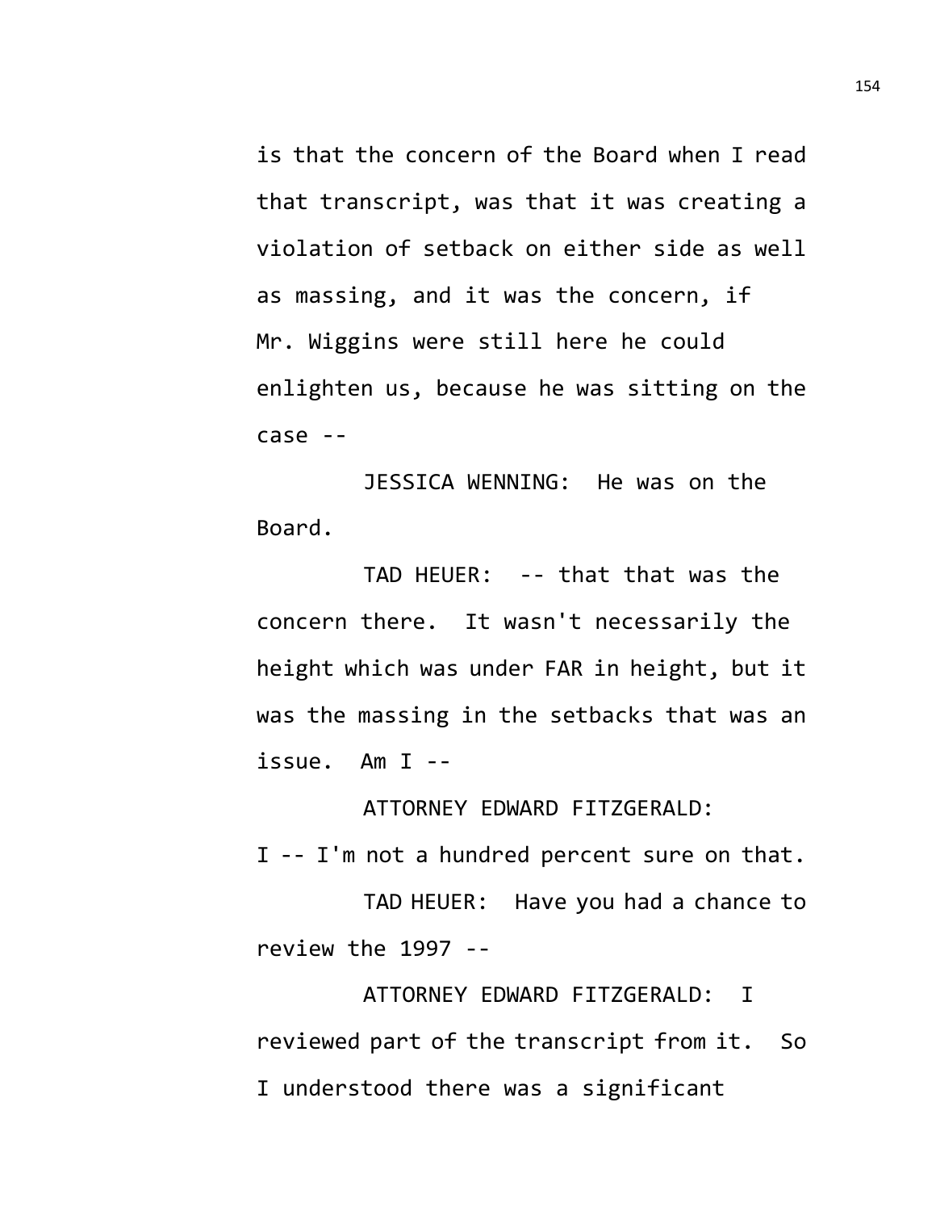is that the concern of the Board when I read that transcript, was that it was creating a violation of setback on either side as well as massing, and it was the concern, if Mr. Wiggins were still here he could enlighten us, because he was sitting on the case --

JESSICA WENNING: He was on the Board.

TAD HEUER: -- that that was the concern there. It wasn't necessarily the height which was under FAR in height, but it was the massing in the setbacks that was an issue. Am I --

ATTORNEY EDWARD FITZGERALD: I -- I'm not a hundred percent sure on that.

TAD HEUER: Have you had a chance to review the 1997 --

ATTORNEY EDWARD FITZGERALD: I reviewed part of the transcript from it. So I understood there was a significant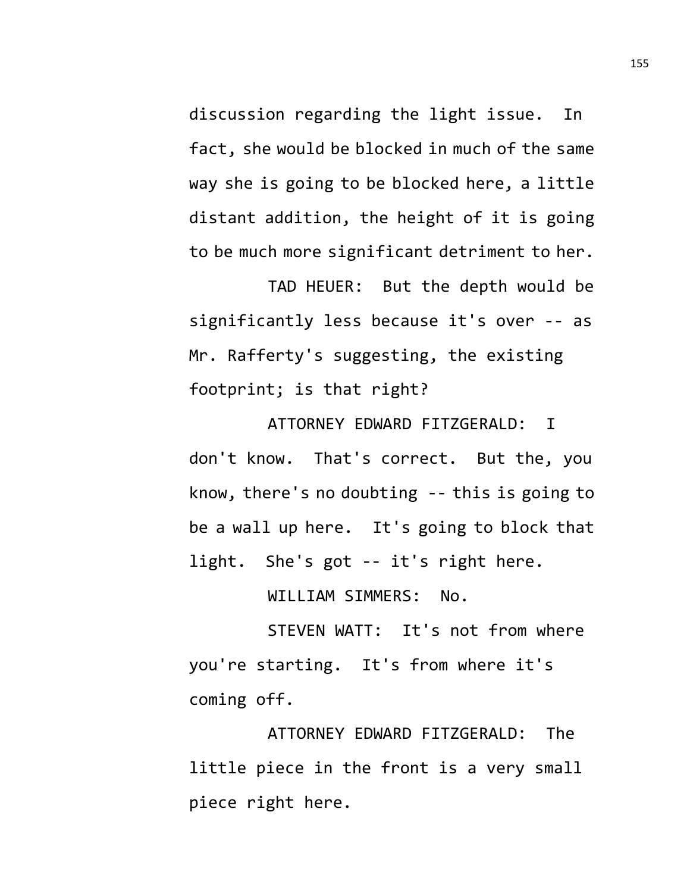discussion regarding the light issue. In fact, she would be blocked in much of the same way she is going to be blocked here, a little distant addition, the height of it is going to be much more significant detriment to her.

TAD HEUER: But the depth would be significantly less because it's over -- as Mr. Rafferty's suggesting, the existing footprint; is that right?

ATTORNEY EDWARD FITZGERALD: I don't know. That's correct. But the, you know, there's no doubting -- this is going to be a wall up here. It's going to block that light. She's got -- it's right here.

WILLIAM SIMMERS: No.

STEVEN WATT: It's not from where you're starting. It's from where it's coming off.

ATTORNEY EDWARD FITZGERALD: The little piece in the front is a very small piece right here.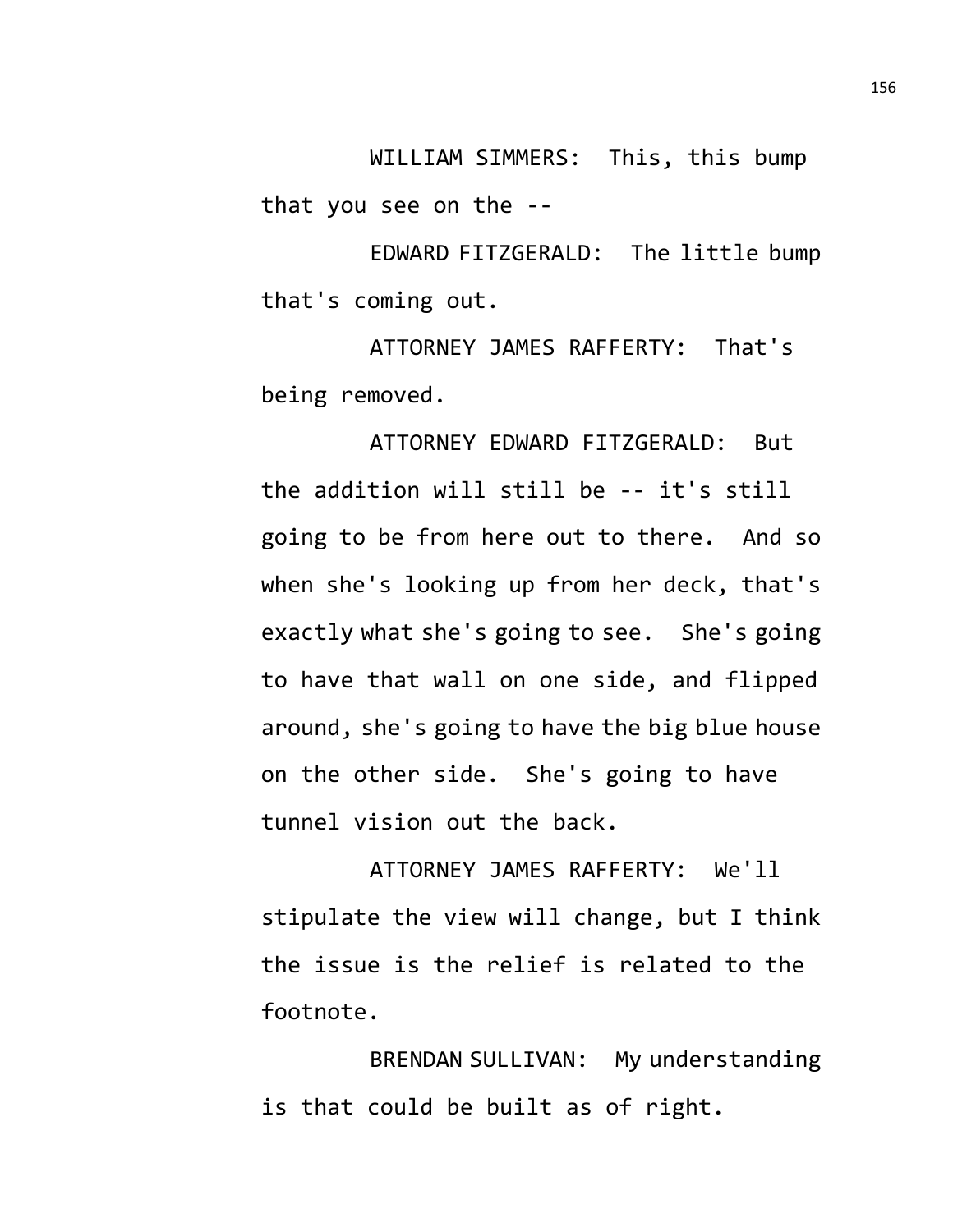WILLIAM SIMMERS: This, this bump that you see on the --

EDWARD FITZGERALD: The little bump that's coming out.

ATTORNEY JAMES RAFFERTY: That's being removed.

ATTORNEY EDWARD FITZGERALD: But the addition will still be -- it's still going to be from here out to there. And so when she's looking up from her deck, that's exactly what she's going to see. She's going to have that wall on one side, and flipped around, she's going to have the big blue house on the other side. She's going to have tunnel vision out the back.

ATTORNEY JAMES RAFFERTY: We'll stipulate the view will change, but I think the issue is the relief is related to the footnote.

BRENDAN SULLIVAN: My understanding is that could be built as of right.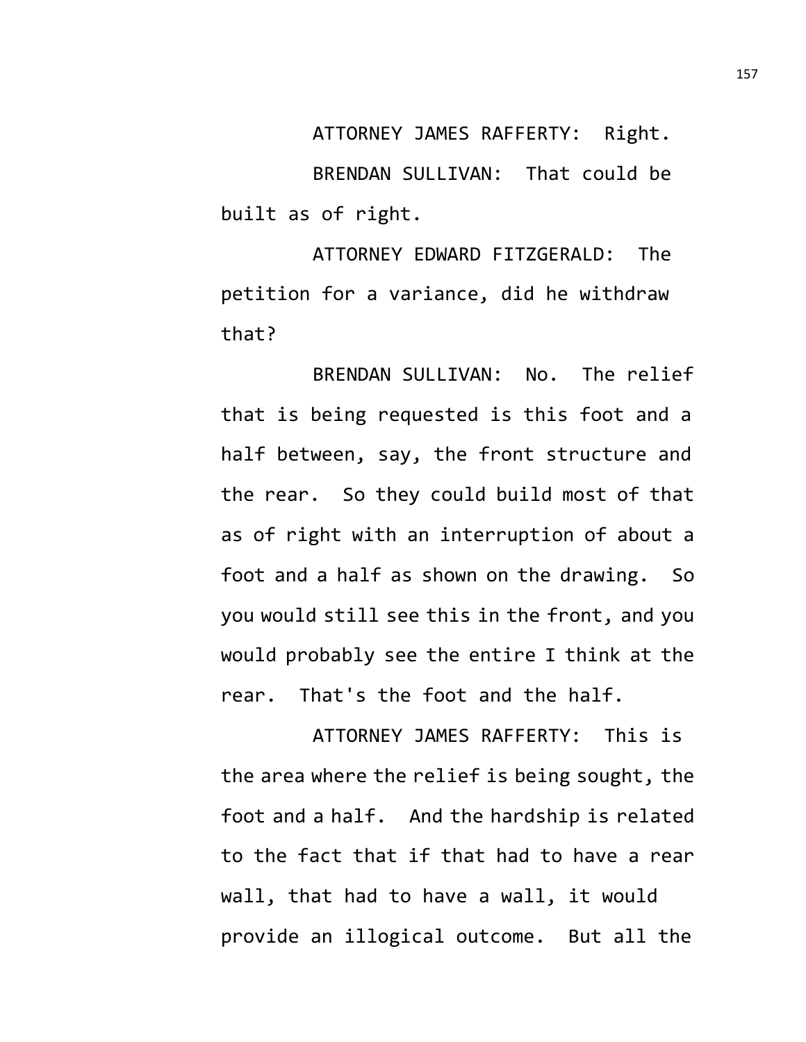ATTORNEY JAMES RAFFERTY: Right.

BRENDAN SULLIVAN: That could be built as of right.

ATTORNEY EDWARD FITZGERALD: The petition for a variance, did he withdraw that?

BRENDAN SULLIVAN: No. The relief that is being requested is this foot and a half between, say, the front structure and the rear. So they could build most of that as of right with an interruption of about a foot and a half as shown on the drawing. So you would still see this in the front, and you would probably see the entire I think at the rear. That's the foot and the half.

ATTORNEY JAMES RAFFERTY: This is the area where the relief is being sought, the foot and a half. And the hardship is related to the fact that if that had to have a rear wall, that had to have a wall, it would provide an illogical outcome. But all the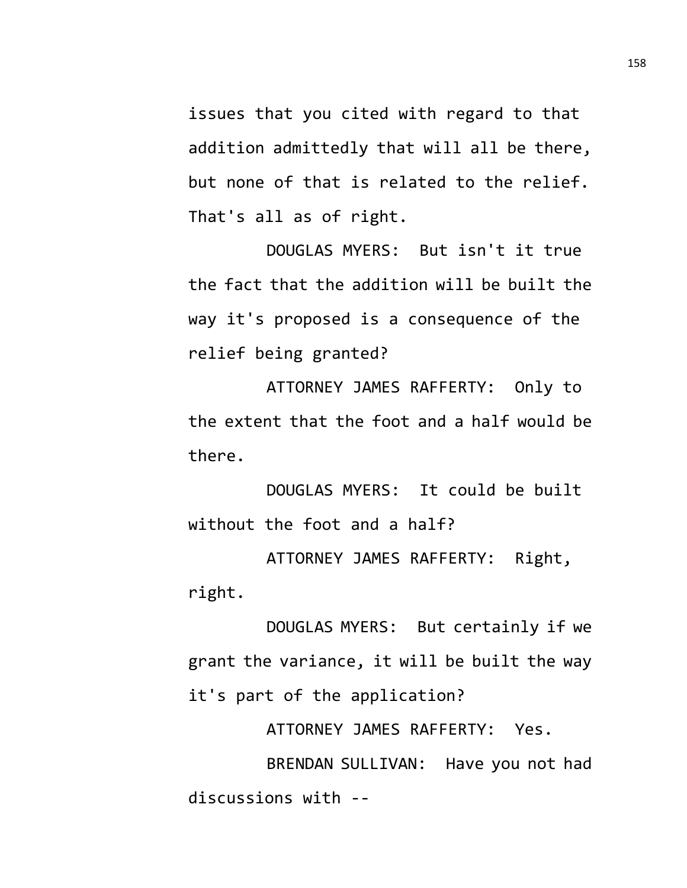issues that you cited with regard to that addition admittedly that will all be there, but none of that is related to the relief. That's all as of right.

DOUGLAS MYERS: But isn't it true the fact that the addition will be built the way it's proposed is a consequence of the relief being granted?

ATTORNEY JAMES RAFFERTY: Only to the extent that the foot and a half would be there.

DOUGLAS MYERS: It could be built without the foot and a half?

ATTORNEY JAMES RAFFERTY: Right, right.

DOUGLAS MYERS: But certainly if we grant the variance, it will be built the way it's part of the application?

ATTORNEY JAMES RAFFERTY: Yes.

BRENDAN SULLIVAN: Have you not had discussions with --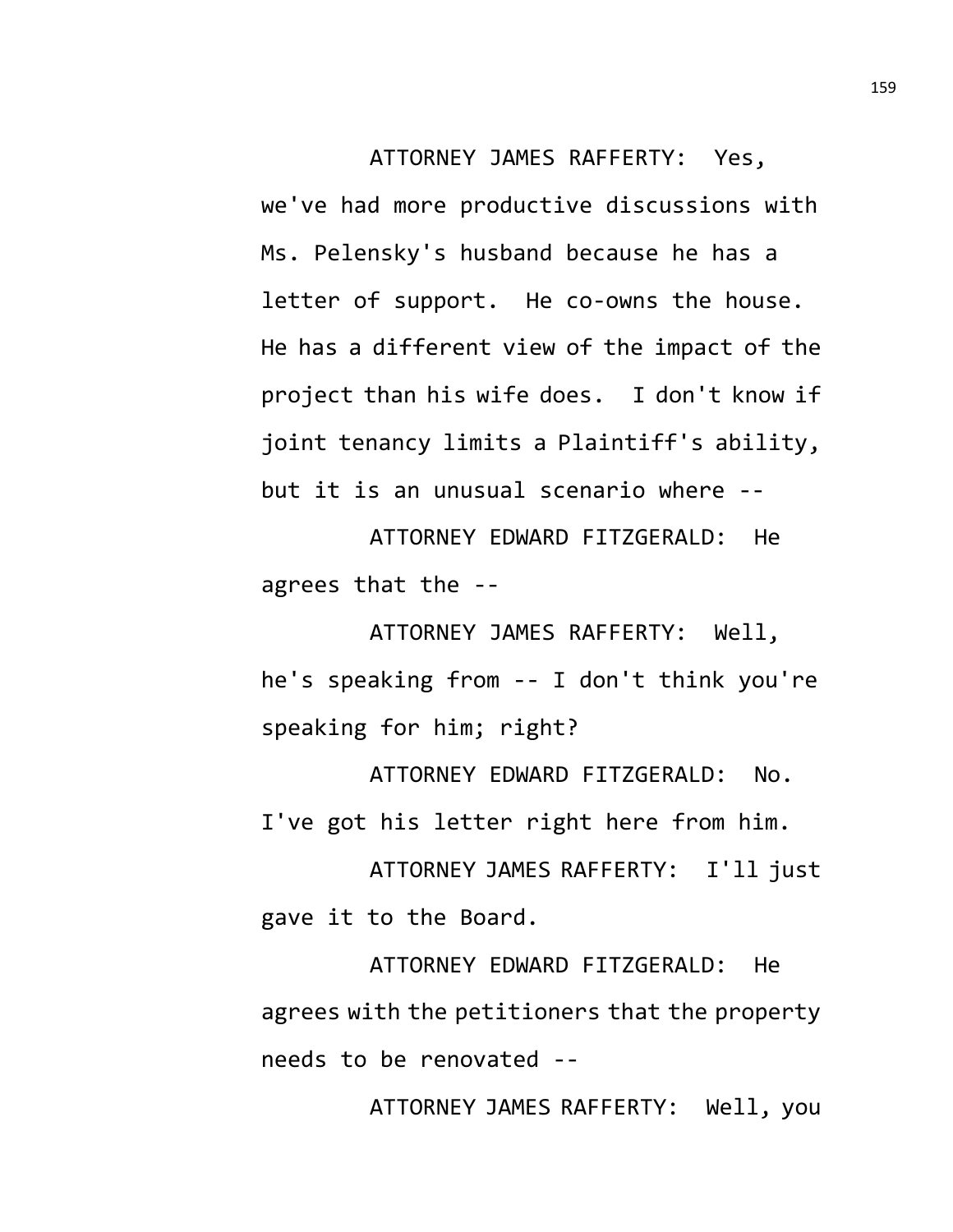ATTORNEY JAMES RAFFERTY: Yes, we've had more productive discussions with Ms. Pelensky's husband because he has a letter of support. He co-owns the house. He has a different view of the impact of the project than his wife does. I don't know if joint tenancy limits a Plaintiff's ability, but it is an unusual scenario where --

ATTORNEY EDWARD FITZGERALD: He agrees that the --

ATTORNEY JAMES RAFFERTY: Well, he's speaking from -- I don't think you're speaking for him; right?

ATTORNEY EDWARD FITZGERALD: No. I've got his letter right here from him.

ATTORNEY JAMES RAFFERTY: I'll just gave it to the Board.

ATTORNEY EDWARD FITZGERALD: He agrees with the petitioners that the property needs to be renovated --

ATTORNEY JAMES RAFFERTY: Well, you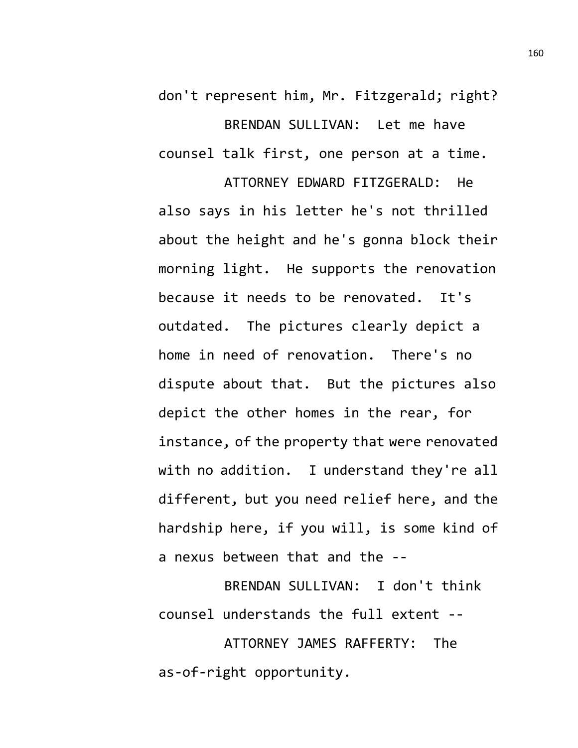don't represent him, Mr. Fitzgerald; right?

BRENDAN SULLIVAN: Let me have counsel talk first, one person at a time.

ATTORNEY EDWARD FITZGERALD: He also says in his letter he's not thrilled about the height and he's gonna block their morning light. He supports the renovation because it needs to be renovated. It's outdated. The pictures clearly depict a home in need of renovation. There's no dispute about that. But the pictures also depict the other homes in the rear, for instance, of the property that were renovated with no addition. I understand they're all different, but you need relief here, and the hardship here, if you will, is some kind of a nexus between that and the --

BRENDAN SULLIVAN: I don't think counsel understands the full extent --

ATTORNEY JAMES RAFFERTY: The as-of-right opportunity.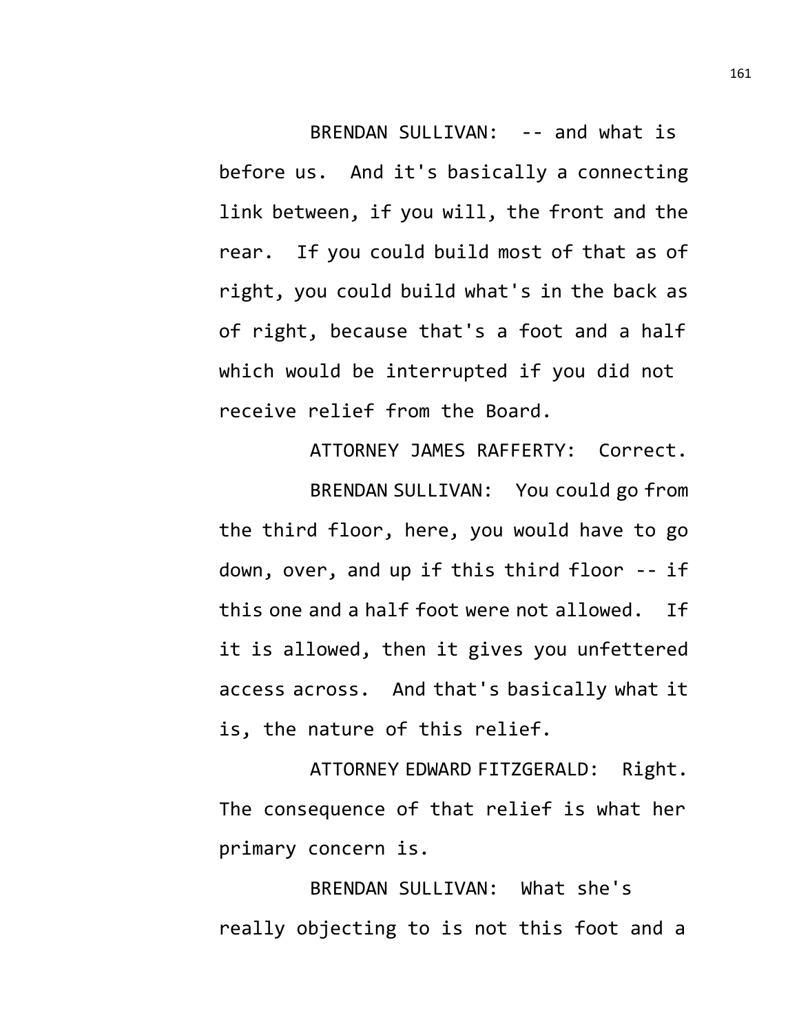BRENDAN SULLIVAN: -- and what is before us. And it's basically a connecting link between, if you will, the front and the rear. If you could build most of that as of right, you could build what's in the back as of right, because that's a foot and a half which would be interrupted if you did not receive relief from the Board.

ATTORNEY JAMES RAFFERTY: Correct.

BRENDAN SULLIVAN: You could go from the third floor, here, you would have to go down, over, and up if this third floor -- if this one and a half foot were not allowed. If it is allowed, then it gives you unfettered access across. And that's basically what it is, the nature of this relief.

ATTORNEY EDWARD FITZGERALD: Right. The consequence of that relief is what her primary concern is.

BRENDAN SULLIVAN: What she's really objecting to is not this foot and a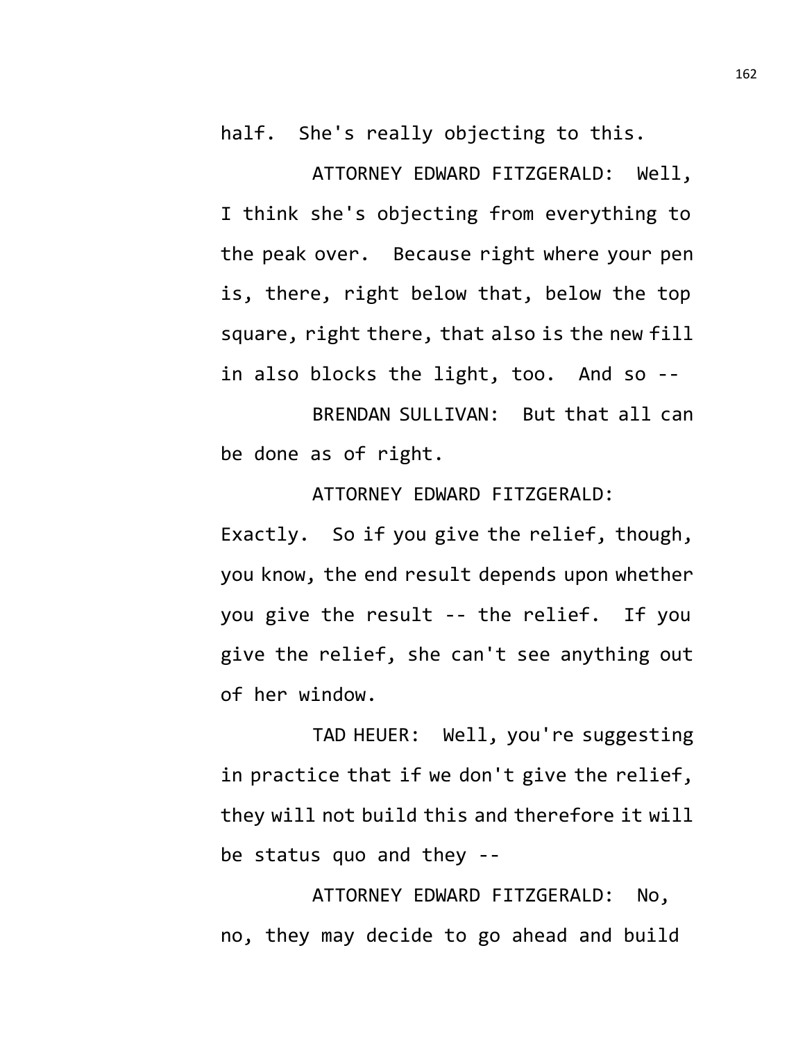half. She's really objecting to this.

ATTORNEY EDWARD FITZGERALD: Well, I think she's objecting from everything to the peak over. Because right where your pen is, there, right below that, below the top square, right there, that also is the new fill in also blocks the light, too. And so --

BRENDAN SULLIVAN: But that all can be done as of right.

ATTORNEY EDWARD FITZGERALD: Exactly. So if you give the relief, though, you know, the end result depends upon whether you give the result -- the relief. If you give the relief, she can't see anything out of her window.

TAD HEUER: Well, you're suggesting in practice that if we don't give the relief, they will not build this and therefore it will be status quo and they --

ATTORNEY EDWARD FITZGERALD: No, no, they may decide to go ahead and build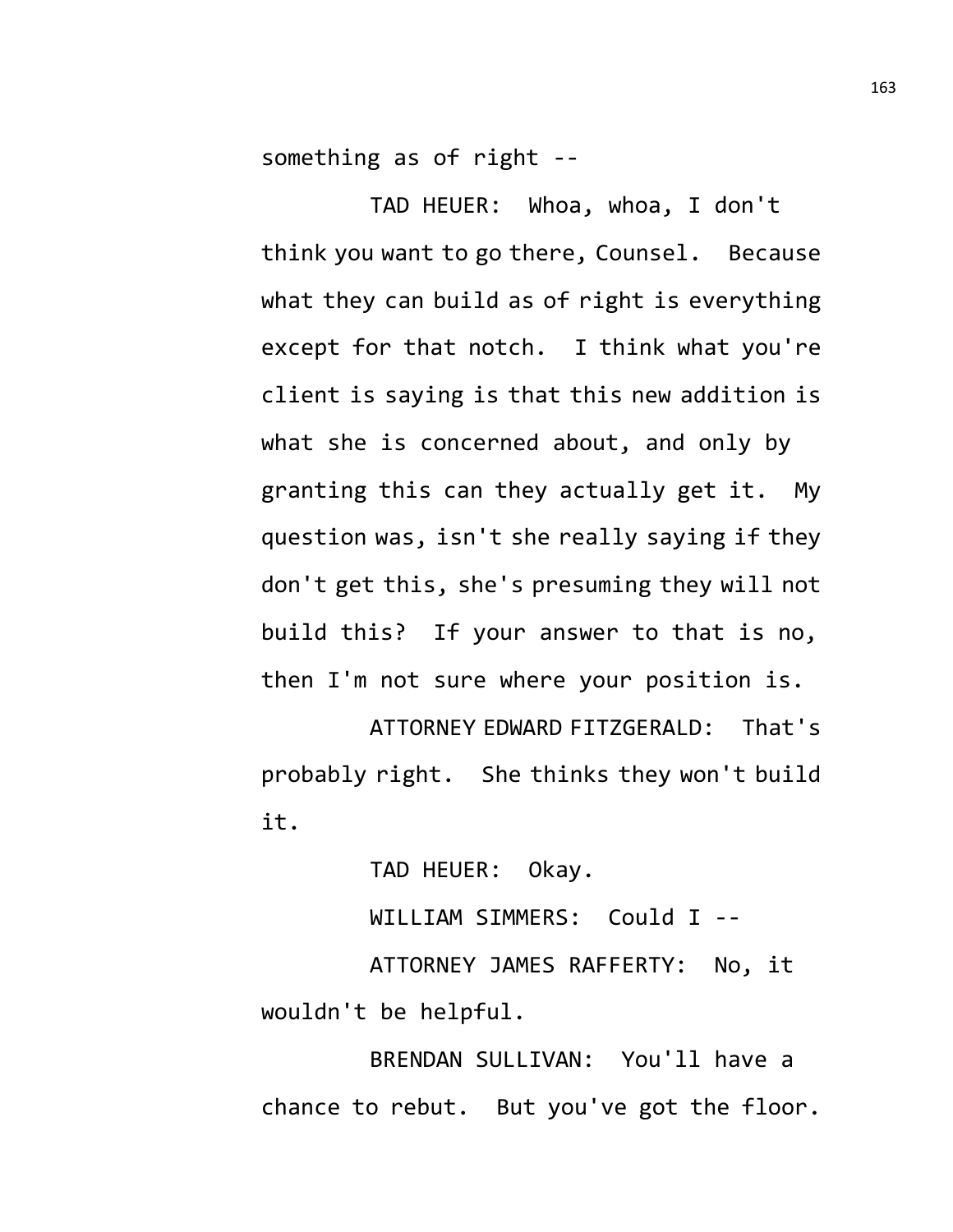something as of right --

TAD HEUER: Whoa, whoa, I don't think you want to go there, Counsel. Because what they can build as of right is everything except for that notch. I think what you're client is saying is that this new addition is what she is concerned about, and only by granting this can they actually get it. My question was, isn't she really saying if they don't get this, she's presuming they will not build this? If your answer to that is no, then I'm not sure where your position is.

ATTORNEY EDWARD FITZGERALD: That's probably right. She thinks they won't build it.

TAD HEUER: Okay.

WILLIAM SIMMERS: Could I --

ATTORNEY JAMES RAFFERTY: No, it wouldn't be helpful.

BRENDAN SULLIVAN: You'll have a chance to rebut. But you've got the floor.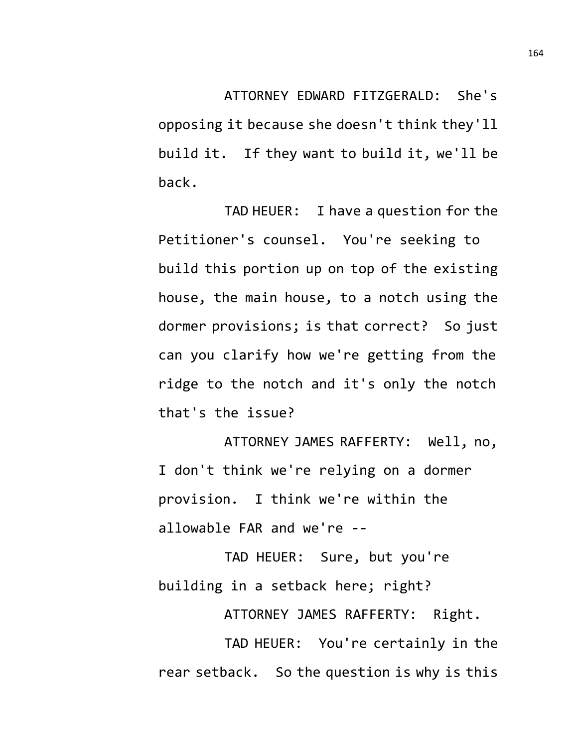ATTORNEY EDWARD FITZGERALD: She's opposing it because she doesn't think they'll build it. If they want to build it, we'll be back.

TAD HEUER: I have a question for the Petitioner's counsel. You're seeking to build this portion up on top of the existing house, the main house, to a notch using the dormer provisions; is that correct? So just can you clarify how we're getting from the ridge to the notch and it's only the notch that's the issue?

ATTORNEY JAMES RAFFERTY: Well, no, I don't think we're relying on a dormer provision. I think we're within the allowable FAR and we're --

TAD HEUER: Sure, but you're building in a setback here; right?

ATTORNEY JAMES RAFFERTY: Right.

TAD HEUER: You're certainly in the rear setback. So the question is why is this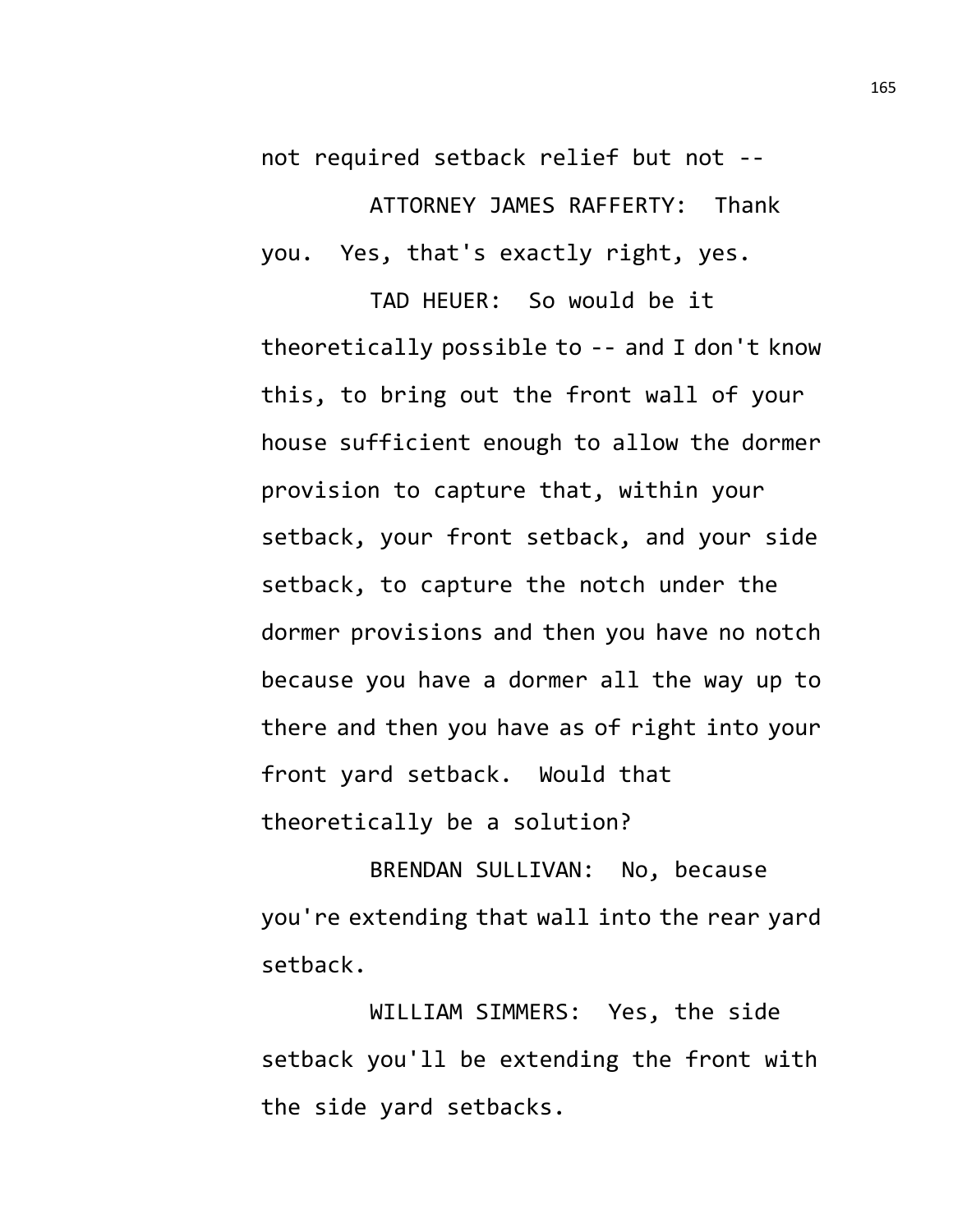not required setback relief but not --

ATTORNEY JAMES RAFFERTY: Thank you. Yes, that's exactly right, yes.

TAD HEUER: So would be it theoretically possible to -- and I don't know this, to bring out the front wall of your house sufficient enough to allow the dormer provision to capture that, within your setback, your front setback, and your side setback, to capture the notch under the dormer provisions and then you have no notch because you have a dormer all the way up to there and then you have as of right into your front yard setback. Would that theoretically be a solution?

BRENDAN SULLIVAN: No, because you're extending that wall into the rear yard setback.

WILLIAM SIMMERS: Yes, the side setback you'll be extending the front with the side yard setbacks.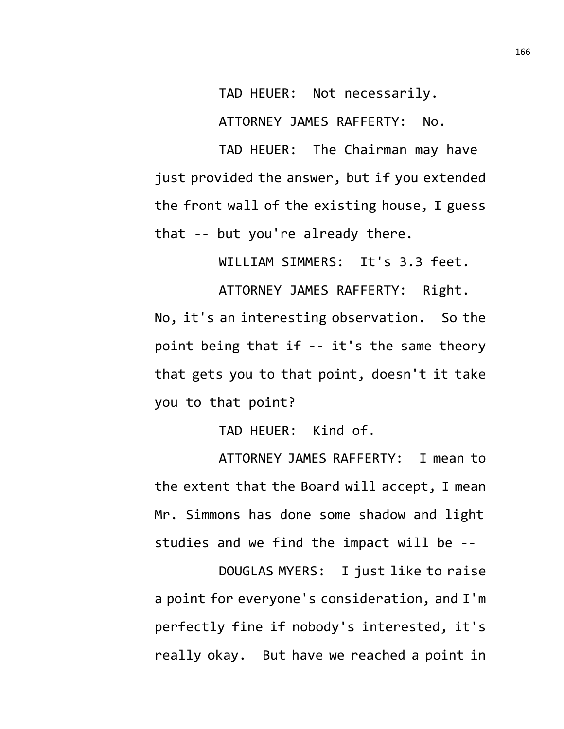TAD HEUER: Not necessarily.

ATTORNEY JAMES RAFFERTY: No.

TAD HEUER: The Chairman may have just provided the answer, but if you extended the front wall of the existing house, I guess that -- but you're already there.

WILLIAM SIMMERS: It's 3.3 feet.

ATTORNEY JAMES RAFFERTY: Right. No, it's an interesting observation. So the point being that if -- it's the same theory that gets you to that point, doesn't it take you to that point?

TAD HEUER: Kind of.

ATTORNEY JAMES RAFFERTY: I mean to the extent that the Board will accept, I mean Mr. Simmons has done some shadow and light studies and we find the impact will be --

DOUGLAS MYERS: I just like to raise a point for everyone's consideration, and I'm perfectly fine if nobody's interested, it's really okay. But have we reached a point in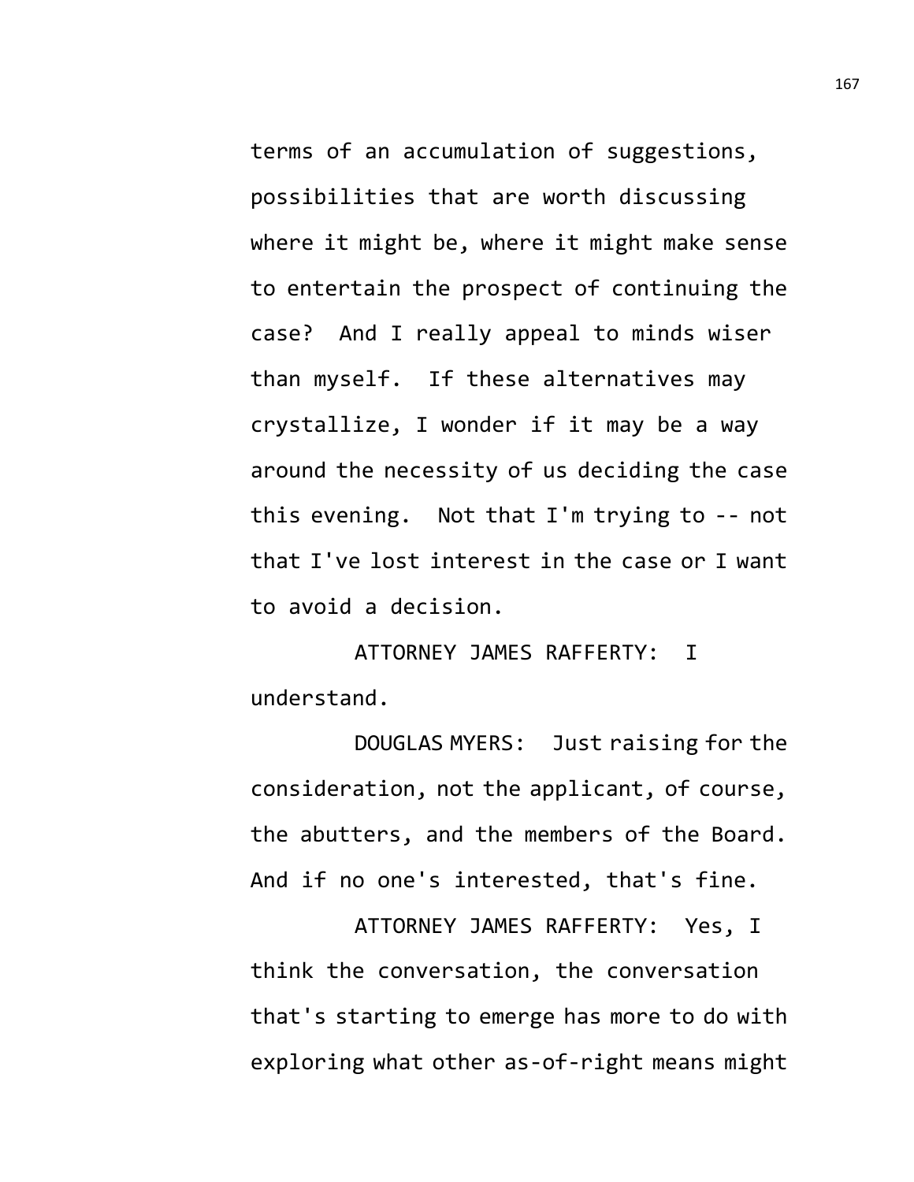terms of an accumulation of suggestions, possibilities that are worth discussing where it might be, where it might make sense to entertain the prospect of continuing the case? And I really appeal to minds wiser than myself. If these alternatives may crystallize, I wonder if it may be a way around the necessity of us deciding the case this evening. Not that I'm trying to -- not that I've lost interest in the case or I want to avoid a decision.

ATTORNEY JAMES RAFFERTY: I understand.

DOUGLAS MYERS: Just raising for the consideration, not the applicant, of course, the abutters, and the members of the Board. And if no one's interested, that's fine.

ATTORNEY JAMES RAFFERTY: Yes, I think the conversation, the conversation that's starting to emerge has more to do with exploring what other as-of-right means might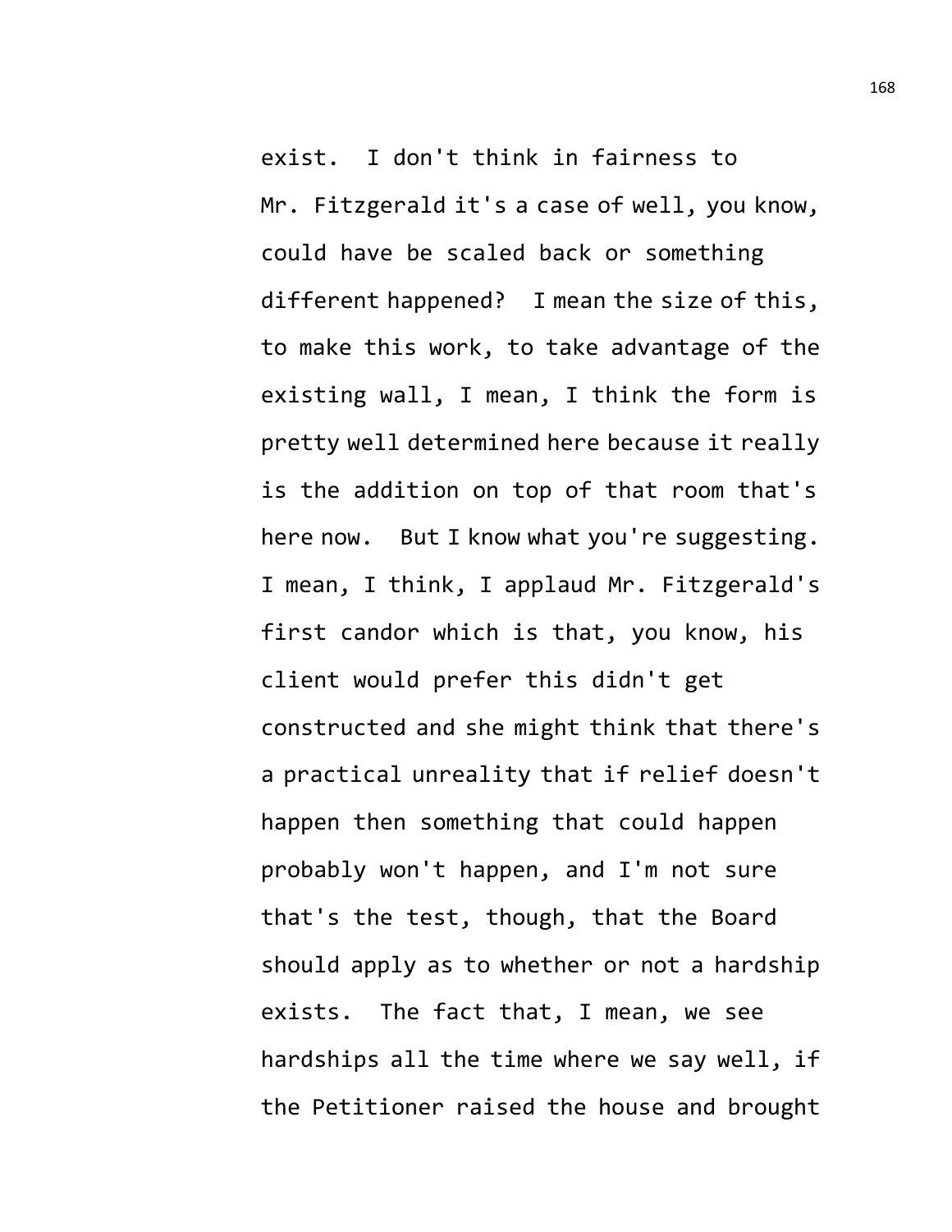exist. I don't think in fairness to Mr. Fitzgerald it's a case of well, you know, could have be scaled back or something different happened? I mean the size of this, to make this work, to take advantage of the existing wall, I mean, I think the form is pretty well determined here because it really is the addition on top of that room that's here now. But I know what you're suggesting. I mean, I think, I applaud Mr. Fitzgerald's first candor which is that, you know, his client would prefer this didn't get constructed and she might think that there's a practical unreality that if relief doesn't happen then something that could happen probably won't happen, and I'm not sure that's the test, though, that the Board should apply as to whether or not a hardship exists. The fact that, I mean, we see hardships all the time where we say well, if the Petitioner raised the house and brought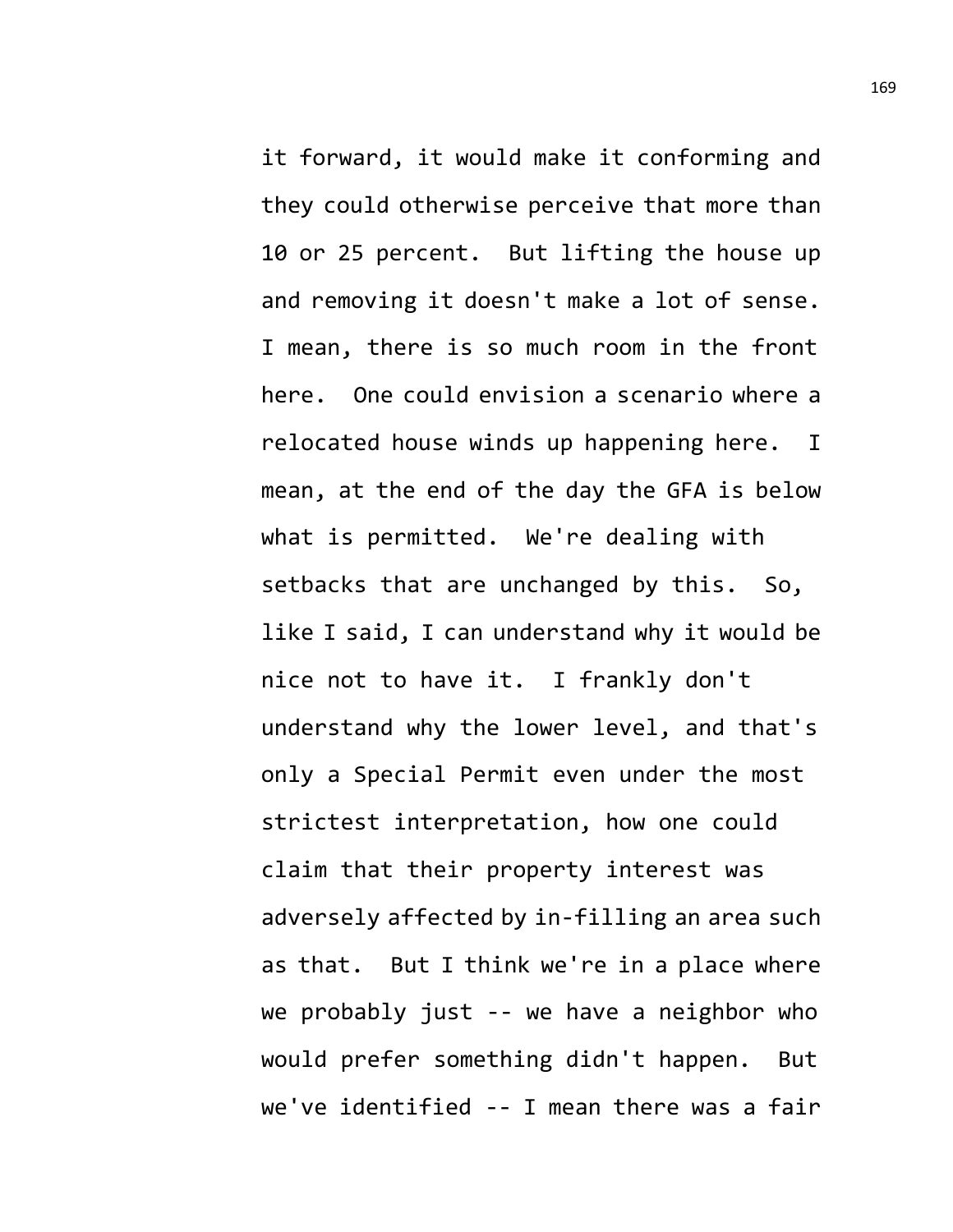it forward, it would make it conforming and they could otherwise perceive that more than 10 or 25 percent. But lifting the house up and removing it doesn't make a lot of sense. I mean, there is so much room in the front here. One could envision a scenario where a relocated house winds up happening here. I mean, at the end of the day the GFA is below what is permitted. We're dealing with setbacks that are unchanged by this. So, like I said, I can understand why it would be nice not to have it. I frankly don't understand why the lower level, and that's only a Special Permit even under the most strictest interpretation, how one could claim that their property interest was adversely affected by in-filling an area such as that. But I think we're in a place where we probably just -- we have a neighbor who would prefer something didn't happen. But we've identified -- I mean there was a fair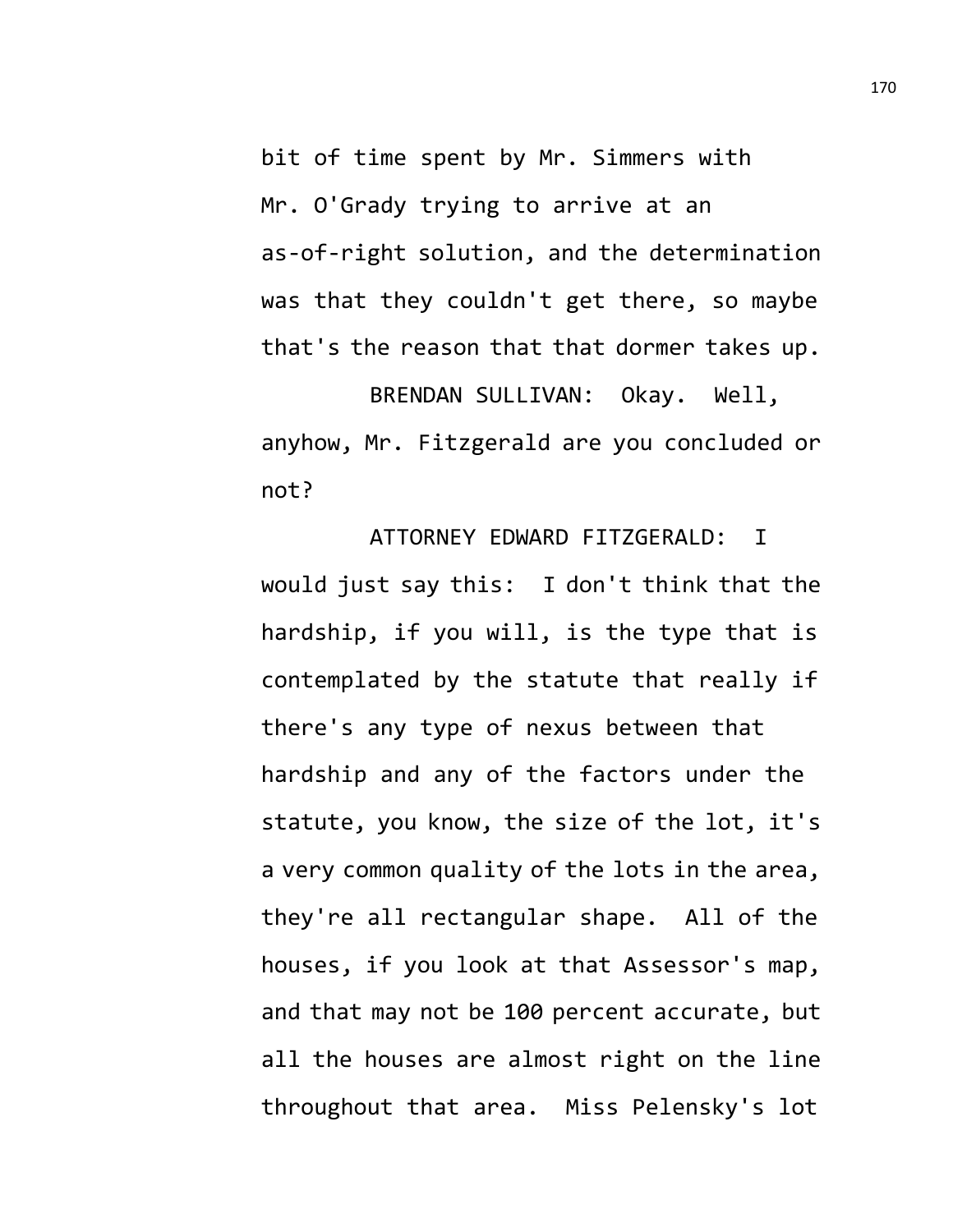bit of time spent by Mr. Simmers with Mr. O'Grady trying to arrive at an as-of-right solution, and the determination was that they couldn't get there, so maybe that's the reason that that dormer takes up.

BRENDAN SULLIVAN: Okay. Well, anyhow, Mr. Fitzgerald are you concluded or not?

ATTORNEY EDWARD FITZGERALD: I would just say this: I don't think that the hardship, if you will, is the type that is contemplated by the statute that really if there's any type of nexus between that hardship and any of the factors under the statute, you know, the size of the lot, it's a very common quality of the lots in the area, they're all rectangular shape. All of the houses, if you look at that Assessor's map, and that may not be 100 percent accurate, but all the houses are almost right on the line throughout that area. Miss Pelensky's lot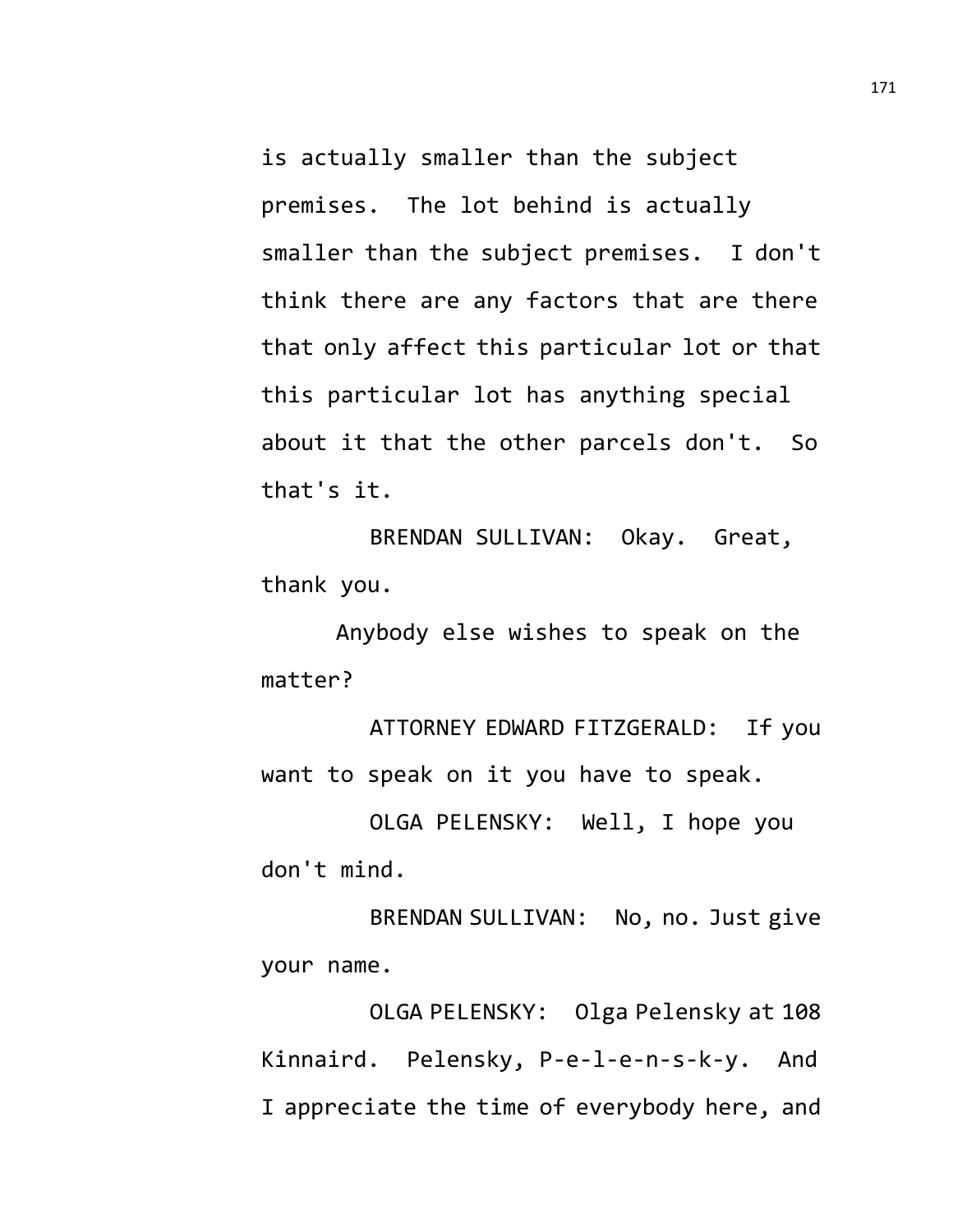is actually smaller than the subject premises. The lot behind is actually smaller than the subject premises. I don't think there are any factors that are there that only affect this particular lot or that this particular lot has anything special about it that the other parcels don't. So that's it.

BRENDAN SULLIVAN: Okay. Great, thank you.

Anybody else wishes to speak on the matter?

ATTORNEY EDWARD FITZGERALD: If you want to speak on it you have to speak.

OLGA PELENSKY: Well, I hope you don't mind.

BRENDAN SULLIVAN: No, no. Just give your name.

OLGA PELENSKY: Olga Pelensky at 108 Kinnaird. Pelensky, P-e-l-e-n-s-k-y. And I appreciate the time of everybody here, and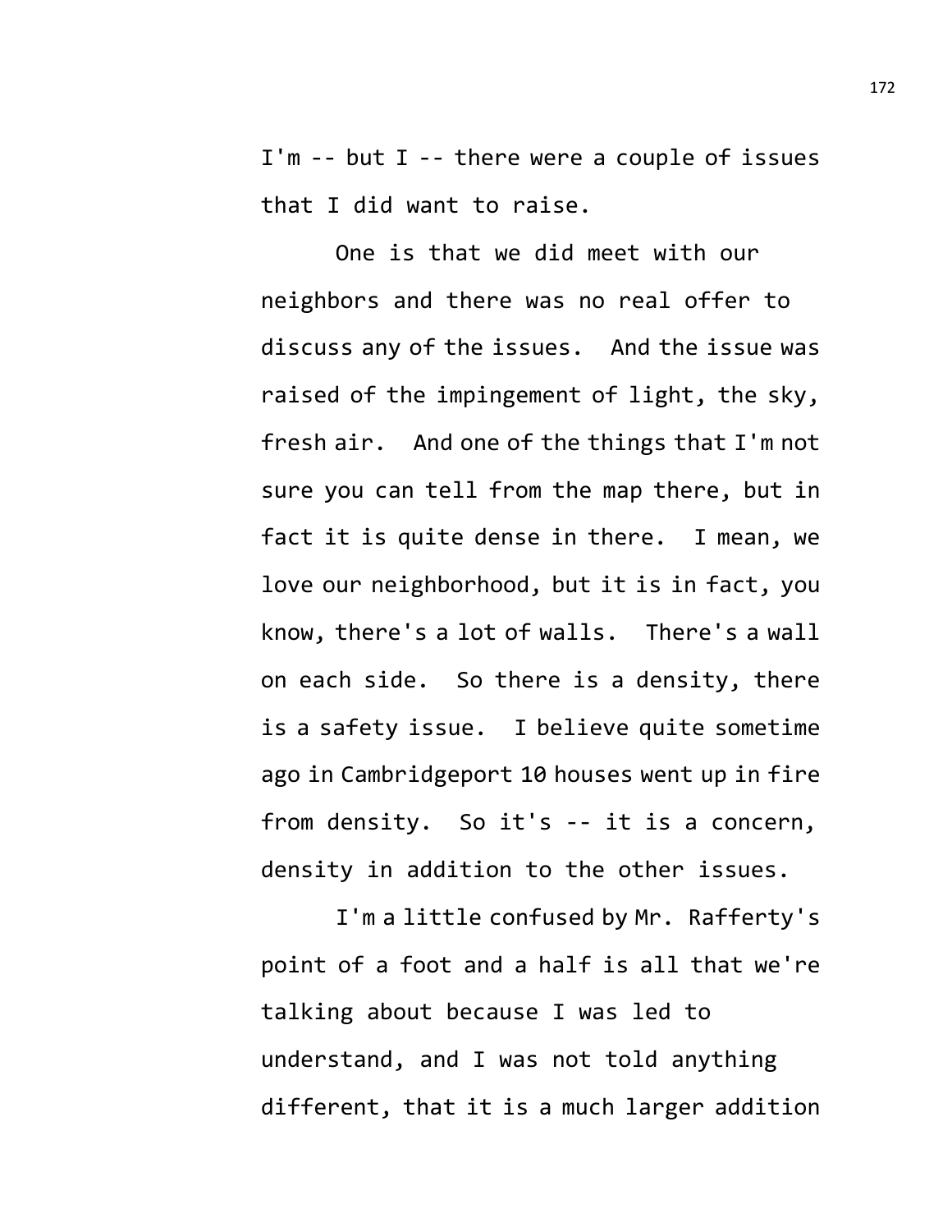I'm -- but I -- there were a couple of issues that I did want to raise.

One is that we did meet with our neighbors and there was no real offer to discuss any of the issues. And the issue was raised of the impingement of light, the sky, fresh air. And one of the things that I'm not sure you can tell from the map there, but in fact it is quite dense in there. I mean, we love our neighborhood, but it is in fact, you know, there's a lot of walls. There's a wall on each side. So there is a density, there is a safety issue. I believe quite sometime ago in Cambridgeport 10 houses went up in fire from density. So it's -- it is a concern, density in addition to the other issues.

I'm a little confused by Mr. Rafferty's point of a foot and a half is all that we're talking about because I was led to understand, and I was not told anything different, that it is a much larger addition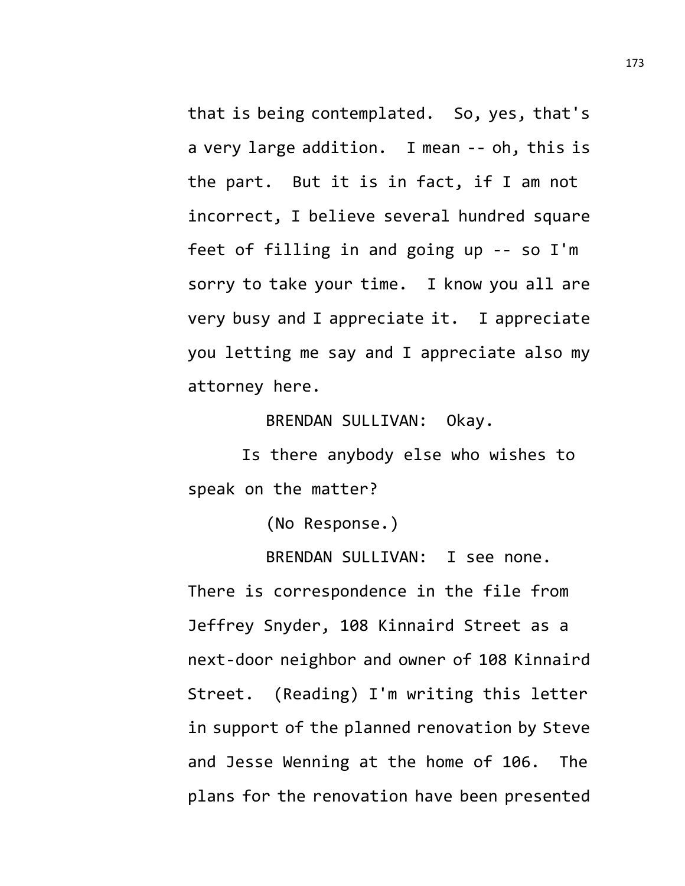that is being contemplated. So, yes, that's a very large addition. I mean -- oh, this is the part. But it is in fact, if I am not incorrect, I believe several hundred square feet of filling in and going up -- so I'm sorry to take your time. I know you all are very busy and I appreciate it. I appreciate you letting me say and I appreciate also my attorney here.

BRENDAN SULLIVAN: Okay.

Is there anybody else who wishes to speak on the matter?

(No Response.)

BRENDAN SULLIVAN: I see none. There is correspondence in the file from Jeffrey Snyder, 108 Kinnaird Street as a next-door neighbor and owner of 108 Kinnaird Street. (Reading) I'm writing this letter in support of the planned renovation by Steve and Jesse Wenning at the home of 106. The plans for the renovation have been presented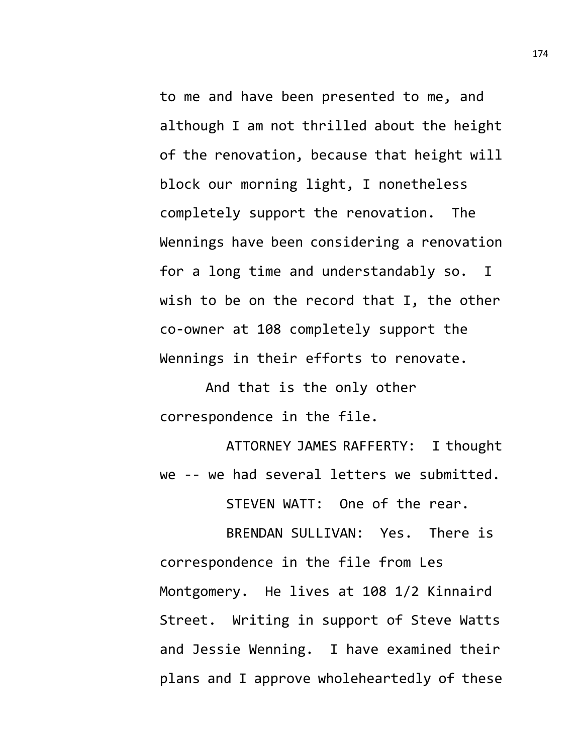to me and have been presented to me, and although I am not thrilled about the height of the renovation, because that height will block our morning light, I nonetheless completely support the renovation. The Wennings have been considering a renovation for a long time and understandably so. I wish to be on the record that I, the other co-owner at 108 completely support the Wennings in their efforts to renovate.

And that is the only other correspondence in the file.

ATTORNEY JAMES RAFFERTY: I thought we -- we had several letters we submitted.

STEVEN WATT: One of the rear.

BRENDAN SULLIVAN: Yes. There is correspondence in the file from Les Montgomery. He lives at 108 1/2 Kinnaird Street. Writing in support of Steve Watts and Jessie Wenning. I have examined their plans and I approve wholeheartedly of these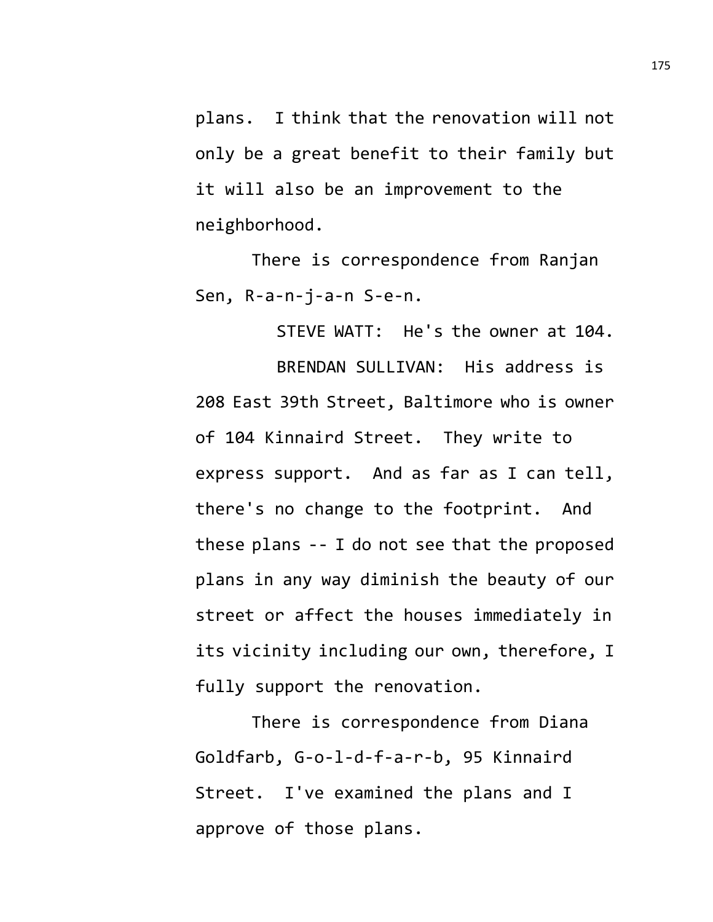plans. I think that the renovation will not only be a great benefit to their family but it will also be an improvement to the neighborhood.

There is correspondence from Ranjan Sen, R-a-n-j-a-n S-e-n.

STEVE WATT: He's the owner at 104.

BRENDAN SULLIVAN: His address is 208 East 39th Street, Baltimore who is owner of 104 Kinnaird Street. They write to express support. And as far as I can tell, there's no change to the footprint. And these plans -- I do not see that the proposed plans in any way diminish the beauty of our street or affect the houses immediately in its vicinity including our own, therefore, I fully support the renovation.

There is correspondence from Diana Goldfarb, G-o-l-d-f-a-r-b, 95 Kinnaird Street. I've examined the plans and I approve of those plans.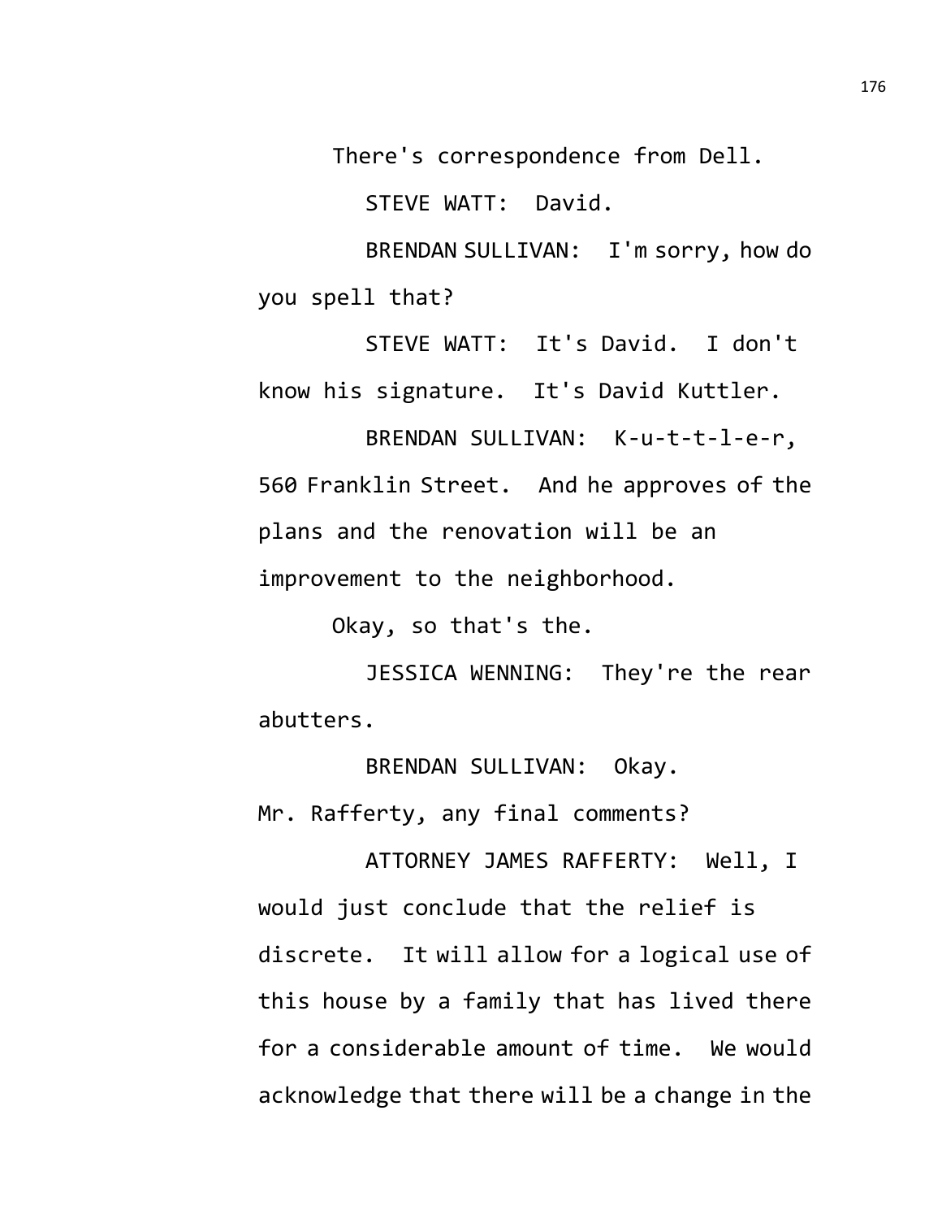There's correspondence from Dell.

STEVE WATT: David.

BRENDAN SULLIVAN: I'm sorry, how do you spell that?

STEVE WATT: It's David. I don't know his signature. It's David Kuttler.

BRENDAN SULLIVAN: K-u-t-t-l-e-r, 560 Franklin Street. And he approves of the plans and the renovation will be an improvement to the neighborhood.

Okay, so that's the.

JESSICA WENNING: They're the rear abutters.

BRENDAN SULLIVAN: Okay.
Mr. Rafferty, any final comments?

ATTORNEY JAMES RAFFERTY: Well, I would just conclude that the relief is discrete. It will allow for a logical use of this house by a family that has lived there for a considerable amount of time. We would acknowledge that there will be a change in the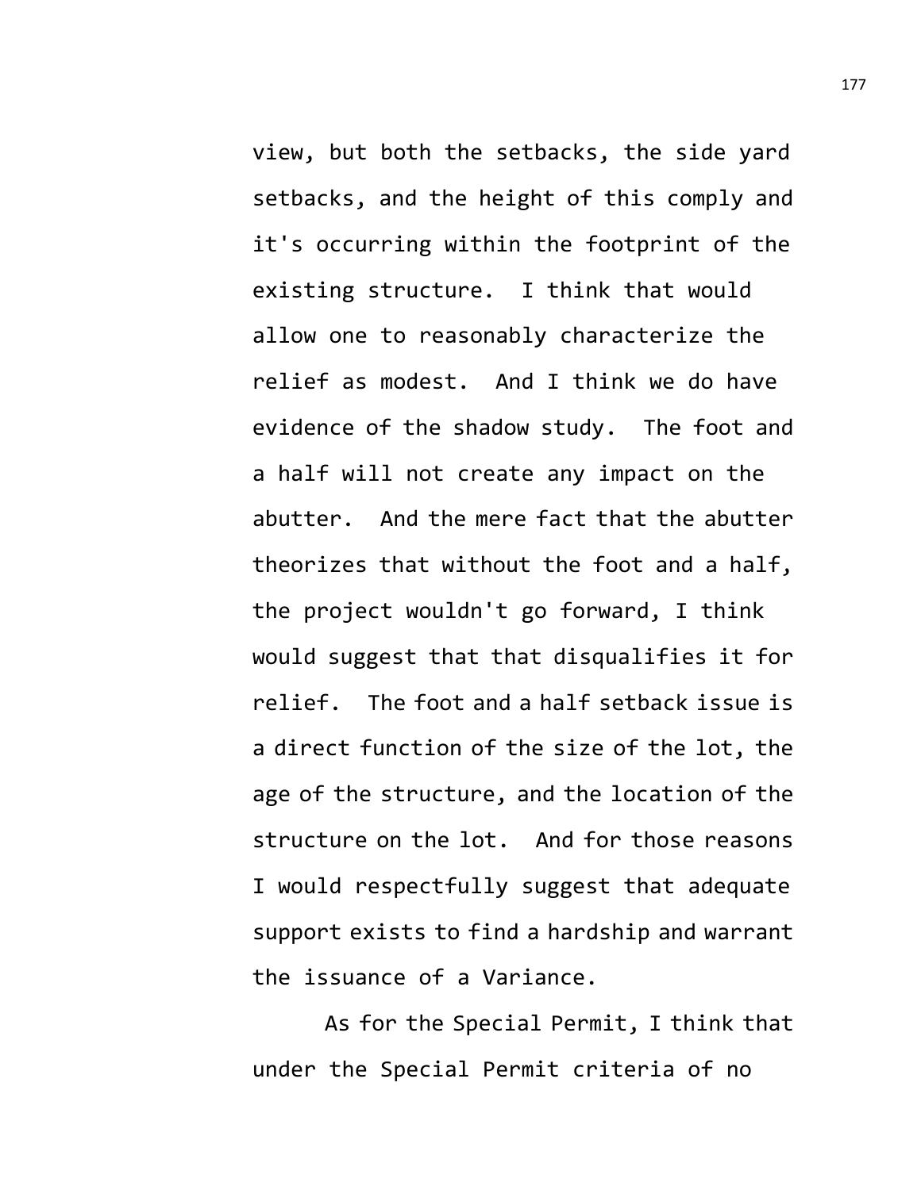view, but both the setbacks, the side yard setbacks, and the height of this comply and it's occurring within the footprint of the existing structure. I think that would allow one to reasonably characterize the relief as modest. And I think we do have evidence of the shadow study. The foot and a half will not create any impact on the abutter. And the mere fact that the abutter theorizes that without the foot and a half, the project wouldn't go forward, I think would suggest that that disqualifies it for relief. The foot and a half setback issue is a direct function of the size of the lot, the age of the structure, and the location of the structure on the lot. And for those reasons I would respectfully suggest that adequate support exists to find a hardship and warrant the issuance of a Variance.

As for the Special Permit, I think that under the Special Permit criteria of no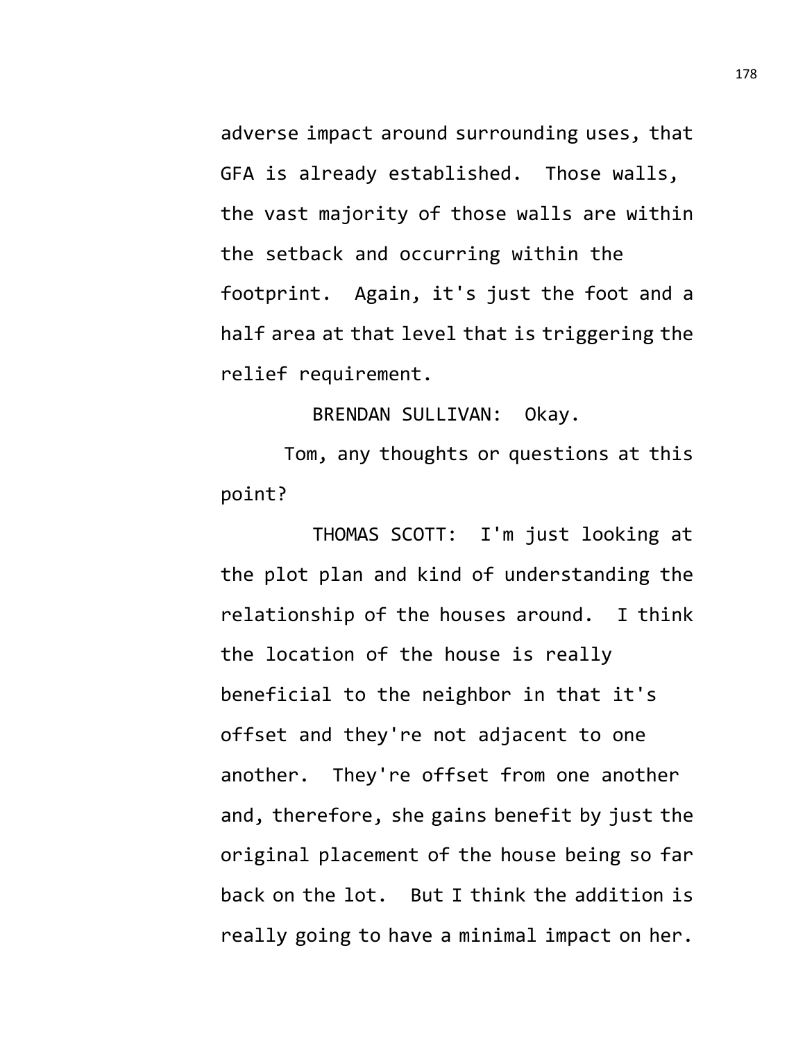adverse impact around surrounding uses, that GFA is already established. Those walls, the vast majority of those walls are within the setback and occurring within the footprint. Again, it's just the foot and a half area at that level that is triggering the relief requirement.

BRENDAN SULLIVAN: Okay.

Tom, any thoughts or questions at this point?

THOMAS SCOTT: I'm just looking at the plot plan and kind of understanding the relationship of the houses around. I think the location of the house is really beneficial to the neighbor in that it's offset and they're not adjacent to one another. They're offset from one another and, therefore, she gains benefit by just the original placement of the house being so far back on the lot. But I think the addition is really going to have a minimal impact on her.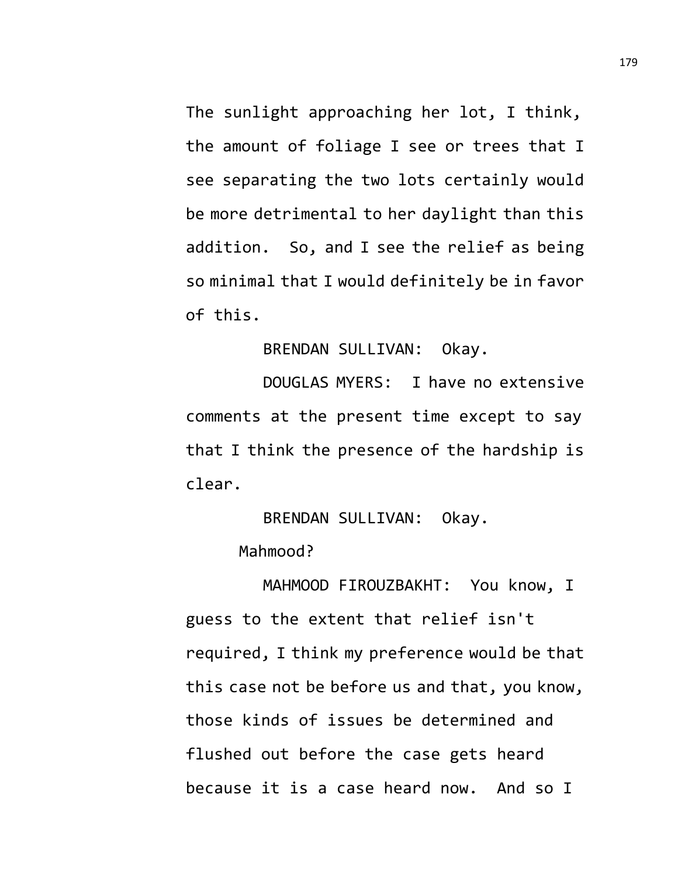The sunlight approaching her lot, I think, the amount of foliage I see or trees that I see separating the two lots certainly would be more detrimental to her daylight than this addition. So, and I see the relief as being so minimal that I would definitely be in favor of this.

BRENDAN SULLIVAN: Okay.

DOUGLAS MYERS: I have no extensive comments at the present time except to say that I think the presence of the hardship is clear.

BRENDAN SULLIVAN: Okay.

Mahmood?

MAHMOOD FIROUZBAKHT: You know, I guess to the extent that relief isn't required, I think my preference would be that this case not be before us and that, you know, those kinds of issues be determined and flushed out before the case gets heard because it is a case heard now. And so I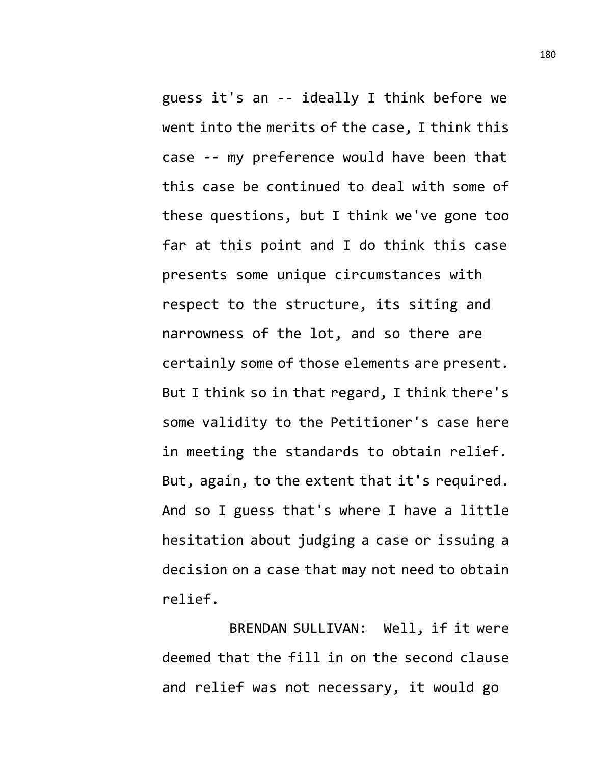guess it's an -- ideally I think before we went into the merits of the case, I think this case -- my preference would have been that this case be continued to deal with some of these questions, but I think we've gone too far at this point and I do think this case presents some unique circumstances with respect to the structure, its siting and narrowness of the lot, and so there are certainly some of those elements are present. But I think so in that regard, I think there's some validity to the Petitioner's case here in meeting the standards to obtain relief. But, again, to the extent that it's required. And so I guess that's where I have a little hesitation about judging a case or issuing a decision on a case that may not need to obtain relief.

BRENDAN SULLIVAN: Well, if it were deemed that the fill in on the second clause and relief was not necessary, it would go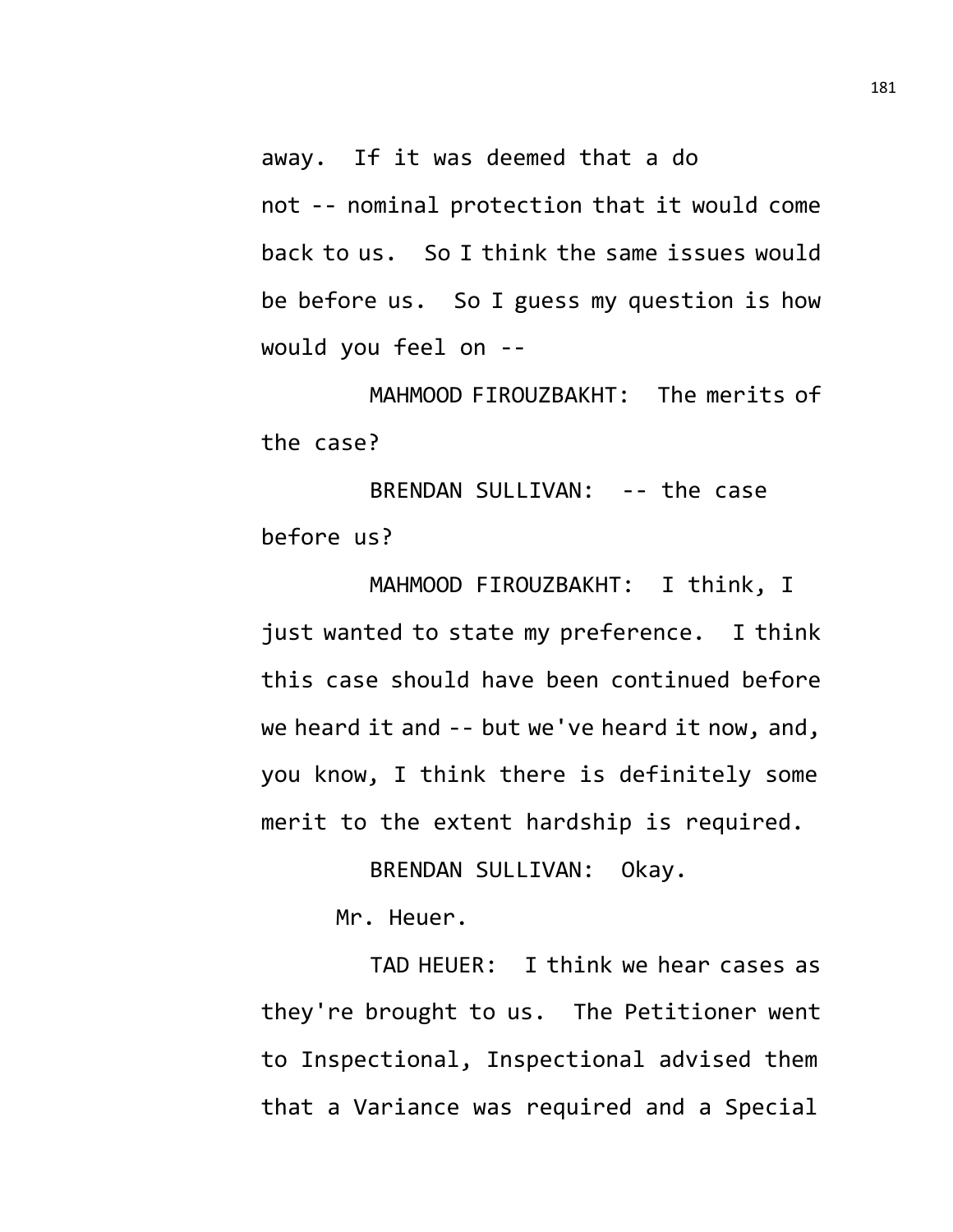away. If it was deemed that a do not -- nominal protection that it would come back to us. So I think the same issues would be before us. So I guess my question is how would you feel on --

MAHMOOD FIROUZBAKHT: The merits of the case?

BRENDAN SULLIVAN: -- the case before us?

MAHMOOD FIROUZBAKHT: I think, I just wanted to state my preference. I think this case should have been continued before we heard it and -- but we've heard it now, and, you know, I think there is definitely some merit to the extent hardship is required.

BRENDAN SULLIVAN: Okay.

Mr. Heuer.

TAD HEUER: I think we hear cases as they're brought to us. The Petitioner went to Inspectional, Inspectional advised them that a Variance was required and a Special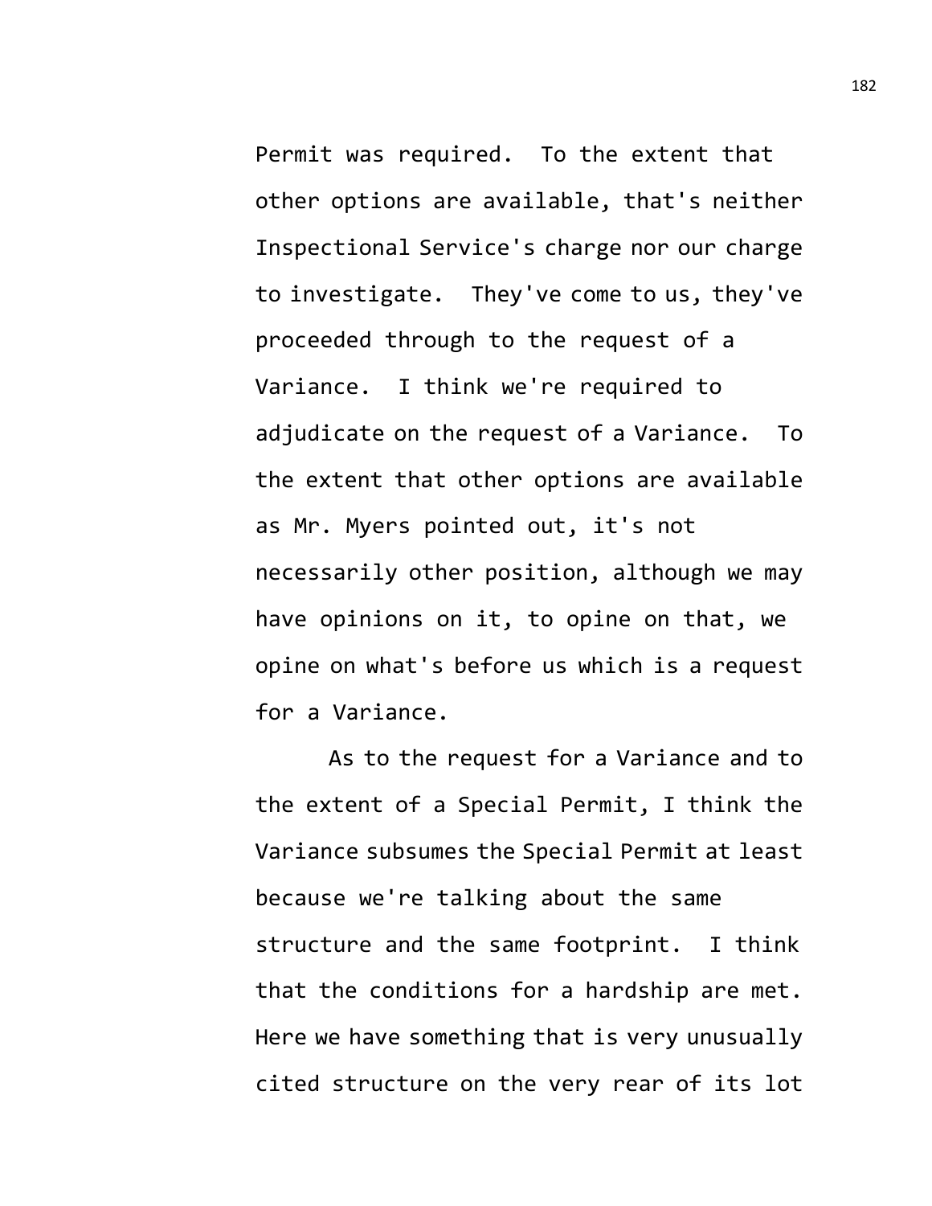Permit was required. To the extent that other options are available, that's neither Inspectional Service's charge nor our charge to investigate. They've come to us, they've proceeded through to the request of a Variance. I think we're required to adjudicate on the request of a Variance. To the extent that other options are available as Mr. Myers pointed out, it's not necessarily other position, although we may have opinions on it, to opine on that, we opine on what's before us which is a request for a Variance.

As to the request for a Variance and to the extent of a Special Permit, I think the Variance subsumes the Special Permit at least because we're talking about the same structure and the same footprint. I think that the conditions for a hardship are met. Here we have something that is very unusually cited structure on the very rear of its lot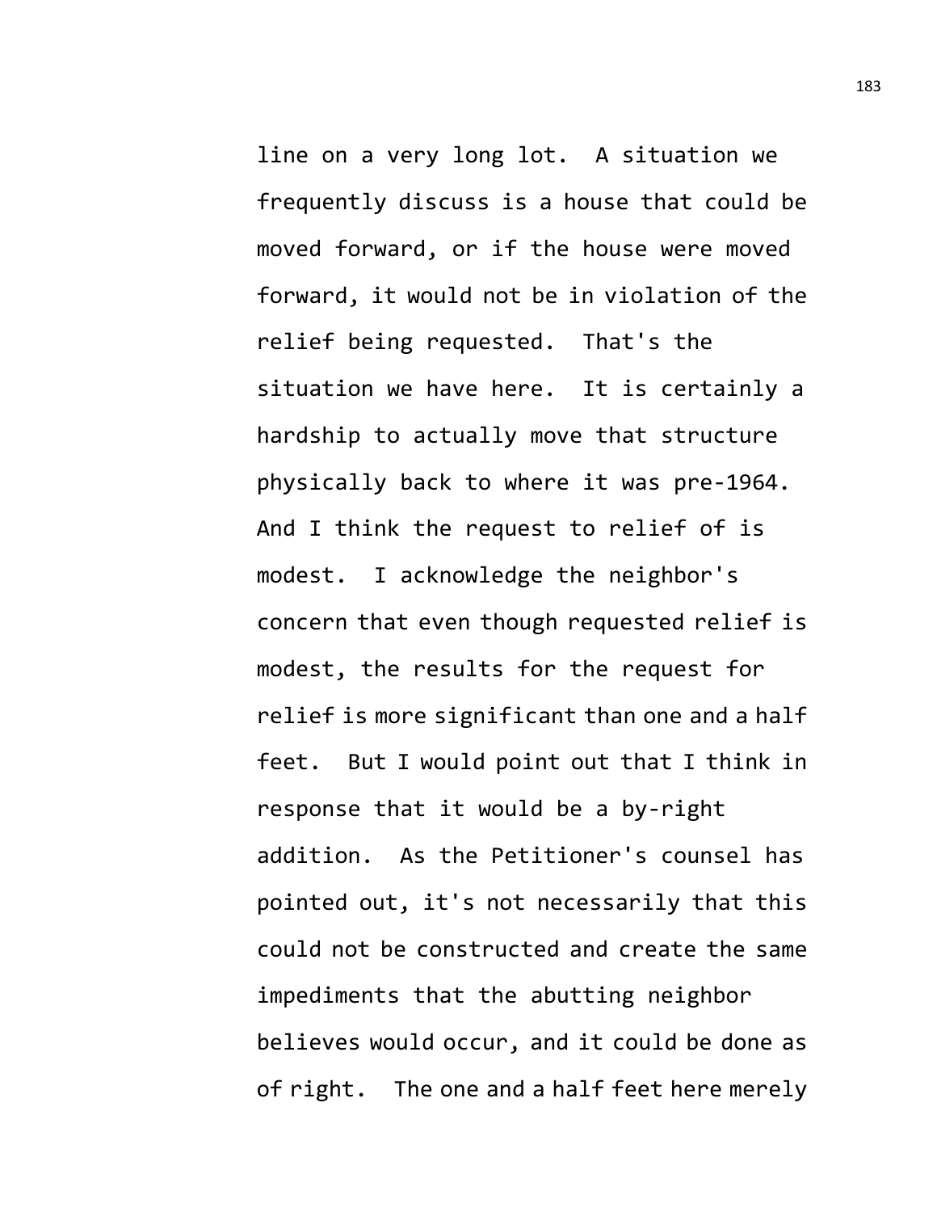line on a very long lot. A situation we frequently discuss is a house that could be moved forward, or if the house were moved forward, it would not be in violation of the relief being requested. That's the situation we have here. It is certainly a hardship to actually move that structure physically back to where it was pre-1964. And I think the request to relief of is modest. I acknowledge the neighbor's concern that even though requested relief is modest, the results for the request for relief is more significant than one and a half feet. But I would point out that I think in response that it would be a by-right addition. As the Petitioner's counsel has pointed out, it's not necessarily that this could not be constructed and create the same impediments that the abutting neighbor believes would occur, and it could be done as of right. The one and a half feet here merely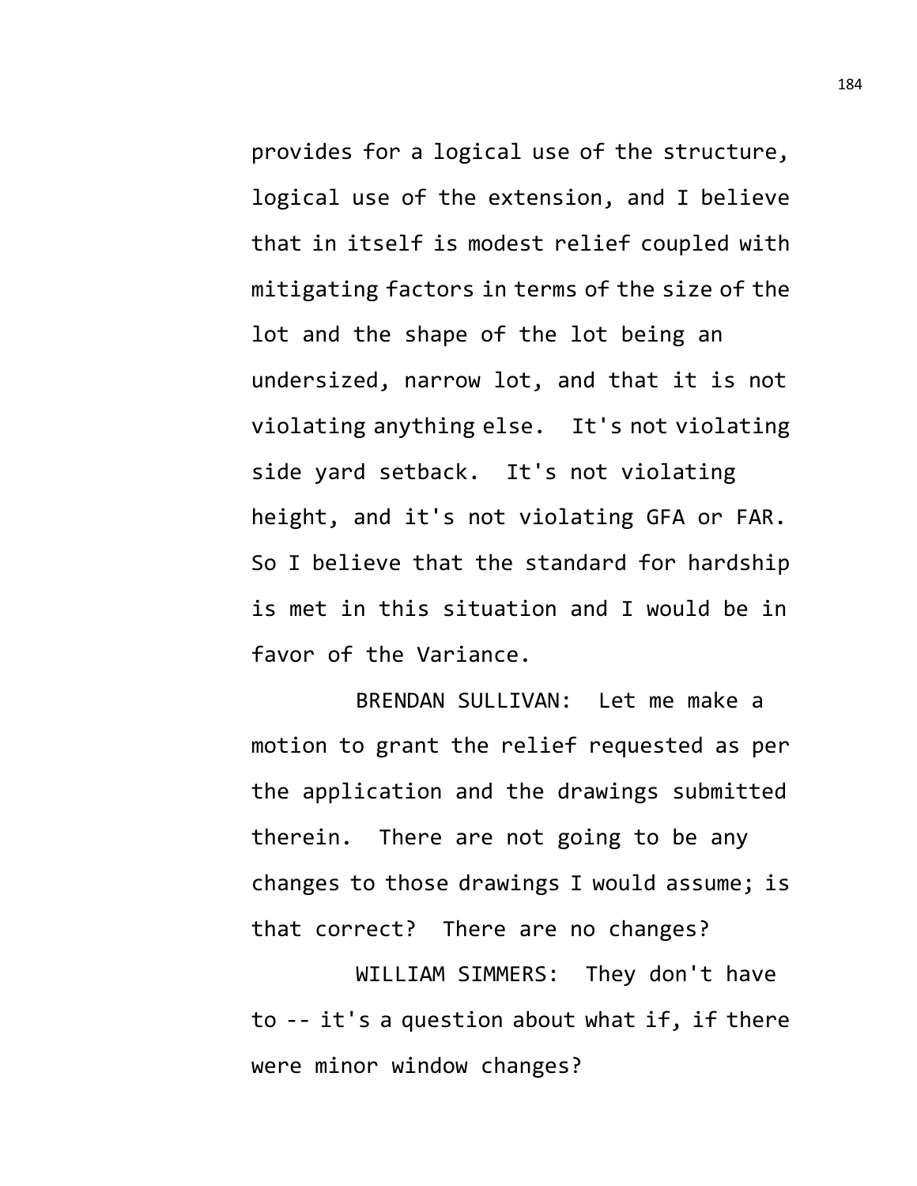provides for a logical use of the structure, logical use of the extension, and I believe that in itself is modest relief coupled with mitigating factors in terms of the size of the lot and the shape of the lot being an undersized, narrow lot, and that it is not violating anything else. It's not violating side yard setback. It's not violating height, and it's not violating GFA or FAR. So I believe that the standard for hardship is met in this situation and I would be in favor of the Variance.

BRENDAN SULLIVAN: Let me make a motion to grant the relief requested as per the application and the drawings submitted therein. There are not going to be any changes to those drawings I would assume; is that correct? There are no changes?

WILLIAM SIMMERS: They don't have to -- it's a question about what if, if there were minor window changes?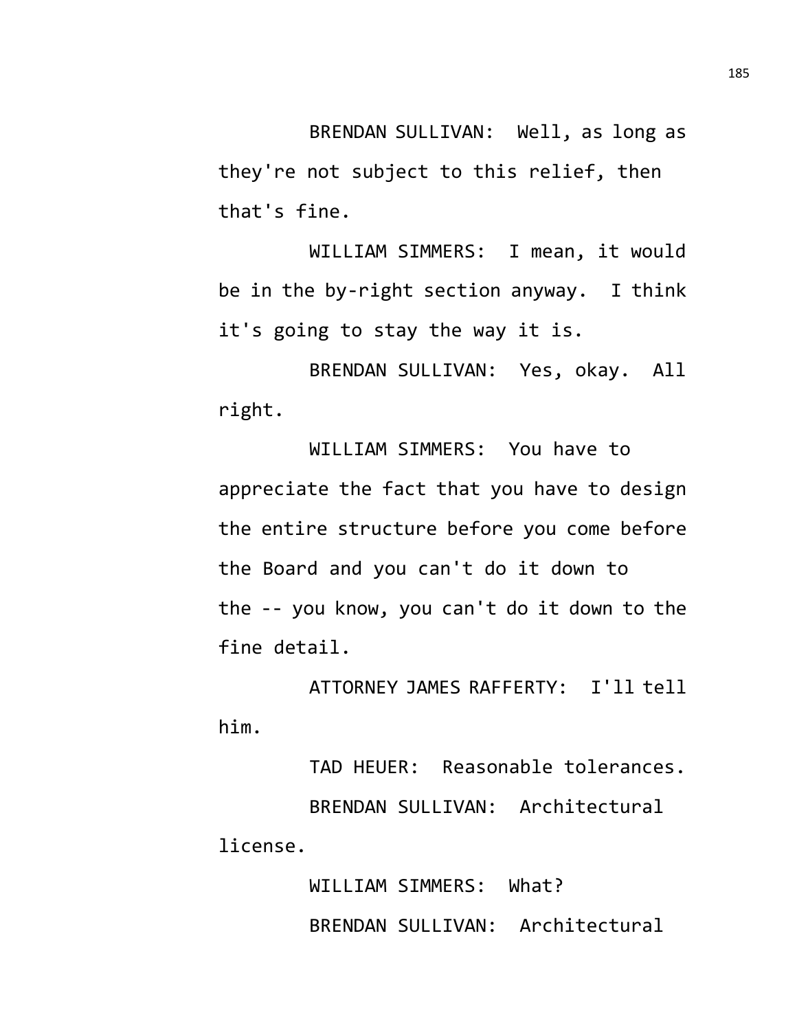BRENDAN SULLIVAN: Well, as long as they're not subject to this relief, then that's fine.

WILLIAM SIMMERS: I mean, it would be in the by-right section anyway. I think it's going to stay the way it is.

BRENDAN SULLIVAN: Yes, okay. All right.

WILLIAM SIMMERS: You have to appreciate the fact that you have to design the entire structure before you come before the Board and you can't do it down to the -- you know, you can't do it down to the fine detail.

ATTORNEY JAMES RAFFERTY: I'll tell him.

TAD HEUER: Reasonable tolerances.

BRENDAN SULLIVAN: Architectural license.

WILLIAM SIMMERS: What?

BRENDAN SULLIVAN: Architectural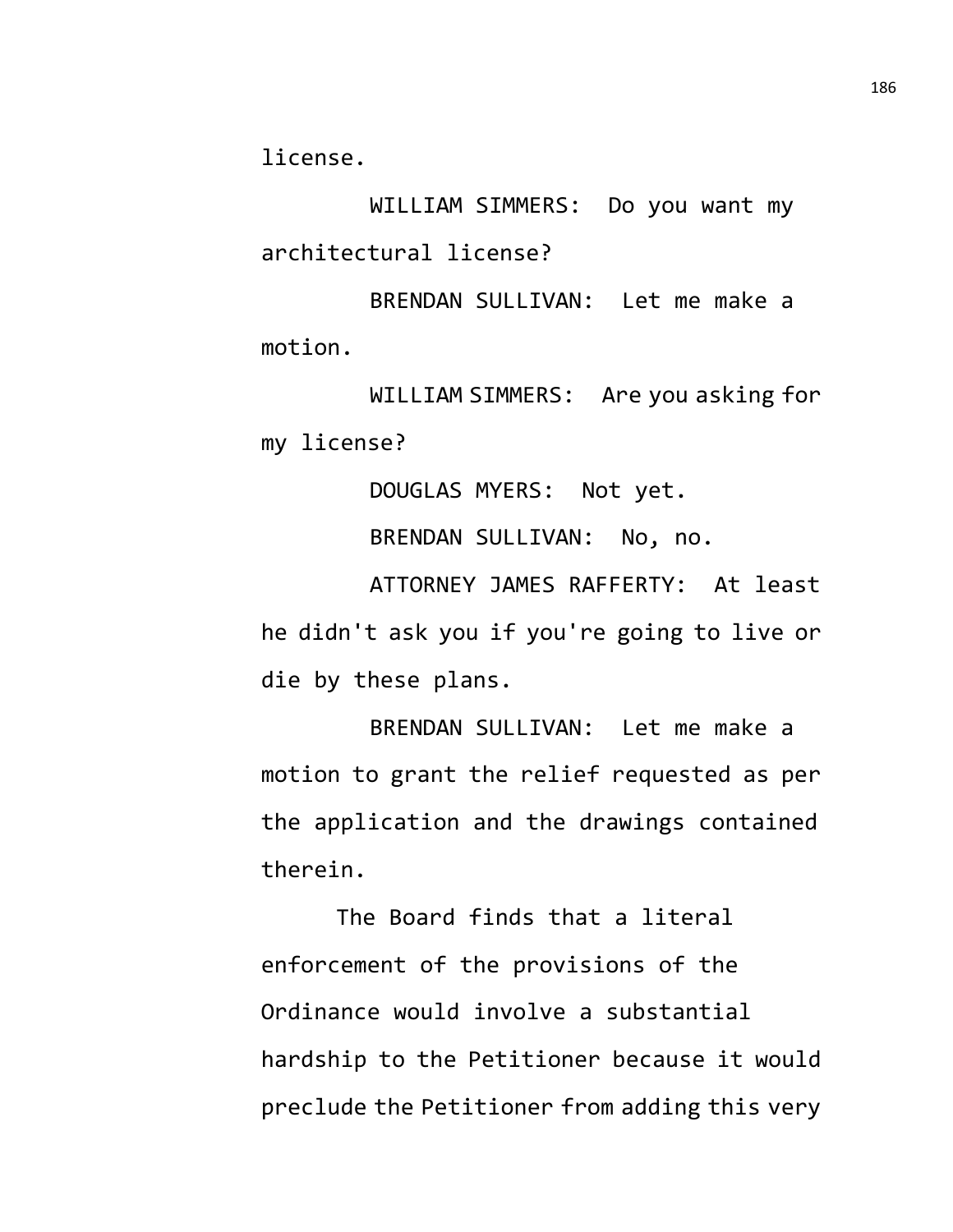license.

WILLIAM SIMMERS: Do you want my architectural license?

BRENDAN SULLIVAN: Let me make a motion.

WILLIAM SIMMERS: Are you asking for my license?

DOUGLAS MYERS: Not yet.

BRENDAN SULLIVAN: No, no.

ATTORNEY JAMES RAFFERTY: At least he didn't ask you if you're going to live or die by these plans.

BRENDAN SULLIVAN: Let me make a motion to grant the relief requested as per the application and the drawings contained therein.

The Board finds that a literal enforcement of the provisions of the Ordinance would involve a substantial hardship to the Petitioner because it would preclude the Petitioner from adding this very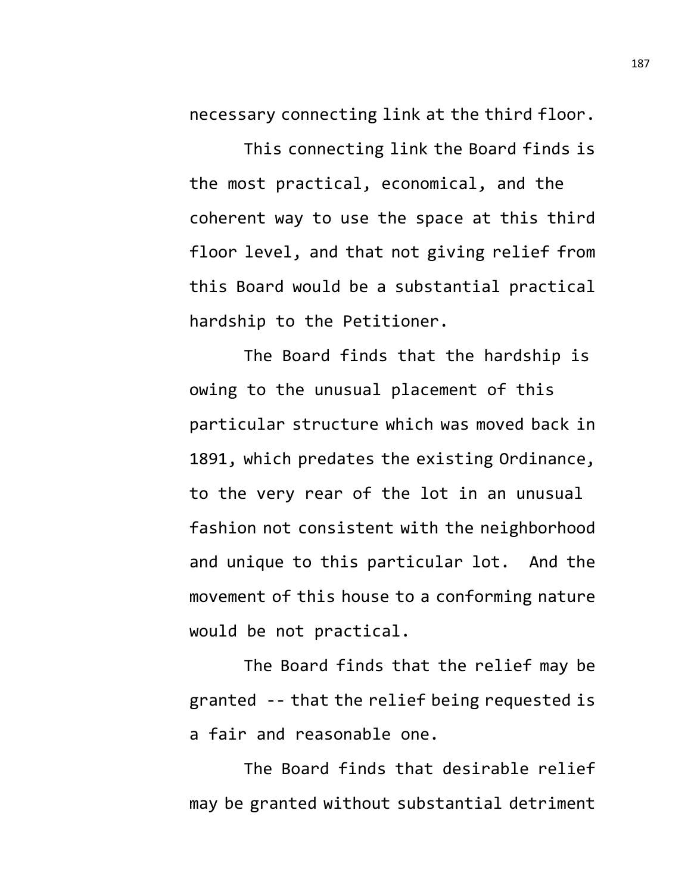necessary connecting link at the third floor.

This connecting link the Board finds is the most practical, economical, and the coherent way to use the space at this third floor level, and that not giving relief from this Board would be a substantial practical hardship to the Petitioner.

The Board finds that the hardship is owing to the unusual placement of this particular structure which was moved back in 1891, which predates the existing Ordinance, to the very rear of the lot in an unusual fashion not consistent with the neighborhood and unique to this particular lot. And the movement of this house to a conforming nature would be not practical.

The Board finds that the relief may be granted -- that the relief being requested is a fair and reasonable one.

The Board finds that desirable relief may be granted without substantial detriment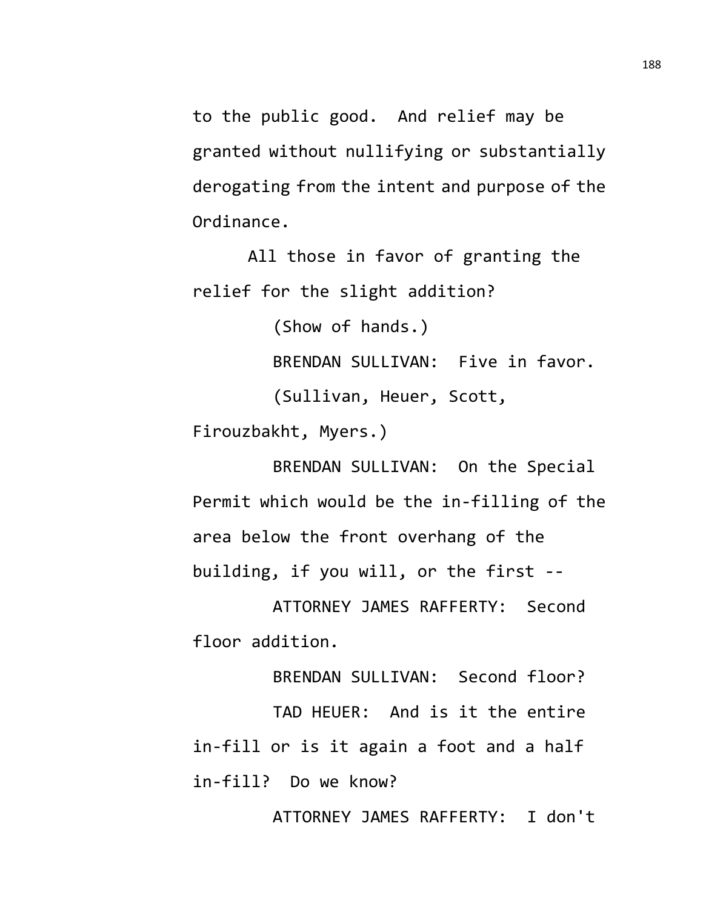to the public good. And relief may be granted without nullifying or substantially derogating from the intent and purpose of the Ordinance.

All those in favor of granting the relief for the slight addition?

(Show of hands.)

BRENDAN SULLIVAN: Five in favor.

(Sullivan, Heuer, Scott, Firouzbakht, Myers.)

BRENDAN SULLIVAN: On the Special Permit which would be the in-filling of the area below the front overhang of the building, if you will, or the first --

ATTORNEY JAMES RAFFERTY: Second floor addition.

BRENDAN SULLIVAN: Second floor?

TAD HEUER: And is it the entire in-fill or is it again a foot and a half in-fill? Do we know?

ATTORNEY JAMES RAFFERTY: I don't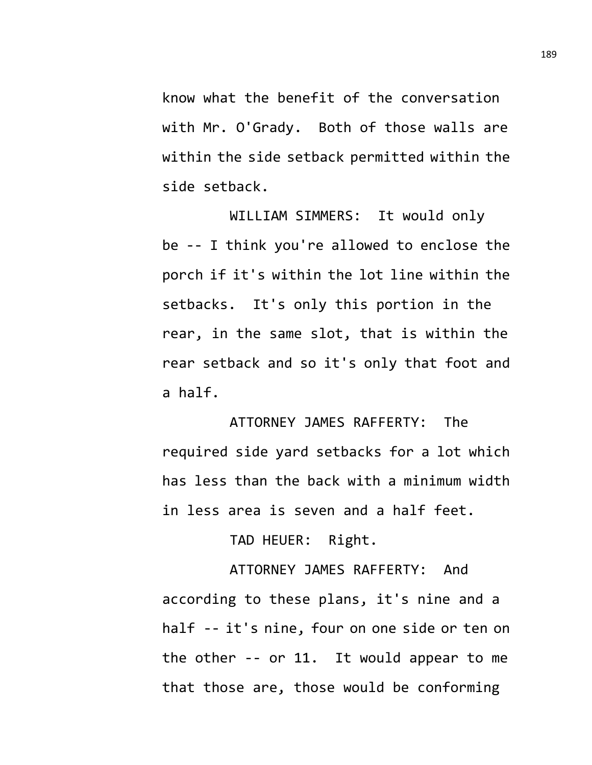know what the benefit of the conversation with Mr. O'Grady. Both of those walls are within the side setback permitted within the side setback.

WILLIAM SIMMERS: It would only be -- I think you're allowed to enclose the porch if it's within the lot line within the setbacks. It's only this portion in the rear, in the same slot, that is within the rear setback and so it's only that foot and a half.

ATTORNEY JAMES RAFFERTY: The required side yard setbacks for a lot which has less than the back with a minimum width in less area is seven and a half feet.

TAD HEUER: Right.

ATTORNEY JAMES RAFFERTY: And according to these plans, it's nine and a half -- it's nine, four on one side or ten on the other -- or 11. It would appear to me that those are, those would be conforming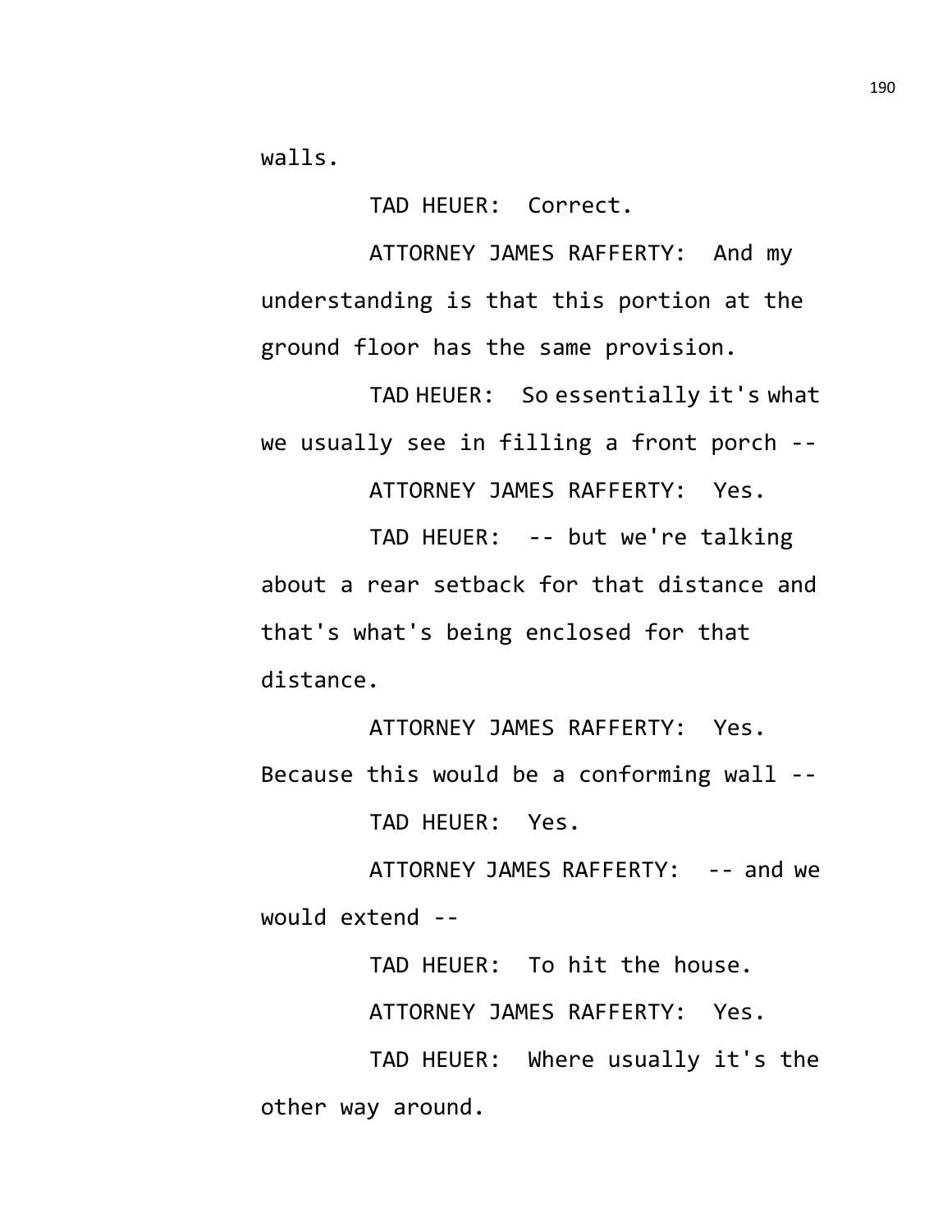walls.

TAD HEUER: Correct.

ATTORNEY JAMES RAFFERTY: And my understanding is that this portion at the ground floor has the same provision.

TAD HEUER: So essentially it's what we usually see in filling a front porch --

ATTORNEY JAMES RAFFERTY: Yes.

TAD HEUER: -- but we're talking about a rear setback for that distance and that's what's being enclosed for that distance.

ATTORNEY JAMES RAFFERTY: Yes. Because this would be a conforming wall --

TAD HEUER: Yes.

ATTORNEY JAMES RAFFERTY: -- and we would extend --

TAD HEUER: To hit the house.

ATTORNEY JAMES RAFFERTY: Yes.

TAD HEUER: Where usually it's the other way around.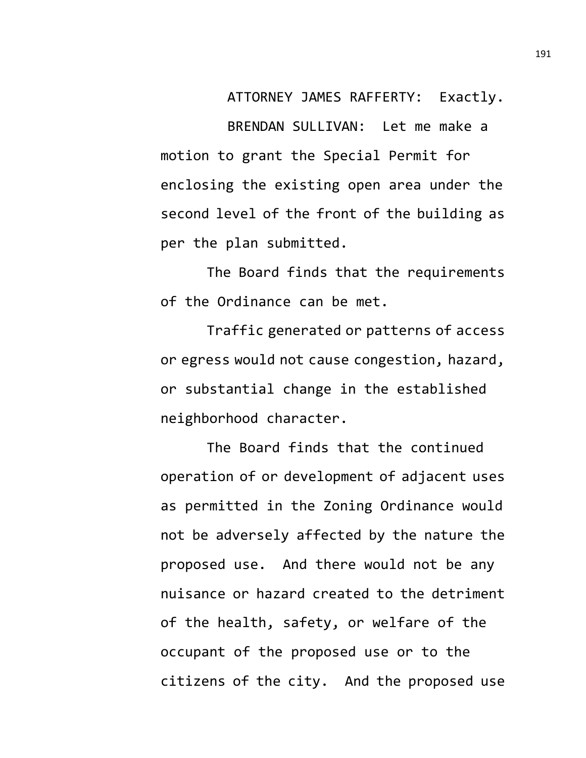ATTORNEY JAMES RAFFERTY: Exactly.

BRENDAN SULLIVAN: Let me make a motion to grant the Special Permit for enclosing the existing open area under the second level of the front of the building as per the plan submitted.

The Board finds that the requirements of the Ordinance can be met.

Traffic generated or patterns of access or egress would not cause congestion, hazard, or substantial change in the established neighborhood character.

The Board finds that the continued operation of or development of adjacent uses as permitted in the Zoning Ordinance would not be adversely affected by the nature the proposed use. And there would not be any nuisance or hazard created to the detriment of the health, safety, or welfare of the occupant of the proposed use or to the citizens of the city. And the proposed use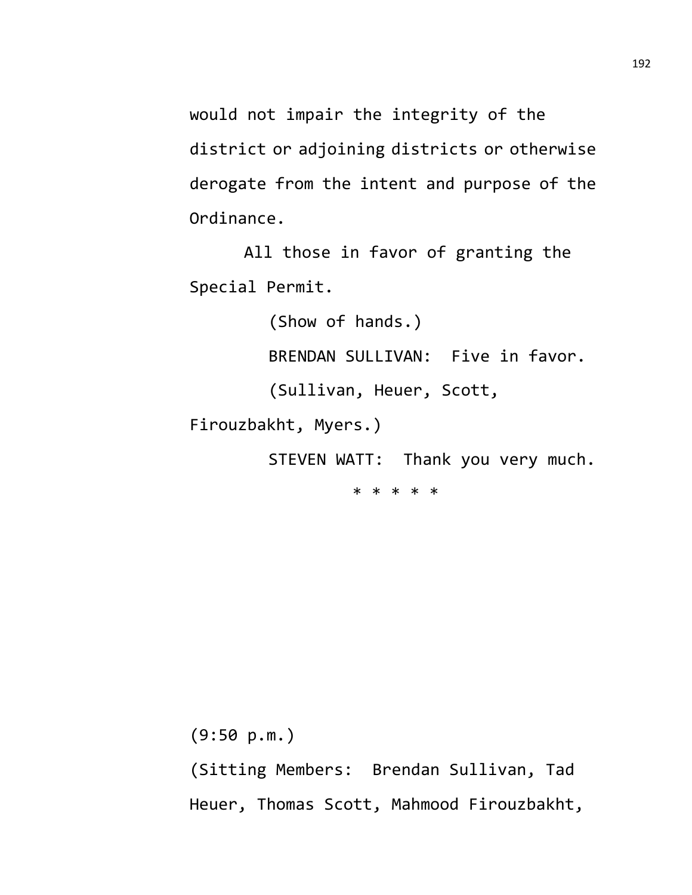would not impair the integrity of the district or adjoining districts or otherwise derogate from the intent and purpose of the Ordinance.

All those in favor of granting the Special Permit.

(Show of hands.)

BRENDAN SULLIVAN: Five in favor.

(Sullivan, Heuer, Scott, Firouzbakht, Myers.)

STEVEN WATT: Thank you very much.

* * * * *

(9:50 p.m.)

(Sitting Members: Brendan Sullivan, Tad Heuer, Thomas Scott, Mahmood Firouzbakht,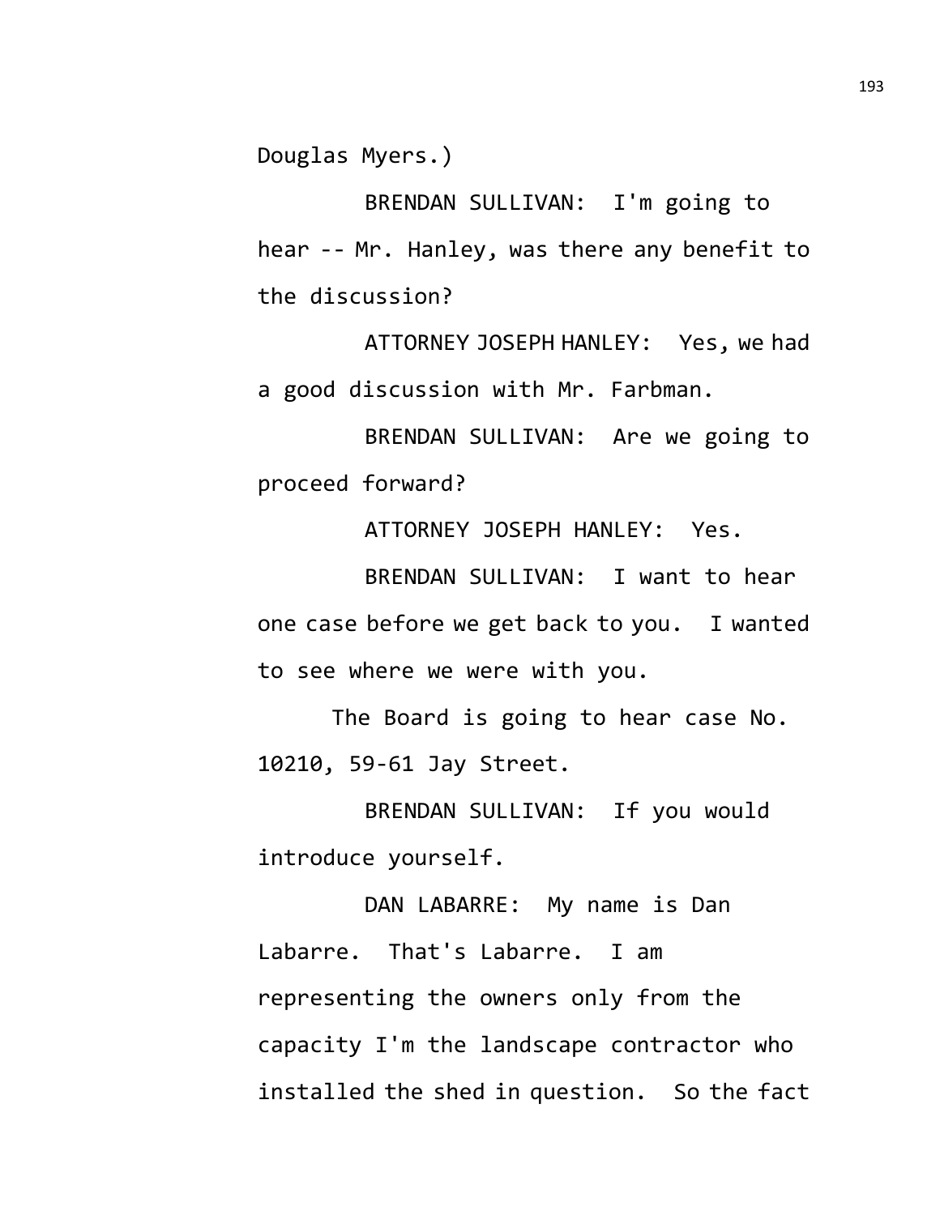Douglas Myers.)

BRENDAN SULLIVAN: I'm going to hear -- Mr. Hanley, was there any benefit to the discussion?

ATTORNEY JOSEPH HANLEY: Yes, we had a good discussion with Mr. Farbman.

BRENDAN SULLIVAN: Are we going to proceed forward?

ATTORNEY JOSEPH HANLEY: Yes.

BRENDAN SULLIVAN: I want to hear one case before we get back to you. I wanted to see where we were with you.

The Board is going to hear case No. 10210, 59-61 Jay Street.

BRENDAN SULLIVAN: If you would introduce yourself.

DAN LABARRE: My name is Dan Labarre. That's Labarre. I am representing the owners only from the capacity I'm the landscape contractor who installed the shed in question. So the fact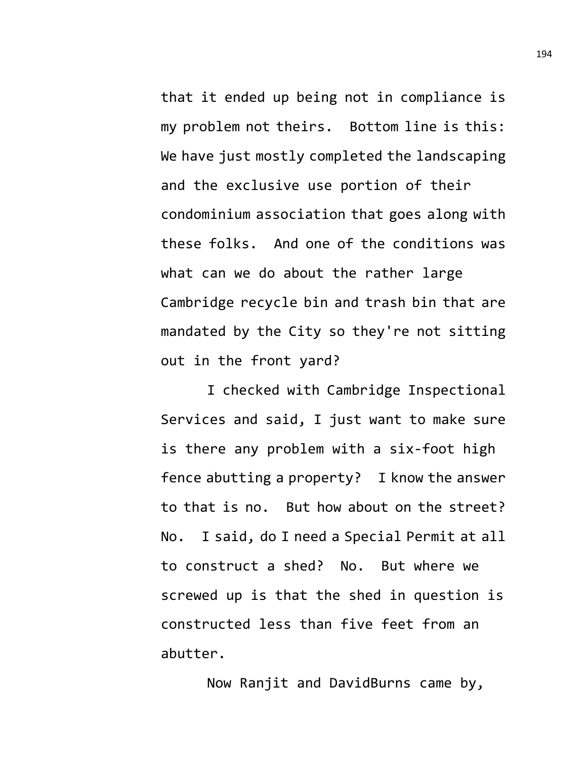that it ended up being not in compliance is my problem not theirs. Bottom line is this: We have just mostly completed the landscaping and the exclusive use portion of their condominium association that goes along with these folks. And one of the conditions was what can we do about the rather large Cambridge recycle bin and trash bin that are mandated by the City so they're not sitting out in the front yard?

I checked with Cambridge Inspectional Services and said, I just want to make sure is there any problem with a six-foot high fence abutting a property? I know the answer to that is no. But how about on the street? No. I said, do I need a Special Permit at all to construct a shed? No. But where we screwed up is that the shed in question is constructed less than five feet from an abutter.

Now Ranjit and DavidBurns came by,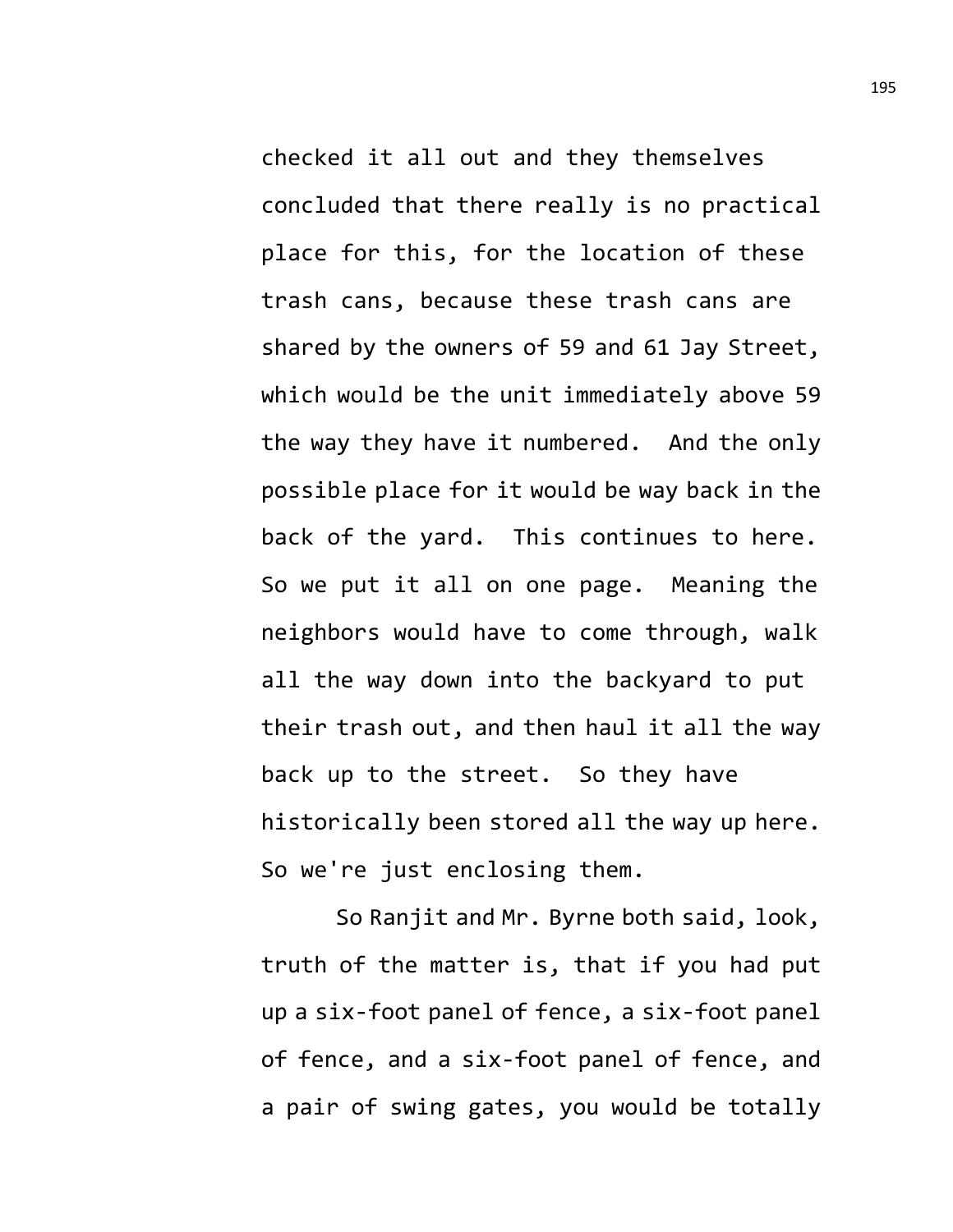checked it all out and they themselves concluded that there really is no practical place for this, for the location of these trash cans, because these trash cans are shared by the owners of 59 and 61 Jay Street, which would be the unit immediately above 59 the way they have it numbered. And the only possible place for it would be way back in the back of the yard. This continues to here. So we put it all on one page. Meaning the neighbors would have to come through, walk all the way down into the backyard to put their trash out, and then haul it all the way back up to the street. So they have historically been stored all the way up here. So we're just enclosing them.

So Ranjit and Mr. Byrne both said, look, truth of the matter is, that if you had put up a six-foot panel of fence, a six-foot panel of fence, and a six-foot panel of fence, and a pair of swing gates, you would be totally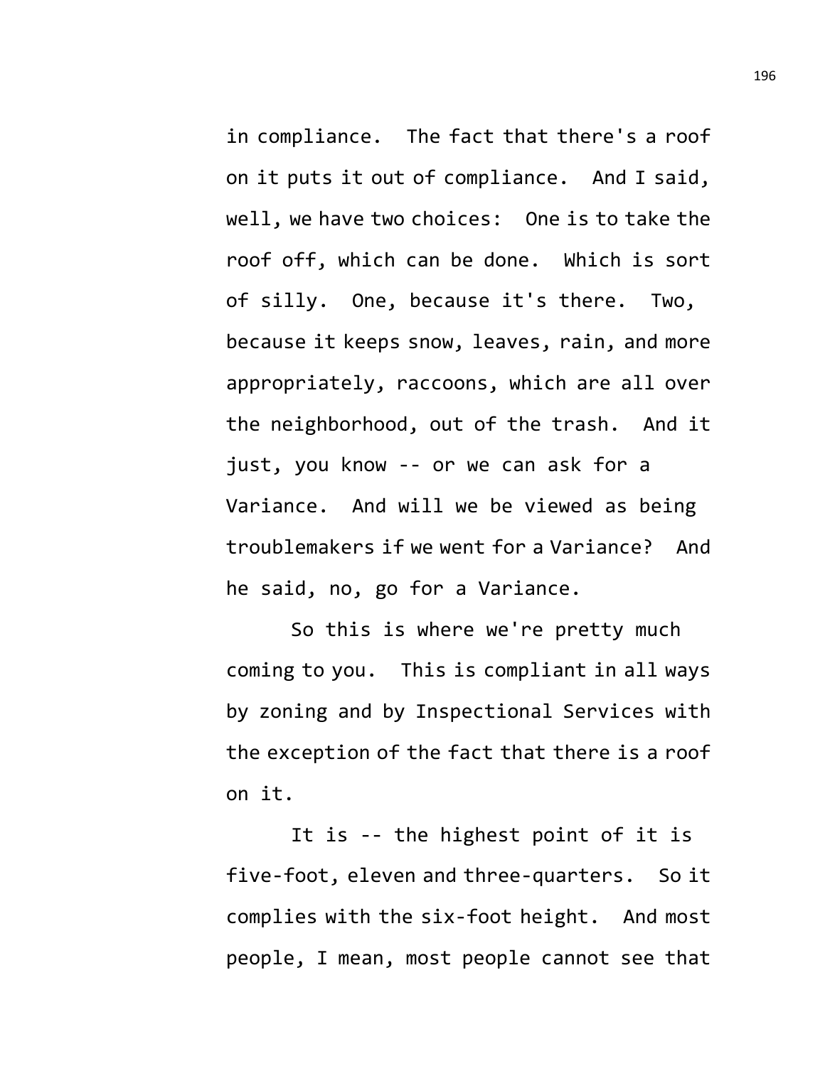in compliance. The fact that there's a roof on it puts it out of compliance. And I said, well, we have two choices: One is to take the roof off, which can be done. Which is sort of silly. One, because it's there. Two, because it keeps snow, leaves, rain, and more appropriately, raccoons, which are all over the neighborhood, out of the trash. And it just, you know -- or we can ask for a Variance. And will we be viewed as being troublemakers if we went for a Variance? And he said, no, go for a Variance.

So this is where we're pretty much coming to you. This is compliant in all ways by zoning and by Inspectional Services with the exception of the fact that there is a roof on it.

It is -- the highest point of it is five-foot, eleven and three-quarters. So it complies with the six-foot height. And most people, I mean, most people cannot see that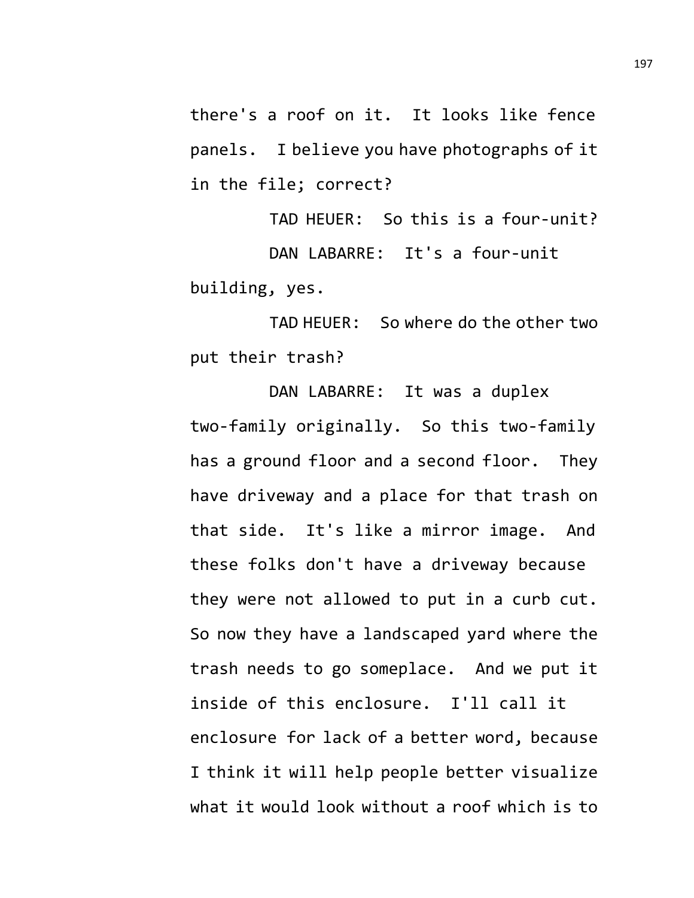there's a roof on it. It looks like fence panels. I believe you have photographs of it in the file; correct?

TAD HEUER: So this is a four-unit?

DAN LABARRE: It's a four-unit building, yes.

TAD HEUER: So where do the other two put their trash?

DAN LABARRE: It was a duplex two-family originally. So this two-family has a ground floor and a second floor. They have driveway and a place for that trash on that side. It's like a mirror image. And these folks don't have a driveway because they were not allowed to put in a curb cut. So now they have a landscaped yard where the trash needs to go someplace. And we put it inside of this enclosure. I'll call it enclosure for lack of a better word, because I think it will help people better visualize what it would look without a roof which is to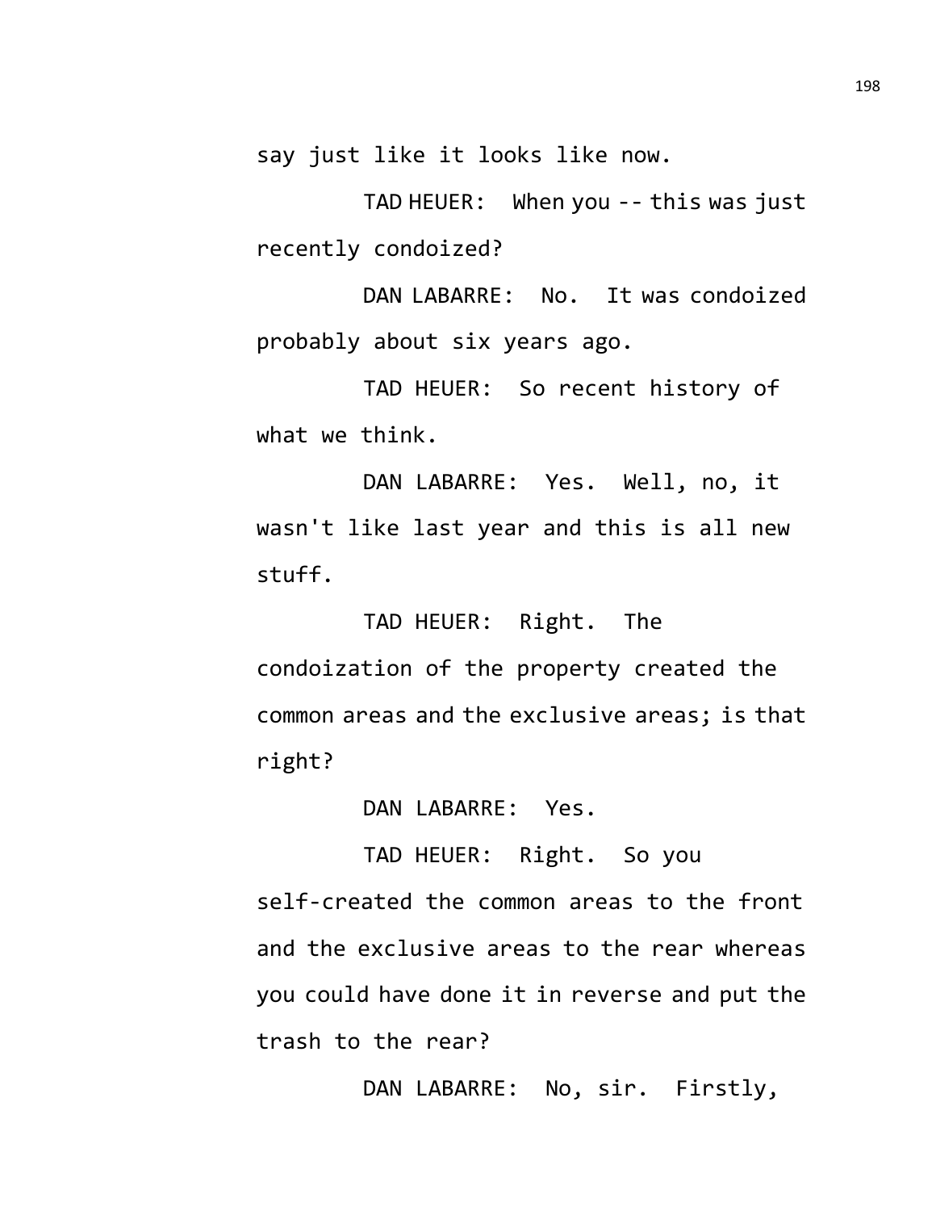say just like it looks like now.

TAD HEUER: When you -- this was just recently condoized?

DAN LABARRE: No. It was condoized probably about six years ago.

TAD HEUER: So recent history of what we think.

DAN LABARRE: Yes. Well, no, it wasn't like last year and this is all new stuff.

TAD HEUER: Right. The condoization of the property created the common areas and the exclusive areas; is that right?

DAN LABARRE: Yes.

TAD HEUER: Right. So you self-created the common areas to the front and the exclusive areas to the rear whereas you could have done it in reverse and put the trash to the rear?

DAN LABARRE: No, sir. Firstly,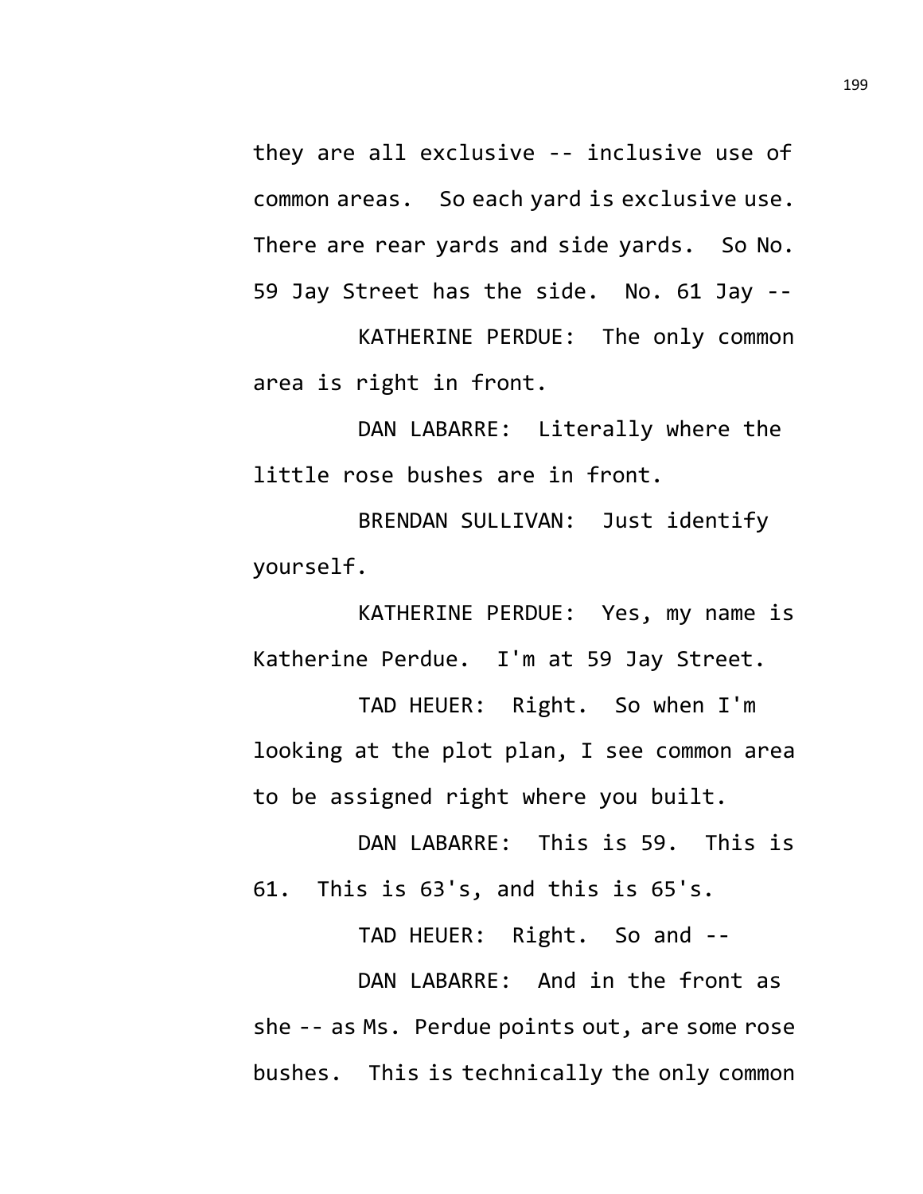they are all exclusive -- inclusive use of common areas. So each yard is exclusive use. There are rear yards and side yards. So No. 59 Jay Street has the side. No. 61 Jay --

KATHERINE PERDUE: The only common area is right in front.

DAN LABARRE: Literally where the little rose bushes are in front.

BRENDAN SULLIVAN: Just identify yourself.

KATHERINE PERDUE: Yes, my name is Katherine Perdue. I'm at 59 Jay Street.

TAD HEUER: Right. So when I'm looking at the plot plan, I see common area to be assigned right where you built.

DAN LABARRE: This is 59. This is 61. This is 63's, and this is 65's.

TAD HEUER: Right. So and --

DAN LABARRE: And in the front as she -- as Ms. Perdue points out, are some rose bushes. This is technically the only common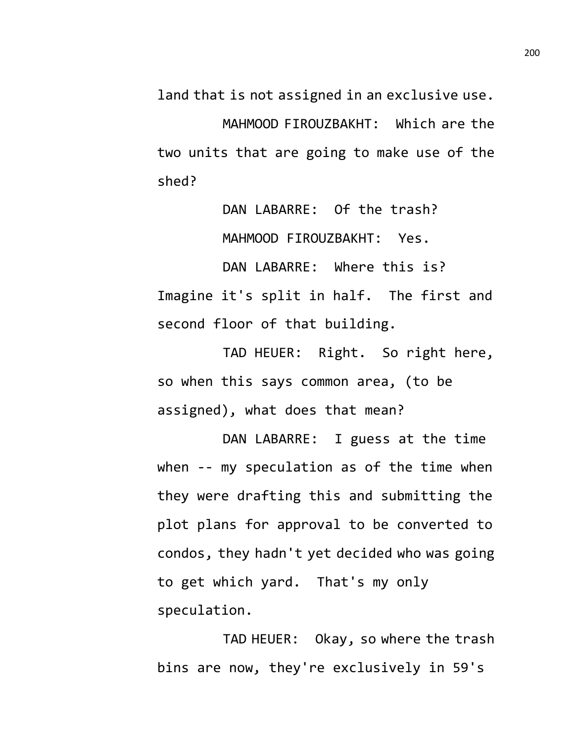land that is not assigned in an exclusive use.

MAHMOOD FIROUZBAKHT: Which are the two units that are going to make use of the shed?

DAN LABARRE: Of the trash?

MAHMOOD FIROUZBAKHT: Yes.

DAN LABARRE: Where this is? Imagine it's split in half. The first and second floor of that building.

TAD HEUER: Right. So right here, so when this says common area, (to be assigned), what does that mean?

DAN LABARRE: I guess at the time when -- my speculation as of the time when they were drafting this and submitting the plot plans for approval to be converted to condos, they hadn't yet decided who was going to get which yard. That's my only speculation.

TAD HEUER: Okay, so where the trash bins are now, they're exclusively in 59's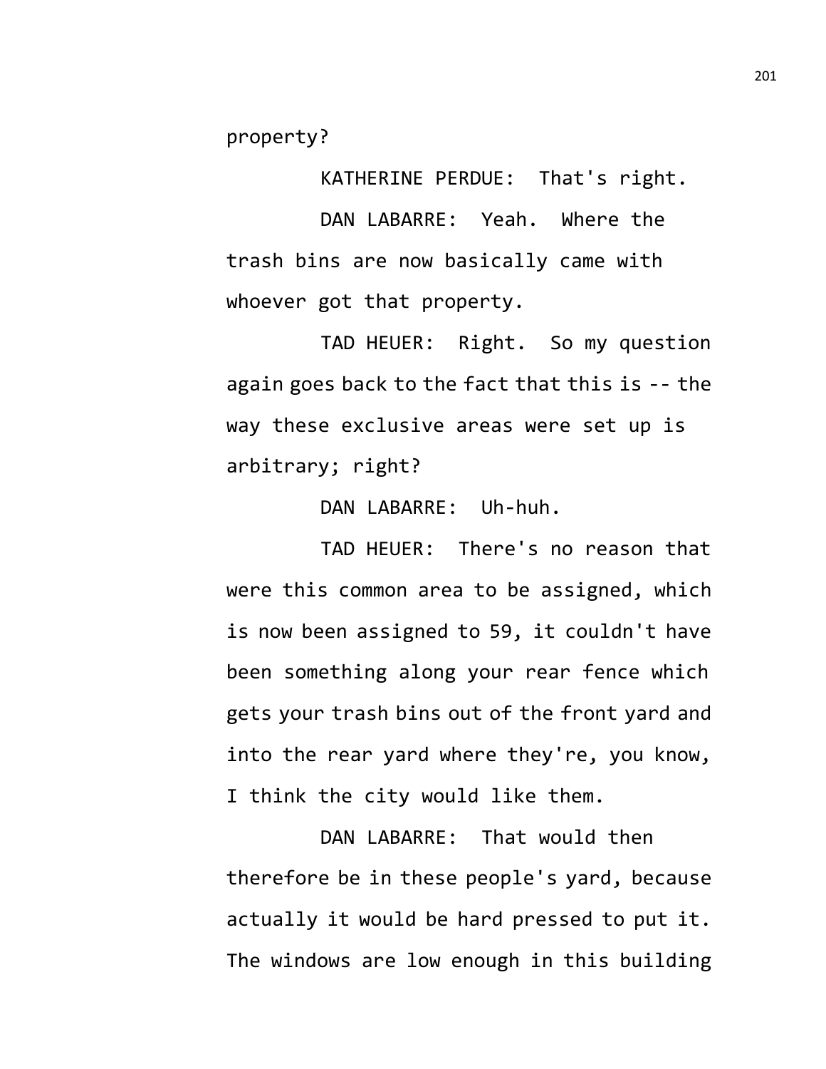property?

KATHERINE PERDUE: That's right.

DAN LABARRE: Yeah. Where the trash bins are now basically came with whoever got that property.

TAD HEUER: Right. So my question again goes back to the fact that this is -- the way these exclusive areas were set up is arbitrary; right?

DAN LABARRE: Uh-huh.

TAD HEUER: There's no reason that were this common area to be assigned, which is now been assigned to 59, it couldn't have been something along your rear fence which gets your trash bins out of the front yard and into the rear yard where they're, you know, I think the city would like them.

DAN LABARRE: That would then therefore be in these people's yard, because actually it would be hard pressed to put it. The windows are low enough in this building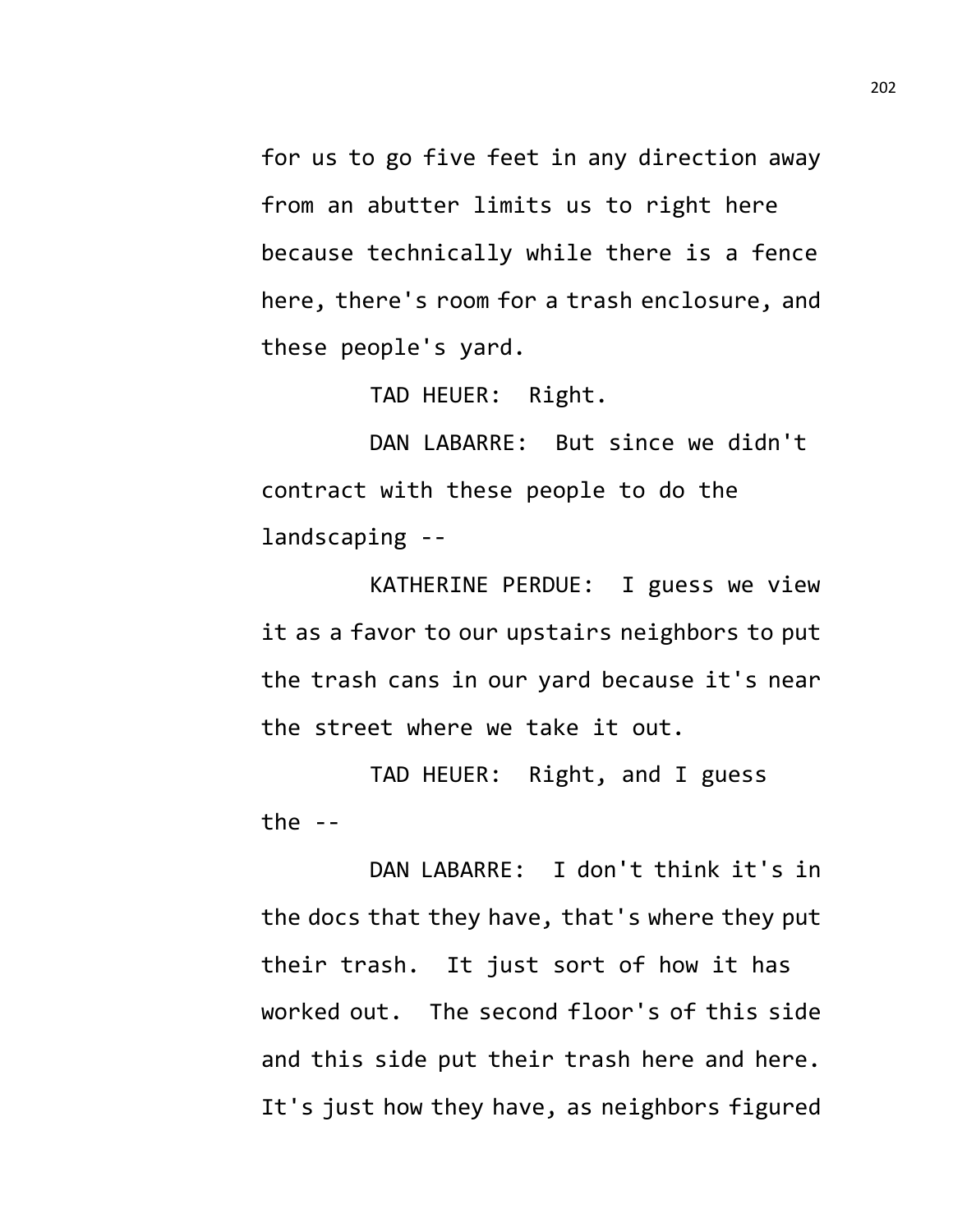for us to go five feet in any direction away from an abutter limits us to right here because technically while there is a fence here, there's room for a trash enclosure, and these people's yard.

TAD HEUER: Right.

DAN LABARRE: But since we didn't contract with these people to do the landscaping --

KATHERINE PERDUE: I guess we view it as a favor to our upstairs neighbors to put the trash cans in our yard because it's near the street where we take it out.

TAD HEUER: Right, and I guess the --

DAN LABARRE: I don't think it's in the docs that they have, that's where they put their trash. It just sort of how it has worked out. The second floor's of this side and this side put their trash here and here. It's just how they have, as neighbors figured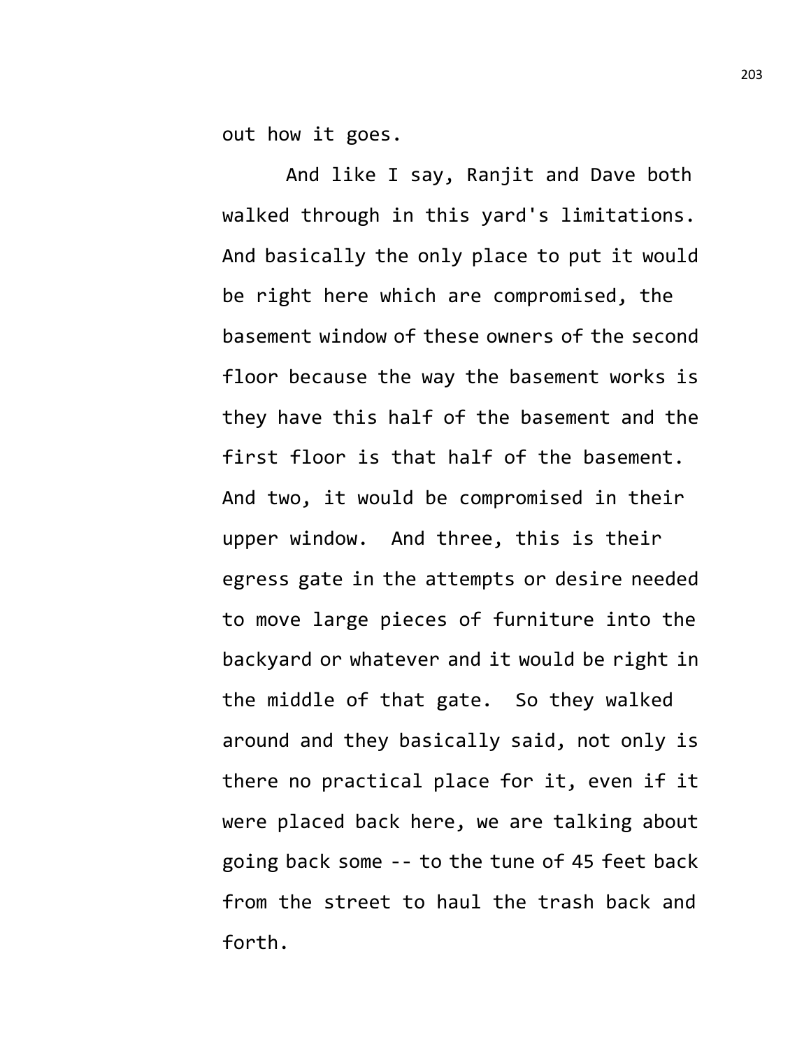out how it goes.

And like I say, Ranjit and Dave both walked through in this yard's limitations. And basically the only place to put it would be right here which are compromised, the basement window of these owners of the second floor because the way the basement works is they have this half of the basement and the first floor is that half of the basement. And two, it would be compromised in their upper window. And three, this is their egress gate in the attempts or desire needed to move large pieces of furniture into the backyard or whatever and it would be right in the middle of that gate. So they walked around and they basically said, not only is there no practical place for it, even if it were placed back here, we are talking about going back some -- to the tune of 45 feet back from the street to haul the trash back and forth.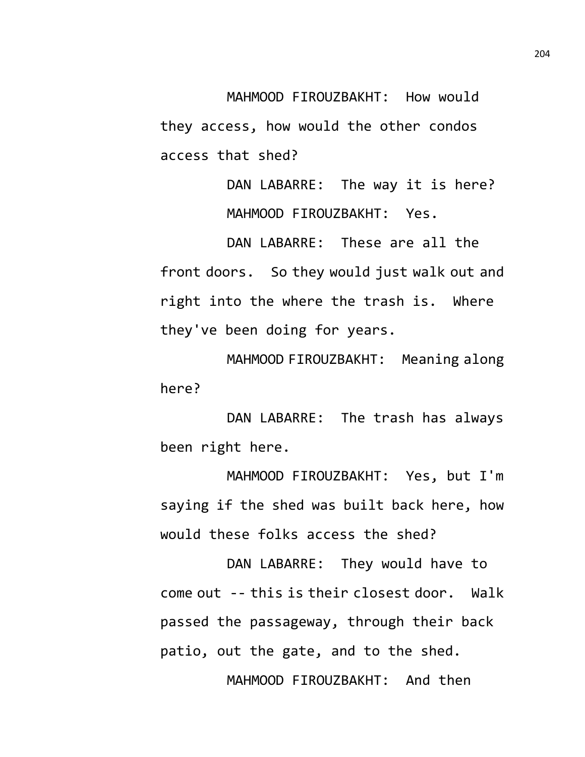MAHMOOD FIROUZBAKHT: How would they access, how would the other condos access that shed?

DAN LABARRE: The way it is here?

MAHMOOD FIROUZBAKHT: Yes.

DAN LABARRE: These are all the front doors. So they would just walk out and right into the where the trash is. Where they've been doing for years.

MAHMOOD FIROUZBAKHT: Meaning along here?

DAN LABARRE: The trash has always been right here.

MAHMOOD FIROUZBAKHT: Yes, but I'm saying if the shed was built back here, how would these folks access the shed?

DAN LABARRE: They would have to come out -- this is their closest door. Walk passed the passageway, through their back patio, out the gate, and to the shed.

MAHMOOD FIROUZBAKHT: And then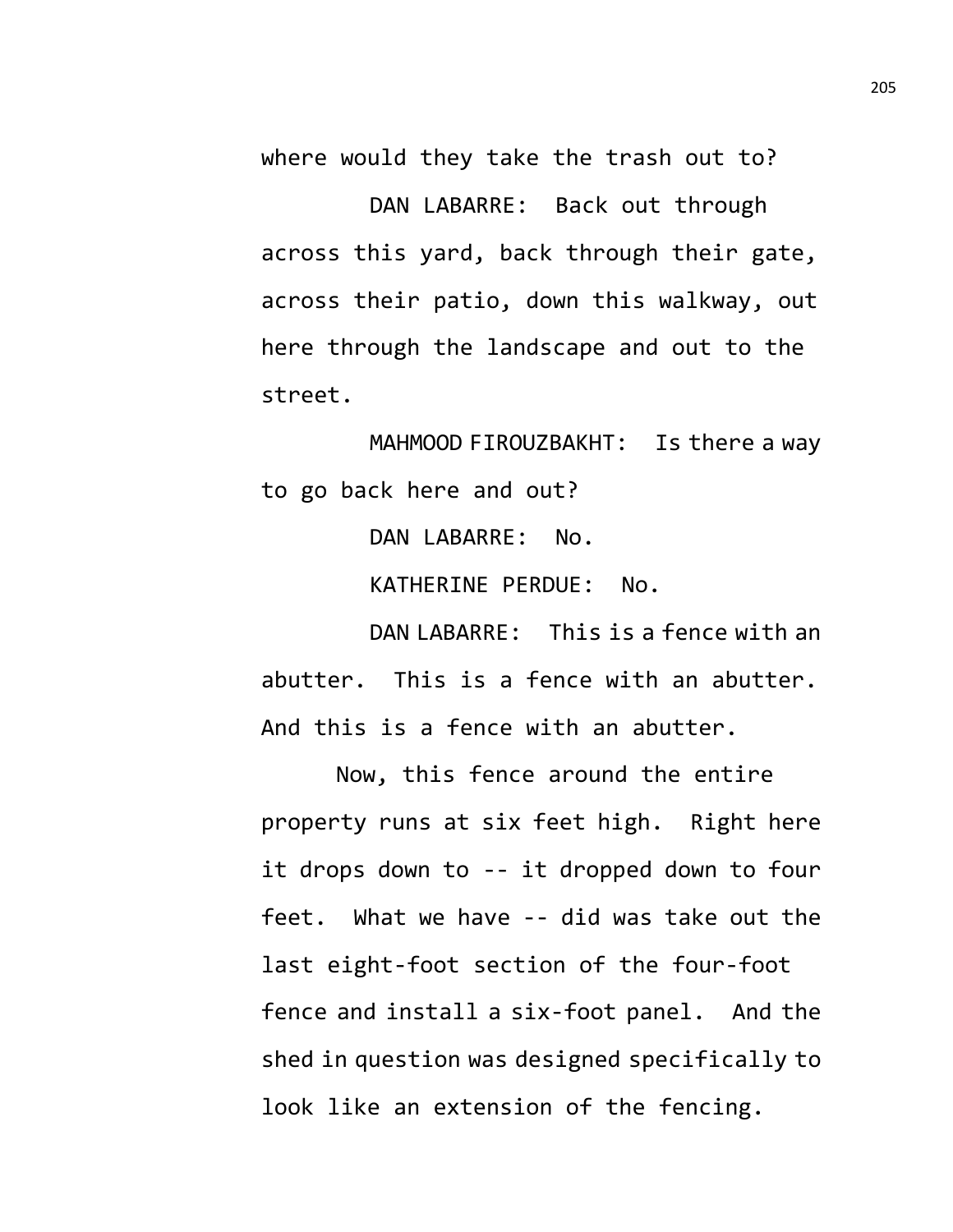where would they take the trash out to?

DAN LABARRE: Back out through across this yard, back through their gate, across their patio, down this walkway, out here through the landscape and out to the street.

MAHMOOD FIROUZBAKHT: Is there a way to go back here and out?

DAN LABARRE: No.

KATHERINE PERDUE: No.

DAN LABARRE: This is a fence with an abutter. This is a fence with an abutter. And this is a fence with an abutter.

Now, this fence around the entire property runs at six feet high. Right here it drops down to -- it dropped down to four feet. What we have -- did was take out the last eight-foot section of the four-foot fence and install a six-foot panel. And the shed in question was designed specifically to look like an extension of the fencing.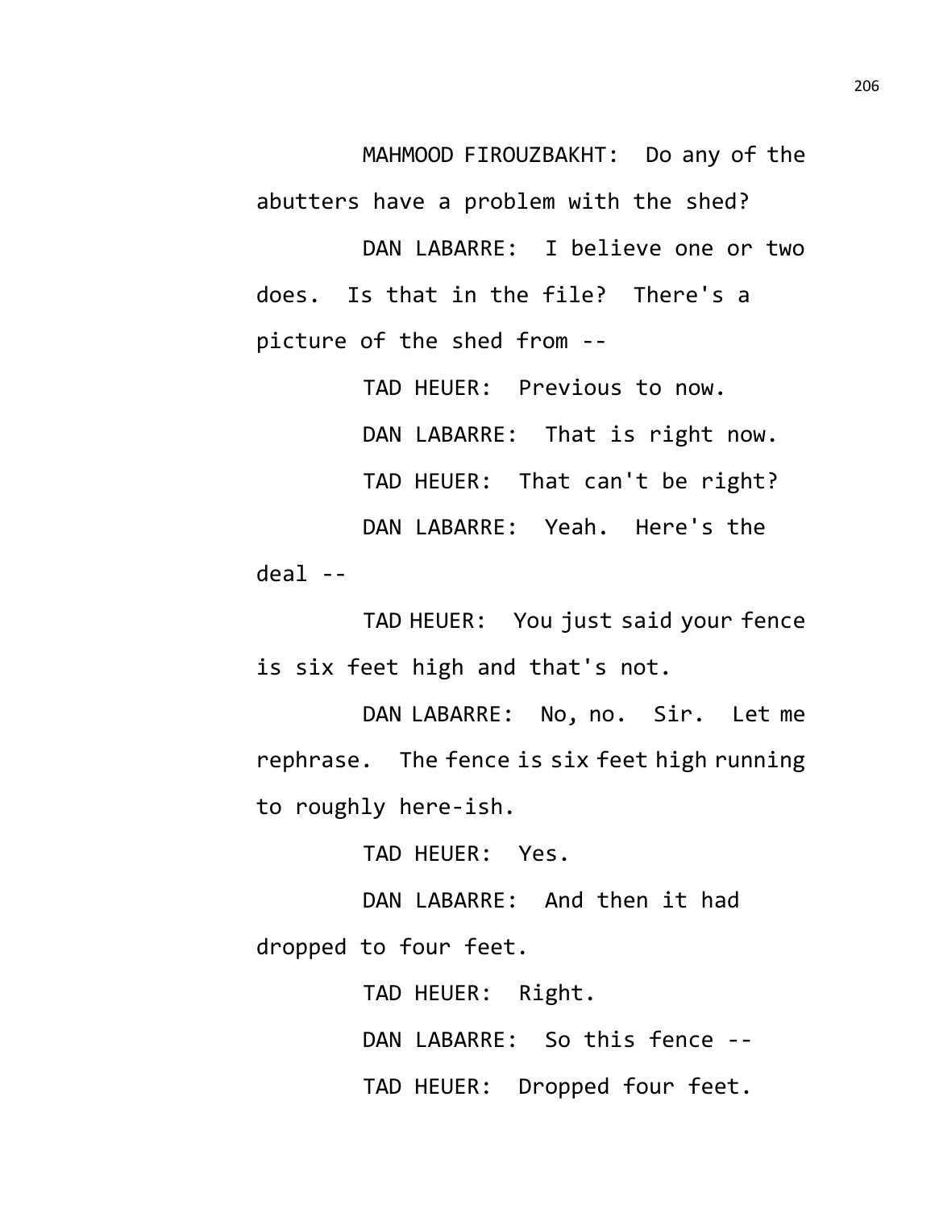MAHMOOD FIROUZBAKHT: Do any of the abutters have a problem with the shed?

DAN LABARRE: I believe one or two does. Is that in the file? There's a picture of the shed from --

TAD HEUER: Previous to now.

DAN LABARRE: That is right now.

TAD HEUER: That can't be right?

DAN LABARRE: Yeah. Here's the deal --

TAD HEUER: You just said your fence is six feet high and that's not.

DAN LABARRE: No, no. Sir. Let me rephrase. The fence is six feet high running to roughly here-ish.

TAD HEUER: Yes.

DAN LABARRE: And then it had dropped to four feet.

TAD HEUER: Right.

DAN LABARRE: So this fence --

TAD HEUER: Dropped four feet.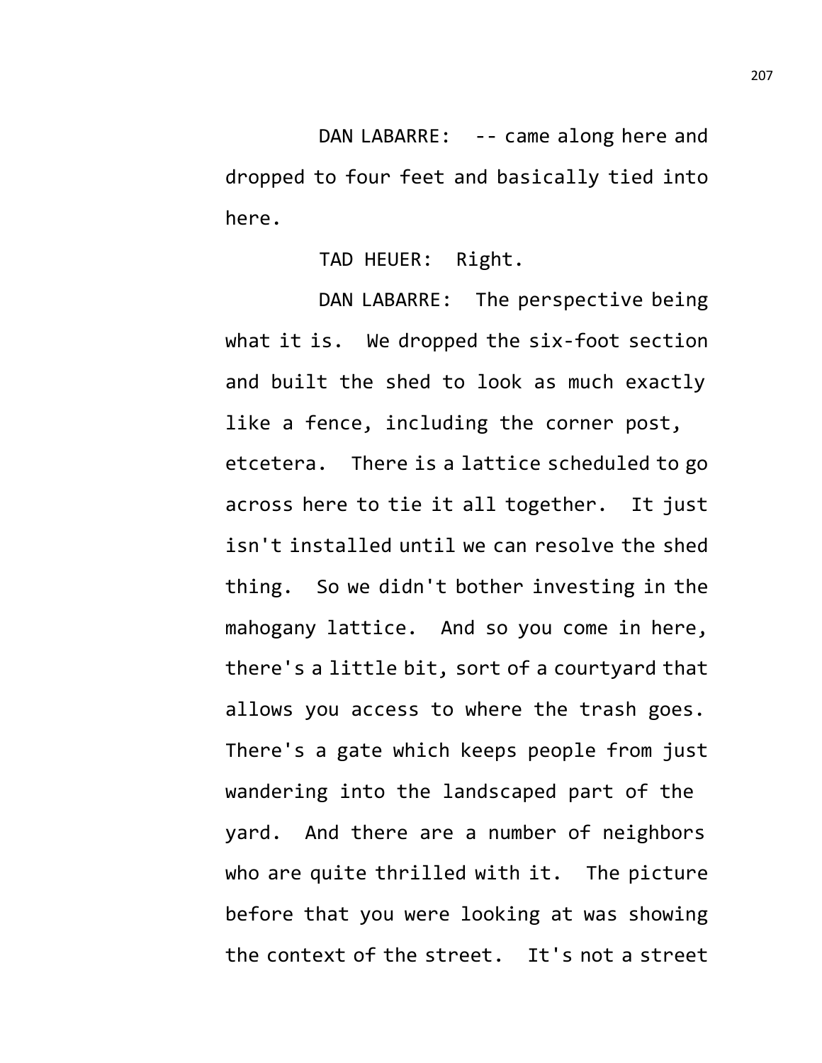DAN LABARRE: -- came along here and dropped to four feet and basically tied into here.

TAD HEUER: Right.

DAN LABARRE: The perspective being what it is. We dropped the six-foot section and built the shed to look as much exactly like a fence, including the corner post, etcetera. There is a lattice scheduled to go across here to tie it all together. It just isn't installed until we can resolve the shed thing. So we didn't bother investing in the mahogany lattice. And so you come in here, there's a little bit, sort of a courtyard that allows you access to where the trash goes. There's a gate which keeps people from just wandering into the landscaped part of the yard. And there are a number of neighbors who are quite thrilled with it. The picture before that you were looking at was showing the context of the street. It's not a street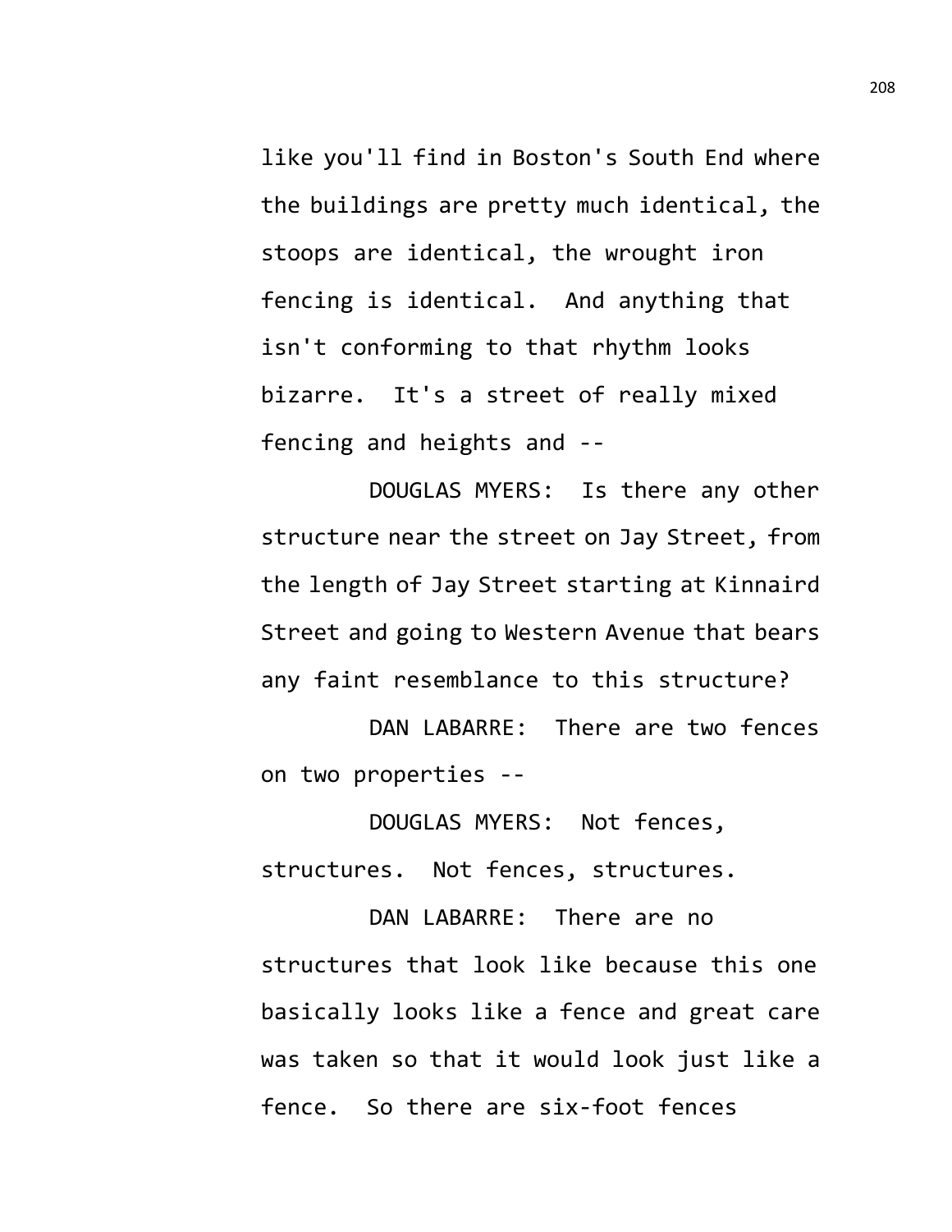like you'll find in Boston's South End where the buildings are pretty much identical, the stoops are identical, the wrought iron fencing is identical. And anything that isn't conforming to that rhythm looks bizarre. It's a street of really mixed fencing and heights and --

DOUGLAS MYERS: Is there any other structure near the street on Jay Street, from the length of Jay Street starting at Kinnaird Street and going to Western Avenue that bears any faint resemblance to this structure?

DAN LABARRE: There are two fences on two properties --

DOUGLAS MYERS: Not fences, structures. Not fences, structures.

DAN LABARRE: There are no structures that look like because this one basically looks like a fence and great care was taken so that it would look just like a fence. So there are six-foot fences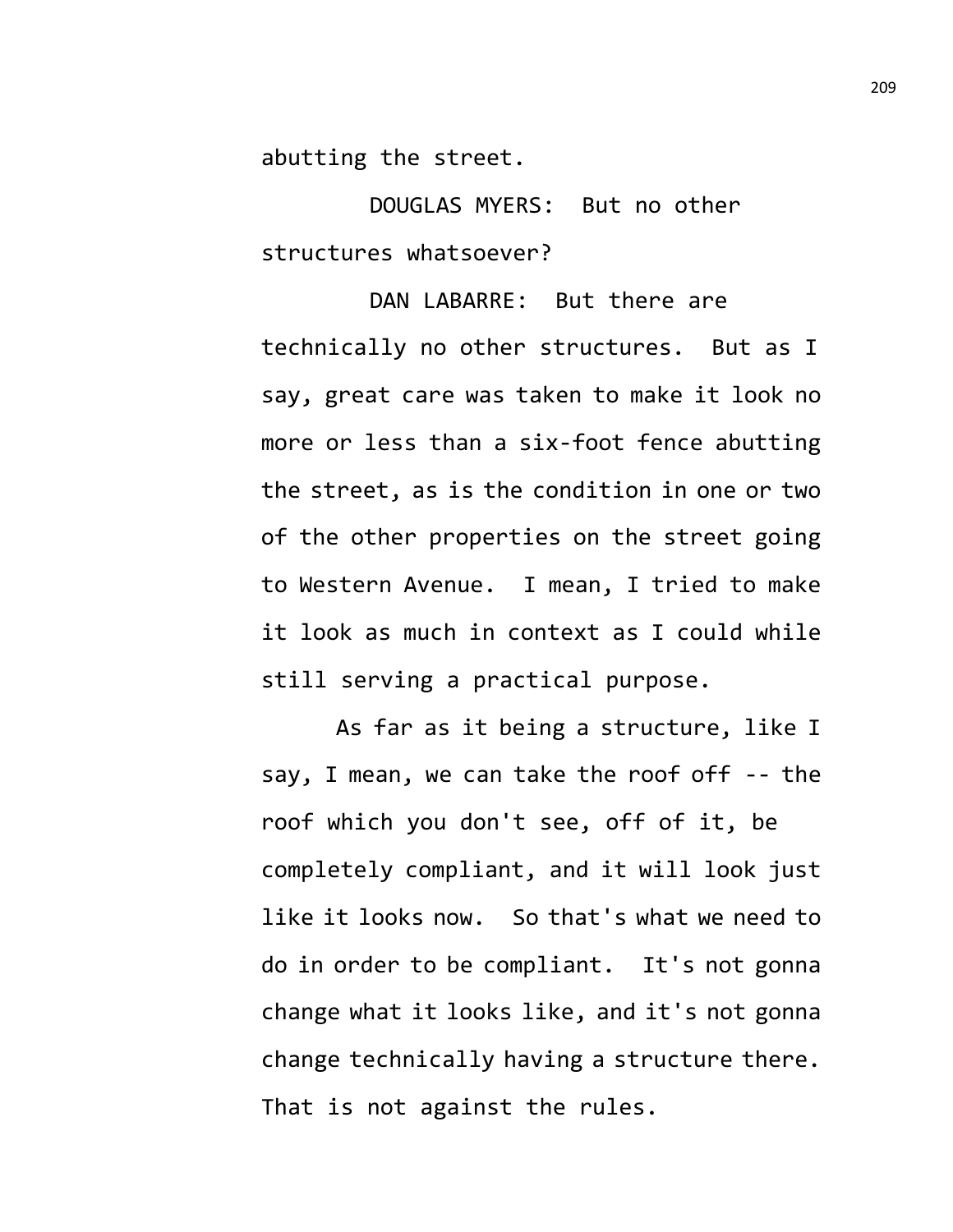abutting the street.

DOUGLAS MYERS: But no other structures whatsoever?

DAN LABARRE: But there are technically no other structures. But as I say, great care was taken to make it look no more or less than a six-foot fence abutting the street, as is the condition in one or two of the other properties on the street going to Western Avenue. I mean, I tried to make it look as much in context as I could while still serving a practical purpose.

As far as it being a structure, like I say, I mean, we can take the roof off -- the roof which you don't see, off of it, be completely compliant, and it will look just like it looks now. So that's what we need to do in order to be compliant. It's not gonna change what it looks like, and it's not gonna change technically having a structure there. That is not against the rules.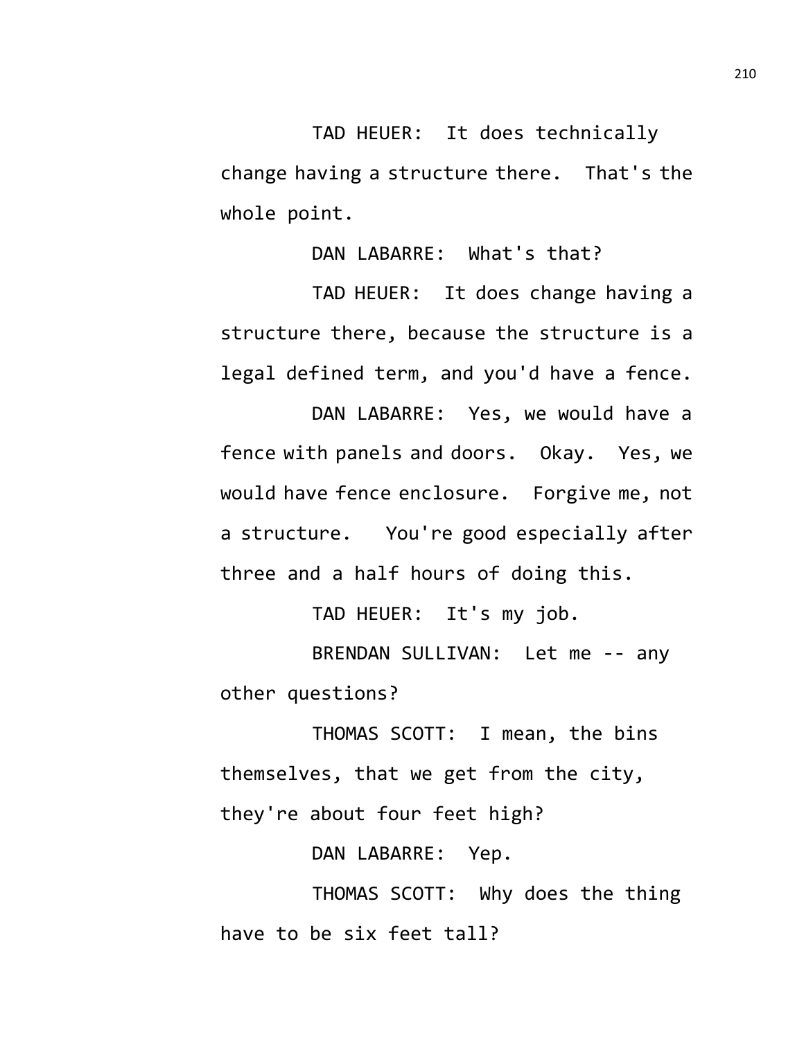TAD HEUER: It does technically change having a structure there. That's the whole point.

DAN LABARRE: What's that?

TAD HEUER: It does change having a structure there, because the structure is a legal defined term, and you'd have a fence.

DAN LABARRE: Yes, we would have a fence with panels and doors. Okay. Yes, we would have fence enclosure. Forgive me, not a structure. You're good especially after three and a half hours of doing this.

TAD HEUER: It's my job.

BRENDAN SULLIVAN: Let me -- any other questions?

THOMAS SCOTT: I mean, the bins themselves, that we get from the city, they're about four feet high?

DAN LABARRE: Yep.

THOMAS SCOTT: Why does the thing have to be six feet tall?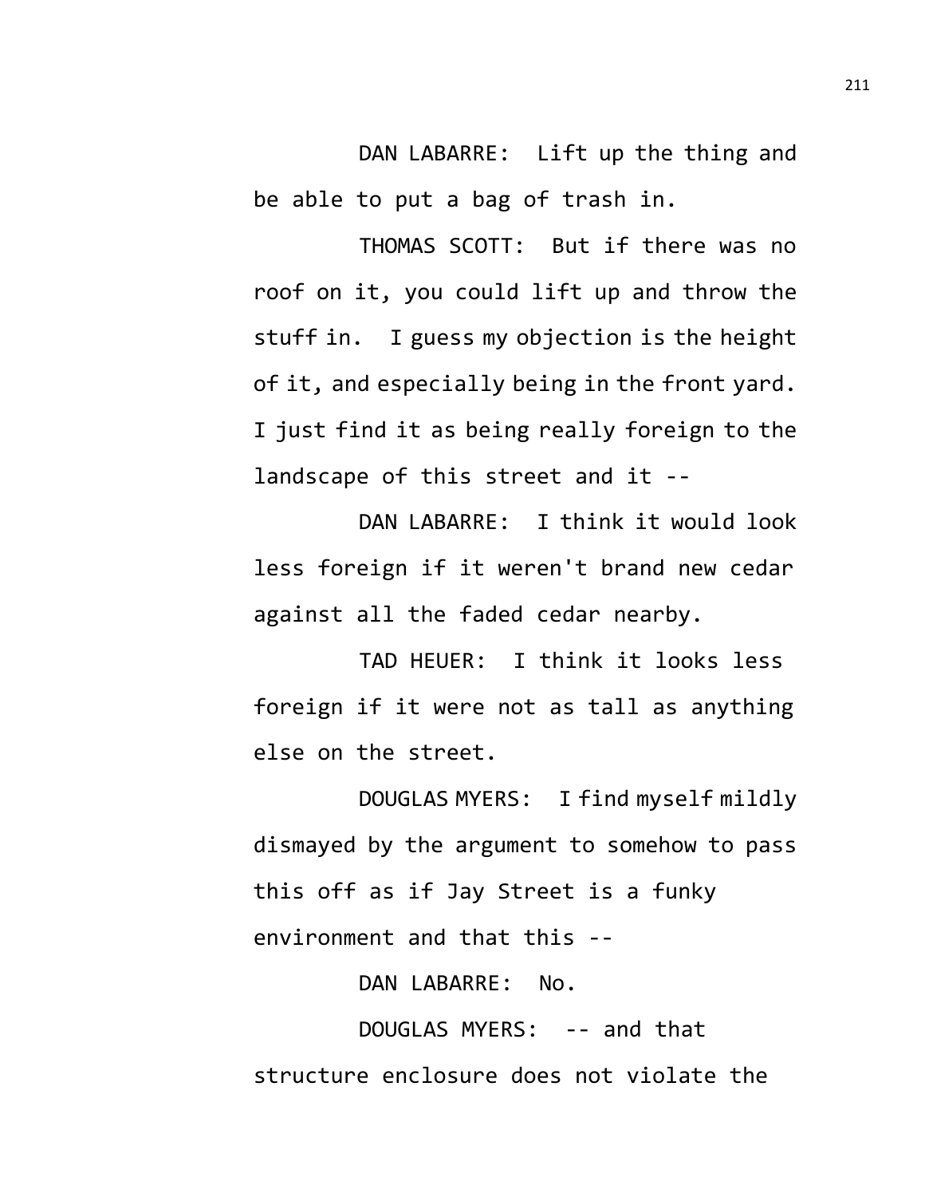DAN LABARRE: Lift up the thing and be able to put a bag of trash in.

THOMAS SCOTT: But if there was no roof on it, you could lift up and throw the stuff in. I guess my objection is the height of it, and especially being in the front yard. I just find it as being really foreign to the landscape of this street and it --

DAN LABARRE: I think it would look less foreign if it weren't brand new cedar against all the faded cedar nearby.

TAD HEUER: I think it looks less foreign if it were not as tall as anything else on the street.

DOUGLAS MYERS: I find myself mildly dismayed by the argument to somehow to pass this off as if Jay Street is a funky environment and that this --

DAN LABARRE: No.

DOUGLAS MYERS: -- and that structure enclosure does not violate the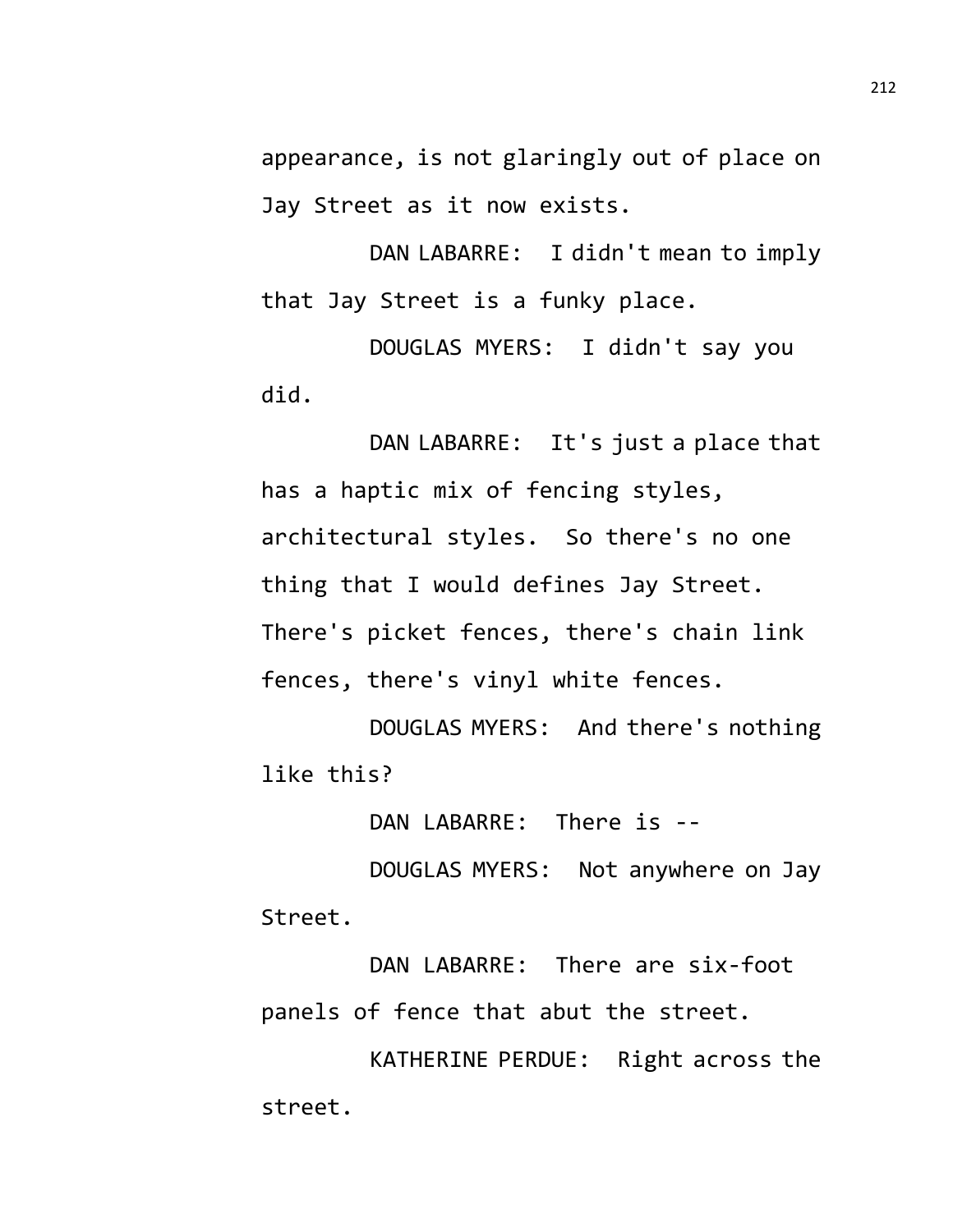appearance, is not glaringly out of place on Jay Street as it now exists.

DAN LABARRE: I didn't mean to imply that Jay Street is a funky place.

DOUGLAS MYERS: I didn't say you did.

DAN LABARRE: It's just a place that has a haptic mix of fencing styles, architectural styles. So there's no one thing that I would defines Jay Street. There's picket fences, there's chain link fences, there's vinyl white fences.

DOUGLAS MYERS: And there's nothing like this?

DAN LABARRE: There is --

DOUGLAS MYERS: Not anywhere on Jay Street.

DAN LABARRE: There are six-foot panels of fence that abut the street.

KATHERINE PERDUE: Right across the street.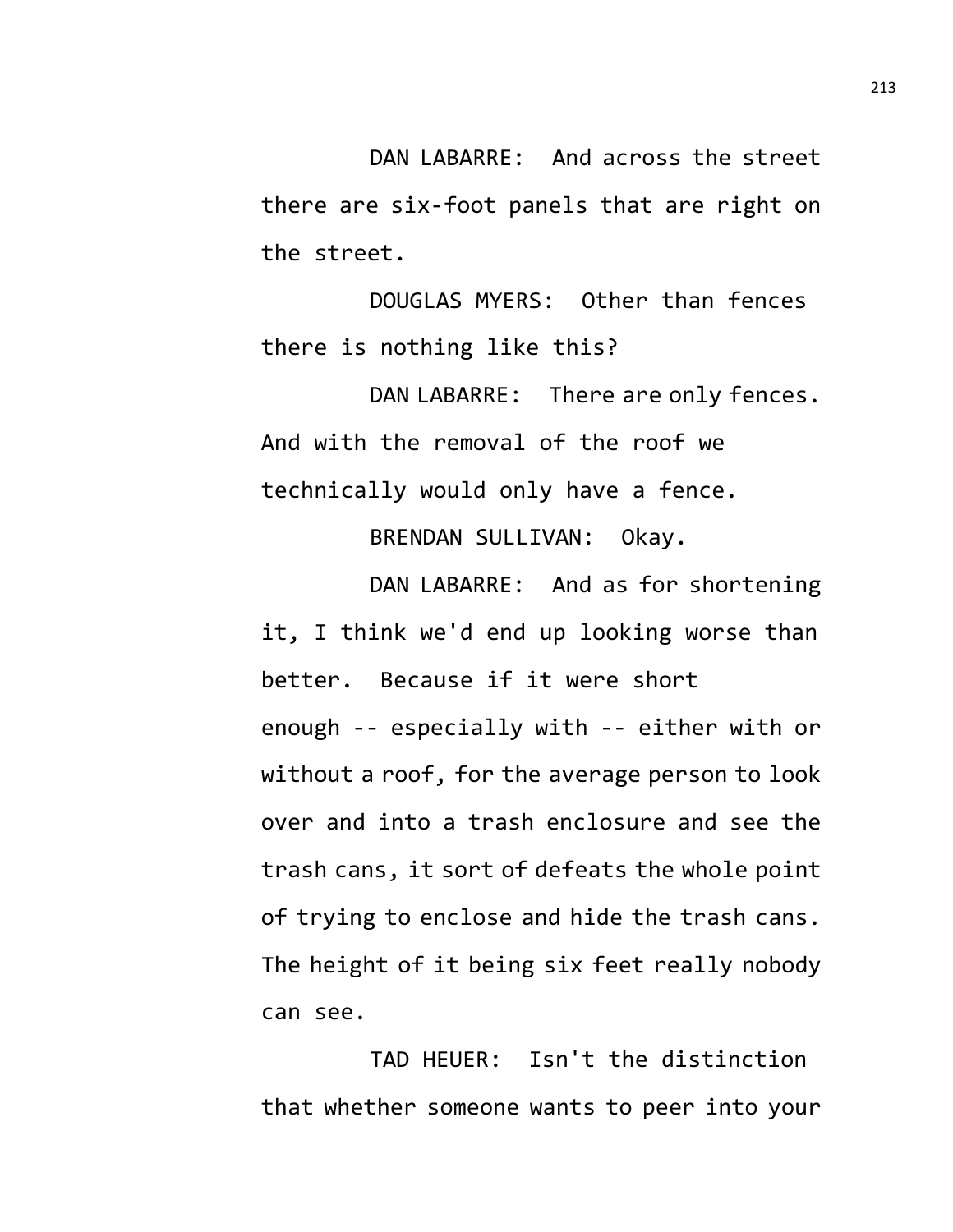DAN LABARRE: And across the street there are six-foot panels that are right on the street.

DOUGLAS MYERS: Other than fences there is nothing like this?

DAN LABARRE: There are only fences. And with the removal of the roof we technically would only have a fence.

BRENDAN SULLIVAN: Okay.

DAN LABARRE: And as for shortening it, I think we'd end up looking worse than better. Because if it were short enough -- especially with -- either with or without a roof, for the average person to look over and into a trash enclosure and see the trash cans, it sort of defeats the whole point of trying to enclose and hide the trash cans. The height of it being six feet really nobody can see.

TAD HEUER: Isn't the distinction that whether someone wants to peer into your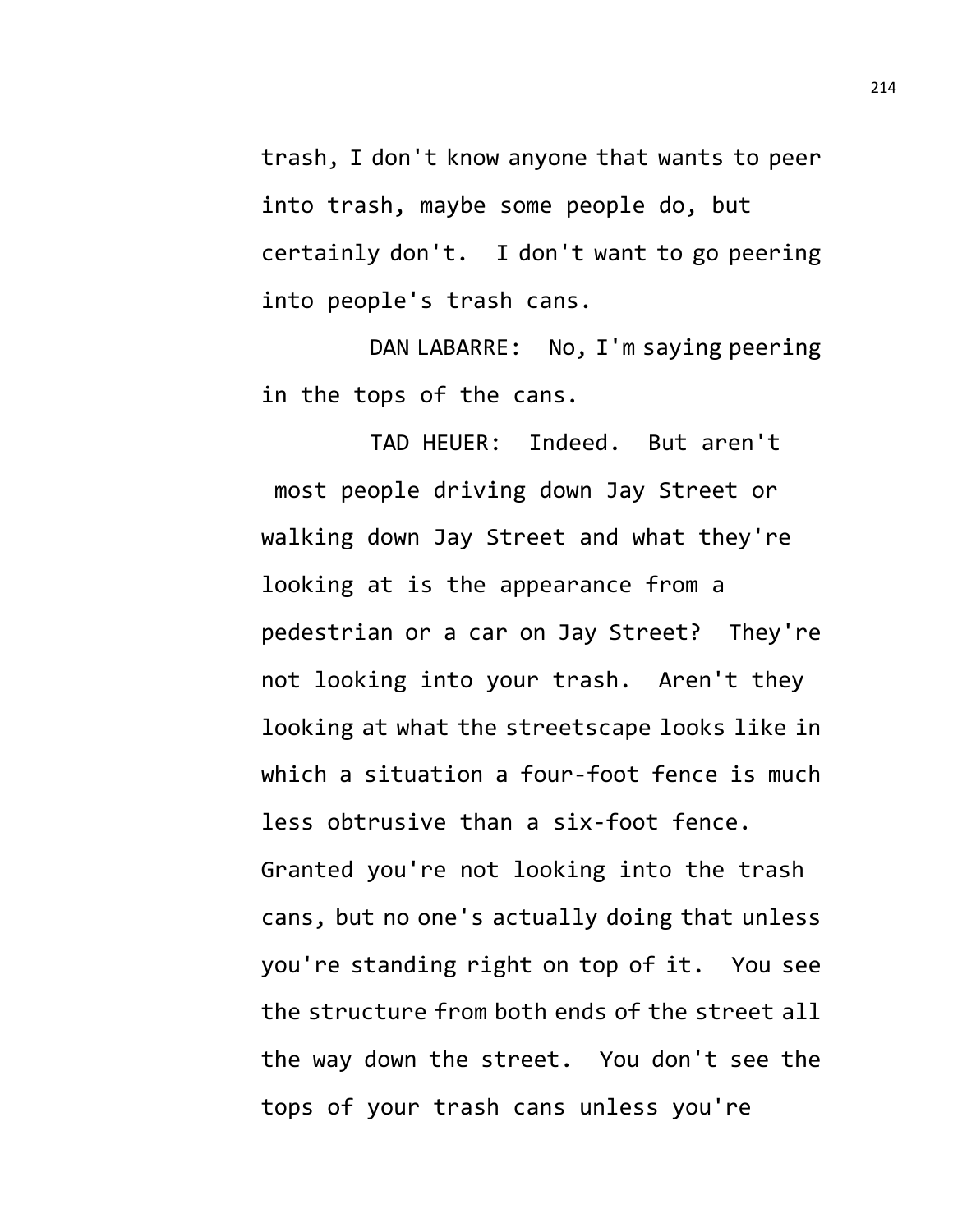trash, I don't know anyone that wants to peer into trash, maybe some people do, but certainly don't. I don't want to go peering into people's trash cans.

DAN LABARRE: No, I'm saying peering in the tops of the cans.

TAD HEUER: Indeed. But aren't most people driving down Jay Street or walking down Jay Street and what they're looking at is the appearance from a pedestrian or a car on Jay Street? They're not looking into your trash. Aren't they looking at what the streetscape looks like in which a situation a four-foot fence is much less obtrusive than a six-foot fence. Granted you're not looking into the trash cans, but no one's actually doing that unless you're standing right on top of it. You see the structure from both ends of the street all the way down the street. You don't see the tops of your trash cans unless you're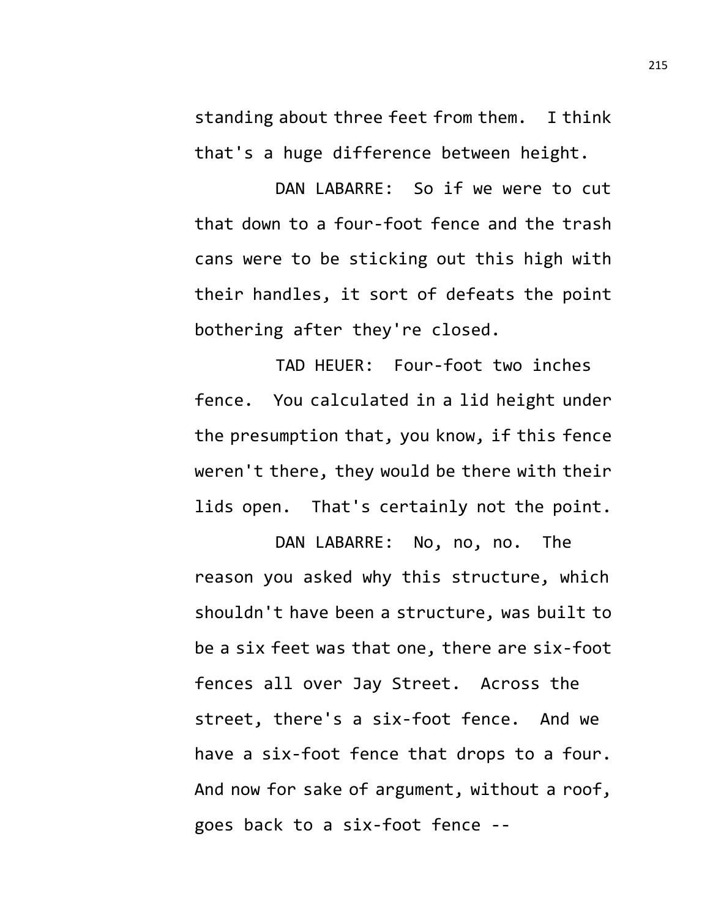standing about three feet from them. I think that's a huge difference between height.

DAN LABARRE: So if we were to cut that down to a four-foot fence and the trash cans were to be sticking out this high with their handles, it sort of defeats the point bothering after they're closed.

TAD HEUER: Four-foot two inches fence. You calculated in a lid height under the presumption that, you know, if this fence weren't there, they would be there with their lids open. That's certainly not the point.

DAN LABARRE: No, no, no. The reason you asked why this structure, which shouldn't have been a structure, was built to be a six feet was that one, there are six-foot fences all over Jay Street. Across the street, there's a six-foot fence. And we have a six-foot fence that drops to a four. And now for sake of argument, without a roof, goes back to a six-foot fence --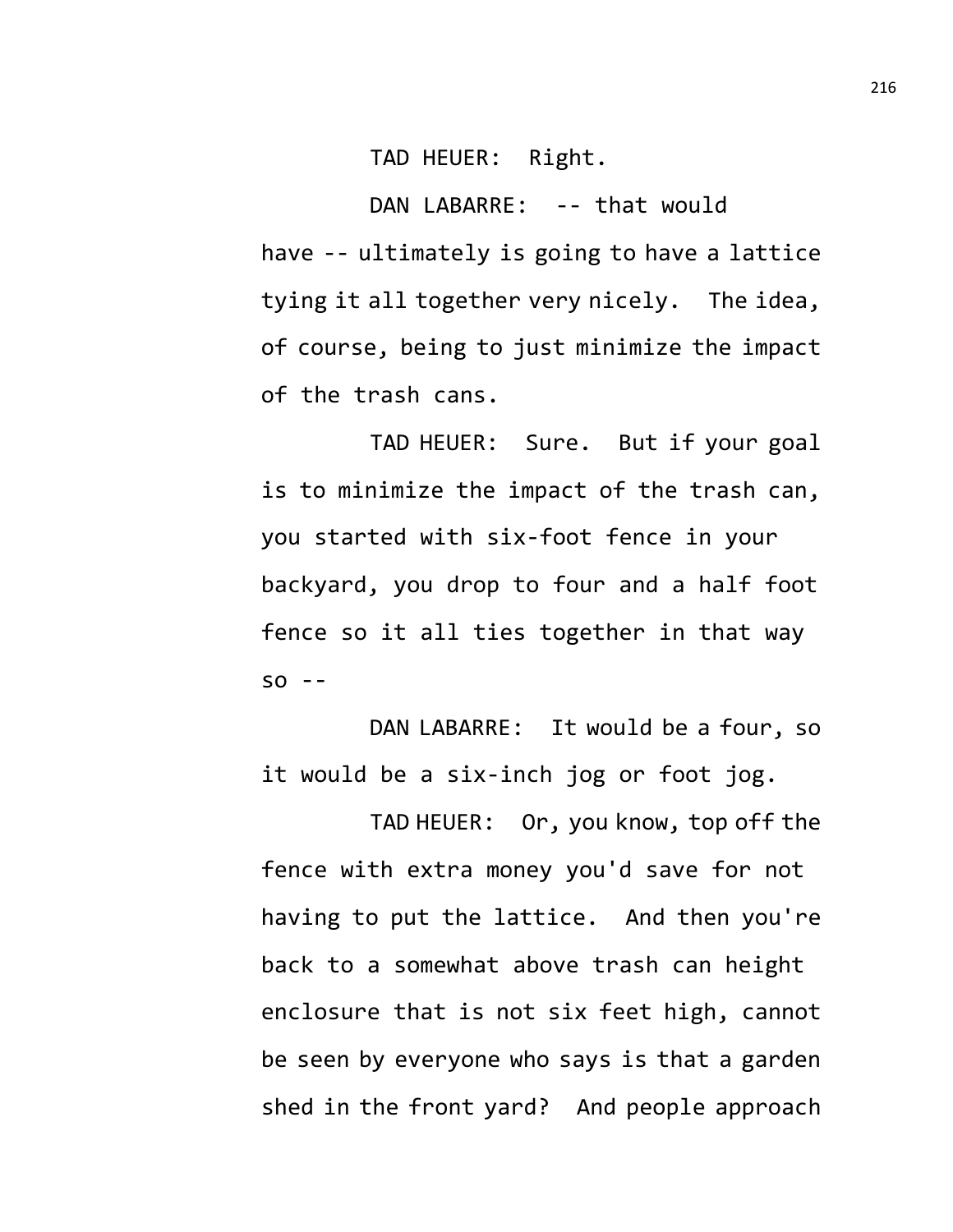TAD HEUER: Right.

DAN LABARRE: -- that would have -- ultimately is going to have a lattice tying it all together very nicely. The idea, of course, being to just minimize the impact of the trash cans.

TAD HEUER: Sure. But if your goal is to minimize the impact of the trash can, you started with six-foot fence in your backyard, you drop to four and a half foot fence so it all ties together in that way so --

DAN LABARRE: It would be a four, so it would be a six-inch jog or foot jog.

TAD HEUER: Or, you know, top off the fence with extra money you'd save for not having to put the lattice. And then you're back to a somewhat above trash can height enclosure that is not six feet high, cannot be seen by everyone who says is that a garden shed in the front yard? And people approach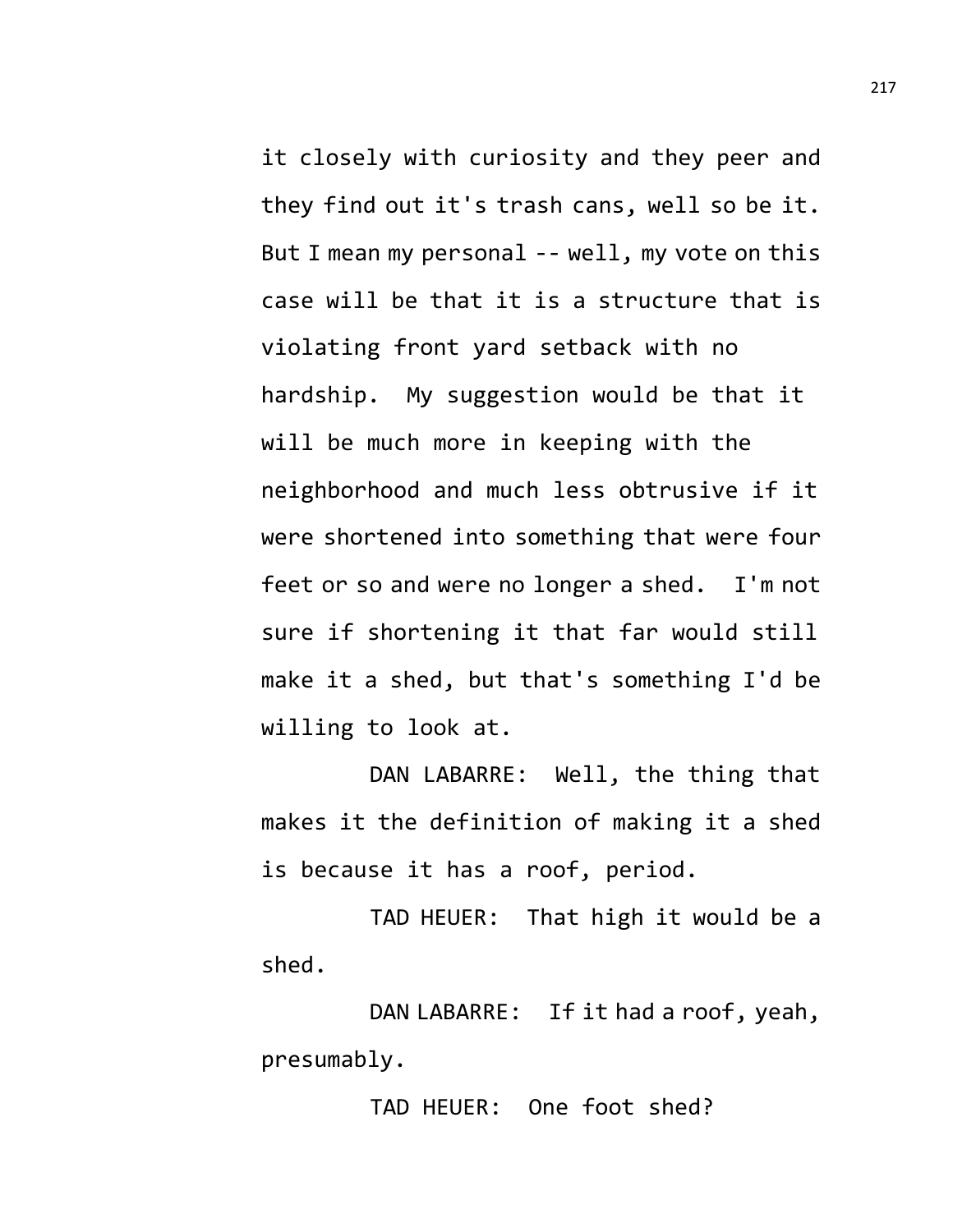it closely with curiosity and they peer and they find out it's trash cans, well so be it. But I mean my personal -- well, my vote on this case will be that it is a structure that is violating front yard setback with no hardship. My suggestion would be that it will be much more in keeping with the neighborhood and much less obtrusive if it were shortened into something that were four feet or so and were no longer a shed. I'm not sure if shortening it that far would still make it a shed, but that's something I'd be willing to look at.

DAN LABARRE: Well, the thing that makes it the definition of making it a shed is because it has a roof, period.

TAD HEUER: That high it would be a shed.

DAN LABARRE: If it had a roof, yeah, presumably.

TAD HEUER: One foot shed?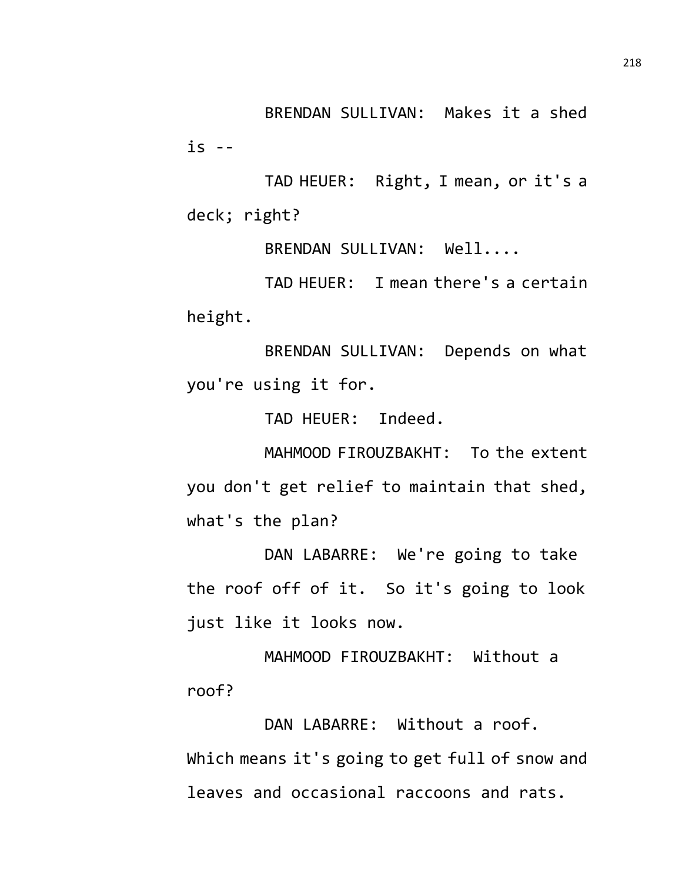BRENDAN SULLIVAN: Makes it a shed is --

TAD HEUER: Right, I mean, or it's a deck; right?

BRENDAN SULLIVAN: Well....

TAD HEUER: I mean there's a certain height.

BRENDAN SULLIVAN: Depends on what you're using it for.

TAD HEUER: Indeed.

MAHMOOD FIROUZBAKHT: To the extent you don't get relief to maintain that shed, what's the plan?

DAN LABARRE: We're going to take the roof off of it. So it's going to look just like it looks now.

MAHMOOD FIROUZBAKHT: Without a roof?

DAN LABARRE: Without a roof. Which means it's going to get full of snow and leaves and occasional raccoons and rats.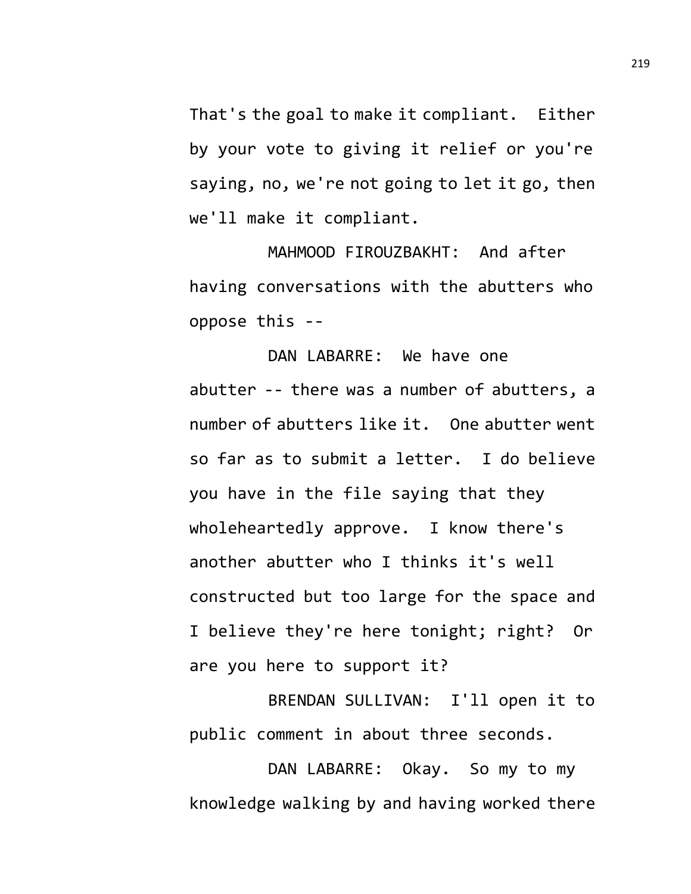That's the goal to make it compliant. Either by your vote to giving it relief or you're saying, no, we're not going to let it go, then we'll make it compliant.

MAHMOOD FIROUZBAKHT: And after having conversations with the abutters who oppose this --

DAN LABARRE: We have one abutter -- there was a number of abutters, a number of abutters like it. One abutter went so far as to submit a letter. I do believe you have in the file saying that they wholeheartedly approve. I know there's another abutter who I thinks it's well constructed but too large for the space and I believe they're here tonight; right? Or are you here to support it?

BRENDAN SULLIVAN: I'll open it to public comment in about three seconds.

DAN LABARRE: Okay. So my to my knowledge walking by and having worked there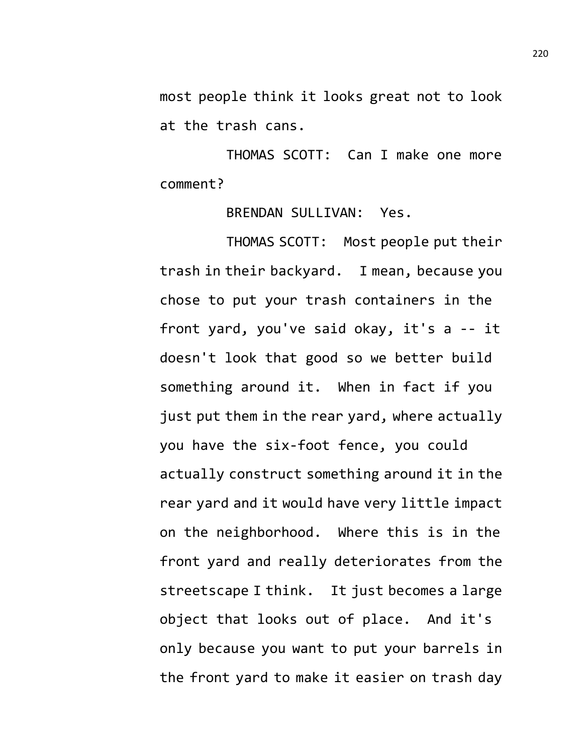most people think it looks great not to look at the trash cans.

THOMAS SCOTT: Can I make one more comment?

BRENDAN SULLIVAN: Yes.

THOMAS SCOTT: Most people put their trash in their backyard. I mean, because you chose to put your trash containers in the front yard, you've said okay, it's a -- it doesn't look that good so we better build something around it. When in fact if you just put them in the rear yard, where actually you have the six-foot fence, you could actually construct something around it in the rear yard and it would have very little impact on the neighborhood. Where this is in the front yard and really deteriorates from the streetscape I think. It just becomes a large object that looks out of place. And it's only because you want to put your barrels in the front yard to make it easier on trash day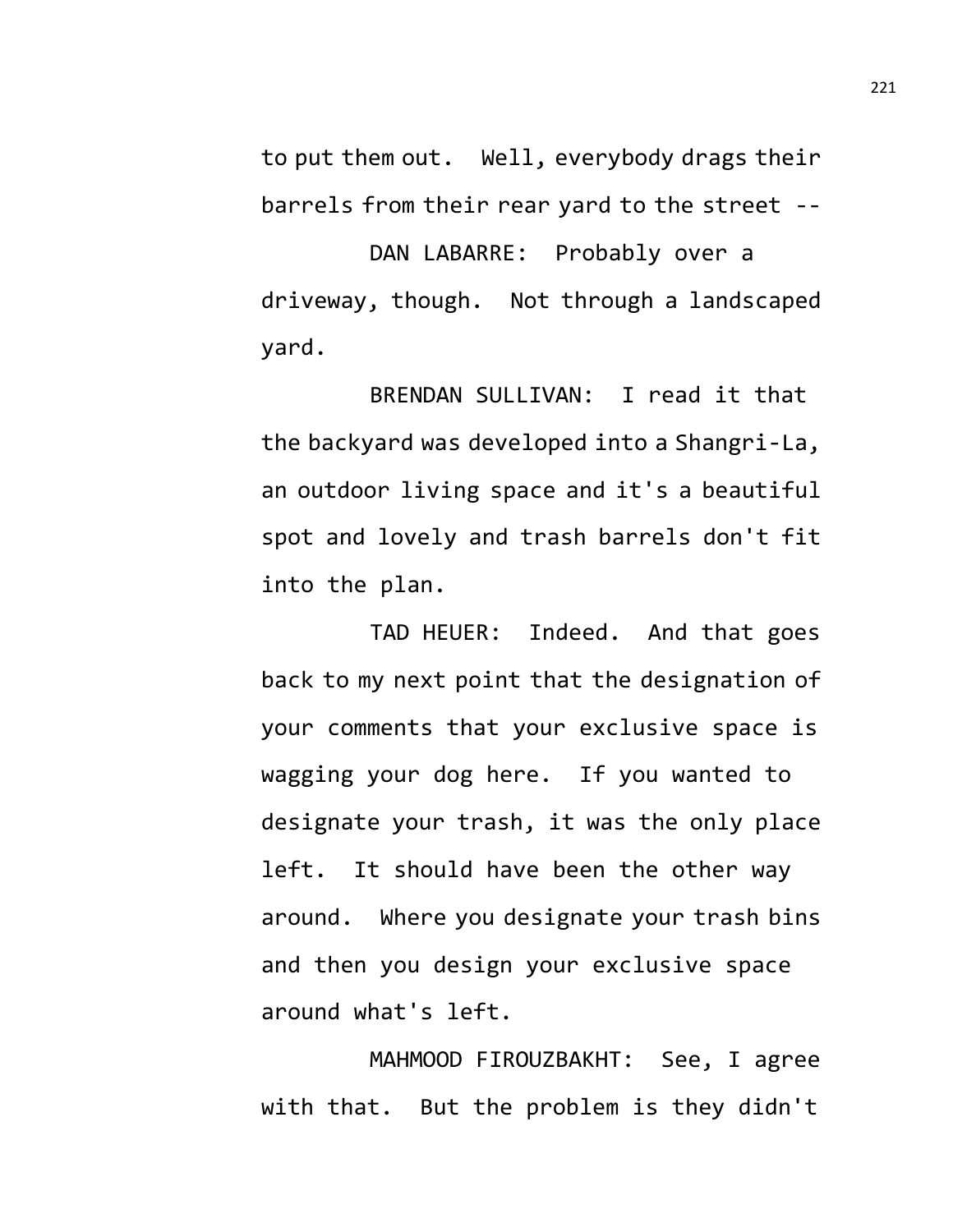to put them out. Well, everybody drags their barrels from their rear yard to the street --

DAN LABARRE: Probably over a driveway, though. Not through a landscaped yard.

BRENDAN SULLIVAN: I read it that the backyard was developed into a Shangri-La, an outdoor living space and it's a beautiful spot and lovely and trash barrels don't fit into the plan.

TAD HEUER: Indeed. And that goes back to my next point that the designation of your comments that your exclusive space is wagging your dog here. If you wanted to designate your trash, it was the only place left. It should have been the other way around. Where you designate your trash bins and then you design your exclusive space around what's left.

MAHMOOD FIROUZBAKHT: See, I agree with that. But the problem is they didn't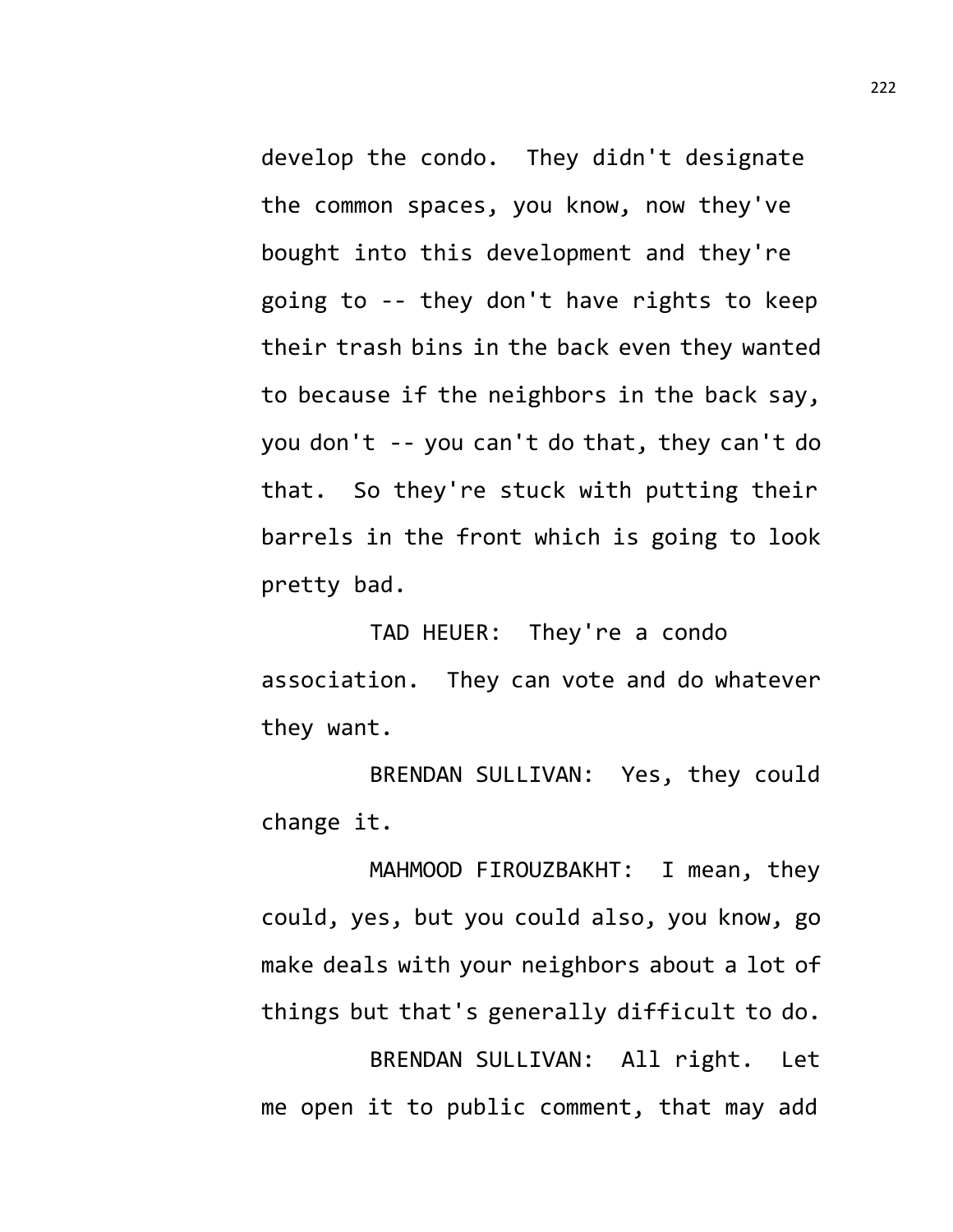develop the condo. They didn't designate the common spaces, you know, now they've bought into this development and they're going to -- they don't have rights to keep their trash bins in the back even they wanted to because if the neighbors in the back say, you don't -- you can't do that, they can't do that. So they're stuck with putting their barrels in the front which is going to look pretty bad.

TAD HEUER: They're a condo association. They can vote and do whatever they want.

BRENDAN SULLIVAN: Yes, they could change it.

MAHMOOD FIROUZBAKHT: I mean, they could, yes, but you could also, you know, go make deals with your neighbors about a lot of things but that's generally difficult to do.

BRENDAN SULLIVAN: All right. Let me open it to public comment, that may add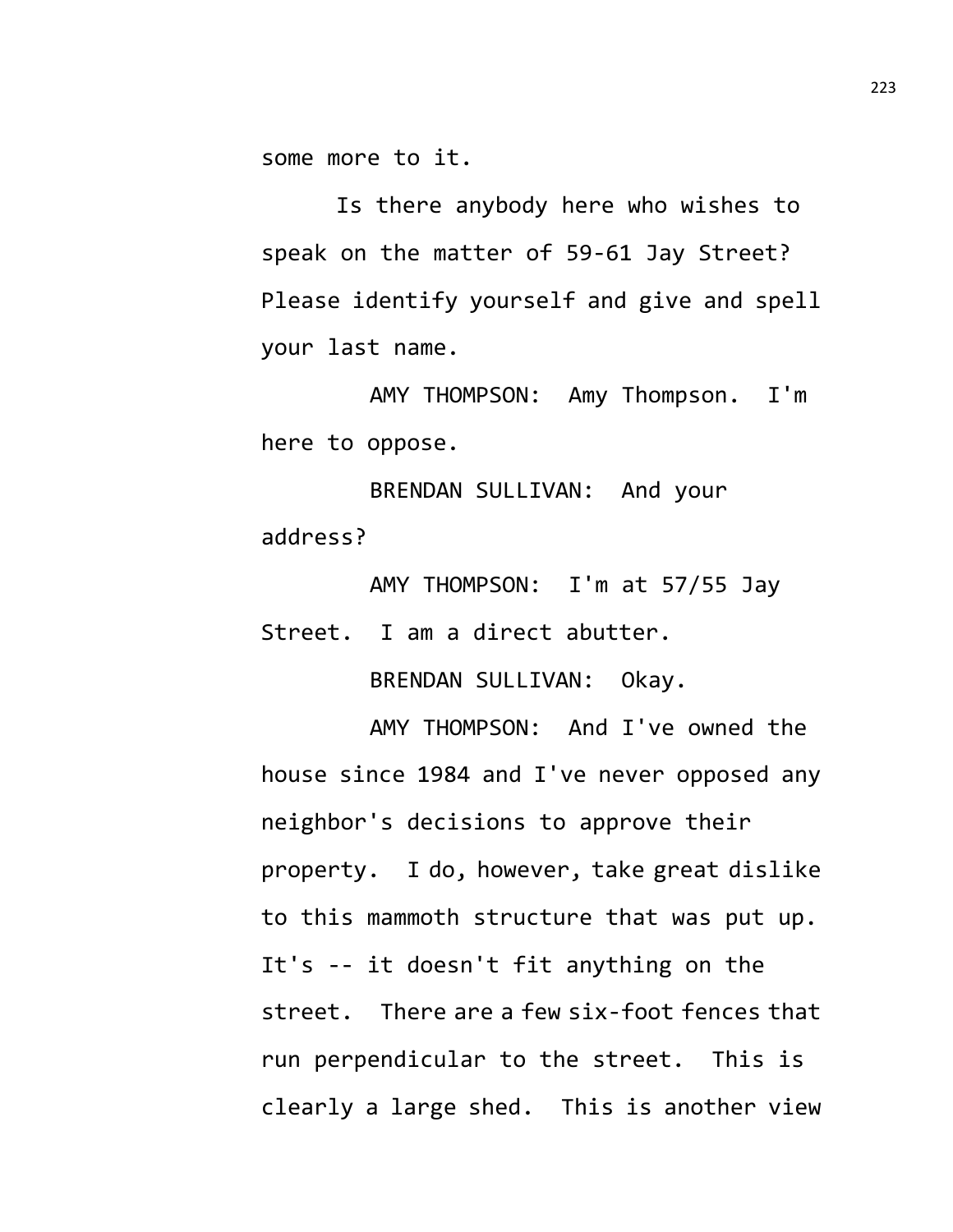some more to it.

Is there anybody here who wishes to speak on the matter of 59-61 Jay Street? Please identify yourself and give and spell your last name.

AMY THOMPSON: Amy Thompson. I'm here to oppose.

BRENDAN SULLIVAN: And your address?

AMY THOMPSON: I'm at 57/55 Jay Street. I am a direct abutter.

BRENDAN SULLIVAN: Okay.

AMY THOMPSON: And I've owned the house since 1984 and I've never opposed any neighbor's decisions to approve their property. I do, however, take great dislike to this mammoth structure that was put up. It's -- it doesn't fit anything on the street. There are a few six-foot fences that run perpendicular to the street. This is clearly a large shed. This is another view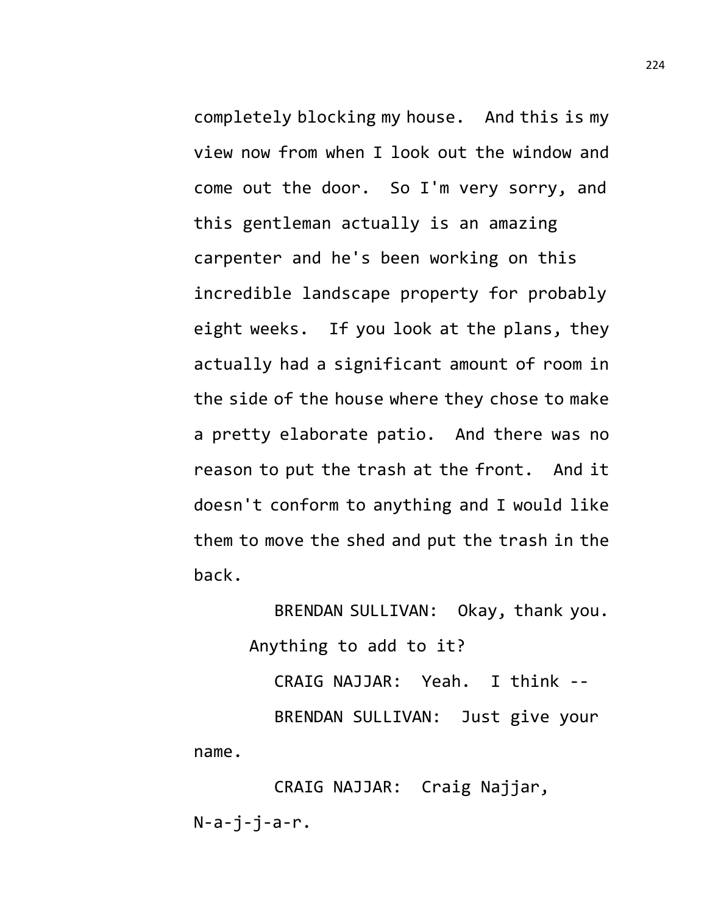completely blocking my house. And this is my view now from when I look out the window and come out the door. So I'm very sorry, and this gentleman actually is an amazing carpenter and he's been working on this incredible landscape property for probably eight weeks. If you look at the plans, they actually had a significant amount of room in the side of the house where they chose to make a pretty elaborate patio. And there was no reason to put the trash at the front. And it doesn't conform to anything and I would like them to move the shed and put the trash in the back.

BRENDAN SULLIVAN: Okay, thank you. Anything to add to it?

CRAIG NAJJAR: Yeah. I think --

BRENDAN SULLIVAN: Just give your name.

CRAIG NAJJAR: Craig Najjar, N-a-j-j-a-r.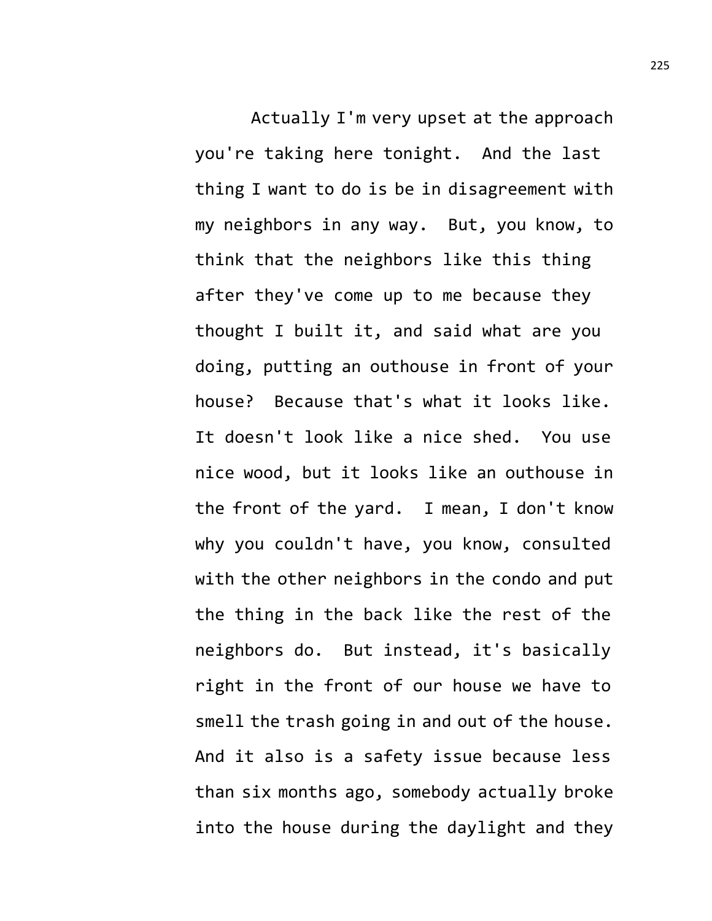Actually I'm very upset at the approach you're taking here tonight. And the last thing I want to do is be in disagreement with my neighbors in any way. But, you know, to think that the neighbors like this thing after they've come up to me because they thought I built it, and said what are you doing, putting an outhouse in front of your house? Because that's what it looks like. It doesn't look like a nice shed. You use nice wood, but it looks like an outhouse in the front of the yard. I mean, I don't know why you couldn't have, you know, consulted with the other neighbors in the condo and put the thing in the back like the rest of the neighbors do. But instead, it's basically right in the front of our house we have to smell the trash going in and out of the house. And it also is a safety issue because less than six months ago, somebody actually broke into the house during the daylight and they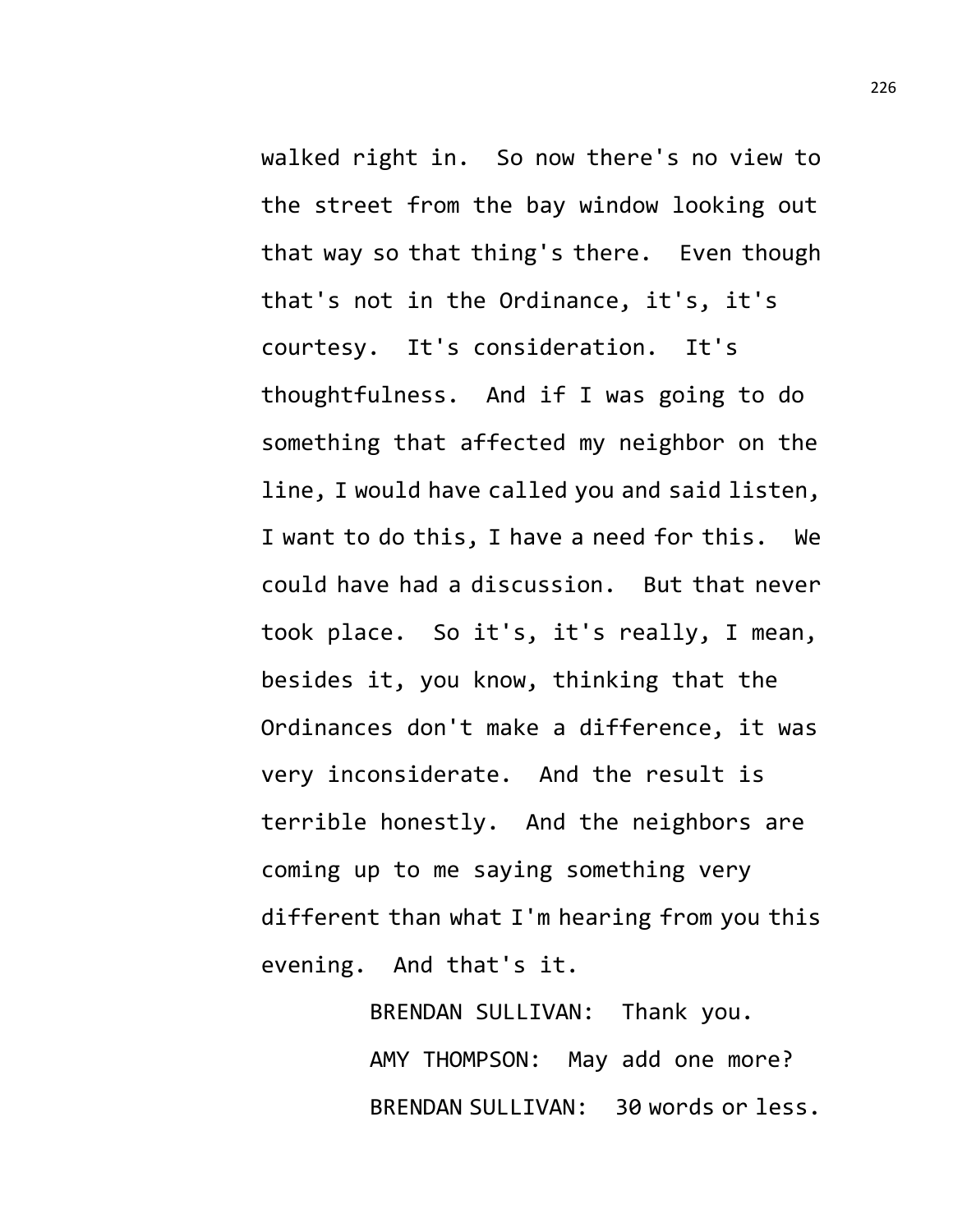walked right in. So now there's no view to the street from the bay window looking out that way so that thing's there. Even though that's not in the Ordinance, it's, it's courtesy. It's consideration. It's thoughtfulness. And if I was going to do something that affected my neighbor on the line, I would have called you and said listen, I want to do this, I have a need for this. We could have had a discussion. But that never took place. So it's, it's really, I mean, besides it, you know, thinking that the Ordinances don't make a difference, it was very inconsiderate. And the result is terrible honestly. And the neighbors are coming up to me saying something very different than what I'm hearing from you this evening. And that's it.

BRENDAN SULLIVAN: Thank you.

AMY THOMPSON: May add one more?

BRENDAN SULLIVAN: 30 words or less.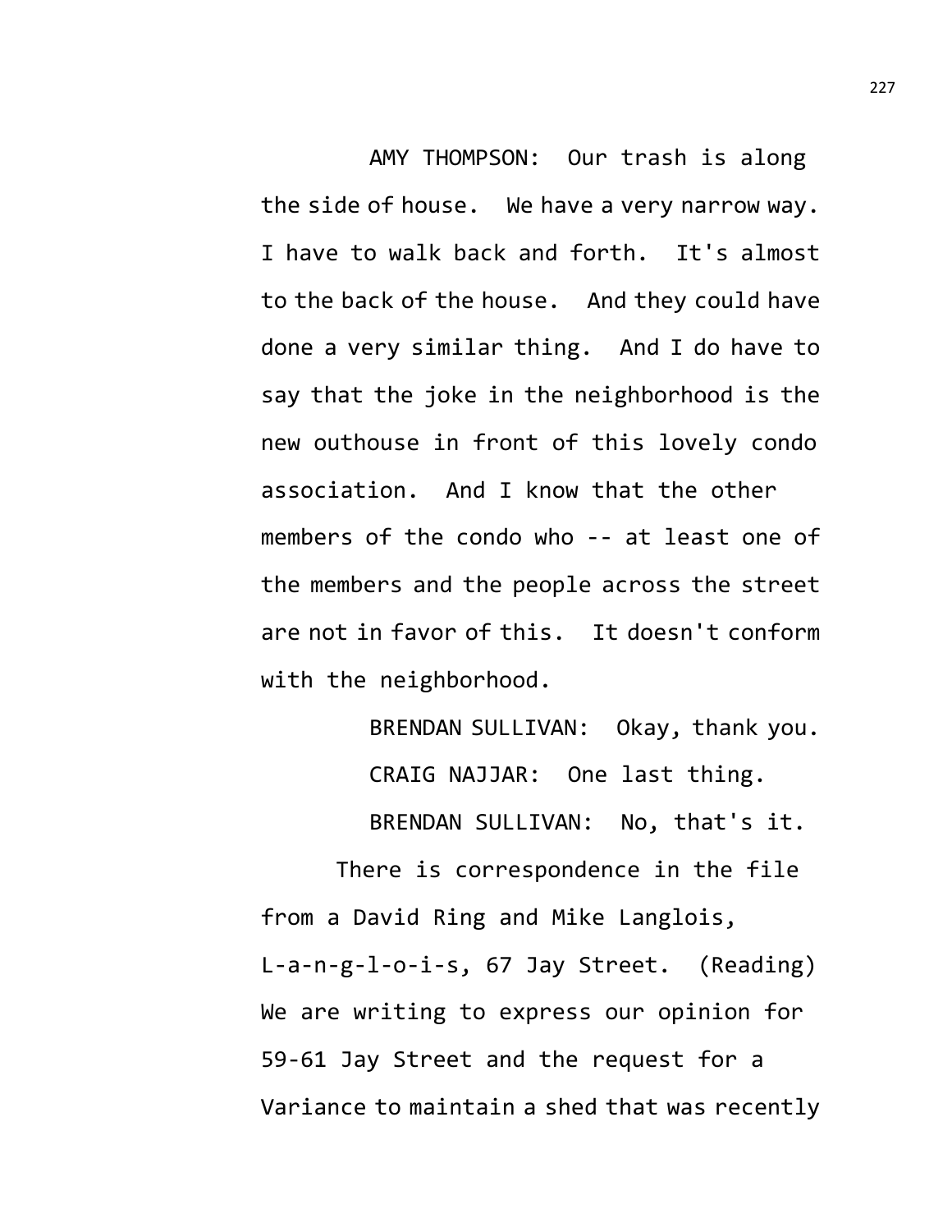AMY THOMPSON: Our trash is along the side of house. We have a very narrow way. I have to walk back and forth. It's almost to the back of the house. And they could have done a very similar thing. And I do have to say that the joke in the neighborhood is the new outhouse in front of this lovely condo association. And I know that the other members of the condo who -- at least one of the members and the people across the street are not in favor of this. It doesn't conform with the neighborhood.

BRENDAN SULLIVAN: Okay, thank you.

CRAIG NAJJAR: One last thing.

BRENDAN SULLIVAN: No, that's it.

There is correspondence in the file from a David Ring and Mike Langlois, L-a-n-g-l-o-i-s, 67 Jay Street. (Reading) We are writing to express our opinion for 59-61 Jay Street and the request for a Variance to maintain a shed that was recently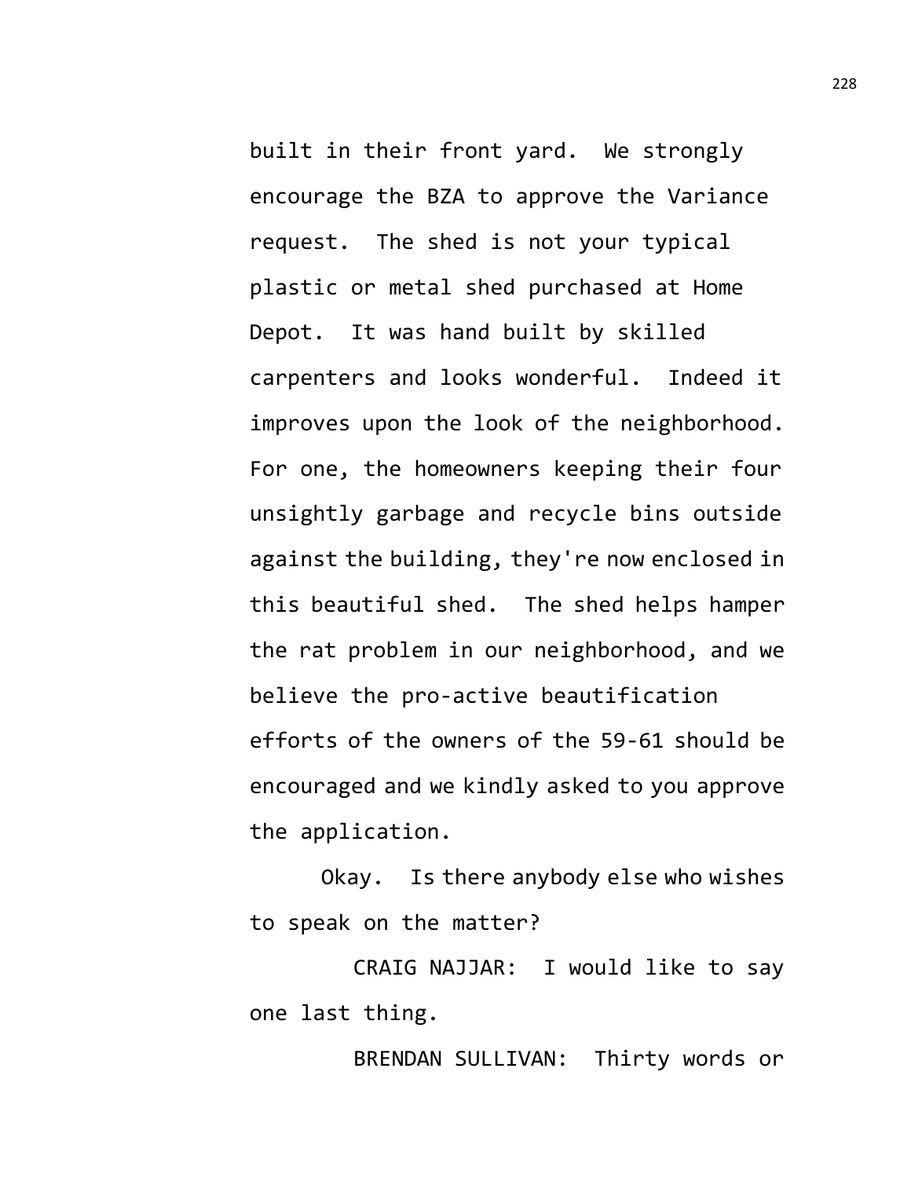built in their front yard. We strongly encourage the BZA to approve the Variance request. The shed is not your typical plastic or metal shed purchased at Home Depot. It was hand built by skilled carpenters and looks wonderful. Indeed it improves upon the look of the neighborhood. For one, the homeowners keeping their four unsightly garbage and recycle bins outside against the building, they're now enclosed in this beautiful shed. The shed helps hamper the rat problem in our neighborhood, and we believe the pro-active beautification efforts of the owners of the 59-61 should be encouraged and we kindly asked to you approve the application.

Okay. Is there anybody else who wishes to speak on the matter?

CRAIG NAJJAR: I would like to say one last thing.

BRENDAN SULLIVAN: Thirty words or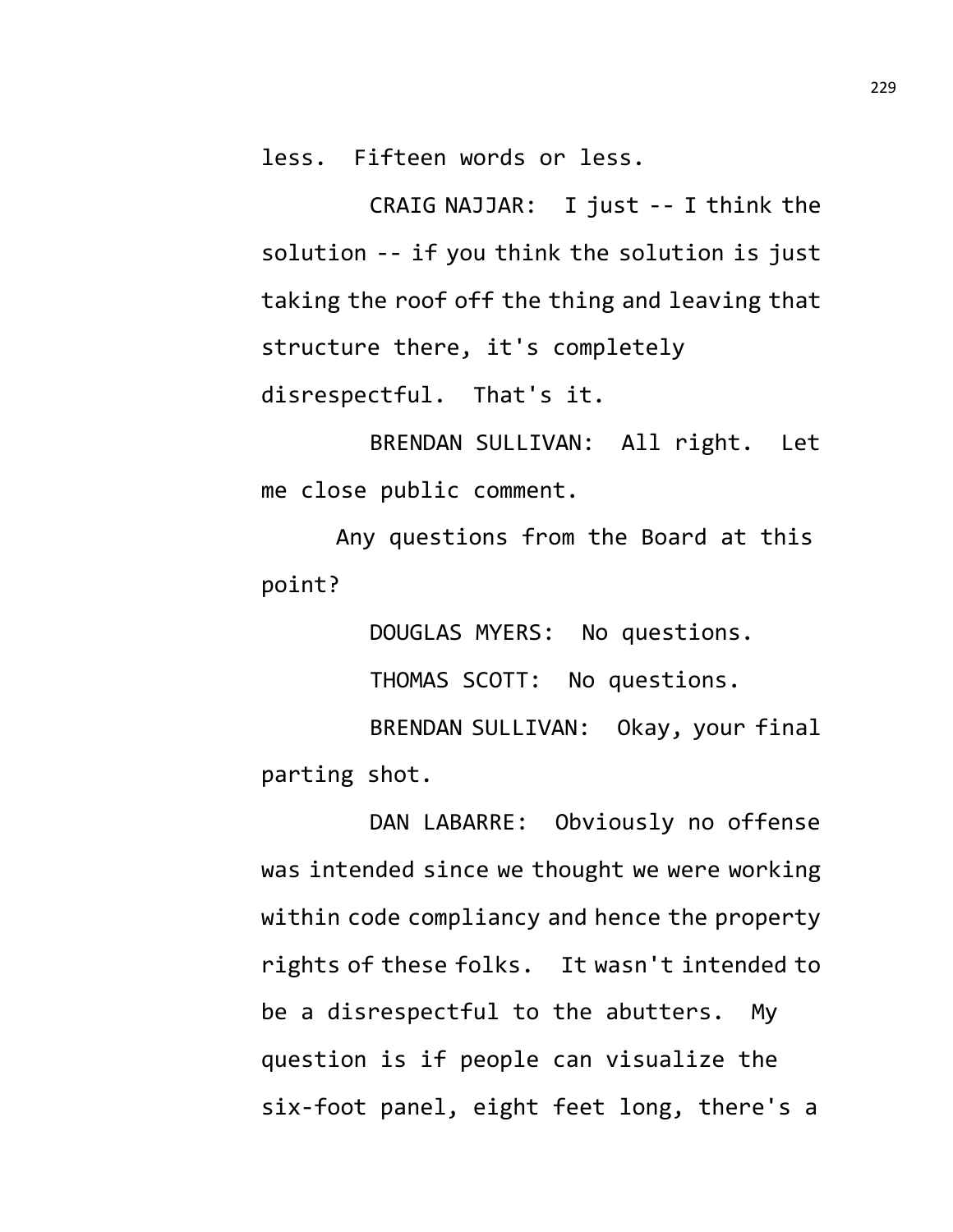less. Fifteen words or less.

CRAIG NAJJAR: I just -- I think the solution -- if you think the solution is just taking the roof off the thing and leaving that structure there, it's completely disrespectful. That's it.

BRENDAN SULLIVAN: All right. Let me close public comment.

Any questions from the Board at this point?

DOUGLAS MYERS: No questions.

THOMAS SCOTT: No questions.

BRENDAN SULLIVAN: Okay, your final parting shot.

DAN LABARRE: Obviously no offense was intended since we thought we were working within code compliancy and hence the property rights of these folks. It wasn't intended to be a disrespectful to the abutters. My question is if people can visualize the six-foot panel, eight feet long, there's a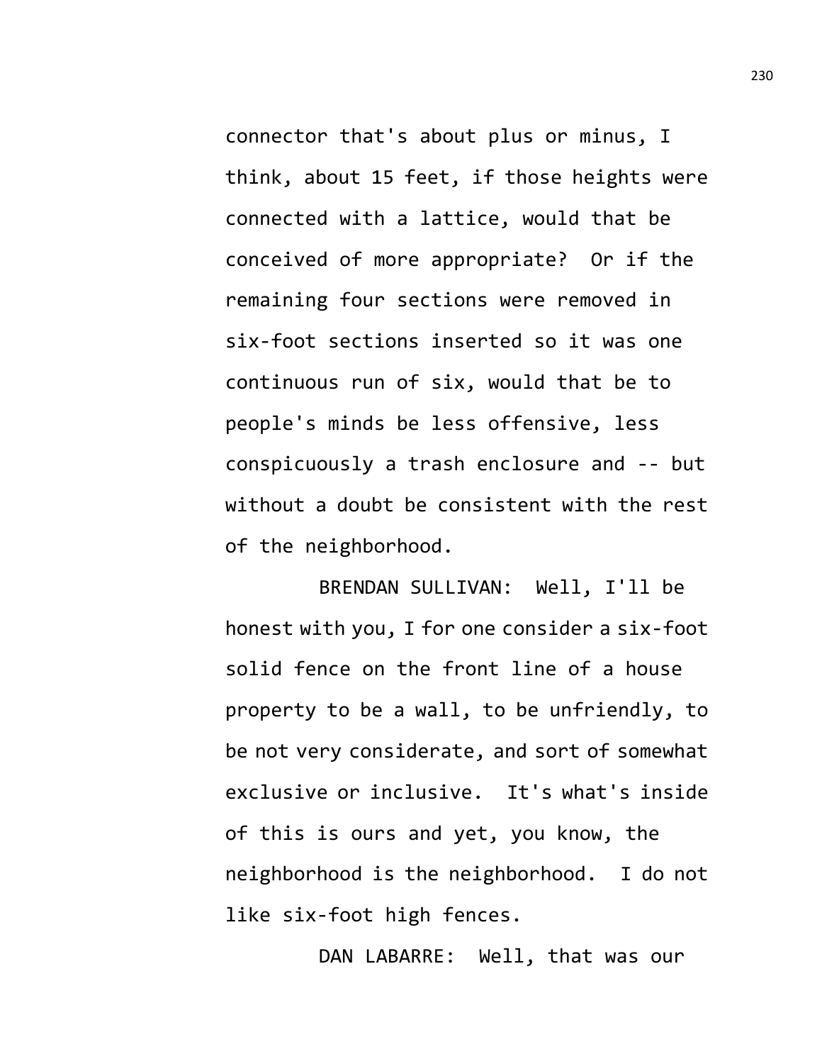connector that's about plus or minus, I think, about 15 feet, if those heights were connected with a lattice, would that be conceived of more appropriate? Or if the remaining four sections were removed in six-foot sections inserted so it was one continuous run of six, would that be to people's minds be less offensive, less conspicuously a trash enclosure and -- but without a doubt be consistent with the rest of the neighborhood.

BRENDAN SULLIVAN: Well, I'll be honest with you, I for one consider a six-foot solid fence on the front line of a house property to be a wall, to be unfriendly, to be not very considerate, and sort of somewhat exclusive or inclusive. It's what's inside of this is ours and yet, you know, the neighborhood is the neighborhood. I do not like six-foot high fences.

DAN LABARRE: Well, that was our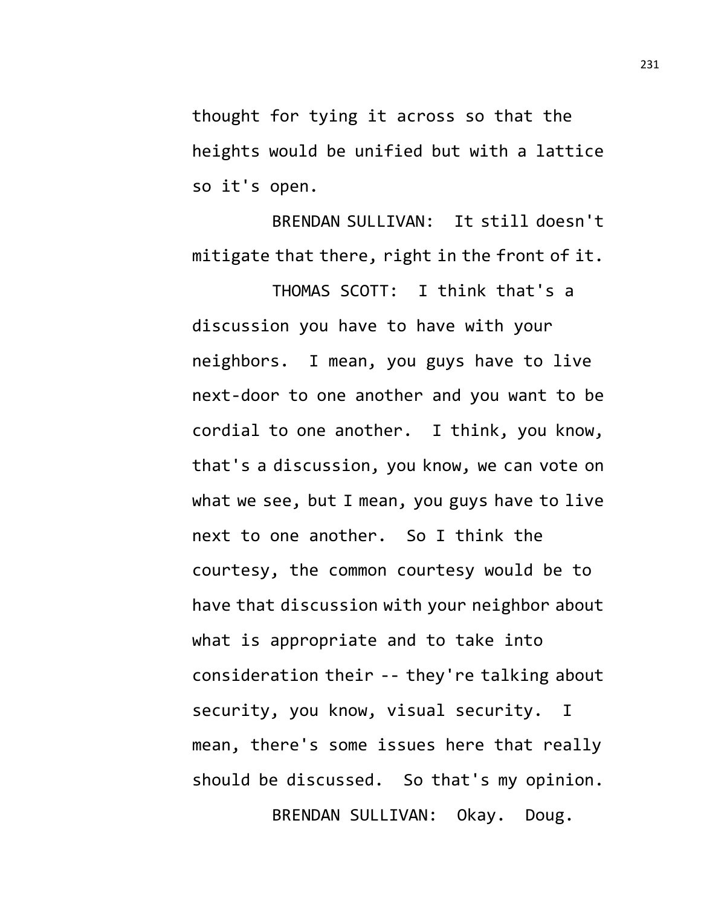thought for tying it across so that the heights would be unified but with a lattice so it's open.

BRENDAN SULLIVAN: It still doesn't mitigate that there, right in the front of it.

THOMAS SCOTT: I think that's a discussion you have to have with your neighbors. I mean, you guys have to live next-door to one another and you want to be cordial to one another. I think, you know, that's a discussion, you know, we can vote on what we see, but I mean, you guys have to live next to one another. So I think the courtesy, the common courtesy would be to have that discussion with your neighbor about what is appropriate and to take into consideration their -- they're talking about security, you know, visual security. I mean, there's some issues here that really should be discussed. So that's my opinion.

BRENDAN SULLIVAN: Okay. Doug.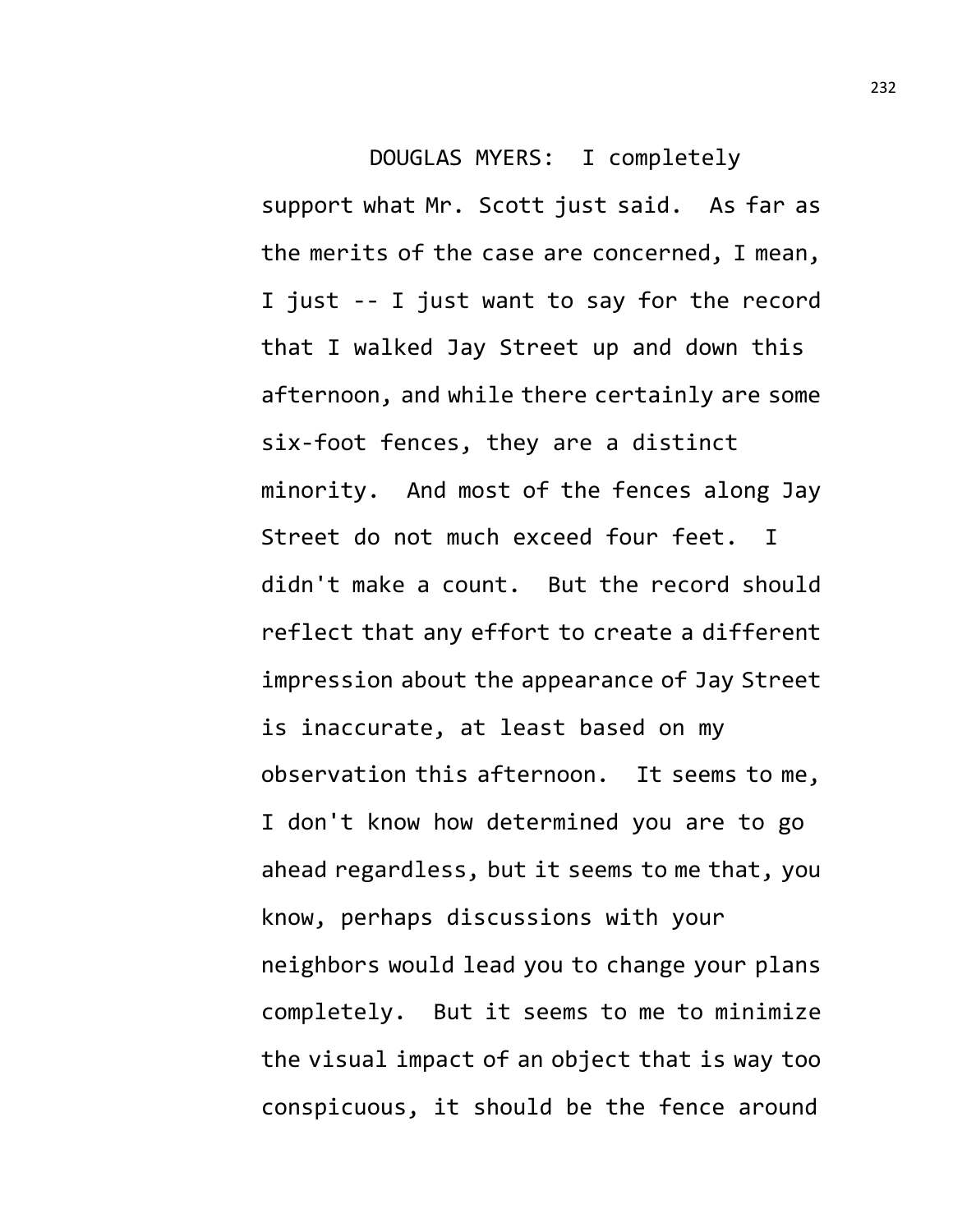DOUGLAS MYERS: I completely support what Mr. Scott just said. As far as the merits of the case are concerned, I mean, I just -- I just want to say for the record that I walked Jay Street up and down this afternoon, and while there certainly are some six-foot fences, they are a distinct minority. And most of the fences along Jay Street do not much exceed four feet. I didn't make a count. But the record should reflect that any effort to create a different impression about the appearance of Jay Street is inaccurate, at least based on my observation this afternoon. It seems to me, I don't know how determined you are to go ahead regardless, but it seems to me that, you know, perhaps discussions with your neighbors would lead you to change your plans completely. But it seems to me to minimize the visual impact of an object that is way too conspicuous, it should be the fence around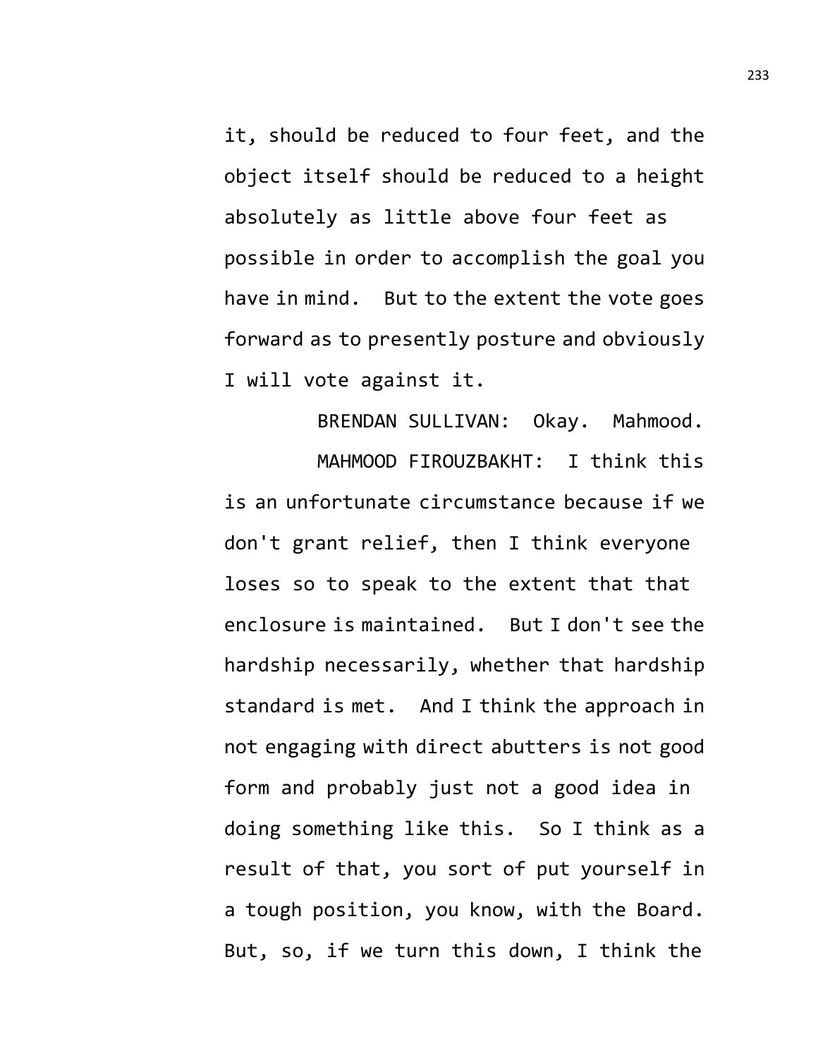it, should be reduced to four feet, and the object itself should be reduced to a height absolutely as little above four feet as possible in order to accomplish the goal you have in mind. But to the extent the vote goes forward as to presently posture and obviously I will vote against it.

BRENDAN SULLIVAN: Okay. Mahmood.

MAHMOOD FIROUZBAKHT: I think this is an unfortunate circumstance because if we don't grant relief, then I think everyone loses so to speak to the extent that that enclosure is maintained. But I don't see the hardship necessarily, whether that hardship standard is met. And I think the approach in not engaging with direct abutters is not good form and probably just not a good idea in doing something like this. So I think as a result of that, you sort of put yourself in a tough position, you know, with the Board. But, so, if we turn this down, I think the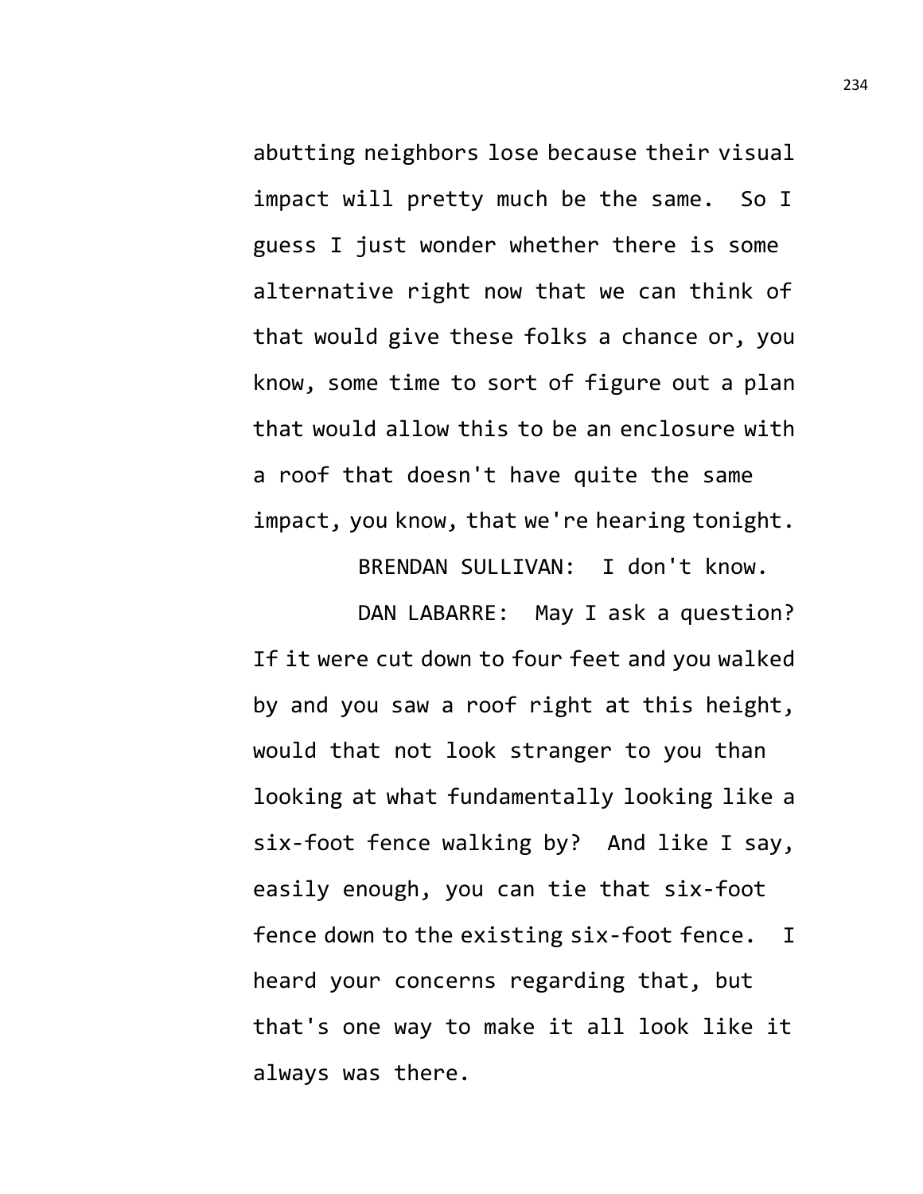abutting neighbors lose because their visual impact will pretty much be the same. So I guess I just wonder whether there is some alternative right now that we can think of that would give these folks a chance or, you know, some time to sort of figure out a plan that would allow this to be an enclosure with a roof that doesn't have quite the same impact, you know, that we're hearing tonight.

BRENDAN SULLIVAN: I don't know.

DAN LABARRE: May I ask a question? If it were cut down to four feet and you walked by and you saw a roof right at this height, would that not look stranger to you than looking at what fundamentally looking like a six-foot fence walking by? And like I say, easily enough, you can tie that six-foot fence down to the existing six-foot fence. I heard your concerns regarding that, but that's one way to make it all look like it always was there.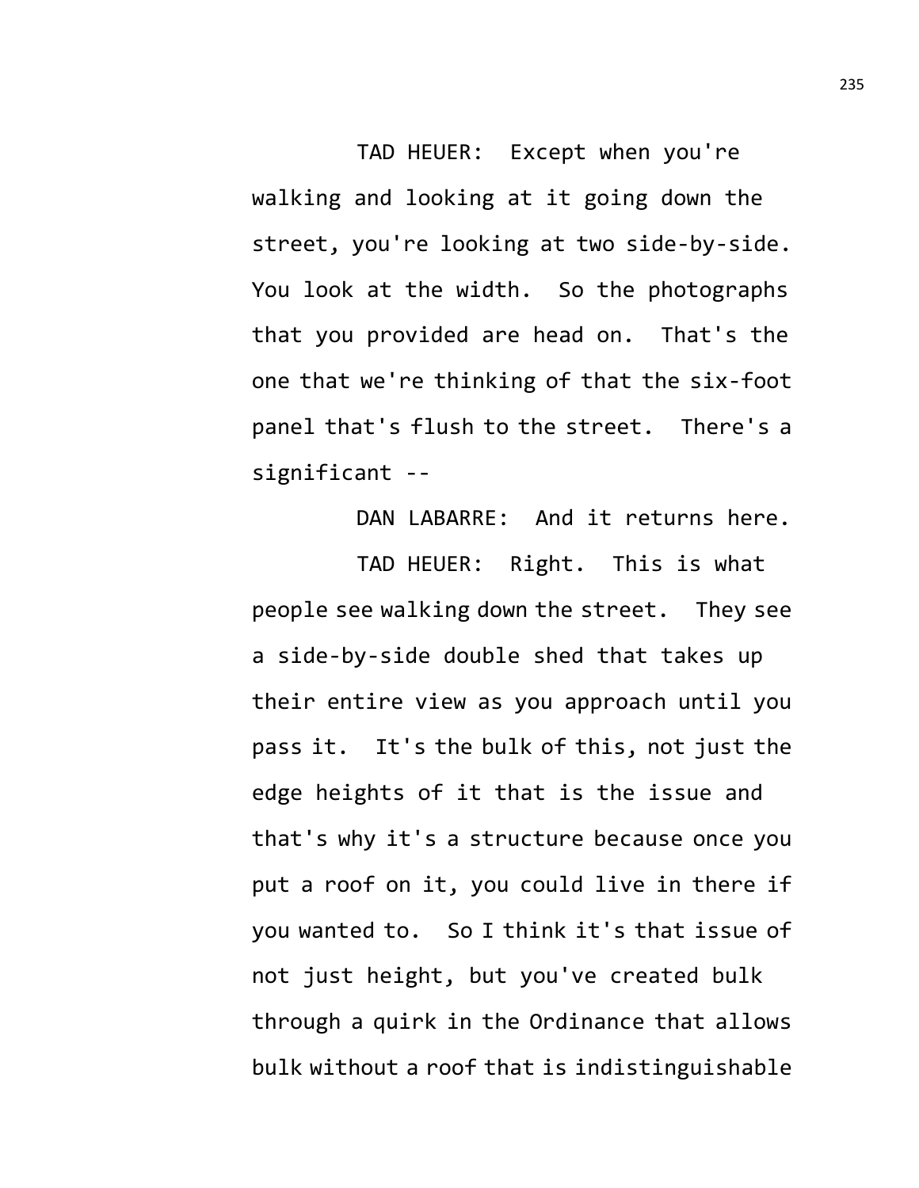TAD HEUER: Except when you're walking and looking at it going down the street, you're looking at two side-by-side. You look at the width. So the photographs that you provided are head on. That's the one that we're thinking of that the six-foot panel that's flush to the street. There's a significant --

DAN LABARRE: And it returns here.

TAD HEUER: Right. This is what people see walking down the street. They see a side-by-side double shed that takes up their entire view as you approach until you pass it. It's the bulk of this, not just the edge heights of it that is the issue and that's why it's a structure because once you put a roof on it, you could live in there if you wanted to. So I think it's that issue of not just height, but you've created bulk through a quirk in the Ordinance that allows bulk without a roof that is indistinguishable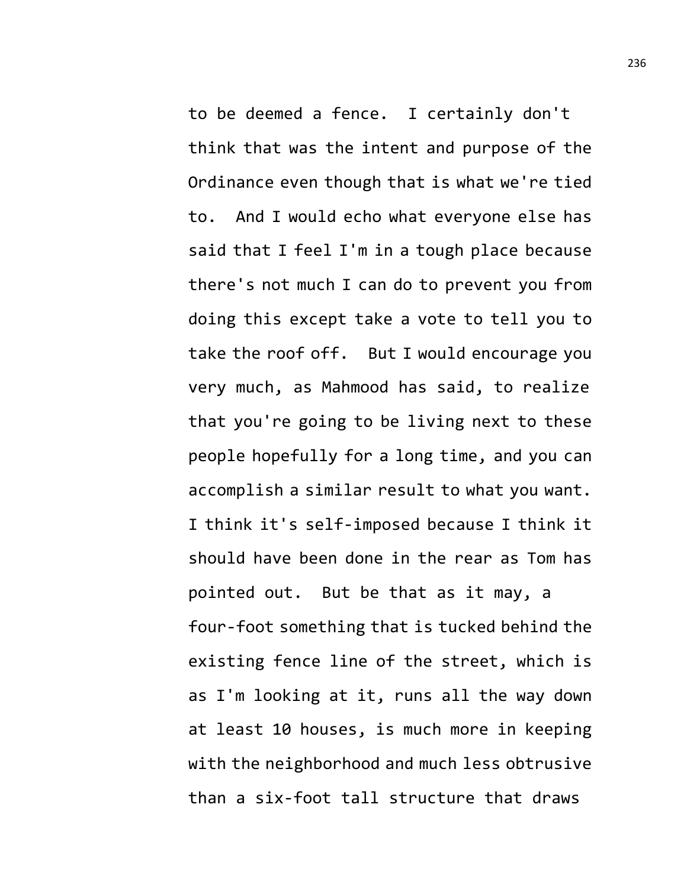to be deemed a fence. I certainly don't think that was the intent and purpose of the Ordinance even though that is what we're tied to. And I would echo what everyone else has said that I feel I'm in a tough place because there's not much I can do to prevent you from doing this except take a vote to tell you to take the roof off. But I would encourage you very much, as Mahmood has said, to realize that you're going to be living next to these people hopefully for a long time, and you can accomplish a similar result to what you want. I think it's self-imposed because I think it should have been done in the rear as Tom has pointed out. But be that as it may, a four-foot something that is tucked behind the existing fence line of the street, which is as I'm looking at it, runs all the way down at least 10 houses, is much more in keeping with the neighborhood and much less obtrusive than a six-foot tall structure that draws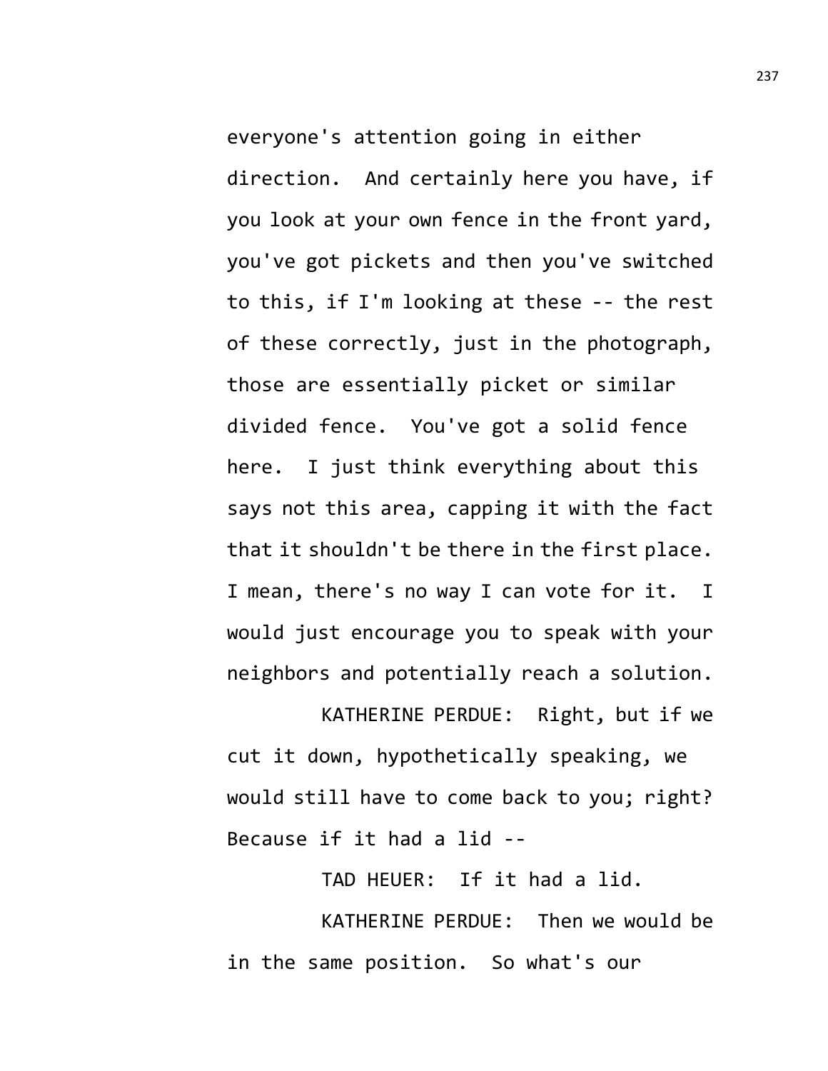everyone's attention going in either direction. And certainly here you have, if you look at your own fence in the front yard, you've got pickets and then you've switched to this, if I'm looking at these -- the rest of these correctly, just in the photograph, those are essentially picket or similar divided fence. You've got a solid fence here. I just think everything about this says not this area, capping it with the fact that it shouldn't be there in the first place. I mean, there's no way I can vote for it. I would just encourage you to speak with your neighbors and potentially reach a solution.

KATHERINE PERDUE: Right, but if we cut it down, hypothetically speaking, we would still have to come back to you; right? Because if it had a lid --

TAD HEUER: If it had a lid.

KATHERINE PERDUE: Then we would be in the same position. So what's our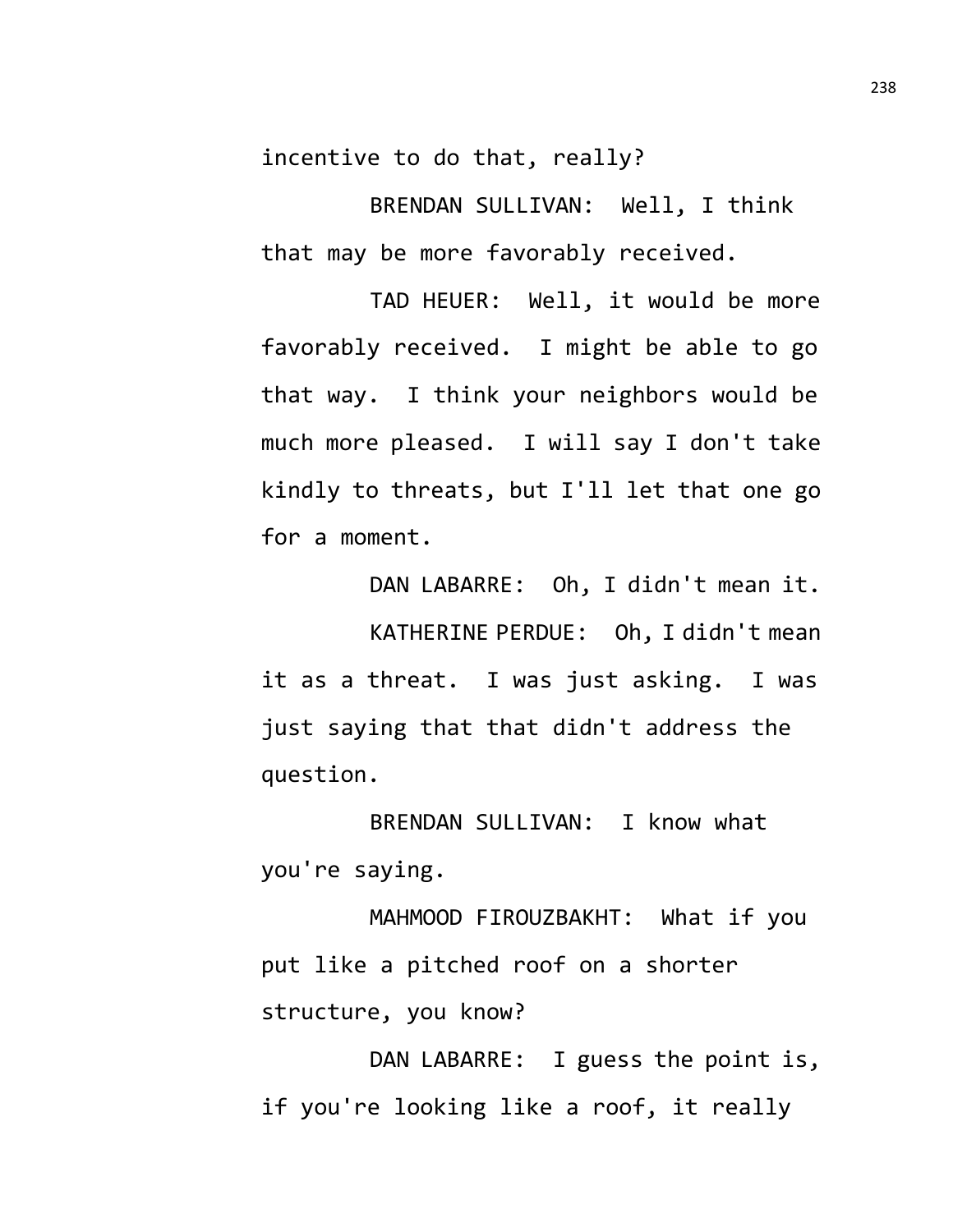incentive to do that, really?

BRENDAN SULLIVAN: Well, I think that may be more favorably received.

TAD HEUER: Well, it would be more favorably received. I might be able to go that way. I think your neighbors would be much more pleased. I will say I don't take kindly to threats, but I'll let that one go for a moment.

DAN LABARRE: Oh, I didn't mean it.

KATHERINE PERDUE: Oh, I didn't mean it as a threat. I was just asking. I was just saying that that didn't address the question.

BRENDAN SULLIVAN: I know what you're saying.

MAHMOOD FIROUZBAKHT: What if you put like a pitched roof on a shorter structure, you know?

DAN LABARRE: I guess the point is, if you're looking like a roof, it really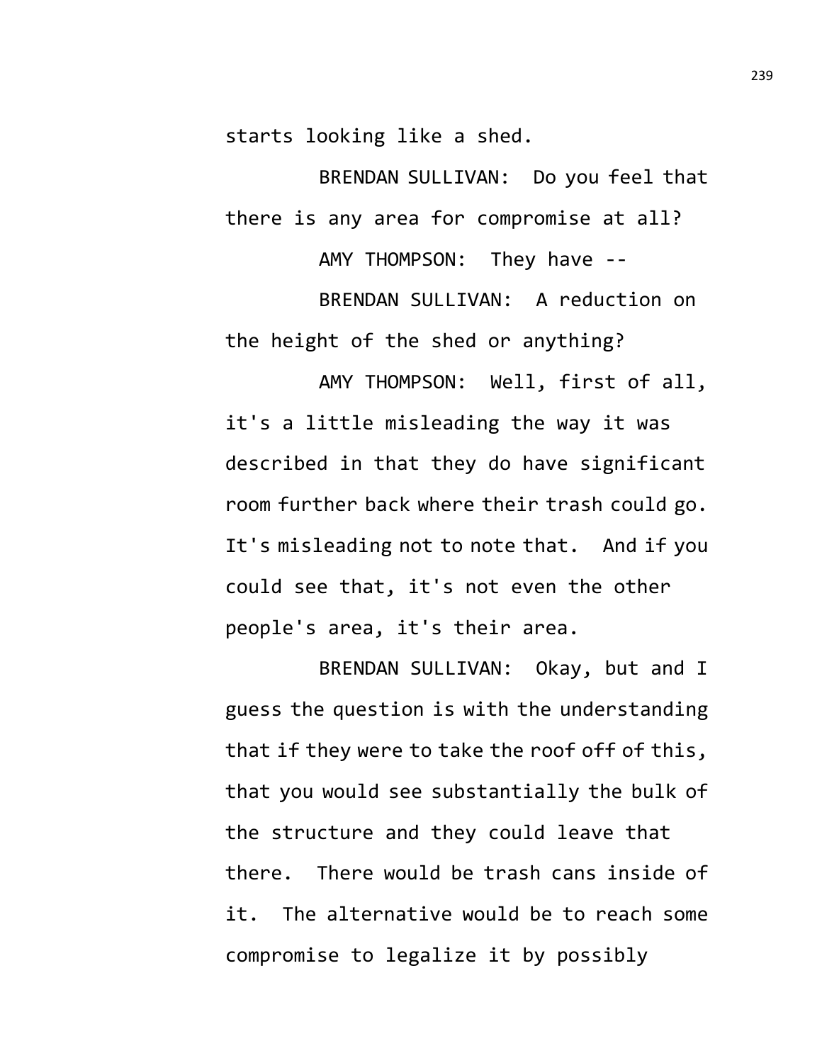starts looking like a shed.

BRENDAN SULLIVAN: Do you feel that there is any area for compromise at all?

AMY THOMPSON: They have --

BRENDAN SULLIVAN: A reduction on the height of the shed or anything?

AMY THOMPSON: Well, first of all, it's a little misleading the way it was described in that they do have significant room further back where their trash could go. It's misleading not to note that. And if you could see that, it's not even the other people's area, it's their area.

BRENDAN SULLIVAN: Okay, but and I guess the question is with the understanding that if they were to take the roof off of this, that you would see substantially the bulk of the structure and they could leave that there. There would be trash cans inside of it. The alternative would be to reach some compromise to legalize it by possibly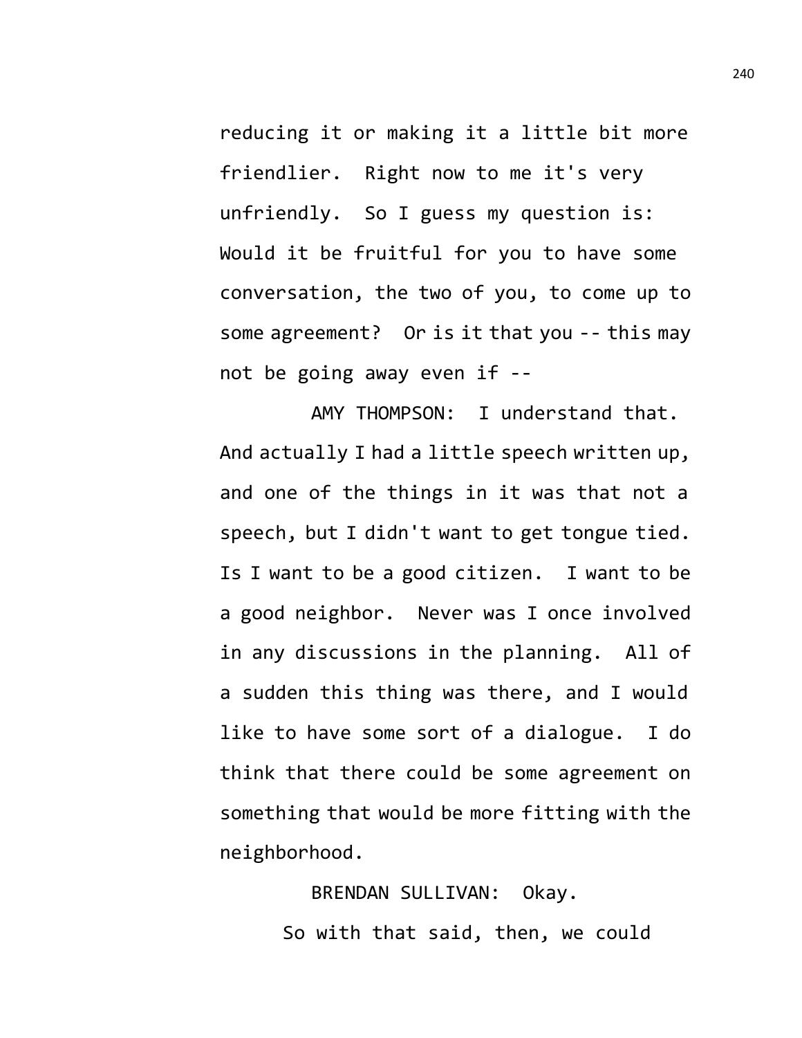reducing it or making it a little bit more friendlier. Right now to me it's very unfriendly. So I guess my question is: Would it be fruitful for you to have some conversation, the two of you, to come up to some agreement? Or is it that you -- this may not be going away even if --

AMY THOMPSON: I understand that. And actually I had a little speech written up, and one of the things in it was that not a speech, but I didn't want to get tongue tied. Is I want to be a good citizen. I want to be a good neighbor. Never was I once involved in any discussions in the planning. All of a sudden this thing was there, and I would like to have some sort of a dialogue. I do think that there could be some agreement on something that would be more fitting with the neighborhood.

BRENDAN SULLIVAN: Okay.

So with that said, then, we could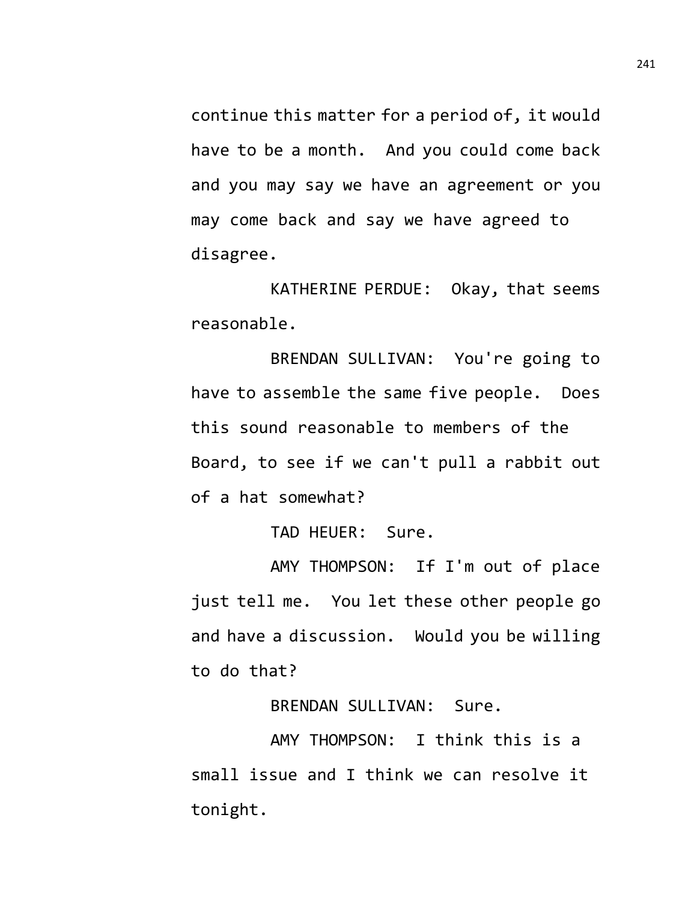continue this matter for a period of, it would have to be a month. And you could come back and you may say we have an agreement or you may come back and say we have agreed to disagree.

KATHERINE PERDUE: Okay, that seems reasonable.

BRENDAN SULLIVAN: You're going to have to assemble the same five people. Does this sound reasonable to members of the Board, to see if we can't pull a rabbit out of a hat somewhat?

TAD HEUER: Sure.

AMY THOMPSON: If I'm out of place just tell me. You let these other people go and have a discussion. Would you be willing to do that?

BRENDAN SULLIVAN: Sure.

AMY THOMPSON: I think this is a small issue and I think we can resolve it tonight.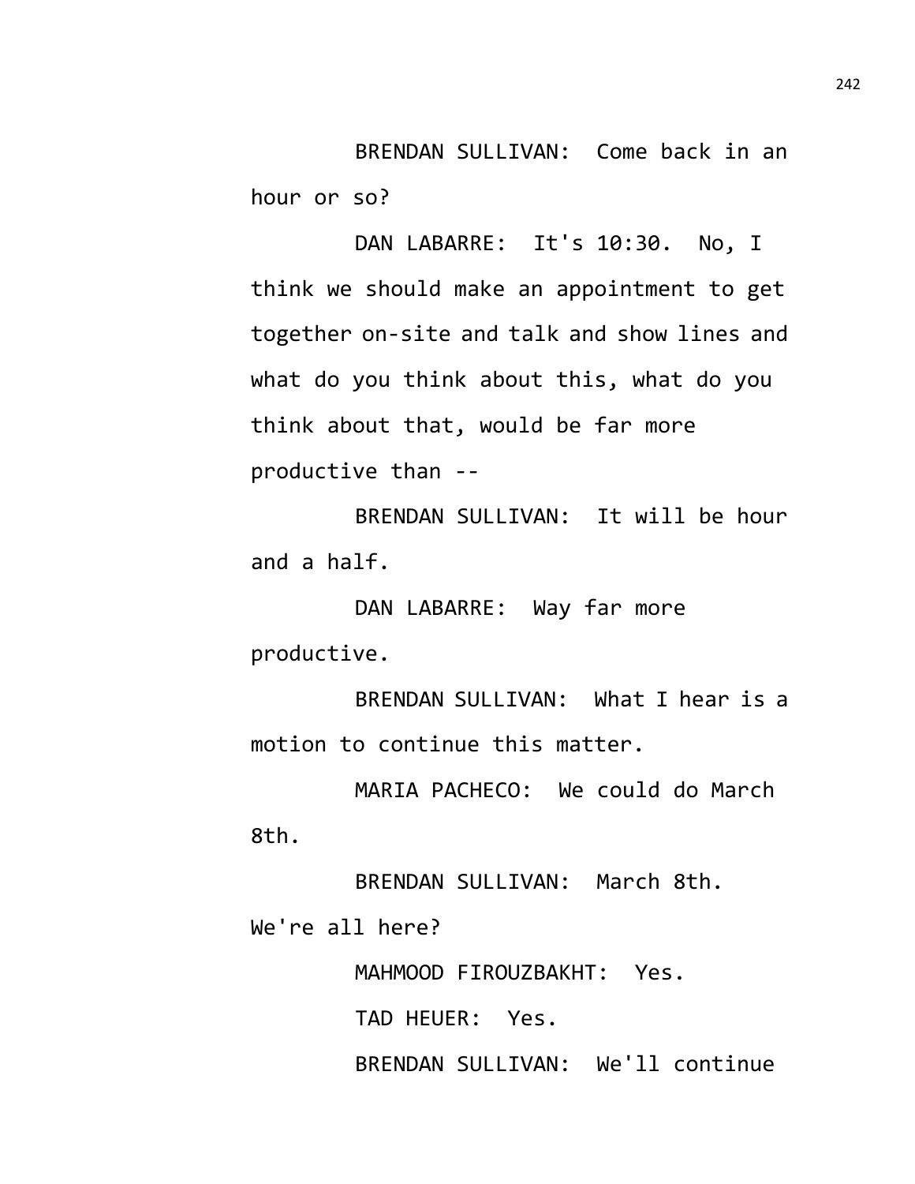BRENDAN SULLIVAN: Come back in an hour or so?

DAN LABARRE: It's 10:30. No, I think we should make an appointment to get together on-site and talk and show lines and what do you think about this, what do you think about that, would be far more productive than --

BRENDAN SULLIVAN: It will be hour and a half.

DAN LABARRE: Way far more productive.

BRENDAN SULLIVAN: What I hear is a motion to continue this matter.

MARIA PACHECO: We could do March 8th.

BRENDAN SULLIVAN: March 8th. We're all here?

MAHMOOD FIROUZBAKHT: Yes.

TAD HEUER: Yes.

BRENDAN SULLIVAN: We'll continue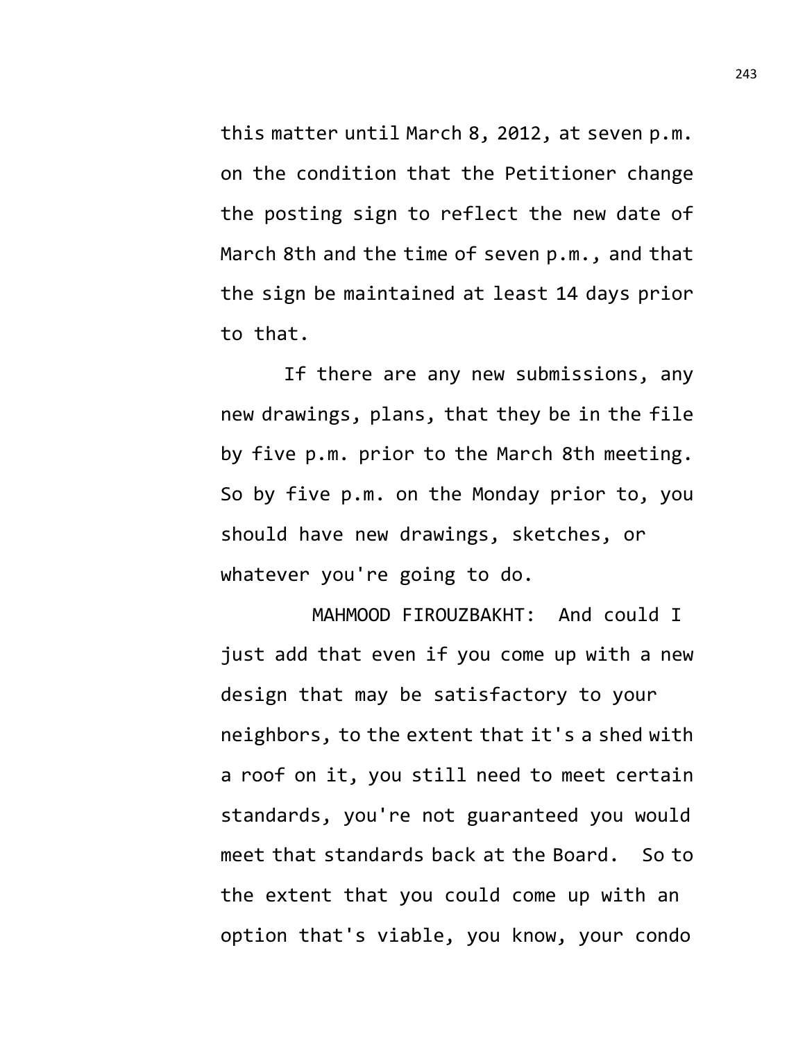this matter until March 8, 2012, at seven p.m. on the condition that the Petitioner change the posting sign to reflect the new date of March 8th and the time of seven p.m., and that the sign be maintained at least 14 days prior to that.

If there are any new submissions, any new drawings, plans, that they be in the file by five p.m. prior to the March 8th meeting. So by five p.m. on the Monday prior to, you should have new drawings, sketches, or whatever you're going to do.

MAHMOOD FIROUZBAKHT: And could I just add that even if you come up with a new design that may be satisfactory to your neighbors, to the extent that it's a shed with a roof on it, you still need to meet certain standards, you're not guaranteed you would meet that standards back at the Board. So to the extent that you could come up with an option that's viable, you know, your condo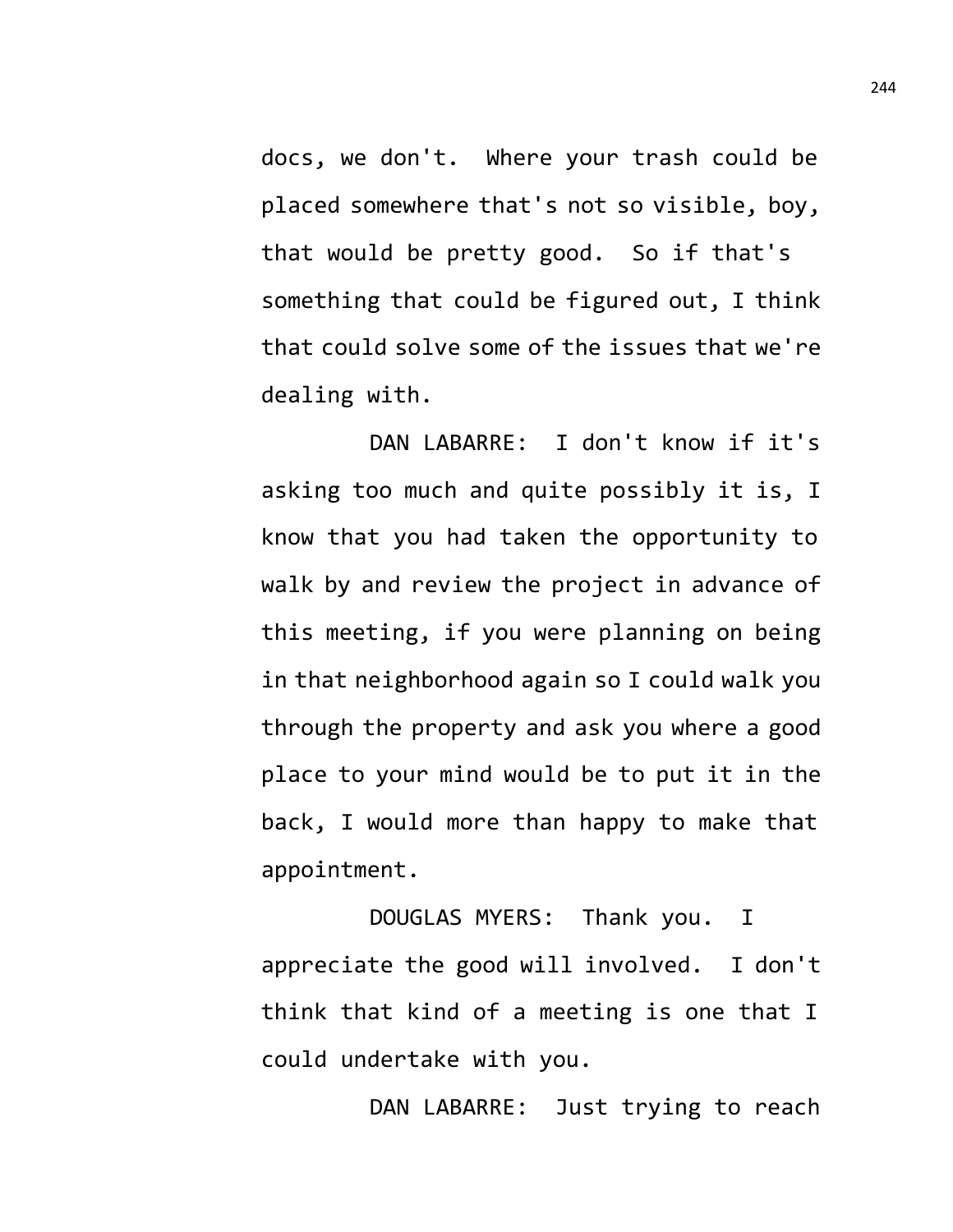docs, we don't. Where your trash could be placed somewhere that's not so visible, boy, that would be pretty good. So if that's something that could be figured out, I think that could solve some of the issues that we're dealing with.

DAN LABARRE: I don't know if it's asking too much and quite possibly it is, I know that you had taken the opportunity to walk by and review the project in advance of this meeting, if you were planning on being in that neighborhood again so I could walk you through the property and ask you where a good place to your mind would be to put it in the back, I would more than happy to make that appointment.

DOUGLAS MYERS: Thank you. I appreciate the good will involved. I don't think that kind of a meeting is one that I could undertake with you.

DAN LABARRE: Just trying to reach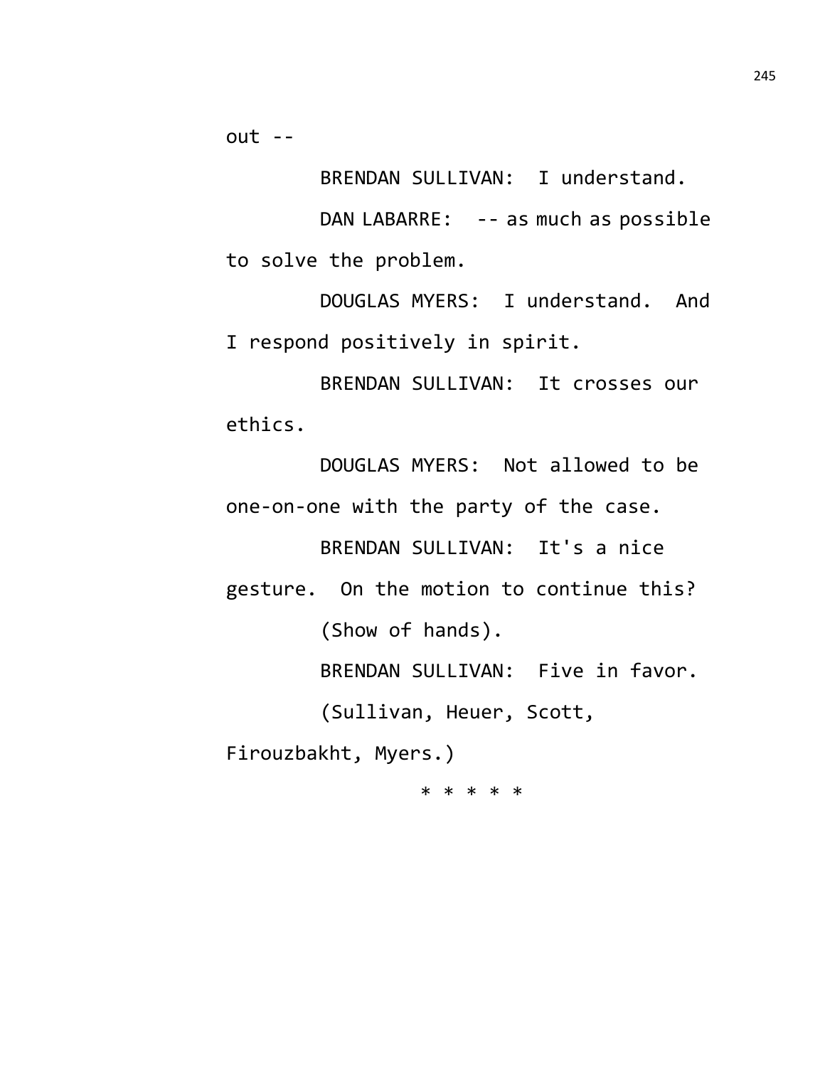out --

BRENDAN SULLIVAN: I understand.

DAN LABARRE: -- as much as possible to solve the problem.

DOUGLAS MYERS: I understand. And I respond positively in spirit.

BRENDAN SULLIVAN: It crosses our ethics.

DOUGLAS MYERS: Not allowed to be one-on-one with the party of the case.

BRENDAN SULLIVAN: It's a nice gesture. On the motion to continue this?

(Show of hands).

BRENDAN SULLIVAN: Five in favor.

(Sullivan, Heuer, Scott, Firouzbakht, Myers.)

* * * * *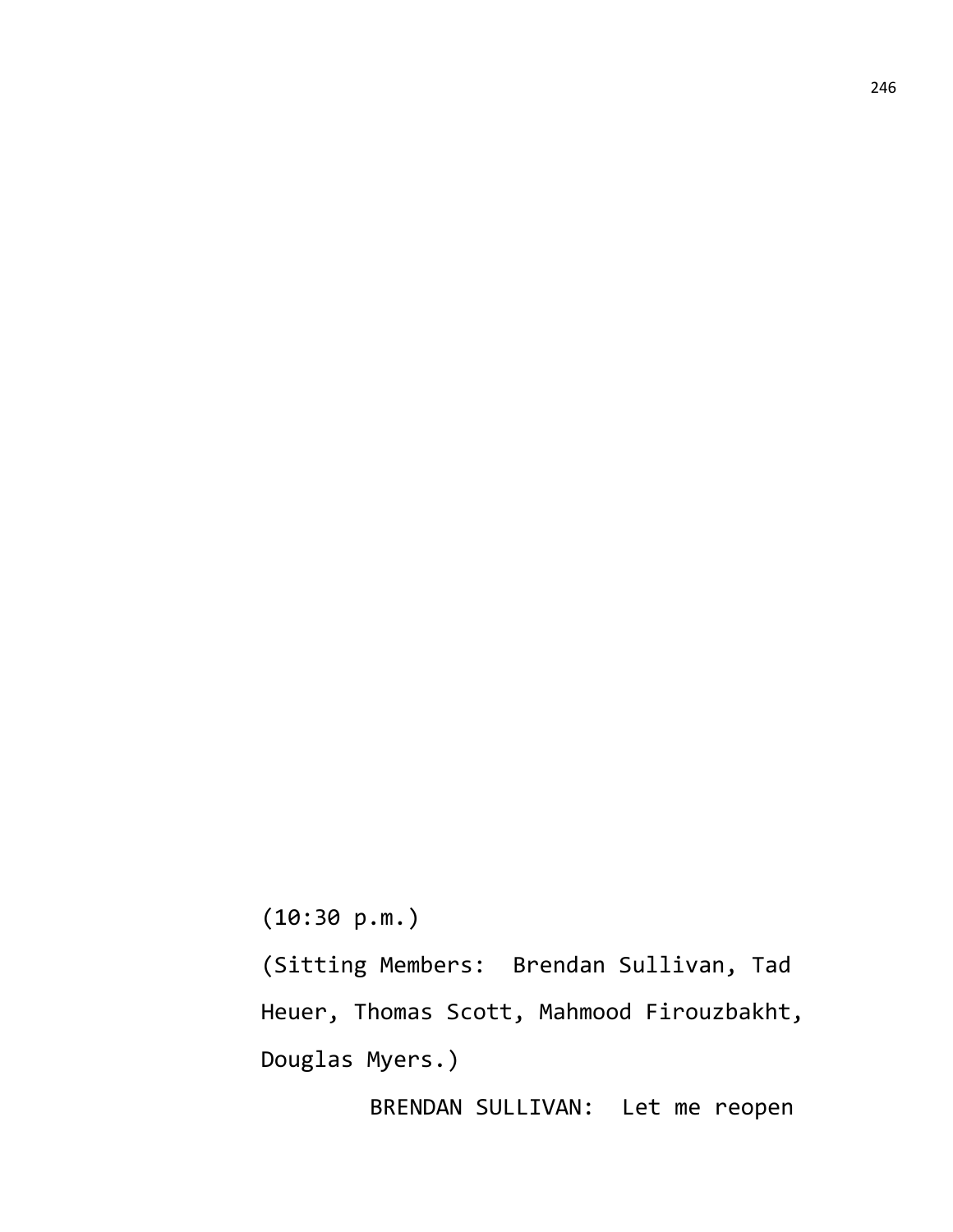(10:30 p.m.)

(Sitting Members: Brendan Sullivan, Tad Heuer, Thomas Scott, Mahmood Firouzbakht, Douglas Myers.)

BRENDAN SULLIVAN: Let me reopen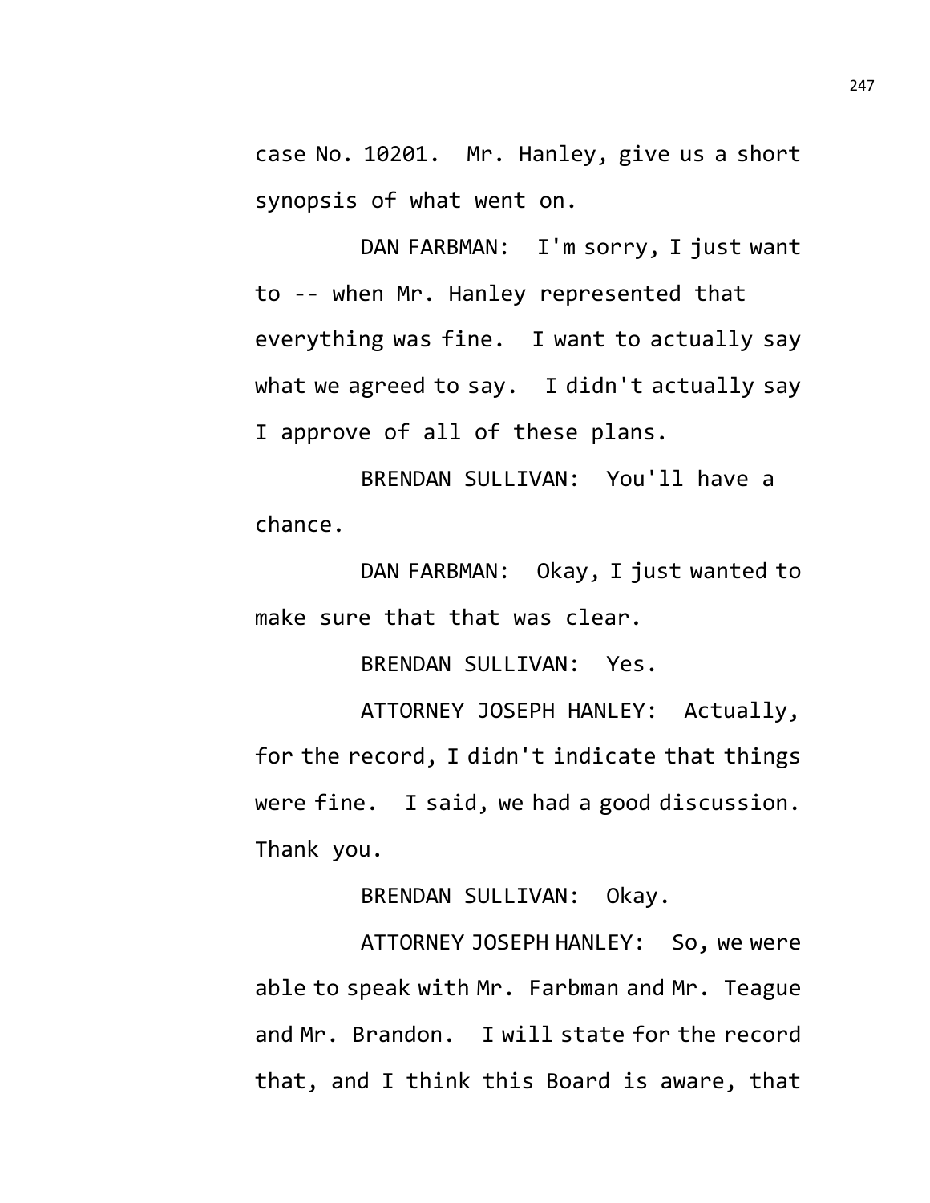case No. 10201. Mr. Hanley, give us a short synopsis of what went on.

DAN FARBMAN: I'm sorry, I just want to -- when Mr. Hanley represented that everything was fine. I want to actually say what we agreed to say. I didn't actually say I approve of all of these plans.

BRENDAN SULLIVAN: You'll have a chance.

DAN FARBMAN: Okay, I just wanted to make sure that that was clear.

BRENDAN SULLIVAN: Yes.

ATTORNEY JOSEPH HANLEY: Actually, for the record, I didn't indicate that things were fine. I said, we had a good discussion. Thank you.

BRENDAN SULLIVAN: Okay.

ATTORNEY JOSEPH HANLEY: So, we were able to speak with Mr. Farbman and Mr. Teague and Mr. Brandon. I will state for the record that, and I think this Board is aware, that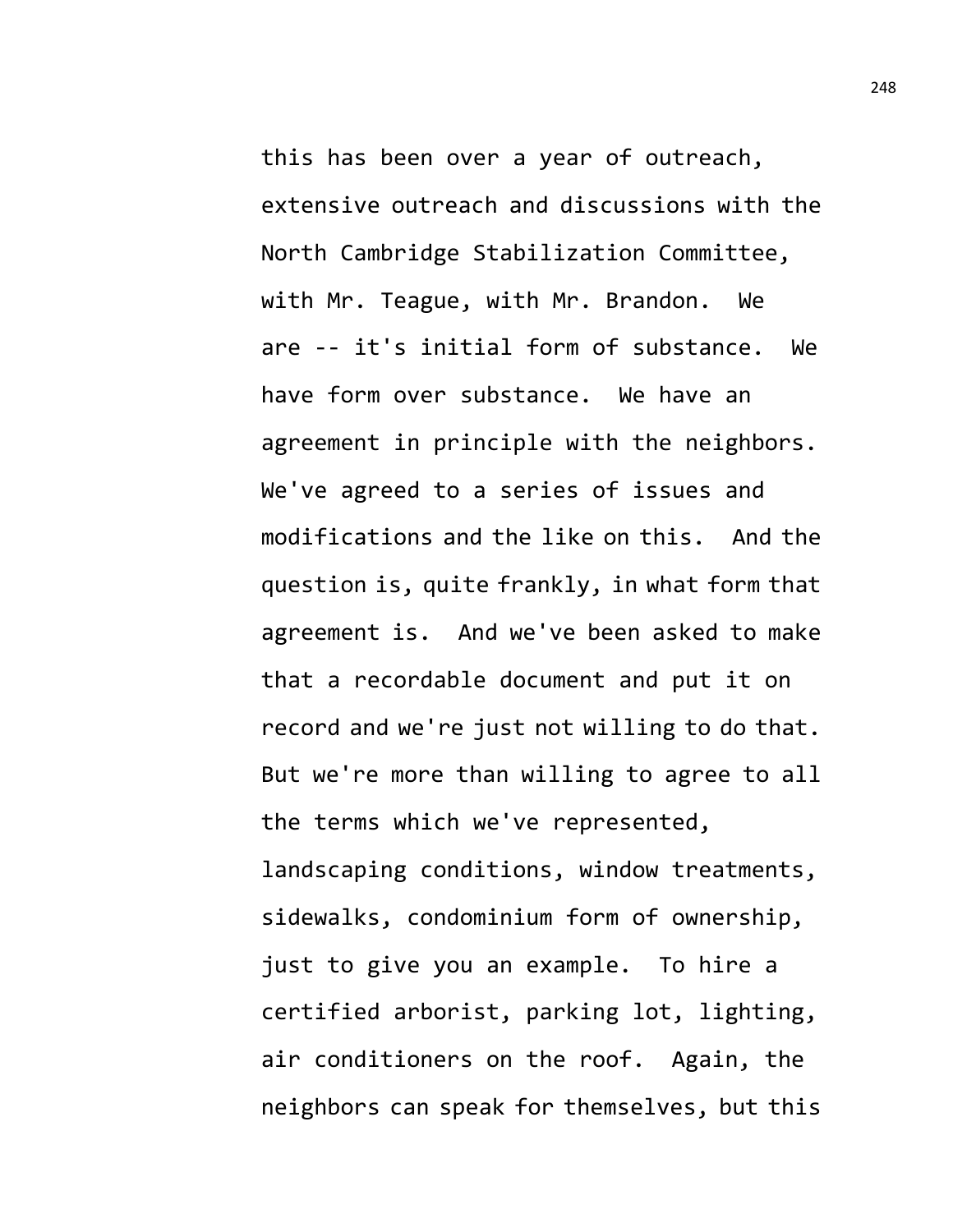this has been over a year of outreach, extensive outreach and discussions with the North Cambridge Stabilization Committee, with Mr. Teague, with Mr. Brandon. We are -- it's initial form of substance. We have form over substance. We have an agreement in principle with the neighbors. We've agreed to a series of issues and modifications and the like on this. And the question is, quite frankly, in what form that agreement is. And we've been asked to make that a recordable document and put it on record and we're just not willing to do that. But we're more than willing to agree to all the terms which we've represented, landscaping conditions, window treatments, sidewalks, condominium form of ownership, just to give you an example. To hire a certified arborist, parking lot, lighting, air conditioners on the roof. Again, the neighbors can speak for themselves, but this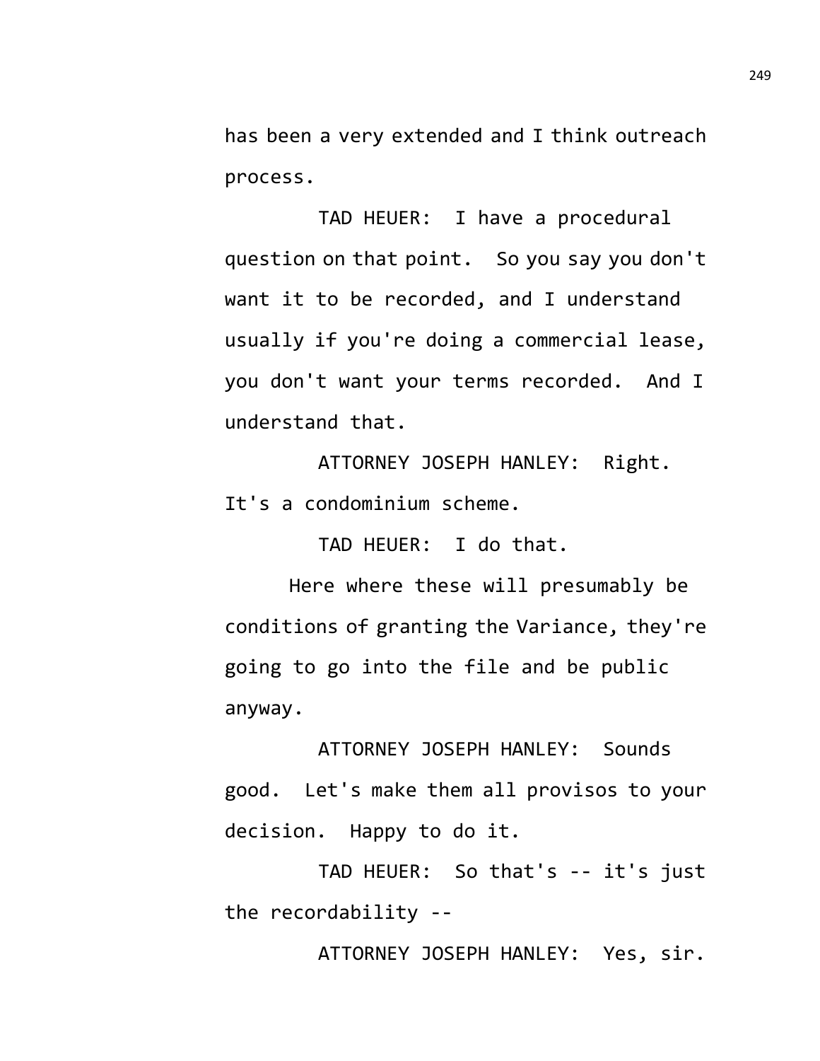has been a very extended and I think outreach process.

TAD HEUER: I have a procedural question on that point. So you say you don't want it to be recorded, and I understand usually if you're doing a commercial lease, you don't want your terms recorded. And I understand that.

ATTORNEY JOSEPH HANLEY: Right. It's a condominium scheme.

TAD HEUER: I do that.

Here where these will presumably be conditions of granting the Variance, they're going to go into the file and be public anyway.

ATTORNEY JOSEPH HANLEY: Sounds good. Let's make them all provisos to your decision. Happy to do it.

TAD HEUER: So that's -- it's just the recordability --

ATTORNEY JOSEPH HANLEY: Yes, sir.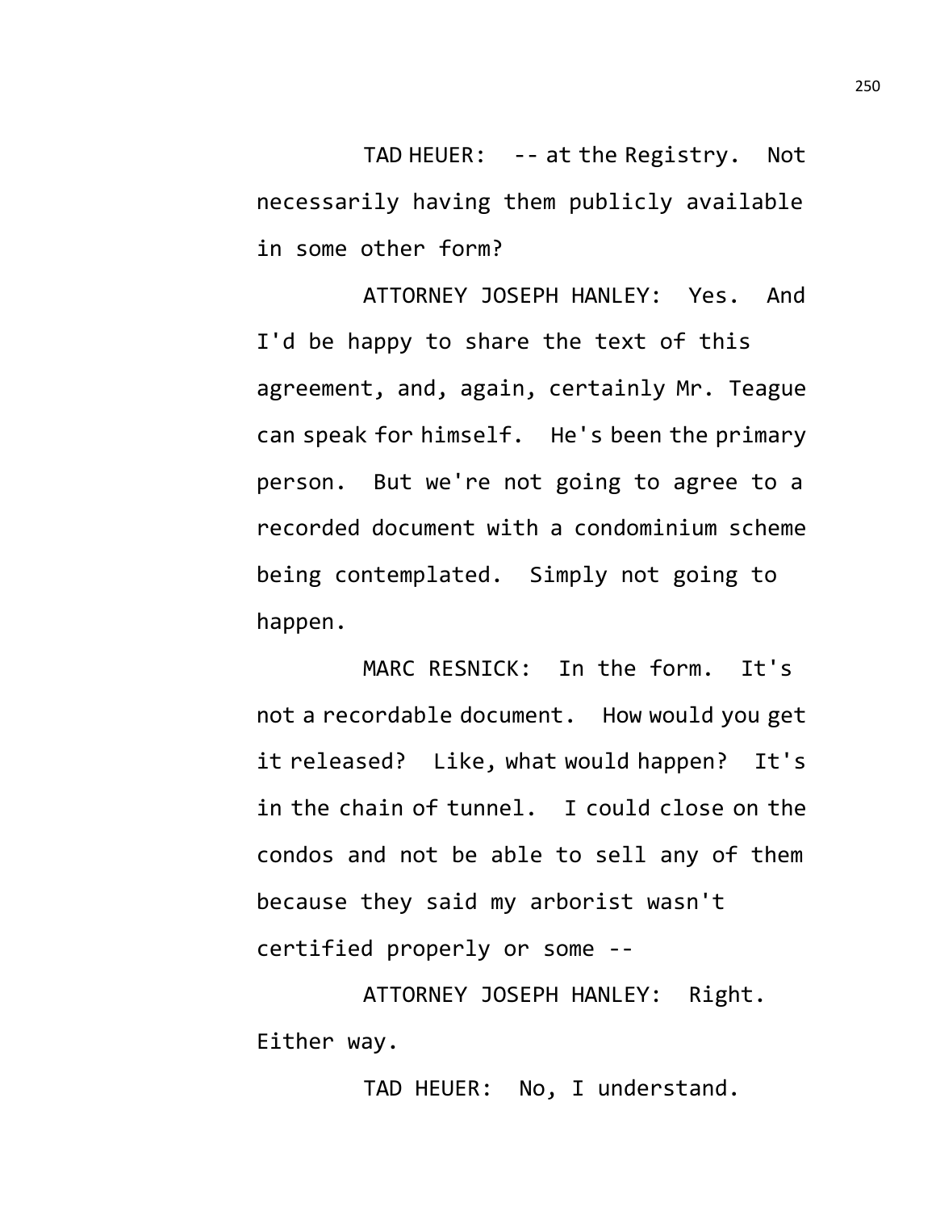TAD HEUER: -- at the Registry. Not necessarily having them publicly available in some other form?

ATTORNEY JOSEPH HANLEY: Yes. And I'd be happy to share the text of this agreement, and, again, certainly Mr. Teague can speak for himself. He's been the primary person. But we're not going to agree to a recorded document with a condominium scheme being contemplated. Simply not going to happen.

MARC RESNICK: In the form. It's not a recordable document. How would you get it released? Like, what would happen? It's in the chain of tunnel. I could close on the condos and not be able to sell any of them because they said my arborist wasn't certified properly or some --

ATTORNEY JOSEPH HANLEY: Right. Either way.

TAD HEUER: No, I understand.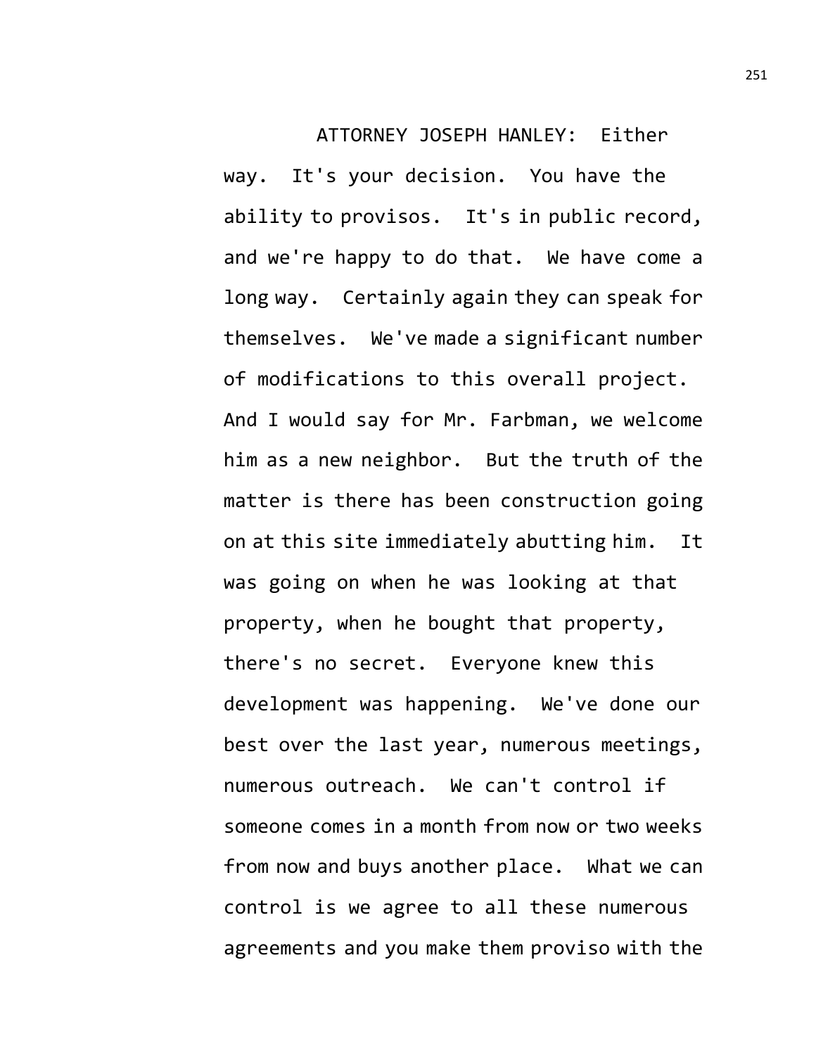ATTORNEY JOSEPH HANLEY: Either way. It's your decision. You have the ability to provisos. It's in public record, and we're happy to do that. We have come a long way. Certainly again they can speak for themselves. We've made a significant number of modifications to this overall project. And I would say for Mr. Farbman, we welcome him as a new neighbor. But the truth of the matter is there has been construction going on at this site immediately abutting him. It was going on when he was looking at that property, when he bought that property, there's no secret. Everyone knew this development was happening. We've done our best over the last year, numerous meetings, numerous outreach. We can't control if someone comes in a month from now or two weeks from now and buys another place. What we can control is we agree to all these numerous agreements and you make them proviso with the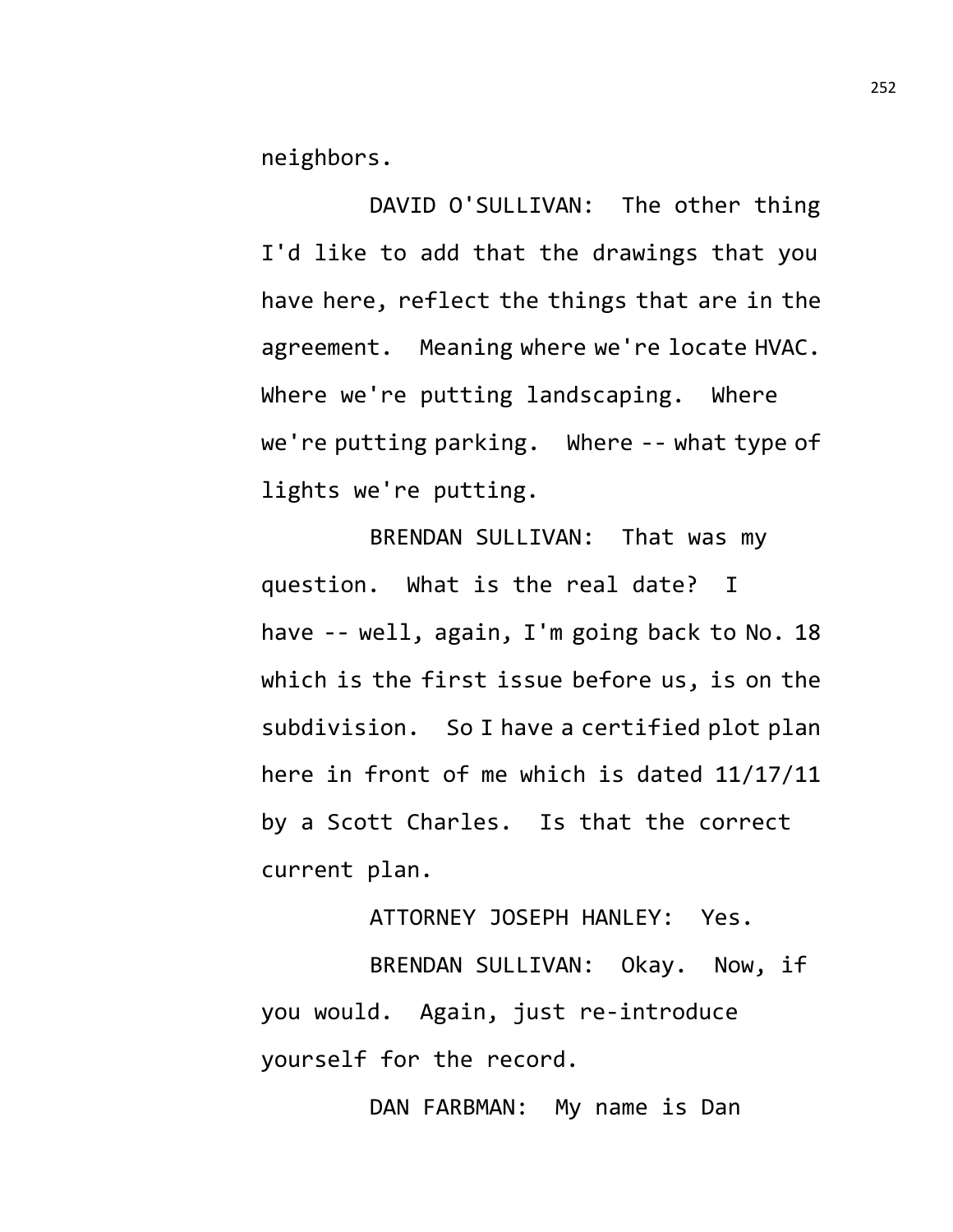neighbors.

DAVID O'SULLIVAN: The other thing I'd like to add that the drawings that you have here, reflect the things that are in the agreement. Meaning where we're locate HVAC. Where we're putting landscaping. Where we're putting parking. Where -- what type of lights we're putting.

BRENDAN SULLIVAN: That was my question. What is the real date? I have -- well, again, I'm going back to No. 18 which is the first issue before us, is on the subdivision. So I have a certified plot plan here in front of me which is dated 11/17/11 by a Scott Charles. Is that the correct current plan.

ATTORNEY JOSEPH HANLEY: Yes.

BRENDAN SULLIVAN: Okay. Now, if you would. Again, just re-introduce yourself for the record.

DAN FARBMAN: My name is Dan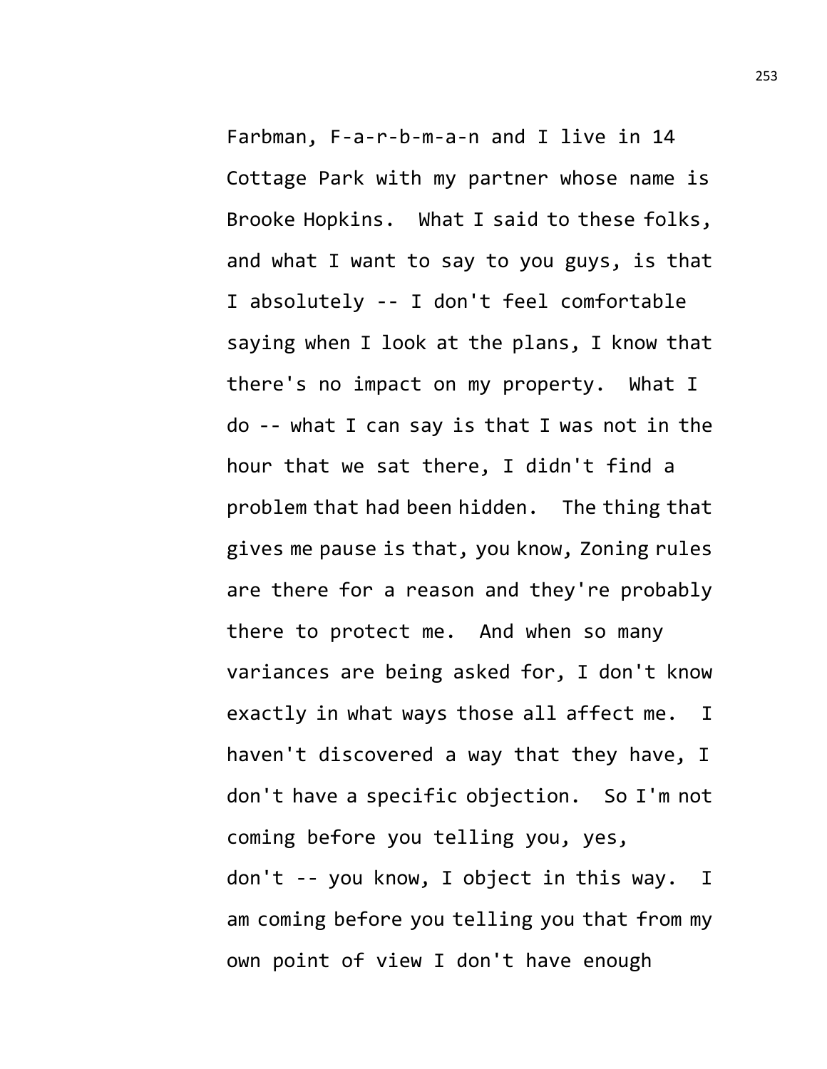Farbman, F-a-r-b-m-a-n and I live in 14 Cottage Park with my partner whose name is Brooke Hopkins. What I said to these folks, and what I want to say to you guys, is that I absolutely -- I don't feel comfortable saying when I look at the plans, I know that there's no impact on my property. What I do -- what I can say is that I was not in the hour that we sat there, I didn't find a problem that had been hidden. The thing that gives me pause is that, you know, Zoning rules are there for a reason and they're probably there to protect me. And when so many variances are being asked for, I don't know exactly in what ways those all affect me. I haven't discovered a way that they have, I don't have a specific objection. So I'm not coming before you telling you, yes, don't -- you know, I object in this way. I am coming before you telling you that from my own point of view I don't have enough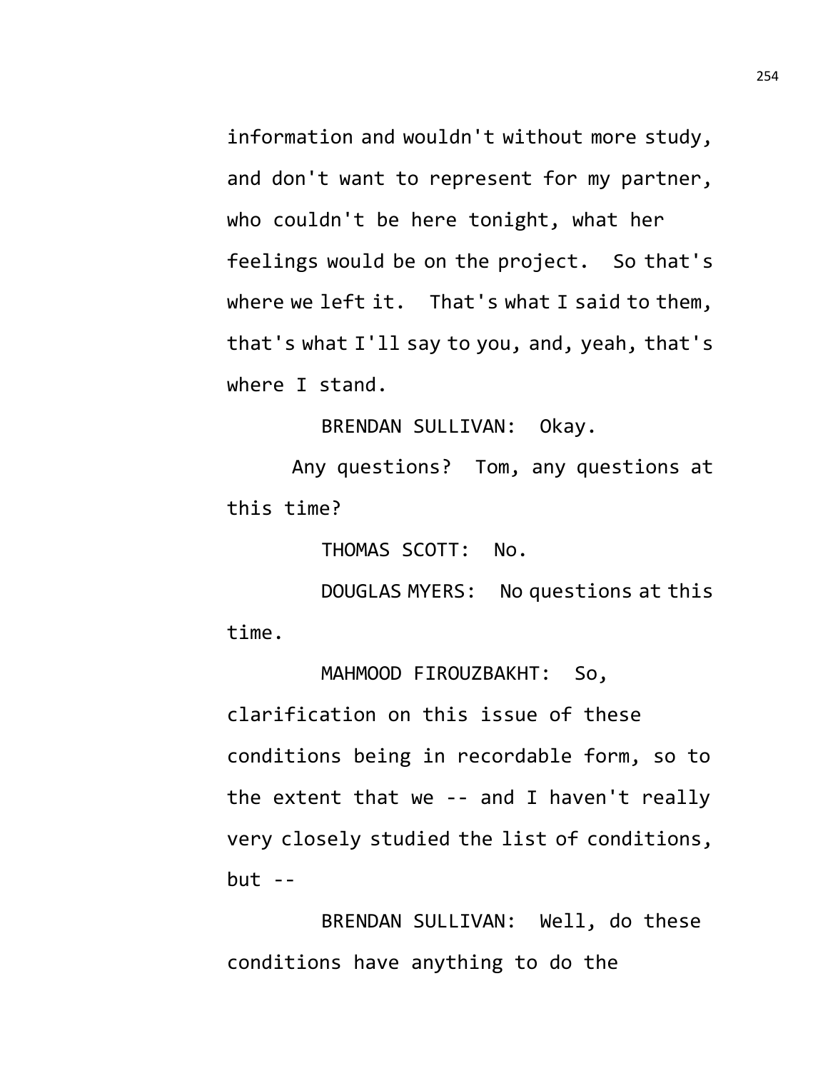information and wouldn't without more study, and don't want to represent for my partner, who couldn't be here tonight, what her feelings would be on the project. So that's where we left it. That's what I said to them, that's what I'll say to you, and, yeah, that's where I stand.

BRENDAN SULLIVAN: Okay.

Any questions? Tom, any questions at this time?

THOMAS SCOTT: No.

DOUGLAS MYERS: No questions at this time.

MAHMOOD FIROUZBAKHT: So, clarification on this issue of these conditions being in recordable form, so to the extent that we -- and I haven't really very closely studied the list of conditions, but --

BRENDAN SULLIVAN: Well, do these conditions have anything to do the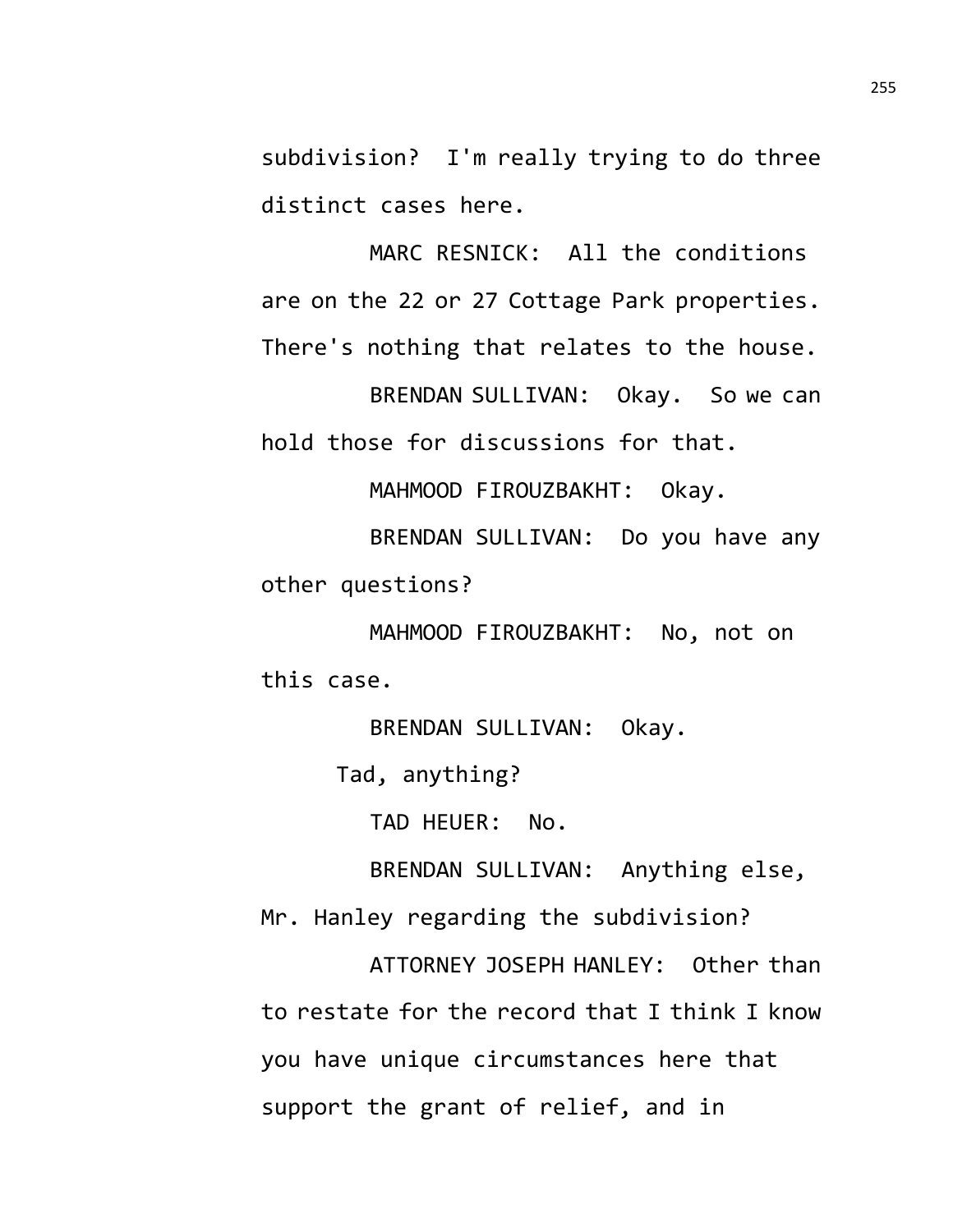subdivision? I'm really trying to do three distinct cases here.

MARC RESNICK: All the conditions are on the 22 or 27 Cottage Park properties. There's nothing that relates to the house.

BRENDAN SULLIVAN: Okay. So we can hold those for discussions for that.

MAHMOOD FIROUZBAKHT: Okay.

BRENDAN SULLIVAN: Do you have any other questions?

MAHMOOD FIROUZBAKHT: No, not on this case.

BRENDAN SULLIVAN: Okay.

Tad, anything?

TAD HEUER: No.

BRENDAN SULLIVAN: Anything else, Mr. Hanley regarding the subdivision?

ATTORNEY JOSEPH HANLEY: Other than to restate for the record that I think I know you have unique circumstances here that support the grant of relief, and in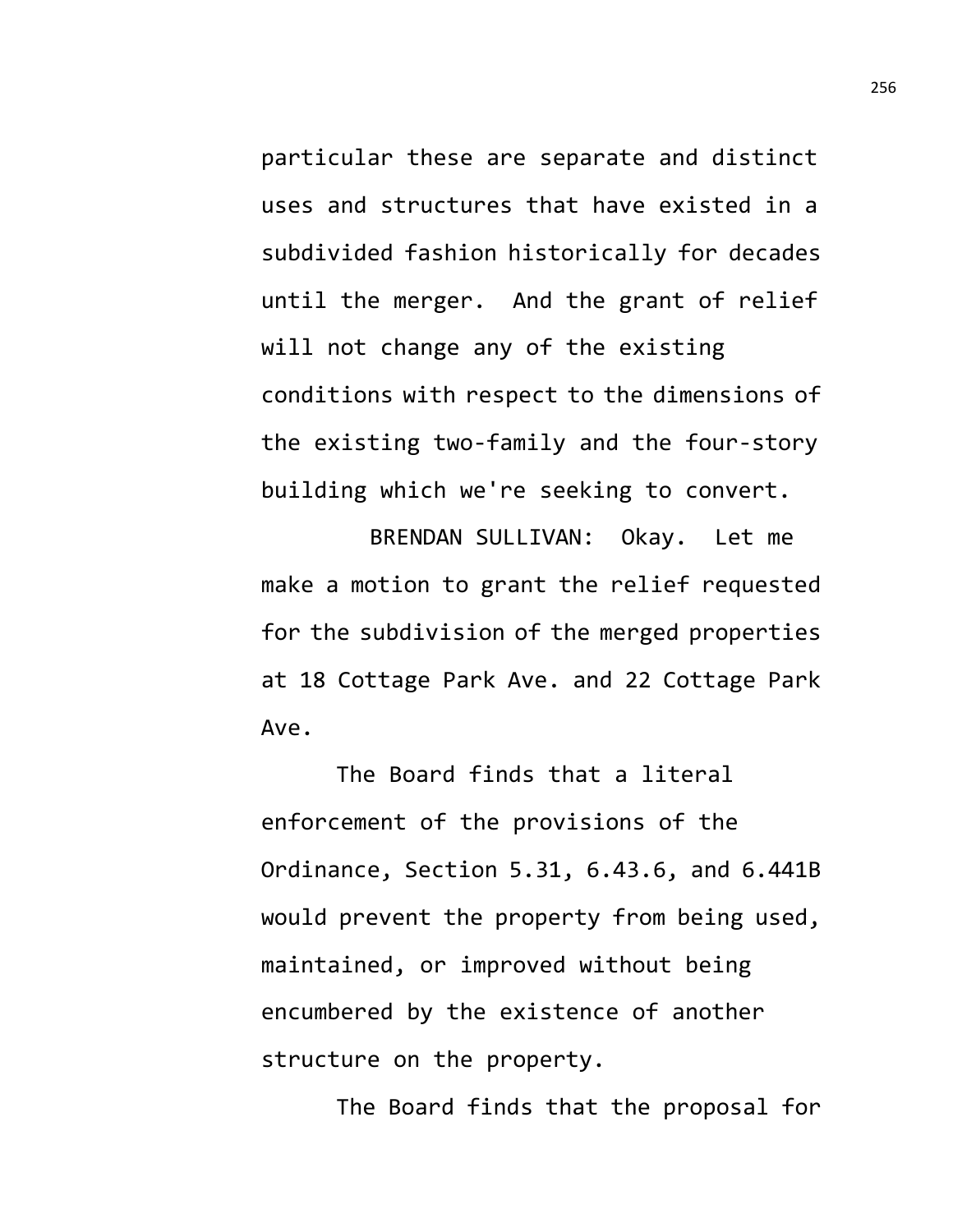particular these are separate and distinct uses and structures that have existed in a subdivided fashion historically for decades until the merger. And the grant of relief will not change any of the existing conditions with respect to the dimensions of the existing two-family and the four-story building which we're seeking to convert.

BRENDAN SULLIVAN: Okay. Let me make a motion to grant the relief requested for the subdivision of the merged properties at 18 Cottage Park Ave. and 22 Cottage Park Ave.

The Board finds that a literal enforcement of the provisions of the Ordinance, Section 5.31, 6.43.6, and 6.441B would prevent the property from being used, maintained, or improved without being encumbered by the existence of another structure on the property.

The Board finds that the proposal for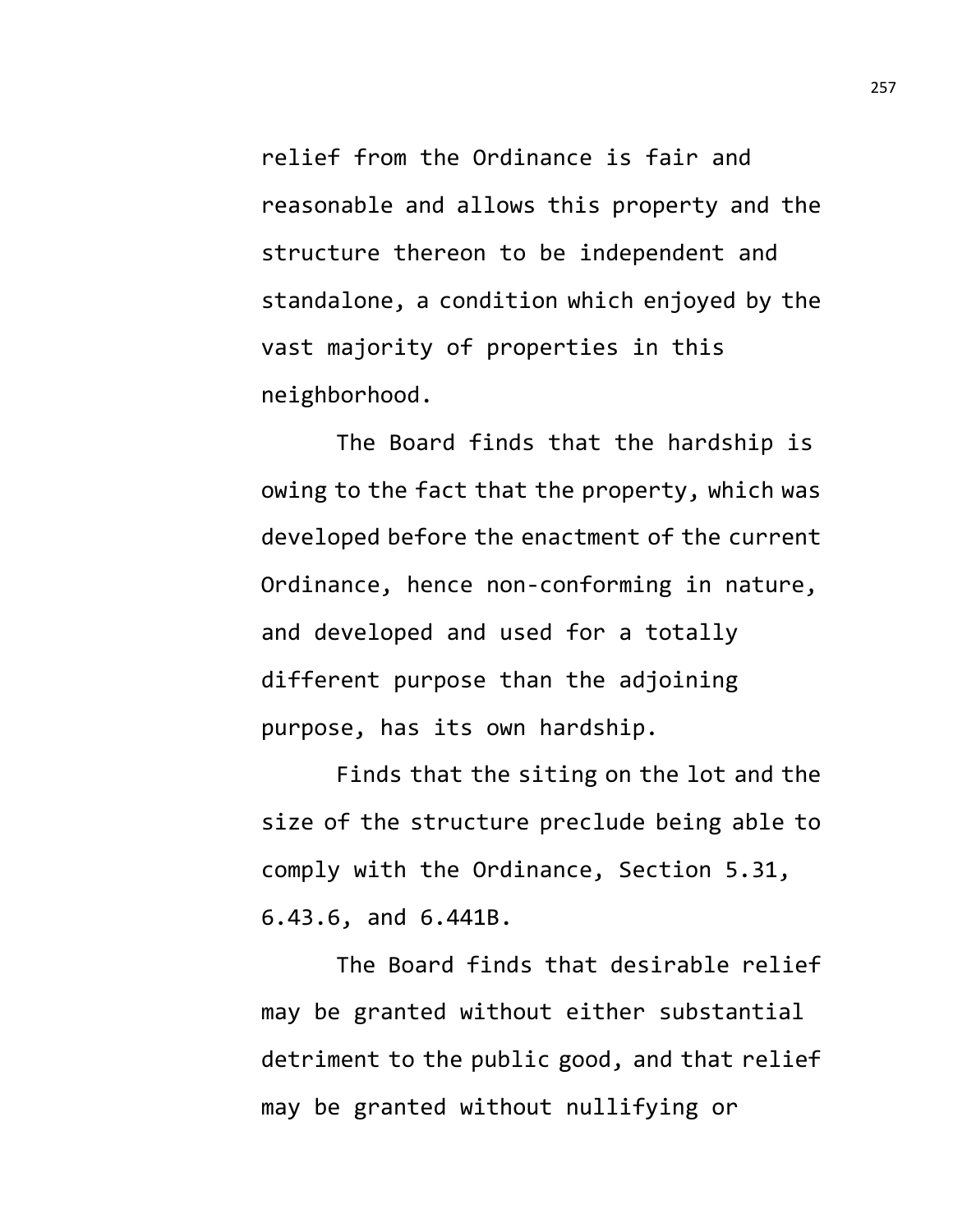relief from the Ordinance is fair and reasonable and allows this property and the structure thereon to be independent and standalone, a condition which enjoyed by the vast majority of properties in this neighborhood.

The Board finds that the hardship is owing to the fact that the property, which was developed before the enactment of the current Ordinance, hence non-conforming in nature, and developed and used for a totally different purpose than the adjoining purpose, has its own hardship.

Finds that the siting on the lot and the size of the structure preclude being able to comply with the Ordinance, Section 5.31, 6.43.6, and 6.441B.

The Board finds that desirable relief may be granted without either substantial detriment to the public good, and that relief may be granted without nullifying or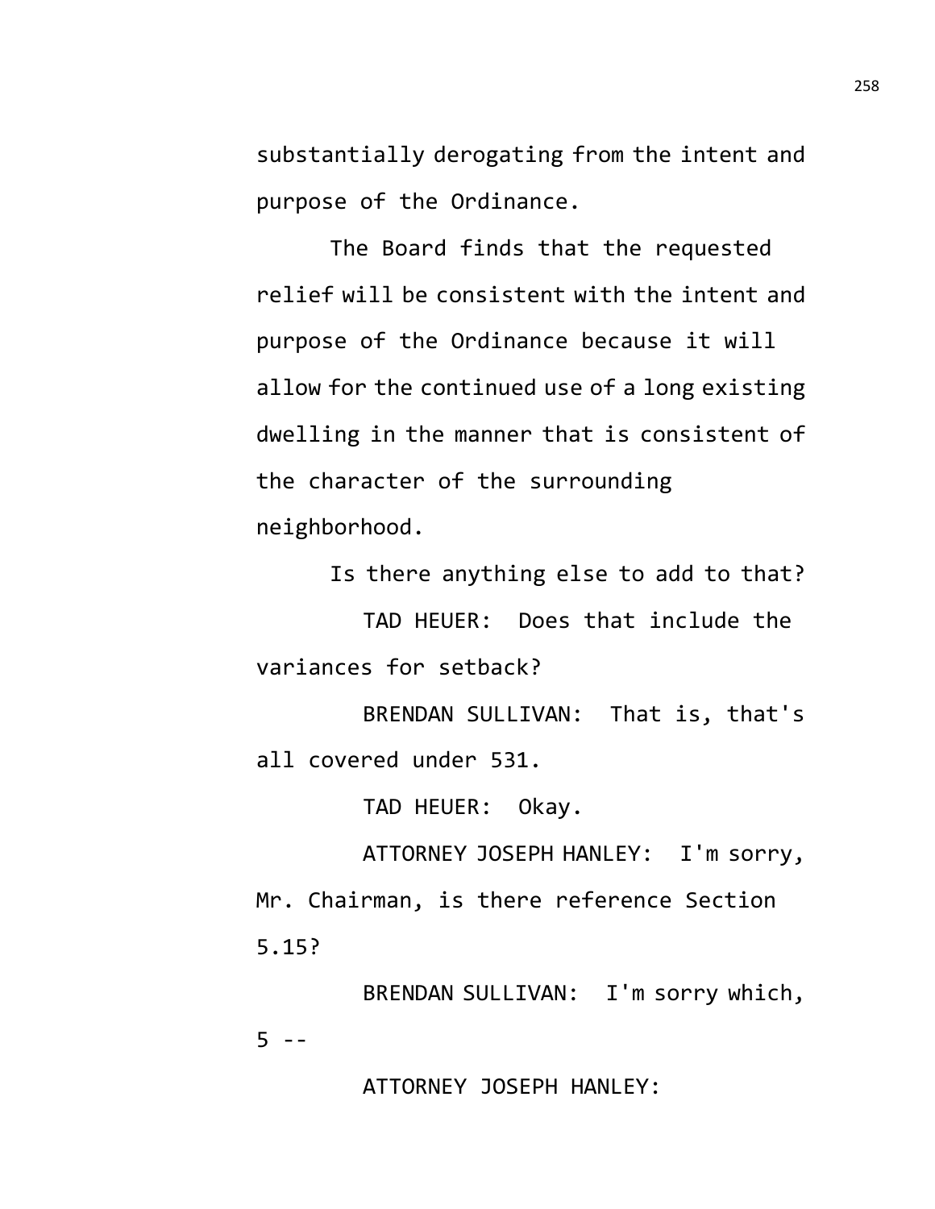substantially derogating from the intent and purpose of the Ordinance.

The Board finds that the requested relief will be consistent with the intent and purpose of the Ordinance because it will allow for the continued use of a long existing dwelling in the manner that is consistent of the character of the surrounding neighborhood.

Is there anything else to add to that?

TAD HEUER: Does that include the variances for setback?

BRENDAN SULLIVAN: That is, that's all covered under 531.

TAD HEUER: Okay.

ATTORNEY JOSEPH HANLEY: I'm sorry, Mr. Chairman, is there reference Section 5.15?

BRENDAN SULLIVAN: I'm sorry which, 5 --

ATTORNEY JOSEPH HANLEY: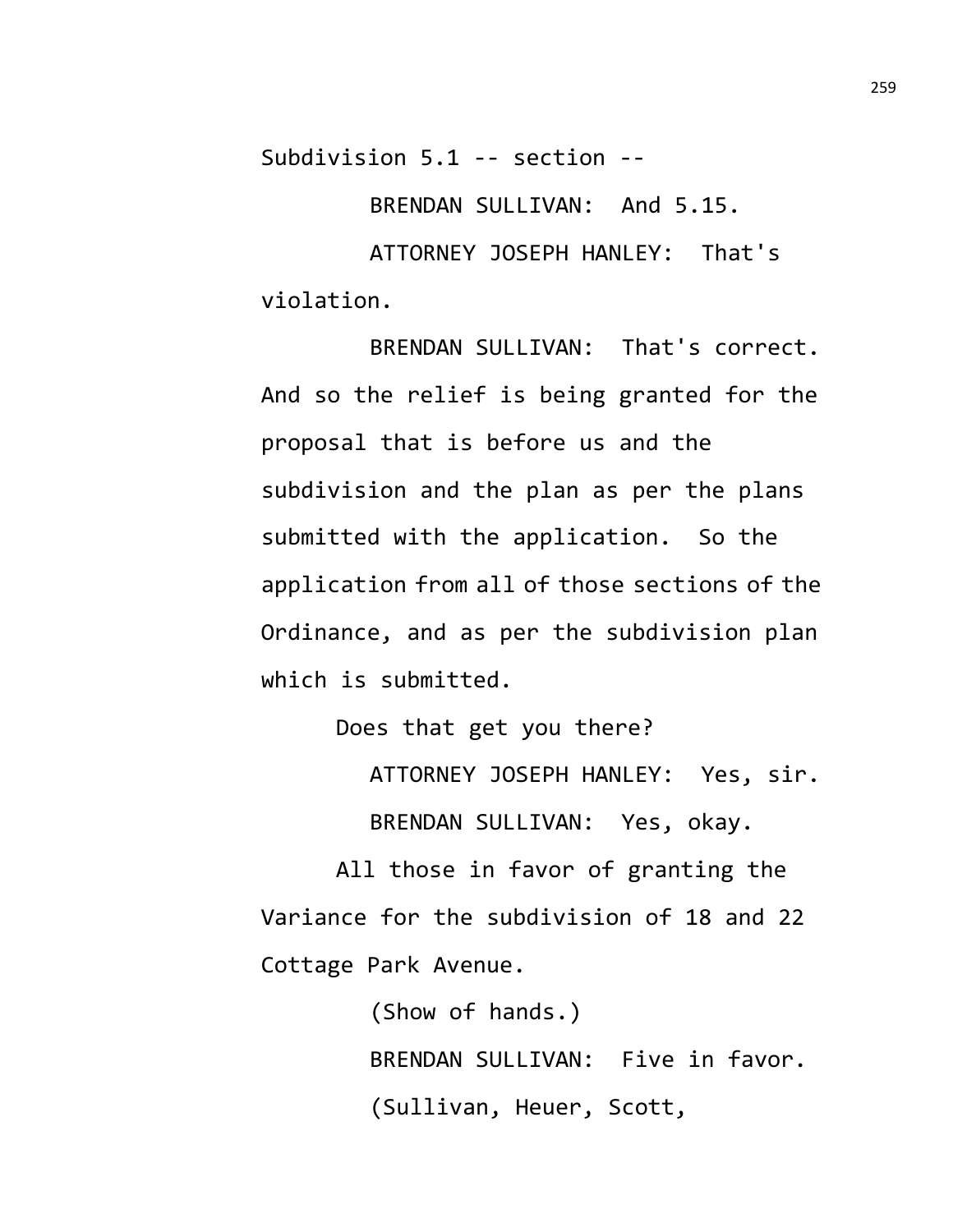Subdivision 5.1 -- section --

BRENDAN SULLIVAN: And 5.15.

ATTORNEY JOSEPH HANLEY: That's violation.

BRENDAN SULLIVAN: That's correct. And so the relief is being granted for the proposal that is before us and the subdivision and the plan as per the plans submitted with the application. So the application from all of those sections of the Ordinance, and as per the subdivision plan which is submitted.

Does that get you there?

ATTORNEY JOSEPH HANLEY: Yes, sir.

BRENDAN SULLIVAN: Yes, okay.

All those in favor of granting the Variance for the subdivision of 18 and 22 Cottage Park Avenue.

(Show of hands.)

BRENDAN SULLIVAN: Five in favor.

(Sullivan, Heuer, Scott,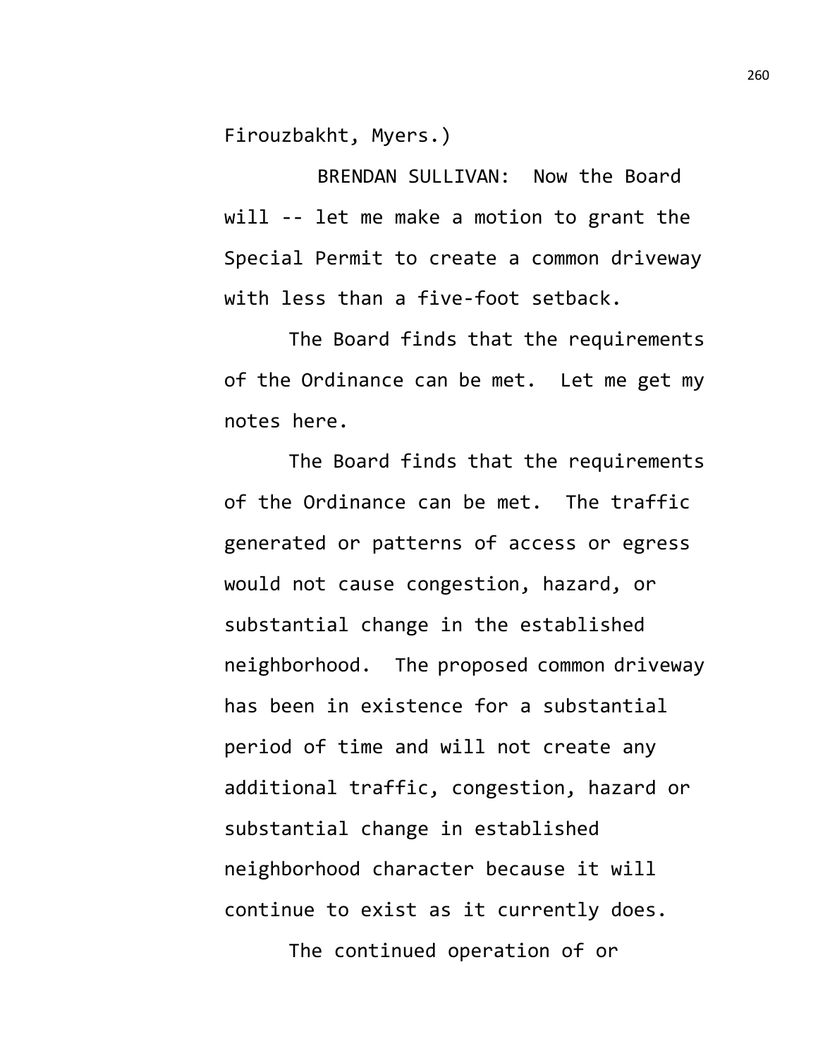Firouzbakht, Myers.)

BRENDAN SULLIVAN: Now the Board will -- let me make a motion to grant the Special Permit to create a common driveway with less than a five-foot setback.

The Board finds that the requirements of the Ordinance can be met. Let me get my notes here.

The Board finds that the requirements of the Ordinance can be met. The traffic generated or patterns of access or egress would not cause congestion, hazard, or substantial change in the established neighborhood. The proposed common driveway has been in existence for a substantial period of time and will not create any additional traffic, congestion, hazard or substantial change in established neighborhood character because it will continue to exist as it currently does.

The continued operation of or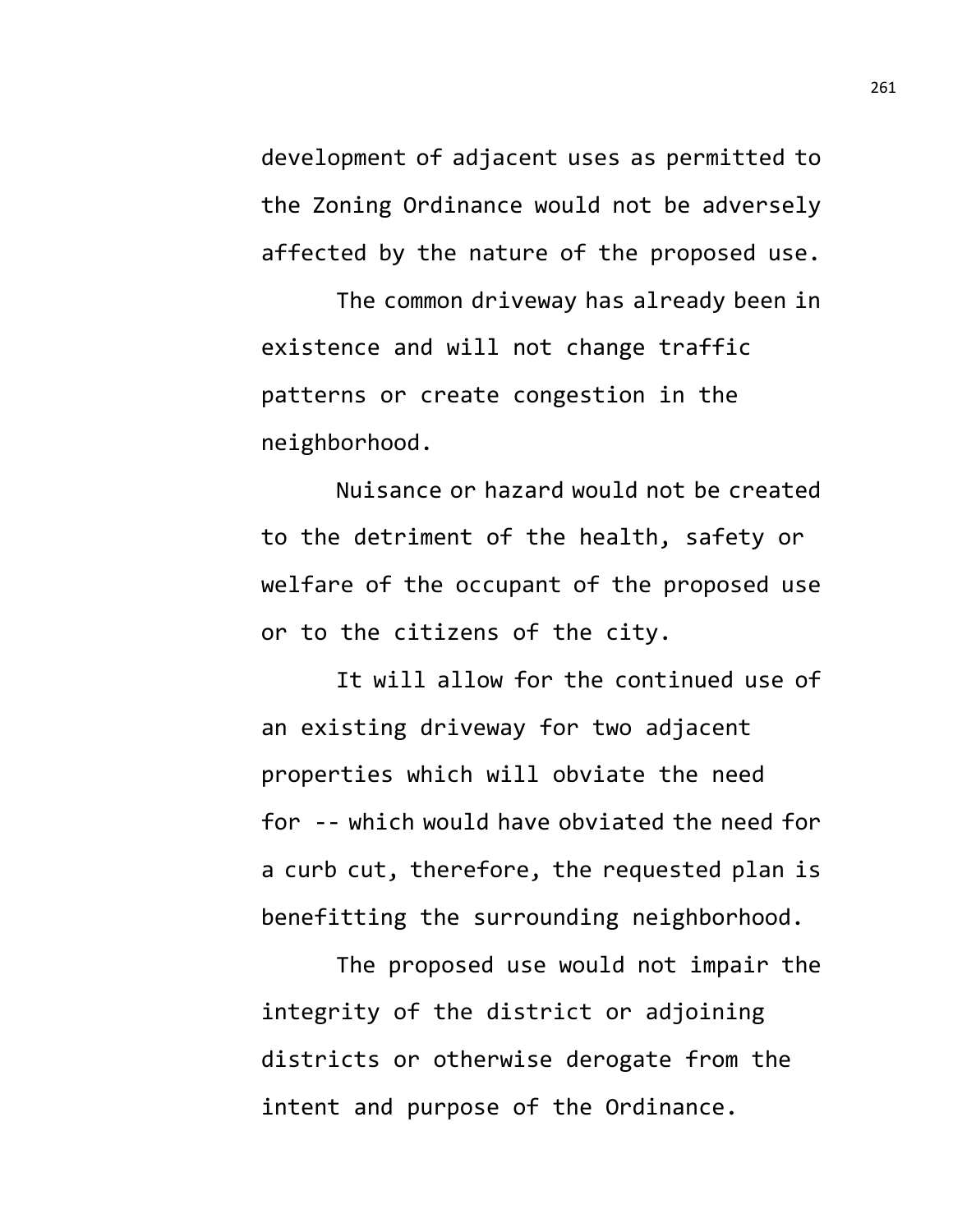development of adjacent uses as permitted to the Zoning Ordinance would not be adversely affected by the nature of the proposed use.

The common driveway has already been in existence and will not change traffic patterns or create congestion in the neighborhood.

Nuisance or hazard would not be created to the detriment of the health, safety or welfare of the occupant of the proposed use or to the citizens of the city.

It will allow for the continued use of an existing driveway for two adjacent properties which will obviate the need for -- which would have obviated the need for a curb cut, therefore, the requested plan is benefitting the surrounding neighborhood.

The proposed use would not impair the integrity of the district or adjoining districts or otherwise derogate from the intent and purpose of the Ordinance.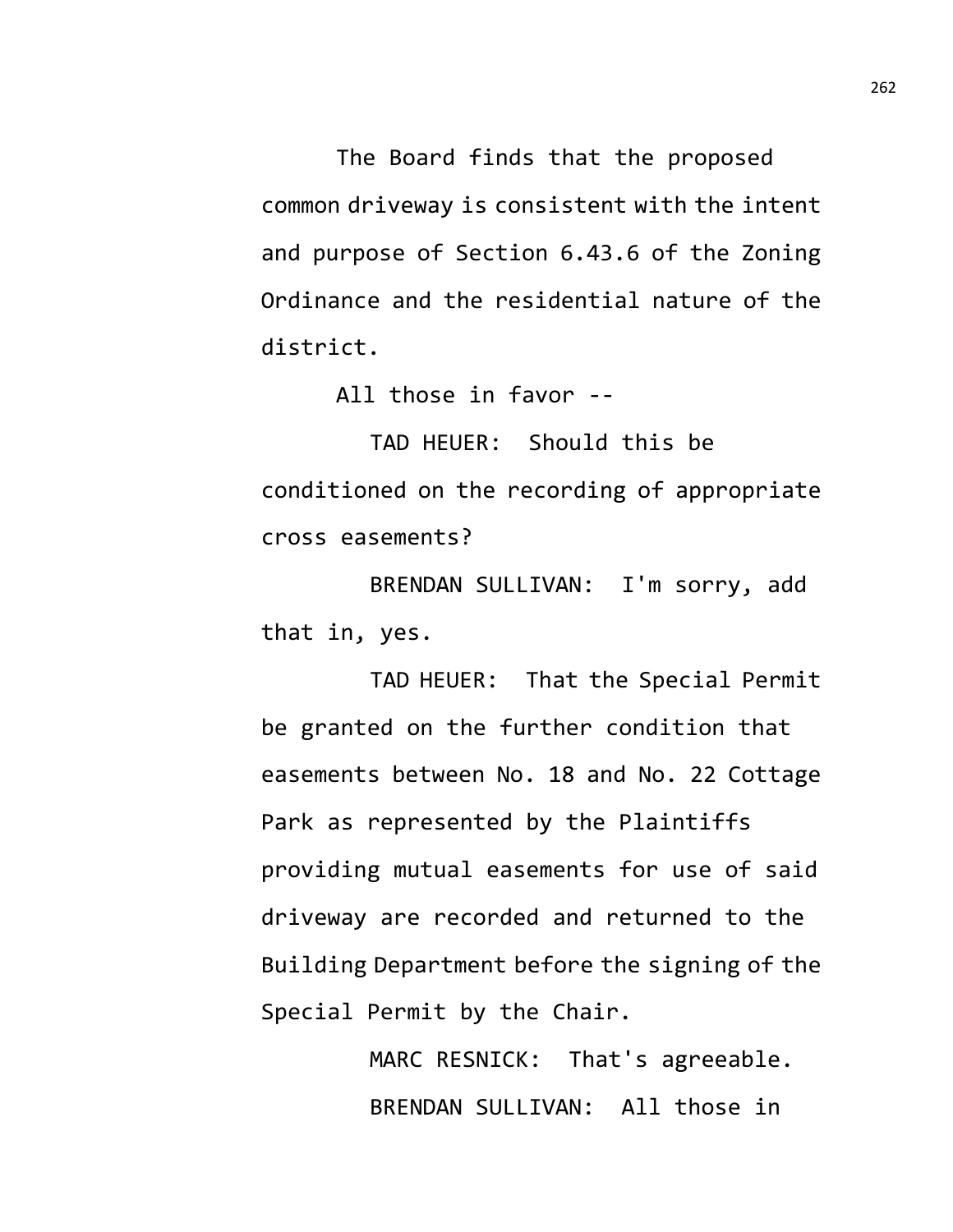The Board finds that the proposed common driveway is consistent with the intent and purpose of Section 6.43.6 of the Zoning Ordinance and the residential nature of the district.

All those in favor --

TAD HEUER: Should this be conditioned on the recording of appropriate cross easements?

BRENDAN SULLIVAN: I'm sorry, add that in, yes.

TAD HEUER: That the Special Permit be granted on the further condition that easements between No. 18 and No. 22 Cottage Park as represented by the Plaintiffs providing mutual easements for use of said driveway are recorded and returned to the Building Department before the signing of the Special Permit by the Chair.

MARC RESNICK: That's agreeable.

BRENDAN SULLIVAN: All those in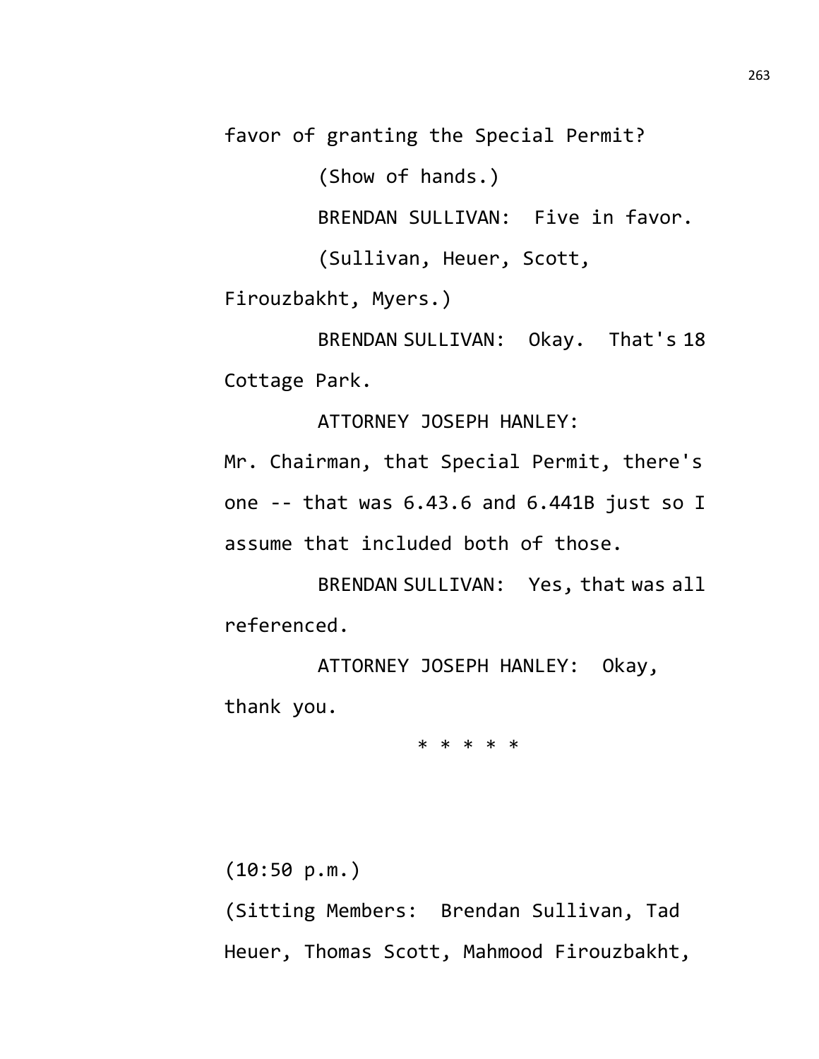favor of granting the Special Permit?

(Show of hands.)

BRENDAN SULLIVAN: Five in favor.

(Sullivan, Heuer, Scott, Firouzbakht, Myers.)

BRENDAN SULLIVAN: Okay. That's 18 Cottage Park.

ATTORNEY JOSEPH HANLEY: Mr. Chairman, that Special Permit, there's one -- that was 6.43.6 and 6.441B just so I assume that included both of those.

BRENDAN SULLIVAN: Yes, that was all referenced.

ATTORNEY JOSEPH HANLEY: Okay, thank you.

* * * * *

(10:50 p.m.)

(Sitting Members: Brendan Sullivan, Tad Heuer, Thomas Scott, Mahmood Firouzbakht,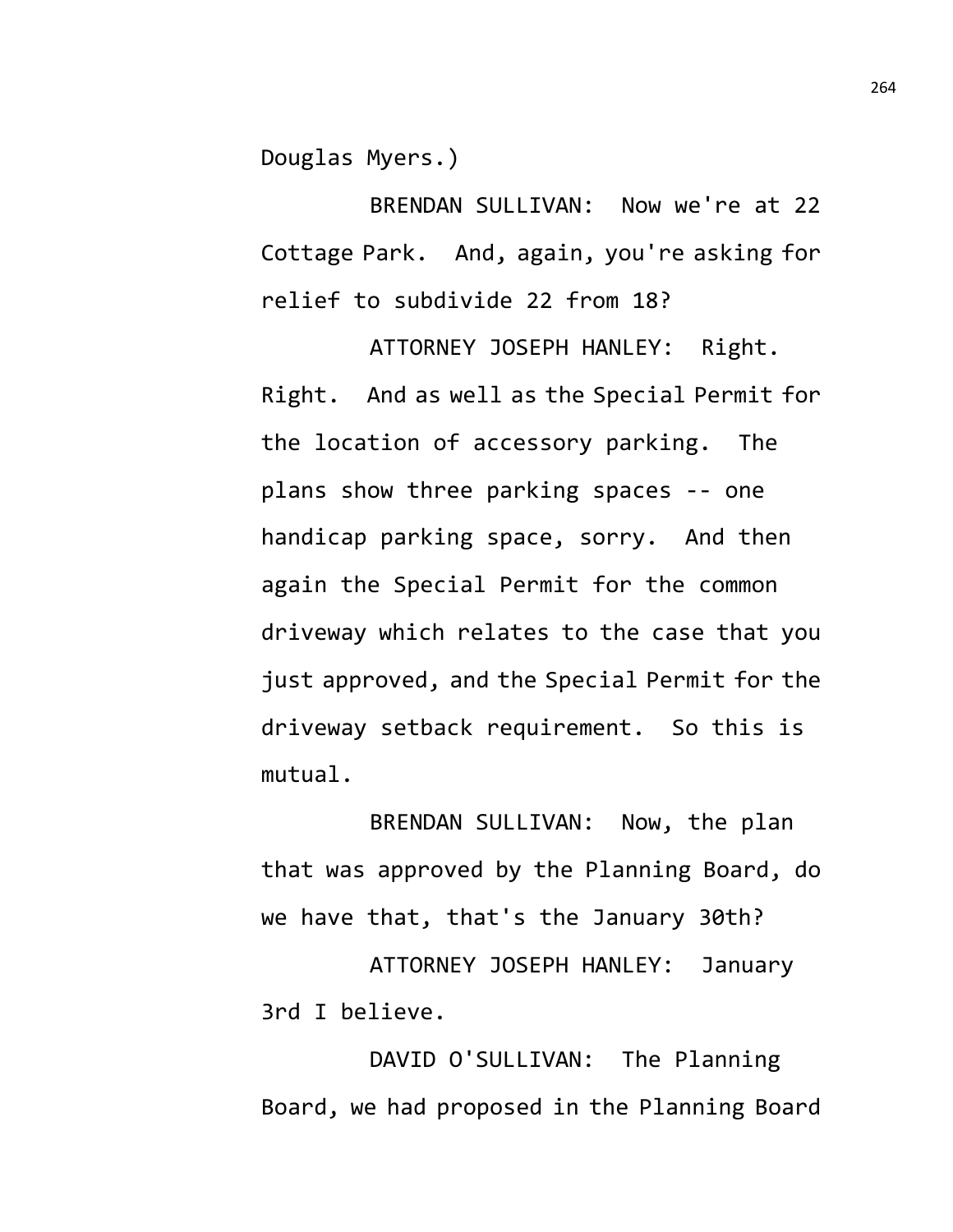Douglas Myers.)

BRENDAN SULLIVAN: Now we're at 22 Cottage Park. And, again, you're asking for relief to subdivide 22 from 18?

ATTORNEY JOSEPH HANLEY: Right. Right. And as well as the Special Permit for the location of accessory parking. The plans show three parking spaces -- one handicap parking space, sorry. And then again the Special Permit for the common driveway which relates to the case that you just approved, and the Special Permit for the driveway setback requirement. So this is mutual.

BRENDAN SULLIVAN: Now, the plan that was approved by the Planning Board, do we have that, that's the January 30th?

ATTORNEY JOSEPH HANLEY: January 3rd I believe.

DAVID O'SULLIVAN: The Planning Board, we had proposed in the Planning Board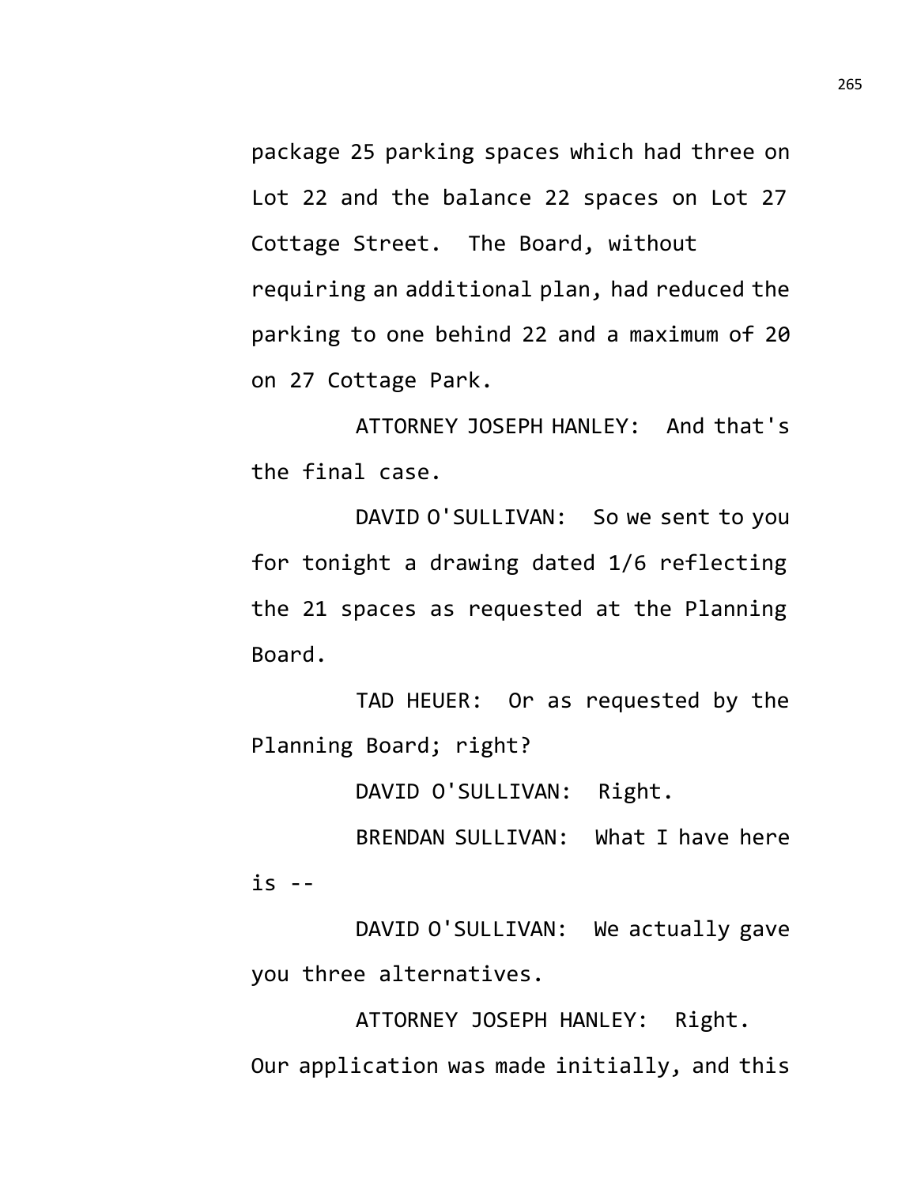package 25 parking spaces which had three on Lot 22 and the balance 22 spaces on Lot 27 Cottage Street. The Board, without requiring an additional plan, had reduced the parking to one behind 22 and a maximum of 20 on 27 Cottage Park.

ATTORNEY JOSEPH HANLEY: And that's the final case.

DAVID O'SULLIVAN: So we sent to you for tonight a drawing dated 1/6 reflecting the 21 spaces as requested at the Planning Board.

TAD HEUER: Or as requested by the Planning Board; right?

DAVID O'SULLIVAN: Right.

BRENDAN SULLIVAN: What I have here is --

DAVID O'SULLIVAN: We actually gave you three alternatives.

ATTORNEY JOSEPH HANLEY: Right. Our application was made initially, and this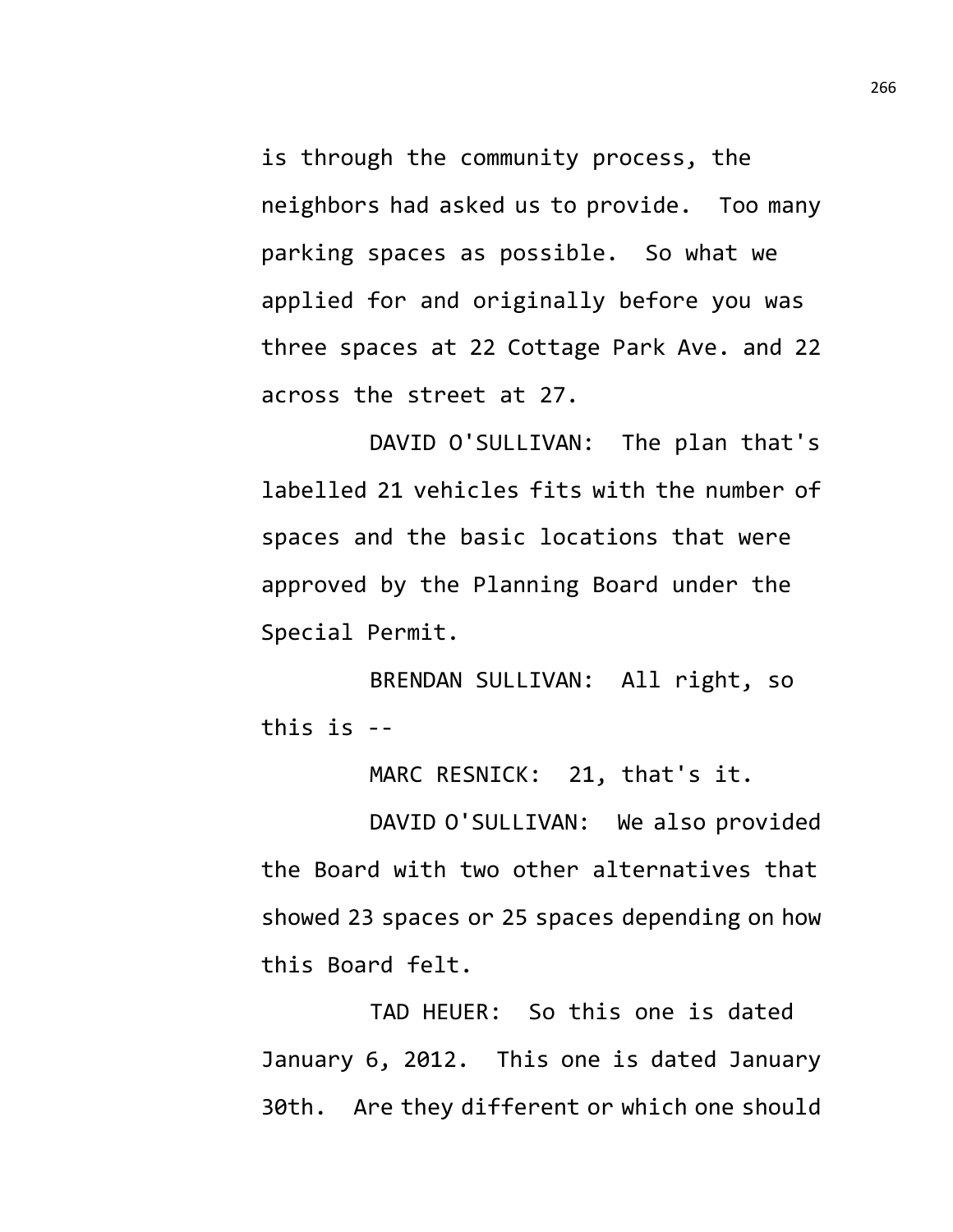is through the community process, the neighbors had asked us to provide. Too many parking spaces as possible. So what we applied for and originally before you was three spaces at 22 Cottage Park Ave. and 22 across the street at 27.

DAVID O'SULLIVAN: The plan that's labelled 21 vehicles fits with the number of spaces and the basic locations that were approved by the Planning Board under the Special Permit.

BRENDAN SULLIVAN: All right, so this is --

MARC RESNICK: 21, that's it.

DAVID O'SULLIVAN: We also provided the Board with two other alternatives that showed 23 spaces or 25 spaces depending on how this Board felt.

TAD HEUER: So this one is dated January 6, 2012. This one is dated January 30th. Are they different or which one should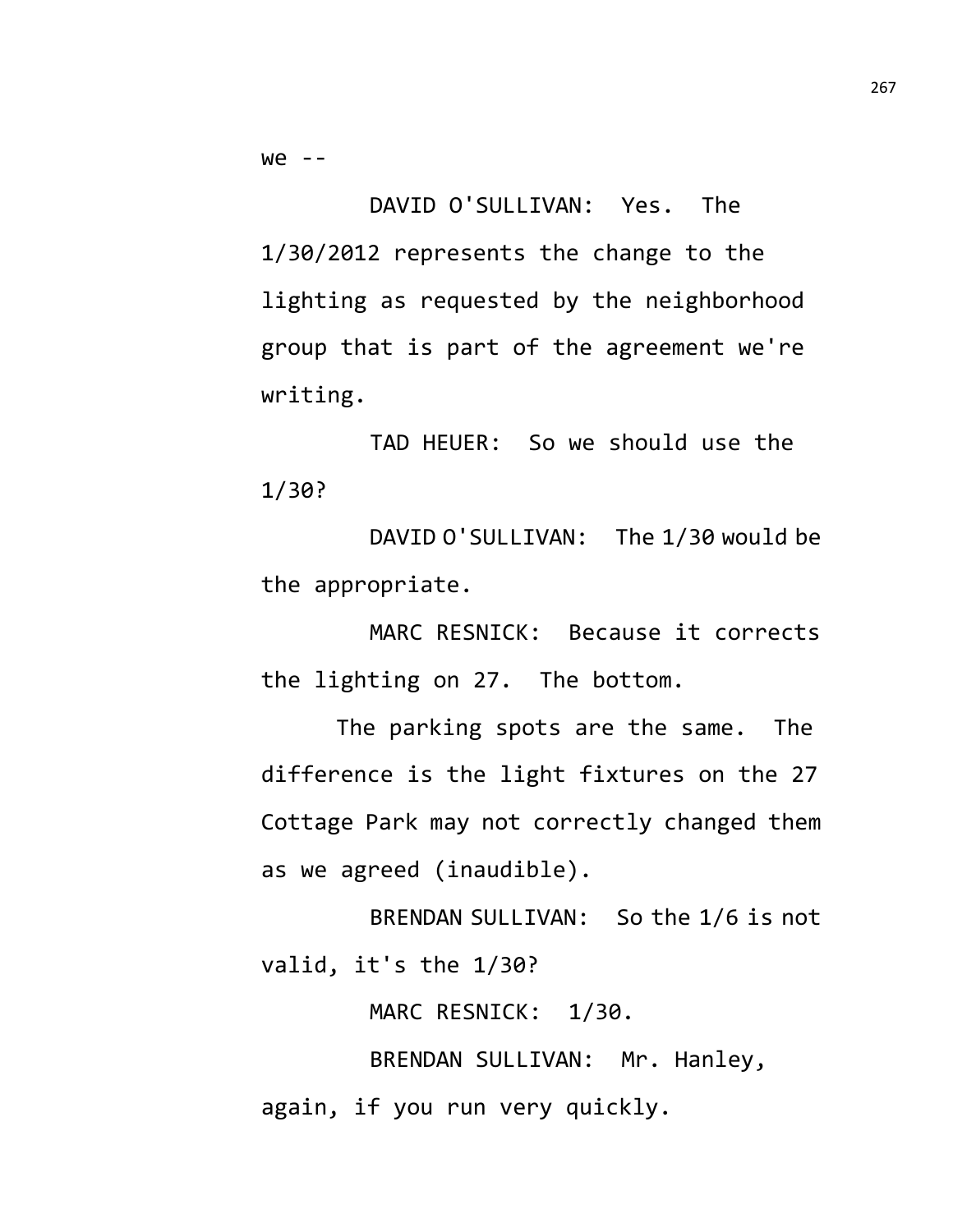we --

DAVID O'SULLIVAN: Yes. The 1/30/2012 represents the change to the lighting as requested by the neighborhood group that is part of the agreement we're writing.

TAD HEUER: So we should use the 1/30?

DAVID O'SULLIVAN: The 1/30 would be the appropriate.

MARC RESNICK: Because it corrects the lighting on 27. The bottom.

The parking spots are the same. The difference is the light fixtures on the 27 Cottage Park may not correctly changed them as we agreed (inaudible).

BRENDAN SULLIVAN: So the 1/6 is not valid, it's the 1/30?

MARC RESNICK: 1/30.

BRENDAN SULLIVAN: Mr. Hanley, again, if you run very quickly.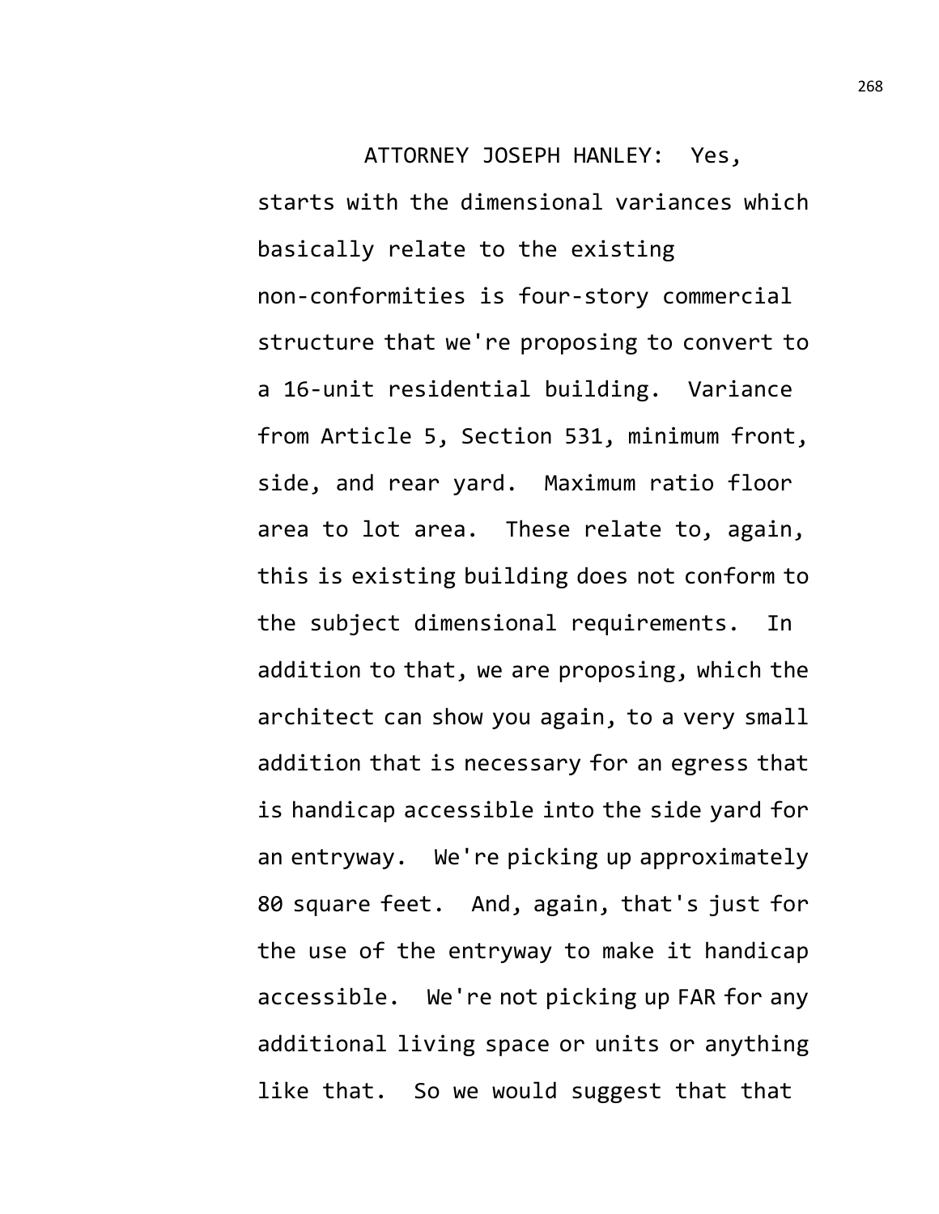ATTORNEY JOSEPH HANLEY: Yes, starts with the dimensional variances which basically relate to the existing non-conformities is four-story commercial structure that we're proposing to convert to a 16-unit residential building. Variance from Article 5, Section 531, minimum front, side, and rear yard. Maximum ratio floor area to lot area. These relate to, again, this is existing building does not conform to the subject dimensional requirements. In addition to that, we are proposing, which the architect can show you again, to a very small addition that is necessary for an egress that is handicap accessible into the side yard for an entryway. We're picking up approximately 80 square feet. And, again, that's just for the use of the entryway to make it handicap accessible. We're not picking up FAR for any additional living space or units or anything like that. So we would suggest that that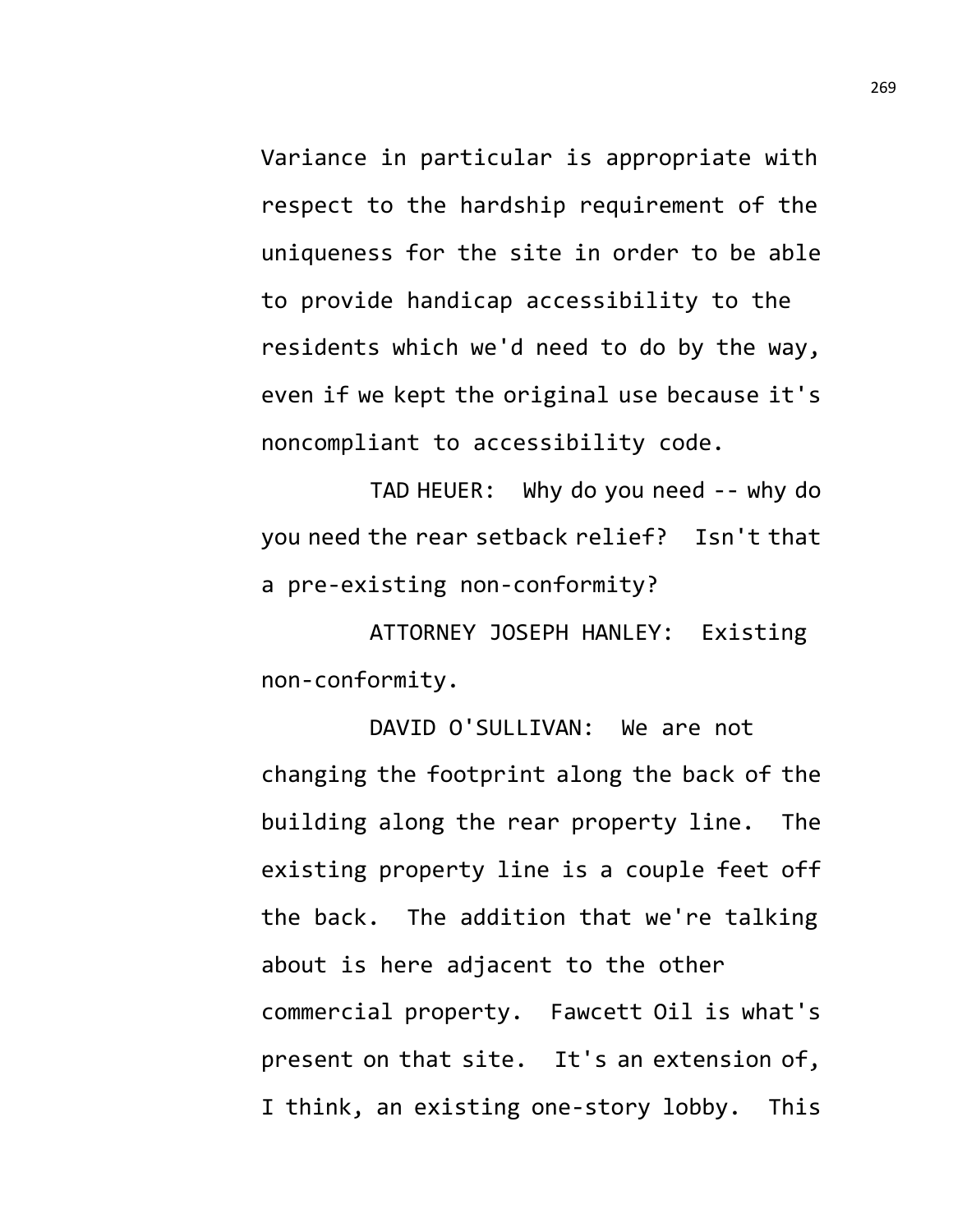Variance in particular is appropriate with respect to the hardship requirement of the uniqueness for the site in order to be able to provide handicap accessibility to the residents which we'd need to do by the way, even if we kept the original use because it's noncompliant to accessibility code.

TAD HEUER: Why do you need -- why do you need the rear setback relief? Isn't that a pre-existing non-conformity?

ATTORNEY JOSEPH HANLEY: Existing non-conformity.

DAVID O'SULLIVAN: We are not changing the footprint along the back of the building along the rear property line. The existing property line is a couple feet off the back. The addition that we're talking about is here adjacent to the other commercial property. Fawcett Oil is what's present on that site. It's an extension of, I think, an existing one-story lobby. This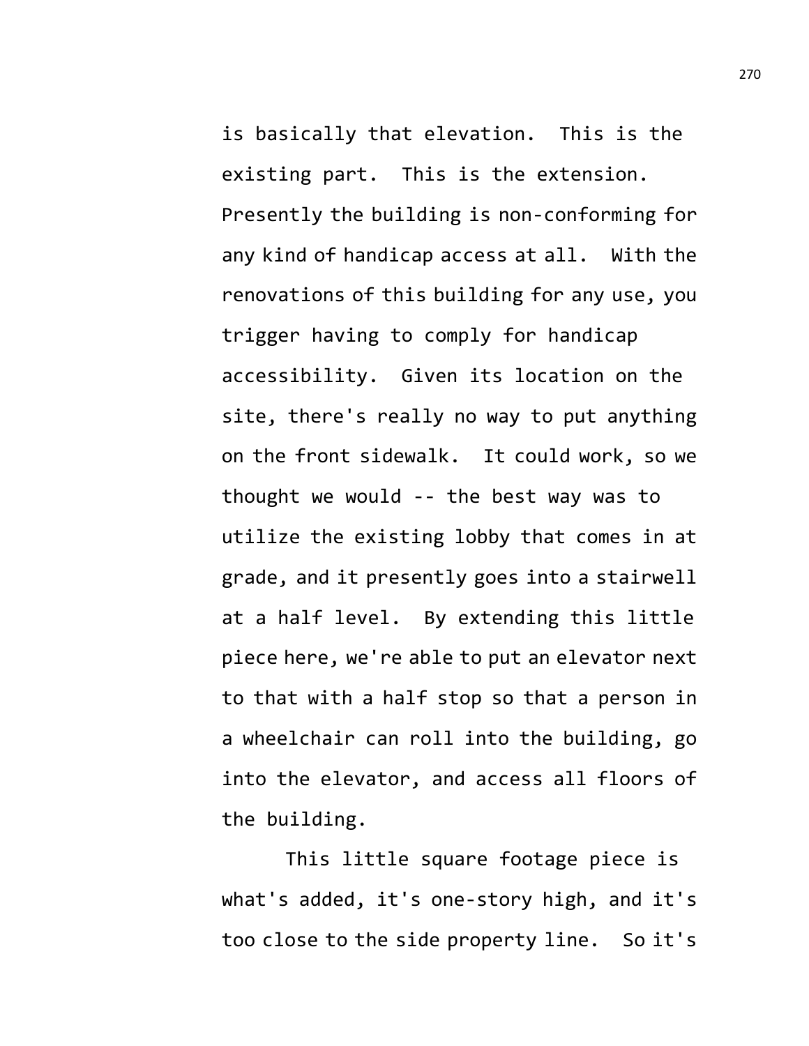is basically that elevation. This is the existing part. This is the extension. Presently the building is non-conforming for any kind of handicap access at all. With the renovations of this building for any use, you trigger having to comply for handicap accessibility. Given its location on the site, there's really no way to put anything on the front sidewalk. It could work, so we thought we would -- the best way was to utilize the existing lobby that comes in at grade, and it presently goes into a stairwell at a half level. By extending this little piece here, we're able to put an elevator next to that with a half stop so that a person in a wheelchair can roll into the building, go into the elevator, and access all floors of the building.

This little square footage piece is what's added, it's one-story high, and it's too close to the side property line. So it's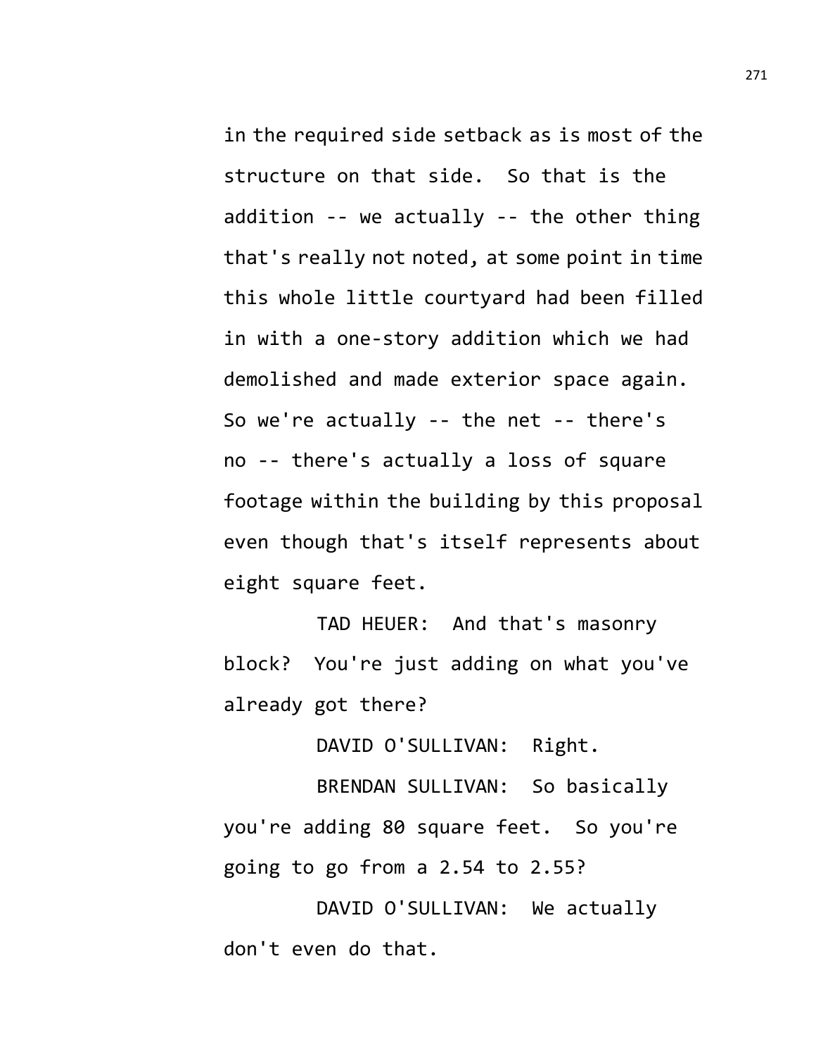in the required side setback as is most of the structure on that side. So that is the addition -- we actually -- the other thing that's really not noted, at some point in time this whole little courtyard had been filled in with a one-story addition which we had demolished and made exterior space again. So we're actually -- the net -- there's no -- there's actually a loss of square footage within the building by this proposal even though that's itself represents about eight square feet.

TAD HEUER: And that's masonry block? You're just adding on what you've already got there?

DAVID O'SULLIVAN: Right.

BRENDAN SULLIVAN: So basically you're adding 80 square feet. So you're going to go from a 2.54 to 2.55?

DAVID O'SULLIVAN: We actually don't even do that.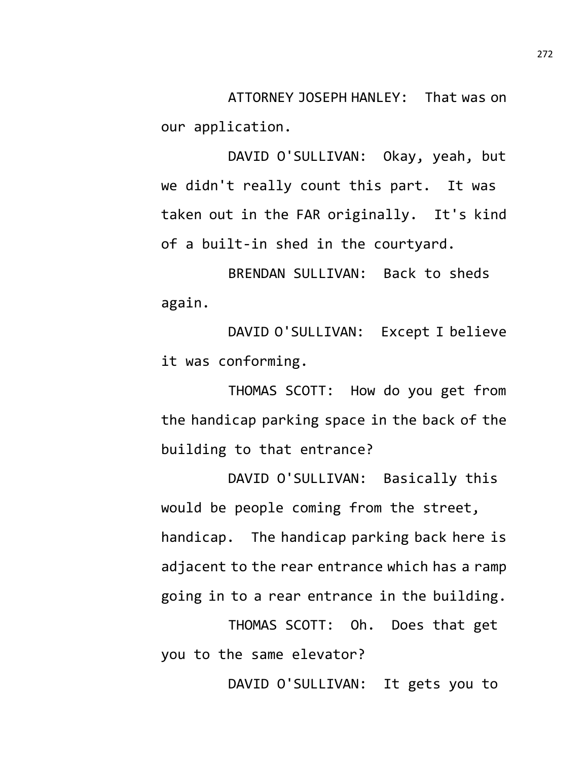ATTORNEY JOSEPH HANLEY: That was on our application.

DAVID O'SULLIVAN: Okay, yeah, but we didn't really count this part. It was taken out in the FAR originally. It's kind of a built-in shed in the courtyard.

BRENDAN SULLIVAN: Back to sheds again.

DAVID O'SULLIVAN: Except I believe it was conforming.

THOMAS SCOTT: How do you get from the handicap parking space in the back of the building to that entrance?

DAVID O'SULLIVAN: Basically this would be people coming from the street, handicap. The handicap parking back here is adjacent to the rear entrance which has a ramp going in to a rear entrance in the building.

THOMAS SCOTT: Oh. Does that get you to the same elevator?

DAVID O'SULLIVAN: It gets you to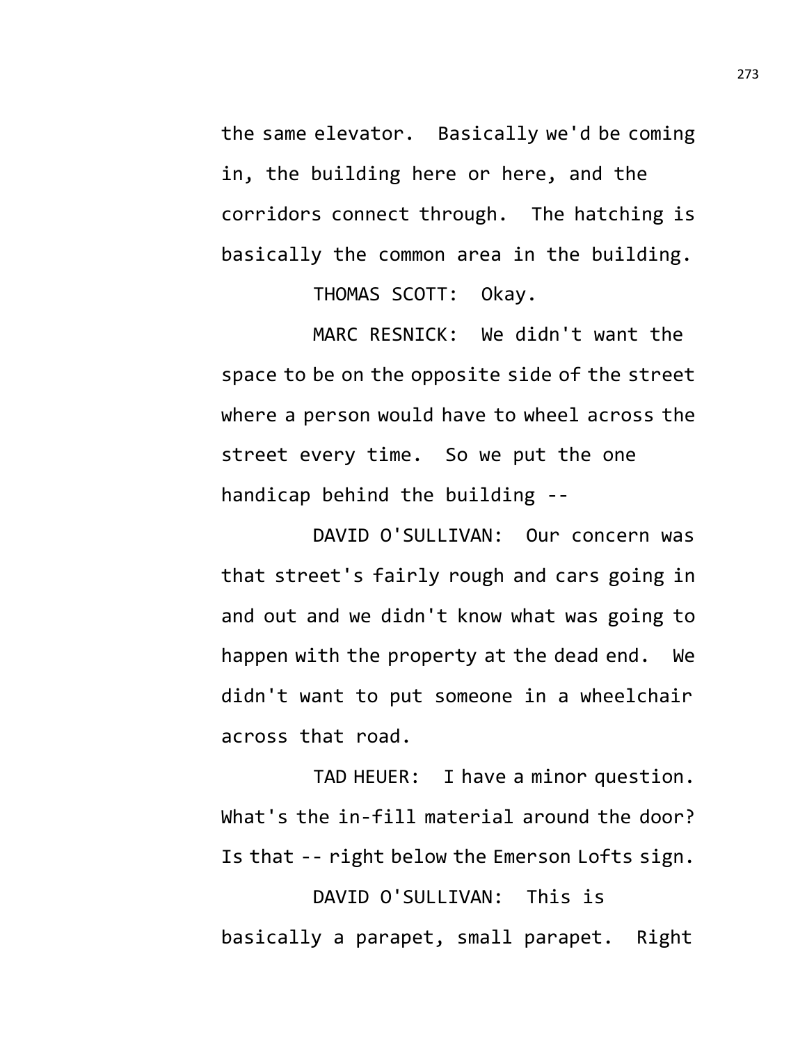the same elevator. Basically we'd be coming in, the building here or here, and the corridors connect through. The hatching is basically the common area in the building.

THOMAS SCOTT: Okay.

MARC RESNICK: We didn't want the space to be on the opposite side of the street where a person would have to wheel across the street every time. So we put the one handicap behind the building --

DAVID O'SULLIVAN: Our concern was that street's fairly rough and cars going in and out and we didn't know what was going to happen with the property at the dead end. We didn't want to put someone in a wheelchair across that road.

TAD HEUER: I have a minor question. What's the in-fill material around the door? Is that -- right below the Emerson Lofts sign.

DAVID O'SULLIVAN: This is basically a parapet, small parapet. Right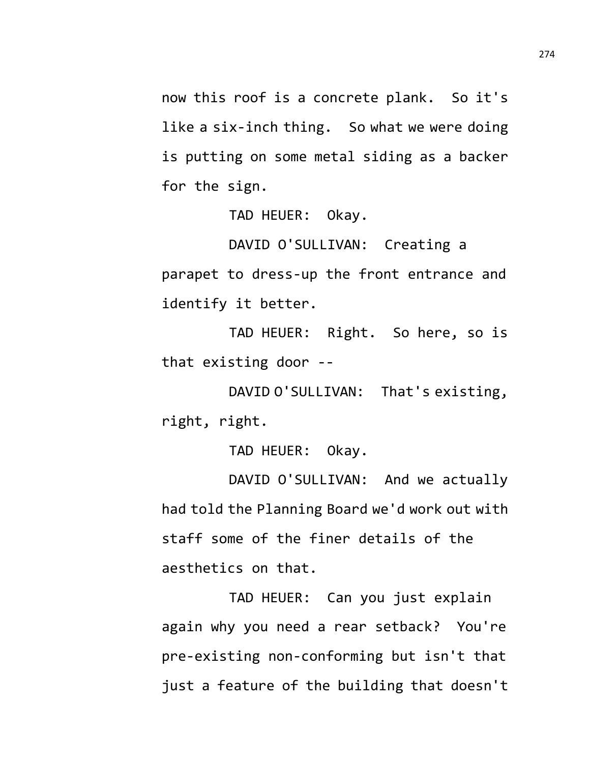now this roof is a concrete plank. So it's like a six-inch thing. So what we were doing is putting on some metal siding as a backer for the sign.

TAD HEUER: Okay.

DAVID O'SULLIVAN: Creating a parapet to dress-up the front entrance and identify it better.

TAD HEUER: Right. So here, so is that existing door --

DAVID O'SULLIVAN: That's existing, right, right.

TAD HEUER: Okay.

DAVID O'SULLIVAN: And we actually had told the Planning Board we'd work out with staff some of the finer details of the aesthetics on that.

TAD HEUER: Can you just explain again why you need a rear setback? You're pre-existing non-conforming but isn't that just a feature of the building that doesn't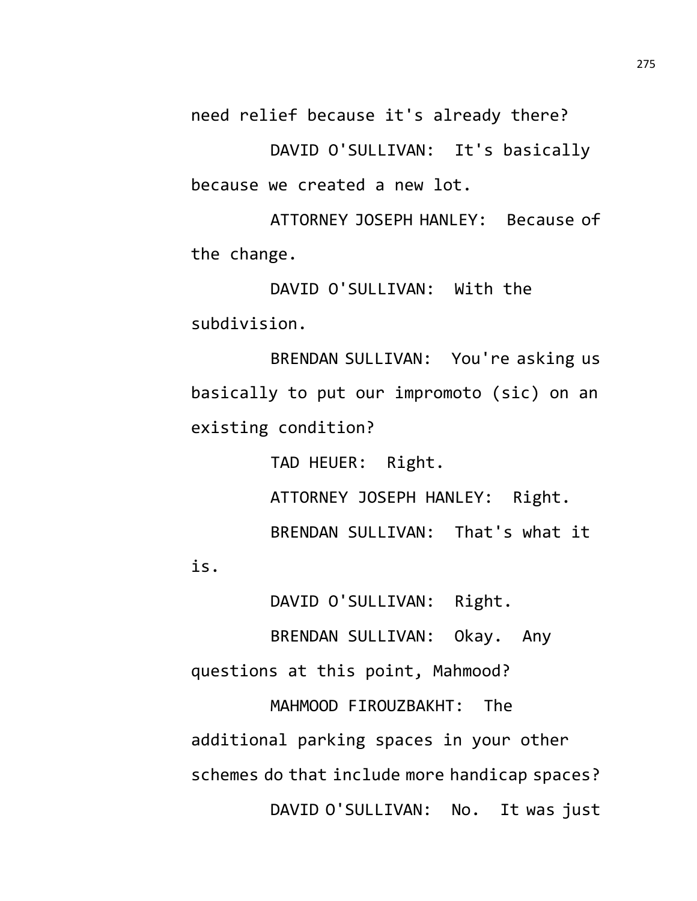need relief because it's already there?

DAVID O'SULLIVAN: It's basically because we created a new lot.

ATTORNEY JOSEPH HANLEY: Because of the change.

DAVID O'SULLIVAN: With the subdivision.

BRENDAN SULLIVAN: You're asking us basically to put our impromoto (sic) on an existing condition?

TAD HEUER: Right.

ATTORNEY JOSEPH HANLEY: Right.

BRENDAN SULLIVAN: That's what it is.

DAVID O'SULLIVAN: Right.

BRENDAN SULLIVAN: Okay. Any questions at this point, Mahmood?

MAHMOOD FIROUZBAKHT: The additional parking spaces in your other schemes do that include more handicap spaces?

DAVID O'SULLIVAN: No. It was just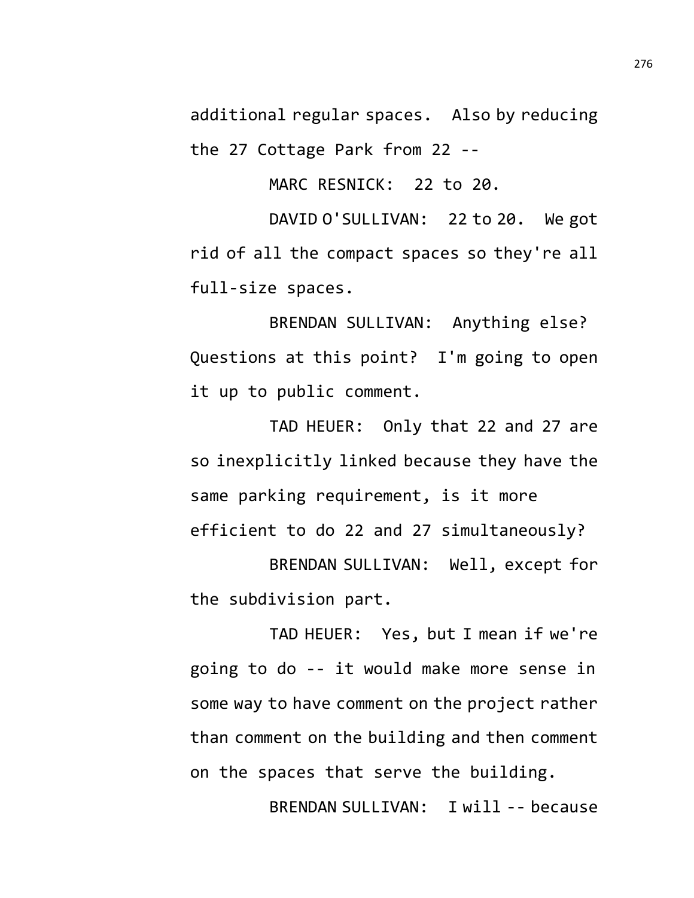additional regular spaces. Also by reducing the 27 Cottage Park from 22 --

MARC RESNICK: 22 to 20.

DAVID O'SULLIVAN: 22 to 20. We got rid of all the compact spaces so they're all full-size spaces.

BRENDAN SULLIVAN: Anything else? Questions at this point? I'm going to open it up to public comment.

TAD HEUER: Only that 22 and 27 are so inexplicitly linked because they have the same parking requirement, is it more efficient to do 22 and 27 simultaneously?

BRENDAN SULLIVAN: Well, except for the subdivision part.

TAD HEUER: Yes, but I mean if we're going to do -- it would make more sense in some way to have comment on the project rather than comment on the building and then comment on the spaces that serve the building.

BRENDAN SULLIVAN: I will -- because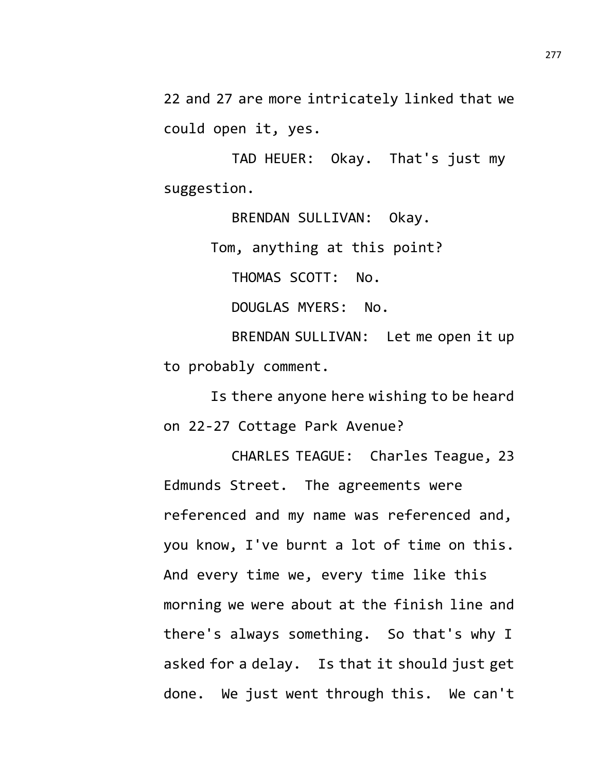22 and 27 are more intricately linked that we could open it, yes.

TAD HEUER: Okay. That's just my suggestion.

BRENDAN SULLIVAN: Okay.

Tom, anything at this point?

THOMAS SCOTT: No.

DOUGLAS MYERS: No.

BRENDAN SULLIVAN: Let me open it up to probably comment.

Is there anyone here wishing to be heard on 22-27 Cottage Park Avenue?

CHARLES TEAGUE: Charles Teague, 23 Edmunds Street. The agreements were referenced and my name was referenced and, you know, I've burnt a lot of time on this. And every time we, every time like this morning we were about at the finish line and there's always something. So that's why I asked for a delay. Is that it should just get done. We just went through this. We can't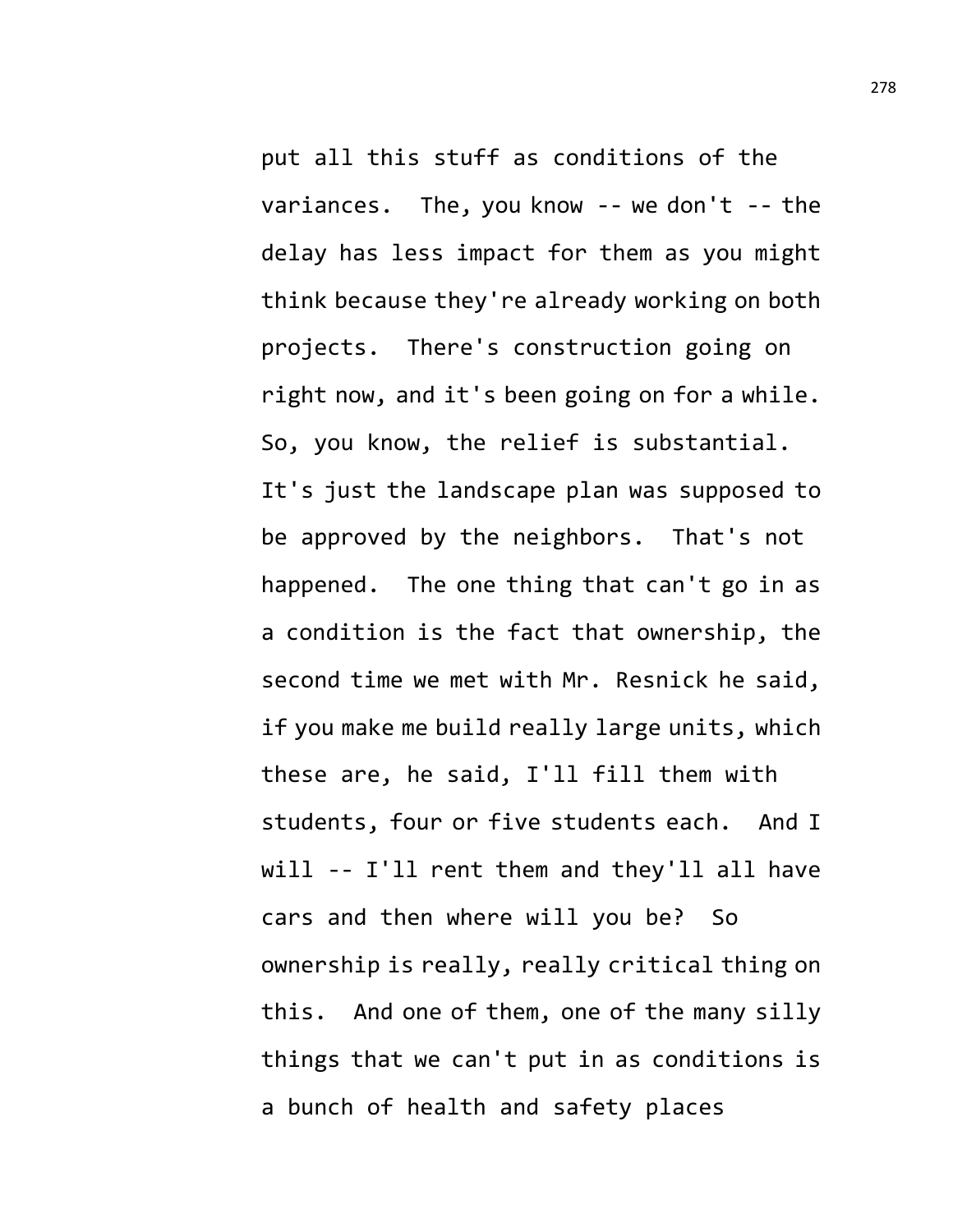put all this stuff as conditions of the variances. The, you know -- we don't -- the delay has less impact for them as you might think because they're already working on both projects. There's construction going on right now, and it's been going on for a while. So, you know, the relief is substantial. It's just the landscape plan was supposed to be approved by the neighbors. That's not happened. The one thing that can't go in as a condition is the fact that ownership, the second time we met with Mr. Resnick he said, if you make me build really large units, which these are, he said, I'll fill them with students, four or five students each. And I will -- I'll rent them and they'll all have cars and then where will you be? So ownership is really, really critical thing on this. And one of them, one of the many silly things that we can't put in as conditions is a bunch of health and safety places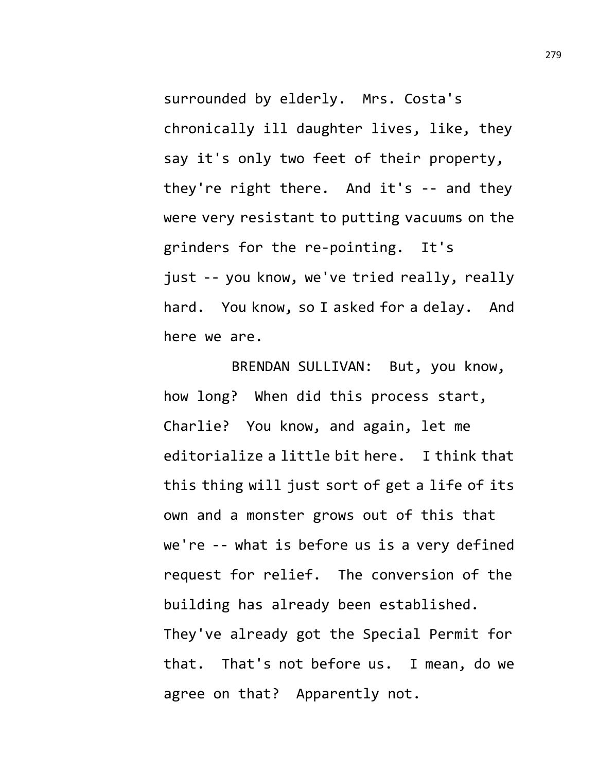surrounded by elderly. Mrs. Costa's chronically ill daughter lives, like, they say it's only two feet of their property, they're right there. And it's -- and they were very resistant to putting vacuums on the grinders for the re-pointing. It's just -- you know, we've tried really, really hard. You know, so I asked for a delay. And here we are.

BRENDAN SULLIVAN: But, you know, how long? When did this process start, Charlie? You know, and again, let me editorialize a little bit here. I think that this thing will just sort of get a life of its own and a monster grows out of this that we're -- what is before us is a very defined request for relief. The conversion of the building has already been established. They've already got the Special Permit for that. That's not before us. I mean, do we agree on that? Apparently not.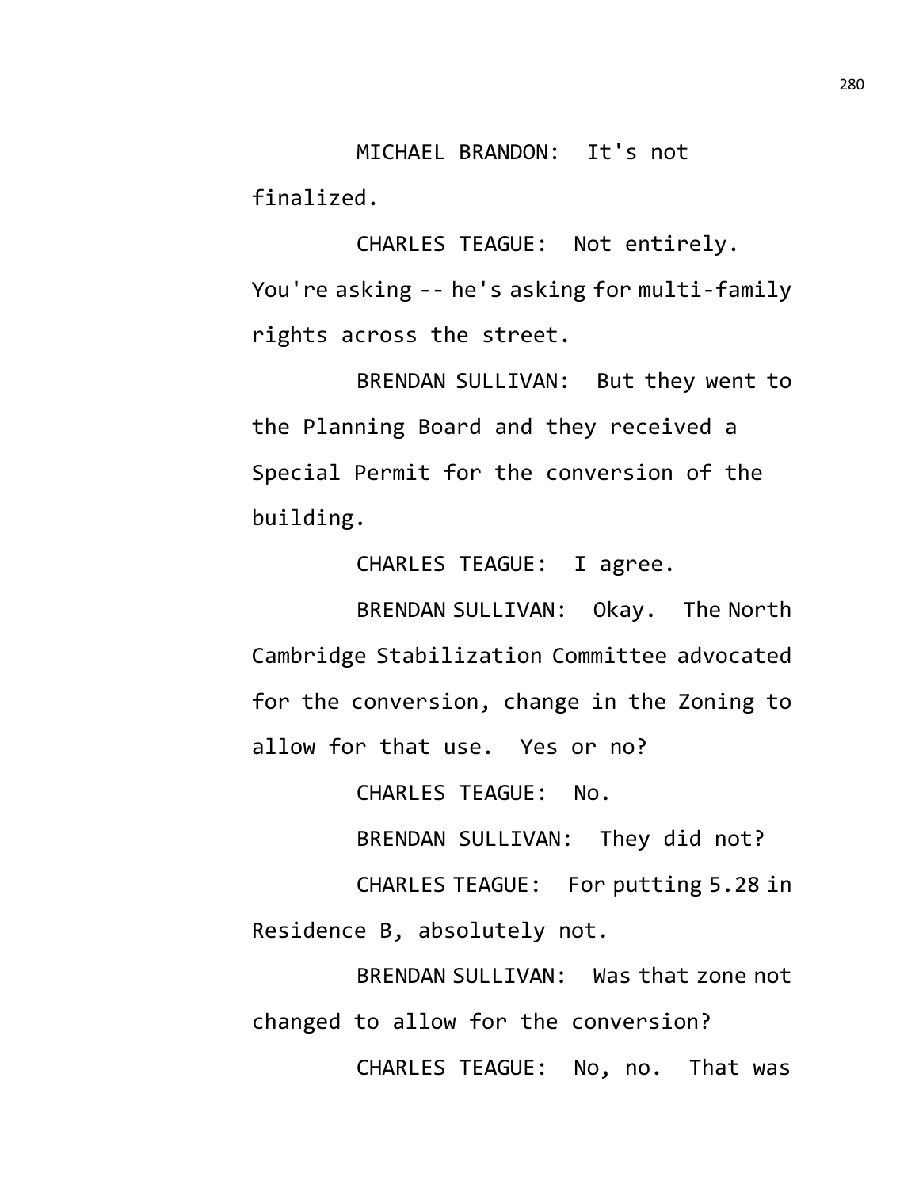MICHAEL BRANDON: It's not finalized.

CHARLES TEAGUE: Not entirely. You're asking -- he's asking for multi-family rights across the street.

BRENDAN SULLIVAN: But they went to the Planning Board and they received a Special Permit for the conversion of the building.

CHARLES TEAGUE: I agree.

BRENDAN SULLIVAN: Okay. The North Cambridge Stabilization Committee advocated for the conversion, change in the Zoning to allow for that use. Yes or no?

CHARLES TEAGUE: No.

BRENDAN SULLIVAN: They did not?

CHARLES TEAGUE: For putting 5.28 in Residence B, absolutely not.

BRENDAN SULLIVAN: Was that zone not changed to allow for the conversion?

CHARLES TEAGUE: No, no. That was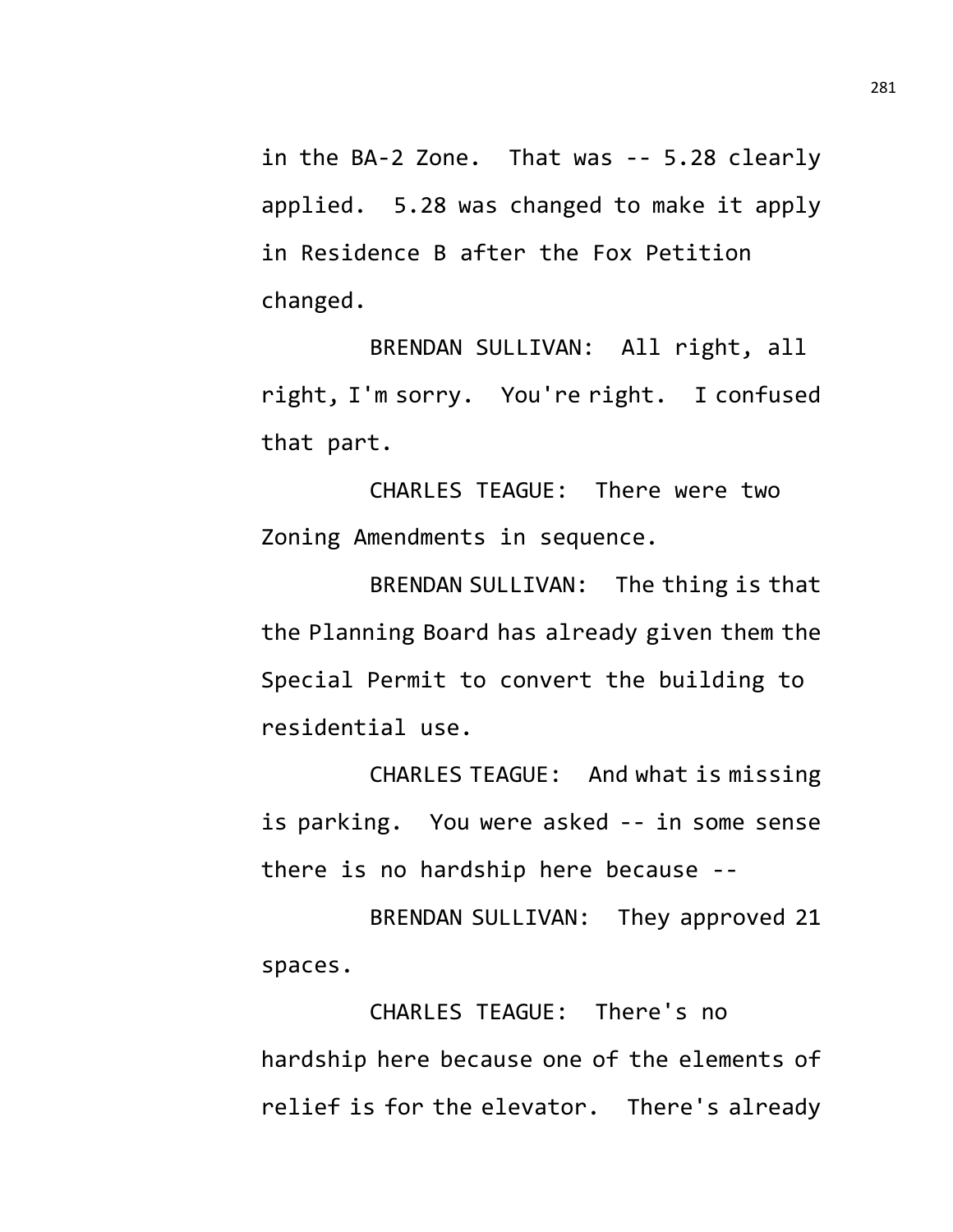in the BA-2 Zone. That was -- 5.28 clearly applied. 5.28 was changed to make it apply in Residence B after the Fox Petition changed.

BRENDAN SULLIVAN: All right, all right, I'm sorry. You're right. I confused that part.

CHARLES TEAGUE: There were two Zoning Amendments in sequence.

BRENDAN SULLIVAN: The thing is that the Planning Board has already given them the Special Permit to convert the building to residential use.

CHARLES TEAGUE: And what is missing is parking. You were asked -- in some sense there is no hardship here because --

BRENDAN SULLIVAN: They approved 21 spaces.

CHARLES TEAGUE: There's no hardship here because one of the elements of relief is for the elevator. There's already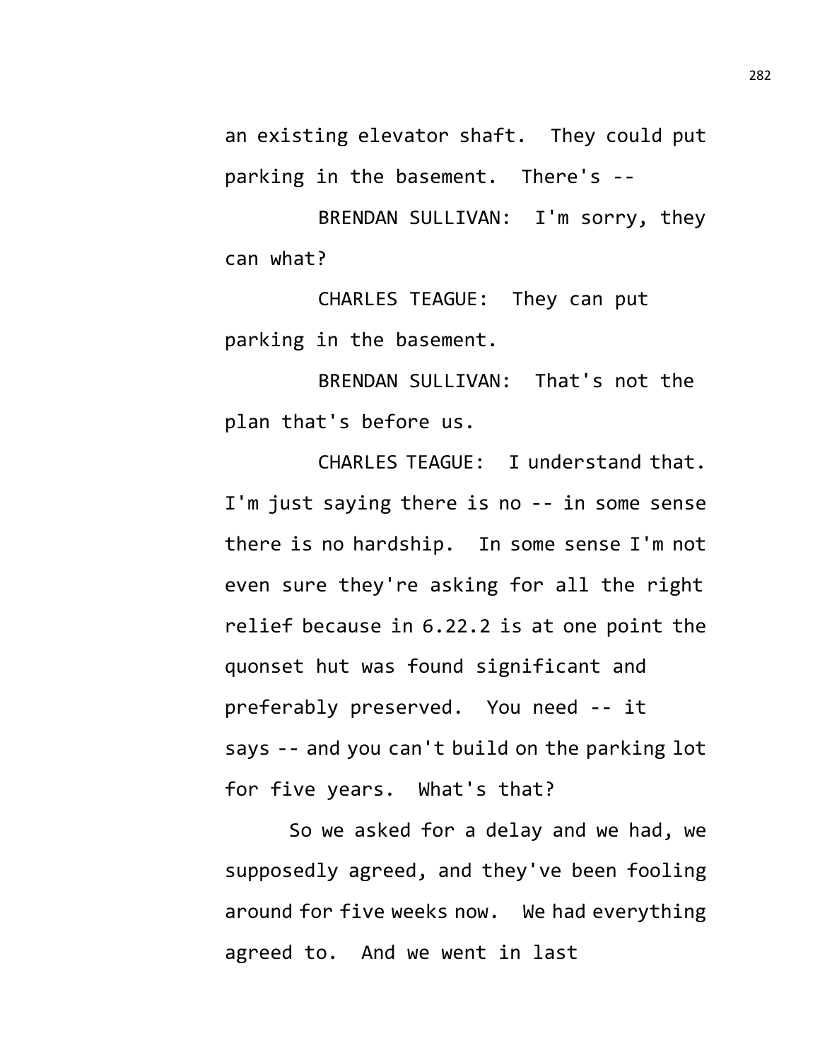an existing elevator shaft. They could put parking in the basement. There's --

BRENDAN SULLIVAN: I'm sorry, they can what?

CHARLES TEAGUE: They can put parking in the basement.

BRENDAN SULLIVAN: That's not the plan that's before us.

CHARLES TEAGUE: I understand that. I'm just saying there is no -- in some sense there is no hardship. In some sense I'm not even sure they're asking for all the right relief because in 6.22.2 is at one point the quonset hut was found significant and preferably preserved. You need -- it says -- and you can't build on the parking lot for five years. What's that?

So we asked for a delay and we had, we supposedly agreed, and they've been fooling around for five weeks now. We had everything agreed to. And we went in last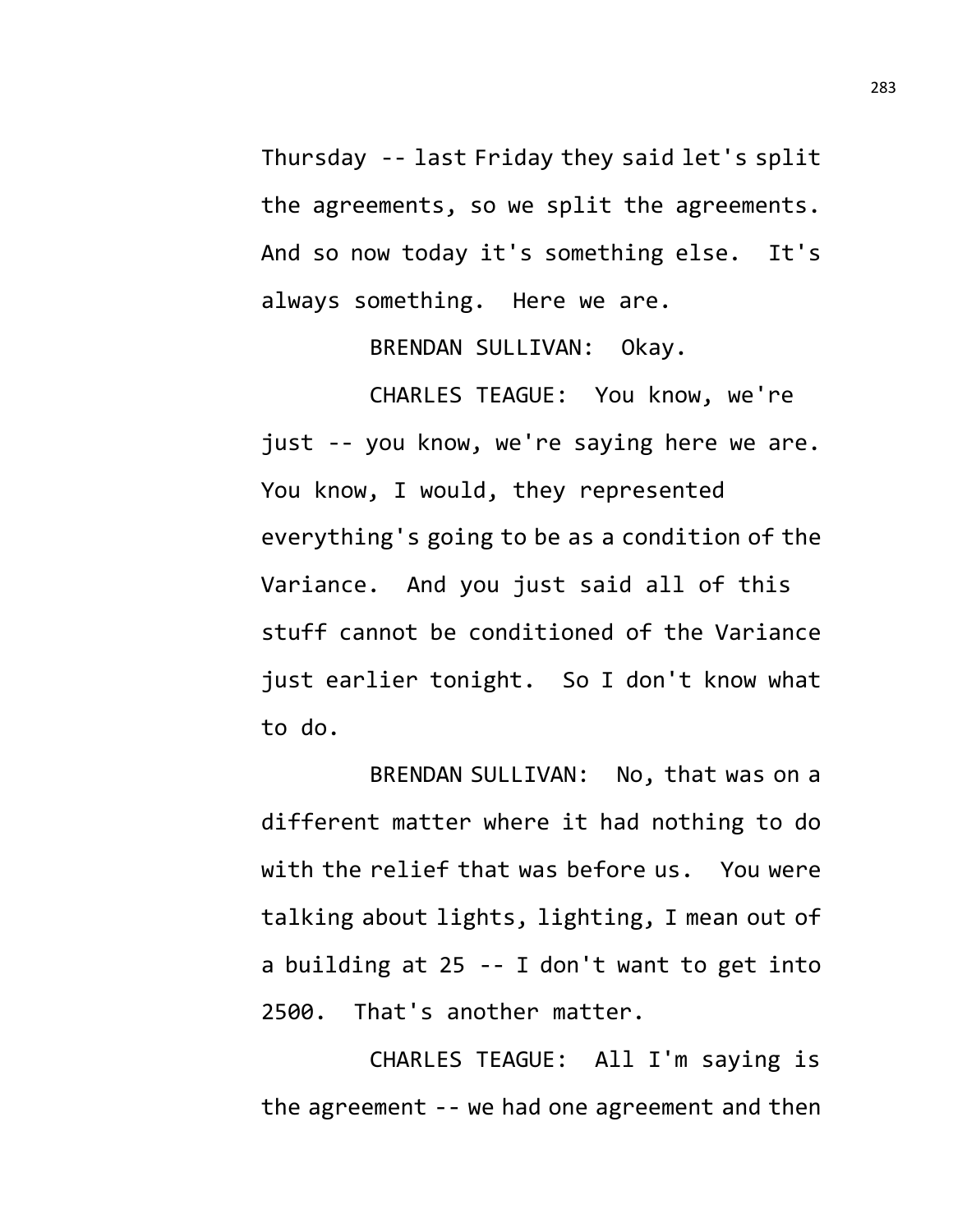Thursday -- last Friday they said let's split the agreements, so we split the agreements. And so now today it's something else. It's always something. Here we are.

BRENDAN SULLIVAN: Okay.

CHARLES TEAGUE: You know, we're just -- you know, we're saying here we are. You know, I would, they represented everything's going to be as a condition of the Variance. And you just said all of this stuff cannot be conditioned of the Variance just earlier tonight. So I don't know what to do.

BRENDAN SULLIVAN: No, that was on a different matter where it had nothing to do with the relief that was before us. You were talking about lights, lighting, I mean out of a building at 25 -- I don't want to get into 2500. That's another matter.

CHARLES TEAGUE: All I'm saying is the agreement -- we had one agreement and then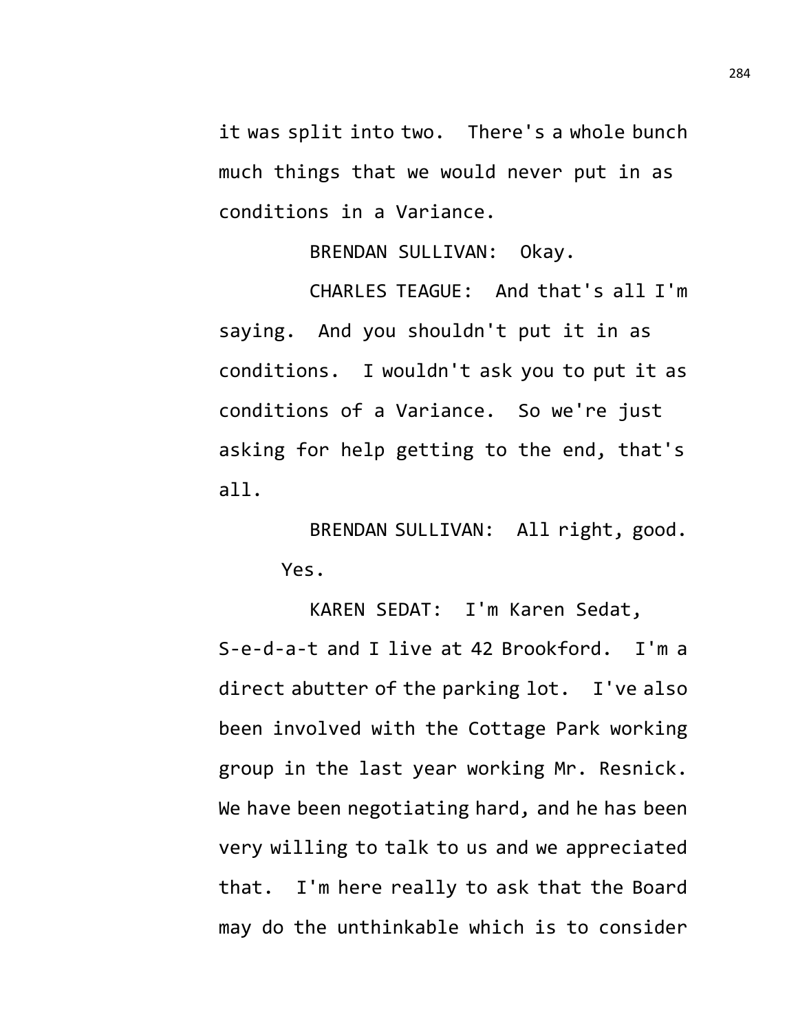it was split into two. There's a whole bunch much things that we would never put in as conditions in a Variance.

BRENDAN SULLIVAN: Okay.

CHARLES TEAGUE: And that's all I'm saying. And you shouldn't put it in as conditions. I wouldn't ask you to put it as conditions of a Variance. So we're just asking for help getting to the end, that's all.

BRENDAN SULLIVAN: All right, good. Yes.

KAREN SEDAT: I'm Karen Sedat, S-e-d-a-t and I live at 42 Brookford. I'm a direct abutter of the parking lot. I've also been involved with the Cottage Park working group in the last year working Mr. Resnick. We have been negotiating hard, and he has been very willing to talk to us and we appreciated that. I'm here really to ask that the Board may do the unthinkable which is to consider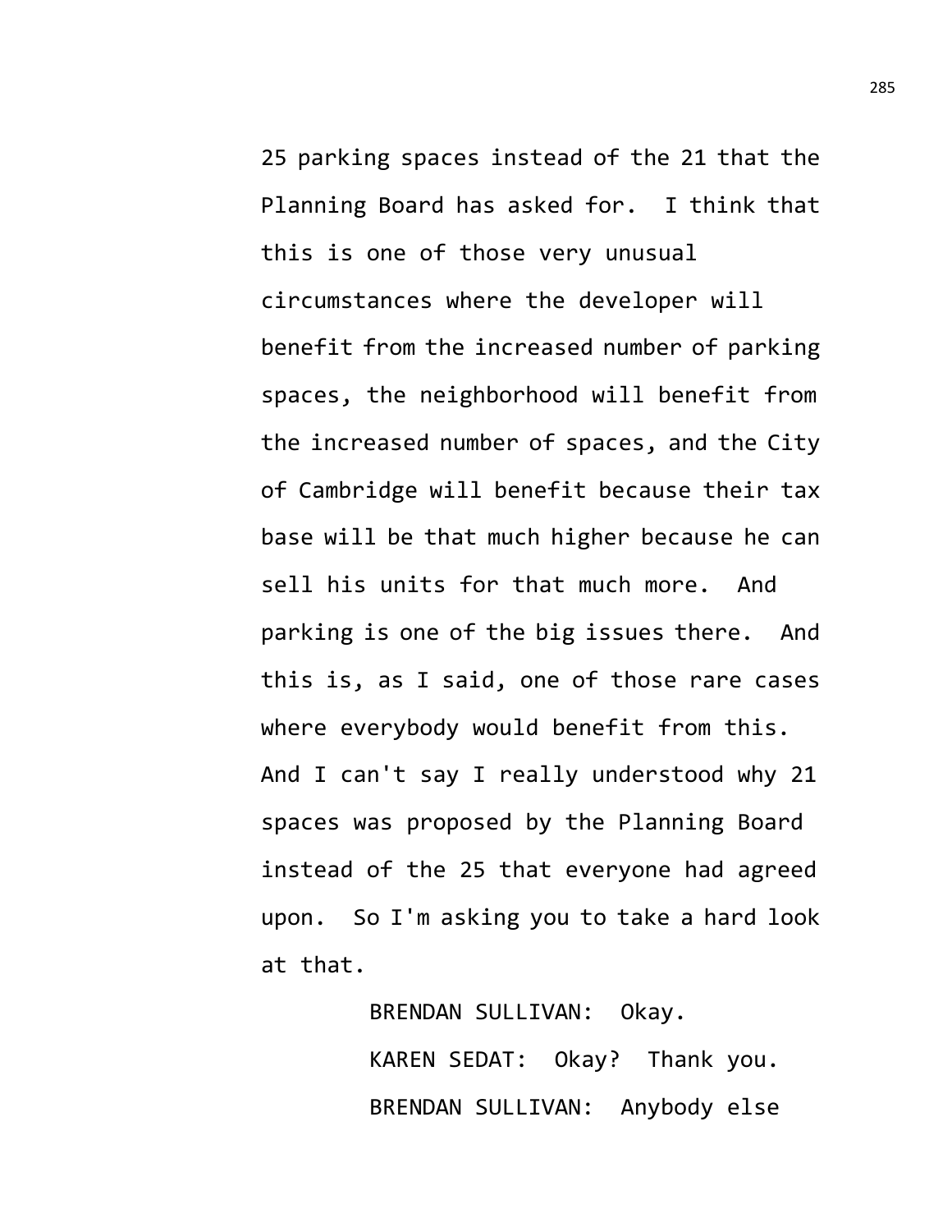25 parking spaces instead of the 21 that the Planning Board has asked for. I think that this is one of those very unusual circumstances where the developer will benefit from the increased number of parking spaces, the neighborhood will benefit from the increased number of spaces, and the City of Cambridge will benefit because their tax base will be that much higher because he can sell his units for that much more. And parking is one of the big issues there. And this is, as I said, one of those rare cases where everybody would benefit from this. And I can't say I really understood why 21 spaces was proposed by the Planning Board instead of the 25 that everyone had agreed upon. So I'm asking you to take a hard look at that.

BRENDAN SULLIVAN: Okay.

KAREN SEDAT: Okay? Thank you.

BRENDAN SULLIVAN: Anybody else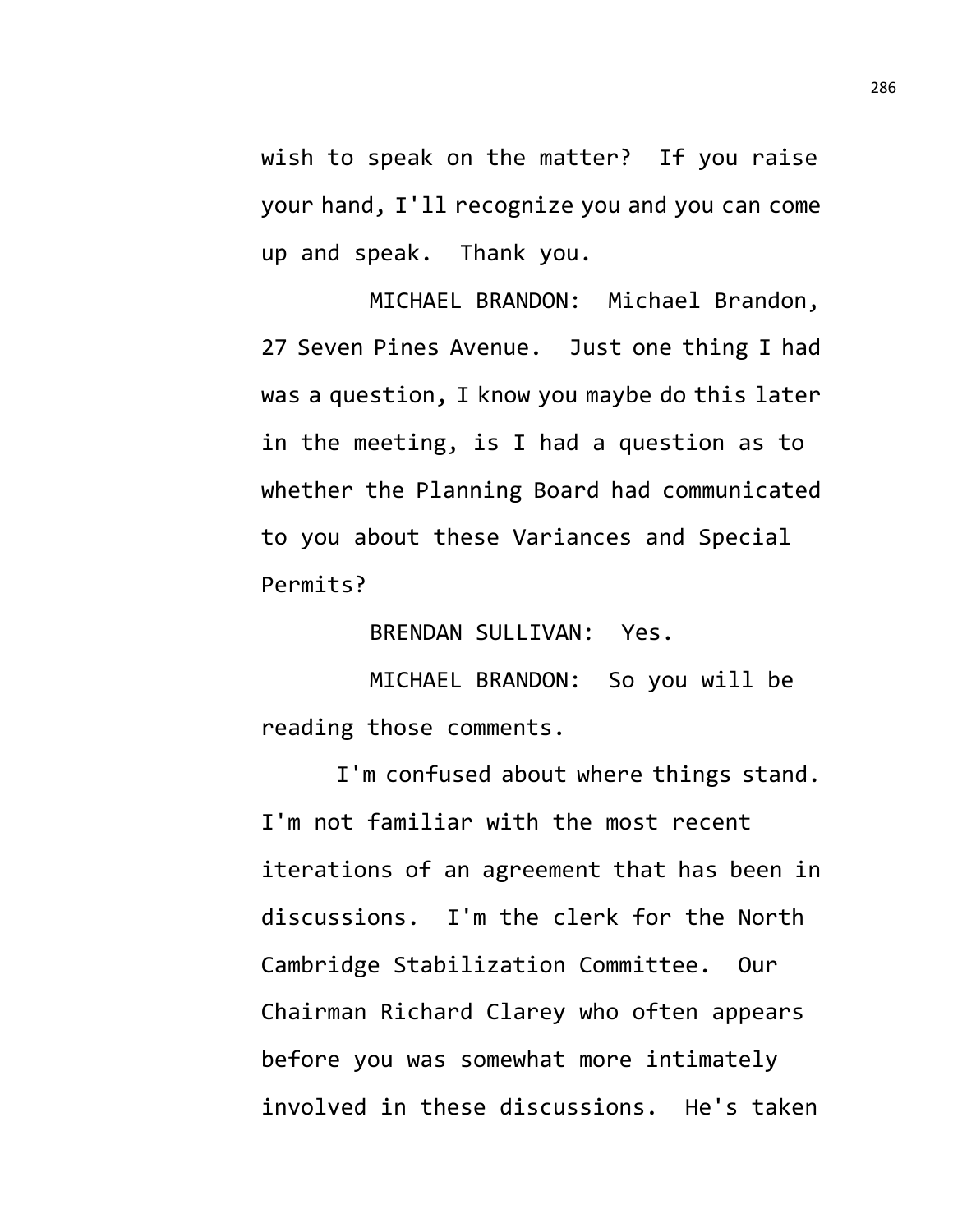wish to speak on the matter? If you raise your hand, I'll recognize you and you can come up and speak. Thank you.

MICHAEL BRANDON: Michael Brandon, 27 Seven Pines Avenue. Just one thing I had was a question, I know you maybe do this later in the meeting, is I had a question as to whether the Planning Board had communicated to you about these Variances and Special Permits?

BRENDAN SULLIVAN: Yes.

MICHAEL BRANDON: So you will be reading those comments.

I'm confused about where things stand. I'm not familiar with the most recent iterations of an agreement that has been in discussions. I'm the clerk for the North Cambridge Stabilization Committee. Our Chairman Richard Clarey who often appears before you was somewhat more intimately involved in these discussions. He's taken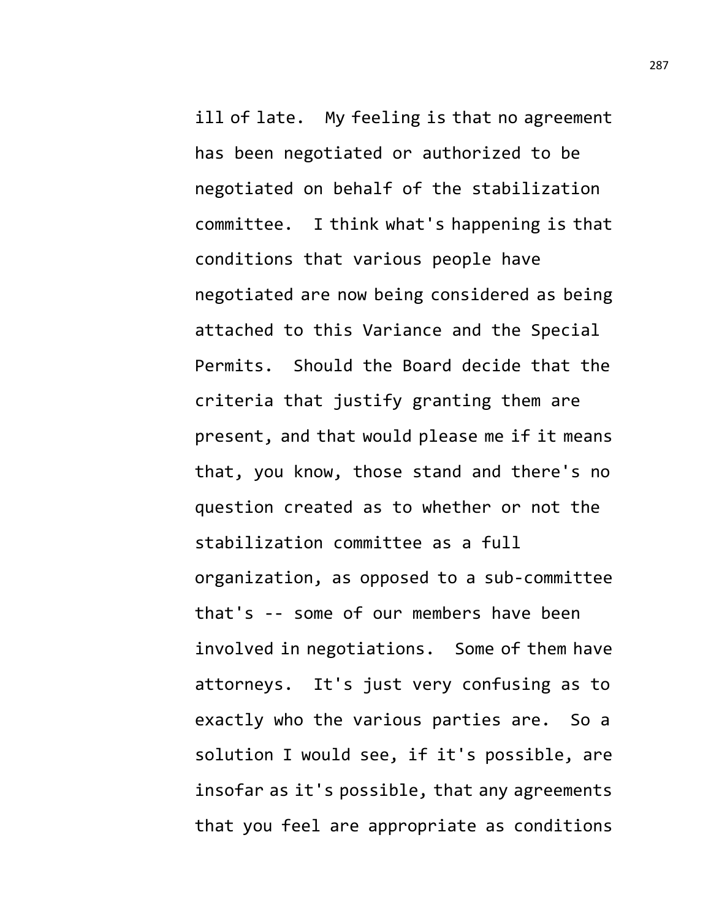ill of late. My feeling is that no agreement has been negotiated or authorized to be negotiated on behalf of the stabilization committee. I think what's happening is that conditions that various people have negotiated are now being considered as being attached to this Variance and the Special Permits. Should the Board decide that the criteria that justify granting them are present, and that would please me if it means that, you know, those stand and there's no question created as to whether or not the stabilization committee as a full organization, as opposed to a sub-committee that's -- some of our members have been involved in negotiations. Some of them have attorneys. It's just very confusing as to exactly who the various parties are. So a solution I would see, if it's possible, are insofar as it's possible, that any agreements that you feel are appropriate as conditions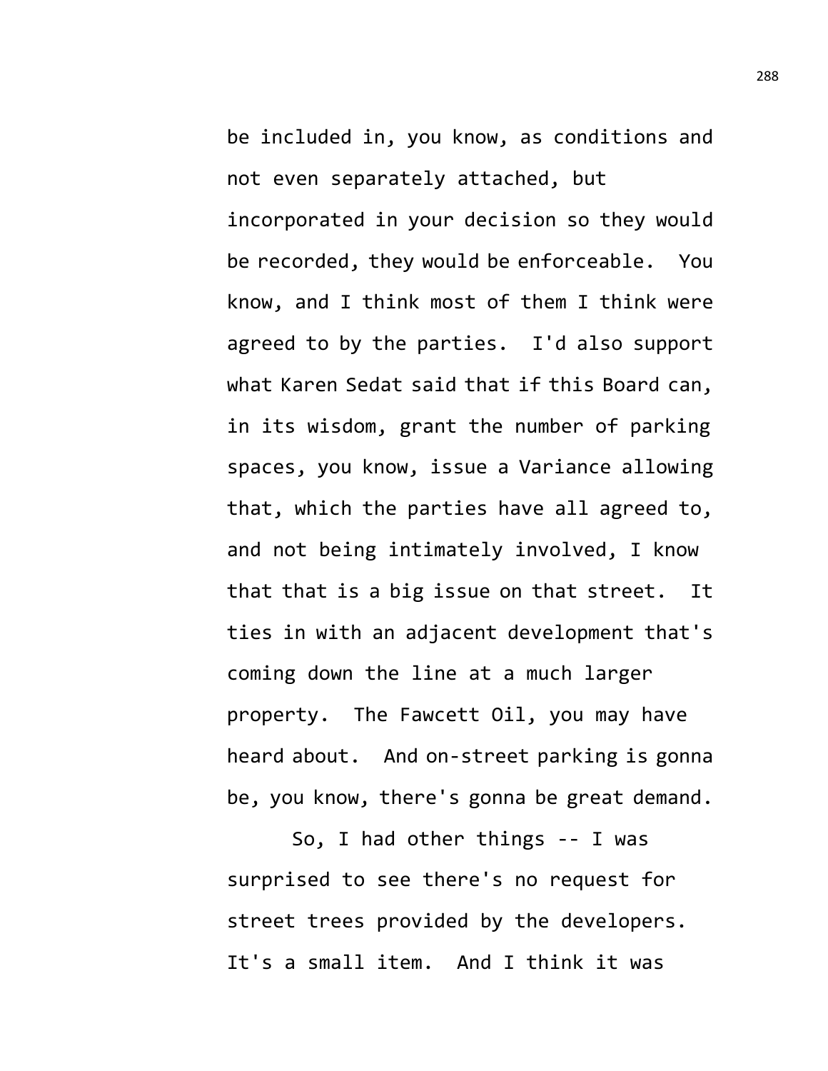be included in, you know, as conditions and not even separately attached, but incorporated in your decision so they would be recorded, they would be enforceable. You know, and I think most of them I think were agreed to by the parties. I'd also support what Karen Sedat said that if this Board can, in its wisdom, grant the number of parking spaces, you know, issue a Variance allowing that, which the parties have all agreed to, and not being intimately involved, I know that that is a big issue on that street. It ties in with an adjacent development that's coming down the line at a much larger property. The Fawcett Oil, you may have heard about. And on-street parking is gonna be, you know, there's gonna be great demand.

So, I had other things -- I was surprised to see there's no request for street trees provided by the developers. It's a small item. And I think it was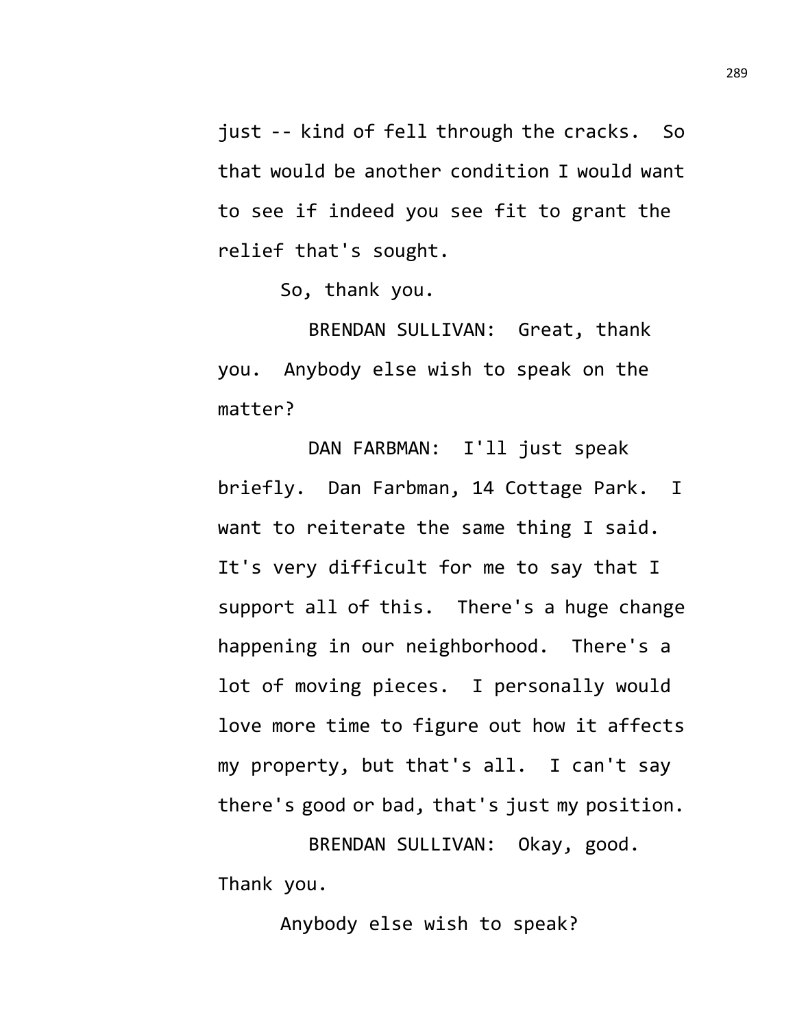just -- kind of fell through the cracks. So that would be another condition I would want to see if indeed you see fit to grant the relief that's sought.

So, thank you.

BRENDAN SULLIVAN: Great, thank you. Anybody else wish to speak on the matter?

DAN FARBMAN: I'll just speak briefly. Dan Farbman, 14 Cottage Park. I want to reiterate the same thing I said. It's very difficult for me to say that I support all of this. There's a huge change happening in our neighborhood. There's a lot of moving pieces. I personally would love more time to figure out how it affects my property, but that's all. I can't say there's good or bad, that's just my position.

BRENDAN SULLIVAN: Okay, good. Thank you.

Anybody else wish to speak?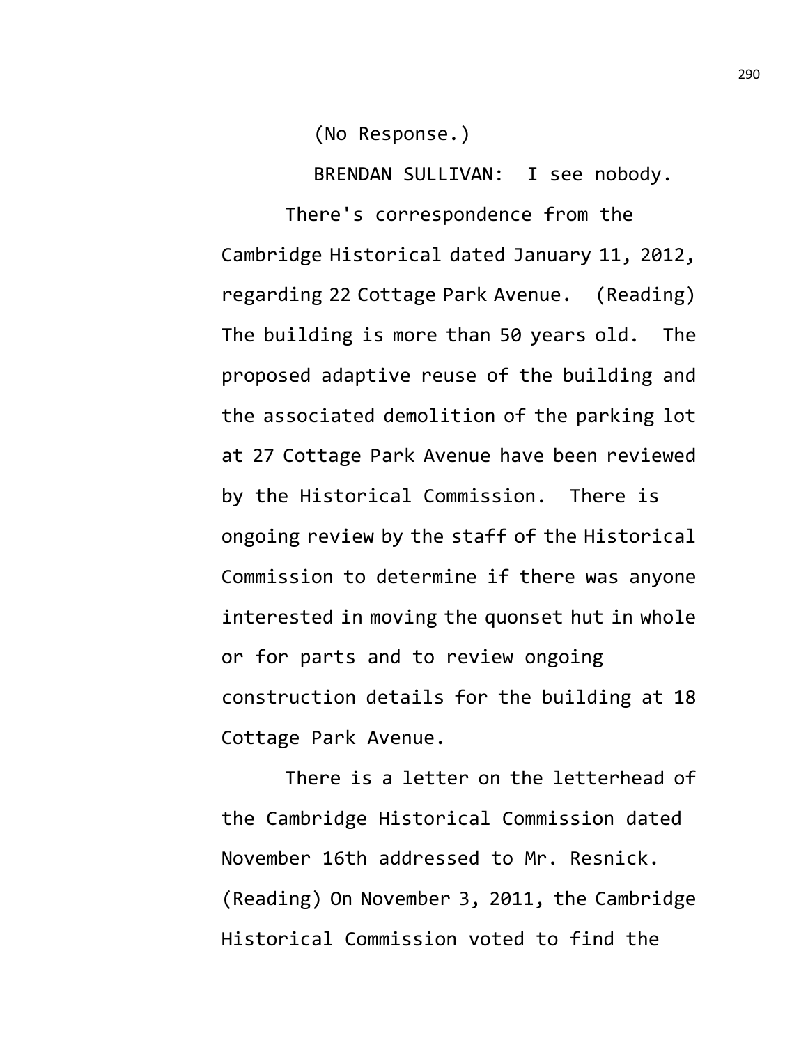(No Response.)

BRENDAN SULLIVAN: I see nobody.

There's correspondence from the Cambridge Historical dated January 11, 2012, regarding 22 Cottage Park Avenue. (Reading) The building is more than 50 years old. The proposed adaptive reuse of the building and the associated demolition of the parking lot at 27 Cottage Park Avenue have been reviewed by the Historical Commission. There is ongoing review by the staff of the Historical Commission to determine if there was anyone interested in moving the quonset hut in whole or for parts and to review ongoing construction details for the building at 18 Cottage Park Avenue.

There is a letter on the letterhead of the Cambridge Historical Commission dated November 16th addressed to Mr. Resnick. (Reading) On November 3, 2011, the Cambridge Historical Commission voted to find the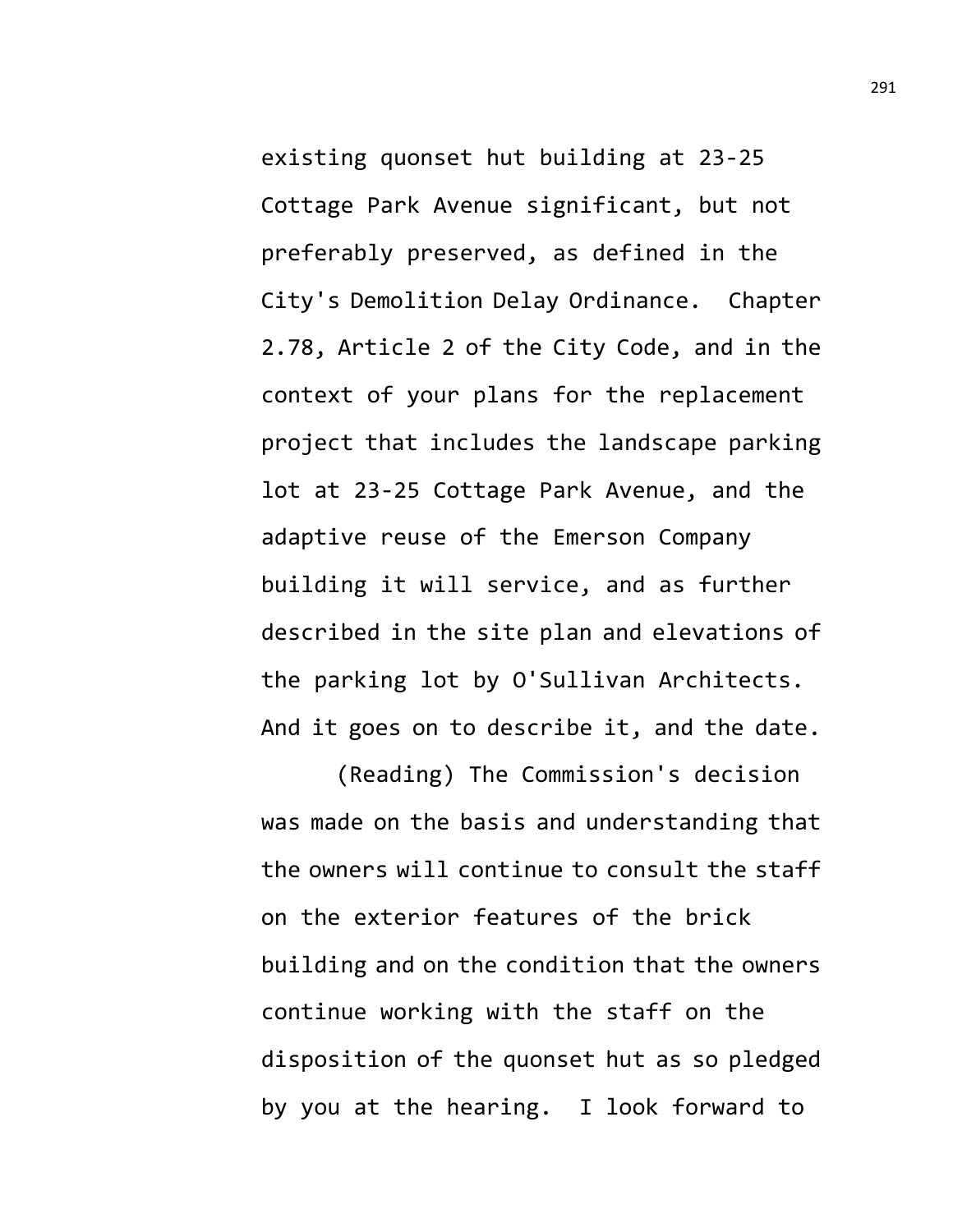existing quonset hut building at 23-25 Cottage Park Avenue significant, but not preferably preserved, as defined in the City's Demolition Delay Ordinance. Chapter 2.78, Article 2 of the City Code, and in the context of your plans for the replacement project that includes the landscape parking lot at 23-25 Cottage Park Avenue, and the adaptive reuse of the Emerson Company building it will service, and as further described in the site plan and elevations of the parking lot by O'Sullivan Architects. And it goes on to describe it, and the date.

(Reading) The Commission's decision was made on the basis and understanding that the owners will continue to consult the staff on the exterior features of the brick building and on the condition that the owners continue working with the staff on the disposition of the quonset hut as so pledged by you at the hearing. I look forward to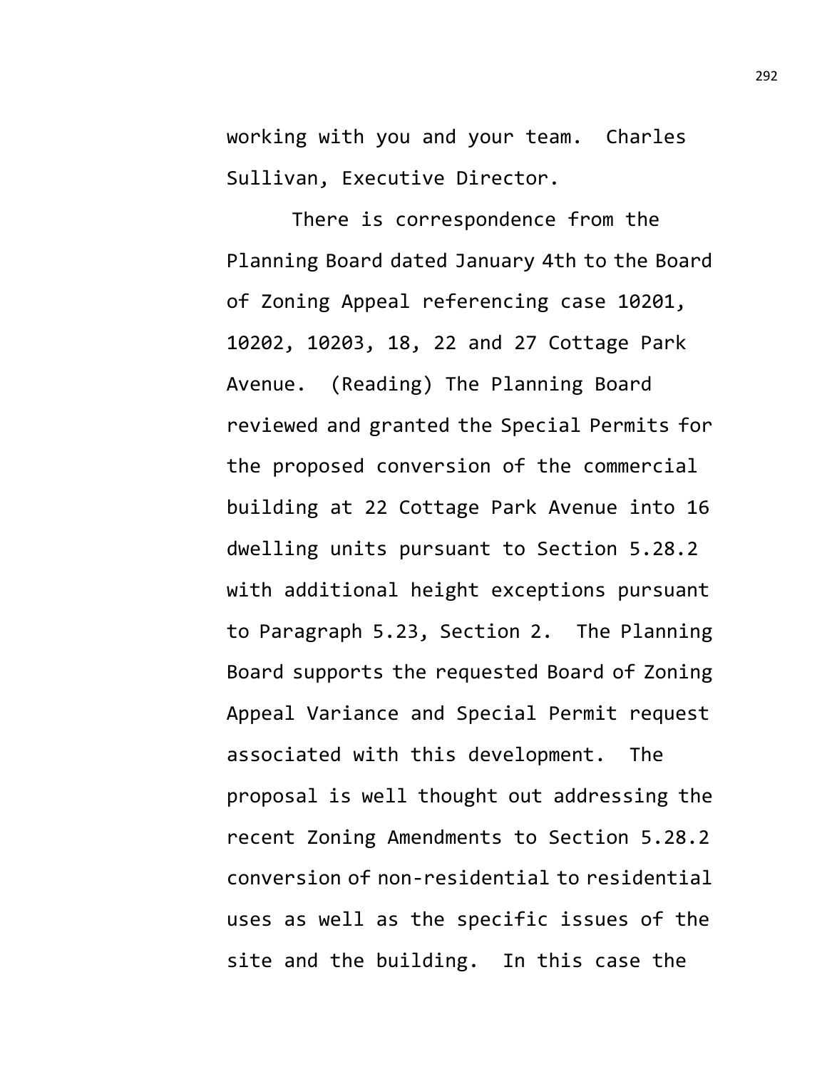working with you and your team. Charles Sullivan, Executive Director.

There is correspondence from the Planning Board dated January 4th to the Board of Zoning Appeal referencing case 10201, 10202, 10203, 18, 22 and 27 Cottage Park Avenue. (Reading) The Planning Board reviewed and granted the Special Permits for the proposed conversion of the commercial building at 22 Cottage Park Avenue into 16 dwelling units pursuant to Section 5.28.2 with additional height exceptions pursuant to Paragraph 5.23, Section 2. The Planning Board supports the requested Board of Zoning Appeal Variance and Special Permit request associated with this development. The proposal is well thought out addressing the recent Zoning Amendments to Section 5.28.2 conversion of non-residential to residential uses as well as the specific issues of the site and the building. In this case the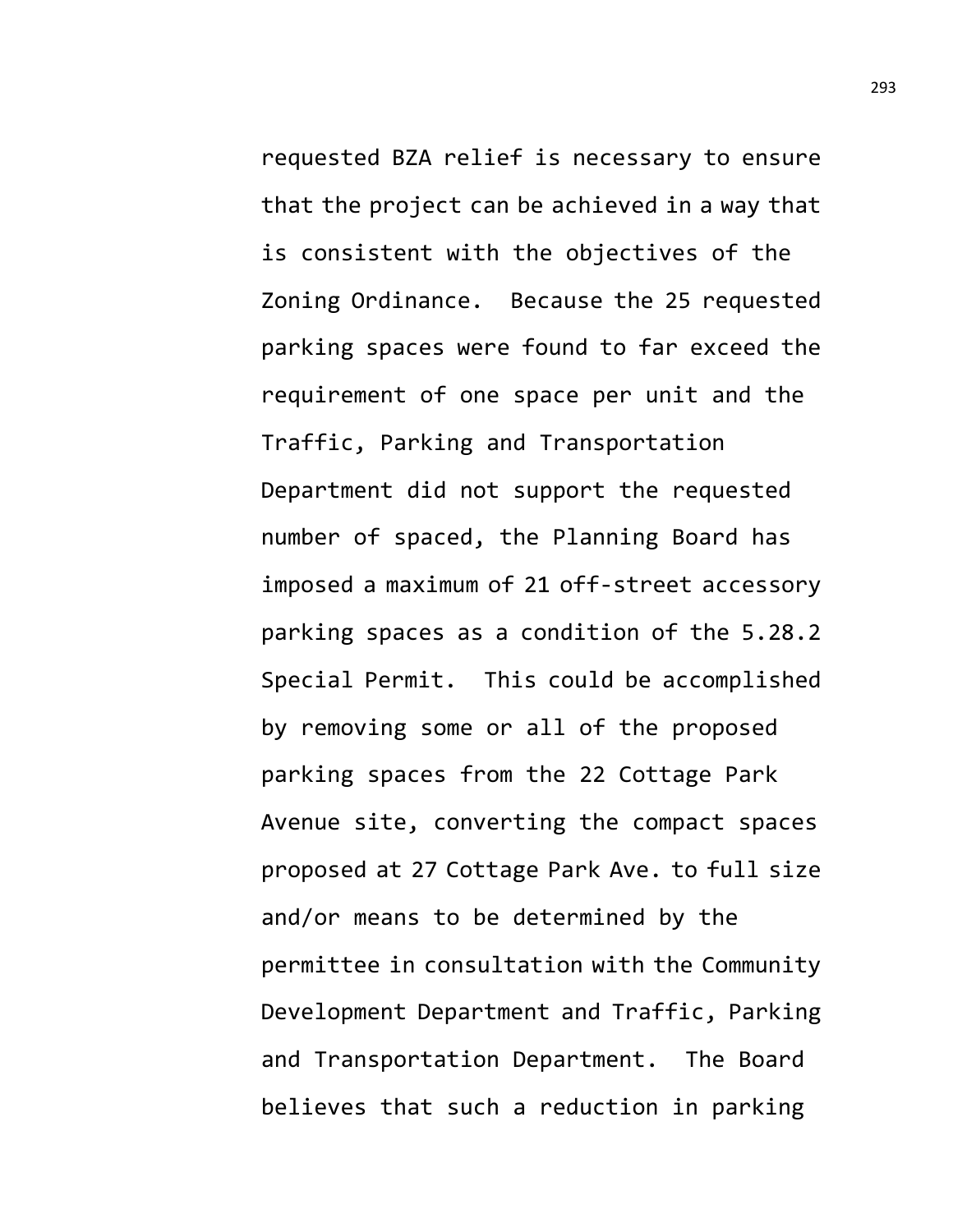requested BZA relief is necessary to ensure that the project can be achieved in a way that is consistent with the objectives of the Zoning Ordinance. Because the 25 requested parking spaces were found to far exceed the requirement of one space per unit and the Traffic, Parking and Transportation Department did not support the requested number of spaced, the Planning Board has imposed a maximum of 21 off-street accessory parking spaces as a condition of the 5.28.2 Special Permit. This could be accomplished by removing some or all of the proposed parking spaces from the 22 Cottage Park Avenue site, converting the compact spaces proposed at 27 Cottage Park Ave. to full size and/or means to be determined by the permittee in consultation with the Community Development Department and Traffic, Parking and Transportation Department. The Board believes that such a reduction in parking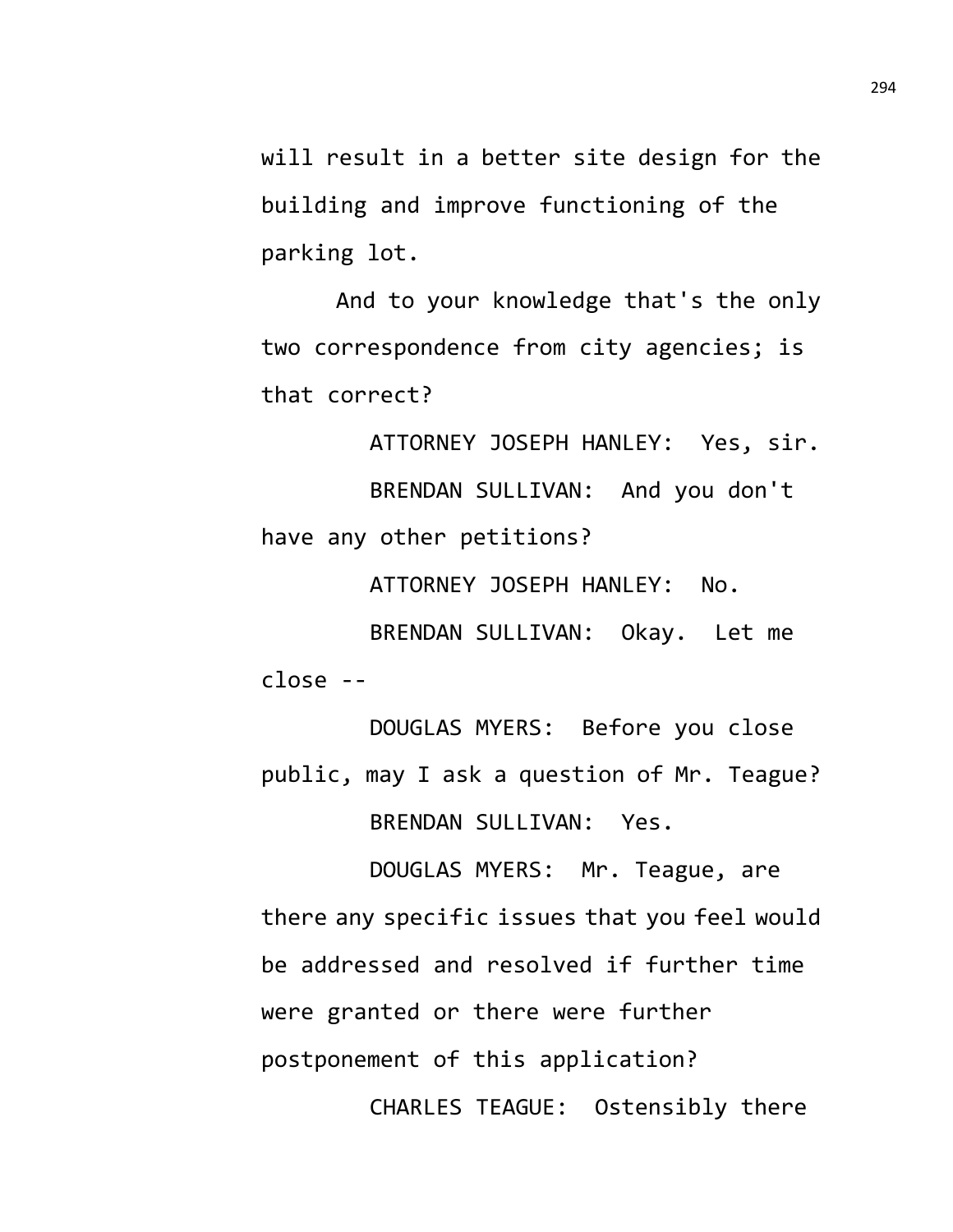will result in a better site design for the building and improve functioning of the parking lot.

And to your knowledge that's the only two correspondence from city agencies; is that correct?

ATTORNEY JOSEPH HANLEY: Yes, sir.

BRENDAN SULLIVAN: And you don't have any other petitions?

ATTORNEY JOSEPH HANLEY: No.

BRENDAN SULLIVAN: Okay. Let me close --

DOUGLAS MYERS: Before you close public, may I ask a question of Mr. Teague?

BRENDAN SULLIVAN: Yes.

DOUGLAS MYERS: Mr. Teague, are there any specific issues that you feel would be addressed and resolved if further time were granted or there were further postponement of this application?

CHARLES TEAGUE: Ostensibly there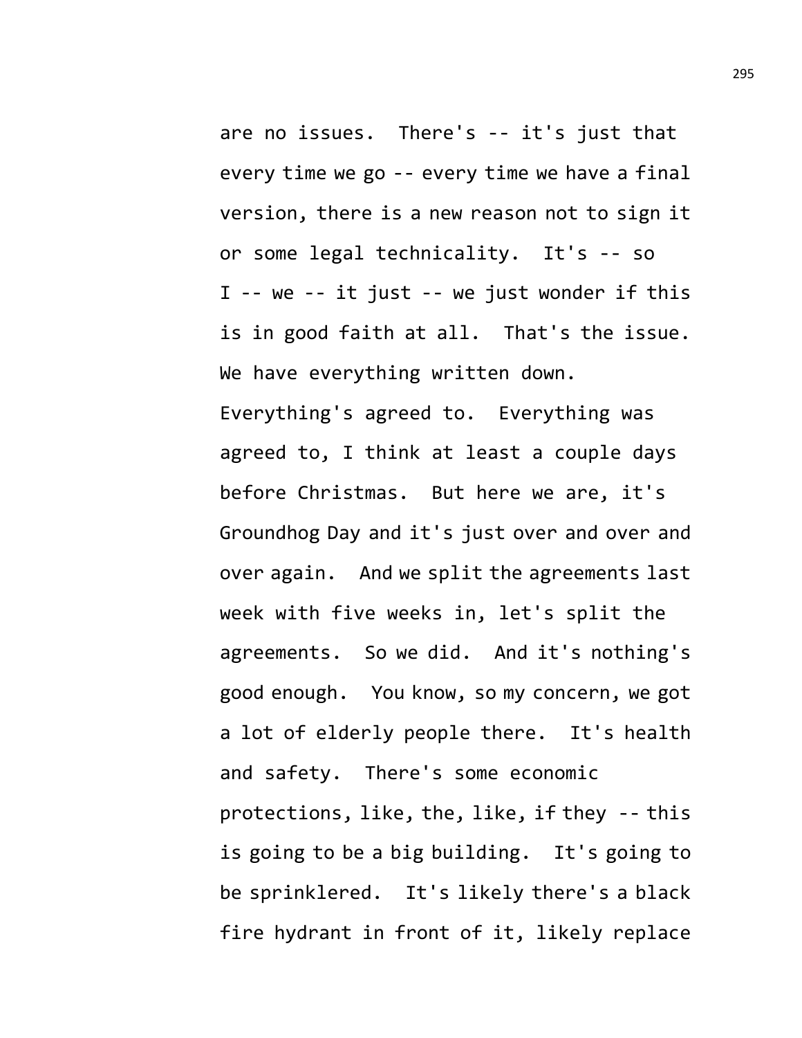are no issues. There's -- it's just that every time we go -- every time we have a final version, there is a new reason not to sign it or some legal technicality. It's -- so I -- we -- it just -- we just wonder if this is in good faith at all. That's the issue. We have everything written down. Everything's agreed to. Everything was agreed to, I think at least a couple days before Christmas. But here we are, it's Groundhog Day and it's just over and over and over again. And we split the agreements last week with five weeks in, let's split the agreements. So we did. And it's nothing's good enough. You know, so my concern, we got a lot of elderly people there. It's health and safety. There's some economic protections, like, the, like, if they -- this is going to be a big building. It's going to be sprinklered. It's likely there's a black fire hydrant in front of it, likely replace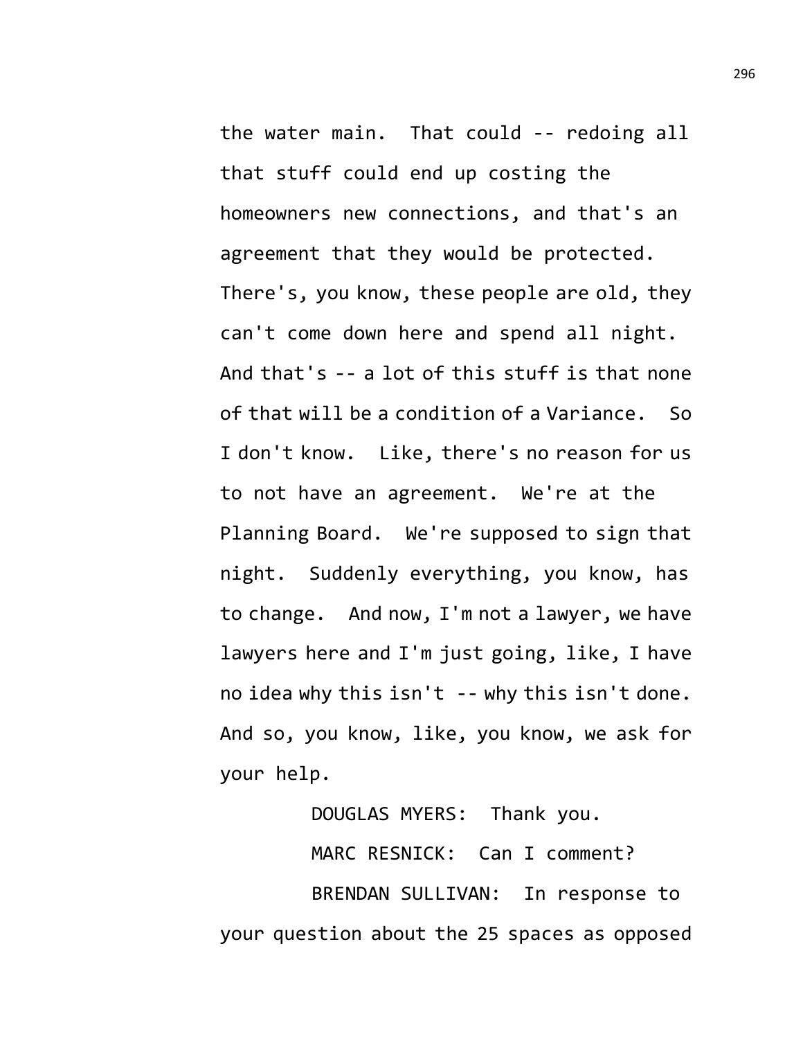the water main. That could -- redoing all that stuff could end up costing the homeowners new connections, and that's an agreement that they would be protected. There's, you know, these people are old, they can't come down here and spend all night. And that's -- a lot of this stuff is that none of that will be a condition of a Variance. So I don't know. Like, there's no reason for us to not have an agreement. We're at the Planning Board. We're supposed to sign that night. Suddenly everything, you know, has to change. And now, I'm not a lawyer, we have lawyers here and I'm just going, like, I have no idea why this isn't -- why this isn't done. And so, you know, like, you know, we ask for your help.

DOUGLAS MYERS: Thank you.

MARC RESNICK: Can I comment?

BRENDAN SULLIVAN: In response to your question about the 25 spaces as opposed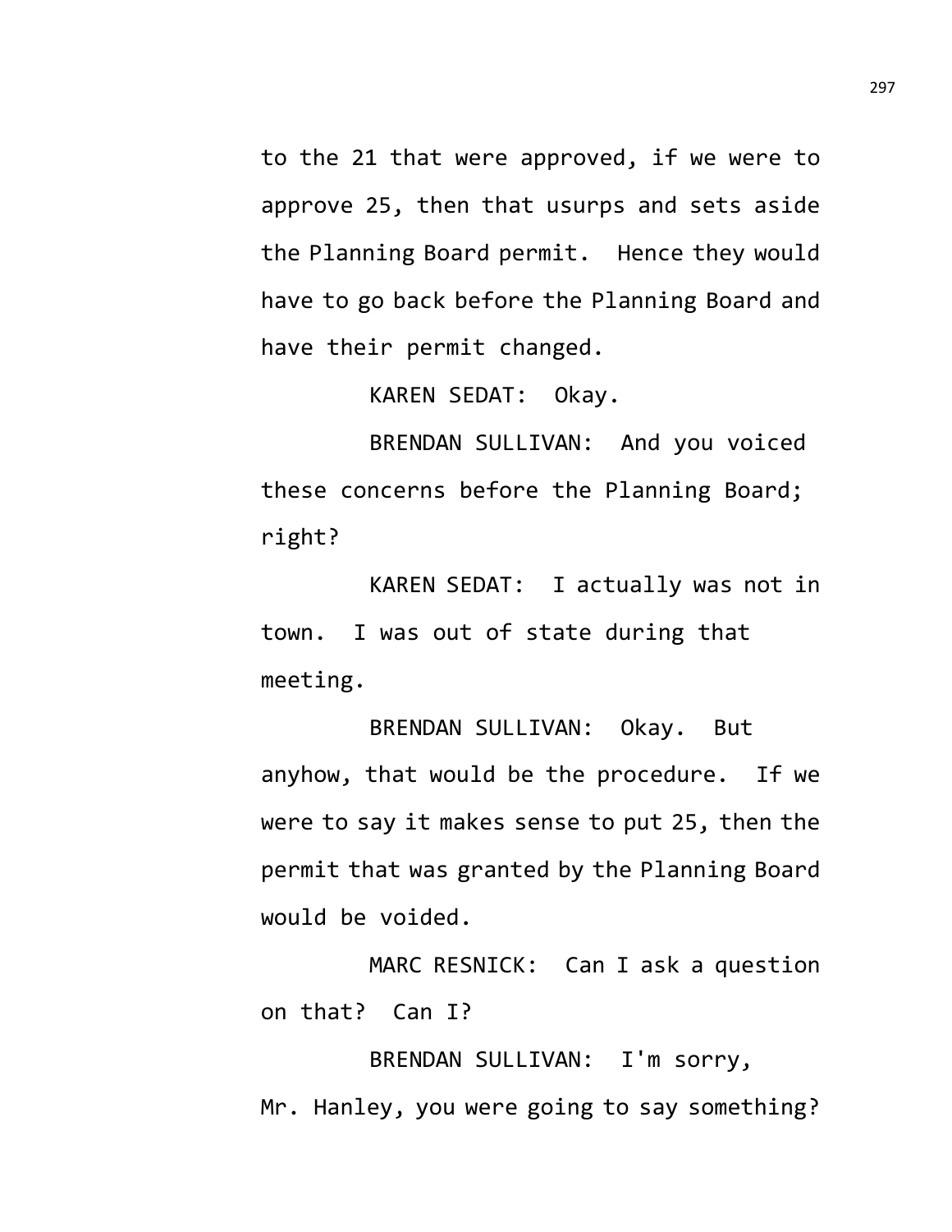to the 21 that were approved, if we were to approve 25, then that usurps and sets aside the Planning Board permit. Hence they would have to go back before the Planning Board and have their permit changed.

KAREN SEDAT: Okay.

BRENDAN SULLIVAN: And you voiced these concerns before the Planning Board; right?

KAREN SEDAT: I actually was not in town. I was out of state during that meeting.

BRENDAN SULLIVAN: Okay. But anyhow, that would be the procedure. If we were to say it makes sense to put 25, then the permit that was granted by the Planning Board would be voided.

MARC RESNICK: Can I ask a question on that? Can I?

BRENDAN SULLIVAN: I'm sorry, Mr. Hanley, you were going to say something?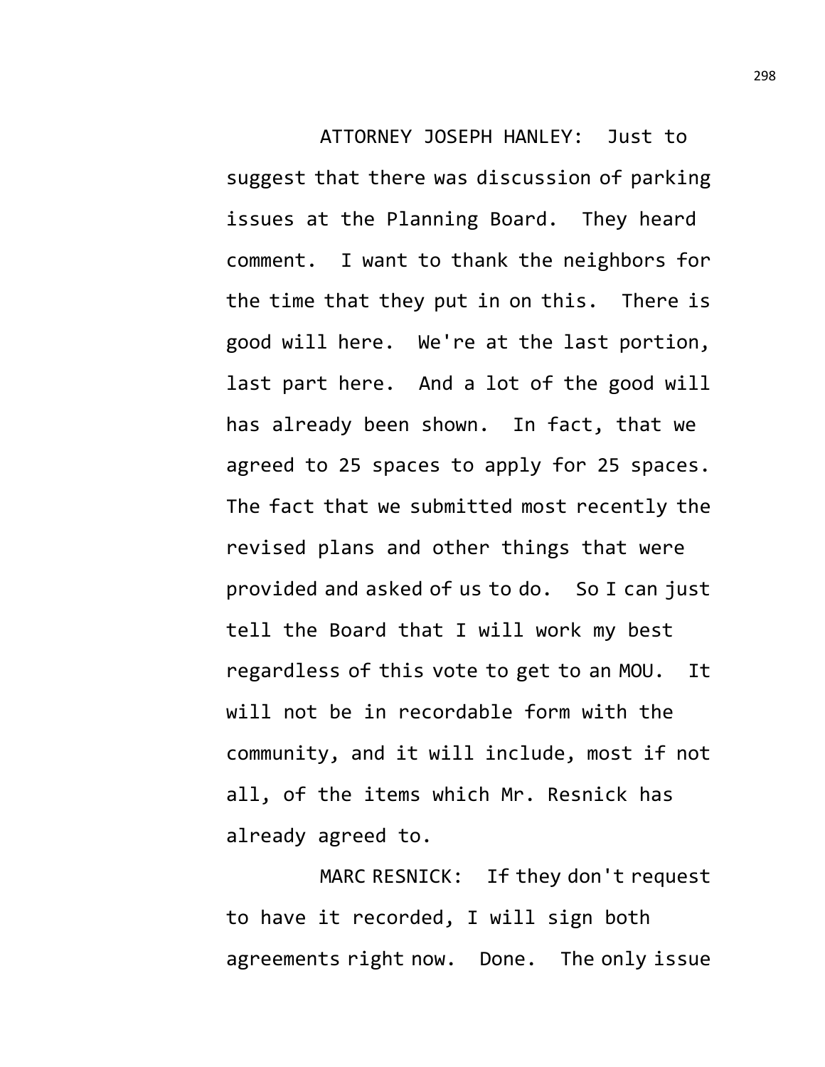ATTORNEY JOSEPH HANLEY: Just to suggest that there was discussion of parking issues at the Planning Board. They heard comment. I want to thank the neighbors for the time that they put in on this. There is good will here. We're at the last portion, last part here. And a lot of the good will has already been shown. In fact, that we agreed to 25 spaces to apply for 25 spaces. The fact that we submitted most recently the revised plans and other things that were provided and asked of us to do. So I can just tell the Board that I will work my best regardless of this vote to get to an MOU. It will not be in recordable form with the community, and it will include, most if not all, of the items which Mr. Resnick has already agreed to.

MARC RESNICK: If they don't request to have it recorded, I will sign both agreements right now. Done. The only issue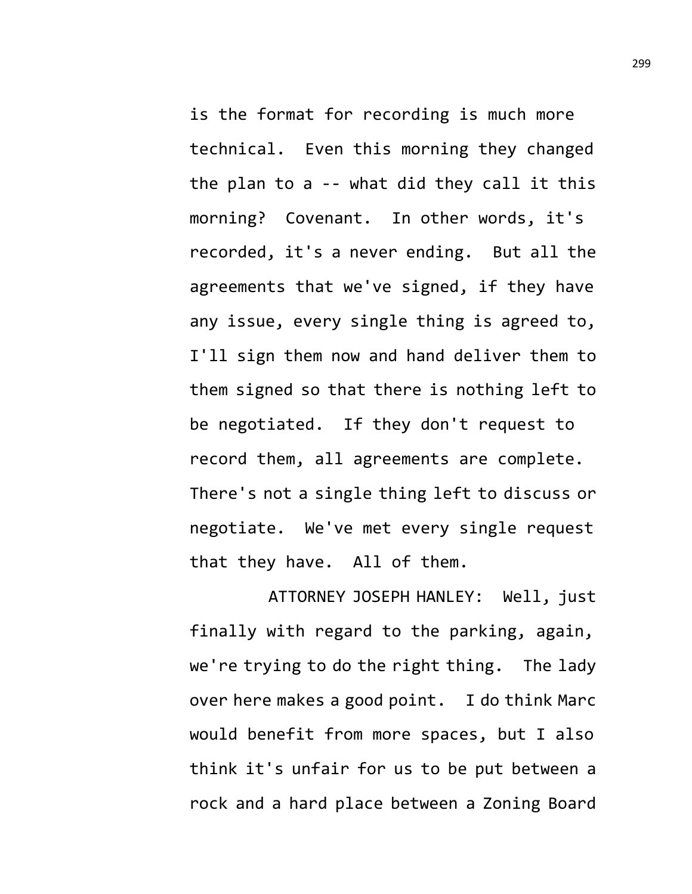is the format for recording is much more technical. Even this morning they changed the plan to a -- what did they call it this morning? Covenant. In other words, it's recorded, it's a never ending. But all the agreements that we've signed, if they have any issue, every single thing is agreed to, I'll sign them now and hand deliver them to them signed so that there is nothing left to be negotiated. If they don't request to record them, all agreements are complete. There's not a single thing left to discuss or negotiate. We've met every single request that they have. All of them.

ATTORNEY JOSEPH HANLEY: Well, just finally with regard to the parking, again, we're trying to do the right thing. The lady over here makes a good point. I do think Marc would benefit from more spaces, but I also think it's unfair for us to be put between a rock and a hard place between a Zoning Board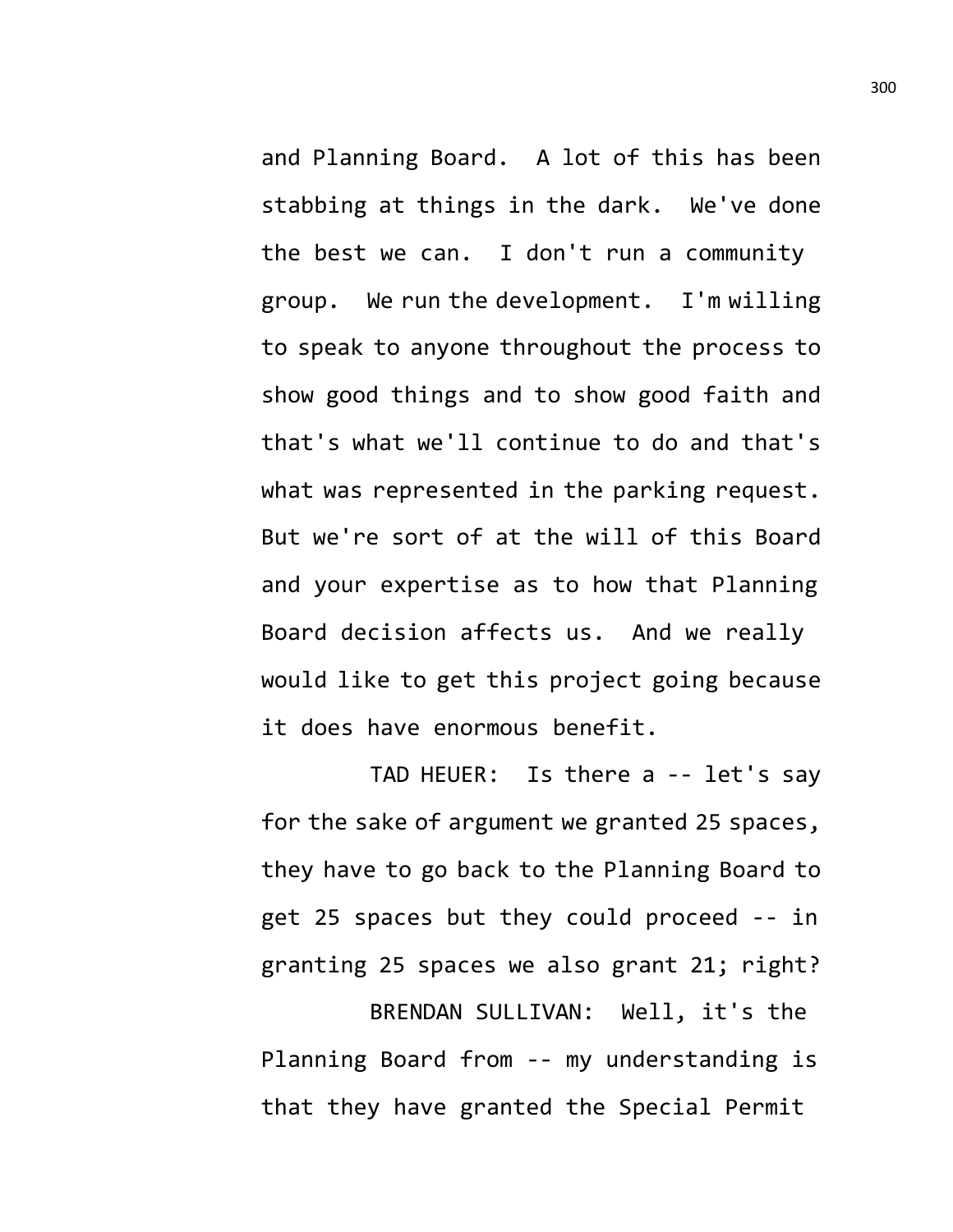and Planning Board. A lot of this has been stabbing at things in the dark. We've done the best we can. I don't run a community group. We run the development. I'm willing to speak to anyone throughout the process to show good things and to show good faith and that's what we'll continue to do and that's what was represented in the parking request. But we're sort of at the will of this Board and your expertise as to how that Planning Board decision affects us. And we really would like to get this project going because it does have enormous benefit.

TAD HEUER: Is there a -- let's say for the sake of argument we granted 25 spaces, they have to go back to the Planning Board to get 25 spaces but they could proceed -- in granting 25 spaces we also grant 21; right?

BRENDAN SULLIVAN: Well, it's the Planning Board from -- my understanding is that they have granted the Special Permit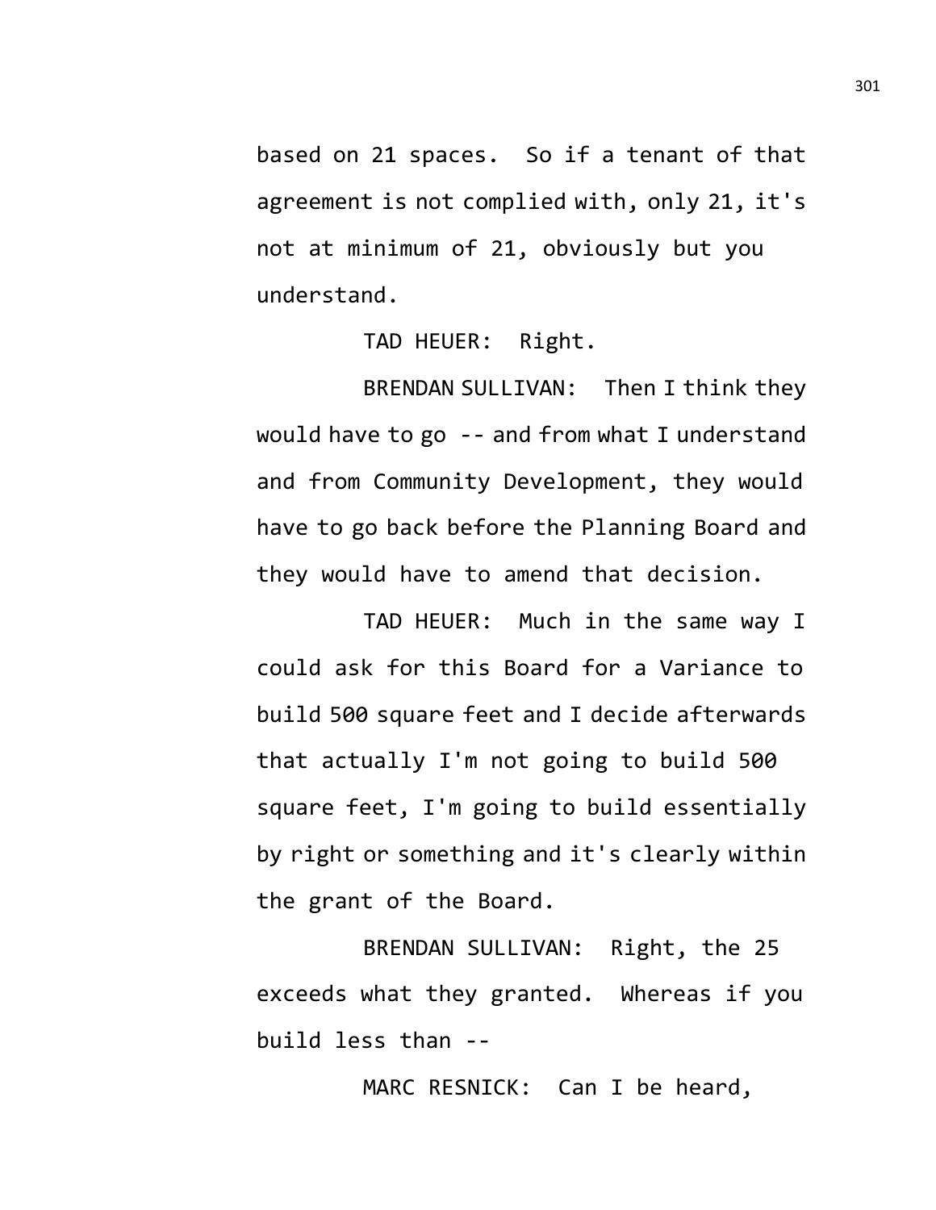based on 21 spaces. So if a tenant of that agreement is not complied with, only 21, it's not at minimum of 21, obviously but you understand.

TAD HEUER: Right.

BRENDAN SULLIVAN: Then I think they would have to go -- and from what I understand and from Community Development, they would have to go back before the Planning Board and they would have to amend that decision.

TAD HEUER: Much in the same way I could ask for this Board for a Variance to build 500 square feet and I decide afterwards that actually I'm not going to build 500 square feet, I'm going to build essentially by right or something and it's clearly within the grant of the Board.

BRENDAN SULLIVAN: Right, the 25 exceeds what they granted. Whereas if you build less than --

MARC RESNICK: Can I be heard,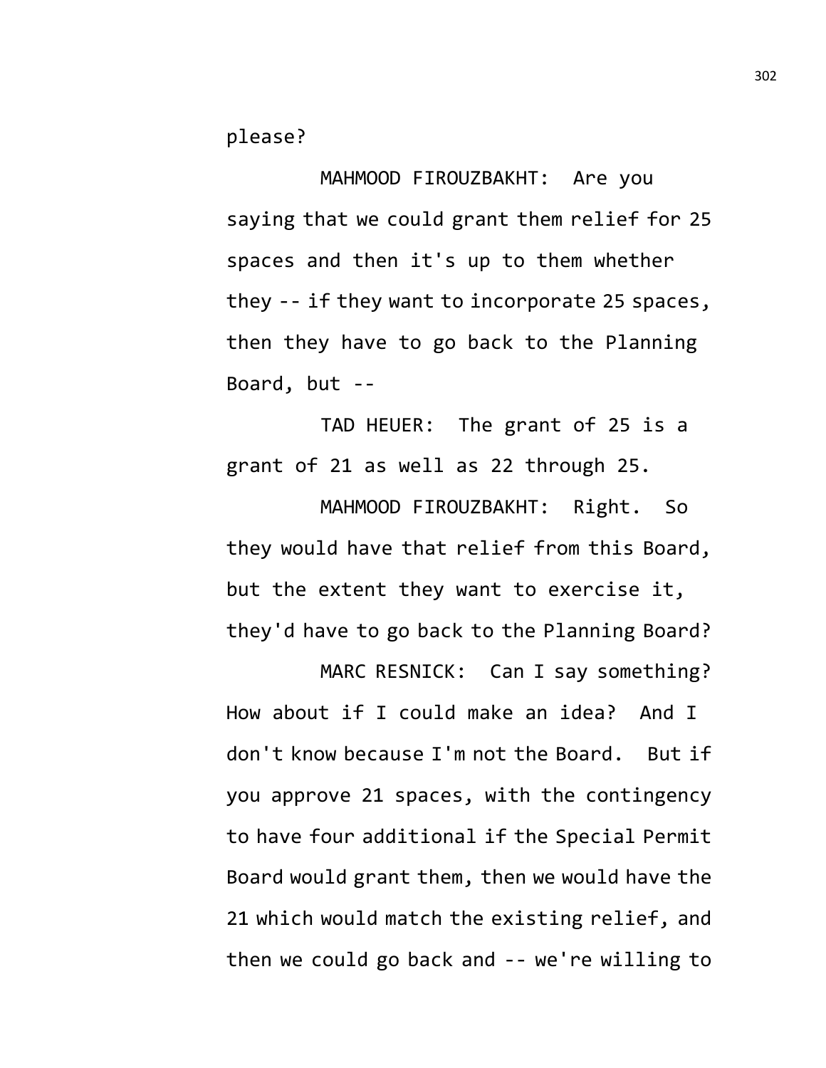please?

MAHMOOD FIROUZBAKHT: Are you saying that we could grant them relief for 25 spaces and then it's up to them whether they -- if they want to incorporate 25 spaces, then they have to go back to the Planning Board, but --

TAD HEUER: The grant of 25 is a grant of 21 as well as 22 through 25.

MAHMOOD FIROUZBAKHT: Right. So they would have that relief from this Board, but the extent they want to exercise it, they'd have to go back to the Planning Board?

MARC RESNICK: Can I say something? How about if I could make an idea? And I don't know because I'm not the Board. But if you approve 21 spaces, with the contingency to have four additional if the Special Permit Board would grant them, then we would have the 21 which would match the existing relief, and then we could go back and -- we're willing to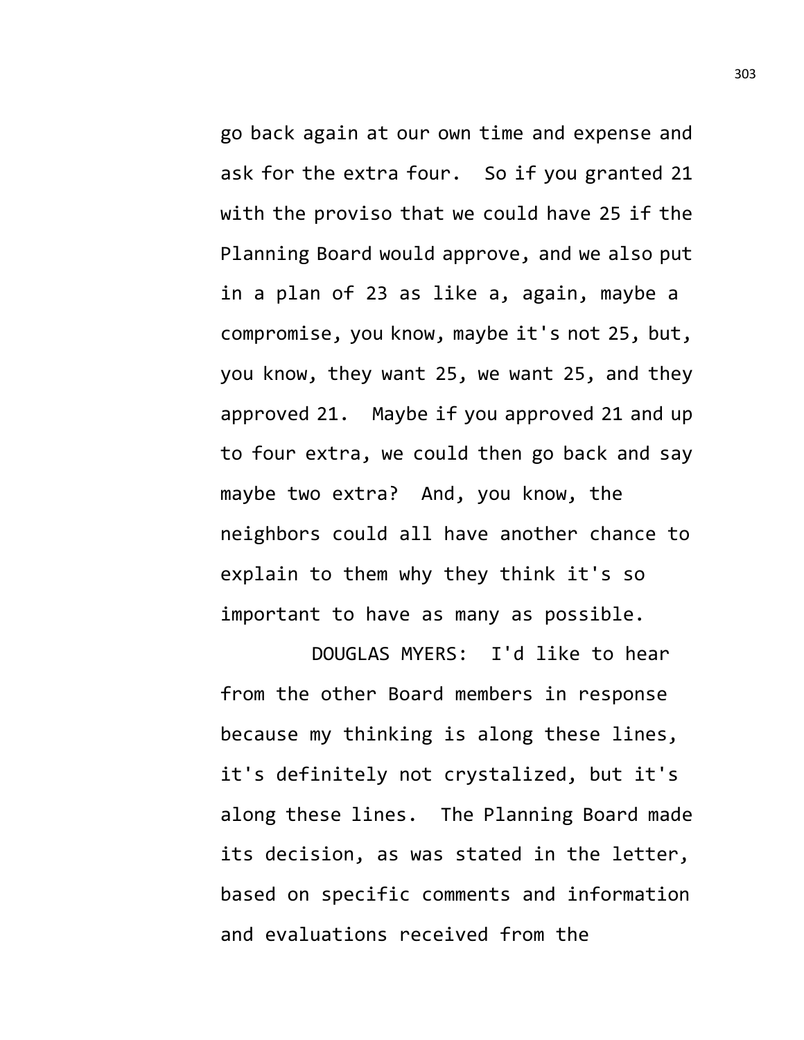go back again at our own time and expense and ask for the extra four. So if you granted 21 with the proviso that we could have 25 if the Planning Board would approve, and we also put in a plan of 23 as like a, again, maybe a compromise, you know, maybe it's not 25, but, you know, they want 25, we want 25, and they approved 21. Maybe if you approved 21 and up to four extra, we could then go back and say maybe two extra? And, you know, the neighbors could all have another chance to explain to them why they think it's so important to have as many as possible.

DOUGLAS MYERS: I'd like to hear from the other Board members in response because my thinking is along these lines, it's definitely not crystalized, but it's along these lines. The Planning Board made its decision, as was stated in the letter, based on specific comments and information and evaluations received from the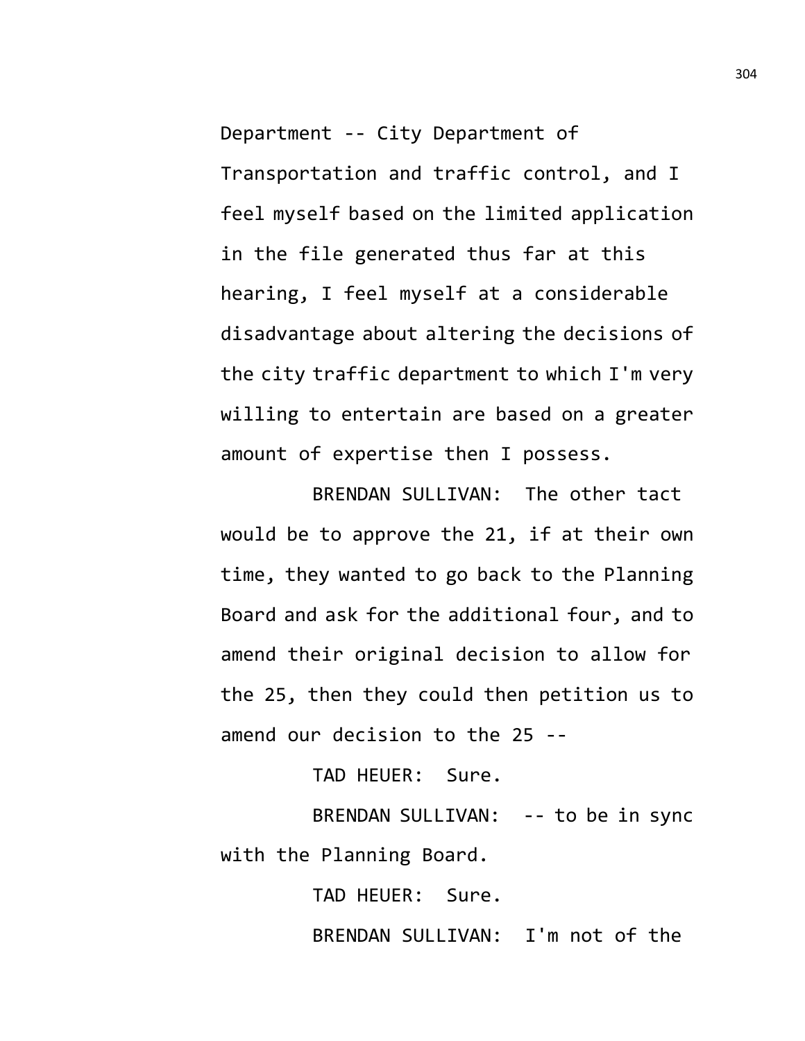Department -- City Department of Transportation and traffic control, and I feel myself based on the limited application in the file generated thus far at this hearing, I feel myself at a considerable disadvantage about altering the decisions of the city traffic department to which I'm very willing to entertain are based on a greater amount of expertise then I possess.

BRENDAN SULLIVAN: The other tact would be to approve the 21, if at their own time, they wanted to go back to the Planning Board and ask for the additional four, and to amend their original decision to allow for the 25, then they could then petition us to amend our decision to the 25 --

TAD HEUER: Sure.

BRENDAN SULLIVAN: -- to be in sync with the Planning Board.

TAD HEUER: Sure.

BRENDAN SULLIVAN: I'm not of the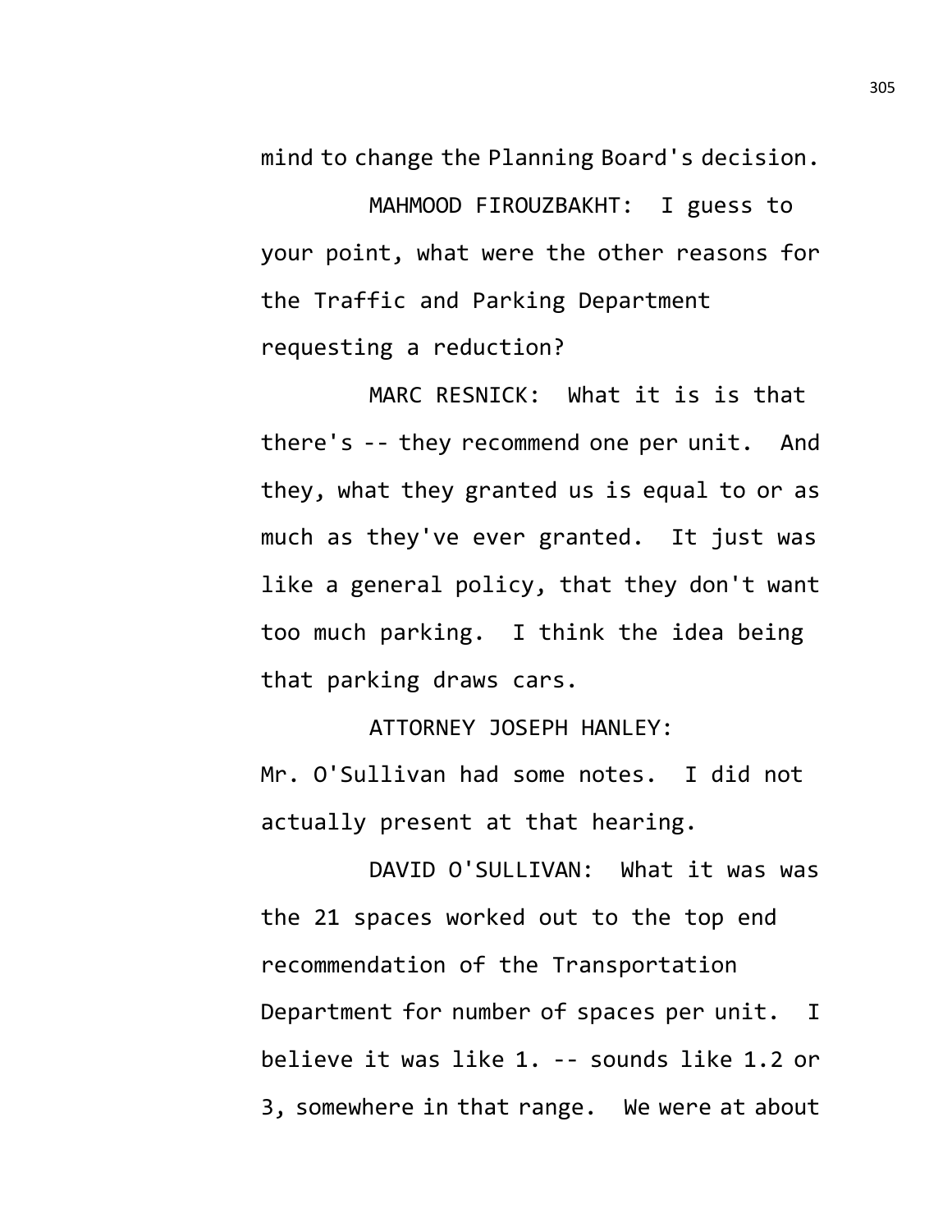mind to change the Planning Board's decision.

MAHMOOD FIROUZBAKHT: I guess to your point, what were the other reasons for the Traffic and Parking Department requesting a reduction?

MARC RESNICK: What it is is that there's -- they recommend one per unit. And they, what they granted us is equal to or as much as they've ever granted. It just was like a general policy, that they don't want too much parking. I think the idea being that parking draws cars.

ATTORNEY JOSEPH HANLEY: Mr. O'Sullivan had some notes. I did not actually present at that hearing.

DAVID O'SULLIVAN: What it was was the 21 spaces worked out to the top end recommendation of the Transportation Department for number of spaces per unit. I believe it was like 1. -- sounds like 1.2 or 3, somewhere in that range. We were at about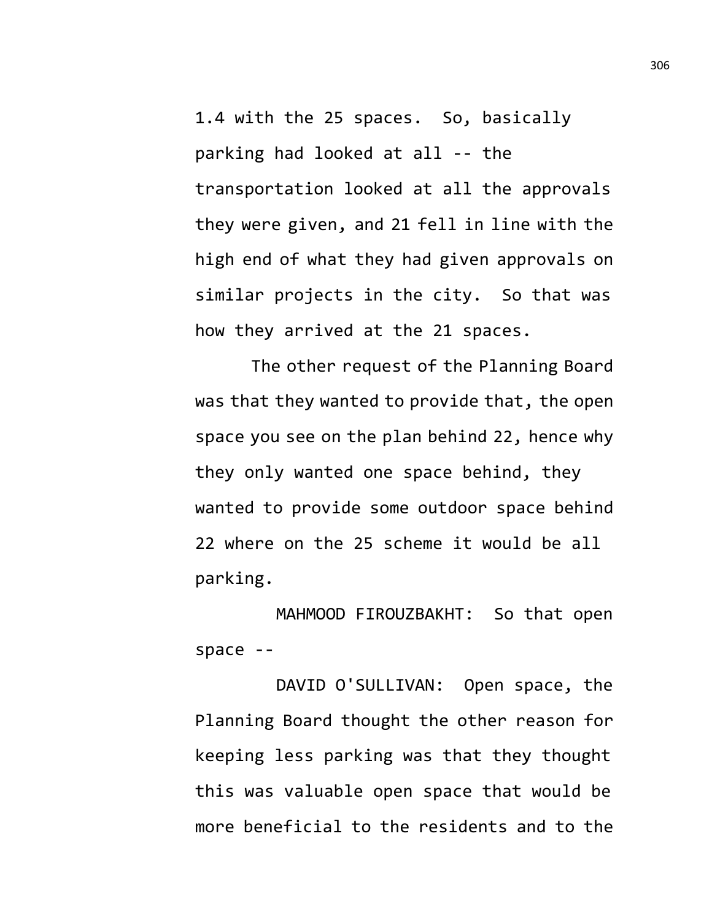1.4 with the 25 spaces. So, basically parking had looked at all -- the transportation looked at all the approvals they were given, and 21 fell in line with the high end of what they had given approvals on similar projects in the city. So that was how they arrived at the 21 spaces.

The other request of the Planning Board was that they wanted to provide that, the open space you see on the plan behind 22, hence why they only wanted one space behind, they wanted to provide some outdoor space behind 22 where on the 25 scheme it would be all parking.

MAHMOOD FIROUZBAKHT: So that open space --

DAVID O'SULLIVAN: Open space, the Planning Board thought the other reason for keeping less parking was that they thought this was valuable open space that would be more beneficial to the residents and to the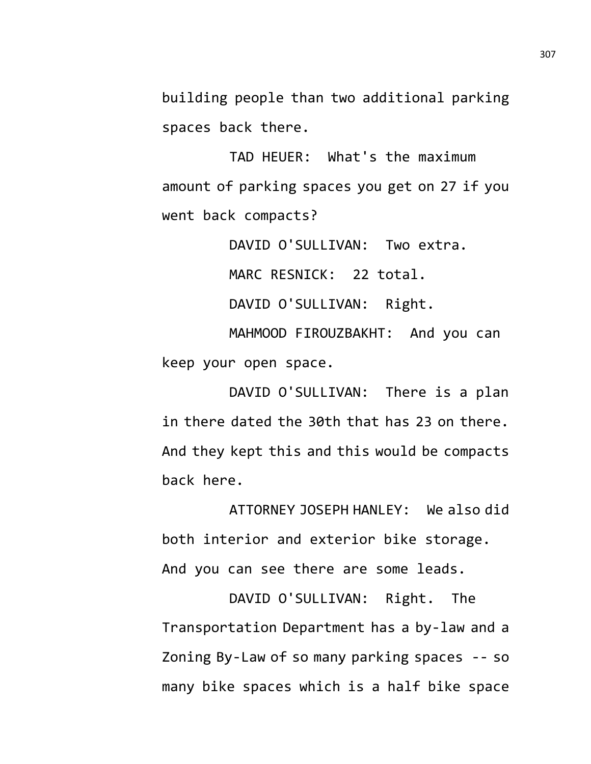building people than two additional parking spaces back there.

TAD HEUER: What's the maximum amount of parking spaces you get on 27 if you went back compacts?

DAVID O'SULLIVAN: Two extra.

MARC RESNICK: 22 total.

DAVID O'SULLIVAN: Right.

MAHMOOD FIROUZBAKHT: And you can keep your open space.

DAVID O'SULLIVAN: There is a plan in there dated the 30th that has 23 on there. And they kept this and this would be compacts back here.

ATTORNEY JOSEPH HANLEY: We also did both interior and exterior bike storage. And you can see there are some leads.

DAVID O'SULLIVAN: Right. The Transportation Department has a by-law and a Zoning By-Law of so many parking spaces -- so many bike spaces which is a half bike space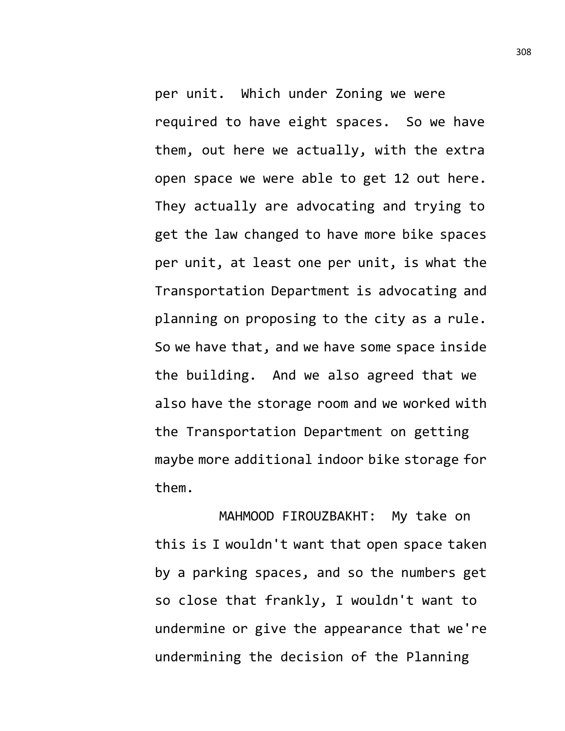per unit. Which under Zoning we were required to have eight spaces. So we have them, out here we actually, with the extra open space we were able to get 12 out here. They actually are advocating and trying to get the law changed to have more bike spaces per unit, at least one per unit, is what the Transportation Department is advocating and planning on proposing to the city as a rule. So we have that, and we have some space inside the building. And we also agreed that we also have the storage room and we worked with the Transportation Department on getting maybe more additional indoor bike storage for them.

MAHMOOD FIROUZBAKHT: My take on this is I wouldn't want that open space taken by a parking spaces, and so the numbers get so close that frankly, I wouldn't want to undermine or give the appearance that we're undermining the decision of the Planning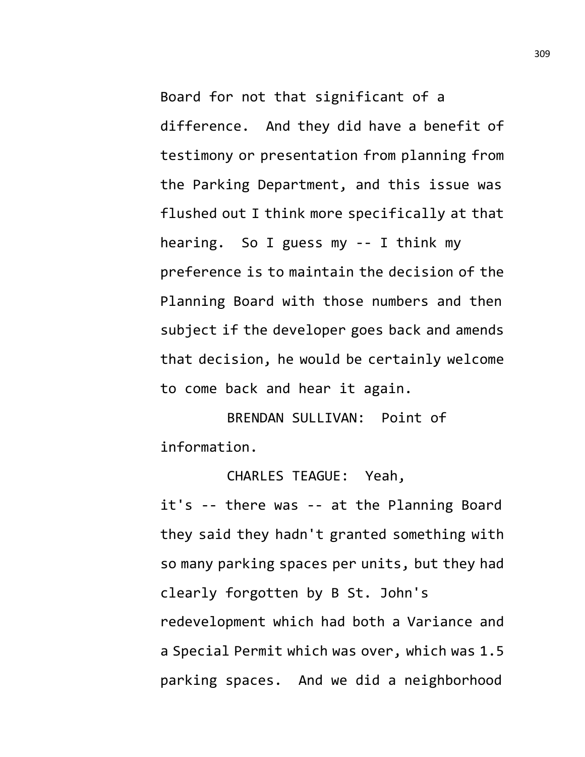Board for not that significant of a difference. And they did have a benefit of testimony or presentation from planning from the Parking Department, and this issue was flushed out I think more specifically at that hearing. So I guess my -- I think my preference is to maintain the decision of the Planning Board with those numbers and then subject if the developer goes back and amends that decision, he would be certainly welcome to come back and hear it again.

BRENDAN SULLIVAN: Point of information.

CHARLES TEAGUE: Yeah, it's -- there was -- at the Planning Board they said they hadn't granted something with so many parking spaces per units, but they had clearly forgotten by B St. John's redevelopment which had both a Variance and a Special Permit which was over, which was 1.5 parking spaces. And we did a neighborhood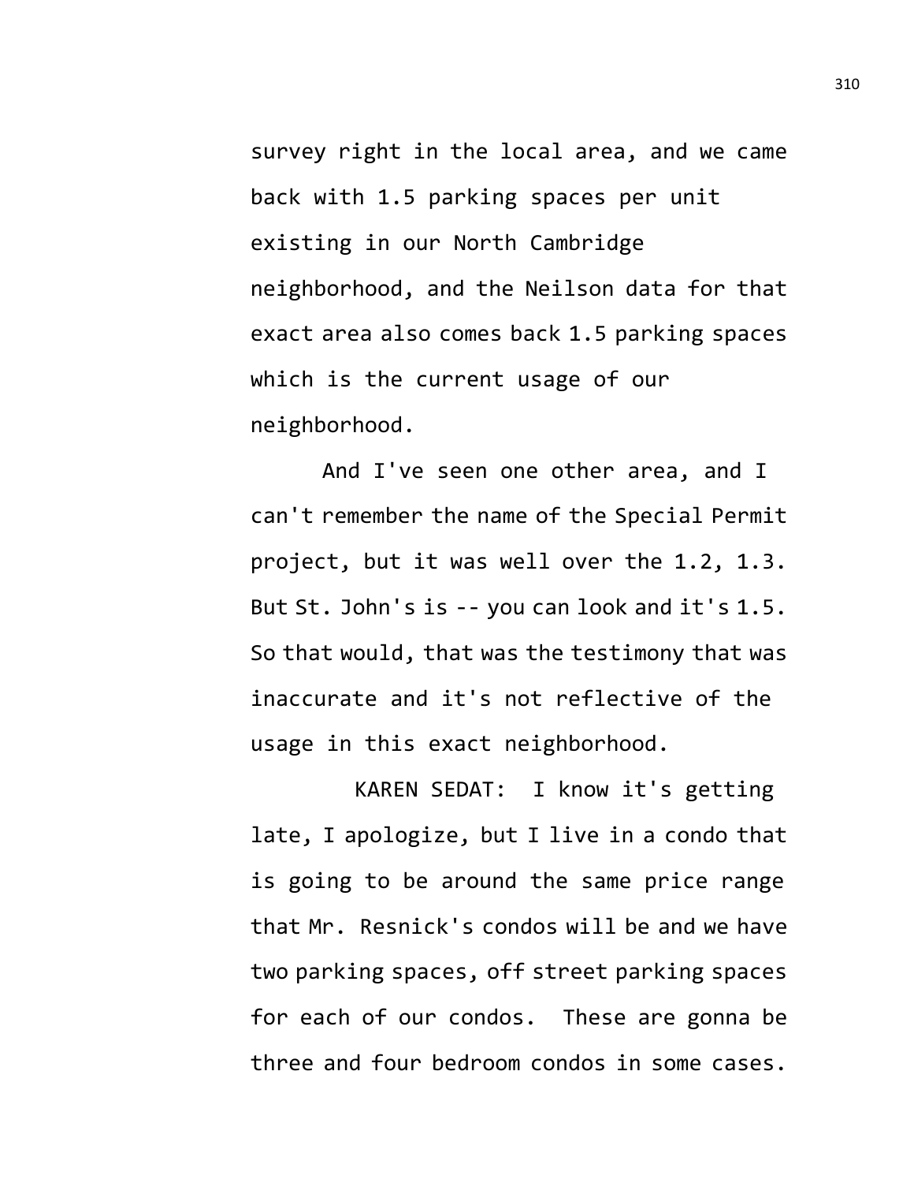survey right in the local area, and we came back with 1.5 parking spaces per unit existing in our North Cambridge neighborhood, and the Neilson data for that exact area also comes back 1.5 parking spaces which is the current usage of our neighborhood.

And I've seen one other area, and I can't remember the name of the Special Permit project, but it was well over the 1.2, 1.3. But St. John's is -- you can look and it's 1.5. So that would, that was the testimony that was inaccurate and it's not reflective of the usage in this exact neighborhood.

KAREN SEDAT: I know it's getting late, I apologize, but I live in a condo that is going to be around the same price range that Mr. Resnick's condos will be and we have two parking spaces, off street parking spaces for each of our condos. These are gonna be three and four bedroom condos in some cases.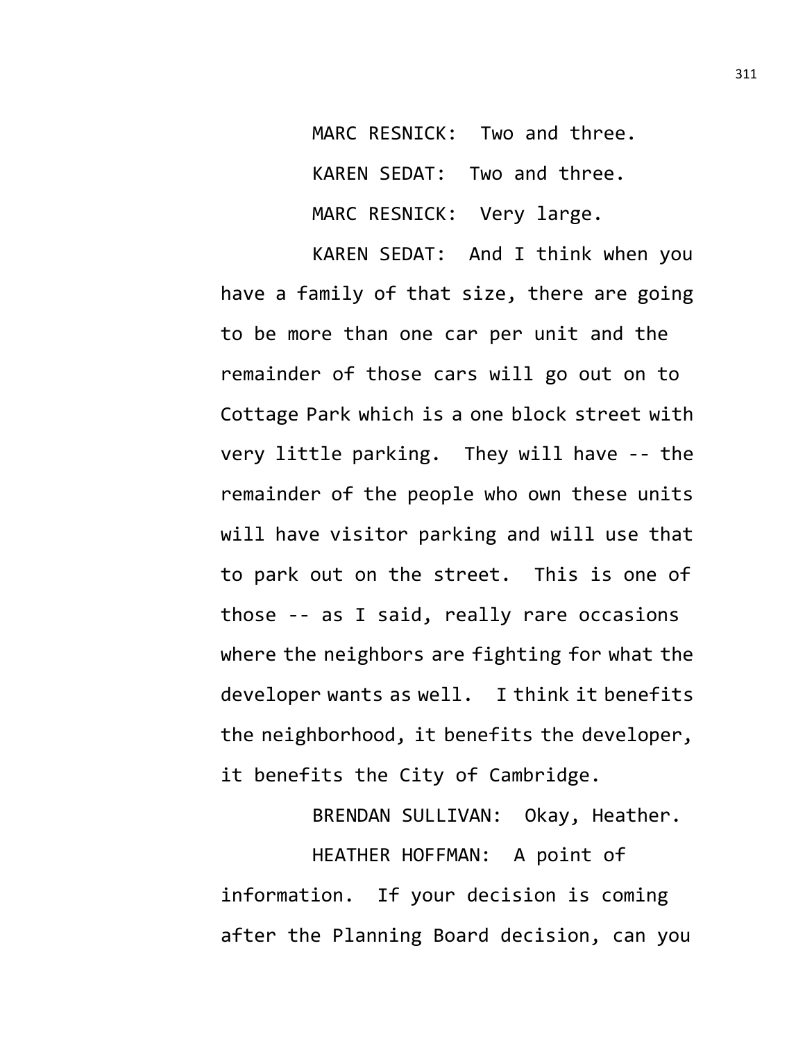MARC RESNICK: Two and three.

KAREN SEDAT: Two and three.

MARC RESNICK: Very large.

KAREN SEDAT: And I think when you have a family of that size, there are going to be more than one car per unit and the remainder of those cars will go out on to Cottage Park which is a one block street with very little parking. They will have -- the remainder of the people who own these units will have visitor parking and will use that to park out on the street. This is one of those -- as I said, really rare occasions where the neighbors are fighting for what the developer wants as well. I think it benefits the neighborhood, it benefits the developer, it benefits the City of Cambridge.

BRENDAN SULLIVAN: Okay, Heather.

HEATHER HOFFMAN: A point of information. If your decision is coming after the Planning Board decision, can you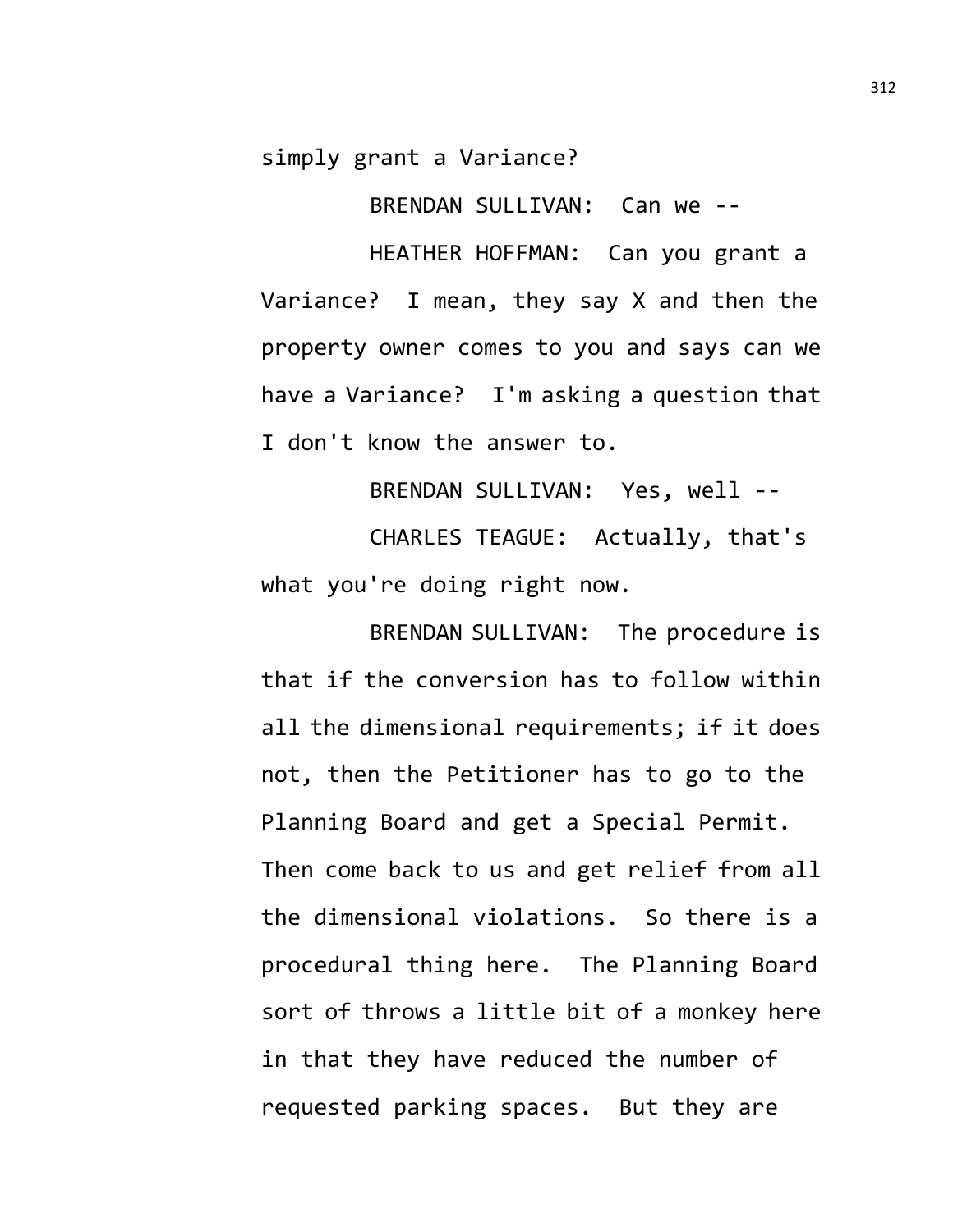simply grant a Variance?

BRENDAN SULLIVAN: Can we --

HEATHER HOFFMAN: Can you grant a Variance? I mean, they say X and then the property owner comes to you and says can we have a Variance? I'm asking a question that I don't know the answer to.

BRENDAN SULLIVAN: Yes, well --

CHARLES TEAGUE: Actually, that's what you're doing right now.

BRENDAN SULLIVAN: The procedure is that if the conversion has to follow within all the dimensional requirements; if it does not, then the Petitioner has to go to the Planning Board and get a Special Permit. Then come back to us and get relief from all the dimensional violations. So there is a procedural thing here. The Planning Board sort of throws a little bit of a monkey here in that they have reduced the number of requested parking spaces. But they are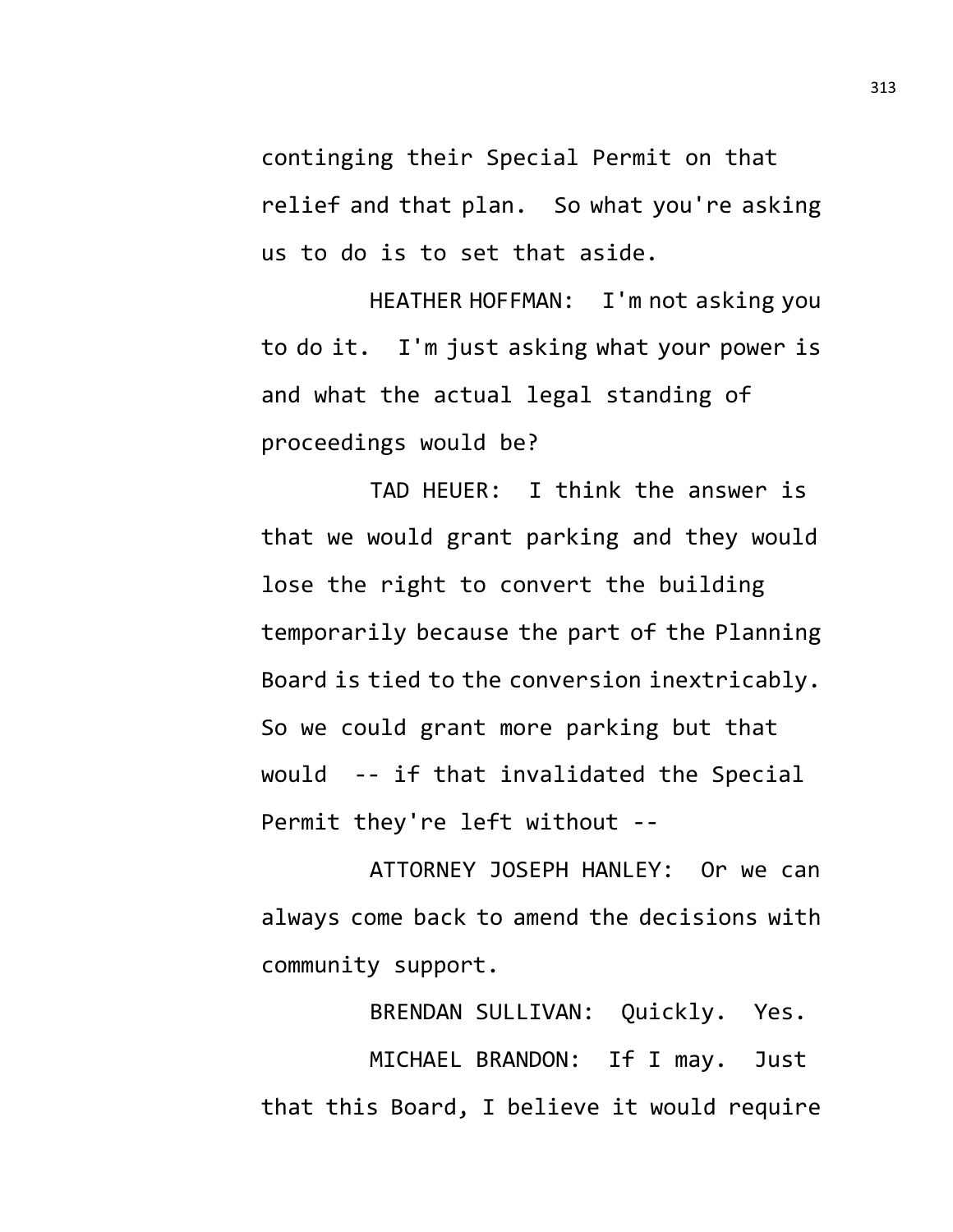contingent their Special Permit on that relief and that plan. So what you're asking us to do is to set that aside.

HEATHER HOFFMAN: I'm not asking you to do it. I'm just asking what your power is and what the actual legal standing of proceedings would be?

TAD HEUER: I think the answer is that we would grant parking and they would lose the right to convert the building temporarily because the part of the Planning Board is tied to the conversion inextricably. So we could grant more parking but that would -- if that invalidated the Special Permit they're left without --

ATTORNEY JOSEPH HANLEY: Or we can always come back to amend the decisions with community support.

BRENDAN SULLIVAN: Quickly. Yes.

MICHAEL BRANDON: If I may. Just that this Board, I believe it would require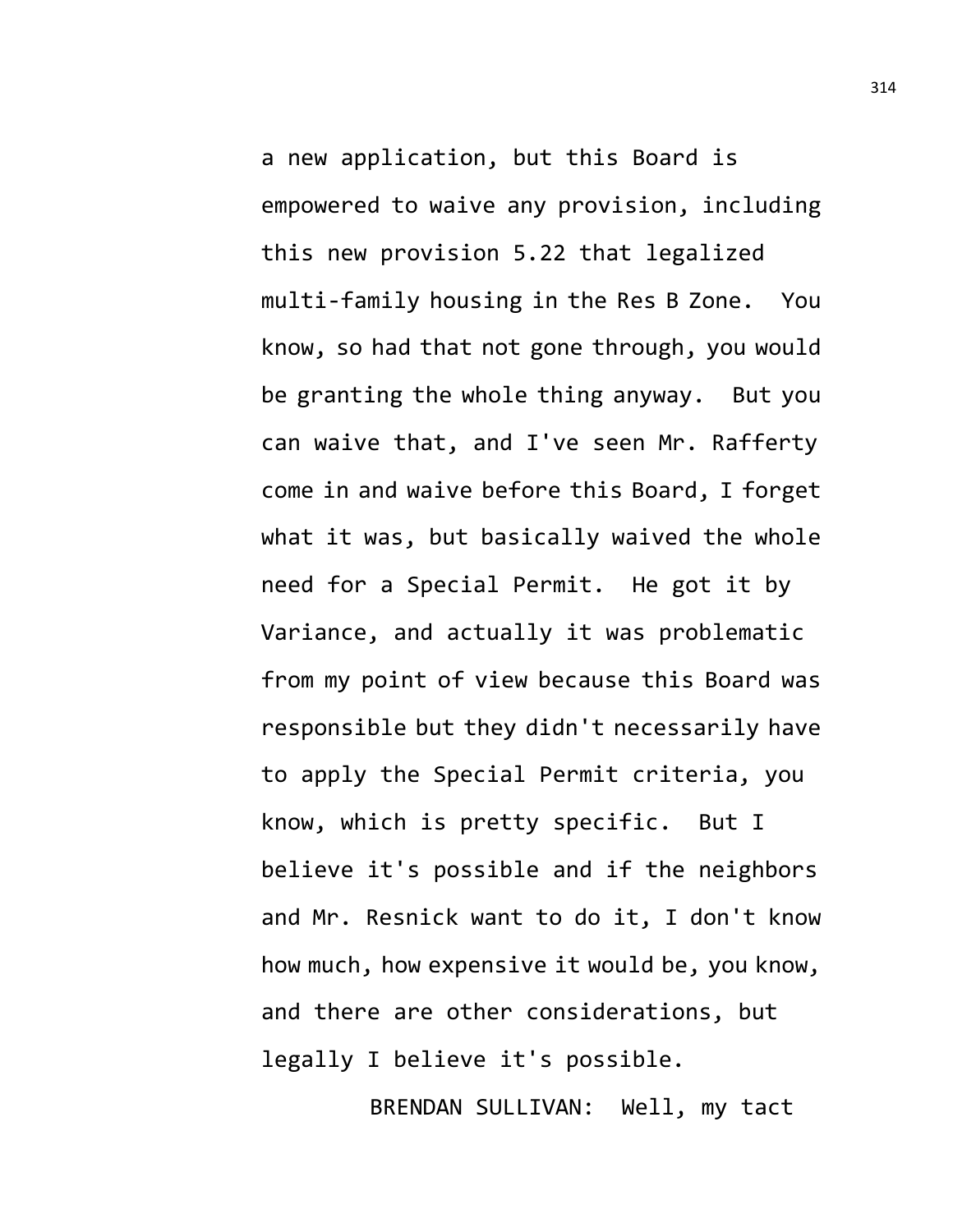a new application, but this Board is empowered to waive any provision, including this new provision 5.22 that legalized multi-family housing in the Res B Zone. You know, so had that not gone through, you would be granting the whole thing anyway. But you can waive that, and I've seen Mr. Rafferty come in and waive before this Board, I forget what it was, but basically waived the whole need for a Special Permit. He got it by Variance, and actually it was problematic from my point of view because this Board was responsible but they didn't necessarily have to apply the Special Permit criteria, you know, which is pretty specific. But I believe it's possible and if the neighbors and Mr. Resnick want to do it, I don't know how much, how expensive it would be, you know, and there are other considerations, but legally I believe it's possible.

BRENDAN SULLIVAN: Well, my tact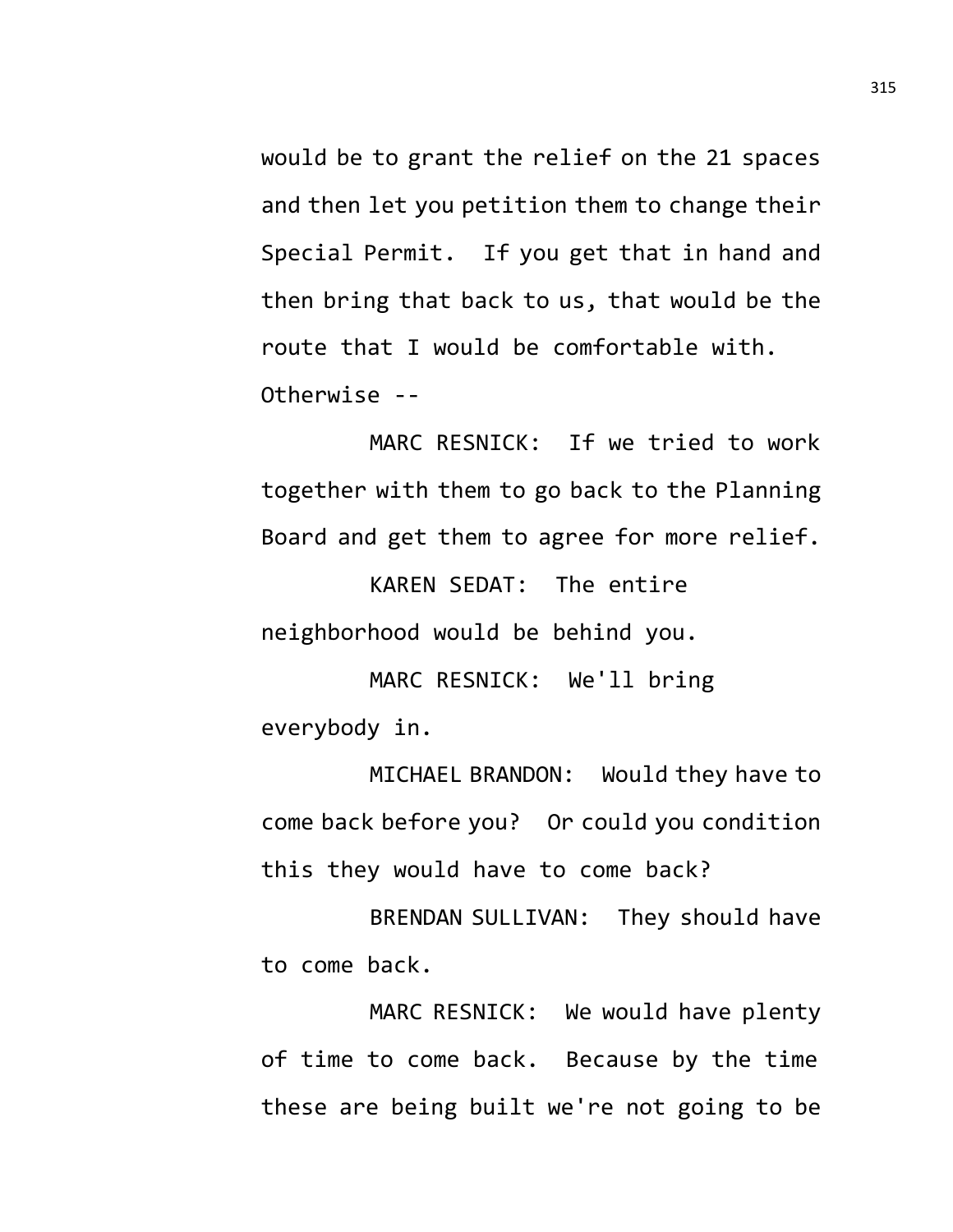would be to grant the relief on the 21 spaces and then let you petition them to change their Special Permit. If you get that in hand and then bring that back to us, that would be the route that I would be comfortable with. Otherwise --

MARC RESNICK: If we tried to work together with them to go back to the Planning Board and get them to agree for more relief.

KAREN SEDAT: The entire neighborhood would be behind you.

MARC RESNICK: We'll bring everybody in.

MICHAEL BRANDON: Would they have to come back before you? Or could you condition this they would have to come back?

BRENDAN SULLIVAN: They should have to come back.

MARC RESNICK: We would have plenty of time to come back. Because by the time these are being built we're not going to be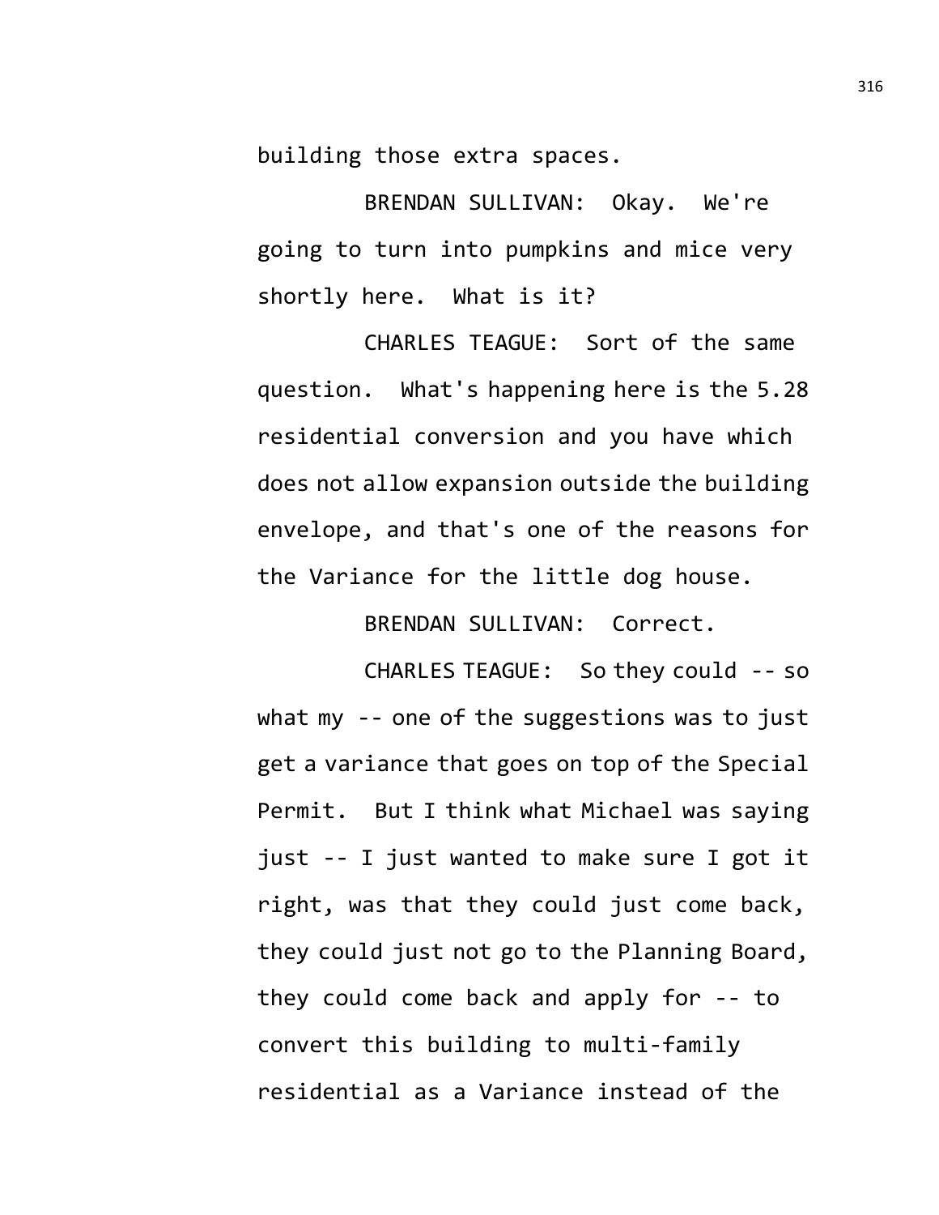building those extra spaces.

BRENDAN SULLIVAN: Okay. We're going to turn into pumpkins and mice very shortly here. What is it?

CHARLES TEAGUE: Sort of the same question. What's happening here is the 5.28 residential conversion and you have which does not allow expansion outside the building envelope, and that's one of the reasons for the Variance for the little dog house.

BRENDAN SULLIVAN: Correct.

CHARLES TEAGUE: So they could -- so what my -- one of the suggestions was to just get a variance that goes on top of the Special Permit. But I think what Michael was saying just -- I just wanted to make sure I got it right, was that they could just come back, they could just not go to the Planning Board, they could come back and apply for -- to convert this building to multi-family residential as a Variance instead of the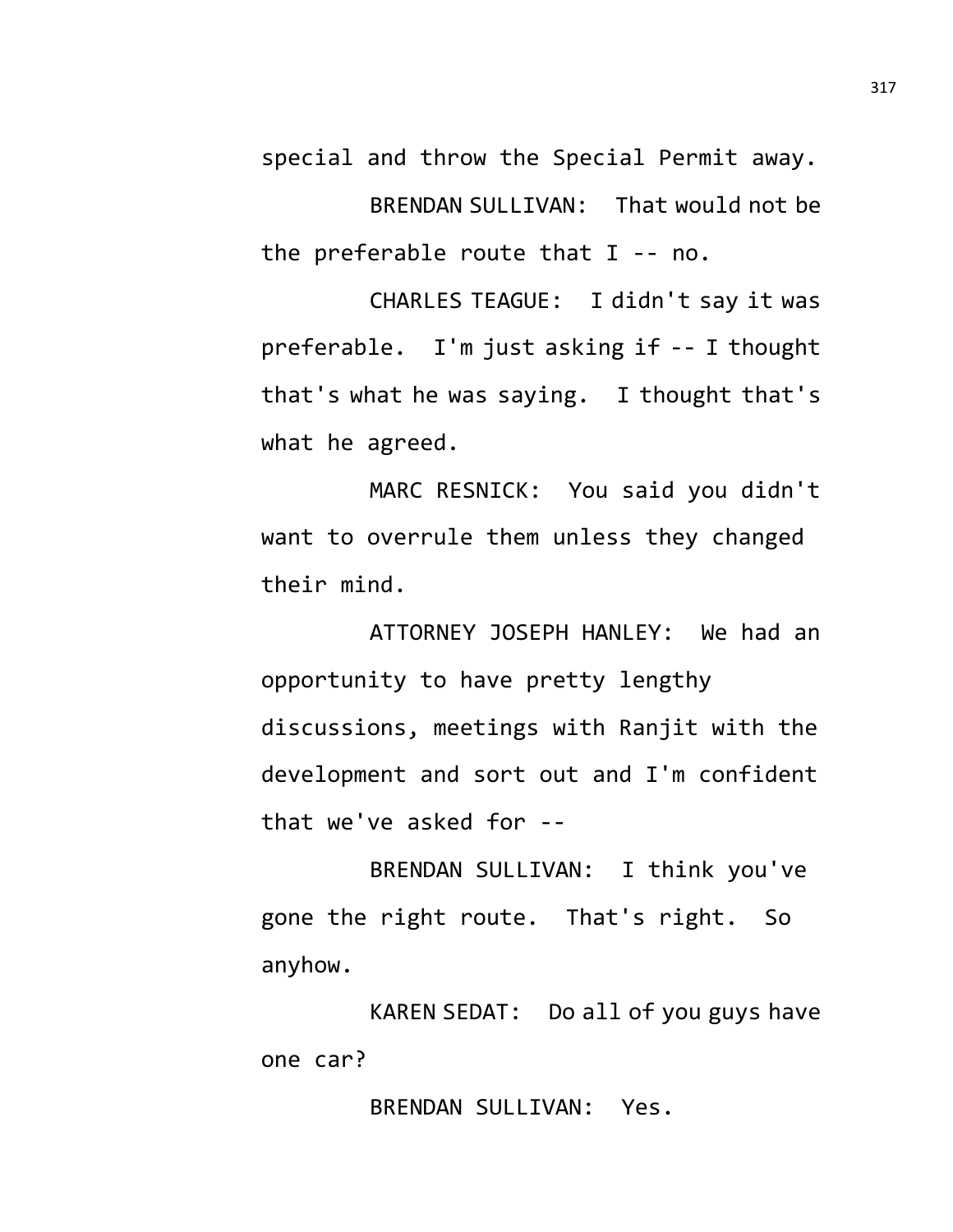special and throw the Special Permit away.

BRENDAN SULLIVAN: That would not be the preferable route that I -- no.

CHARLES TEAGUE: I didn't say it was preferable. I'm just asking if -- I thought that's what he was saying. I thought that's what he agreed.

MARC RESNICK: You said you didn't want to overrule them unless they changed their mind.

ATTORNEY JOSEPH HANLEY: We had an opportunity to have pretty lengthy discussions, meetings with Ranjit with the development and sort out and I'm confident that we've asked for --

BRENDAN SULLIVAN: I think you've gone the right route. That's right. So anyhow.

KAREN SEDAT: Do all of you guys have one car?

BRENDAN SULLIVAN: Yes.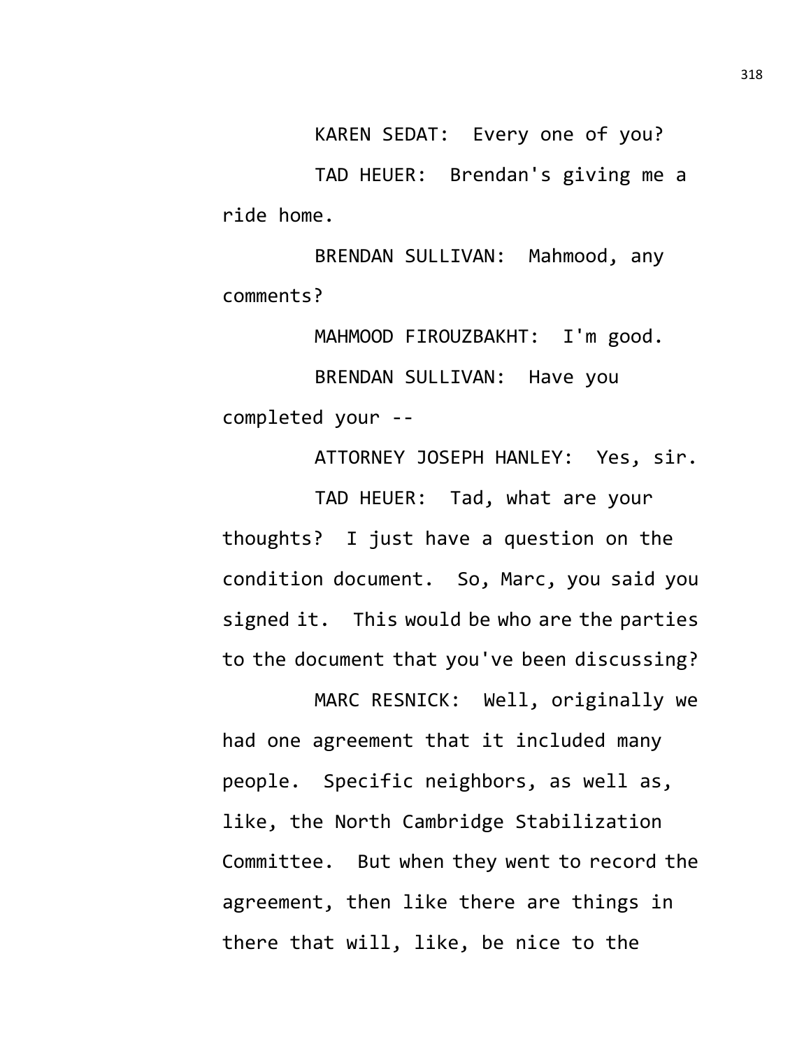KAREN SEDAT: Every one of you?

TAD HEUER: Brendan's giving me a ride home.

BRENDAN SULLIVAN: Mahmood, any comments?

MAHMOOD FIROUZBAKHT: I'm good.

BRENDAN SULLIVAN: Have you completed your --

ATTORNEY JOSEPH HANLEY: Yes, sir.

TAD HEUER: Tad, what are your thoughts? I just have a question on the condition document. So, Marc, you said you signed it. This would be who are the parties to the document that you've been discussing?

MARC RESNICK: Well, originally we had one agreement that it included many people. Specific neighbors, as well as, like, the North Cambridge Stabilization Committee. But when they went to record the agreement, then like there are things in there that will, like, be nice to the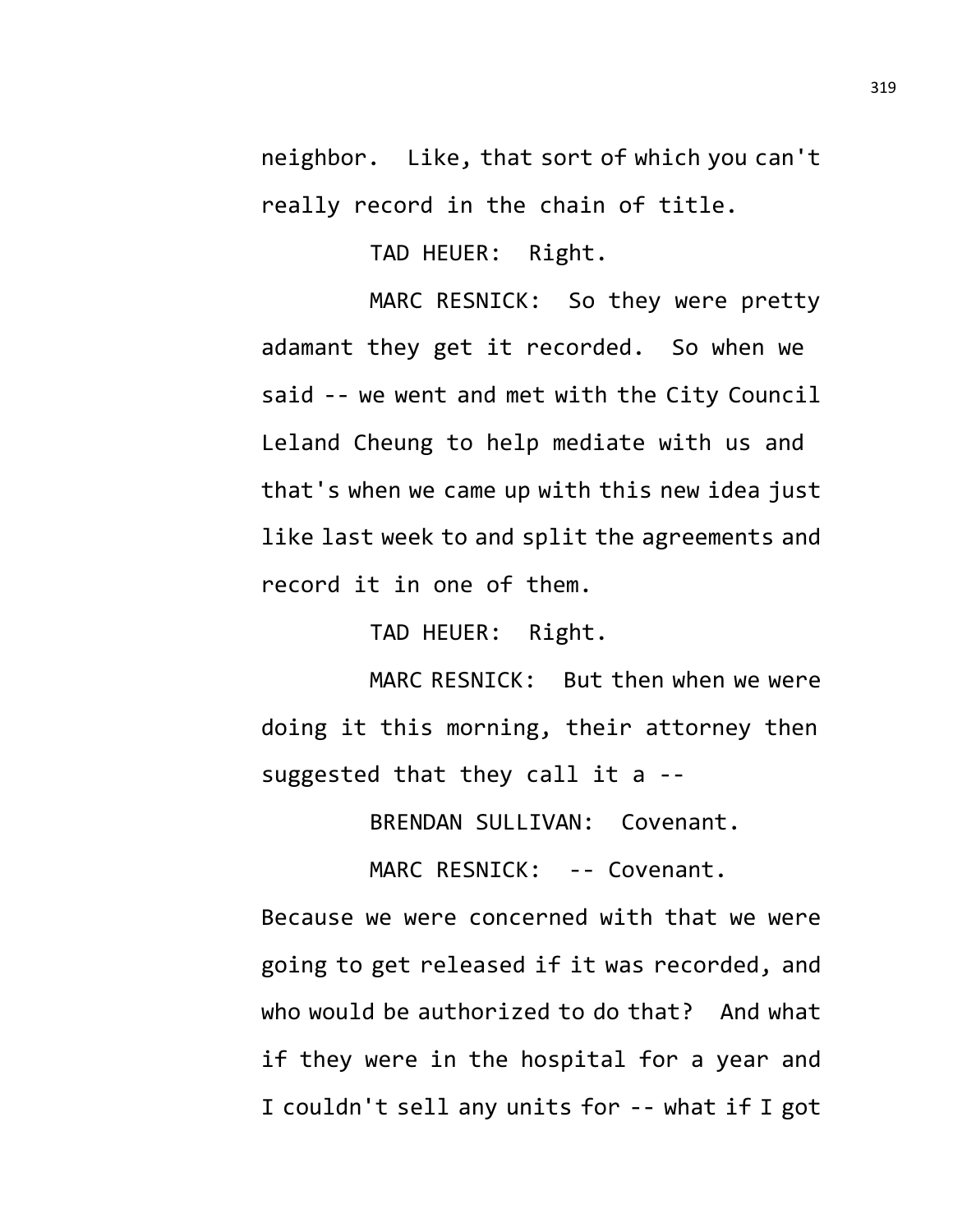neighbor. Like, that sort of which you can't really record in the chain of title.

TAD HEUER: Right.

MARC RESNICK: So they were pretty adamant they get it recorded. So when we said -- we went and met with the City Council Leland Cheung to help mediate with us and that's when we came up with this new idea just like last week to and split the agreements and record it in one of them.

TAD HEUER: Right.

MARC RESNICK: But then when we were doing it this morning, their attorney then suggested that they call it a --

BRENDAN SULLIVAN: Covenant.

MARC RESNICK: -- Covenant. Because we were concerned with that we were going to get released if it was recorded, and who would be authorized to do that? And what if they were in the hospital for a year and I couldn't sell any units for -- what if I got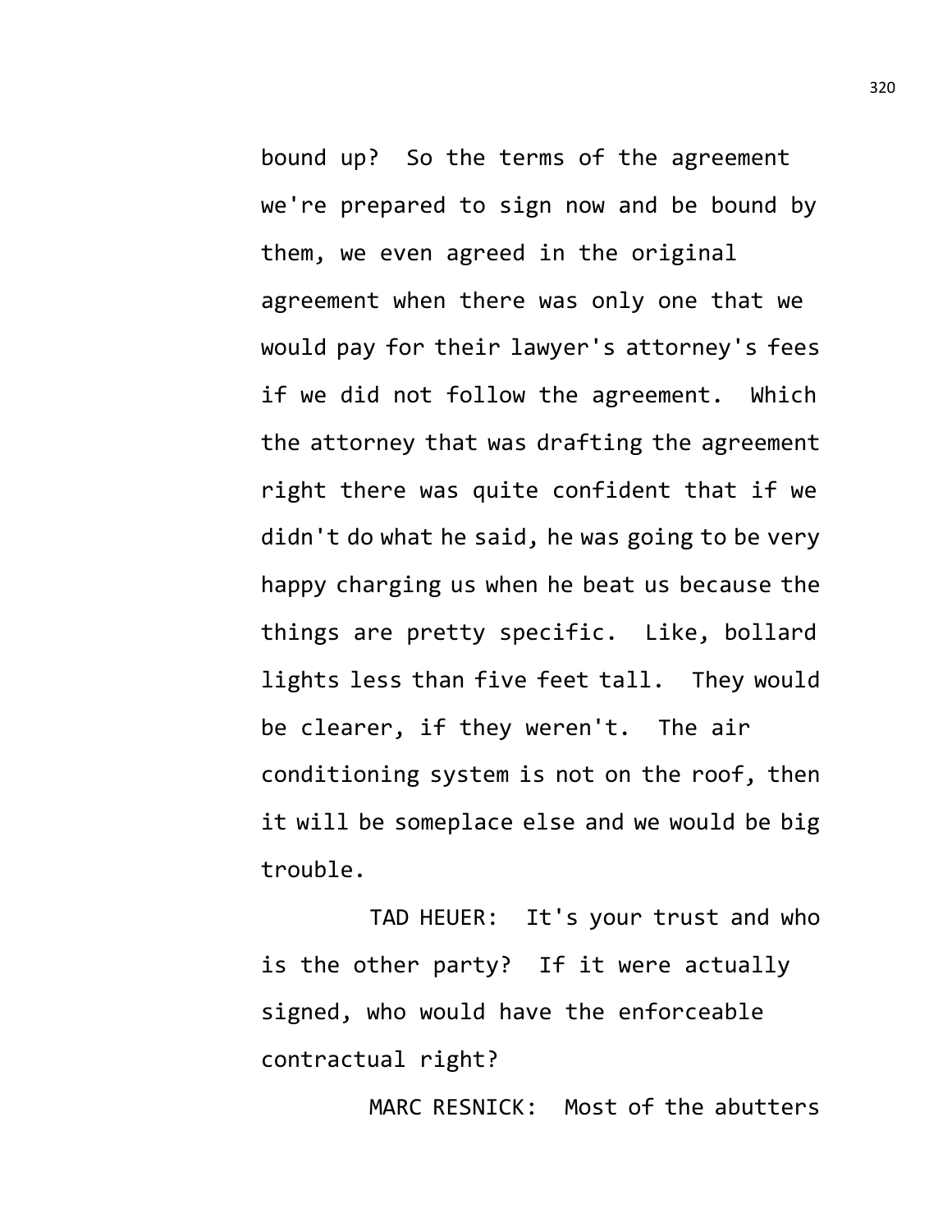bound up? So the terms of the agreement we're prepared to sign now and be bound by them, we even agreed in the original agreement when there was only one that we would pay for their lawyer's attorney's fees if we did not follow the agreement. Which the attorney that was drafting the agreement right there was quite confident that if we didn't do what he said, he was going to be very happy charging us when he beat us because the things are pretty specific. Like, bollard lights less than five feet tall. They would be clearer, if they weren't. The air conditioning system is not on the roof, then it will be someplace else and we would be big trouble.

TAD HEUER: It's your trust and who is the other party? If it were actually signed, who would have the enforceable contractual right?

MARC RESNICK: Most of the abutters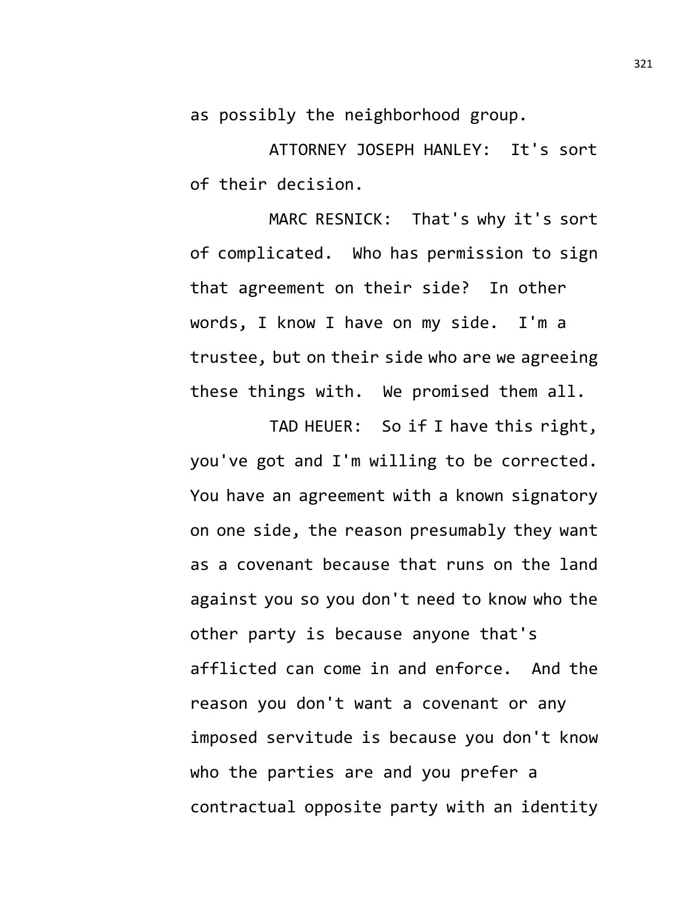as possibly the neighborhood group.

ATTORNEY JOSEPH HANLEY: It's sort of their decision.

MARC RESNICK: That's why it's sort of complicated. Who has permission to sign that agreement on their side? In other words, I know I have on my side. I'm a trustee, but on their side who are we agreeing these things with. We promised them all.

TAD HEUER: So if I have this right, you've got and I'm willing to be corrected. You have an agreement with a known signatory on one side, the reason presumably they want as a covenant because that runs on the land against you so you don't need to know who the other party is because anyone that's afflicted can come in and enforce. And the reason you don't want a covenant or any imposed servitude is because you don't know who the parties are and you prefer a contractual opposite party with an identity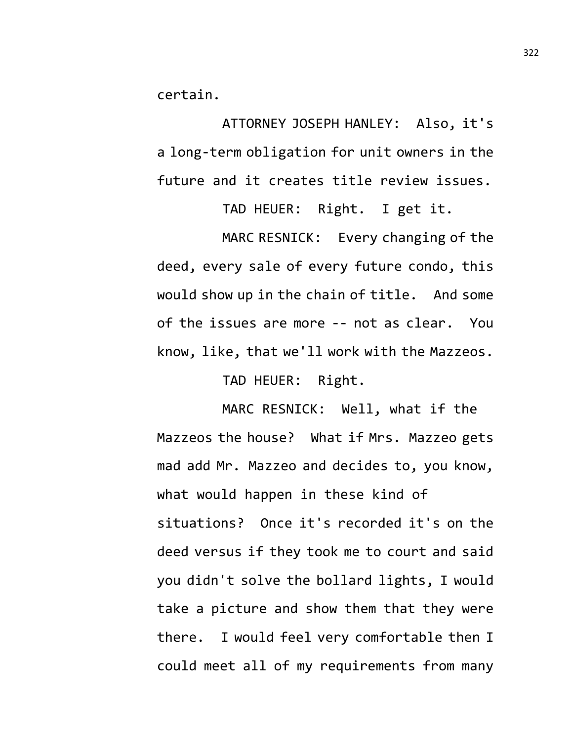certain.

ATTORNEY JOSEPH HANLEY: Also, it's a long-term obligation for unit owners in the future and it creates title review issues.

TAD HEUER: Right. I get it.

MARC RESNICK: Every changing of the deed, every sale of every future condo, this would show up in the chain of title. And some of the issues are more -- not as clear. You know, like, that we'll work with the Mazzeos.

TAD HEUER: Right.

MARC RESNICK: Well, what if the Mazzeos the house? What if Mrs. Mazzeo gets mad add Mr. Mazzeo and decides to, you know, what would happen in these kind of situations? Once it's recorded it's on the deed versus if they took me to court and said you didn't solve the bollard lights, I would take a picture and show them that they were there. I would feel very comfortable then I could meet all of my requirements from many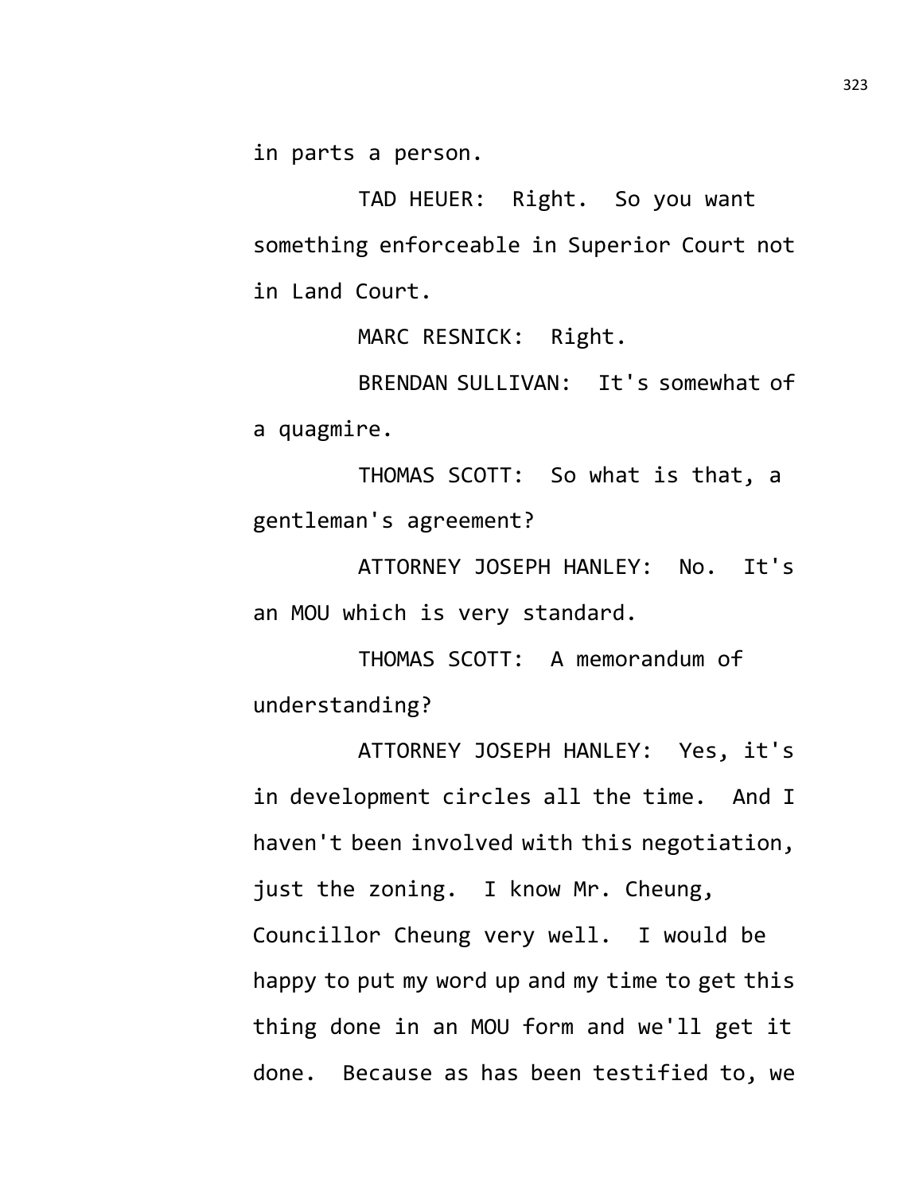in parts a person.

TAD HEUER: Right. So you want something enforceable in Superior Court not in Land Court.

MARC RESNICK: Right.

BRENDAN SULLIVAN: It's somewhat of a quagmire.

THOMAS SCOTT: So what is that, a gentleman's agreement?

ATTORNEY JOSEPH HANLEY: No. It's an MOU which is very standard.

THOMAS SCOTT: A memorandum of understanding?

ATTORNEY JOSEPH HANLEY: Yes, it's in development circles all the time. And I haven't been involved with this negotiation, just the zoning. I know Mr. Cheung, Councillor Cheung very well. I would be happy to put my word up and my time to get this thing done in an MOU form and we'll get it done. Because as has been testified to, we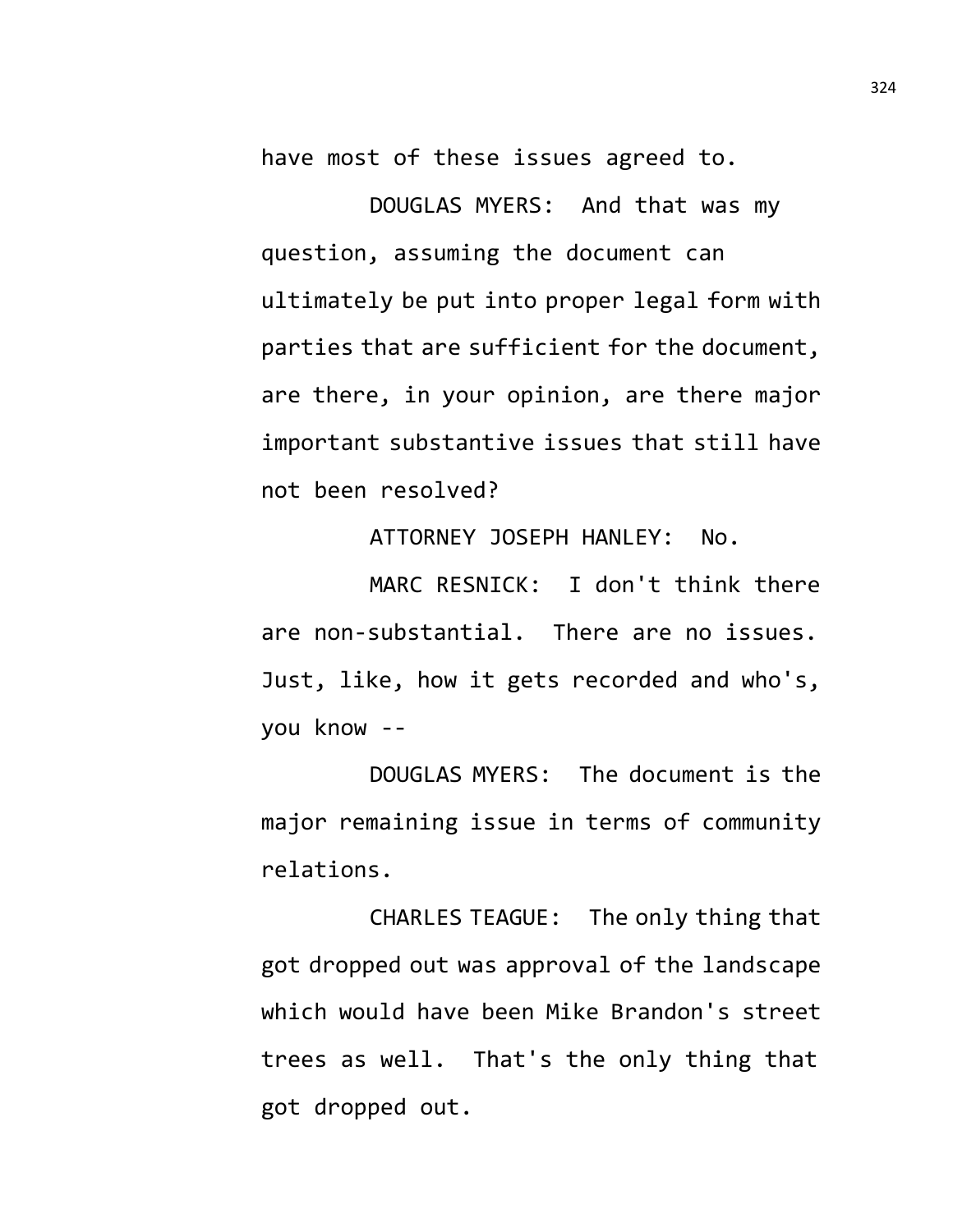have most of these issues agreed to.

DOUGLAS MYERS: And that was my question, assuming the document can ultimately be put into proper legal form with parties that are sufficient for the document, are there, in your opinion, are there major important substantive issues that still have not been resolved?

ATTORNEY JOSEPH HANLEY: No.

MARC RESNICK: I don't think there are non-substantial. There are no issues. Just, like, how it gets recorded and who's, you know --

DOUGLAS MYERS: The document is the major remaining issue in terms of community relations.

CHARLES TEAGUE: The only thing that got dropped out was approval of the landscape which would have been Mike Brandon's street trees as well. That's the only thing that got dropped out.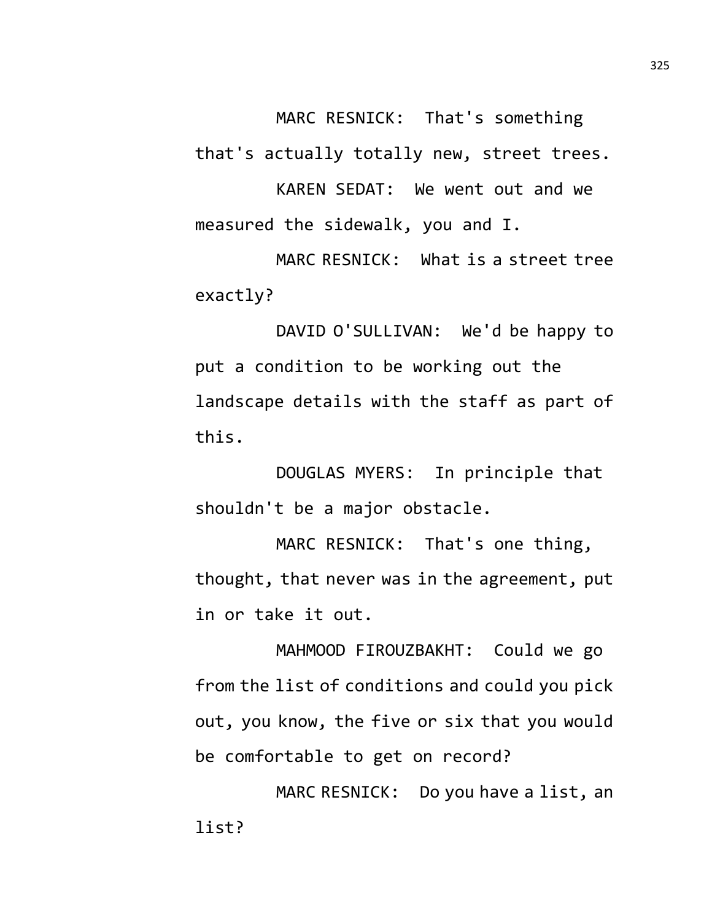MARC RESNICK: That's something that's actually totally new, street trees.

KAREN SEDAT: We went out and we measured the sidewalk, you and I.

MARC RESNICK: What is a street tree exactly?

DAVID O'SULLIVAN: We'd be happy to put a condition to be working out the landscape details with the staff as part of this.

DOUGLAS MYERS: In principle that shouldn't be a major obstacle.

MARC RESNICK: That's one thing, thought, that never was in the agreement, put in or take it out.

MAHMOOD FIROUZBAKHT: Could we go from the list of conditions and could you pick out, you know, the five or six that you would be comfortable to get on record?

MARC RESNICK: Do you have a list, an list?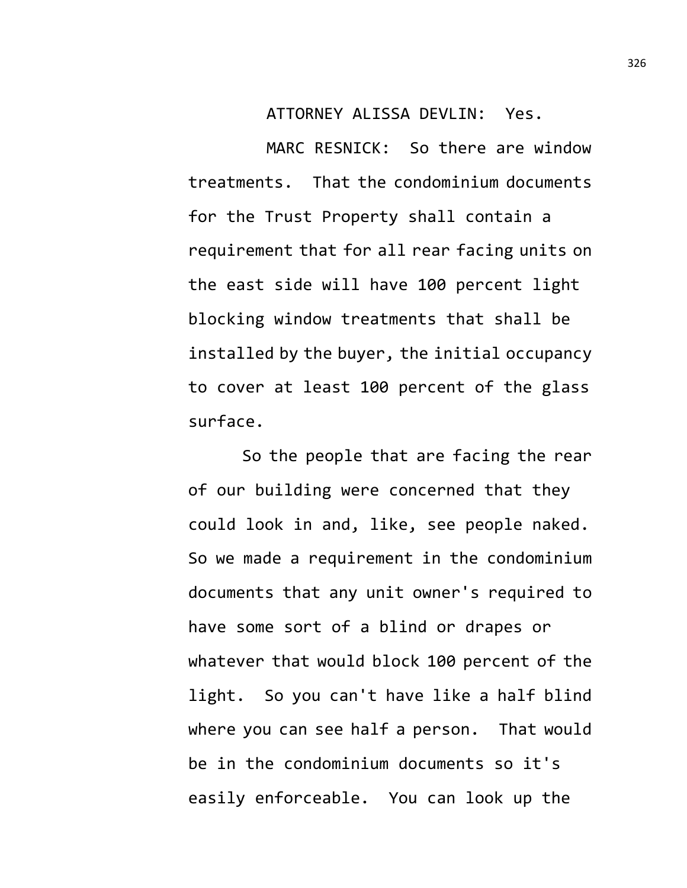ATTORNEY ALISSA DEVLIN: Yes.

MARC RESNICK: So there are window treatments. That the condominium documents for the Trust Property shall contain a requirement that for all rear facing units on the east side will have 100 percent light blocking window treatments that shall be installed by the buyer, the initial occupancy to cover at least 100 percent of the glass surface.

So the people that are facing the rear of our building were concerned that they could look in and, like, see people naked. So we made a requirement in the condominium documents that any unit owner's required to have some sort of a blind or drapes or whatever that would block 100 percent of the light. So you can't have like a half blind where you can see half a person. That would be in the condominium documents so it's easily enforceable. You can look up the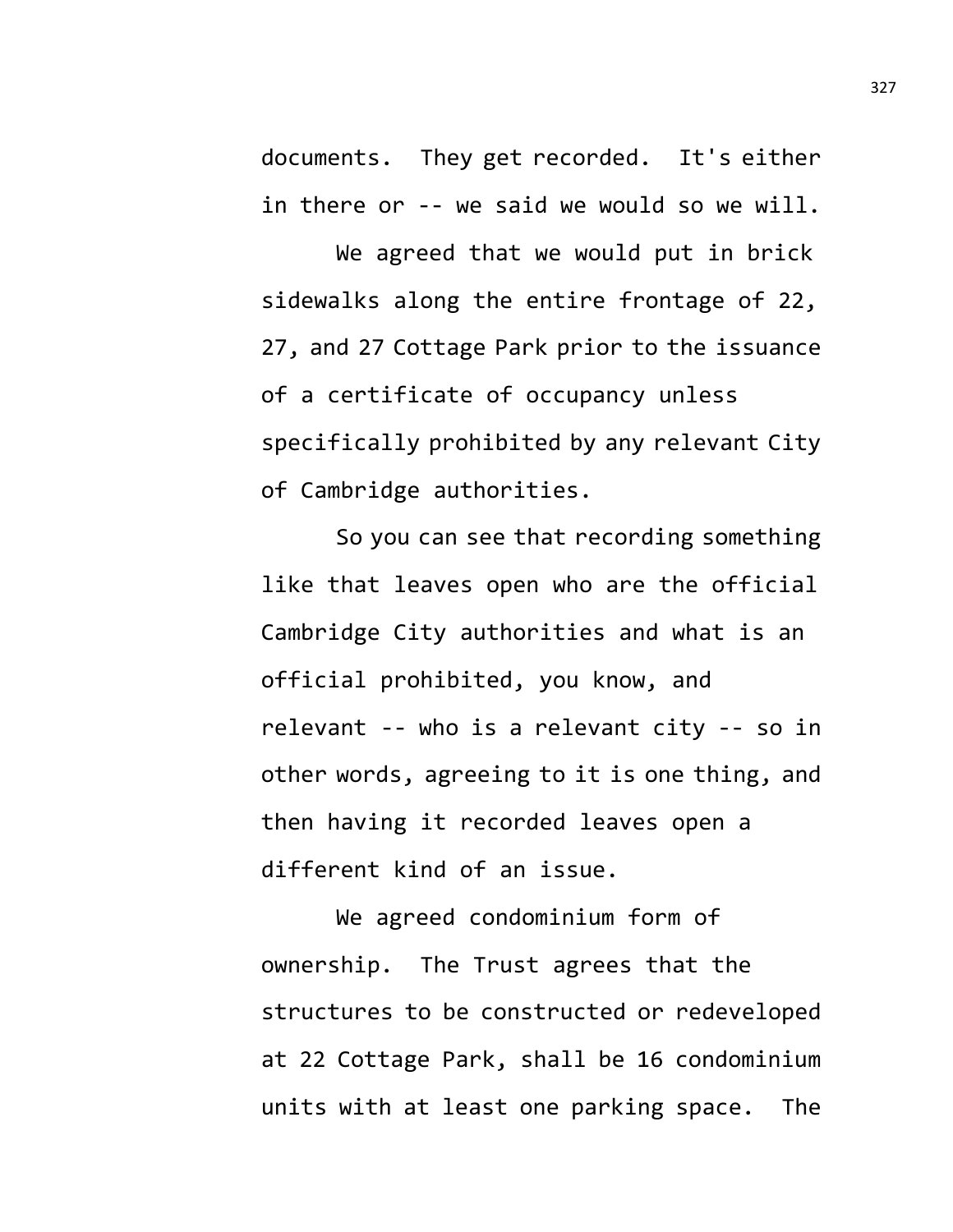documents. They get recorded. It's either in there or -- we said we would so we will.

We agreed that we would put in brick sidewalks along the entire frontage of 22, 27, and 27 Cottage Park prior to the issuance of a certificate of occupancy unless specifically prohibited by any relevant City of Cambridge authorities.

So you can see that recording something like that leaves open who are the official Cambridge City authorities and what is an official prohibited, you know, and relevant -- who is a relevant city -- so in other words, agreeing to it is one thing, and then having it recorded leaves open a different kind of an issue.

We agreed condominium form of ownership. The Trust agrees that the structures to be constructed or redeveloped at 22 Cottage Park, shall be 16 condominium units with at least one parking space. The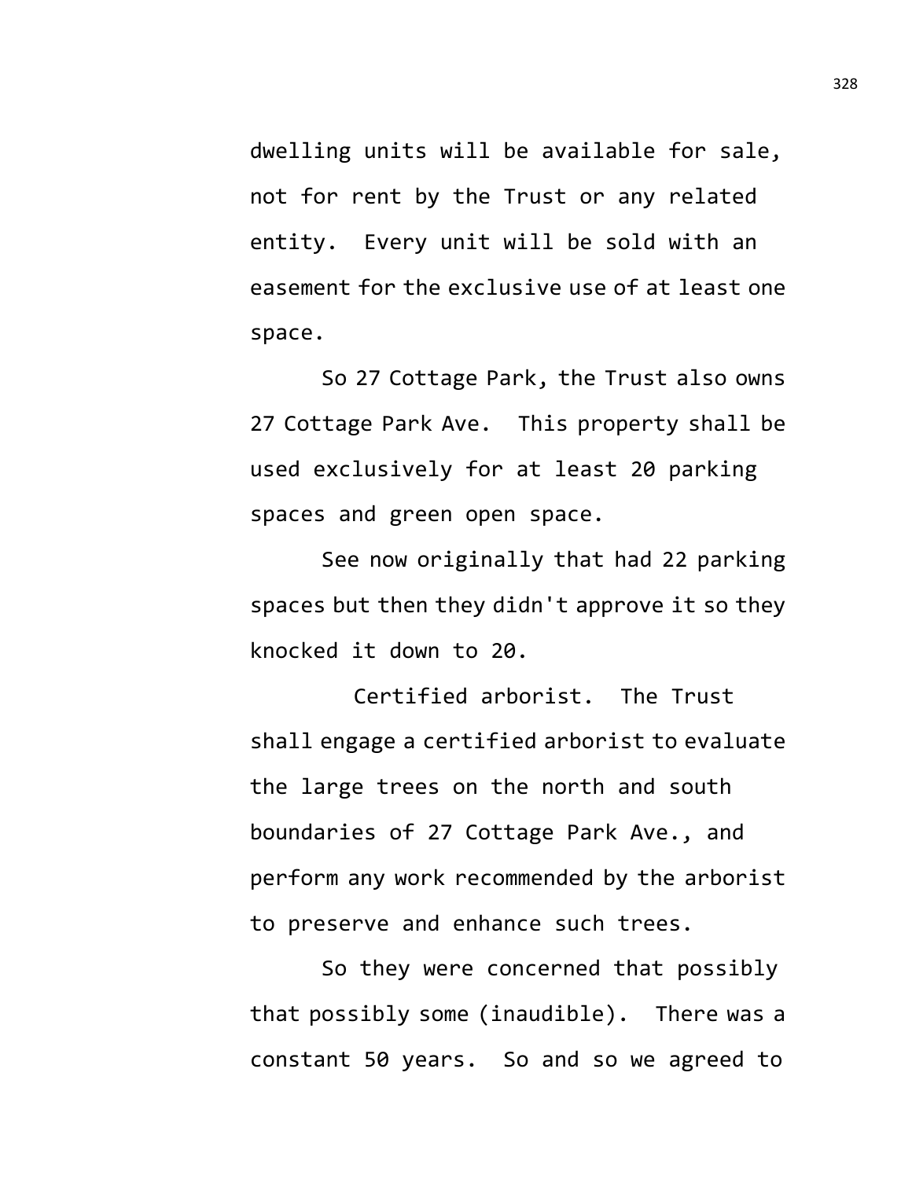dwelling units will be available for sale, not for rent by the Trust or any related entity. Every unit will be sold with an easement for the exclusive use of at least one space.

So 27 Cottage Park, the Trust also owns 27 Cottage Park Ave. This property shall be used exclusively for at least 20 parking spaces and green open space.

See now originally that had 22 parking spaces but then they didn't approve it so they knocked it down to 20.

Certified arborist. The Trust shall engage a certified arborist to evaluate the large trees on the north and south boundaries of 27 Cottage Park Ave., and perform any work recommended by the arborist to preserve and enhance such trees.

So they were concerned that possibly that possibly some (inaudible). There was a constant 50 years. So and so we agreed to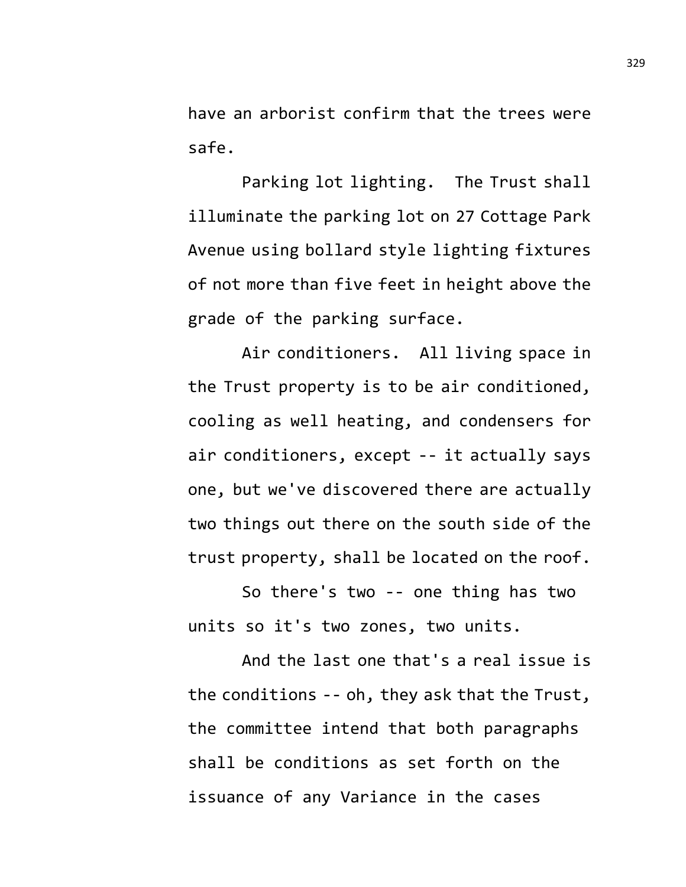have an arborist confirm that the trees were safe.

Parking lot lighting. The Trust shall illuminate the parking lot on 27 Cottage Park Avenue using bollard style lighting fixtures of not more than five feet in height above the grade of the parking surface.

Air conditioners. All living space in the Trust property is to be air conditioned, cooling as well heating, and condensers for air conditioners, except -- it actually says one, but we've discovered there are actually two things out there on the south side of the trust property, shall be located on the roof.

So there's two -- one thing has two units so it's two zones, two units.

And the last one that's a real issue is the conditions -- oh, they ask that the Trust, the committee intend that both paragraphs shall be conditions as set forth on the issuance of any Variance in the cases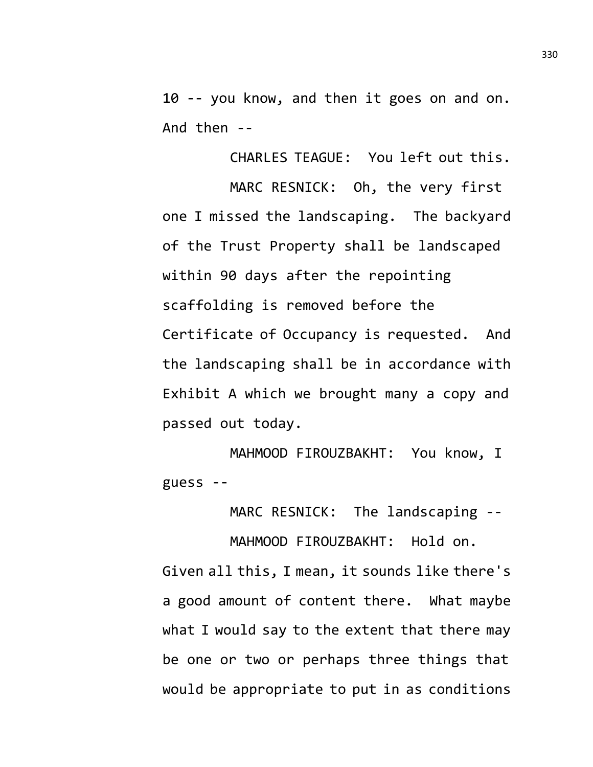10 -- you know, and then it goes on and on. And then --

CHARLES TEAGUE: You left out this.

MARC RESNICK: Oh, the very first one I missed the landscaping. The backyard of the Trust Property shall be landscaped within 90 days after the repointing scaffolding is removed before the Certificate of Occupancy is requested. And the landscaping shall be in accordance with Exhibit A which we brought many a copy and passed out today.

MAHMOOD FIROUZBAKHT: You know, I guess --

MARC RESNICK: The landscaping --

MAHMOOD FIROUZBAKHT: Hold on. Given all this, I mean, it sounds like there's a good amount of content there. What maybe what I would say to the extent that there may be one or two or perhaps three things that would be appropriate to put in as conditions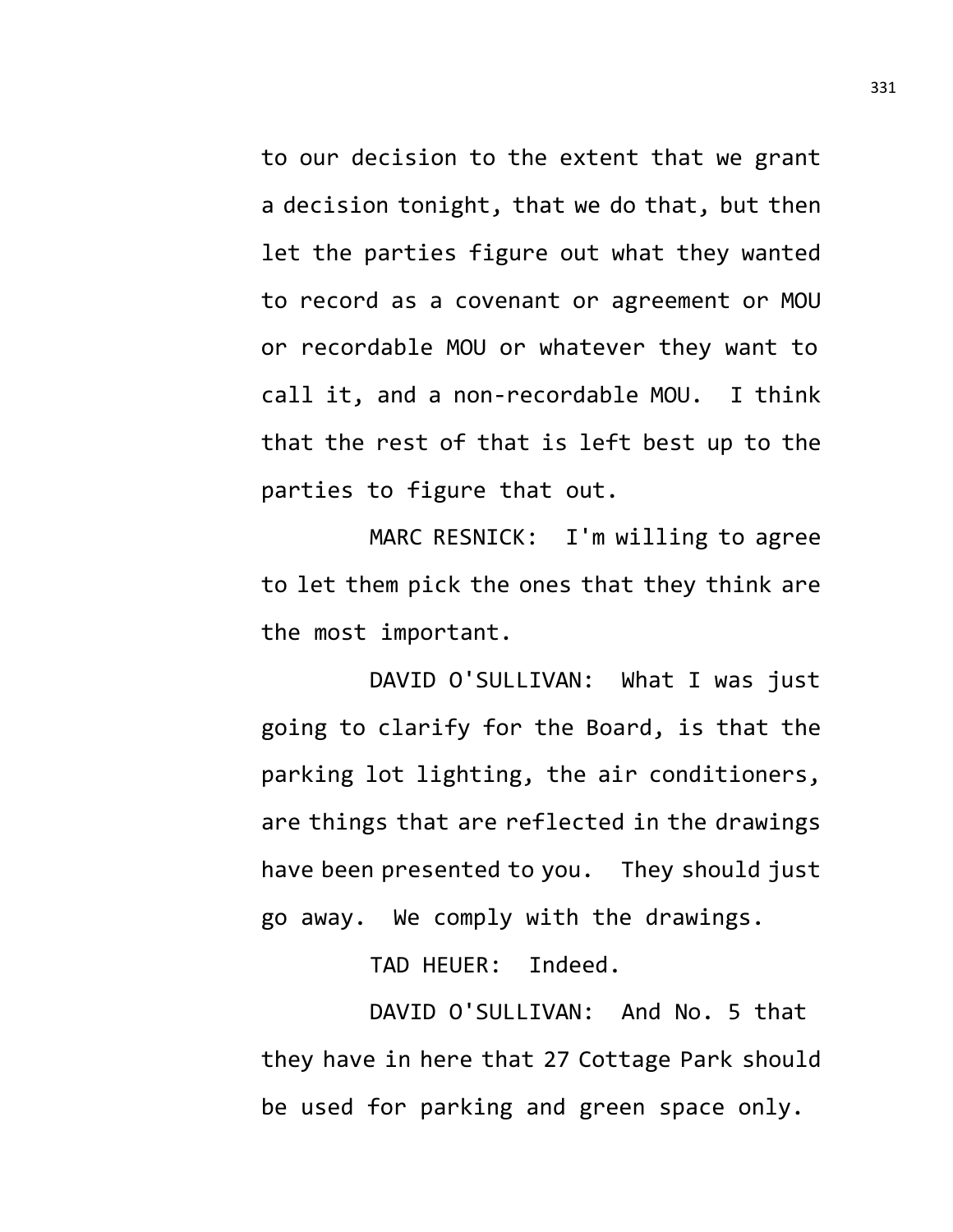to our decision to the extent that we grant a decision tonight, that we do that, but then let the parties figure out what they wanted to record as a covenant or agreement or MOU or recordable MOU or whatever they want to call it, and a non-recordable MOU. I think that the rest of that is left best up to the parties to figure that out.

MARC RESNICK: I'm willing to agree to let them pick the ones that they think are the most important.

DAVID O'SULLIVAN: What I was just going to clarify for the Board, is that the parking lot lighting, the air conditioners, are things that are reflected in the drawings have been presented to you. They should just go away. We comply with the drawings.

TAD HEUER: Indeed.

DAVID O'SULLIVAN: And No. 5 that they have in here that 27 Cottage Park should be used for parking and green space only.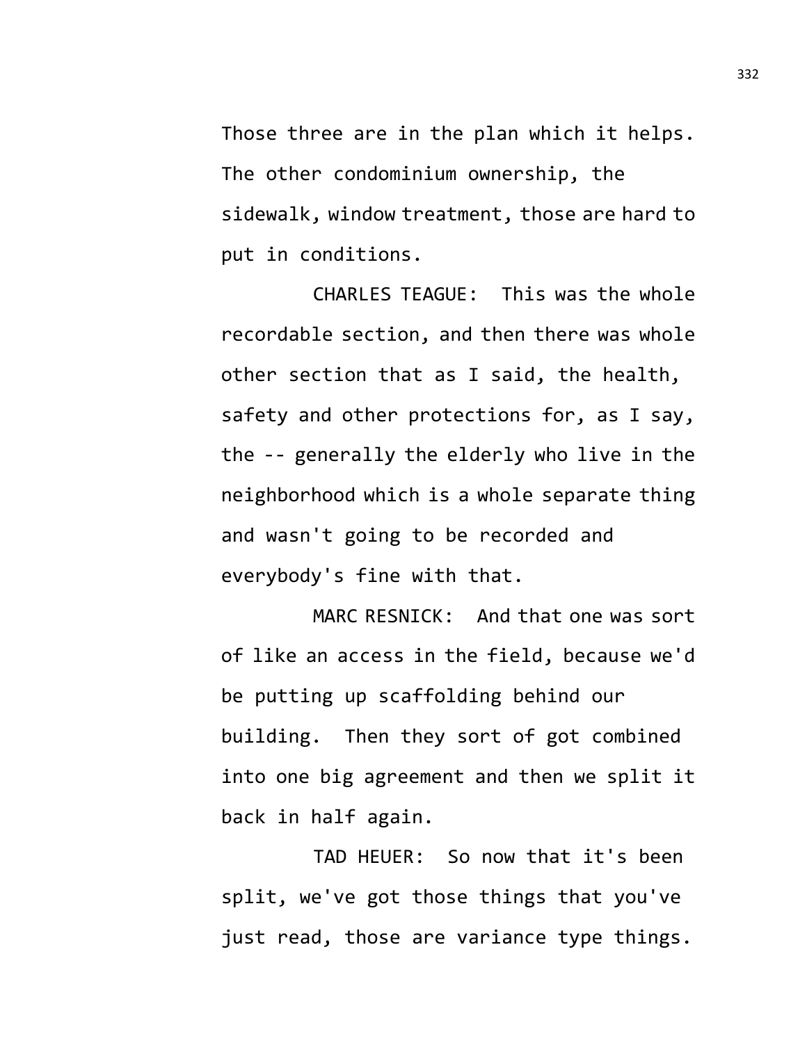Those three are in the plan which it helps. The other condominium ownership, the sidewalk, window treatment, those are hard to put in conditions.

CHARLES TEAGUE: This was the whole recordable section, and then there was whole other section that as I said, the health, safety and other protections for, as I say, the -- generally the elderly who live in the neighborhood which is a whole separate thing and wasn't going to be recorded and everybody's fine with that.

MARC RESNICK: And that one was sort of like an access in the field, because we'd be putting up scaffolding behind our building. Then they sort of got combined into one big agreement and then we split it back in half again.

TAD HEUER: So now that it's been split, we've got those things that you've just read, those are variance type things.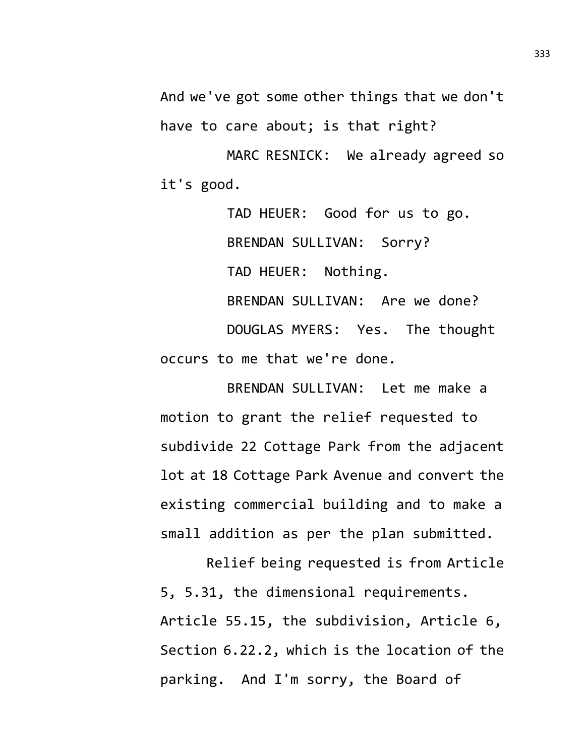And we've got some other things that we don't have to care about; is that right?

MARC RESNICK: We already agreed so it's good.

TAD HEUER: Good for us to go.

BRENDAN SULLIVAN: Sorry?

TAD HEUER: Nothing.

BRENDAN SULLIVAN: Are we done?

DOUGLAS MYERS: Yes. The thought occurs to me that we're done.

BRENDAN SULLIVAN: Let me make a motion to grant the relief requested to subdivide 22 Cottage Park from the adjacent lot at 18 Cottage Park Avenue and convert the existing commercial building and to make a small addition as per the plan submitted.

Relief being requested is from Article 5, 5.31, the dimensional requirements. Article 55.15, the subdivision, Article 6, Section 6.22.2, which is the location of the parking. And I'm sorry, the Board of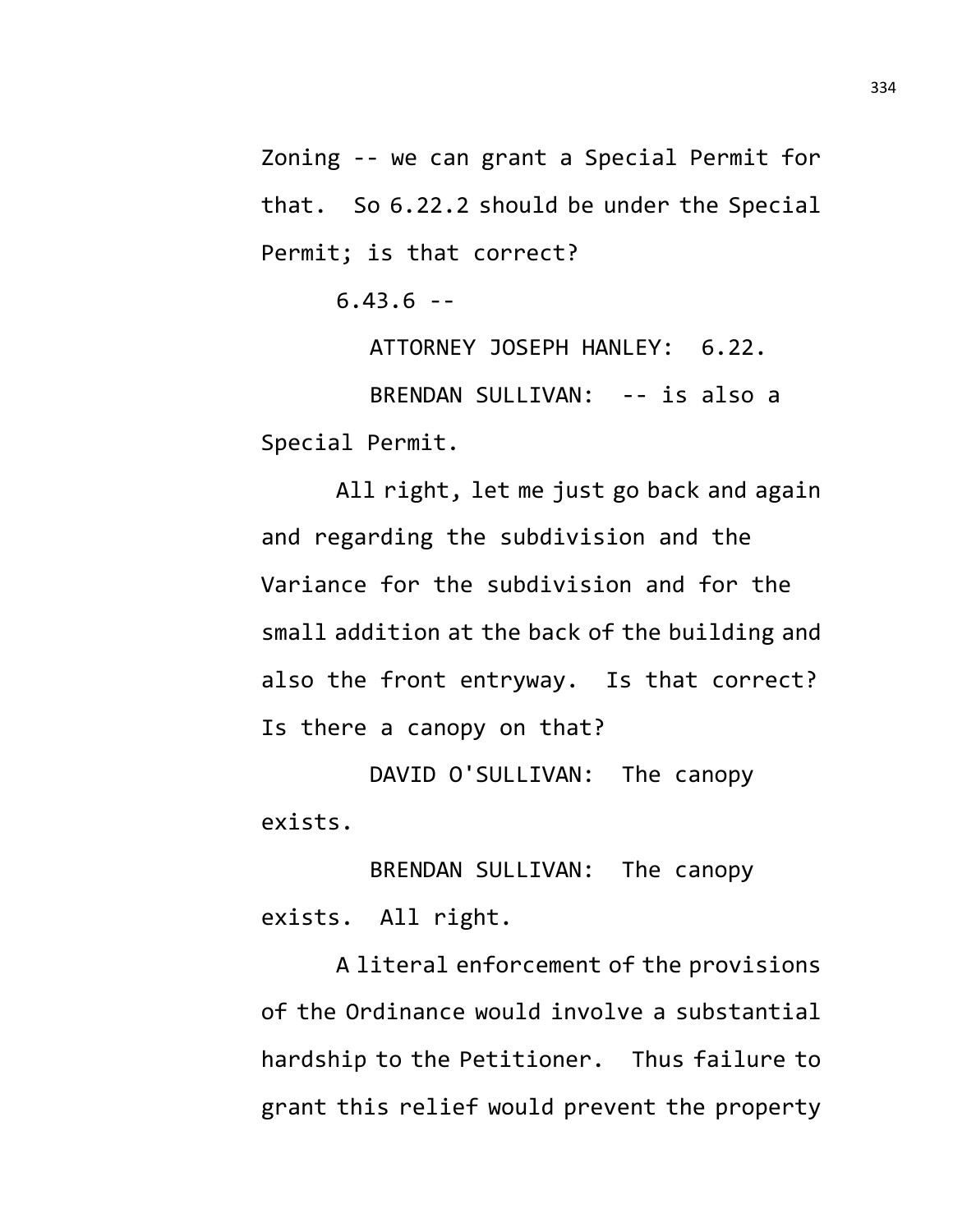Zoning -- we can grant a Special Permit for that. So 6.22.2 should be under the Special Permit; is that correct?

6.43.6 --

ATTORNEY JOSEPH HANLEY: 6.22.

BRENDAN SULLIVAN: -- is also a Special Permit.

All right, let me just go back and again and regarding the subdivision and the Variance for the subdivision and for the small addition at the back of the building and also the front entryway. Is that correct? Is there a canopy on that?

DAVID O'SULLIVAN: The canopy exists.

BRENDAN SULLIVAN: The canopy exists. All right.

A literal enforcement of the provisions of the Ordinance would involve a substantial hardship to the Petitioner. Thus failure to grant this relief would prevent the property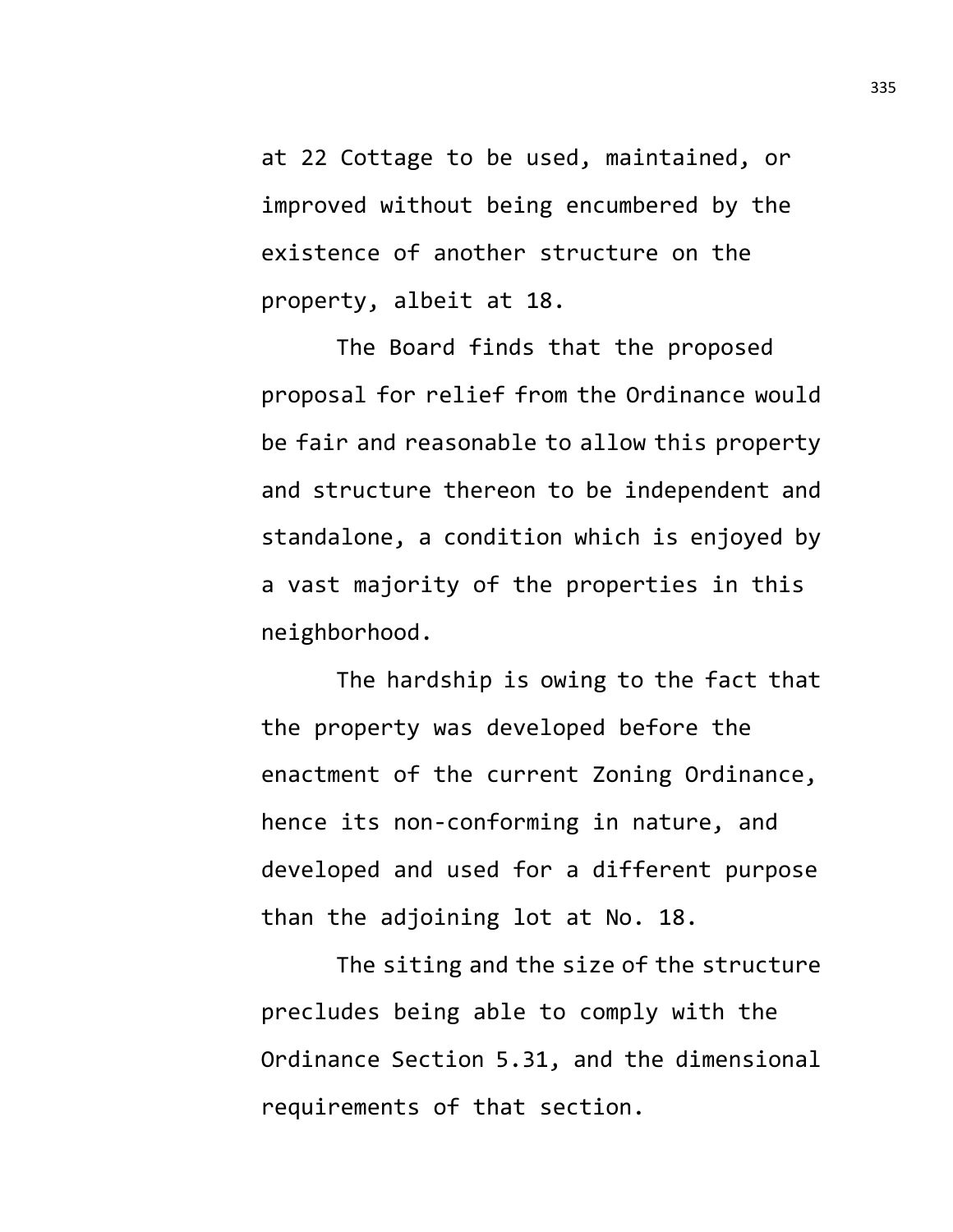at 22 Cottage to be used, maintained, or improved without being encumbered by the existence of another structure on the property, albeit at 18.

The Board finds that the proposed proposal for relief from the Ordinance would be fair and reasonable to allow this property and structure thereon to be independent and standalone, a condition which is enjoyed by a vast majority of the properties in this neighborhood.

The hardship is owing to the fact that the property was developed before the enactment of the current Zoning Ordinance, hence its non-conforming in nature, and developed and used for a different purpose than the adjoining lot at No. 18.

The siting and the size of the structure precludes being able to comply with the Ordinance Section 5.31, and the dimensional requirements of that section.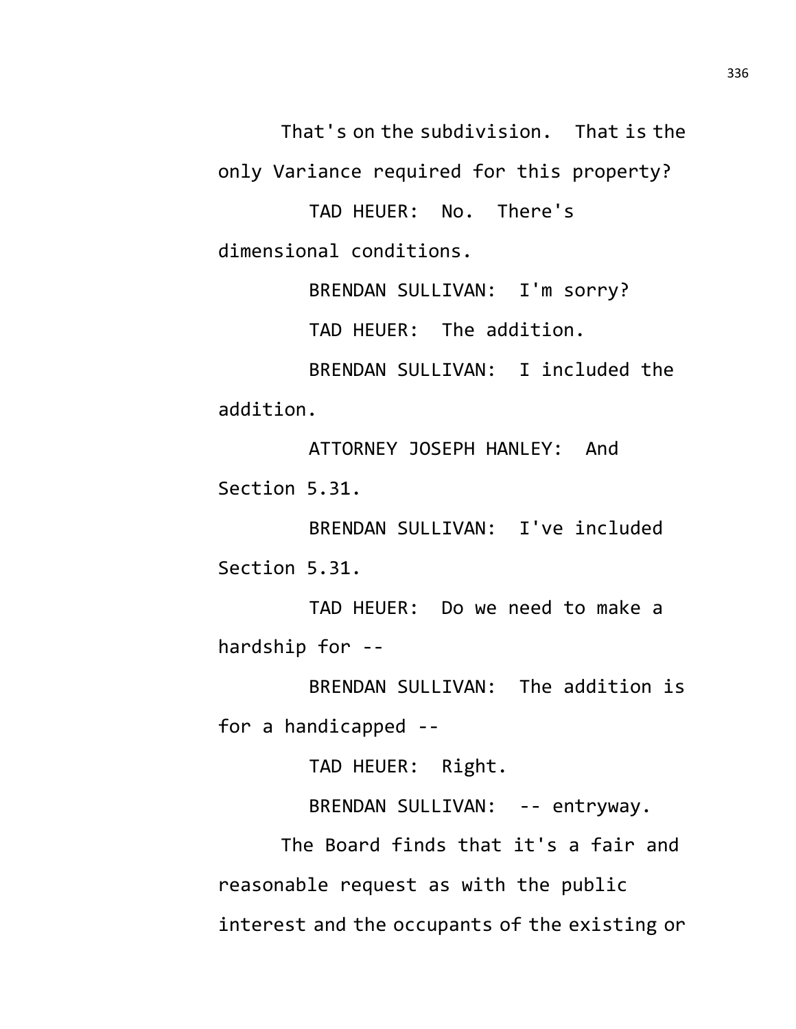That's on the subdivision. That is the only Variance required for this property?

TAD HEUER: No. There's dimensional conditions.

BRENDAN SULLIVAN: I'm sorry?

TAD HEUER: The addition.

BRENDAN SULLIVAN: I included the addition.

ATTORNEY JOSEPH HANLEY: And Section 5.31.

BRENDAN SULLIVAN: I've included Section 5.31.

TAD HEUER: Do we need to make a hardship for --

BRENDAN SULLIVAN: The addition is for a handicapped --

TAD HEUER: Right.

BRENDAN SULLIVAN: -- entryway.

The Board finds that it's a fair and reasonable request as with the public interest and the occupants of the existing or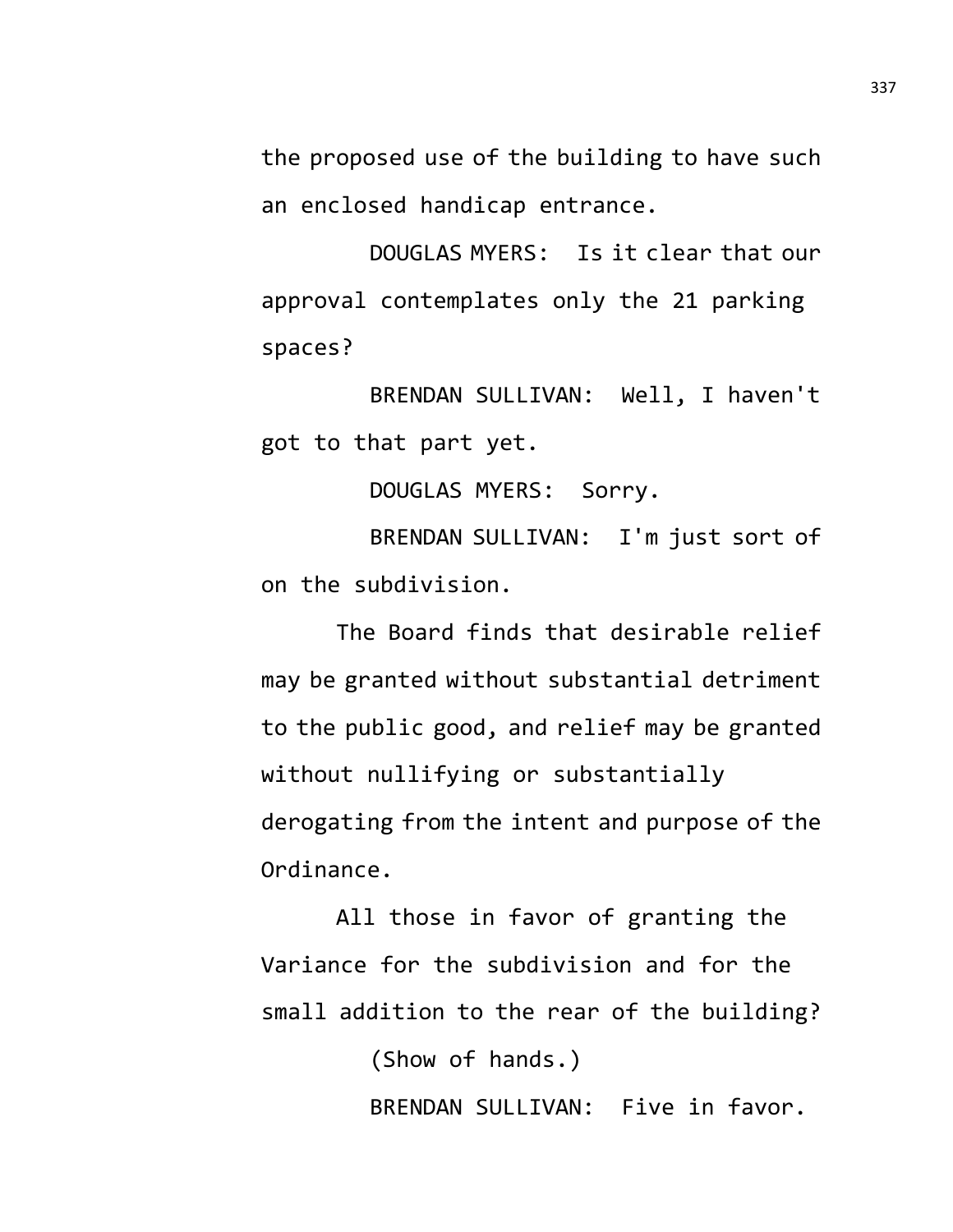the proposed use of the building to have such an enclosed handicap entrance.

DOUGLAS MYERS: Is it clear that our approval contemplates only the 21 parking spaces?

BRENDAN SULLIVAN: Well, I haven't got to that part yet.

DOUGLAS MYERS: Sorry.

BRENDAN SULLIVAN: I'm just sort of on the subdivision.

The Board finds that desirable relief may be granted without substantial detriment to the public good, and relief may be granted without nullifying or substantially derogating from the intent and purpose of the Ordinance.

All those in favor of granting the Variance for the subdivision and for the small addition to the rear of the building?

(Show of hands.)

BRENDAN SULLIVAN: Five in favor.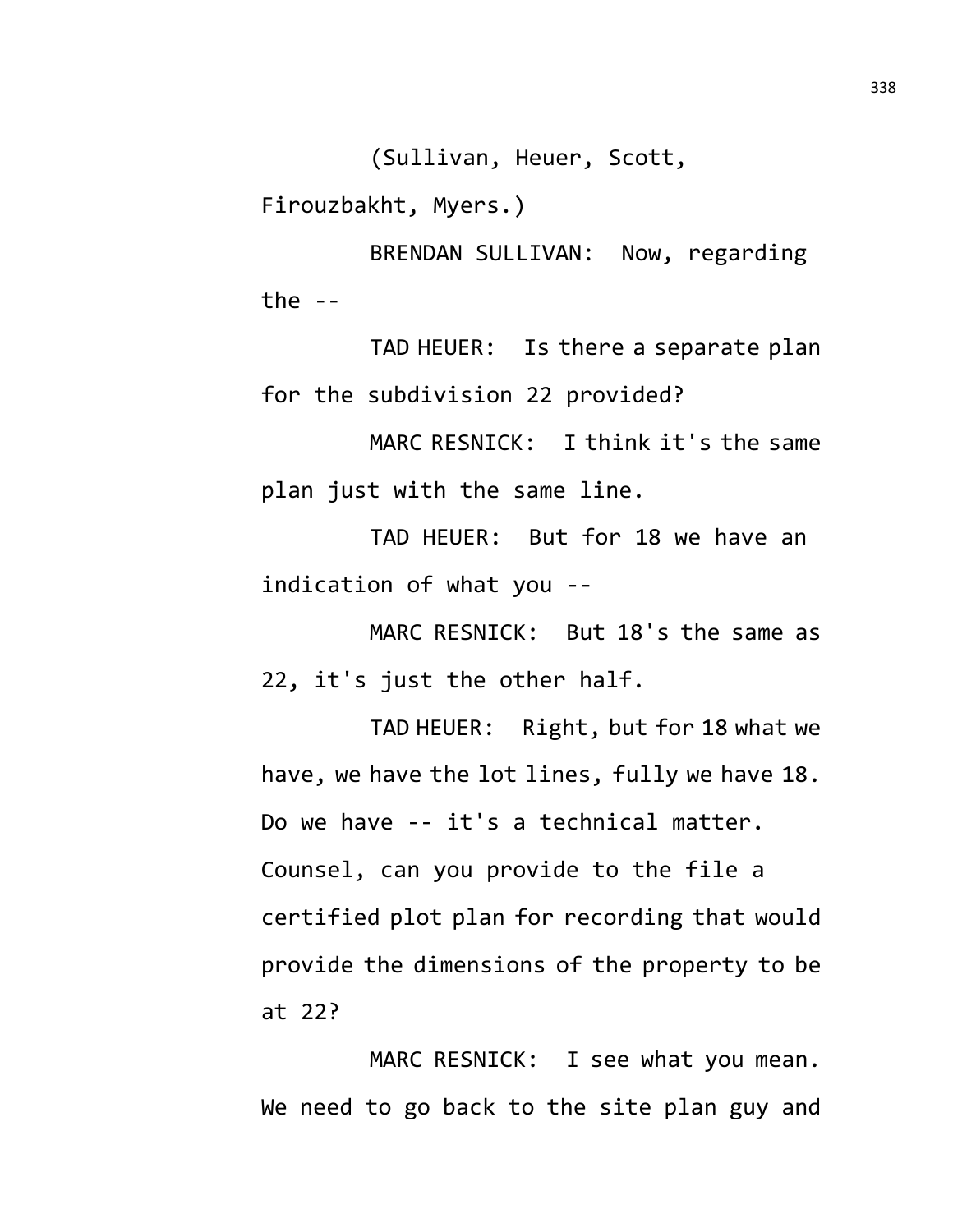(Sullivan, Heuer, Scott, Firouzbakht, Myers.)

BRENDAN SULLIVAN: Now, regarding the --

TAD HEUER: Is there a separate plan for the subdivision 22 provided?

MARC RESNICK: I think it's the same plan just with the same line.

TAD HEUER: But for 18 we have an indication of what you --

MARC RESNICK: But 18's the same as 22, it's just the other half.

TAD HEUER: Right, but for 18 what we have, we have the lot lines, fully we have 18. Do we have -- it's a technical matter. Counsel, can you provide to the file a certified plot plan for recording that would provide the dimensions of the property to be at 22?

MARC RESNICK: I see what you mean. We need to go back to the site plan guy and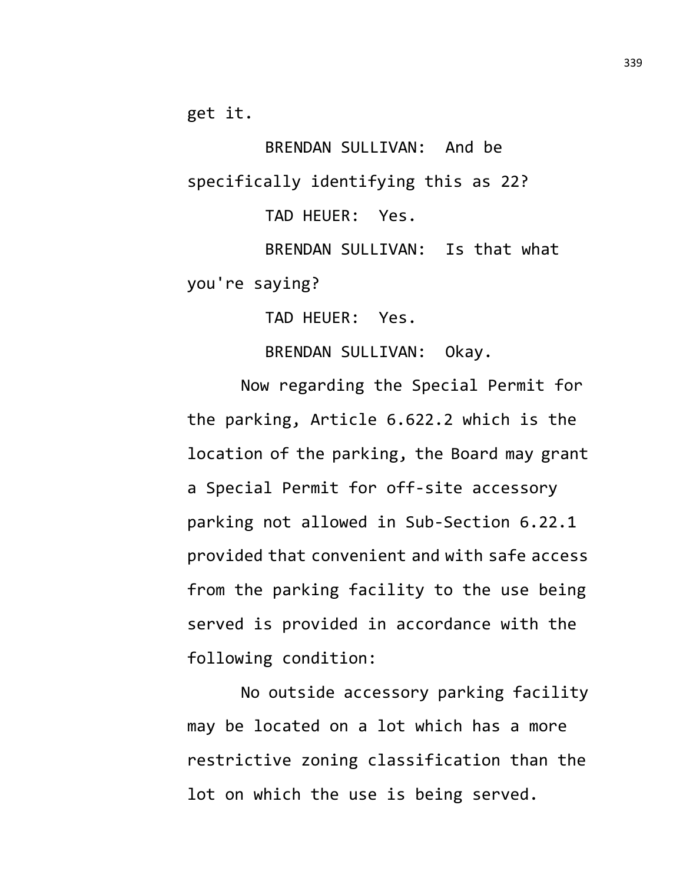get it.

BRENDAN SULLIVAN: And be specifically identifying this as 22?

TAD HEUER: Yes.

BRENDAN SULLIVAN: Is that what you're saying?

TAD HEUER: Yes.

BRENDAN SULLIVAN: Okay.

Now regarding the Special Permit for the parking, Article 6.622.2 which is the location of the parking, the Board may grant a Special Permit for off-site accessory parking not allowed in Sub-Section 6.22.1 provided that convenient and with safe access from the parking facility to the use being served is provided in accordance with the following condition:

No outside accessory parking facility may be located on a lot which has a more restrictive zoning classification than the lot on which the use is being served.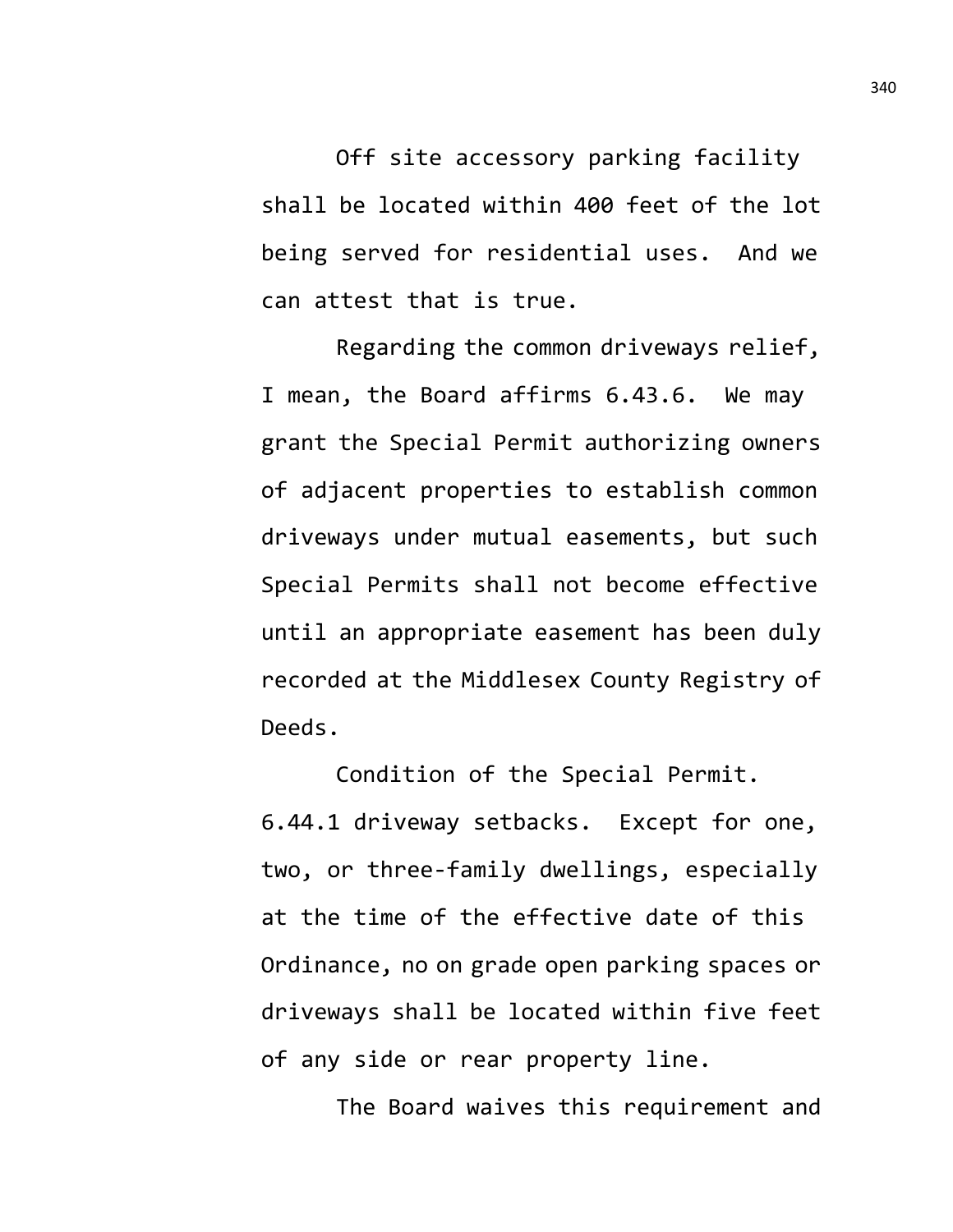Off site accessory parking facility shall be located within 400 feet of the lot being served for residential uses. And we can attest that is true.

Regarding the common driveways relief, I mean, the Board affirms 6.43.6. We may grant the Special Permit authorizing owners of adjacent properties to establish common driveways under mutual easements, but such Special Permits shall not become effective until an appropriate easement has been duly recorded at the Middlesex County Registry of Deeds.

Condition of the Special Permit. 6.44.1 driveway setbacks. Except for one, two, or three-family dwellings, especially at the time of the effective date of this Ordinance, no on grade open parking spaces or driveways shall be located within five feet of any side or rear property line.

The Board waives this requirement and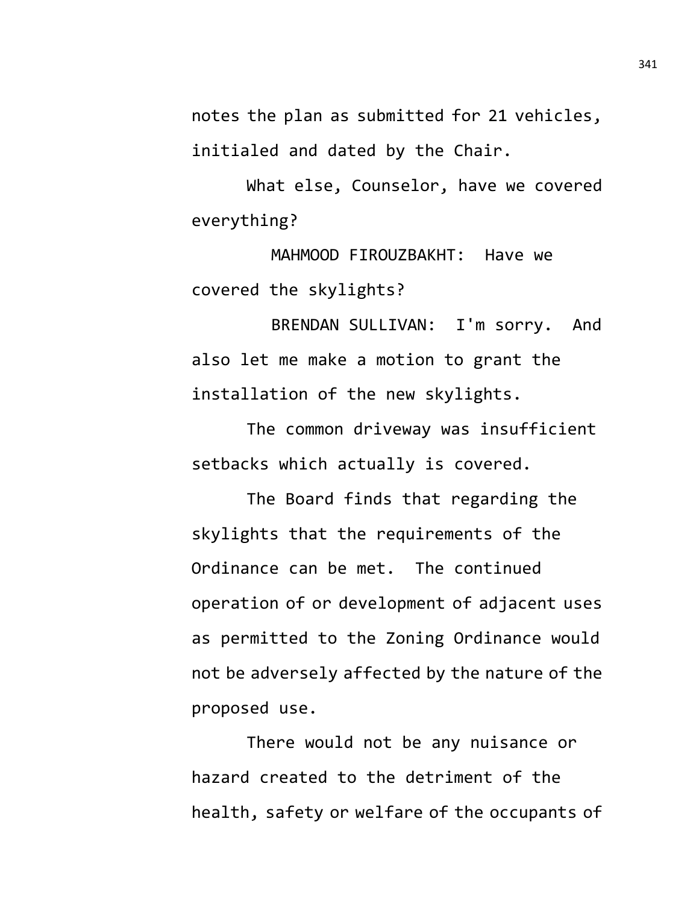notes the plan as submitted for 21 vehicles, initialed and dated by the Chair.

What else, Counselor, have we covered everything?

MAHMOOD FIROUZBAKHT: Have we covered the skylights?

BRENDAN SULLIVAN: I'm sorry. And also let me make a motion to grant the installation of the new skylights.

The common driveway was insufficient setbacks which actually is covered.

The Board finds that regarding the skylights that the requirements of the Ordinance can be met. The continued operation of or development of adjacent uses as permitted to the Zoning Ordinance would not be adversely affected by the nature of the proposed use.

There would not be any nuisance or hazard created to the detriment of the health, safety or welfare of the occupants of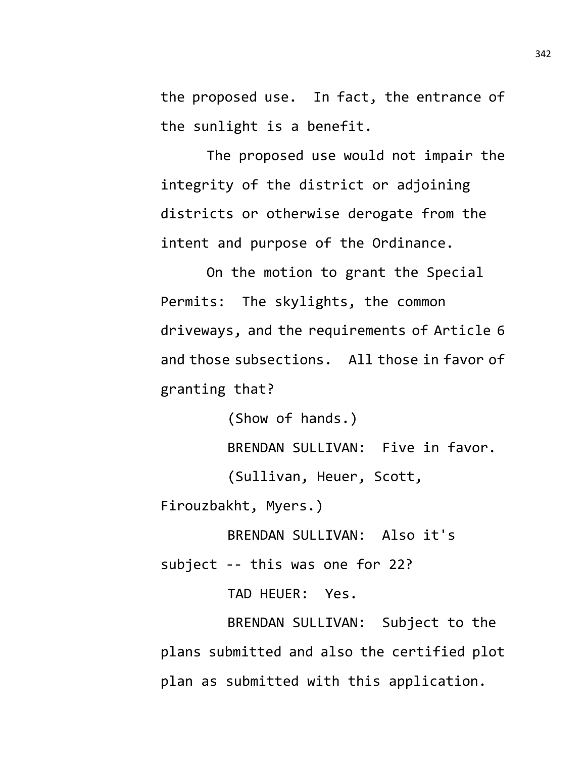the proposed use. In fact, the entrance of the sunlight is a benefit.

The proposed use would not impair the integrity of the district or adjoining districts or otherwise derogate from the intent and purpose of the Ordinance.

On the motion to grant the Special Permits: The skylights, the common driveways, and the requirements of Article 6 and those subsections. All those in favor of granting that?

(Show of hands.)

BRENDAN SULLIVAN: Five in favor.

(Sullivan, Heuer, Scott, Firouzbakht, Myers.)

BRENDAN SULLIVAN: Also it's subject -- this was one for 22?

TAD HEUER: Yes.

BRENDAN SULLIVAN: Subject to the plans submitted and also the certified plot plan as submitted with this application.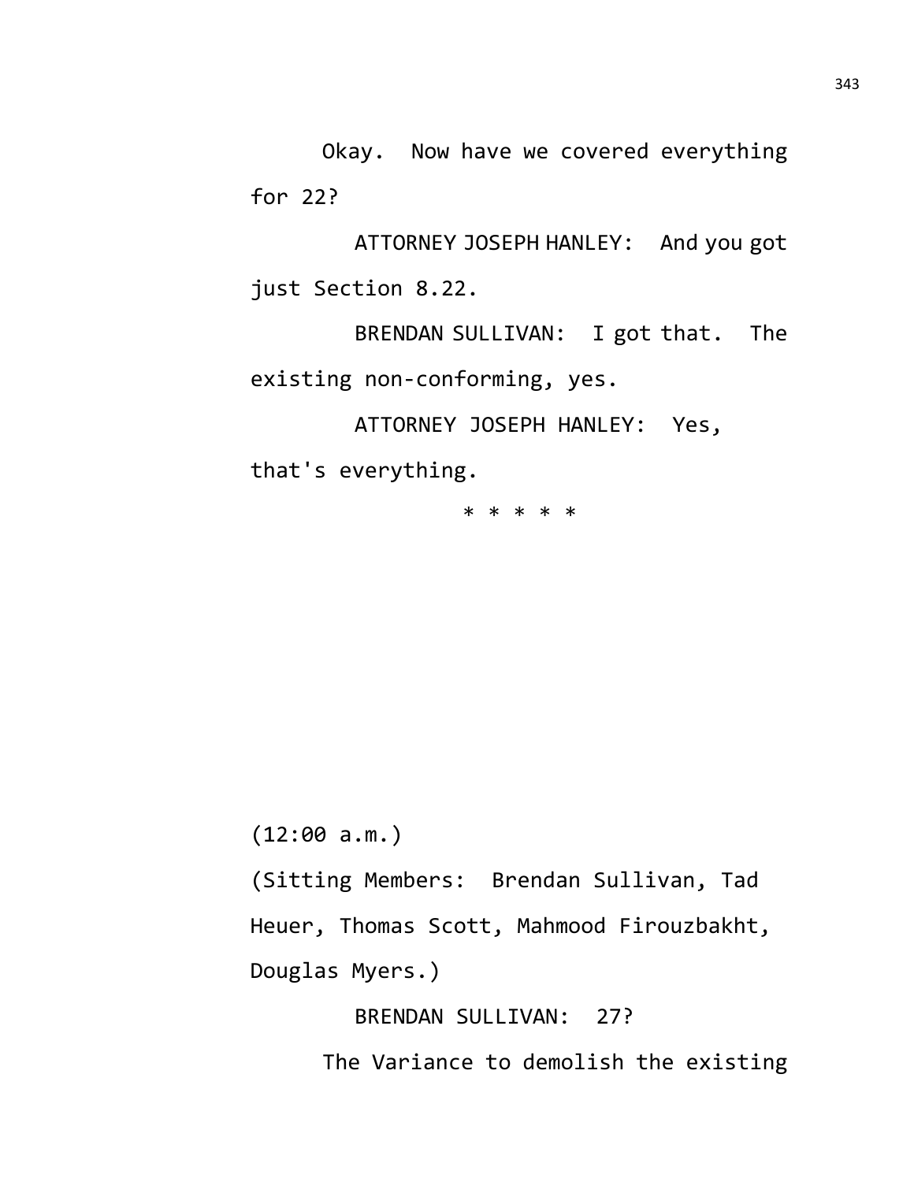Okay. Now have we covered everything for 22?

ATTORNEY JOSEPH HANLEY: And you got just Section 8.22.

BRENDAN SULLIVAN: I got that. The existing non-conforming, yes.

ATTORNEY JOSEPH HANLEY: Yes, that's everything.

* * * * *

(12:00 a.m.)

(Sitting Members: Brendan Sullivan, Tad Heuer, Thomas Scott, Mahmood Firouzbakht, Douglas Myers.)

BRENDAN SULLIVAN: 27?

The Variance to demolish the existing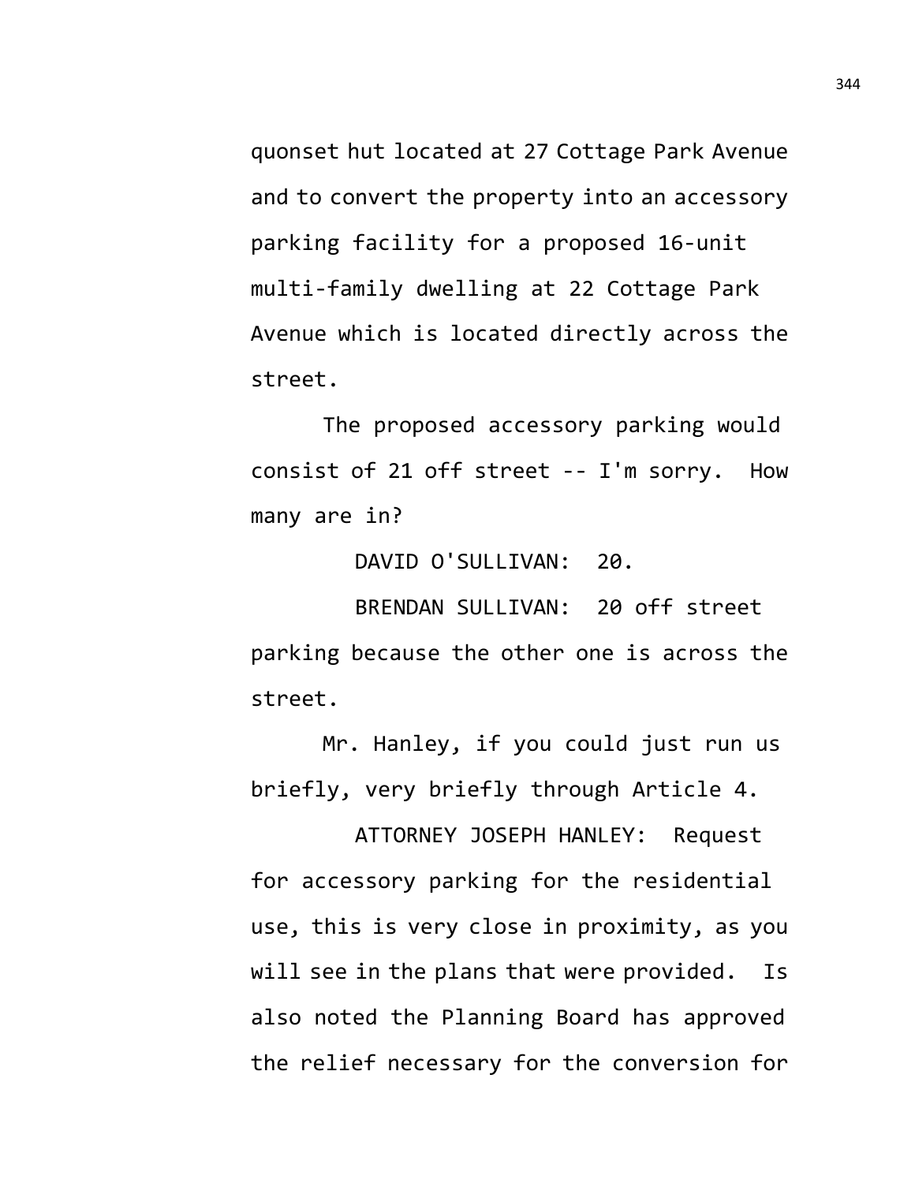quonset hut located at 27 Cottage Park Avenue and to convert the property into an accessory parking facility for a proposed 16-unit multi-family dwelling at 22 Cottage Park Avenue which is located directly across the street.

The proposed accessory parking would consist of 21 off street -- I'm sorry. How many are in?

DAVID O'SULLIVAN: 20.

BRENDAN SULLIVAN: 20 off street parking because the other one is across the street.

Mr. Hanley, if you could just run us briefly, very briefly through Article 4.

ATTORNEY JOSEPH HANLEY: Request for accessory parking for the residential use, this is very close in proximity, as you will see in the plans that were provided. Is also noted the Planning Board has approved the relief necessary for the conversion for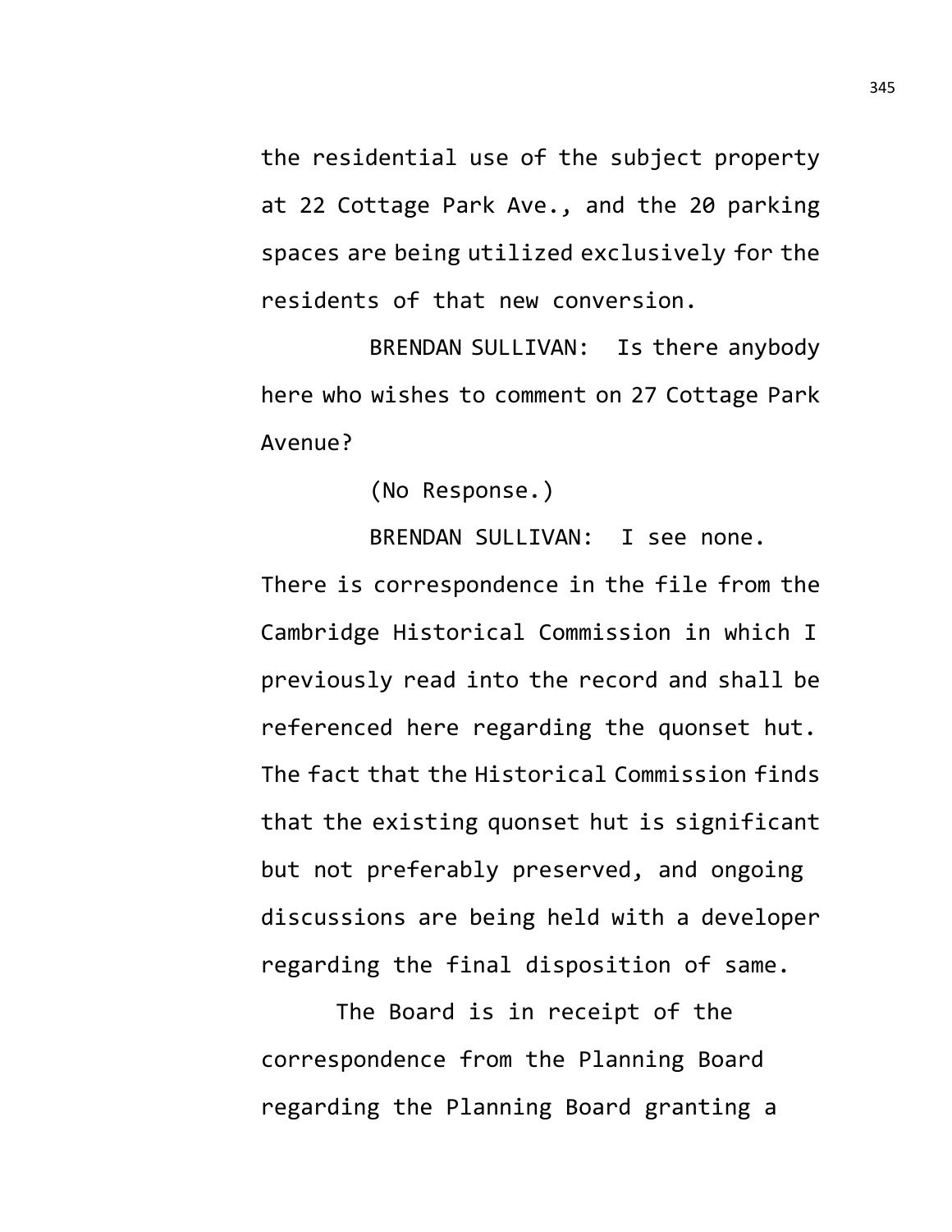the residential use of the subject property at 22 Cottage Park Ave., and the 20 parking spaces are being utilized exclusively for the residents of that new conversion.

BRENDAN SULLIVAN: Is there anybody here who wishes to comment on 27 Cottage Park Avenue?

(No Response.)

BRENDAN SULLIVAN: I see none. There is correspondence in the file from the Cambridge Historical Commission in which I previously read into the record and shall be referenced here regarding the quonset hut. The fact that the Historical Commission finds that the existing quonset hut is significant but not preferably preserved, and ongoing discussions are being held with a developer regarding the final disposition of same.

The Board is in receipt of the correspondence from the Planning Board regarding the Planning Board granting a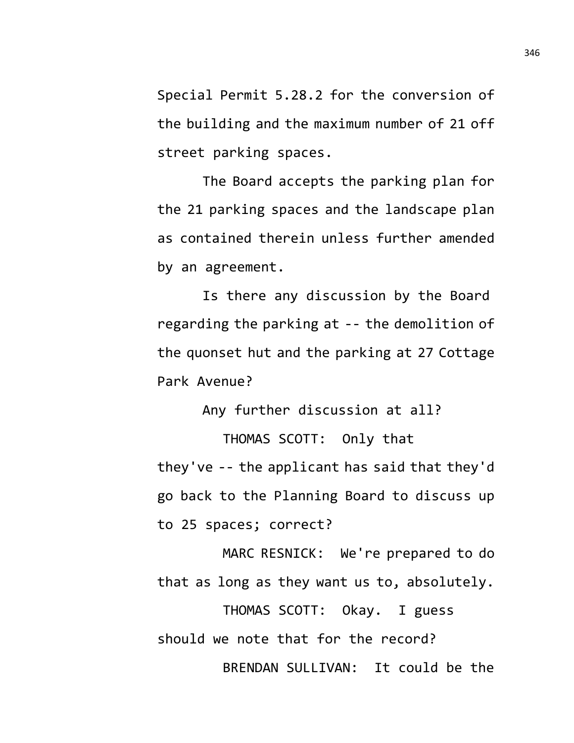Special Permit 5.28.2 for the conversion of the building and the maximum number of 21 off street parking spaces.

The Board accepts the parking plan for the 21 parking spaces and the landscape plan as contained therein unless further amended by an agreement.

Is there any discussion by the Board regarding the parking at -- the demolition of the quonset hut and the parking at 27 Cottage Park Avenue?

Any further discussion at all?

THOMAS SCOTT: Only that they've -- the applicant has said that they'd go back to the Planning Board to discuss up to 25 spaces; correct?

MARC RESNICK: We're prepared to do that as long as they want us to, absolutely.

THOMAS SCOTT: Okay. I guess should we note that for the record?

BRENDAN SULLIVAN: It could be the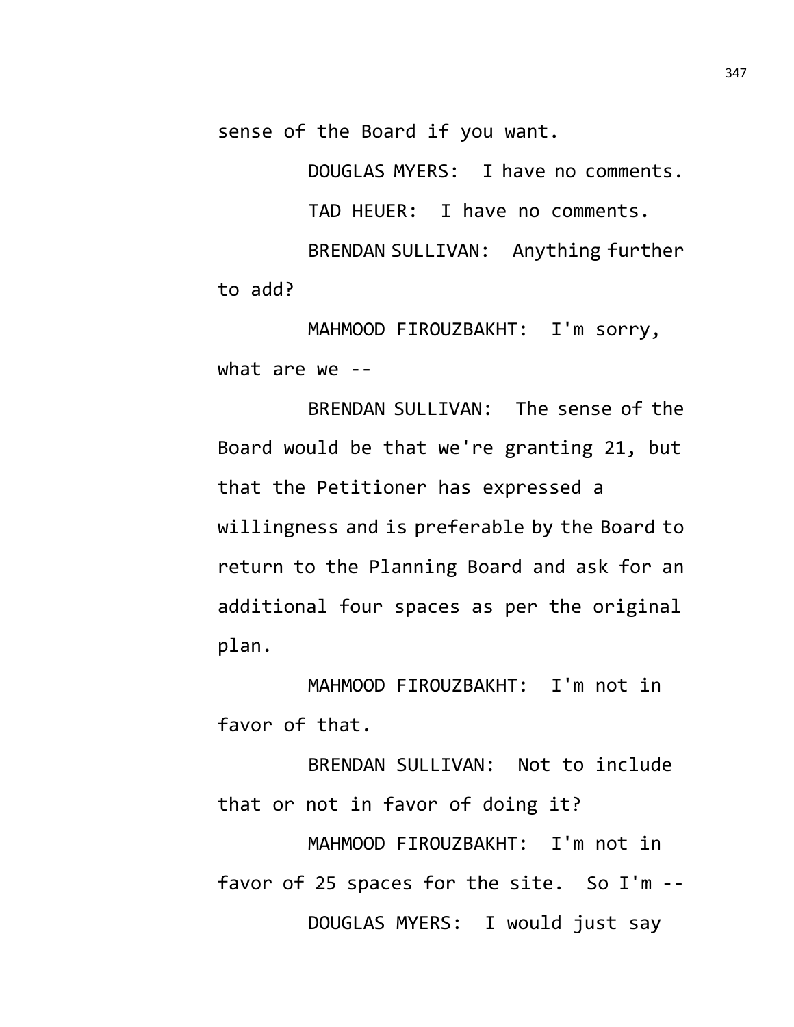sense of the Board if you want.

DOUGLAS MYERS: I have no comments.

TAD HEUER: I have no comments.

BRENDAN SULLIVAN: Anything further to add?

MAHMOOD FIROUZBAKHT: I'm sorry, what are we --

BRENDAN SULLIVAN: The sense of the Board would be that we're granting 21, but that the Petitioner has expressed a willingness and is preferable by the Board to return to the Planning Board and ask for an additional four spaces as per the original plan.

MAHMOOD FIROUZBAKHT: I'm not in favor of that.

BRENDAN SULLIVAN: Not to include that or not in favor of doing it?

MAHMOOD FIROUZBAKHT: I'm not in favor of 25 spaces for the site. So I'm --

DOUGLAS MYERS: I would just say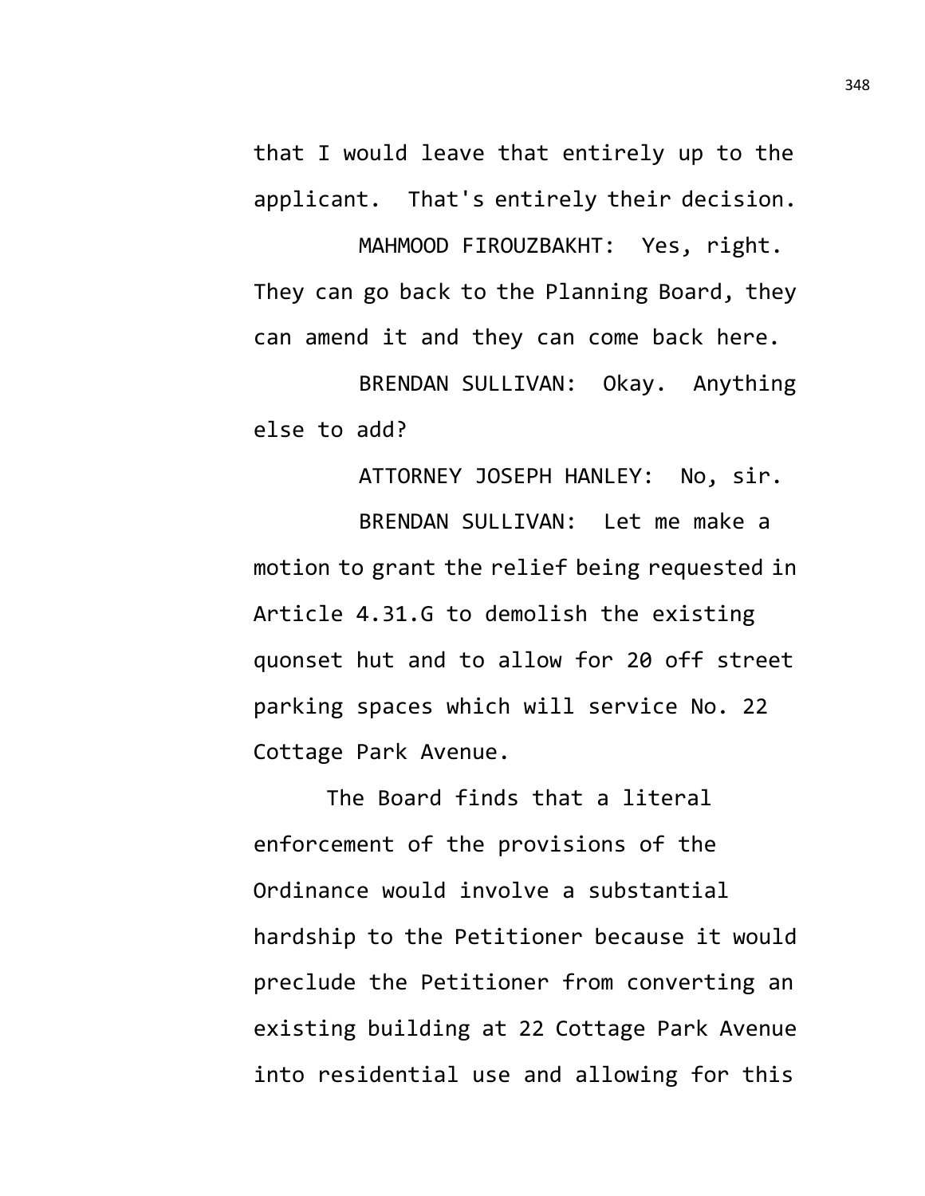that I would leave that entirely up to the applicant. That's entirely their decision.

MAHMOOD FIROUZBAKHT: Yes, right. They can go back to the Planning Board, they can amend it and they can come back here.

BRENDAN SULLIVAN: Okay. Anything else to add?

ATTORNEY JOSEPH HANLEY: No, sir.

BRENDAN SULLIVAN: Let me make a motion to grant the relief being requested in Article 4.31.G to demolish the existing quonset hut and to allow for 20 off street parking spaces which will service No. 22 Cottage Park Avenue.

The Board finds that a literal enforcement of the provisions of the Ordinance would involve a substantial hardship to the Petitioner because it would preclude the Petitioner from converting an existing building at 22 Cottage Park Avenue into residential use and allowing for this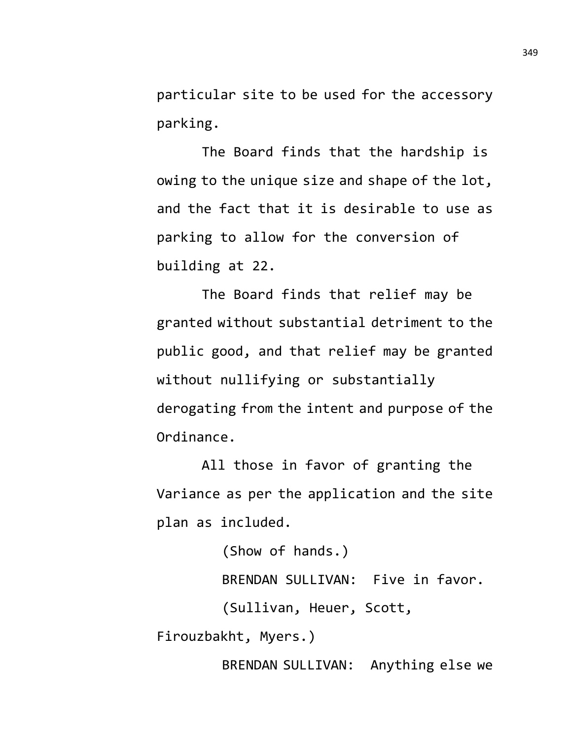particular site to be used for the accessory parking.

The Board finds that the hardship is owing to the unique size and shape of the lot, and the fact that it is desirable to use as parking to allow for the conversion of building at 22.

The Board finds that relief may be granted without substantial detriment to the public good, and that relief may be granted without nullifying or substantially derogating from the intent and purpose of the Ordinance.

All those in favor of granting the Variance as per the application and the site plan as included.

(Show of hands.)

BRENDAN SULLIVAN: Five in favor.

(Sullivan, Heuer, Scott, Firouzbakht, Myers.)

BRENDAN SULLIVAN: Anything else we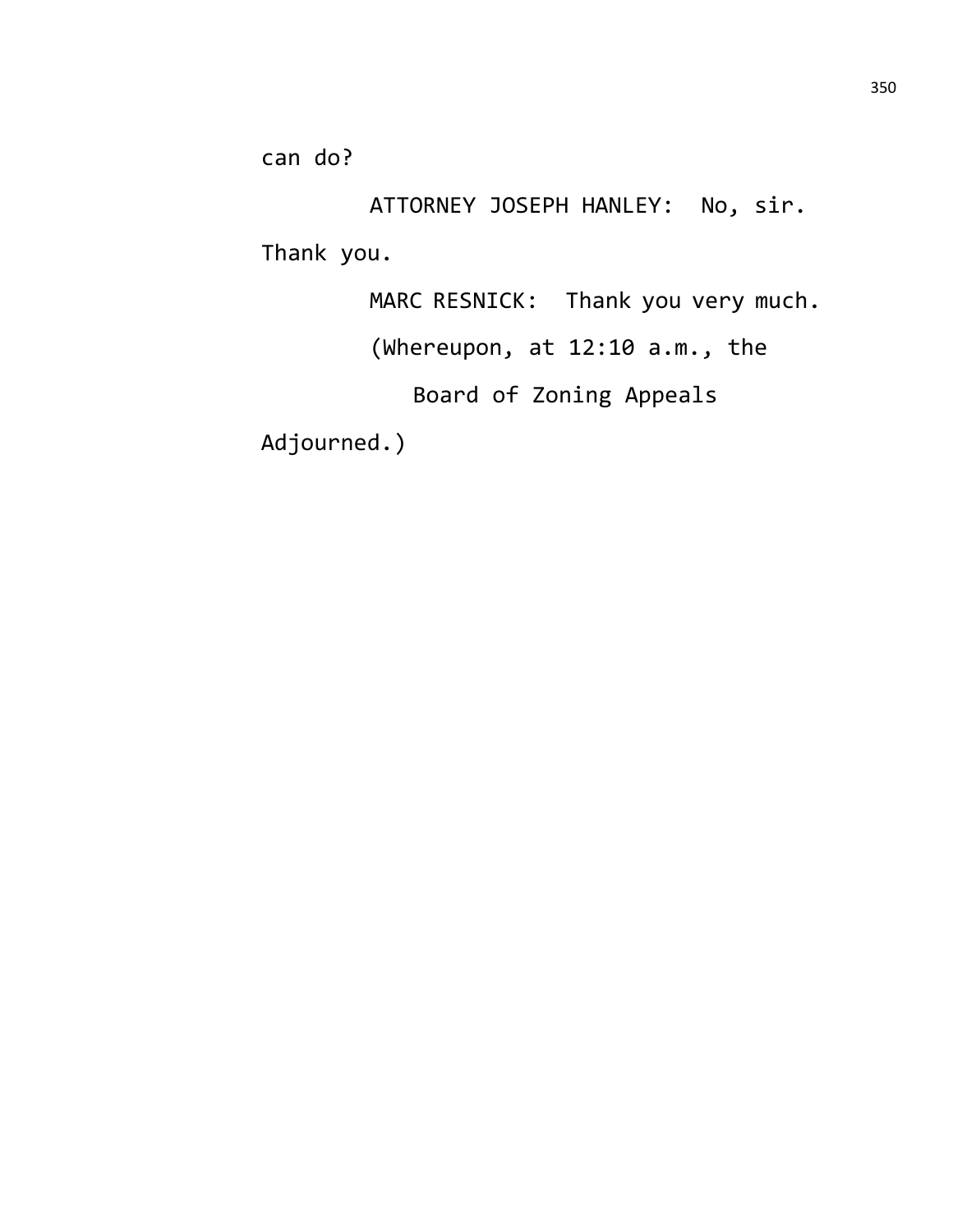can do?

ATTORNEY JOSEPH HANLEY: No, sir. Thank you.

MARC RESNICK: Thank you very much.

(Whereupon, at 12:10 a.m., the Board of Zoning Appeals Adjourned.)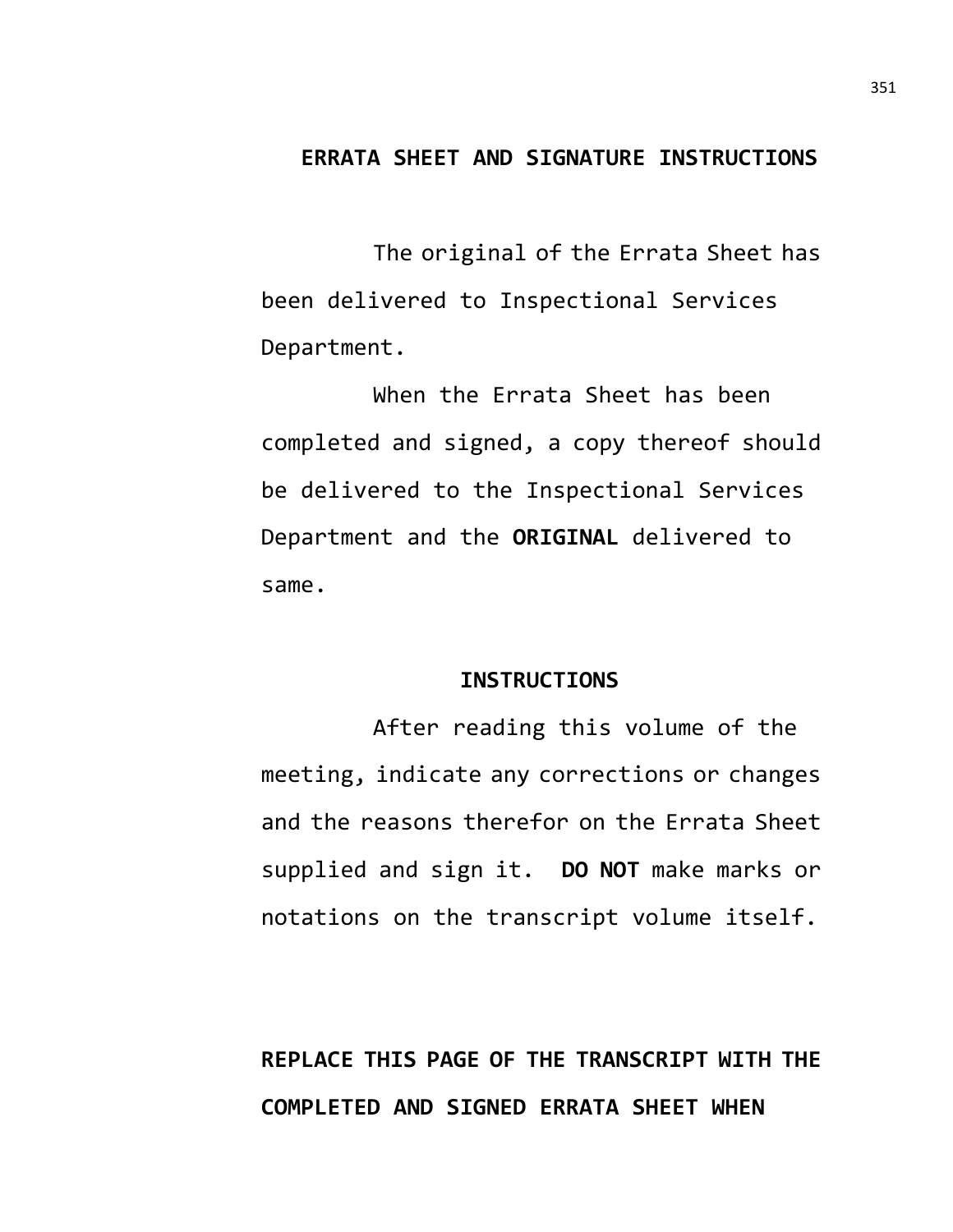## ERRATA SHEET AND SIGNATURE INSTRUCTIONS

The original of the Errata Sheet has been delivered to Inspectional Services Department.

When the Errata Sheet has been completed and signed, a copy thereof should be delivered to the Inspectional Services Department and the **ORIGINAL** delivered to same.

### INSTRUCTIONS

After reading this volume of the meeting, indicate any corrections or changes and the reasons therefor on the Errata Sheet supplied and sign it. **DO NOT** make marks or notations on the transcript volume itself.

**REPLACE THIS PAGE OF THE TRANSCRIPT WITH THE COMPLETED AND SIGNED ERRATA SHEET WHEN**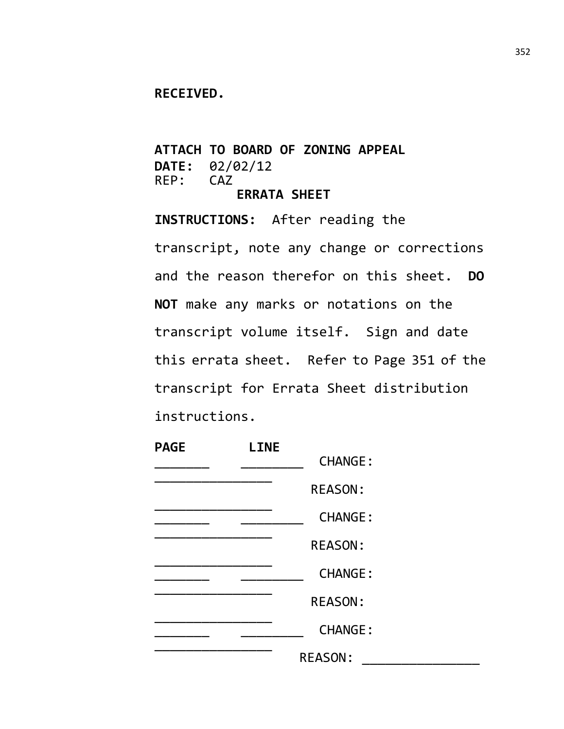**RECEIVED.**

**ATTACH TO BOARD OF ZONING APPEAL**
**DATE:** 02/02/12
REP: CAZ

**ERRATA SHEET**

**INSTRUCTIONS:** After reading the transcript, note any change or corrections and the reason therefor on this sheet. **DO NOT** make any marks or notations on the transcript volume itself. Sign and date this errata sheet. Refer to Page 351 of the transcript for Errata Sheet distribution instructions.

**PAGE** **LINE**

_______ ________ CHANGE: _______________

REASON: _______________

_______ ________ CHANGE: _______________

REASON: _______________

_______ ________ CHANGE: _______________

REASON: _______________

_______ ________ CHANGE: _______________

REASON: _______________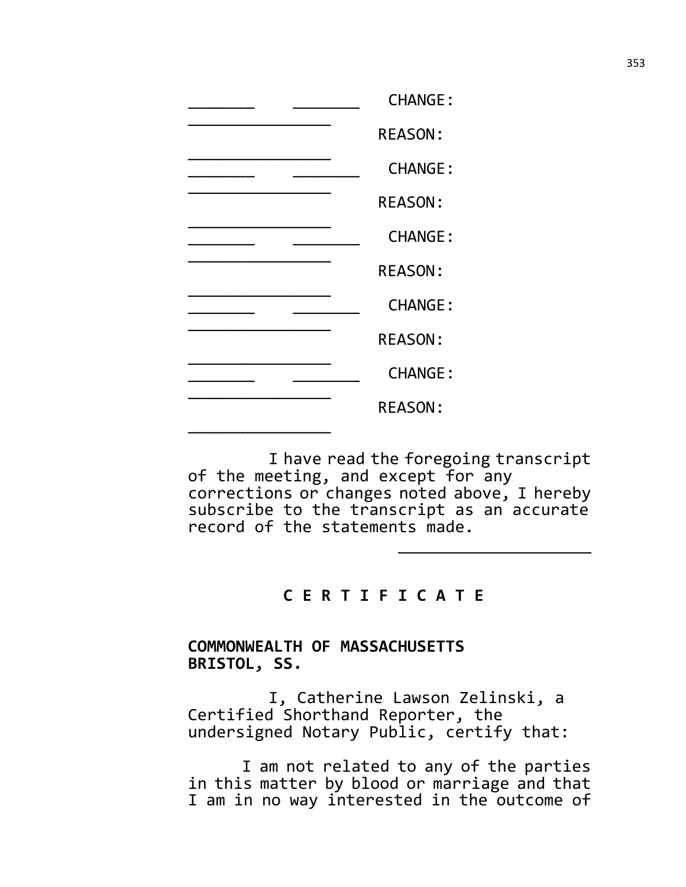_______ _______ CHANGE: _______________

REASON: _______________

_______ _______ CHANGE: _______________

REASON: _______________

_______ _______ CHANGE: _______________

REASON: _______________

_______ _______ CHANGE: _______________

REASON: _______________

_______ _______ CHANGE: _______________

REASON: _______________

I have read the foregoing transcript of the meeting, and except for any corrections or changes noted above, I hereby subscribe to the transcript as an accurate record of the statements made.

_____________________

**C E R T I F I C A T E**

**COMMONWEALTH OF MASSACHUSETTS**
**BRISTOL, SS.**

I, Catherine Lawson Zelinski, a Certified Shorthand Reporter, the undersigned Notary Public, certify that:

I am not related to any of the parties in this matter by blood or marriage and that I am in no way interested in the outcome of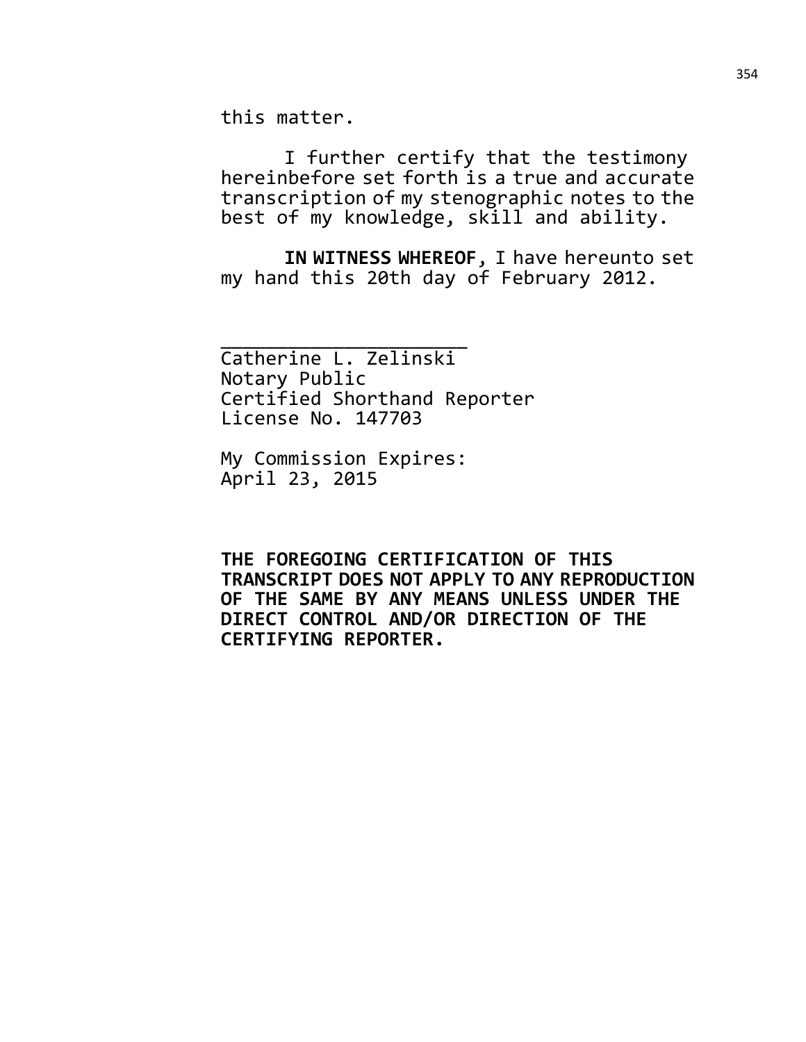this matter.

I further certify that the testimony hereinbefore set forth is a true and accurate transcription of my stenographic notes to the best of my knowledge, skill and ability.

**IN WITNESS WHEREOF,** I have hereunto set my hand this 20th day of February 2012.

______________________
Catherine L. Zelinski
Notary Public
Certified Shorthand Reporter
License No. 147703

My Commission Expires:
April 23, 2015

**THE FOREGOING CERTIFICATION OF THIS TRANSCRIPT DOES NOT APPLY TO ANY REPRODUCTION OF THE SAME BY ANY MEANS UNLESS UNDER THE DIRECT CONTROL AND/OR DIRECTION OF THE CERTIFYING REPORTER.**